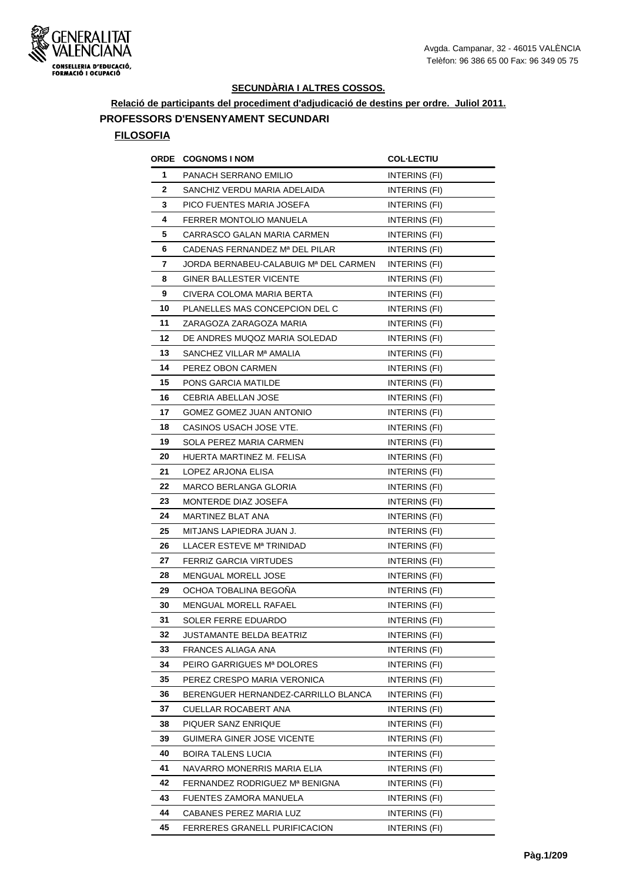GENERALITAT VALENCIANA
CONSELLERIA D'EDUCACIÓ, FORMACIÓ I OCUPACIÓ

Avgda. Campanar, 32 - 46015 VALÈNCIA
Telèfon: 96 386 65 00 Fax: 96 349 05 75

## SECUNDÀRIA I ALTRES COSSOS.

### Relació de participants del procediment d'adjudicació de destins per ordre. Juliol 2011.

### PROFESSORS D'ENSENYAMENT SECUNDARI

#### FILOSOFIA

| ORDE | COGNOMS I NOM | COL·LECTIU |
|---|---|---|
| 1 | PANACH SERRANO EMILIO | INTERINS (FI) |
| 2 | SANCHIZ VERDU MARIA ADELAIDA | INTERINS (FI) |
| 3 | PICO FUENTES MARIA JOSEFA | INTERINS (FI) |
| 4 | FERRER MONTOLIO MANUELA | INTERINS (FI) |
| 5 | CARRASCO GALAN MARIA CARMEN | INTERINS (FI) |
| 6 | CADENAS FERNANDEZ Mª DEL PILAR | INTERINS (FI) |
| 7 | JORDA BERNABEU-CALABUIG Mª DEL CARMEN | INTERINS (FI) |
| 8 | GINER BALLESTER VICENTE | INTERINS (FI) |
| 9 | CIVERA COLOMA MARIA BERTA | INTERINS (FI) |
| 10 | PLANELLES MAS CONCEPCION DEL C | INTERINS (FI) |
| 11 | ZARAGOZA ZARAGOZA MARIA | INTERINS (FI) |
| 12 | DE ANDRES MUQOZ MARIA SOLEDAD | INTERINS (FI) |
| 13 | SANCHEZ VILLAR Mª AMALIA | INTERINS (FI) |
| 14 | PEREZ OBON CARMEN | INTERINS (FI) |
| 15 | PONS GARCIA MATILDE | INTERINS (FI) |
| 16 | CEBRIA ABELLAN JOSE | INTERINS (FI) |
| 17 | GOMEZ GOMEZ JUAN ANTONIO | INTERINS (FI) |
| 18 | CASINOS USACH JOSE VTE. | INTERINS (FI) |
| 19 | SOLA PEREZ MARIA CARMEN | INTERINS (FI) |
| 20 | HUERTA MARTINEZ M. FELISA | INTERINS (FI) |
| 21 | LOPEZ ARJONA ELISA | INTERINS (FI) |
| 22 | MARCO BERLANGA GLORIA | INTERINS (FI) |
| 23 | MONTERDE DIAZ JOSEFA | INTERINS (FI) |
| 24 | MARTINEZ BLAT ANA | INTERINS (FI) |
| 25 | MITJANS LAPIEDRA JUAN J. | INTERINS (FI) |
| 26 | LLACER ESTEVE Mª TRINIDAD | INTERINS (FI) |
| 27 | FERRIZ GARCIA VIRTUDES | INTERINS (FI) |
| 28 | MENGUAL MORELL JOSE | INTERINS (FI) |
| 29 | OCHOA TOBALINA BEGOÑA | INTERINS (FI) |
| 30 | MENGUAL MORELL RAFAEL | INTERINS (FI) |
| 31 | SOLER FERRE EDUARDO | INTERINS (FI) |
| 32 | JUSTAMANTE BELDA BEATRIZ | INTERINS (FI) |
| 33 | FRANCES ALIAGA ANA | INTERINS (FI) |
| 34 | PEIRO GARRIGUES Mª DOLORES | INTERINS (FI) |
| 35 | PEREZ CRESPO MARIA VERONICA | INTERINS (FI) |
| 36 | BERENGUER HERNANDEZ-CARRILLO BLANCA | INTERINS (FI) |
| 37 | CUELLAR ROCABERT ANA | INTERINS (FI) |
| 38 | PIQUER SANZ ENRIQUE | INTERINS (FI) |
| 39 | GUIMERA GINER JOSE VICENTE | INTERINS (FI) |
| 40 | BOIRA TALENS LUCIA | INTERINS (FI) |
| 41 | NAVARRO MONERRIS MARIA ELIA | INTERINS (FI) |
| 42 | FERNANDEZ RODRIGUEZ Mª BENIGNA | INTERINS (FI) |
| 43 | FUENTES ZAMORA MANUELA | INTERINS (FI) |
| 44 | CABANES PEREZ MARIA LUZ | INTERINS (FI) |
| 45 | FERRERES GRANELL PURIFICACION | INTERINS (FI) |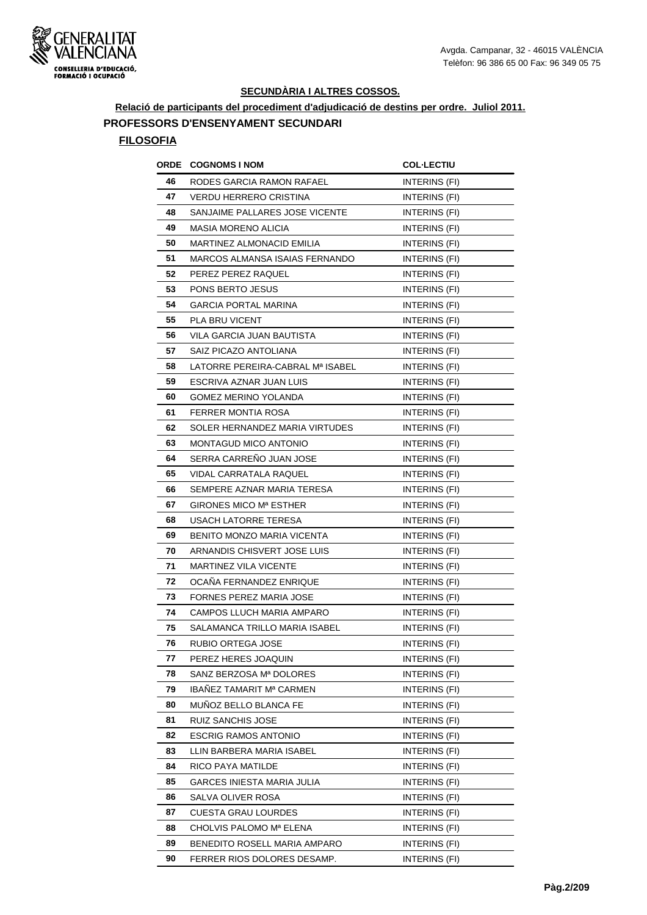## SECUNDÀRIA I ALTRES COSSOS.

**Relació de participants del procediment d'adjudicació de destins per ordre. Juliol 2011.**

### PROFESSORS D'ENSENYAMENT SECUNDARI

**FILOSOFIA**

| ORDE | COGNOMS I NOM | COL·LECTIU |
|---|---|---|
| 46 | RODES GARCIA RAMON RAFAEL | INTERINS (FI) |
| 47 | VERDU HERRERO CRISTINA | INTERINS (FI) |
| 48 | SANJAIME PALLARES JOSE VICENTE | INTERINS (FI) |
| 49 | MASIA MORENO ALICIA | INTERINS (FI) |
| 50 | MARTINEZ ALMONACID EMILIA | INTERINS (FI) |
| 51 | MARCOS ALMANSA ISAIAS FERNANDO | INTERINS (FI) |
| 52 | PEREZ PEREZ RAQUEL | INTERINS (FI) |
| 53 | PONS BERTO JESUS | INTERINS (FI) |
| 54 | GARCIA PORTAL MARINA | INTERINS (FI) |
| 55 | PLA BRU VICENT | INTERINS (FI) |
| 56 | VILA GARCIA JUAN BAUTISTA | INTERINS (FI) |
| 57 | SAIZ PICAZO ANTOLIANA | INTERINS (FI) |
| 58 | LATORRE PEREIRA-CABRAL Mª ISABEL | INTERINS (FI) |
| 59 | ESCRIVA AZNAR JUAN LUIS | INTERINS (FI) |
| 60 | GOMEZ MERINO YOLANDA | INTERINS (FI) |
| 61 | FERRER MONTIA ROSA | INTERINS (FI) |
| 62 | SOLER HERNANDEZ MARIA VIRTUDES | INTERINS (FI) |
| 63 | MONTAGUD MICO ANTONIO | INTERINS (FI) |
| 64 | SERRA CARREÑO JUAN JOSE | INTERINS (FI) |
| 65 | VIDAL CARRATALA RAQUEL | INTERINS (FI) |
| 66 | SEMPERE AZNAR MARIA TERESA | INTERINS (FI) |
| 67 | GIRONES MICO Mª ESTHER | INTERINS (FI) |
| 68 | USACH LATORRE TERESA | INTERINS (FI) |
| 69 | BENITO MONZO MARIA VICENTA | INTERINS (FI) |
| 70 | ARNANDIS CHISVERT JOSE LUIS | INTERINS (FI) |
| 71 | MARTINEZ VILA VICENTE | INTERINS (FI) |
| 72 | OCAÑA FERNANDEZ ENRIQUE | INTERINS (FI) |
| 73 | FORNES PEREZ MARIA JOSE | INTERINS (FI) |
| 74 | CAMPOS LLUCH MARIA AMPARO | INTERINS (FI) |
| 75 | SALAMANCA TRILLO MARIA ISABEL | INTERINS (FI) |
| 76 | RUBIO ORTEGA JOSE | INTERINS (FI) |
| 77 | PEREZ HERES JOAQUIN | INTERINS (FI) |
| 78 | SANZ BERZOSA Mª DOLORES | INTERINS (FI) |
| 79 | IBAÑEZ TAMARIT Mª CARMEN | INTERINS (FI) |
| 80 | MUÑOZ BELLO BLANCA FE | INTERINS (FI) |
| 81 | RUIZ SANCHIS JOSE | INTERINS (FI) |
| 82 | ESCRIG RAMOS ANTONIO | INTERINS (FI) |
| 83 | LLIN BARBERA MARIA ISABEL | INTERINS (FI) |
| 84 | RICO PAYA MATILDE | INTERINS (FI) |
| 85 | GARCES INIESTA MARIA JULIA | INTERINS (FI) |
| 86 | SALVA OLIVER ROSA | INTERINS (FI) |
| 87 | CUESTA GRAU LOURDES | INTERINS (FI) |
| 88 | CHOLVIS PALOMO Mª ELENA | INTERINS (FI) |
| 89 | BENEDITO ROSELL MARIA AMPARO | INTERINS (FI) |
| 90 | FERRER RIOS DOLORES DESAMP. | INTERINS (FI) |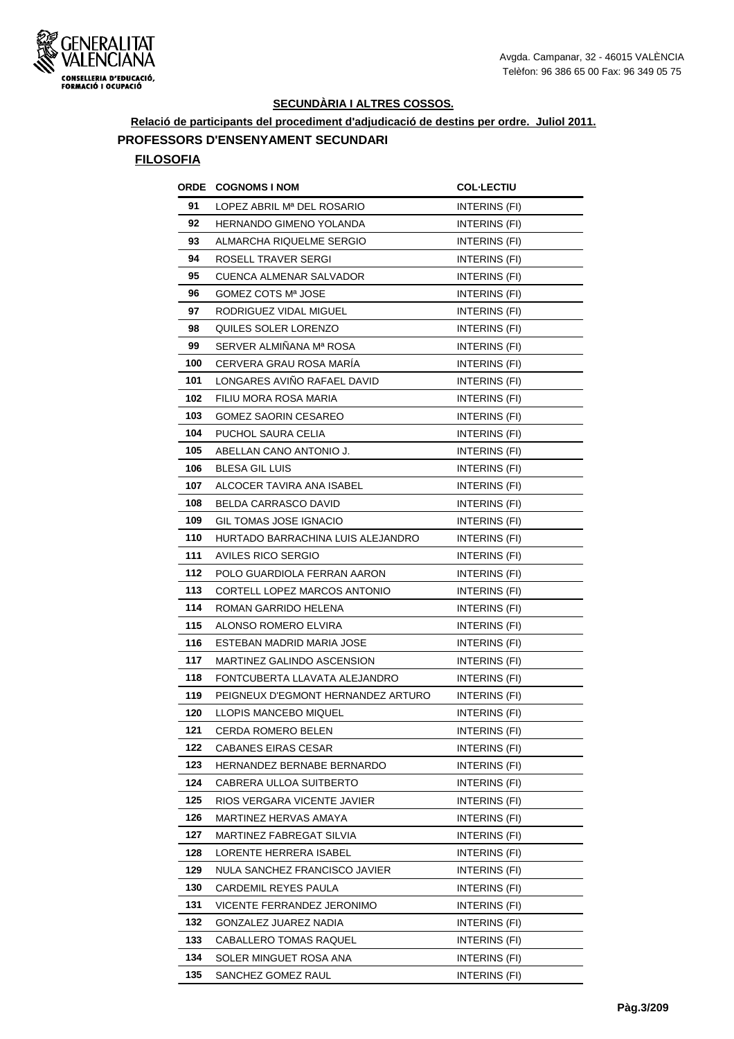## SECUNDÀRIA I ALTRES COSSOS.

**Relació de participants del procediment d'adjudicació de destins per ordre. Juliol 2011.**

### PROFESSORS D'ENSENYAMENT SECUNDARI

**FILOSOFIA**

| ORDE | COGNOMS I NOM | COL·LECTIU |
|---|---|---|
| 91 | LOPEZ ABRIL Mª DEL ROSARIO | INTERINS (FI) |
| 92 | HERNANDO GIMENO YOLANDA | INTERINS (FI) |
| 93 | ALMARCHA RIQUELME SERGIO | INTERINS (FI) |
| 94 | ROSELL TRAVER SERGI | INTERINS (FI) |
| 95 | CUENCA ALMENAR SALVADOR | INTERINS (FI) |
| 96 | GOMEZ COTS Mª JOSE | INTERINS (FI) |
| 97 | RODRIGUEZ VIDAL MIGUEL | INTERINS (FI) |
| 98 | QUILES SOLER LORENZO | INTERINS (FI) |
| 99 | SERVER ALMIÑANA Mª ROSA | INTERINS (FI) |
| 100 | CERVERA GRAU ROSA MARÍA | INTERINS (FI) |
| 101 | LONGARES AVIÑO RAFAEL DAVID | INTERINS (FI) |
| 102 | FILIU MORA ROSA MARIA | INTERINS (FI) |
| 103 | GOMEZ SAORIN CESAREO | INTERINS (FI) |
| 104 | PUCHOL SAURA CELIA | INTERINS (FI) |
| 105 | ABELLAN CANO ANTONIO J. | INTERINS (FI) |
| 106 | BLESA GIL LUIS | INTERINS (FI) |
| 107 | ALCOCER TAVIRA ANA ISABEL | INTERINS (FI) |
| 108 | BELDA CARRASCO DAVID | INTERINS (FI) |
| 109 | GIL TOMAS JOSE IGNACIO | INTERINS (FI) |
| 110 | HURTADO BARRACHINA LUIS ALEJANDRO | INTERINS (FI) |
| 111 | AVILES RICO SERGIO | INTERINS (FI) |
| 112 | POLO GUARDIOLA FERRAN AARON | INTERINS (FI) |
| 113 | CORTELL LOPEZ MARCOS ANTONIO | INTERINS (FI) |
| 114 | ROMAN GARRIDO HELENA | INTERINS (FI) |
| 115 | ALONSO ROMERO ELVIRA | INTERINS (FI) |
| 116 | ESTEBAN MADRID MARIA JOSE | INTERINS (FI) |
| 117 | MARTINEZ GALINDO ASCENSION | INTERINS (FI) |
| 118 | FONTCUBERTA LLAVATA ALEJANDRO | INTERINS (FI) |
| 119 | PEIGNEUX D'EGMONT HERNANDEZ ARTURO | INTERINS (FI) |
| 120 | LLOPIS MANCEBO MIQUEL | INTERINS (FI) |
| 121 | CERDA ROMERO BELEN | INTERINS (FI) |
| 122 | CABANES EIRAS CESAR | INTERINS (FI) |
| 123 | HERNANDEZ BERNABE BERNARDO | INTERINS (FI) |
| 124 | CABRERA ULLOA SUITBERTO | INTERINS (FI) |
| 125 | RIOS VERGARA VICENTE JAVIER | INTERINS (FI) |
| 126 | MARTINEZ HERVAS AMAYA | INTERINS (FI) |
| 127 | MARTINEZ FABREGAT SILVIA | INTERINS (FI) |
| 128 | LORENTE HERRERA ISABEL | INTERINS (FI) |
| 129 | NULA SANCHEZ FRANCISCO JAVIER | INTERINS (FI) |
| 130 | CARDEMIL REYES PAULA | INTERINS (FI) |
| 131 | VICENTE FERRANDEZ JERONIMO | INTERINS (FI) |
| 132 | GONZALEZ JUAREZ NADIA | INTERINS (FI) |
| 133 | CABALLERO TOMAS RAQUEL | INTERINS (FI) |
| 134 | SOLER MINGUET ROSA ANA | INTERINS (FI) |
| 135 | SANCHEZ GOMEZ RAUL | INTERINS (FI) |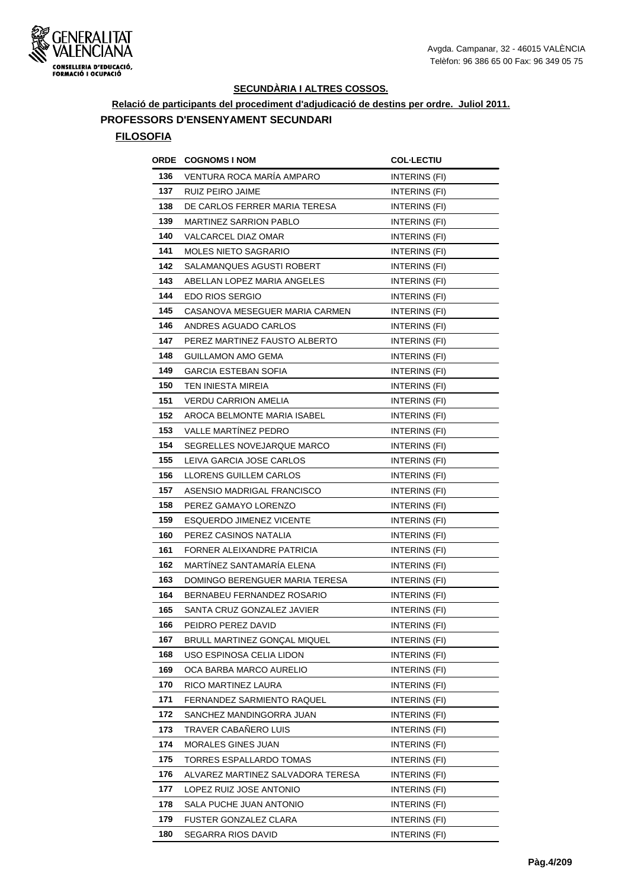**SECUNDÀRIA I ALTRES COSSOS.**

**Relació de participants del procediment d'adjudicació de destins per ordre. Juliol 2011.**

## PROFESSORS D'ENSENYAMENT SECUNDARI

### FILOSOFIA

| ORDE | COGNOMS I NOM | COL·LECTIU |
|---|---|---|
| 136 | VENTURA ROCA MARÍA AMPARO | INTERINS (FI) |
| 137 | RUIZ PEIRO JAIME | INTERINS (FI) |
| 138 | DE CARLOS FERRER MARIA TERESA | INTERINS (FI) |
| 139 | MARTINEZ SARRION PABLO | INTERINS (FI) |
| 140 | VALCARCEL DIAZ OMAR | INTERINS (FI) |
| 141 | MOLES NIETO SAGRARIO | INTERINS (FI) |
| 142 | SALAMANQUES AGUSTI ROBERT | INTERINS (FI) |
| 143 | ABELLAN LOPEZ MARIA ANGELES | INTERINS (FI) |
| 144 | EDO RIOS SERGIO | INTERINS (FI) |
| 145 | CASANOVA MESEGUER MARIA CARMEN | INTERINS (FI) |
| 146 | ANDRES AGUADO CARLOS | INTERINS (FI) |
| 147 | PEREZ MARTINEZ FAUSTO ALBERTO | INTERINS (FI) |
| 148 | GUILLAMON AMO GEMA | INTERINS (FI) |
| 149 | GARCIA ESTEBAN SOFIA | INTERINS (FI) |
| 150 | TEN INIESTA MIREIA | INTERINS (FI) |
| 151 | VERDU CARRION AMELIA | INTERINS (FI) |
| 152 | AROCA BELMONTE MARIA ISABEL | INTERINS (FI) |
| 153 | VALLE MARTÍNEZ PEDRO | INTERINS (FI) |
| 154 | SEGRELLES NOVEJARQUE MARCO | INTERINS (FI) |
| 155 | LEIVA GARCIA JOSE CARLOS | INTERINS (FI) |
| 156 | LLORENS GUILLEM CARLOS | INTERINS (FI) |
| 157 | ASENSIO MADRIGAL FRANCISCO | INTERINS (FI) |
| 158 | PEREZ GAMAYO LORENZO | INTERINS (FI) |
| 159 | ESQUERDO JIMENEZ VICENTE | INTERINS (FI) |
| 160 | PEREZ CASINOS NATALIA | INTERINS (FI) |
| 161 | FORNER ALEIXANDRE PATRICIA | INTERINS (FI) |
| 162 | MARTÍNEZ SANTAMARÍA ELENA | INTERINS (FI) |
| 163 | DOMINGO BERENGUER MARIA TERESA | INTERINS (FI) |
| 164 | BERNABEU FERNANDEZ ROSARIO | INTERINS (FI) |
| 165 | SANTA CRUZ GONZALEZ JAVIER | INTERINS (FI) |
| 166 | PEIDRO PEREZ DAVID | INTERINS (FI) |
| 167 | BRULL MARTINEZ GONÇAL MIQUEL | INTERINS (FI) |
| 168 | USO ESPINOSA CELIA LIDON | INTERINS (FI) |
| 169 | OCA BARBA MARCO AURELIO | INTERINS (FI) |
| 170 | RICO MARTINEZ LAURA | INTERINS (FI) |
| 171 | FERNANDEZ SARMIENTO RAQUEL | INTERINS (FI) |
| 172 | SANCHEZ MANDINGORRA JUAN | INTERINS (FI) |
| 173 | TRAVER CABAÑERO LUIS | INTERINS (FI) |
| 174 | MORALES GINES JUAN | INTERINS (FI) |
| 175 | TORRES ESPALLARDO TOMAS | INTERINS (FI) |
| 176 | ALVAREZ MARTINEZ SALVADORA TERESA | INTERINS (FI) |
| 177 | LOPEZ RUIZ JOSE ANTONIO | INTERINS (FI) |
| 178 | SALA PUCHE JUAN ANTONIO | INTERINS (FI) |
| 179 | FUSTER GONZALEZ CLARA | INTERINS (FI) |
| 180 | SEGARRA RIOS DAVID | INTERINS (FI) |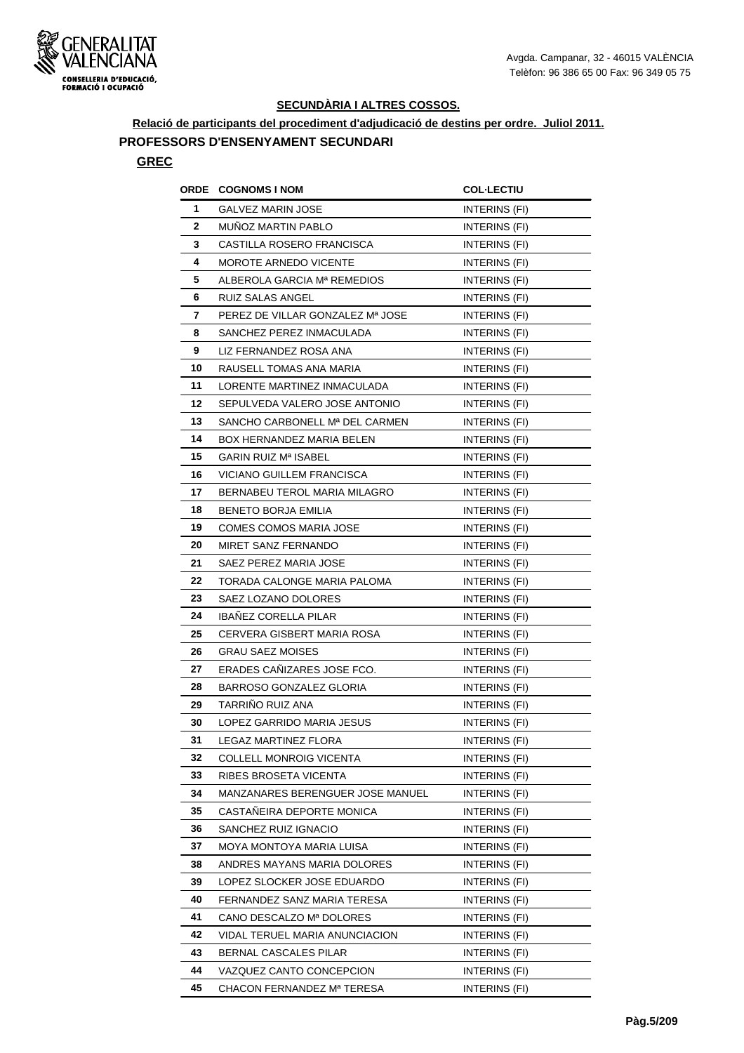## SECUNDÀRIA I ALTRES COSSOS.

**Relació de participants del procediment d'adjudicació de destins per ordre. Juliol 2011.**

### PROFESSORS D'ENSENYAMENT SECUNDARI

**GREC**

| ORDE | COGNOMS I NOM | COL·LECTIU |
|---|---|---|
| 1 | GALVEZ MARIN JOSE | INTERINS (FI) |
| 2 | MUÑOZ MARTIN PABLO | INTERINS (FI) |
| 3 | CASTILLA ROSERO FRANCISCA | INTERINS (FI) |
| 4 | MOROTE ARNEDO VICENTE | INTERINS (FI) |
| 5 | ALBEROLA GARCIA Mª REMEDIOS | INTERINS (FI) |
| 6 | RUIZ SALAS ANGEL | INTERINS (FI) |
| 7 | PEREZ DE VILLAR GONZALEZ Mª JOSE | INTERINS (FI) |
| 8 | SANCHEZ PEREZ INMACULADA | INTERINS (FI) |
| 9 | LIZ FERNANDEZ ROSA ANA | INTERINS (FI) |
| 10 | RAUSELL TOMAS ANA MARIA | INTERINS (FI) |
| 11 | LORENTE MARTINEZ INMACULADA | INTERINS (FI) |
| 12 | SEPULVEDA VALERO JOSE ANTONIO | INTERINS (FI) |
| 13 | SANCHO CARBONELL Mª DEL CARMEN | INTERINS (FI) |
| 14 | BOX HERNANDEZ MARIA BELEN | INTERINS (FI) |
| 15 | GARIN RUIZ Mª ISABEL | INTERINS (FI) |
| 16 | VICIANO GUILLEM FRANCISCA | INTERINS (FI) |
| 17 | BERNABEU TEROL MARIA MILAGRO | INTERINS (FI) |
| 18 | BENETO BORJA EMILIA | INTERINS (FI) |
| 19 | COMES COMOS MARIA JOSE | INTERINS (FI) |
| 20 | MIRET SANZ FERNANDO | INTERINS (FI) |
| 21 | SAEZ PEREZ MARIA JOSE | INTERINS (FI) |
| 22 | TORADA CALONGE MARIA PALOMA | INTERINS (FI) |
| 23 | SAEZ LOZANO DOLORES | INTERINS (FI) |
| 24 | IBAÑEZ CORELLA PILAR | INTERINS (FI) |
| 25 | CERVERA GISBERT MARIA ROSA | INTERINS (FI) |
| 26 | GRAU SAEZ MOISES | INTERINS (FI) |
| 27 | ERADES CAÑIZARES JOSE FCO. | INTERINS (FI) |
| 28 | BARROSO GONZALEZ GLORIA | INTERINS (FI) |
| 29 | TARRIÑO RUIZ ANA | INTERINS (FI) |
| 30 | LOPEZ GARRIDO MARIA JESUS | INTERINS (FI) |
| 31 | LEGAZ MARTINEZ FLORA | INTERINS (FI) |
| 32 | COLLELL MONROIG VICENTA | INTERINS (FI) |
| 33 | RIBES BROSETA VICENTA | INTERINS (FI) |
| 34 | MANZANARES BERENGUER JOSE MANUEL | INTERINS (FI) |
| 35 | CASTAÑEIRA DEPORTE MONICA | INTERINS (FI) |
| 36 | SANCHEZ RUIZ IGNACIO | INTERINS (FI) |
| 37 | MOYA MONTOYA MARIA LUISA | INTERINS (FI) |
| 38 | ANDRES MAYANS MARIA DOLORES | INTERINS (FI) |
| 39 | LOPEZ SLOCKER JOSE EDUARDO | INTERINS (FI) |
| 40 | FERNANDEZ SANZ MARIA TERESA | INTERINS (FI) |
| 41 | CANO DESCALZO Mª DOLORES | INTERINS (FI) |
| 42 | VIDAL TERUEL MARIA ANUNCIACION | INTERINS (FI) |
| 43 | BERNAL CASCALES PILAR | INTERINS (FI) |
| 44 | VAZQUEZ CANTO CONCEPCION | INTERINS (FI) |
| 45 | CHACON FERNANDEZ Mª TERESA | INTERINS (FI) |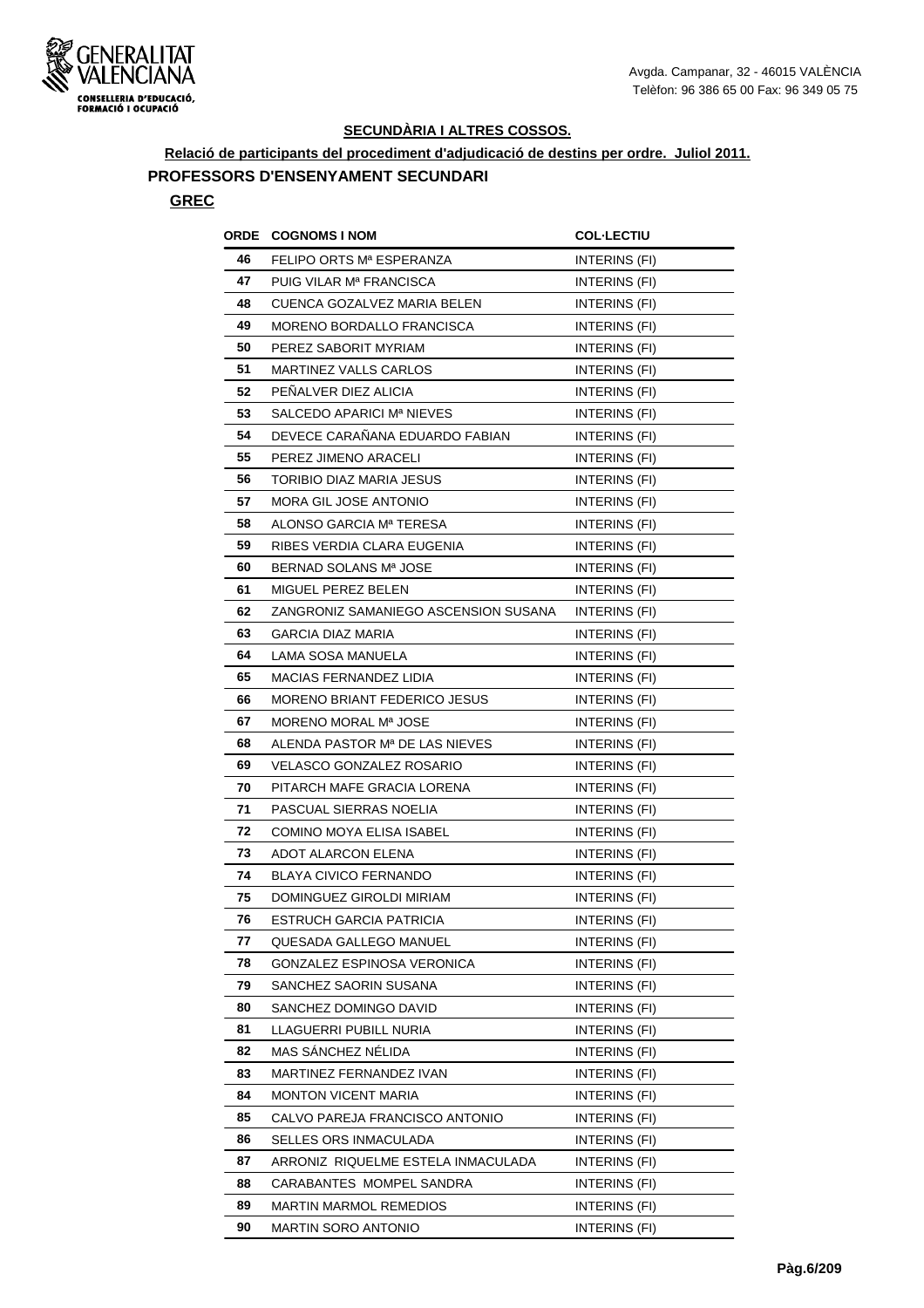Avgda. Campanar, 32 - 46015 VALÈNCIA
Telèfon: 96 386 65 00 Fax: 96 349 05 75

## SECUNDÀRIA I ALTRES COSSOS.

**Relació de participants del procediment d'adjudicació de destins per ordre. Juliol 2011.**

### PROFESSORS D'ENSENYAMENT SECUNDARI

**GREC**

| ORDE | COGNOMS I NOM | COL·LECTIU |
|---|---|---|
| 46 | FELIPO ORTS Mª ESPERANZA | INTERINS (FI) |
| 47 | PUIG VILAR Mª FRANCISCA | INTERINS (FI) |
| 48 | CUENCA GOZALVEZ MARIA BELEN | INTERINS (FI) |
| 49 | MORENO BORDALLO FRANCISCA | INTERINS (FI) |
| 50 | PEREZ SABORIT MYRIAM | INTERINS (FI) |
| 51 | MARTINEZ VALLS CARLOS | INTERINS (FI) |
| 52 | PEÑALVER DIEZ ALICIA | INTERINS (FI) |
| 53 | SALCEDO APARICI Mª NIEVES | INTERINS (FI) |
| 54 | DEVECE CARAÑANA EDUARDO FABIAN | INTERINS (FI) |
| 55 | PEREZ JIMENO ARACELI | INTERINS (FI) |
| 56 | TORIBIO DIAZ MARIA JESUS | INTERINS (FI) |
| 57 | MORA GIL JOSE ANTONIO | INTERINS (FI) |
| 58 | ALONSO GARCIA Mª TERESA | INTERINS (FI) |
| 59 | RIBES VERDIA CLARA EUGENIA | INTERINS (FI) |
| 60 | BERNAD SOLANS Mª JOSE | INTERINS (FI) |
| 61 | MIGUEL PEREZ BELEN | INTERINS (FI) |
| 62 | ZANGRONIZ SAMANIEGO ASCENSION SUSANA | INTERINS (FI) |
| 63 | GARCIA DIAZ MARIA | INTERINS (FI) |
| 64 | LAMA SOSA MANUELA | INTERINS (FI) |
| 65 | MACIAS FERNANDEZ LIDIA | INTERINS (FI) |
| 66 | MORENO BRIANT FEDERICO JESUS | INTERINS (FI) |
| 67 | MORENO MORAL Mª JOSE | INTERINS (FI) |
| 68 | ALENDA PASTOR Mª DE LAS NIEVES | INTERINS (FI) |
| 69 | VELASCO GONZALEZ ROSARIO | INTERINS (FI) |
| 70 | PITARCH MAFE GRACIA LORENA | INTERINS (FI) |
| 71 | PASCUAL SIERRAS NOELIA | INTERINS (FI) |
| 72 | COMINO MOYA ELISA ISABEL | INTERINS (FI) |
| 73 | ADOT ALARCON ELENA | INTERINS (FI) |
| 74 | BLAYA CIVICO FERNANDO | INTERINS (FI) |
| 75 | DOMINGUEZ GIROLDI MIRIAM | INTERINS (FI) |
| 76 | ESTRUCH GARCIA PATRICIA | INTERINS (FI) |
| 77 | QUESADA GALLEGO MANUEL | INTERINS (FI) |
| 78 | GONZALEZ ESPINOSA VERONICA | INTERINS (FI) |
| 79 | SANCHEZ SAORIN SUSANA | INTERINS (FI) |
| 80 | SANCHEZ DOMINGO DAVID | INTERINS (FI) |
| 81 | LLAGUERRI PUBILL NURIA | INTERINS (FI) |
| 82 | MAS SÁNCHEZ NÉLIDA | INTERINS (FI) |
| 83 | MARTINEZ FERNANDEZ IVAN | INTERINS (FI) |
| 84 | MONTON VICENT MARIA | INTERINS (FI) |
| 85 | CALVO PAREJA FRANCISCO ANTONIO | INTERINS (FI) |
| 86 | SELLES ORS INMACULADA | INTERINS (FI) |
| 87 | ARRONIZ RIQUELME ESTELA INMACULADA | INTERINS (FI) |
| 88 | CARABANTES MOMPEL SANDRA | INTERINS (FI) |
| 89 | MARTIN MARMOL REMEDIOS | INTERINS (FI) |
| 90 | MARTIN SORO ANTONIO | INTERINS (FI) |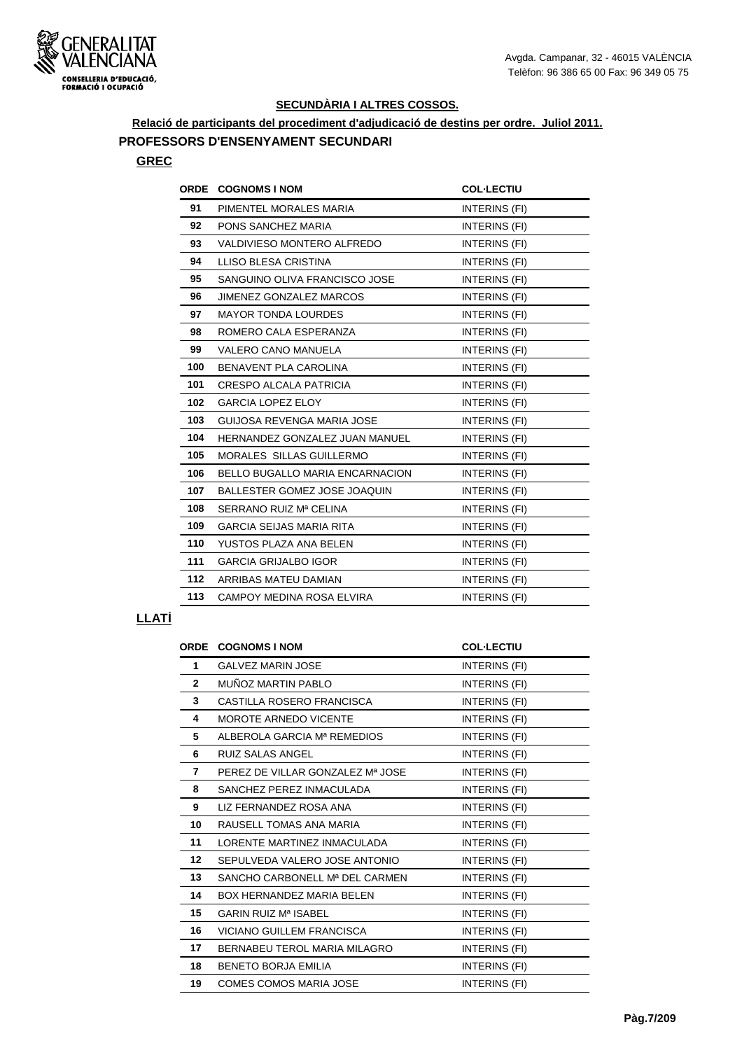GENERALITAT VALENCIANA

CONSELLERIA D'EDUCACIÓ, FORMACIÓ I OCUPACIÓ

Avgda. Campanar, 32 - 46015 VALÈNCIA
Telèfon: 96 386 65 00 Fax: 96 349 05 75

## SECUNDÀRIA I ALTRES COSSOS.

**Relació de participants del procediment d'adjudicació de destins per ordre. Juliol 2011.**

### PROFESSORS D'ENSENYAMENT SECUNDARI

#### GREC

| ORDE | COGNOMS I NOM | COL·LECTIU |
|---|---|---|
| 91 | PIMENTEL MORALES MARIA | INTERINS (FI) |
| 92 | PONS SANCHEZ MARIA | INTERINS (FI) |
| 93 | VALDIVIESO MONTERO ALFREDO | INTERINS (FI) |
| 94 | LLISO BLESA CRISTINA | INTERINS (FI) |
| 95 | SANGUINO OLIVA FRANCISCO JOSE | INTERINS (FI) |
| 96 | JIMENEZ GONZALEZ MARCOS | INTERINS (FI) |
| 97 | MAYOR TONDA LOURDES | INTERINS (FI) |
| 98 | ROMERO CALA ESPERANZA | INTERINS (FI) |
| 99 | VALERO CANO MANUELA | INTERINS (FI) |
| 100 | BENAVENT PLA CAROLINA | INTERINS (FI) |
| 101 | CRESPO ALCALA PATRICIA | INTERINS (FI) |
| 102 | GARCIA LOPEZ ELOY | INTERINS (FI) |
| 103 | GUIJOSA REVENGA MARIA JOSE | INTERINS (FI) |
| 104 | HERNANDEZ GONZALEZ JUAN MANUEL | INTERINS (FI) |
| 105 | MORALES SILLAS GUILLERMO | INTERINS (FI) |
| 106 | BELLO BUGALLO MARIA ENCARNACION | INTERINS (FI) |
| 107 | BALLESTER GOMEZ JOSE JOAQUIN | INTERINS (FI) |
| 108 | SERRANO RUIZ Mª CELINA | INTERINS (FI) |
| 109 | GARCIA SEIJAS MARIA RITA | INTERINS (FI) |
| 110 | YUSTOS PLAZA ANA BELEN | INTERINS (FI) |
| 111 | GARCIA GRIJALBO IGOR | INTERINS (FI) |
| 112 | ARRIBAS MATEU DAMIAN | INTERINS (FI) |
| 113 | CAMPOY MEDINA ROSA ELVIRA | INTERINS (FI) |

#### LLATÍ

| ORDE | COGNOMS I NOM | COL·LECTIU |
|---|---|---|
| 1 | GALVEZ MARIN JOSE | INTERINS (FI) |
| 2 | MUÑOZ MARTIN PABLO | INTERINS (FI) |
| 3 | CASTILLA ROSERO FRANCISCA | INTERINS (FI) |
| 4 | MOROTE ARNEDO VICENTE | INTERINS (FI) |
| 5 | ALBEROLA GARCIA Mª REMEDIOS | INTERINS (FI) |
| 6 | RUIZ SALAS ANGEL | INTERINS (FI) |
| 7 | PEREZ DE VILLAR GONZALEZ Mª JOSE | INTERINS (FI) |
| 8 | SANCHEZ PEREZ INMACULADA | INTERINS (FI) |
| 9 | LIZ FERNANDEZ ROSA ANA | INTERINS (FI) |
| 10 | RAUSELL TOMAS ANA MARIA | INTERINS (FI) |
| 11 | LORENTE MARTINEZ INMACULADA | INTERINS (FI) |
| 12 | SEPULVEDA VALERO JOSE ANTONIO | INTERINS (FI) |
| 13 | SANCHO CARBONELL Mª DEL CARMEN | INTERINS (FI) |
| 14 | BOX HERNANDEZ MARIA BELEN | INTERINS (FI) |
| 15 | GARIN RUIZ Mª ISABEL | INTERINS (FI) |
| 16 | VICIANO GUILLEM FRANCISCA | INTERINS (FI) |
| 17 | BERNABEU TEROL MARIA MILAGRO | INTERINS (FI) |
| 18 | BENETO BORJA EMILIA | INTERINS (FI) |
| 19 | COMES COMOS MARIA JOSE | INTERINS (FI) |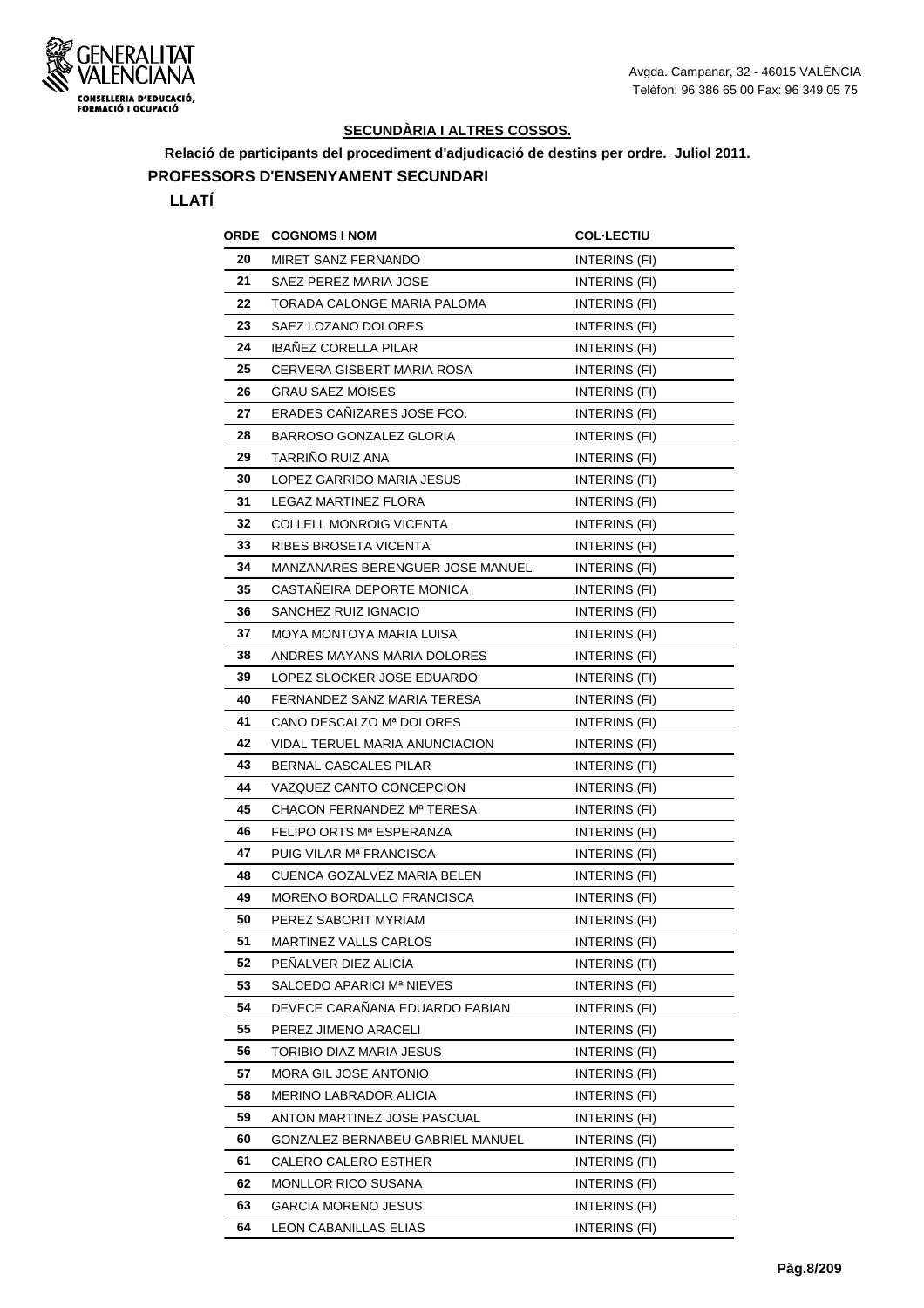## SECUNDÀRIA I ALTRES COSSOS.

**Relació de participants del procediment d'adjudicació de destins per ordre. Juliol 2011.**

### PROFESSORS D'ENSENYAMENT SECUNDARI

**LLATÍ**

| ORDE | COGNOMS I NOM | COL·LECTIU |
|---|---|---|
| 20 | MIRET SANZ FERNANDO | INTERINS (FI) |
| 21 | SAEZ PEREZ MARIA JOSE | INTERINS (FI) |
| 22 | TORADA CALONGE MARIA PALOMA | INTERINS (FI) |
| 23 | SAEZ LOZANO DOLORES | INTERINS (FI) |
| 24 | IBAÑEZ CORELLA PILAR | INTERINS (FI) |
| 25 | CERVERA GISBERT MARIA ROSA | INTERINS (FI) |
| 26 | GRAU SAEZ MOISES | INTERINS (FI) |
| 27 | ERADES CAÑIZARES JOSE FCO. | INTERINS (FI) |
| 28 | BARROSO GONZALEZ GLORIA | INTERINS (FI) |
| 29 | TARRIÑO RUIZ ANA | INTERINS (FI) |
| 30 | LOPEZ GARRIDO MARIA JESUS | INTERINS (FI) |
| 31 | LEGAZ MARTINEZ FLORA | INTERINS (FI) |
| 32 | COLLELL MONROIG VICENTA | INTERINS (FI) |
| 33 | RIBES BROSETA VICENTA | INTERINS (FI) |
| 34 | MANZANARES BERENGUER JOSE MANUEL | INTERINS (FI) |
| 35 | CASTAÑEIRA DEPORTE MONICA | INTERINS (FI) |
| 36 | SANCHEZ RUIZ IGNACIO | INTERINS (FI) |
| 37 | MOYA MONTOYA MARIA LUISA | INTERINS (FI) |
| 38 | ANDRES MAYANS MARIA DOLORES | INTERINS (FI) |
| 39 | LOPEZ SLOCKER JOSE EDUARDO | INTERINS (FI) |
| 40 | FERNANDEZ SANZ MARIA TERESA | INTERINS (FI) |
| 41 | CANO DESCALZO Mª DOLORES | INTERINS (FI) |
| 42 | VIDAL TERUEL MARIA ANUNCIACION | INTERINS (FI) |
| 43 | BERNAL CASCALES PILAR | INTERINS (FI) |
| 44 | VAZQUEZ CANTO CONCEPCION | INTERINS (FI) |
| 45 | CHACON FERNANDEZ Mª TERESA | INTERINS (FI) |
| 46 | FELIPO ORTS Mª ESPERANZA | INTERINS (FI) |
| 47 | PUIG VILAR Mª FRANCISCA | INTERINS (FI) |
| 48 | CUENCA GOZALVEZ MARIA BELEN | INTERINS (FI) |
| 49 | MORENO BORDALLO FRANCISCA | INTERINS (FI) |
| 50 | PEREZ SABORIT MYRIAM | INTERINS (FI) |
| 51 | MARTINEZ VALLS CARLOS | INTERINS (FI) |
| 52 | PEÑALVER DIEZ ALICIA | INTERINS (FI) |
| 53 | SALCEDO APARICI Mª NIEVES | INTERINS (FI) |
| 54 | DEVECE CARAÑANA EDUARDO FABIAN | INTERINS (FI) |
| 55 | PEREZ JIMENO ARACELI | INTERINS (FI) |
| 56 | TORIBIO DIAZ MARIA JESUS | INTERINS (FI) |
| 57 | MORA GIL JOSE ANTONIO | INTERINS (FI) |
| 58 | MERINO LABRADOR ALICIA | INTERINS (FI) |
| 59 | ANTON MARTINEZ JOSE PASCUAL | INTERINS (FI) |
| 60 | GONZALEZ BERNABEU GABRIEL MANUEL | INTERINS (FI) |
| 61 | CALERO CALERO ESTHER | INTERINS (FI) |
| 62 | MONLLOR RICO SUSANA | INTERINS (FI) |
| 63 | GARCIA MORENO JESUS | INTERINS (FI) |
| 64 | LEON CABANILLAS ELIAS | INTERINS (FI) |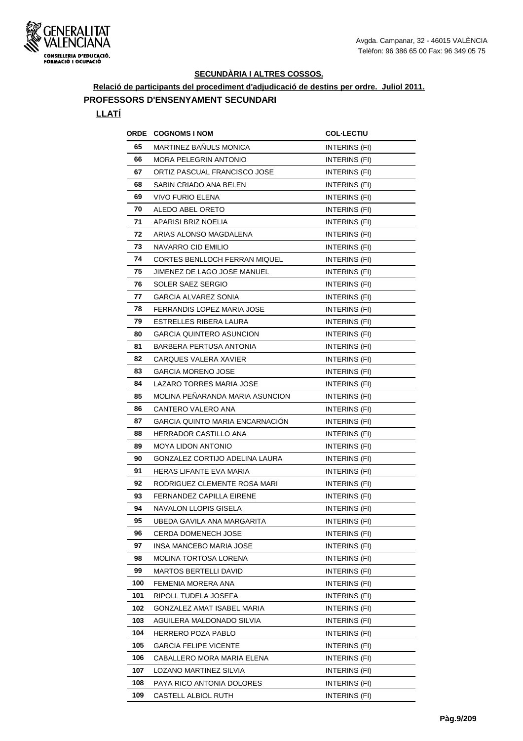## SECUNDÀRIA I ALTRES COSSOS.

**Relació de participants del procediment d'adjudicació de destins per ordre. Juliol 2011.**

### PROFESSORS D'ENSENYAMENT SECUNDARI

#### LLATÍ

| ORDE | COGNOMS I NOM | COL·LECTIU |
|---|---|---|
| 65 | MARTINEZ BAÑULS MONICA | INTERINS (FI) |
| 66 | MORA PELEGRIN ANTONIO | INTERINS (FI) |
| 67 | ORTIZ PASCUAL FRANCISCO JOSE | INTERINS (FI) |
| 68 | SABIN CRIADO ANA BELEN | INTERINS (FI) |
| 69 | VIVO FURIO ELENA | INTERINS (FI) |
| 70 | ALEDO ABEL ORETO | INTERINS (FI) |
| 71 | APARISI BRIZ NOELIA | INTERINS (FI) |
| 72 | ARIAS ALONSO MAGDALENA | INTERINS (FI) |
| 73 | NAVARRO CID EMILIO | INTERINS (FI) |
| 74 | CORTES BENLLOCH FERRAN MIQUEL | INTERINS (FI) |
| 75 | JIMENEZ DE LAGO JOSE MANUEL | INTERINS (FI) |
| 76 | SOLER SAEZ SERGIO | INTERINS (FI) |
| 77 | GARCIA ALVAREZ SONIA | INTERINS (FI) |
| 78 | FERRANDIS LOPEZ MARIA JOSE | INTERINS (FI) |
| 79 | ESTRELLES RIBERA LAURA | INTERINS (FI) |
| 80 | GARCIA QUINTERO ASUNCION | INTERINS (FI) |
| 81 | BARBERA PERTUSA ANTONIA | INTERINS (FI) |
| 82 | CARQUES VALERA XAVIER | INTERINS (FI) |
| 83 | GARCIA MORENO JOSE | INTERINS (FI) |
| 84 | LAZARO TORRES MARIA JOSE | INTERINS (FI) |
| 85 | MOLINA PEÑARANDA MARIA ASUNCION | INTERINS (FI) |
| 86 | CANTERO VALERO ANA | INTERINS (FI) |
| 87 | GARCIA QUINTO MARIA ENCARNACIÓN | INTERINS (FI) |
| 88 | HERRADOR CASTILLO ANA | INTERINS (FI) |
| 89 | MOYA LIDON ANTONIO | INTERINS (FI) |
| 90 | GONZALEZ CORTIJO ADELINA LAURA | INTERINS (FI) |
| 91 | HERAS LIFANTE EVA MARIA | INTERINS (FI) |
| 92 | RODRIGUEZ CLEMENTE ROSA MARI | INTERINS (FI) |
| 93 | FERNANDEZ CAPILLA EIRENE | INTERINS (FI) |
| 94 | NAVALON LLOPIS GISELA | INTERINS (FI) |
| 95 | UBEDA GAVILA ANA MARGARITA | INTERINS (FI) |
| 96 | CERDA DOMENECH JOSE | INTERINS (FI) |
| 97 | INSA MANCEBO MARIA JOSE | INTERINS (FI) |
| 98 | MOLINA TORTOSA LORENA | INTERINS (FI) |
| 99 | MARTOS BERTELLI DAVID | INTERINS (FI) |
| 100 | FEMENIA MORERA ANA | INTERINS (FI) |
| 101 | RIPOLL TUDELA JOSEFA | INTERINS (FI) |
| 102 | GONZALEZ AMAT ISABEL MARIA | INTERINS (FI) |
| 103 | AGUILERA MALDONADO SILVIA | INTERINS (FI) |
| 104 | HERRERO POZA PABLO | INTERINS (FI) |
| 105 | GARCIA FELIPE VICENTE | INTERINS (FI) |
| 106 | CABALLERO MORA MARIA ELENA | INTERINS (FI) |
| 107 | LOZANO MARTINEZ SILVIA | INTERINS (FI) |
| 108 | PAYA RICO ANTONIA DOLORES | INTERINS (FI) |
| 109 | CASTELL ALBIOL RUTH | INTERINS (FI) |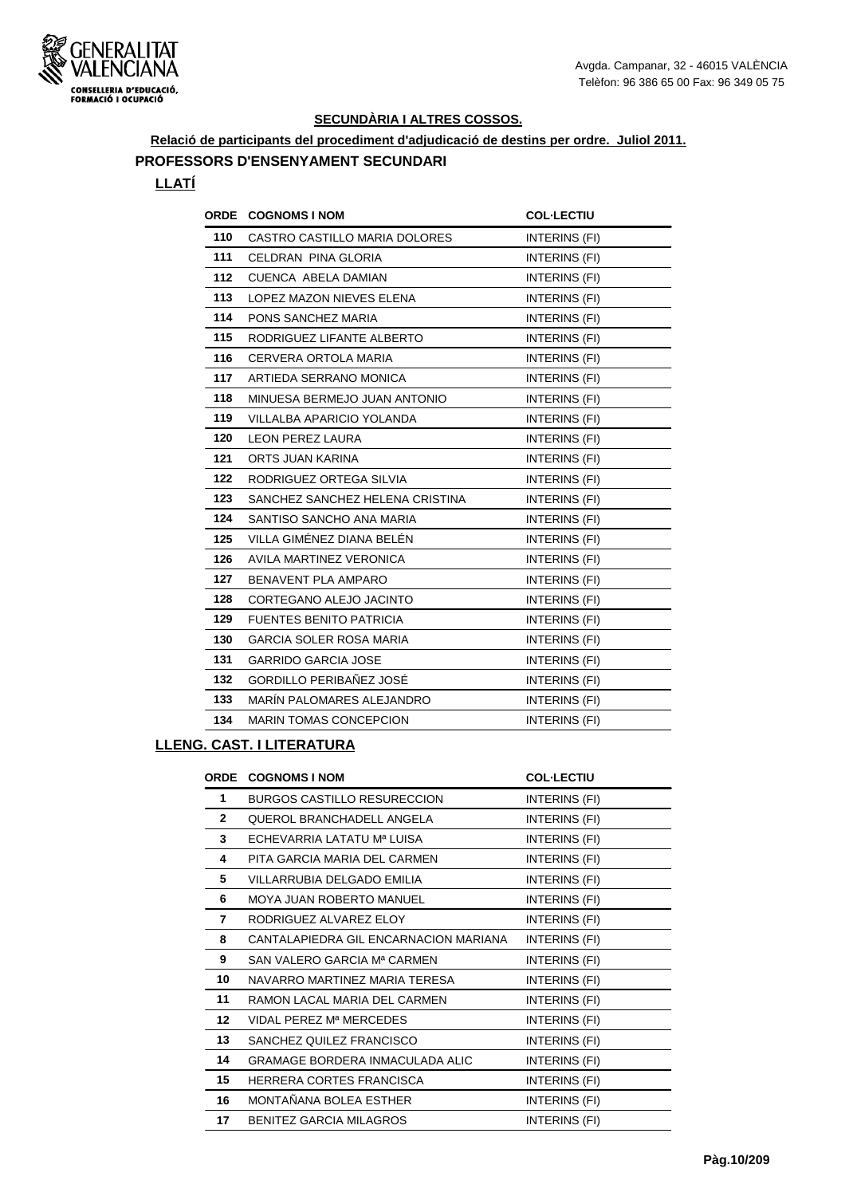Avgda. Campanar, 32 - 46015 VALÈNCIA
Telèfon: 96 386 65 00 Fax: 96 349 05 75

## SECUNDÀRIA I ALTRES COSSOS.

**Relació de participants del procediment d'adjudicació de destins per ordre. Juliol 2011.**

### PROFESSORS D'ENSENYAMENT SECUNDARI

#### LLATÍ

| ORDE | COGNOMS I NOM | COL·LECTIU |
|---|---|---|
| 110 | CASTRO CASTILLO MARIA DOLORES | INTERINS (FI) |
| 111 | CELDRAN PINA GLORIA | INTERINS (FI) |
| 112 | CUENCA ABELA DAMIAN | INTERINS (FI) |
| 113 | LOPEZ MAZON NIEVES ELENA | INTERINS (FI) |
| 114 | PONS SANCHEZ MARIA | INTERINS (FI) |
| 115 | RODRIGUEZ LIFANTE ALBERTO | INTERINS (FI) |
| 116 | CERVERA ORTOLA MARIA | INTERINS (FI) |
| 117 | ARTIEDA SERRANO MONICA | INTERINS (FI) |
| 118 | MINUESA BERMEJO JUAN ANTONIO | INTERINS (FI) |
| 119 | VILLALBA APARICIO YOLANDA | INTERINS (FI) |
| 120 | LEON PEREZ LAURA | INTERINS (FI) |
| 121 | ORTS JUAN KARINA | INTERINS (FI) |
| 122 | RODRIGUEZ ORTEGA SILVIA | INTERINS (FI) |
| 123 | SANCHEZ SANCHEZ HELENA CRISTINA | INTERINS (FI) |
| 124 | SANTISO SANCHO ANA MARIA | INTERINS (FI) |
| 125 | VILLA GIMÉNEZ DIANA BELÉN | INTERINS (FI) |
| 126 | AVILA MARTINEZ VERONICA | INTERINS (FI) |
| 127 | BENAVENT PLA AMPARO | INTERINS (FI) |
| 128 | CORTEGANO ALEJO JACINTO | INTERINS (FI) |
| 129 | FUENTES BENITO PATRICIA | INTERINS (FI) |
| 130 | GARCIA SOLER ROSA MARIA | INTERINS (FI) |
| 131 | GARRIDO GARCIA JOSE | INTERINS (FI) |
| 132 | GORDILLO PERIBAÑEZ JOSÉ | INTERINS (FI) |
| 133 | MARÍN PALOMARES ALEJANDRO | INTERINS (FI) |
| 134 | MARIN TOMAS CONCEPCION | INTERINS (FI) |

#### LLENG. CAST. I LITERATURA

| ORDE | COGNOMS I NOM | COL·LECTIU |
|---|---|---|
| 1 | BURGOS CASTILLO RESURECCION | INTERINS (FI) |
| 2 | QUEROL BRANCHADELL ANGELA | INTERINS (FI) |
| 3 | ECHEVARRIA LATATU Mª LUISA | INTERINS (FI) |
| 4 | PITA GARCIA MARIA DEL CARMEN | INTERINS (FI) |
| 5 | VILLARRUBIA DELGADO EMILIA | INTERINS (FI) |
| 6 | MOYA JUAN ROBERTO MANUEL | INTERINS (FI) |
| 7 | RODRIGUEZ ALVAREZ ELOY | INTERINS (FI) |
| 8 | CANTALAPIEDRA GIL ENCARNACION MARIANA | INTERINS (FI) |
| 9 | SAN VALERO GARCIA Mª CARMEN | INTERINS (FI) |
| 10 | NAVARRO MARTINEZ MARIA TERESA | INTERINS (FI) |
| 11 | RAMON LACAL MARIA DEL CARMEN | INTERINS (FI) |
| 12 | VIDAL PEREZ Mª MERCEDES | INTERINS (FI) |
| 13 | SANCHEZ QUILEZ FRANCISCO | INTERINS (FI) |
| 14 | GRAMAGE BORDERA INMACULADA ALIC | INTERINS (FI) |
| 15 | HERRERA CORTES FRANCISCA | INTERINS (FI) |
| 16 | MONTAÑANA BOLEA ESTHER | INTERINS (FI) |
| 17 | BENITEZ GARCIA MILAGROS | INTERINS (FI) |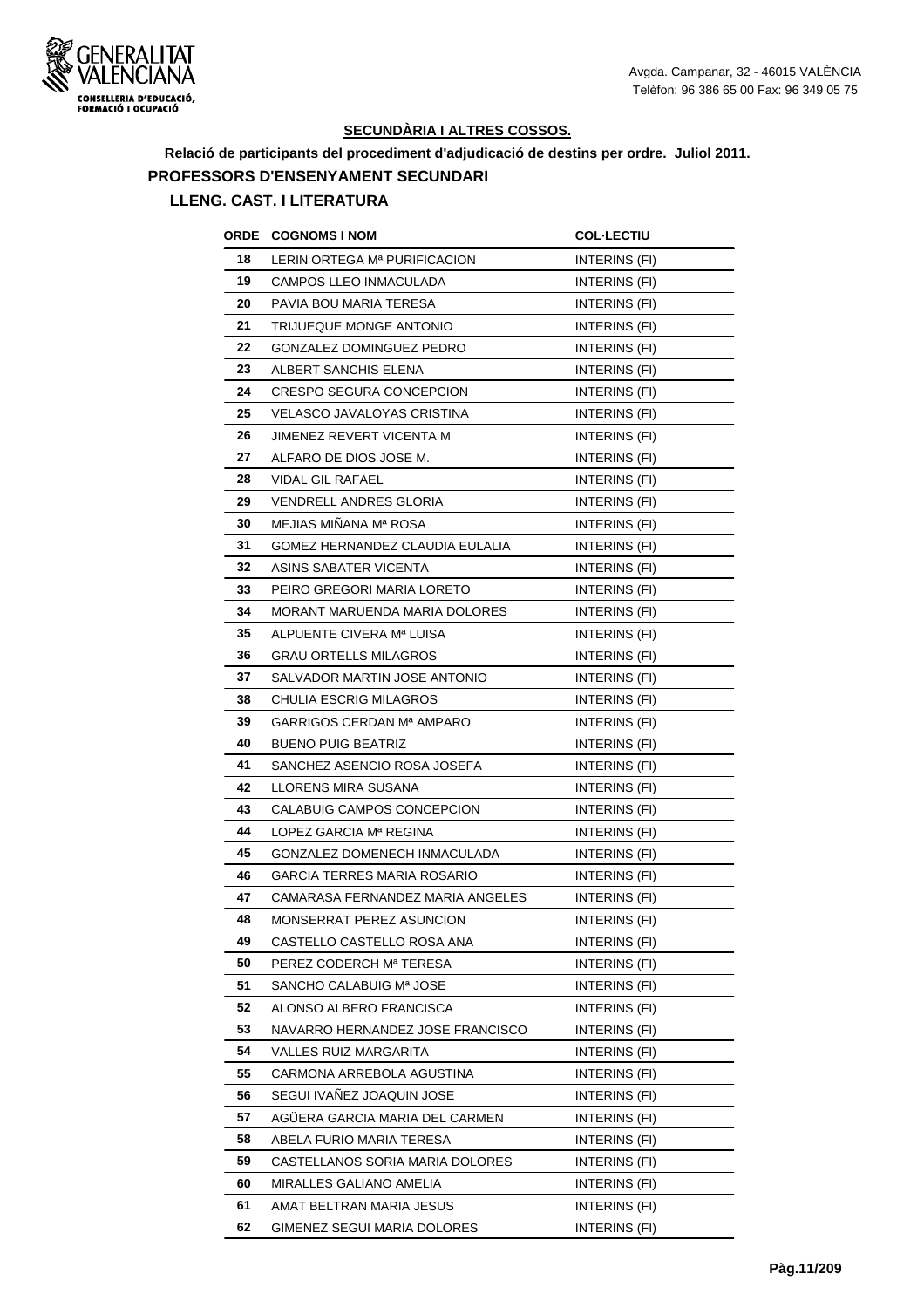## SECUNDÀRIA I ALTRES COSSOS.

**Relació de participants del procediment d'adjudicació de destins per ordre. Juliol 2011.**

### PROFESSORS D'ENSENYAMENT SECUNDARI

### LLENG. CAST. I LITERATURA

| ORDE | COGNOMS I NOM | COL·LECTIU |
|---|---|---|
| 18 | LERIN ORTEGA Mª PURIFICACION | INTERINS (FI) |
| 19 | CAMPOS LLEO INMACULADA | INTERINS (FI) |
| 20 | PAVIA BOU MARIA TERESA | INTERINS (FI) |
| 21 | TRIJUEQUE MONGE ANTONIO | INTERINS (FI) |
| 22 | GONZALEZ DOMINGUEZ PEDRO | INTERINS (FI) |
| 23 | ALBERT SANCHIS ELENA | INTERINS (FI) |
| 24 | CRESPO SEGURA CONCEPCION | INTERINS (FI) |
| 25 | VELASCO JAVALOYAS CRISTINA | INTERINS (FI) |
| 26 | JIMENEZ REVERT VICENTA M | INTERINS (FI) |
| 27 | ALFARO DE DIOS JOSE M. | INTERINS (FI) |
| 28 | VIDAL GIL RAFAEL | INTERINS (FI) |
| 29 | VENDRELL ANDRES GLORIA | INTERINS (FI) |
| 30 | MEJIAS MIÑANA Mª ROSA | INTERINS (FI) |
| 31 | GOMEZ HERNANDEZ CLAUDIA EULALIA | INTERINS (FI) |
| 32 | ASINS SABATER VICENTA | INTERINS (FI) |
| 33 | PEIRO GREGORI MARIA LORETO | INTERINS (FI) |
| 34 | MORANT MARUENDA MARIA DOLORES | INTERINS (FI) |
| 35 | ALPUENTE CIVERA Mª LUISA | INTERINS (FI) |
| 36 | GRAU ORTELLS MILAGROS | INTERINS (FI) |
| 37 | SALVADOR MARTIN JOSE ANTONIO | INTERINS (FI) |
| 38 | CHULIA ESCRIG MILAGROS | INTERINS (FI) |
| 39 | GARRIGOS CERDAN Mª AMPARO | INTERINS (FI) |
| 40 | BUENO PUIG BEATRIZ | INTERINS (FI) |
| 41 | SANCHEZ ASENCIO ROSA JOSEFA | INTERINS (FI) |
| 42 | LLORENS MIRA SUSANA | INTERINS (FI) |
| 43 | CALABUIG CAMPOS CONCEPCION | INTERINS (FI) |
| 44 | LOPEZ GARCIA Mª REGINA | INTERINS (FI) |
| 45 | GONZALEZ DOMENECH INMACULADA | INTERINS (FI) |
| 46 | GARCIA TERRES MARIA ROSARIO | INTERINS (FI) |
| 47 | CAMARASA FERNANDEZ MARIA ANGELES | INTERINS (FI) |
| 48 | MONSERRAT PEREZ ASUNCION | INTERINS (FI) |
| 49 | CASTELLO CASTELLO ROSA ANA | INTERINS (FI) |
| 50 | PEREZ CODERCH Mª TERESA | INTERINS (FI) |
| 51 | SANCHO CALABUIG Mª JOSE | INTERINS (FI) |
| 52 | ALONSO ALBERO FRANCISCA | INTERINS (FI) |
| 53 | NAVARRO HERNANDEZ JOSE FRANCISCO | INTERINS (FI) |
| 54 | VALLES RUIZ MARGARITA | INTERINS (FI) |
| 55 | CARMONA ARREBOLA AGUSTINA | INTERINS (FI) |
| 56 | SEGUI IVAÑEZ JOAQUIN JOSE | INTERINS (FI) |
| 57 | AGÜERA GARCIA MARIA DEL CARMEN | INTERINS (FI) |
| 58 | ABELA FURIO MARIA TERESA | INTERINS (FI) |
| 59 | CASTELLANOS SORIA MARIA DOLORES | INTERINS (FI) |
| 60 | MIRALLES GALIANO AMELIA | INTERINS (FI) |
| 61 | AMAT BELTRAN MARIA JESUS | INTERINS (FI) |
| 62 | GIMENEZ SEGUI MARIA DOLORES | INTERINS (FI) |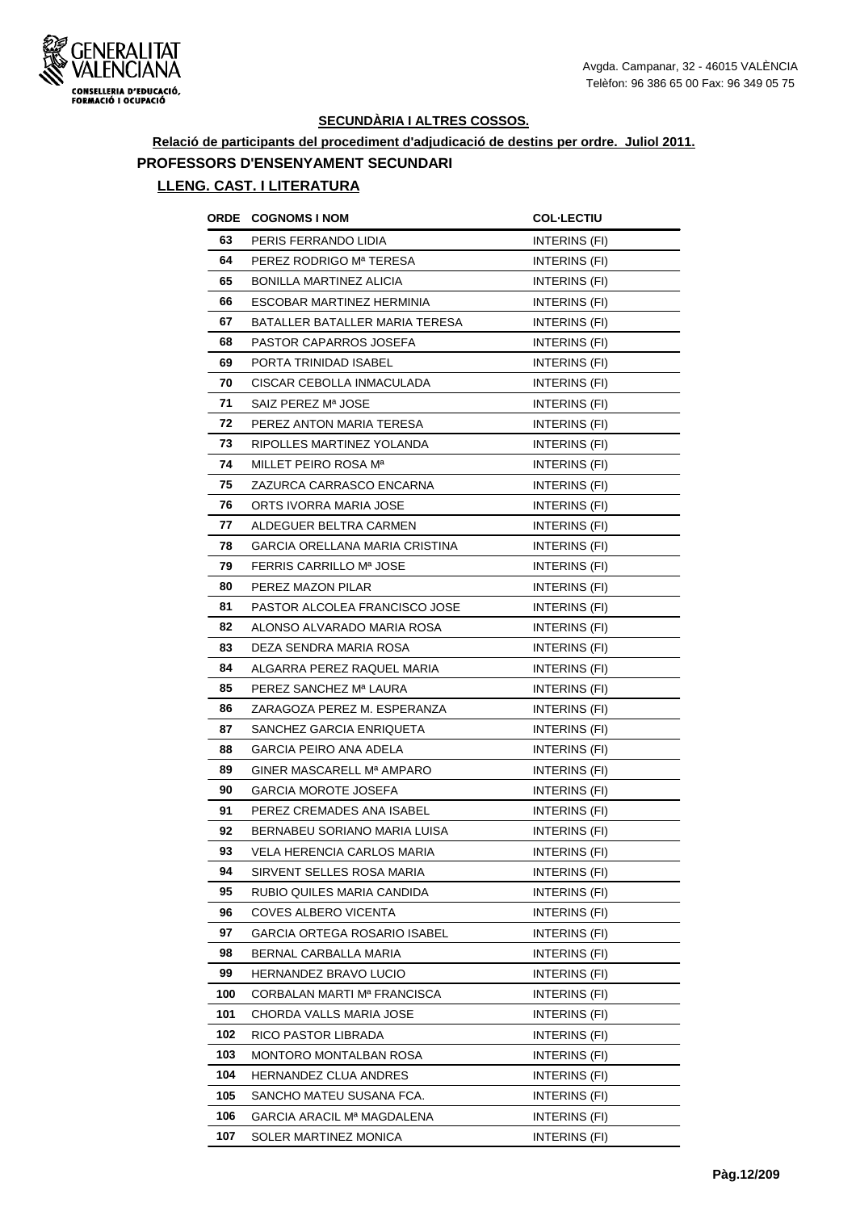Avgda. Campanar, 32 - 46015 VALÈNCIA
Telèfon: 96 386 65 00 Fax: 96 349 05 75

## SECUNDÀRIA I ALTRES COSSOS.

### Relació de participants del procediment d'adjudicació de destins per ordre. Juliol 2011.

### PROFESSORS D'ENSENYAMENT SECUNDARI

### LLENG. CAST. I LITERATURA

| ORDE | COGNOMS I NOM | COL·LECTIU |
|---|---|---|
| 63 | PERIS FERRANDO LIDIA | INTERINS (FI) |
| 64 | PEREZ RODRIGO Mª TERESA | INTERINS (FI) |
| 65 | BONILLA MARTINEZ ALICIA | INTERINS (FI) |
| 66 | ESCOBAR MARTINEZ HERMINIA | INTERINS (FI) |
| 67 | BATALLER BATALLER MARIA TERESA | INTERINS (FI) |
| 68 | PASTOR CAPARROS JOSEFA | INTERINS (FI) |
| 69 | PORTA TRINIDAD ISABEL | INTERINS (FI) |
| 70 | CISCAR CEBOLLA INMACULADA | INTERINS (FI) |
| 71 | SAIZ PEREZ Mª JOSE | INTERINS (FI) |
| 72 | PEREZ ANTON MARIA TERESA | INTERINS (FI) |
| 73 | RIPOLLES MARTINEZ YOLANDA | INTERINS (FI) |
| 74 | MILLET PEIRO ROSA Mª | INTERINS (FI) |
| 75 | ZAZURCA CARRASCO ENCARNA | INTERINS (FI) |
| 76 | ORTS IVORRA MARIA JOSE | INTERINS (FI) |
| 77 | ALDEGUER BELTRA CARMEN | INTERINS (FI) |
| 78 | GARCIA ORELLANA MARIA CRISTINA | INTERINS (FI) |
| 79 | FERRIS CARRILLO Mª JOSE | INTERINS (FI) |
| 80 | PEREZ MAZON PILAR | INTERINS (FI) |
| 81 | PASTOR ALCOLEA FRANCISCO JOSE | INTERINS (FI) |
| 82 | ALONSO ALVARADO MARIA ROSA | INTERINS (FI) |
| 83 | DEZA SENDRA MARIA ROSA | INTERINS (FI) |
| 84 | ALGARRA PEREZ RAQUEL MARIA | INTERINS (FI) |
| 85 | PEREZ SANCHEZ Mª LAURA | INTERINS (FI) |
| 86 | ZARAGOZA PEREZ M. ESPERANZA | INTERINS (FI) |
| 87 | SANCHEZ GARCIA ENRIQUETA | INTERINS (FI) |
| 88 | GARCIA PEIRO ANA ADELA | INTERINS (FI) |
| 89 | GINER MASCARELL Mª AMPARO | INTERINS (FI) |
| 90 | GARCIA MOROTE JOSEFA | INTERINS (FI) |
| 91 | PEREZ CREMADES ANA ISABEL | INTERINS (FI) |
| 92 | BERNABEU SORIANO MARIA LUISA | INTERINS (FI) |
| 93 | VELA HERENCIA CARLOS MARIA | INTERINS (FI) |
| 94 | SIRVENT SELLES ROSA MARIA | INTERINS (FI) |
| 95 | RUBIO QUILES MARIA CANDIDA | INTERINS (FI) |
| 96 | COVES ALBERO VICENTA | INTERINS (FI) |
| 97 | GARCIA ORTEGA ROSARIO ISABEL | INTERINS (FI) |
| 98 | BERNAL CARBALLA MARIA | INTERINS (FI) |
| 99 | HERNANDEZ BRAVO LUCIO | INTERINS (FI) |
| 100 | CORBALAN MARTI Mª FRANCISCA | INTERINS (FI) |
| 101 | CHORDA VALLS MARIA JOSE | INTERINS (FI) |
| 102 | RICO PASTOR LIBRADA | INTERINS (FI) |
| 103 | MONTORO MONTALBAN ROSA | INTERINS (FI) |
| 104 | HERNANDEZ CLUA ANDRES | INTERINS (FI) |
| 105 | SANCHO MATEU SUSANA FCA. | INTERINS (FI) |
| 106 | GARCIA ARACIL Mª MAGDALENA | INTERINS (FI) |
| 107 | SOLER MARTINEZ MONICA | INTERINS (FI) |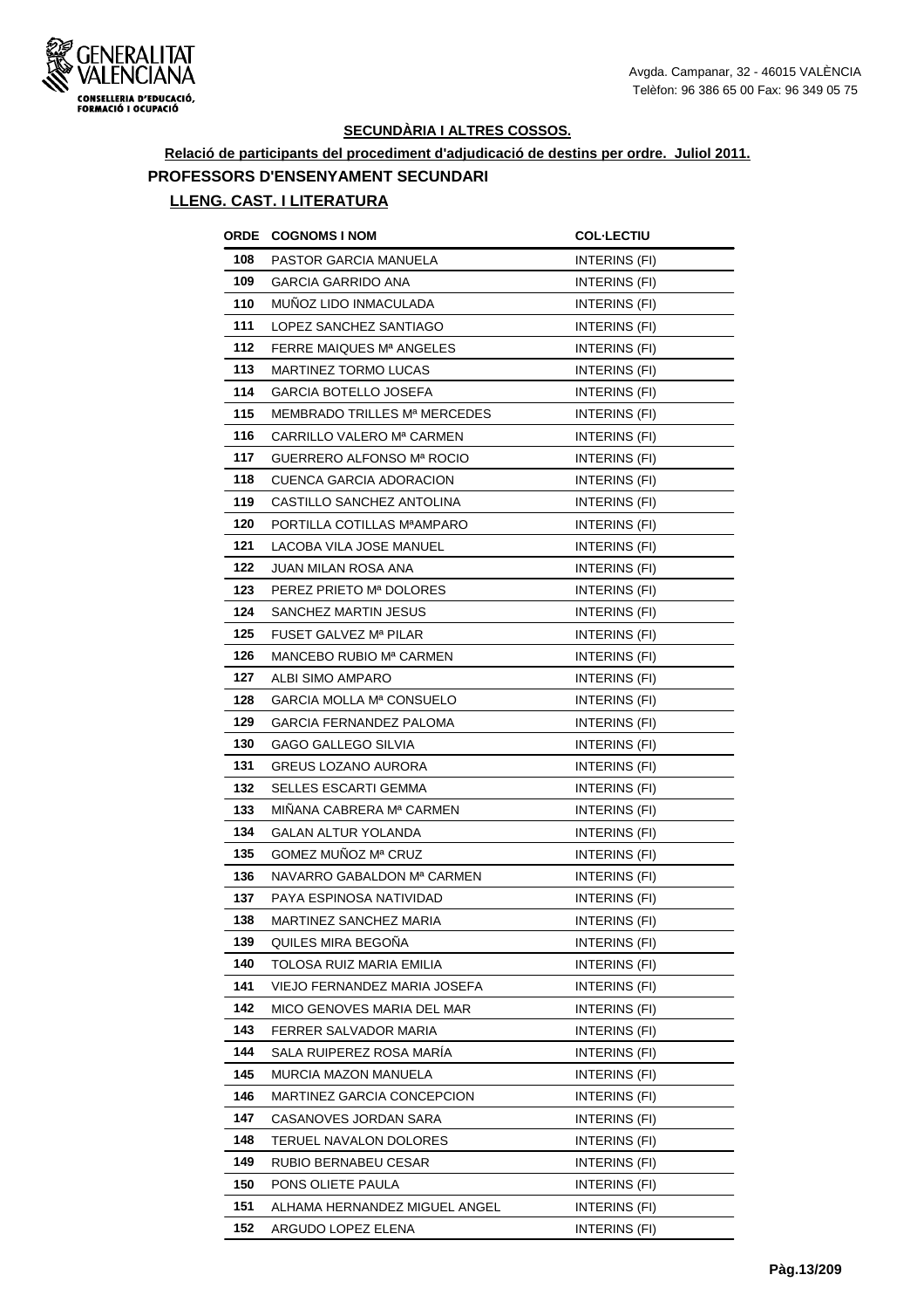## SECUNDÀRIA I ALTRES COSSOS.

**Relació de participants del procediment d'adjudicació de destins per ordre. Juliol 2011.**

### PROFESSORS D'ENSENYAMENT SECUNDARI

### LLENG. CAST. I LITERATURA

| ORDE | COGNOMS I NOM | COL·LECTIU |
|---|---|---|
| 108 | PASTOR GARCIA MANUELA | INTERINS (FI) |
| 109 | GARCIA GARRIDO ANA | INTERINS (FI) |
| 110 | MUÑOZ LIDO INMACULADA | INTERINS (FI) |
| 111 | LOPEZ SANCHEZ SANTIAGO | INTERINS (FI) |
| 112 | FERRE MAIQUES Mª ANGELES | INTERINS (FI) |
| 113 | MARTINEZ TORMO LUCAS | INTERINS (FI) |
| 114 | GARCIA BOTELLO JOSEFA | INTERINS (FI) |
| 115 | MEMBRADO TRILLES Mª MERCEDES | INTERINS (FI) |
| 116 | CARRILLO VALERO Mª CARMEN | INTERINS (FI) |
| 117 | GUERRERO ALFONSO Mª ROCIO | INTERINS (FI) |
| 118 | CUENCA GARCIA ADORACION | INTERINS (FI) |
| 119 | CASTILLO SANCHEZ ANTOLINA | INTERINS (FI) |
| 120 | PORTILLA COTILLAS MªAMPARO | INTERINS (FI) |
| 121 | LACOBA VILA JOSE MANUEL | INTERINS (FI) |
| 122 | JUAN MILAN ROSA ANA | INTERINS (FI) |
| 123 | PEREZ PRIETO Mª DOLORES | INTERINS (FI) |
| 124 | SANCHEZ MARTIN JESUS | INTERINS (FI) |
| 125 | FUSET GALVEZ Mª PILAR | INTERINS (FI) |
| 126 | MANCEBO RUBIO Mª CARMEN | INTERINS (FI) |
| 127 | ALBI SIMO AMPARO | INTERINS (FI) |
| 128 | GARCIA MOLLA Mª CONSUELO | INTERINS (FI) |
| 129 | GARCIA FERNANDEZ PALOMA | INTERINS (FI) |
| 130 | GAGO GALLEGO SILVIA | INTERINS (FI) |
| 131 | GREUS LOZANO AURORA | INTERINS (FI) |
| 132 | SELLES ESCARTI GEMMA | INTERINS (FI) |
| 133 | MIÑANA CABRERA Mª CARMEN | INTERINS (FI) |
| 134 | GALAN ALTUR YOLANDA | INTERINS (FI) |
| 135 | GOMEZ MUÑOZ Mª CRUZ | INTERINS (FI) |
| 136 | NAVARRO GABALDON Mª CARMEN | INTERINS (FI) |
| 137 | PAYA ESPINOSA NATIVIDAD | INTERINS (FI) |
| 138 | MARTINEZ SANCHEZ MARIA | INTERINS (FI) |
| 139 | QUILES MIRA BEGOÑA | INTERINS (FI) |
| 140 | TOLOSA RUIZ MARIA EMILIA | INTERINS (FI) |
| 141 | VIEJO FERNANDEZ MARIA JOSEFA | INTERINS (FI) |
| 142 | MICO GENOVES MARIA DEL MAR | INTERINS (FI) |
| 143 | FERRER SALVADOR MARIA | INTERINS (FI) |
| 144 | SALA RUIPEREZ ROSA MARÍA | INTERINS (FI) |
| 145 | MURCIA MAZON MANUELA | INTERINS (FI) |
| 146 | MARTINEZ GARCIA CONCEPCION | INTERINS (FI) |
| 147 | CASANOVES JORDAN SARA | INTERINS (FI) |
| 148 | TERUEL NAVALON DOLORES | INTERINS (FI) |
| 149 | RUBIO BERNABEU CESAR | INTERINS (FI) |
| 150 | PONS OLIETE PAULA | INTERINS (FI) |
| 151 | ALHAMA HERNANDEZ MIGUEL ANGEL | INTERINS (FI) |
| 152 | ARGUDO LOPEZ ELENA | INTERINS (FI) |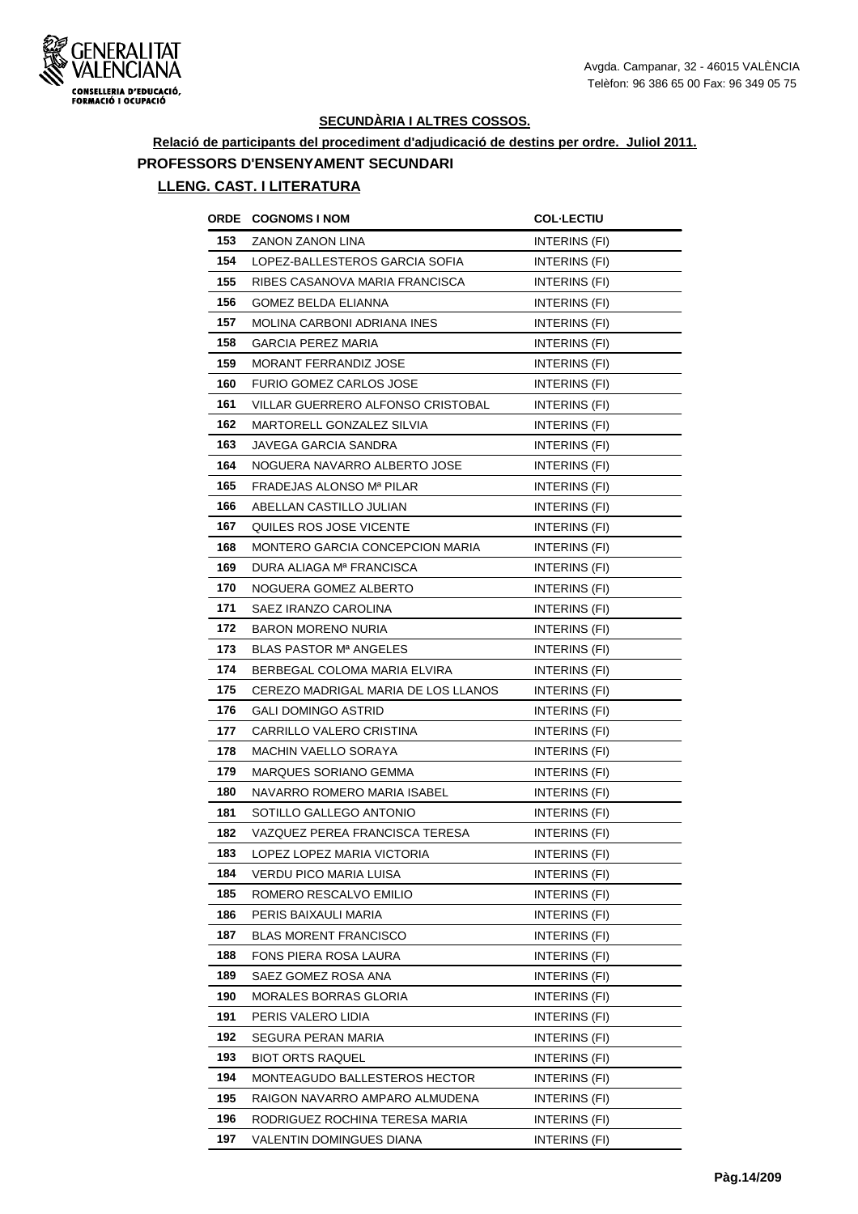## SECUNDÀRIA I ALTRES COSSOS.

**Relació de participants del procediment d'adjudicació de destins per ordre. Juliol 2011.**

### PROFESSORS D'ENSENYAMENT SECUNDARI

### LLENG. CAST. I LITERATURA

| ORDE | COGNOMS I NOM | COL·LECTIU |
|---|---|---|
| 153 | ZANON ZANON LINA | INTERINS (FI) |
| 154 | LOPEZ-BALLESTEROS GARCIA SOFIA | INTERINS (FI) |
| 155 | RIBES CASANOVA MARIA FRANCISCA | INTERINS (FI) |
| 156 | GOMEZ BELDA ELIANNA | INTERINS (FI) |
| 157 | MOLINA CARBONI ADRIANA INES | INTERINS (FI) |
| 158 | GARCIA PEREZ MARIA | INTERINS (FI) |
| 159 | MORANT FERRANDIZ JOSE | INTERINS (FI) |
| 160 | FURIO GOMEZ CARLOS JOSE | INTERINS (FI) |
| 161 | VILLAR GUERRERO ALFONSO CRISTOBAL | INTERINS (FI) |
| 162 | MARTORELL GONZALEZ SILVIA | INTERINS (FI) |
| 163 | JAVEGA GARCIA SANDRA | INTERINS (FI) |
| 164 | NOGUERA NAVARRO ALBERTO JOSE | INTERINS (FI) |
| 165 | FRADEJAS ALONSO Mª PILAR | INTERINS (FI) |
| 166 | ABELLAN CASTILLO JULIAN | INTERINS (FI) |
| 167 | QUILES ROS JOSE VICENTE | INTERINS (FI) |
| 168 | MONTERO GARCIA CONCEPCION MARIA | INTERINS (FI) |
| 169 | DURA ALIAGA Mª FRANCISCA | INTERINS (FI) |
| 170 | NOGUERA GOMEZ ALBERTO | INTERINS (FI) |
| 171 | SAEZ IRANZO CAROLINA | INTERINS (FI) |
| 172 | BARON MORENO NURIA | INTERINS (FI) |
| 173 | BLAS PASTOR Mª ANGELES | INTERINS (FI) |
| 174 | BERBEGAL COLOMA MARIA ELVIRA | INTERINS (FI) |
| 175 | CEREZO MADRIGAL MARIA DE LOS LLANOS | INTERINS (FI) |
| 176 | GALI DOMINGO ASTRID | INTERINS (FI) |
| 177 | CARRILLO VALERO CRISTINA | INTERINS (FI) |
| 178 | MACHIN VAELLO SORAYA | INTERINS (FI) |
| 179 | MARQUES SORIANO GEMMA | INTERINS (FI) |
| 180 | NAVARRO ROMERO MARIA ISABEL | INTERINS (FI) |
| 181 | SOTILLO GALLEGO ANTONIO | INTERINS (FI) |
| 182 | VAZQUEZ PEREA FRANCISCA TERESA | INTERINS (FI) |
| 183 | LOPEZ LOPEZ MARIA VICTORIA | INTERINS (FI) |
| 184 | VERDU PICO MARIA LUISA | INTERINS (FI) |
| 185 | ROMERO RESCALVO EMILIO | INTERINS (FI) |
| 186 | PERIS BAIXAULI MARIA | INTERINS (FI) |
| 187 | BLAS MORENT FRANCISCO | INTERINS (FI) |
| 188 | FONS PIERA ROSA LAURA | INTERINS (FI) |
| 189 | SAEZ GOMEZ ROSA ANA | INTERINS (FI) |
| 190 | MORALES BORRAS GLORIA | INTERINS (FI) |
| 191 | PERIS VALERO LIDIA | INTERINS (FI) |
| 192 | SEGURA PERAN MARIA | INTERINS (FI) |
| 193 | BIOT ORTS RAQUEL | INTERINS (FI) |
| 194 | MONTEAGUDO BALLESTEROS HECTOR | INTERINS (FI) |
| 195 | RAIGON NAVARRO AMPARO ALMUDENA | INTERINS (FI) |
| 196 | RODRIGUEZ ROCHINA TERESA MARIA | INTERINS (FI) |
| 197 | VALENTIN DOMINGUES DIANA | INTERINS (FI) |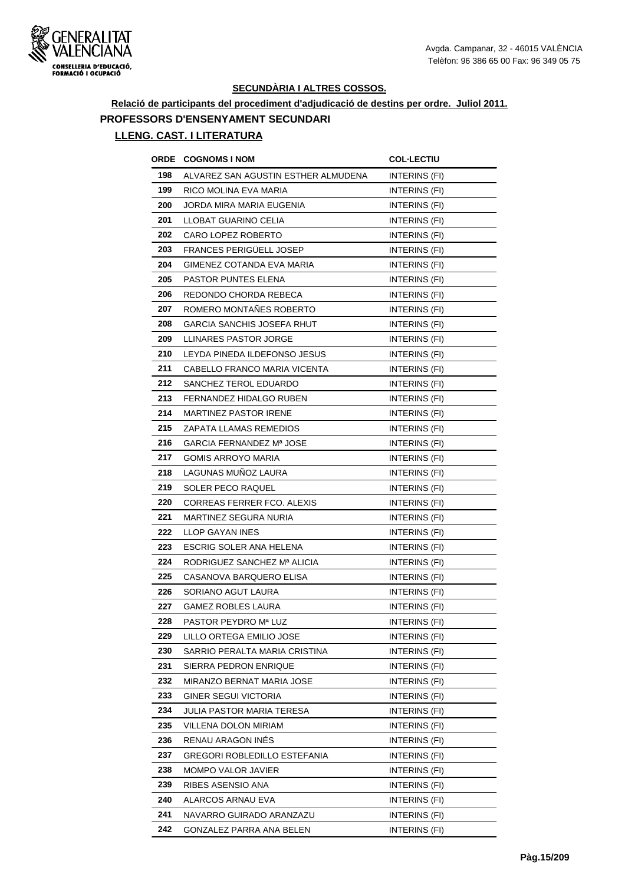## SECUNDÀRIA I ALTRES COSSOS.

**Relació de participants del procediment d'adjudicació de destins per ordre. Juliol 2011.**

### PROFESSORS D'ENSENYAMENT SECUNDARI

### LLENG. CAST. I LITERATURA

| ORDE | COGNOMS I NOM | COL·LECTIU |
|---|---|---|
| 198 | ALVAREZ SAN AGUSTIN ESTHER ALMUDENA | INTERINS (FI) |
| 199 | RICO MOLINA EVA MARIA | INTERINS (FI) |
| 200 | JORDA MIRA MARIA EUGENIA | INTERINS (FI) |
| 201 | LLOBAT GUARINO CELIA | INTERINS (FI) |
| 202 | CARO LOPEZ ROBERTO | INTERINS (FI) |
| 203 | FRANCES PERIGÜELL JOSEP | INTERINS (FI) |
| 204 | GIMENEZ COTANDA EVA MARIA | INTERINS (FI) |
| 205 | PASTOR PUNTES ELENA | INTERINS (FI) |
| 206 | REDONDO CHORDA REBECA | INTERINS (FI) |
| 207 | ROMERO MONTAÑES ROBERTO | INTERINS (FI) |
| 208 | GARCIA SANCHIS JOSEFA RHUT | INTERINS (FI) |
| 209 | LLINARES PASTOR JORGE | INTERINS (FI) |
| 210 | LEYDA PINEDA ILDEFONSO JESUS | INTERINS (FI) |
| 211 | CABELLO FRANCO MARIA VICENTA | INTERINS (FI) |
| 212 | SANCHEZ TEROL EDUARDO | INTERINS (FI) |
| 213 | FERNANDEZ HIDALGO RUBEN | INTERINS (FI) |
| 214 | MARTINEZ PASTOR IRENE | INTERINS (FI) |
| 215 | ZAPATA LLAMAS REMEDIOS | INTERINS (FI) |
| 216 | GARCIA FERNANDEZ Mª JOSE | INTERINS (FI) |
| 217 | GOMIS ARROYO MARIA | INTERINS (FI) |
| 218 | LAGUNAS MUÑOZ LAURA | INTERINS (FI) |
| 219 | SOLER PECO RAQUEL | INTERINS (FI) |
| 220 | CORREAS FERRER FCO. ALEXIS | INTERINS (FI) |
| 221 | MARTINEZ SEGURA NURIA | INTERINS (FI) |
| 222 | LLOP GAYAN INES | INTERINS (FI) |
| 223 | ESCRIG SOLER ANA HELENA | INTERINS (FI) |
| 224 | RODRIGUEZ SANCHEZ Mª ALICIA | INTERINS (FI) |
| 225 | CASANOVA BARQUERO ELISA | INTERINS (FI) |
| 226 | SORIANO AGUT LAURA | INTERINS (FI) |
| 227 | GAMEZ ROBLES LAURA | INTERINS (FI) |
| 228 | PASTOR PEYDRO Mª LUZ | INTERINS (FI) |
| 229 | LILLO ORTEGA EMILIO JOSE | INTERINS (FI) |
| 230 | SARRIO PERALTA MARIA CRISTINA | INTERINS (FI) |
| 231 | SIERRA PEDRON ENRIQUE | INTERINS (FI) |
| 232 | MIRANZO BERNAT MARIA JOSE | INTERINS (FI) |
| 233 | GINER SEGUI VICTORIA | INTERINS (FI) |
| 234 | JULIA PASTOR MARIA TERESA | INTERINS (FI) |
| 235 | VILLENA DOLON MIRIAM | INTERINS (FI) |
| 236 | RENAU ARAGON INÉS | INTERINS (FI) |
| 237 | GREGORI ROBLEDILLO ESTEFANIA | INTERINS (FI) |
| 238 | MOMPO VALOR JAVIER | INTERINS (FI) |
| 239 | RIBES ASENSIO ANA | INTERINS (FI) |
| 240 | ALARCOS ARNAU EVA | INTERINS (FI) |
| 241 | NAVARRO GUIRADO ARANZAZU | INTERINS (FI) |
| 242 | GONZALEZ PARRA ANA BELEN | INTERINS (FI) |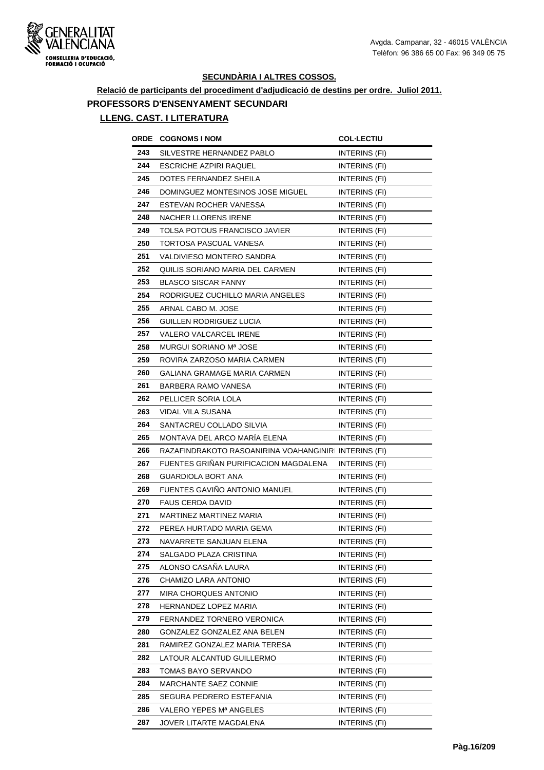## SECUNDÀRIA I ALTRES COSSOS.

**Relació de participants del procediment d'adjudicació de destins per ordre. Juliol 2011.**

### PROFESSORS D'ENSENYAMENT SECUNDARI

#### LLENG. CAST. I LITERATURA

| ORDE | COGNOMS I NOM | COL·LECTIU |
|---|---|---|
| 243 | SILVESTRE HERNANDEZ PABLO | INTERINS (FI) |
| 244 | ESCRICHE AZPIRI RAQUEL | INTERINS (FI) |
| 245 | DOTES FERNANDEZ SHEILA | INTERINS (FI) |
| 246 | DOMINGUEZ MONTESINOS JOSE MIGUEL | INTERINS (FI) |
| 247 | ESTEVAN ROCHER VANESSA | INTERINS (FI) |
| 248 | NACHER LLORENS IRENE | INTERINS (FI) |
| 249 | TOLSA POTOUS FRANCISCO JAVIER | INTERINS (FI) |
| 250 | TORTOSA PASCUAL VANESA | INTERINS (FI) |
| 251 | VALDIVIESO MONTERO SANDRA | INTERINS (FI) |
| 252 | QUILIS SORIANO MARIA DEL CARMEN | INTERINS (FI) |
| 253 | BLASCO SISCAR FANNY | INTERINS (FI) |
| 254 | RODRIGUEZ CUCHILLO MARIA ANGELES | INTERINS (FI) |
| 255 | ARNAL CABO M. JOSE | INTERINS (FI) |
| 256 | GUILLEN RODRIGUEZ LUCIA | INTERINS (FI) |
| 257 | VALERO VALCARCEL IRENE | INTERINS (FI) |
| 258 | MURGUI SORIANO Mª JOSE | INTERINS (FI) |
| 259 | ROVIRA ZARZOSO MARIA CARMEN | INTERINS (FI) |
| 260 | GALIANA GRAMAGE MARIA CARMEN | INTERINS (FI) |
| 261 | BARBERA RAMO VANESA | INTERINS (FI) |
| 262 | PELLICER SORIA LOLA | INTERINS (FI) |
| 263 | VIDAL VILA SUSANA | INTERINS (FI) |
| 264 | SANTACREU COLLADO SILVIA | INTERINS (FI) |
| 265 | MONTAVA DEL ARCO MARÍA ELENA | INTERINS (FI) |
| 266 | RAZAFINDRAKOTO RASOANIRINA VOAHANGINIR | INTERINS (FI) |
| 267 | FUENTES GRIÑAN PURIFICACION MAGDALENA | INTERINS (FI) |
| 268 | GUARDIOLA BORT ANA | INTERINS (FI) |
| 269 | FUENTES GAVIÑO ANTONIO MANUEL | INTERINS (FI) |
| 270 | FAUS CERDA DAVID | INTERINS (FI) |
| 271 | MARTINEZ MARTINEZ MARIA | INTERINS (FI) |
| 272 | PEREA HURTADO MARIA GEMA | INTERINS (FI) |
| 273 | NAVARRETE SANJUAN ELENA | INTERINS (FI) |
| 274 | SALGADO PLAZA CRISTINA | INTERINS (FI) |
| 275 | ALONSO CASAÑA LAURA | INTERINS (FI) |
| 276 | CHAMIZO LARA ANTONIO | INTERINS (FI) |
| 277 | MIRA CHORQUES ANTONIO | INTERINS (FI) |
| 278 | HERNANDEZ LOPEZ MARIA | INTERINS (FI) |
| 279 | FERNANDEZ TORNERO VERONICA | INTERINS (FI) |
| 280 | GONZALEZ GONZALEZ ANA BELEN | INTERINS (FI) |
| 281 | RAMIREZ GONZALEZ MARIA TERESA | INTERINS (FI) |
| 282 | LATOUR ALCANTUD GUILLERMO | INTERINS (FI) |
| 283 | TOMAS BAYO SERVANDO | INTERINS (FI) |
| 284 | MARCHANTE SAEZ CONNIE | INTERINS (FI) |
| 285 | SEGURA PEDRERO ESTEFANIA | INTERINS (FI) |
| 286 | VALERO YEPES Mª ANGELES | INTERINS (FI) |
| 287 | JOVER LITARTE MAGDALENA | INTERINS (FI) |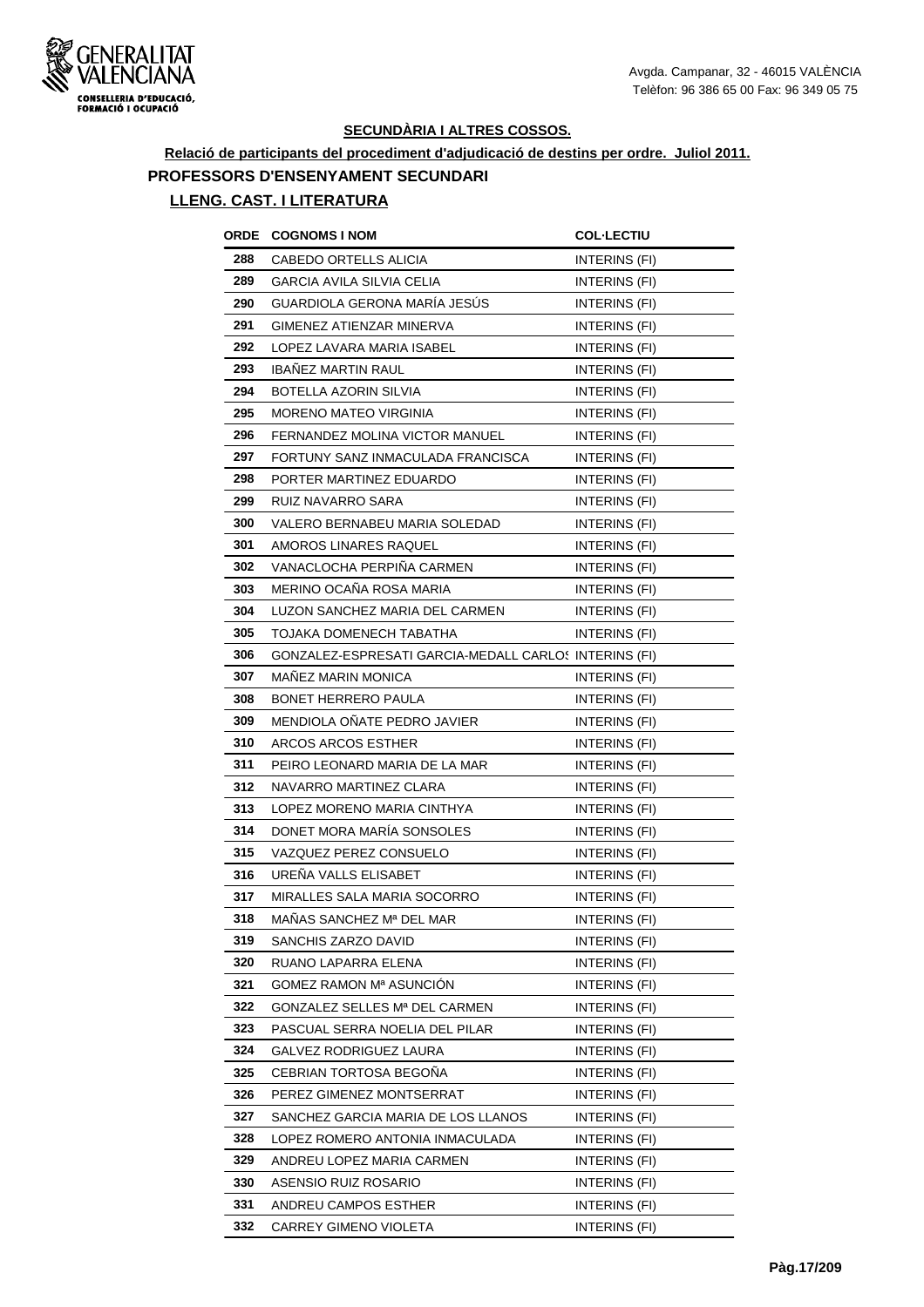## SECUNDÀRIA I ALTRES COSSOS.

**Relació de participants del procediment d'adjudicació de destins per ordre. Juliol 2011.**

### PROFESSORS D'ENSENYAMENT SECUNDARI

#### LLENG. CAST. I LITERATURA

| ORDE | COGNOMS I NOM | COL·LECTIU |
|---|---|---|
| 288 | CABEDO ORTELLS ALICIA | INTERINS (FI) |
| 289 | GARCIA AVILA SILVIA CELIA | INTERINS (FI) |
| 290 | GUARDIOLA GERONA MARÍA JESÚS | INTERINS (FI) |
| 291 | GIMENEZ ATIENZAR MINERVA | INTERINS (FI) |
| 292 | LOPEZ LAVARA MARIA ISABEL | INTERINS (FI) |
| 293 | IBAÑEZ MARTIN RAUL | INTERINS (FI) |
| 294 | BOTELLA AZORIN SILVIA | INTERINS (FI) |
| 295 | MORENO MATEO VIRGINIA | INTERINS (FI) |
| 296 | FERNANDEZ MOLINA VICTOR MANUEL | INTERINS (FI) |
| 297 | FORTUNY SANZ INMACULADA FRANCISCA | INTERINS (FI) |
| 298 | PORTER MARTINEZ EDUARDO | INTERINS (FI) |
| 299 | RUIZ NAVARRO SARA | INTERINS (FI) |
| 300 | VALERO BERNABEU MARIA SOLEDAD | INTERINS (FI) |
| 301 | AMOROS LINARES RAQUEL | INTERINS (FI) |
| 302 | VANACLOCHA PERPIÑA CARMEN | INTERINS (FI) |
| 303 | MERINO OCAÑA ROSA MARIA | INTERINS (FI) |
| 304 | LUZON SANCHEZ MARIA DEL CARMEN | INTERINS (FI) |
| 305 | TOJAKA DOMENECH TABATHA | INTERINS (FI) |
| 306 | GONZALEZ-ESPRESATI GARCIA-MEDALL CARLOS | INTERINS (FI) |
| 307 | MAÑEZ MARIN MONICA | INTERINS (FI) |
| 308 | BONET HERRERO PAULA | INTERINS (FI) |
| 309 | MENDIOLA OÑATE PEDRO JAVIER | INTERINS (FI) |
| 310 | ARCOS ARCOS ESTHER | INTERINS (FI) |
| 311 | PEIRO LEONARD MARIA DE LA MAR | INTERINS (FI) |
| 312 | NAVARRO MARTINEZ CLARA | INTERINS (FI) |
| 313 | LOPEZ MORENO MARIA CINTHYA | INTERINS (FI) |
| 314 | DONET MORA MARÍA SONSOLES | INTERINS (FI) |
| 315 | VAZQUEZ PEREZ CONSUELO | INTERINS (FI) |
| 316 | UREÑA VALLS ELISABET | INTERINS (FI) |
| 317 | MIRALLES SALA MARIA SOCORRO | INTERINS (FI) |
| 318 | MAÑAS SANCHEZ Mª DEL MAR | INTERINS (FI) |
| 319 | SANCHIS ZARZO DAVID | INTERINS (FI) |
| 320 | RUANO LAPARRA ELENA | INTERINS (FI) |
| 321 | GOMEZ RAMON Mª ASUNCIÓN | INTERINS (FI) |
| 322 | GONZALEZ SELLES Mª DEL CARMEN | INTERINS (FI) |
| 323 | PASCUAL SERRA NOELIA DEL PILAR | INTERINS (FI) |
| 324 | GALVEZ RODRIGUEZ LAURA | INTERINS (FI) |
| 325 | CEBRIAN TORTOSA BEGOÑA | INTERINS (FI) |
| 326 | PEREZ GIMENEZ MONTSERRAT | INTERINS (FI) |
| 327 | SANCHEZ GARCIA MARIA DE LOS LLANOS | INTERINS (FI) |
| 328 | LOPEZ ROMERO ANTONIA INMACULADA | INTERINS (FI) |
| 329 | ANDREU LOPEZ MARIA CARMEN | INTERINS (FI) |
| 330 | ASENSIO RUIZ ROSARIO | INTERINS (FI) |
| 331 | ANDREU CAMPOS ESTHER | INTERINS (FI) |
| 332 | CARREY GIMENO VIOLETA | INTERINS (FI) |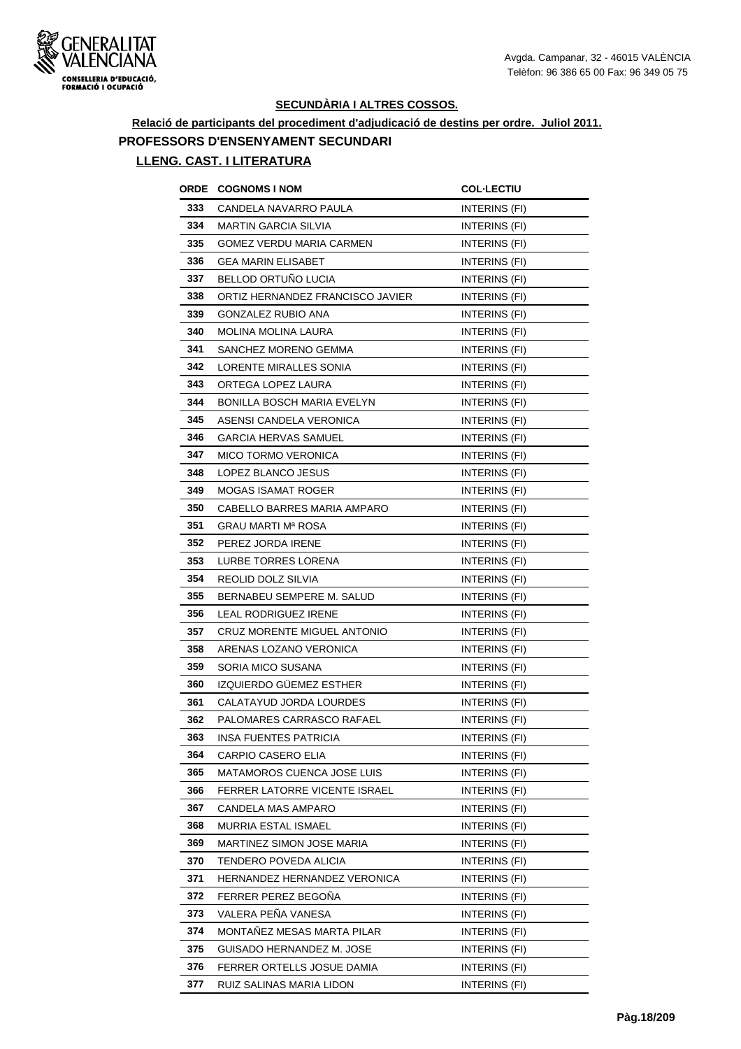**SECUNDÀRIA I ALTRES COSSOS.**

**Relació de participants del procediment d'adjudicació de destins per ordre. Juliol 2011.**

**PROFESSORS D'ENSENYAMENT SECUNDARI**

**LLENG. CAST. I LITERATURA**

| ORDE | COGNOMS I NOM | COL·LECTIU |
|---|---|---|
| 333 | CANDELA NAVARRO PAULA | INTERINS (FI) |
| 334 | MARTIN GARCIA SILVIA | INTERINS (FI) |
| 335 | GOMEZ VERDU MARIA CARMEN | INTERINS (FI) |
| 336 | GEA MARIN ELISABET | INTERINS (FI) |
| 337 | BELLOD ORTUÑO LUCIA | INTERINS (FI) |
| 338 | ORTIZ HERNANDEZ FRANCISCO JAVIER | INTERINS (FI) |
| 339 | GONZALEZ RUBIO ANA | INTERINS (FI) |
| 340 | MOLINA MOLINA LAURA | INTERINS (FI) |
| 341 | SANCHEZ MORENO GEMMA | INTERINS (FI) |
| 342 | LORENTE MIRALLES SONIA | INTERINS (FI) |
| 343 | ORTEGA LOPEZ LAURA | INTERINS (FI) |
| 344 | BONILLA BOSCH MARIA EVELYN | INTERINS (FI) |
| 345 | ASENSI CANDELA VERONICA | INTERINS (FI) |
| 346 | GARCIA HERVAS SAMUEL | INTERINS (FI) |
| 347 | MICO TORMO VERONICA | INTERINS (FI) |
| 348 | LOPEZ BLANCO JESUS | INTERINS (FI) |
| 349 | MOGAS ISAMAT ROGER | INTERINS (FI) |
| 350 | CABELLO BARRES MARIA AMPARO | INTERINS (FI) |
| 351 | GRAU MARTI Mª ROSA | INTERINS (FI) |
| 352 | PEREZ JORDA IRENE | INTERINS (FI) |
| 353 | LURBE TORRES LORENA | INTERINS (FI) |
| 354 | REOLID DOLZ SILVIA | INTERINS (FI) |
| 355 | BERNABEU SEMPERE M. SALUD | INTERINS (FI) |
| 356 | LEAL RODRIGUEZ IRENE | INTERINS (FI) |
| 357 | CRUZ MORENTE MIGUEL ANTONIO | INTERINS (FI) |
| 358 | ARENAS LOZANO VERONICA | INTERINS (FI) |
| 359 | SORIA MICO SUSANA | INTERINS (FI) |
| 360 | IZQUIERDO GÜEMEZ ESTHER | INTERINS (FI) |
| 361 | CALATAYUD JORDA LOURDES | INTERINS (FI) |
| 362 | PALOMARES CARRASCO RAFAEL | INTERINS (FI) |
| 363 | INSA FUENTES PATRICIA | INTERINS (FI) |
| 364 | CARPIO CASERO ELIA | INTERINS (FI) |
| 365 | MATAMOROS CUENCA JOSE LUIS | INTERINS (FI) |
| 366 | FERRER LATORRE VICENTE ISRAEL | INTERINS (FI) |
| 367 | CANDELA MAS AMPARO | INTERINS (FI) |
| 368 | MURRIA ESTAL ISMAEL | INTERINS (FI) |
| 369 | MARTINEZ SIMON JOSE MARIA | INTERINS (FI) |
| 370 | TENDERO POVEDA ALICIA | INTERINS (FI) |
| 371 | HERNANDEZ HERNANDEZ VERONICA | INTERINS (FI) |
| 372 | FERRER PEREZ BEGOÑA | INTERINS (FI) |
| 373 | VALERA PEÑA VANESA | INTERINS (FI) |
| 374 | MONTAÑEZ MESAS MARTA PILAR | INTERINS (FI) |
| 375 | GUISADO HERNANDEZ M. JOSE | INTERINS (FI) |
| 376 | FERRER ORTELLS JOSUE DAMIA | INTERINS (FI) |
| 377 | RUIZ SALINAS MARIA LIDON | INTERINS (FI) |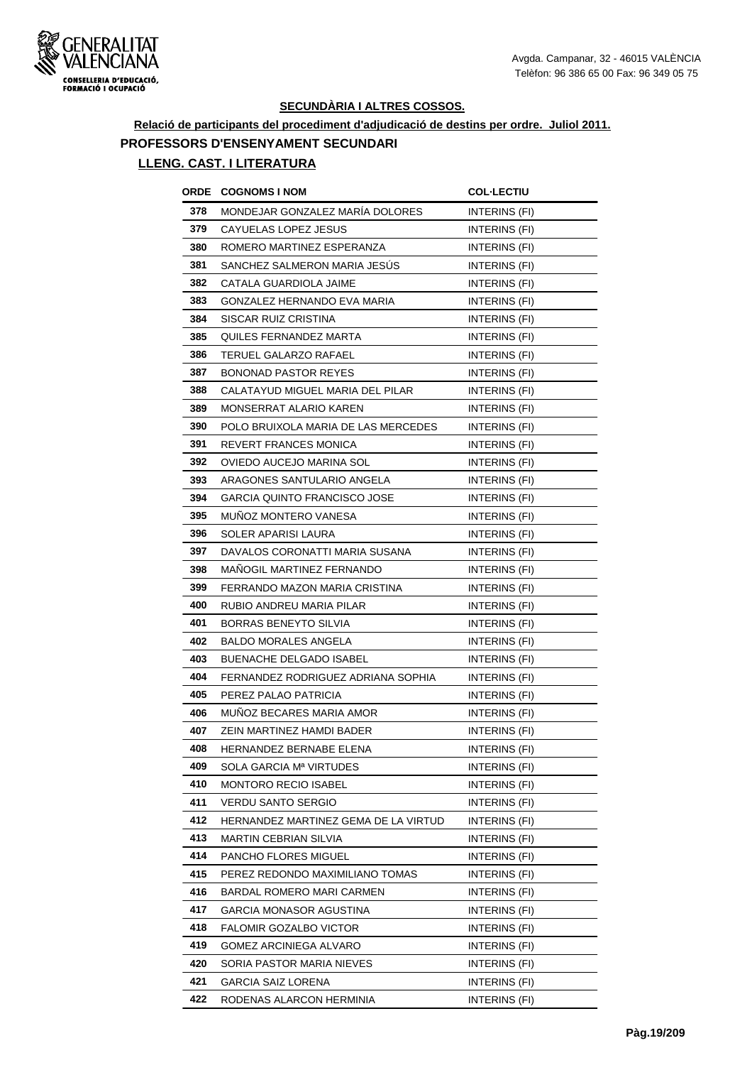## SECUNDÀRIA I ALTRES COSSOS.

**Relació de participants del procediment d'adjudicació de destins per ordre. Juliol 2011.**

### PROFESSORS D'ENSENYAMENT SECUNDARI

### LLENG. CAST. I LITERATURA

| ORDE | COGNOMS I NOM | COL·LECTIU |
|---|---|---|
| 378 | MONDEJAR GONZALEZ MARÍA DOLORES | INTERINS (FI) |
| 379 | CAYUELAS LOPEZ JESUS | INTERINS (FI) |
| 380 | ROMERO MARTINEZ ESPERANZA | INTERINS (FI) |
| 381 | SANCHEZ SALMERON MARIA JESÚS | INTERINS (FI) |
| 382 | CATALA GUARDIOLA JAIME | INTERINS (FI) |
| 383 | GONZALEZ HERNANDO EVA MARIA | INTERINS (FI) |
| 384 | SISCAR RUIZ CRISTINA | INTERINS (FI) |
| 385 | QUILES FERNANDEZ MARTA | INTERINS (FI) |
| 386 | TERUEL GALARZO RAFAEL | INTERINS (FI) |
| 387 | BONONAD PASTOR REYES | INTERINS (FI) |
| 388 | CALATAYUD MIGUEL MARIA DEL PILAR | INTERINS (FI) |
| 389 | MONSERRAT ALARIO KAREN | INTERINS (FI) |
| 390 | POLO BRUIXOLA MARIA DE LAS MERCEDES | INTERINS (FI) |
| 391 | REVERT FRANCES MONICA | INTERINS (FI) |
| 392 | OVIEDO AUCEJO MARINA SOL | INTERINS (FI) |
| 393 | ARAGONES SANTULARIO ANGELA | INTERINS (FI) |
| 394 | GARCIA QUINTO FRANCISCO JOSE | INTERINS (FI) |
| 395 | MUÑOZ MONTERO VANESA | INTERINS (FI) |
| 396 | SOLER APARISI LAURA | INTERINS (FI) |
| 397 | DAVALOS CORONATTI MARIA SUSANA | INTERINS (FI) |
| 398 | MAÑOGIL MARTINEZ FERNANDO | INTERINS (FI) |
| 399 | FERRANDO MAZON MARIA CRISTINA | INTERINS (FI) |
| 400 | RUBIO ANDREU MARIA PILAR | INTERINS (FI) |
| 401 | BORRAS BENEYTO SILVIA | INTERINS (FI) |
| 402 | BALDO MORALES ANGELA | INTERINS (FI) |
| 403 | BUENACHE DELGADO ISABEL | INTERINS (FI) |
| 404 | FERNANDEZ RODRIGUEZ ADRIANA SOPHIA | INTERINS (FI) |
| 405 | PEREZ PALAO PATRICIA | INTERINS (FI) |
| 406 | MUÑOZ BECARES MARIA AMOR | INTERINS (FI) |
| 407 | ZEIN MARTINEZ HAMDI BADER | INTERINS (FI) |
| 408 | HERNANDEZ BERNABE ELENA | INTERINS (FI) |
| 409 | SOLA GARCIA Mª VIRTUDES | INTERINS (FI) |
| 410 | MONTORO RECIO ISABEL | INTERINS (FI) |
| 411 | VERDU SANTO SERGIO | INTERINS (FI) |
| 412 | HERNANDEZ MARTINEZ GEMA DE LA VIRTUD | INTERINS (FI) |
| 413 | MARTIN CEBRIAN SILVIA | INTERINS (FI) |
| 414 | PANCHO FLORES MIGUEL | INTERINS (FI) |
| 415 | PEREZ REDONDO MAXIMILIANO TOMAS | INTERINS (FI) |
| 416 | BARDAL ROMERO MARI CARMEN | INTERINS (FI) |
| 417 | GARCIA MONASOR AGUSTINA | INTERINS (FI) |
| 418 | FALOMIR GOZALBO VICTOR | INTERINS (FI) |
| 419 | GOMEZ ARCINIEGA ALVARO | INTERINS (FI) |
| 420 | SORIA PASTOR MARIA NIEVES | INTERINS (FI) |
| 421 | GARCIA SAIZ LORENA | INTERINS (FI) |
| 422 | RODENAS ALARCON HERMINIA | INTERINS (FI) |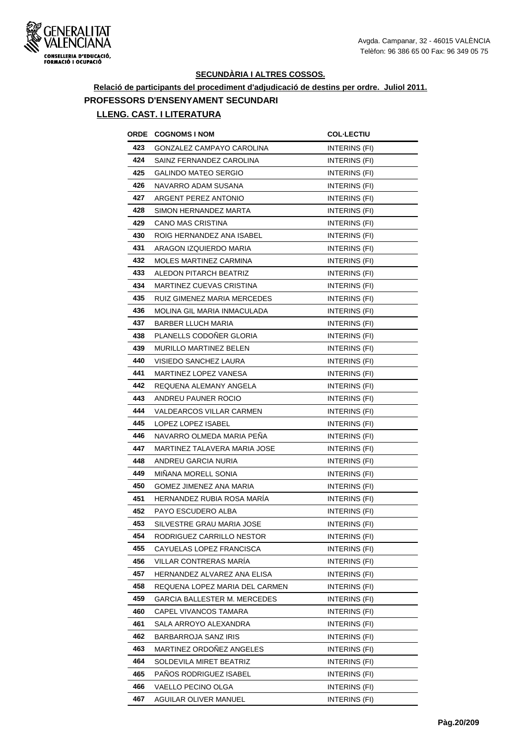GENERALITAT VALENCIANA
CONSELLERIA D'EDUCACIÓ, FORMACIÓ I OCUPACIÓ

Avgda. Campanar, 32 - 46015 VALÈNCIA
Telèfon: 96 386 65 00 Fax: 96 349 05 75

## SECUNDÀRIA I ALTRES COSSOS.

**Relació de participants del procediment d'adjudicació de destins per ordre. Juliol 2011.**

### PROFESSORS D'ENSENYAMENT SECUNDARI

#### LLENG. CAST. I LITERATURA

| ORDE | COGNOMS I NOM | COL·LECTIU |
|---|---|---|
| 423 | GONZALEZ CAMPAYO CAROLINA | INTERINS (FI) |
| 424 | SAINZ FERNANDEZ CAROLINA | INTERINS (FI) |
| 425 | GALINDO MATEO SERGIO | INTERINS (FI) |
| 426 | NAVARRO ADAM SUSANA | INTERINS (FI) |
| 427 | ARGENT PEREZ ANTONIO | INTERINS (FI) |
| 428 | SIMON HERNANDEZ MARTA | INTERINS (FI) |
| 429 | CANO MAS CRISTINA | INTERINS (FI) |
| 430 | ROIG HERNANDEZ ANA ISABEL | INTERINS (FI) |
| 431 | ARAGON IZQUIERDO MARIA | INTERINS (FI) |
| 432 | MOLES MARTINEZ CARMINA | INTERINS (FI) |
| 433 | ALEDON PITARCH BEATRIZ | INTERINS (FI) |
| 434 | MARTINEZ CUEVAS CRISTINA | INTERINS (FI) |
| 435 | RUIZ GIMENEZ MARIA MERCEDES | INTERINS (FI) |
| 436 | MOLINA GIL MARIA INMACULADA | INTERINS (FI) |
| 437 | BARBER LLUCH MARIA | INTERINS (FI) |
| 438 | PLANELLS CODOÑER GLORIA | INTERINS (FI) |
| 439 | MURILLO MARTINEZ BELEN | INTERINS (FI) |
| 440 | VISIEDO SANCHEZ LAURA | INTERINS (FI) |
| 441 | MARTINEZ LOPEZ VANESA | INTERINS (FI) |
| 442 | REQUENA ALEMANY ANGELA | INTERINS (FI) |
| 443 | ANDREU PAUNER ROCIO | INTERINS (FI) |
| 444 | VALDEARCOS VILLAR CARMEN | INTERINS (FI) |
| 445 | LOPEZ LOPEZ ISABEL | INTERINS (FI) |
| 446 | NAVARRO OLMEDA MARIA PEÑA | INTERINS (FI) |
| 447 | MARTINEZ TALAVERA MARIA JOSE | INTERINS (FI) |
| 448 | ANDREU GARCIA NURIA | INTERINS (FI) |
| 449 | MIÑANA MORELL SONIA | INTERINS (FI) |
| 450 | GOMEZ JIMENEZ ANA MARIA | INTERINS (FI) |
| 451 | HERNANDEZ RUBIA ROSA MARÍA | INTERINS (FI) |
| 452 | PAYO ESCUDERO ALBA | INTERINS (FI) |
| 453 | SILVESTRE GRAU MARIA JOSE | INTERINS (FI) |
| 454 | RODRIGUEZ CARRILLO NESTOR | INTERINS (FI) |
| 455 | CAYUELAS LOPEZ FRANCISCA | INTERINS (FI) |
| 456 | VILLAR CONTRERAS MARÍA | INTERINS (FI) |
| 457 | HERNANDEZ ALVAREZ ANA ELISA | INTERINS (FI) |
| 458 | REQUENA LOPEZ MARIA DEL CARMEN | INTERINS (FI) |
| 459 | GARCIA BALLESTER M. MERCEDES | INTERINS (FI) |
| 460 | CAPEL VIVANCOS TAMARA | INTERINS (FI) |
| 461 | SALA ARROYO ALEXANDRA | INTERINS (FI) |
| 462 | BARBARROJA SANZ IRIS | INTERINS (FI) |
| 463 | MARTINEZ ORDOÑEZ ANGELES | INTERINS (FI) |
| 464 | SOLDEVILA MIRET BEATRIZ | INTERINS (FI) |
| 465 | PAÑOS RODRIGUEZ ISABEL | INTERINS (FI) |
| 466 | VAELLO PECINO OLGA | INTERINS (FI) |
| 467 | AGUILAR OLIVER MANUEL | INTERINS (FI) |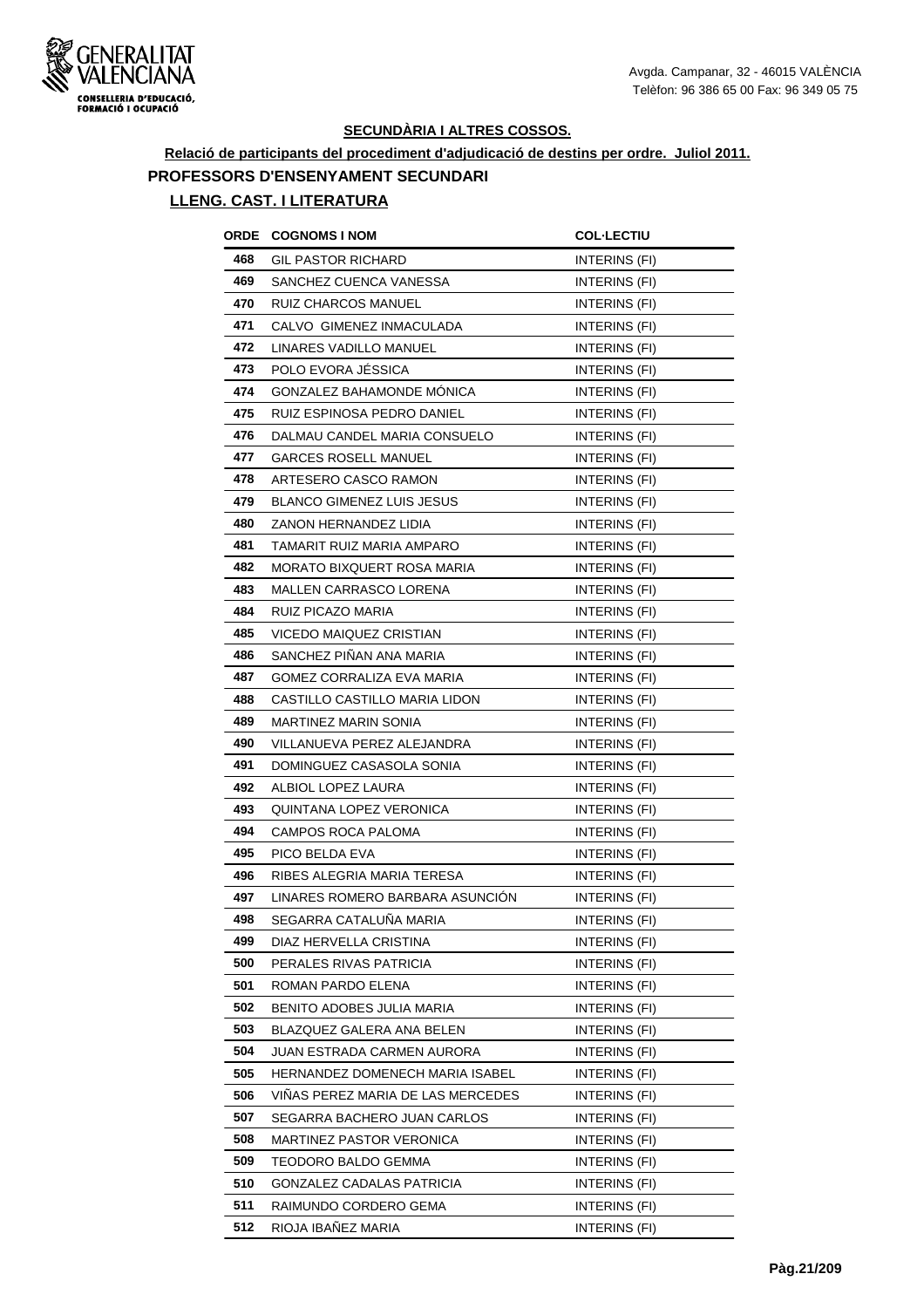Avgda. Campanar, 32 - 46015 VALÈNCIA
Telèfon: 96 386 65 00 Fax: 96 349 05 75

## SECUNDÀRIA I ALTRES COSSOS.

**Relació de participants del procediment d'adjudicació de destins per ordre. Juliol 2011.**

### PROFESSORS D'ENSENYAMENT SECUNDARI

**LLENG. CAST. I LITERATURA**

| ORDE | COGNOMS I NOM | COL·LECTIU |
|---|---|---|
| 468 | GIL PASTOR RICHARD | INTERINS (FI) |
| 469 | SANCHEZ CUENCA VANESSA | INTERINS (FI) |
| 470 | RUIZ CHARCOS MANUEL | INTERINS (FI) |
| 471 | CALVO GIMENEZ INMACULADA | INTERINS (FI) |
| 472 | LINARES VADILLO MANUEL | INTERINS (FI) |
| 473 | POLO EVORA JÉSSICA | INTERINS (FI) |
| 474 | GONZALEZ BAHAMONDE MÓNICA | INTERINS (FI) |
| 475 | RUIZ ESPINOSA PEDRO DANIEL | INTERINS (FI) |
| 476 | DALMAU CANDEL MARIA CONSUELO | INTERINS (FI) |
| 477 | GARCES ROSELL MANUEL | INTERINS (FI) |
| 478 | ARTESERO CASCO RAMON | INTERINS (FI) |
| 479 | BLANCO GIMENEZ LUIS JESUS | INTERINS (FI) |
| 480 | ZANON HERNANDEZ LIDIA | INTERINS (FI) |
| 481 | TAMARIT RUIZ MARIA AMPARO | INTERINS (FI) |
| 482 | MORATO BIXQUERT ROSA MARIA | INTERINS (FI) |
| 483 | MALLEN CARRASCO LORENA | INTERINS (FI) |
| 484 | RUIZ PICAZO MARIA | INTERINS (FI) |
| 485 | VICEDO MAIQUEZ CRISTIAN | INTERINS (FI) |
| 486 | SANCHEZ PIÑAN ANA MARIA | INTERINS (FI) |
| 487 | GOMEZ CORRALIZA EVA MARIA | INTERINS (FI) |
| 488 | CASTILLO CASTILLO MARIA LIDON | INTERINS (FI) |
| 489 | MARTINEZ MARIN SONIA | INTERINS (FI) |
| 490 | VILLANUEVA PEREZ ALEJANDRA | INTERINS (FI) |
| 491 | DOMINGUEZ CASASOLA SONIA | INTERINS (FI) |
| 492 | ALBIOL LOPEZ LAURA | INTERINS (FI) |
| 493 | QUINTANA LOPEZ VERONICA | INTERINS (FI) |
| 494 | CAMPOS ROCA PALOMA | INTERINS (FI) |
| 495 | PICO BELDA EVA | INTERINS (FI) |
| 496 | RIBES ALEGRIA MARIA TERESA | INTERINS (FI) |
| 497 | LINARES ROMERO BARBARA ASUNCIÓN | INTERINS (FI) |
| 498 | SEGARRA CATALUÑA MARIA | INTERINS (FI) |
| 499 | DIAZ HERVELLA CRISTINA | INTERINS (FI) |
| 500 | PERALES RIVAS PATRICIA | INTERINS (FI) |
| 501 | ROMAN PARDO ELENA | INTERINS (FI) |
| 502 | BENITO ADOBES JULIA MARIA | INTERINS (FI) |
| 503 | BLAZQUEZ GALERA ANA BELEN | INTERINS (FI) |
| 504 | JUAN ESTRADA CARMEN AURORA | INTERINS (FI) |
| 505 | HERNANDEZ DOMENECH MARIA ISABEL | INTERINS (FI) |
| 506 | VIÑAS PEREZ MARIA DE LAS MERCEDES | INTERINS (FI) |
| 507 | SEGARRA BACHERO JUAN CARLOS | INTERINS (FI) |
| 508 | MARTINEZ PASTOR VERONICA | INTERINS (FI) |
| 509 | TEODORO BALDO GEMMA | INTERINS (FI) |
| 510 | GONZALEZ CADALAS PATRICIA | INTERINS (FI) |
| 511 | RAIMUNDO CORDERO GEMA | INTERINS (FI) |
| 512 | RIOJA IBAÑEZ MARIA | INTERINS (FI) |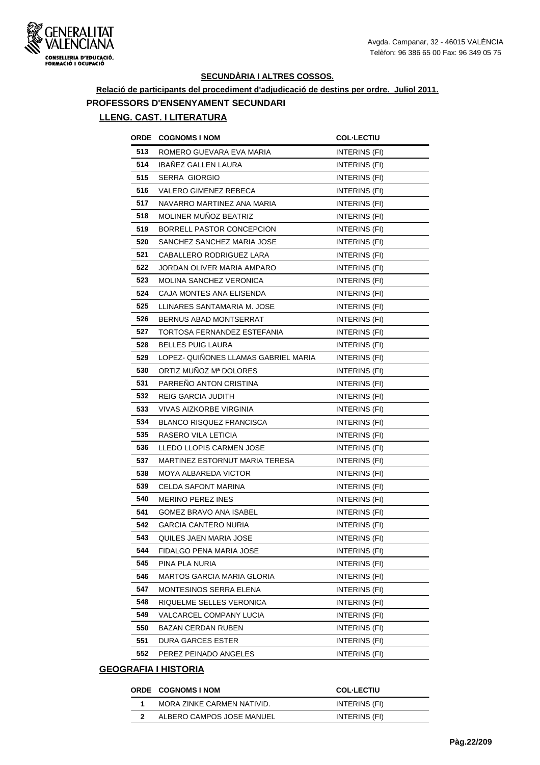## SECUNDÀRIA I ALTRES COSSOS.

**Relació de participants del procediment d'adjudicació de destins per ordre. Juliol 2011.**

### PROFESSORS D'ENSENYAMENT SECUNDARI

#### LLENG. CAST. I LITERATURA

| ORDE | COGNOMS I NOM | COL·LECTIU |
|---|---|---|
| 513 | ROMERO GUEVARA EVA MARIA | INTERINS (FI) |
| 514 | IBAÑEZ GALLEN LAURA | INTERINS (FI) |
| 515 | SERRA GIORGIO | INTERINS (FI) |
| 516 | VALERO GIMENEZ REBECA | INTERINS (FI) |
| 517 | NAVARRO MARTINEZ ANA MARIA | INTERINS (FI) |
| 518 | MOLINER MUÑOZ BEATRIZ | INTERINS (FI) |
| 519 | BORRELL PASTOR CONCEPCION | INTERINS (FI) |
| 520 | SANCHEZ SANCHEZ MARIA JOSE | INTERINS (FI) |
| 521 | CABALLERO RODRIGUEZ LARA | INTERINS (FI) |
| 522 | JORDAN OLIVER MARIA AMPARO | INTERINS (FI) |
| 523 | MOLINA SANCHEZ VERONICA | INTERINS (FI) |
| 524 | CAJA MONTES ANA ELISENDA | INTERINS (FI) |
| 525 | LLINARES SANTAMARIA M. JOSE | INTERINS (FI) |
| 526 | BERNUS ABAD MONTSERRAT | INTERINS (FI) |
| 527 | TORTOSA FERNANDEZ ESTEFANIA | INTERINS (FI) |
| 528 | BELLES PUIG LAURA | INTERINS (FI) |
| 529 | LOPEZ- QUIÑONES LLAMAS GABRIEL MARIA | INTERINS (FI) |
| 530 | ORTIZ MUÑOZ Mª DOLORES | INTERINS (FI) |
| 531 | PARREÑO ANTON CRISTINA | INTERINS (FI) |
| 532 | REIG GARCIA JUDITH | INTERINS (FI) |
| 533 | VIVAS AIZKORBE VIRGINIA | INTERINS (FI) |
| 534 | BLANCO RISQUEZ FRANCISCA | INTERINS (FI) |
| 535 | RASERO VILA LETICIA | INTERINS (FI) |
| 536 | LLEDO LLOPIS CARMEN JOSE | INTERINS (FI) |
| 537 | MARTINEZ ESTORNUT MARIA TERESA | INTERINS (FI) |
| 538 | MOYA ALBAREDA VICTOR | INTERINS (FI) |
| 539 | CELDA SAFONT MARINA | INTERINS (FI) |
| 540 | MERINO PEREZ INES | INTERINS (FI) |
| 541 | GOMEZ BRAVO ANA ISABEL | INTERINS (FI) |
| 542 | GARCIA CANTERO NURIA | INTERINS (FI) |
| 543 | QUILES JAEN MARIA JOSE | INTERINS (FI) |
| 544 | FIDALGO PENA MARIA JOSE | INTERINS (FI) |
| 545 | PINA PLA NURIA | INTERINS (FI) |
| 546 | MARTOS GARCIA MARIA GLORIA | INTERINS (FI) |
| 547 | MONTESINOS SERRA ELENA | INTERINS (FI) |
| 548 | RIQUELME SELLES VERONICA | INTERINS (FI) |
| 549 | VALCARCEL COMPANY LUCIA | INTERINS (FI) |
| 550 | BAZAN CERDAN RUBEN | INTERINS (FI) |
| 551 | DURA GARCES ESTER | INTERINS (FI) |
| 552 | PEREZ PEINADO ANGELES | INTERINS (FI) |

#### GEOGRAFIA I HISTORIA

| ORDE | COGNOMS I NOM | COL·LECTIU |
|---|---|---|
| 1 | MORA ZINKE CARMEN NATIVID. | INTERINS (FI) |
| 2 | ALBERO CAMPOS JOSE MANUEL | INTERINS (FI) |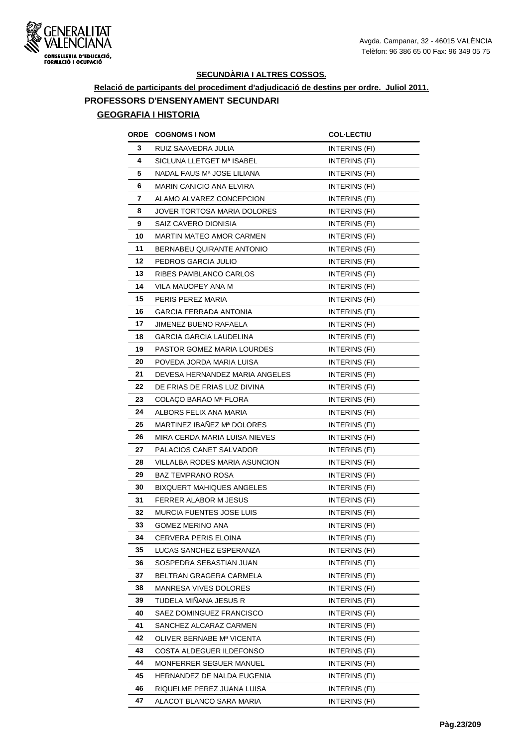**SECUNDÀRIA I ALTRES COSSOS.**

**Relació de participants del procediment d'adjudicació de destins per ordre. Juliol 2011.**

## PROFESSORS D'ENSENYAMENT SECUNDARI

### GEOGRAFIA I HISTORIA

| ORDE | COGNOMS I NOM | COL·LECTIU |
|---|---|---|
| 3 | RUIZ SAAVEDRA JULIA | INTERINS (FI) |
| 4 | SICLUNA LLETGET Mª ISABEL | INTERINS (FI) |
| 5 | NADAL FAUS Mª JOSE LILIANA | INTERINS (FI) |
| 6 | MARIN CANICIO ANA ELVIRA | INTERINS (FI) |
| 7 | ALAMO ALVAREZ CONCEPCION | INTERINS (FI) |
| 8 | JOVER TORTOSA MARIA DOLORES | INTERINS (FI) |
| 9 | SAIZ CAVERO DIONISIA | INTERINS (FI) |
| 10 | MARTIN MATEO AMOR CARMEN | INTERINS (FI) |
| 11 | BERNABEU QUIRANTE ANTONIO | INTERINS (FI) |
| 12 | PEDROS GARCIA JULIO | INTERINS (FI) |
| 13 | RIBES PAMBLANCO CARLOS | INTERINS (FI) |
| 14 | VILA MAUOPEY ANA M | INTERINS (FI) |
| 15 | PERIS PEREZ MARIA | INTERINS (FI) |
| 16 | GARCIA FERRADA ANTONIA | INTERINS (FI) |
| 17 | JIMENEZ BUENO RAFAELA | INTERINS (FI) |
| 18 | GARCIA GARCIA LAUDELINA | INTERINS (FI) |
| 19 | PASTOR GOMEZ MARIA LOURDES | INTERINS (FI) |
| 20 | POVEDA JORDA MARIA LUISA | INTERINS (FI) |
| 21 | DEVESA HERNANDEZ MARIA ANGELES | INTERINS (FI) |
| 22 | DE FRIAS DE FRIAS LUZ DIVINA | INTERINS (FI) |
| 23 | COLAÇO BARAO Mª FLORA | INTERINS (FI) |
| 24 | ALBORS FELIX ANA MARIA | INTERINS (FI) |
| 25 | MARTINEZ IBAÑEZ Mª DOLORES | INTERINS (FI) |
| 26 | MIRA CERDA MARIA LUISA NIEVES | INTERINS (FI) |
| 27 | PALACIOS CANET SALVADOR | INTERINS (FI) |
| 28 | VILLALBA RODES MARIA ASUNCION | INTERINS (FI) |
| 29 | BAZ TEMPRANO ROSA | INTERINS (FI) |
| 30 | BIXQUERT MAHIQUES ANGELES | INTERINS (FI) |
| 31 | FERRER ALABOR M JESUS | INTERINS (FI) |
| 32 | MURCIA FUENTES JOSE LUIS | INTERINS (FI) |
| 33 | GOMEZ MERINO ANA | INTERINS (FI) |
| 34 | CERVERA PERIS ELOINA | INTERINS (FI) |
| 35 | LUCAS SANCHEZ ESPERANZA | INTERINS (FI) |
| 36 | SOSPEDRA SEBASTIAN JUAN | INTERINS (FI) |
| 37 | BELTRAN GRAGERA CARMELA | INTERINS (FI) |
| 38 | MANRESA VIVES DOLORES | INTERINS (FI) |
| 39 | TUDELA MIÑANA JESUS R | INTERINS (FI) |
| 40 | SAEZ DOMINGUEZ FRANCISCO | INTERINS (FI) |
| 41 | SANCHEZ ALCARAZ CARMEN | INTERINS (FI) |
| 42 | OLIVER BERNABE Mª VICENTA | INTERINS (FI) |
| 43 | COSTA ALDEGUER ILDEFONSO | INTERINS (FI) |
| 44 | MONFERRER SEGUER MANUEL | INTERINS (FI) |
| 45 | HERNANDEZ DE NALDA EUGENIA | INTERINS (FI) |
| 46 | RIQUELME PEREZ JUANA LUISA | INTERINS (FI) |
| 47 | ALACOT BLANCO SARA MARIA | INTERINS (FI) |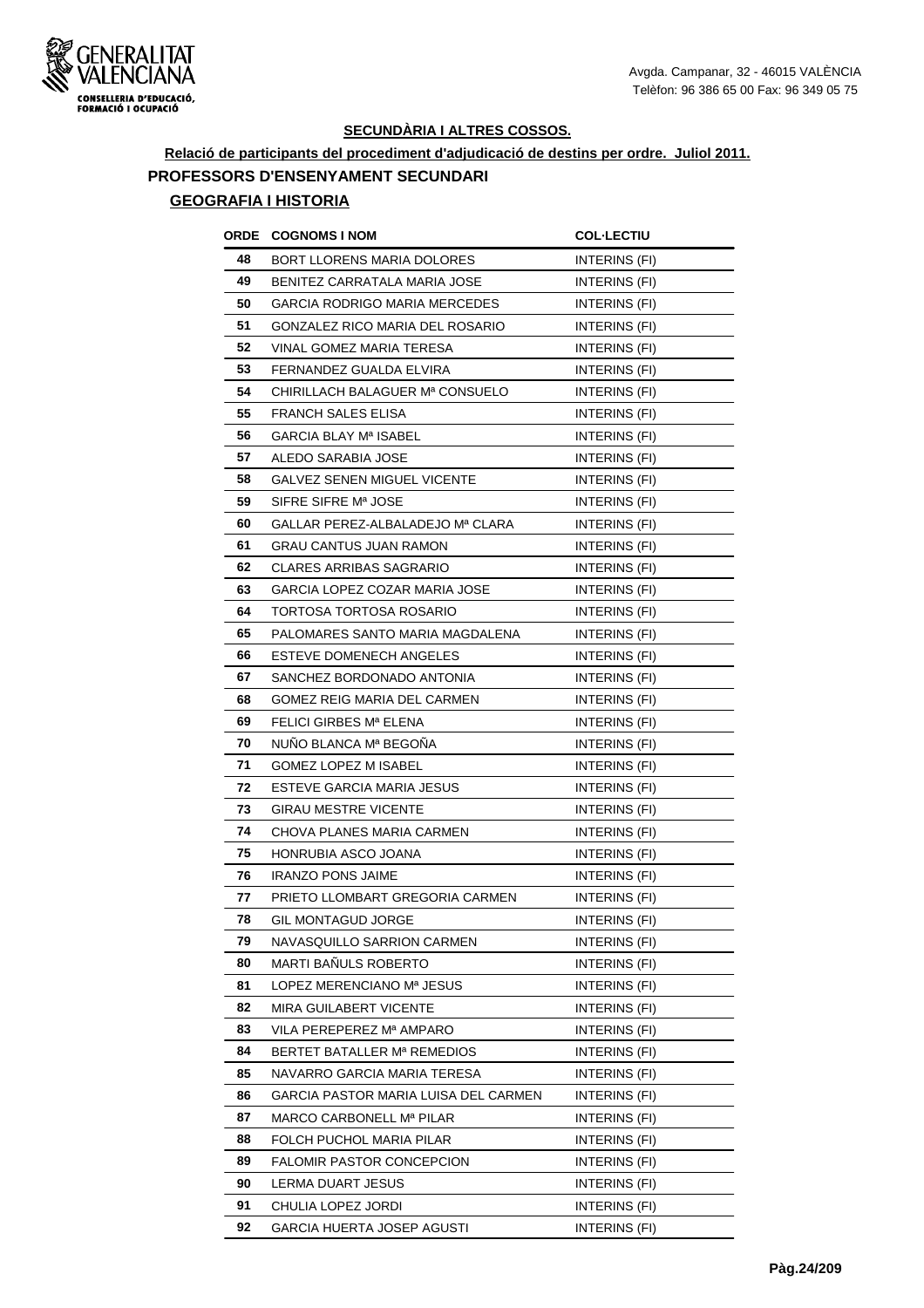## SECUNDÀRIA I ALTRES COSSOS.

**Relació de participants del procediment d'adjudicació de destins per ordre. Juliol 2011.**

### PROFESSORS D'ENSENYAMENT SECUNDARI

#### GEOGRAFIA I HISTORIA

| ORDE | COGNOMS I NOM | COL·LECTIU |
|---|---|---|
| 48 | BORT LLORENS MARIA DOLORES | INTERINS (FI) |
| 49 | BENITEZ CARRATALA MARIA JOSE | INTERINS (FI) |
| 50 | GARCIA RODRIGO MARIA MERCEDES | INTERINS (FI) |
| 51 | GONZALEZ RICO MARIA DEL ROSARIO | INTERINS (FI) |
| 52 | VINAL GOMEZ MARIA TERESA | INTERINS (FI) |
| 53 | FERNANDEZ GUALDA ELVIRA | INTERINS (FI) |
| 54 | CHIRILLACH BALAGUER Mª CONSUELO | INTERINS (FI) |
| 55 | FRANCH SALES ELISA | INTERINS (FI) |
| 56 | GARCIA BLAY Mª ISABEL | INTERINS (FI) |
| 57 | ALEDO SARABIA JOSE | INTERINS (FI) |
| 58 | GALVEZ SENEN MIGUEL VICENTE | INTERINS (FI) |
| 59 | SIFRE SIFRE Mª JOSE | INTERINS (FI) |
| 60 | GALLAR PEREZ-ALBALADEJO Mª CLARA | INTERINS (FI) |
| 61 | GRAU CANTUS JUAN RAMON | INTERINS (FI) |
| 62 | CLARES ARRIBAS SAGRARIO | INTERINS (FI) |
| 63 | GARCIA LOPEZ COZAR MARIA JOSE | INTERINS (FI) |
| 64 | TORTOSA TORTOSA ROSARIO | INTERINS (FI) |
| 65 | PALOMARES SANTO MARIA MAGDALENA | INTERINS (FI) |
| 66 | ESTEVE DOMENECH ANGELES | INTERINS (FI) |
| 67 | SANCHEZ BORDONADO ANTONIA | INTERINS (FI) |
| 68 | GOMEZ REIG MARIA DEL CARMEN | INTERINS (FI) |
| 69 | FELICI GIRBES Mª ELENA | INTERINS (FI) |
| 70 | NUÑO BLANCA Mª BEGOÑA | INTERINS (FI) |
| 71 | GOMEZ LOPEZ M ISABEL | INTERINS (FI) |
| 72 | ESTEVE GARCIA MARIA JESUS | INTERINS (FI) |
| 73 | GIRAU MESTRE VICENTE | INTERINS (FI) |
| 74 | CHOVA PLANES MARIA CARMEN | INTERINS (FI) |
| 75 | HONRUBIA ASCO JOANA | INTERINS (FI) |
| 76 | IRANZO PONS JAIME | INTERINS (FI) |
| 77 | PRIETO LLOMBART GREGORIA CARMEN | INTERINS (FI) |
| 78 | GIL MONTAGUD JORGE | INTERINS (FI) |
| 79 | NAVASQUILLO SARRION CARMEN | INTERINS (FI) |
| 80 | MARTI BAÑULS ROBERTO | INTERINS (FI) |
| 81 | LOPEZ MERENCIANO Mª JESUS | INTERINS (FI) |
| 82 | MIRA GUILABERT VICENTE | INTERINS (FI) |
| 83 | VILA PEREPEREZ Mª AMPARO | INTERINS (FI) |
| 84 | BERTET BATALLER Mª REMEDIOS | INTERINS (FI) |
| 85 | NAVARRO GARCIA MARIA TERESA | INTERINS (FI) |
| 86 | GARCIA PASTOR MARIA LUISA DEL CARMEN | INTERINS (FI) |
| 87 | MARCO CARBONELL Mª PILAR | INTERINS (FI) |
| 88 | FOLCH PUCHOL MARIA PILAR | INTERINS (FI) |
| 89 | FALOMIR PASTOR CONCEPCION | INTERINS (FI) |
| 90 | LERMA DUART JESUS | INTERINS (FI) |
| 91 | CHULIA LOPEZ JORDI | INTERINS (FI) |
| 92 | GARCIA HUERTA JOSEP AGUSTI | INTERINS (FI) |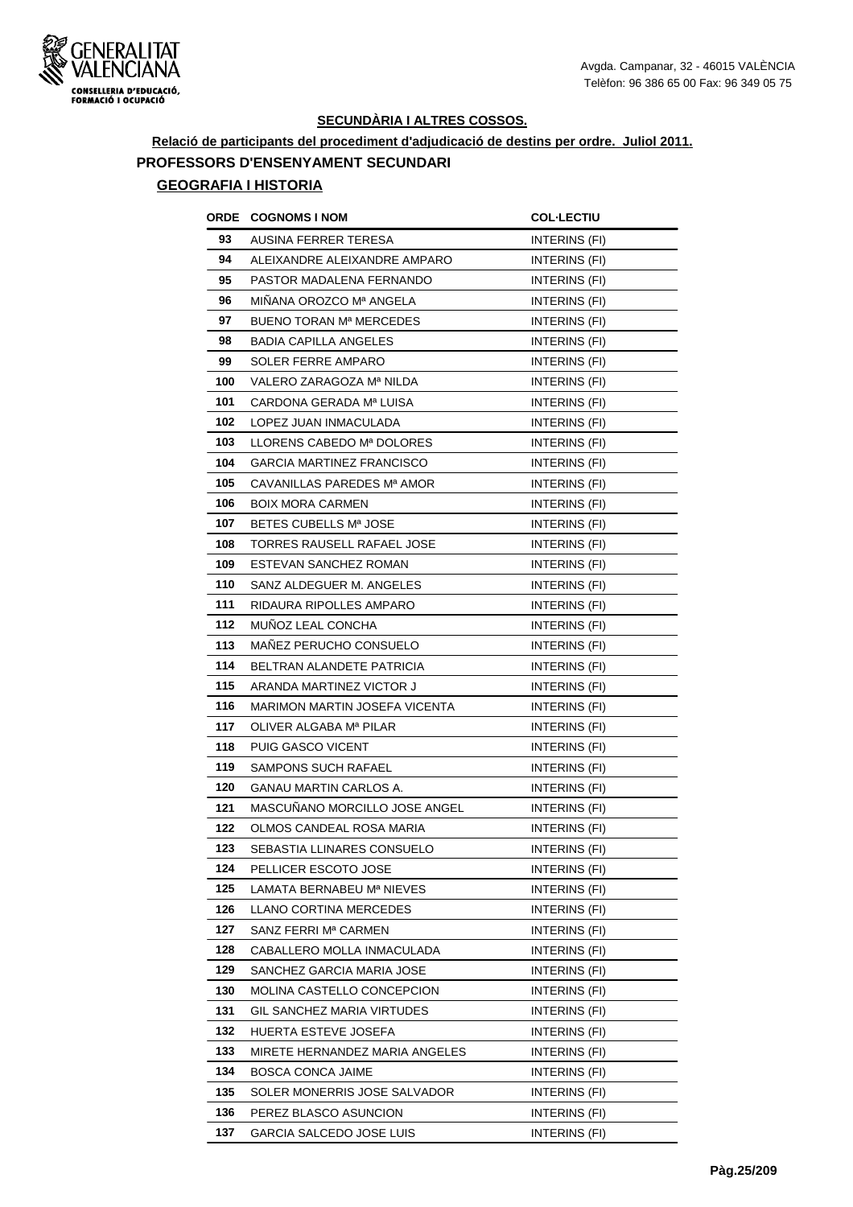## SECUNDÀRIA I ALTRES COSSOS.

**Relació de participants del procediment d'adjudicació de destins per ordre. Juliol 2011.**

### PROFESSORS D'ENSENYAMENT SECUNDARI

#### GEOGRAFIA I HISTORIA

| ORDE | COGNOMS I NOM | COL·LECTIU |
|---|---|---|
| 93 | AUSINA FERRER TERESA | INTERINS (FI) |
| 94 | ALEIXANDRE ALEIXANDRE AMPARO | INTERINS (FI) |
| 95 | PASTOR MADALENA FERNANDO | INTERINS (FI) |
| 96 | MIÑANA OROZCO Mª ANGELA | INTERINS (FI) |
| 97 | BUENO TORAN Mª MERCEDES | INTERINS (FI) |
| 98 | BADIA CAPILLA ANGELES | INTERINS (FI) |
| 99 | SOLER FERRE AMPARO | INTERINS (FI) |
| 100 | VALERO ZARAGOZA Mª NILDA | INTERINS (FI) |
| 101 | CARDONA GERADA Mª LUISA | INTERINS (FI) |
| 102 | LOPEZ JUAN INMACULADA | INTERINS (FI) |
| 103 | LLORENS CABEDO Mª DOLORES | INTERINS (FI) |
| 104 | GARCIA MARTINEZ FRANCISCO | INTERINS (FI) |
| 105 | CAVANILLAS PAREDES Mª AMOR | INTERINS (FI) |
| 106 | BOIX MORA CARMEN | INTERINS (FI) |
| 107 | BETES CUBELLS Mª JOSE | INTERINS (FI) |
| 108 | TORRES RAUSELL RAFAEL JOSE | INTERINS (FI) |
| 109 | ESTEVAN SANCHEZ ROMAN | INTERINS (FI) |
| 110 | SANZ ALDEGUER M. ANGELES | INTERINS (FI) |
| 111 | RIDAURA RIPOLLES AMPARO | INTERINS (FI) |
| 112 | MUÑOZ LEAL CONCHA | INTERINS (FI) |
| 113 | MAÑEZ PERUCHO CONSUELO | INTERINS (FI) |
| 114 | BELTRAN ALANDETE PATRICIA | INTERINS (FI) |
| 115 | ARANDA MARTINEZ VICTOR J | INTERINS (FI) |
| 116 | MARIMON MARTIN JOSEFA VICENTA | INTERINS (FI) |
| 117 | OLIVER ALGABA Mª PILAR | INTERINS (FI) |
| 118 | PUIG GASCO VICENT | INTERINS (FI) |
| 119 | SAMPONS SUCH RAFAEL | INTERINS (FI) |
| 120 | GANAU MARTIN CARLOS A. | INTERINS (FI) |
| 121 | MASCUÑANO MORCILLO JOSE ANGEL | INTERINS (FI) |
| 122 | OLMOS CANDEAL ROSA MARIA | INTERINS (FI) |
| 123 | SEBASTIA LLINARES CONSUELO | INTERINS (FI) |
| 124 | PELLICER ESCOTO JOSE | INTERINS (FI) |
| 125 | LAMATA BERNABEU Mª NIEVES | INTERINS (FI) |
| 126 | LLANO CORTINA MERCEDES | INTERINS (FI) |
| 127 | SANZ FERRI Mª CARMEN | INTERINS (FI) |
| 128 | CABALLERO MOLLA INMACULADA | INTERINS (FI) |
| 129 | SANCHEZ GARCIA MARIA JOSE | INTERINS (FI) |
| 130 | MOLINA CASTELLO CONCEPCION | INTERINS (FI) |
| 131 | GIL SANCHEZ MARIA VIRTUDES | INTERINS (FI) |
| 132 | HUERTA ESTEVE JOSEFA | INTERINS (FI) |
| 133 | MIRETE HERNANDEZ MARIA ANGELES | INTERINS (FI) |
| 134 | BOSCA CONCA JAIME | INTERINS (FI) |
| 135 | SOLER MONERRIS JOSE SALVADOR | INTERINS (FI) |
| 136 | PEREZ BLASCO ASUNCION | INTERINS (FI) |
| 137 | GARCIA SALCEDO JOSE LUIS | INTERINS (FI) |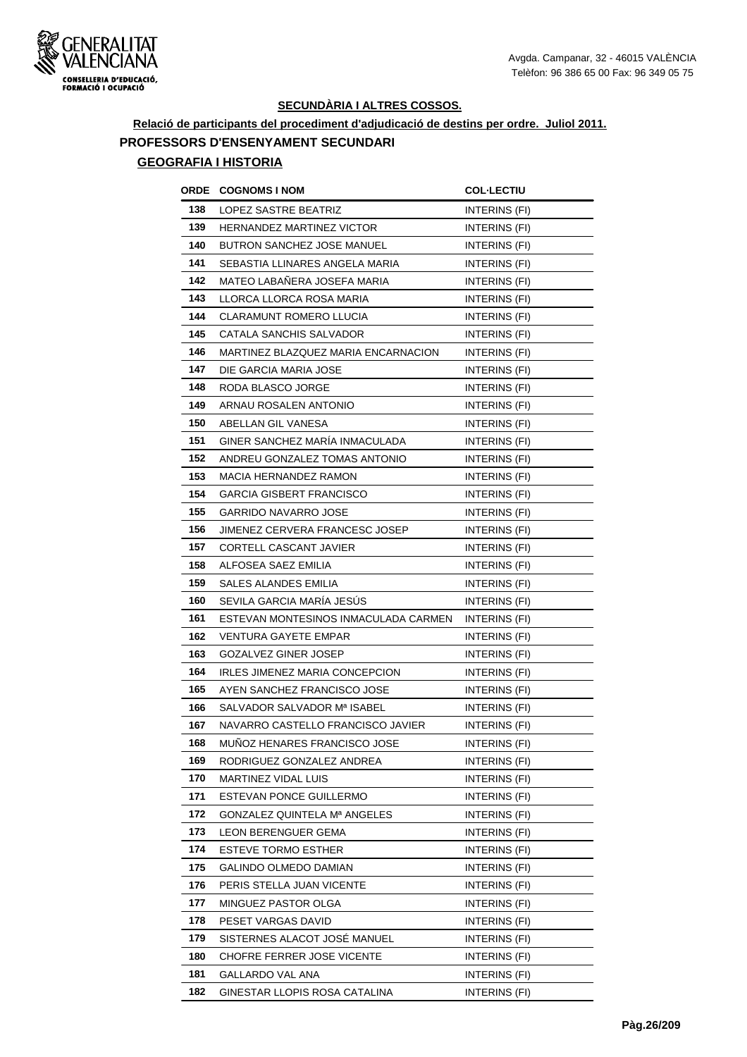## SECUNDÀRIA I ALTRES COSSOS.

**Relació de participants del procediment d'adjudicació de destins per ordre. Juliol 2011.**

### PROFESSORS D'ENSENYAMENT SECUNDARI

#### GEOGRAFIA I HISTORIA

| ORDE | COGNOMS I NOM | COL·LECTIU |
|---|---|---|
| 138 | LOPEZ SASTRE BEATRIZ | INTERINS (FI) |
| 139 | HERNANDEZ MARTINEZ VICTOR | INTERINS (FI) |
| 140 | BUTRON SANCHEZ JOSE MANUEL | INTERINS (FI) |
| 141 | SEBASTIA LLINARES ANGELA MARIA | INTERINS (FI) |
| 142 | MATEO LABAÑERA JOSEFA MARIA | INTERINS (FI) |
| 143 | LLORCA LLORCA ROSA MARIA | INTERINS (FI) |
| 144 | CLARAMUNT ROMERO LLUCIA | INTERINS (FI) |
| 145 | CATALA SANCHIS SALVADOR | INTERINS (FI) |
| 146 | MARTINEZ BLAZQUEZ MARIA ENCARNACION | INTERINS (FI) |
| 147 | DIE GARCIA MARIA JOSE | INTERINS (FI) |
| 148 | RODA BLASCO JORGE | INTERINS (FI) |
| 149 | ARNAU ROSALEN ANTONIO | INTERINS (FI) |
| 150 | ABELLAN GIL VANESA | INTERINS (FI) |
| 151 | GINER SANCHEZ MARÍA INMACULADA | INTERINS (FI) |
| 152 | ANDREU GONZALEZ TOMAS ANTONIO | INTERINS (FI) |
| 153 | MACIA HERNANDEZ RAMON | INTERINS (FI) |
| 154 | GARCIA GISBERT FRANCISCO | INTERINS (FI) |
| 155 | GARRIDO NAVARRO JOSE | INTERINS (FI) |
| 156 | JIMENEZ CERVERA FRANCESC JOSEP | INTERINS (FI) |
| 157 | CORTELL CASCANT JAVIER | INTERINS (FI) |
| 158 | ALFOSEA SAEZ EMILIA | INTERINS (FI) |
| 159 | SALES ALANDES EMILIA | INTERINS (FI) |
| 160 | SEVILA GARCIA MARÍA JESÚS | INTERINS (FI) |
| 161 | ESTEVAN MONTESINOS INMACULADA CARMEN | INTERINS (FI) |
| 162 | VENTURA GAYETE EMPAR | INTERINS (FI) |
| 163 | GOZALVEZ GINER JOSEP | INTERINS (FI) |
| 164 | IRLES JIMENEZ MARIA CONCEPCION | INTERINS (FI) |
| 165 | AYEN SANCHEZ FRANCISCO JOSE | INTERINS (FI) |
| 166 | SALVADOR SALVADOR Mª ISABEL | INTERINS (FI) |
| 167 | NAVARRO CASTELLO FRANCISCO JAVIER | INTERINS (FI) |
| 168 | MUÑOZ HENARES FRANCISCO JOSE | INTERINS (FI) |
| 169 | RODRIGUEZ GONZALEZ ANDREA | INTERINS (FI) |
| 170 | MARTINEZ VIDAL LUIS | INTERINS (FI) |
| 171 | ESTEVAN PONCE GUILLERMO | INTERINS (FI) |
| 172 | GONZALEZ QUINTELA Mª ANGELES | INTERINS (FI) |
| 173 | LEON BERENGUER GEMA | INTERINS (FI) |
| 174 | ESTEVE TORMO ESTHER | INTERINS (FI) |
| 175 | GALINDO OLMEDO DAMIAN | INTERINS (FI) |
| 176 | PERIS STELLA JUAN VICENTE | INTERINS (FI) |
| 177 | MINGUEZ PASTOR OLGA | INTERINS (FI) |
| 178 | PESET VARGAS DAVID | INTERINS (FI) |
| 179 | SISTERNES ALACOT JOSÉ MANUEL | INTERINS (FI) |
| 180 | CHOFRE FERRER JOSE VICENTE | INTERINS (FI) |
| 181 | GALLARDO VAL ANA | INTERINS (FI) |
| 182 | GINESTAR LLOPIS ROSA CATALINA | INTERINS (FI) |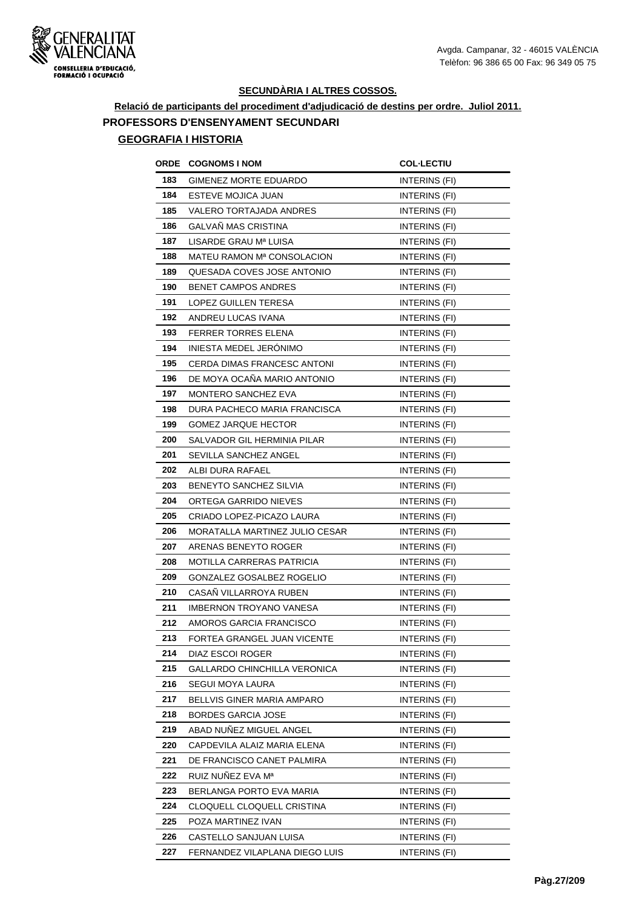Avgda. Campanar, 32 - 46015 VALÈNCIA
Telèfon: 96 386 65 00 Fax: 96 349 05 75

## SECUNDÀRIA I ALTRES COSSOS.

**Relació de participants del procediment d'adjudicació de destins per ordre. Juliol 2011.**

### PROFESSORS D'ENSENYAMENT SECUNDARI

#### GEOGRAFIA I HISTORIA

| ORDE | COGNOMS I NOM | COL·LECTIU |
|---|---|---|
| 183 | GIMENEZ MORTE EDUARDO | INTERINS (FI) |
| 184 | ESTEVE MOJICA JUAN | INTERINS (FI) |
| 185 | VALERO TORTAJADA ANDRES | INTERINS (FI) |
| 186 | GALVAÑ MAS CRISTINA | INTERINS (FI) |
| 187 | LISARDE GRAU Mª LUISA | INTERINS (FI) |
| 188 | MATEU RAMON Mª CONSOLACION | INTERINS (FI) |
| 189 | QUESADA COVES JOSE ANTONIO | INTERINS (FI) |
| 190 | BENET CAMPOS ANDRES | INTERINS (FI) |
| 191 | LOPEZ GUILLEN TERESA | INTERINS (FI) |
| 192 | ANDREU LUCAS IVANA | INTERINS (FI) |
| 193 | FERRER TORRES ELENA | INTERINS (FI) |
| 194 | INIESTA MEDEL JERÓNIMO | INTERINS (FI) |
| 195 | CERDA DIMAS FRANCESC ANTONI | INTERINS (FI) |
| 196 | DE MOYA OCAÑA MARIO ANTONIO | INTERINS (FI) |
| 197 | MONTERO SANCHEZ EVA | INTERINS (FI) |
| 198 | DURA PACHECO MARIA FRANCISCA | INTERINS (FI) |
| 199 | GOMEZ JARQUE HECTOR | INTERINS (FI) |
| 200 | SALVADOR GIL HERMINIA PILAR | INTERINS (FI) |
| 201 | SEVILLA SANCHEZ ANGEL | INTERINS (FI) |
| 202 | ALBI DURA RAFAEL | INTERINS (FI) |
| 203 | BENEYTO SANCHEZ SILVIA | INTERINS (FI) |
| 204 | ORTEGA GARRIDO NIEVES | INTERINS (FI) |
| 205 | CRIADO LOPEZ-PICAZO LAURA | INTERINS (FI) |
| 206 | MORATALLA MARTINEZ JULIO CESAR | INTERINS (FI) |
| 207 | ARENAS BENEYTO ROGER | INTERINS (FI) |
| 208 | MOTILLA CARRERAS PATRICIA | INTERINS (FI) |
| 209 | GONZALEZ GOSALBEZ ROGELIO | INTERINS (FI) |
| 210 | CASAÑ VILLARROYA RUBEN | INTERINS (FI) |
| 211 | IMBERNON TROYANO VANESA | INTERINS (FI) |
| 212 | AMOROS GARCIA FRANCISCO | INTERINS (FI) |
| 213 | FORTEA GRANGEL JUAN VICENTE | INTERINS (FI) |
| 214 | DIAZ ESCOI ROGER | INTERINS (FI) |
| 215 | GALLARDO CHINCHILLA VERONICA | INTERINS (FI) |
| 216 | SEGUI MOYA LAURA | INTERINS (FI) |
| 217 | BELLVIS GINER MARIA AMPARO | INTERINS (FI) |
| 218 | BORDES GARCIA JOSE | INTERINS (FI) |
| 219 | ABAD NUÑEZ MIGUEL ANGEL | INTERINS (FI) |
| 220 | CAPDEVILA ALAIZ MARIA ELENA | INTERINS (FI) |
| 221 | DE FRANCISCO CANET PALMIRA | INTERINS (FI) |
| 222 | RUIZ NUÑEZ EVA Mª | INTERINS (FI) |
| 223 | BERLANGA PORTO EVA MARIA | INTERINS (FI) |
| 224 | CLOQUELL CLOQUELL CRISTINA | INTERINS (FI) |
| 225 | POZA MARTINEZ IVAN | INTERINS (FI) |
| 226 | CASTELLO SANJUAN LUISA | INTERINS (FI) |
| 227 | FERNANDEZ VILAPLANA DIEGO LUIS | INTERINS (FI) |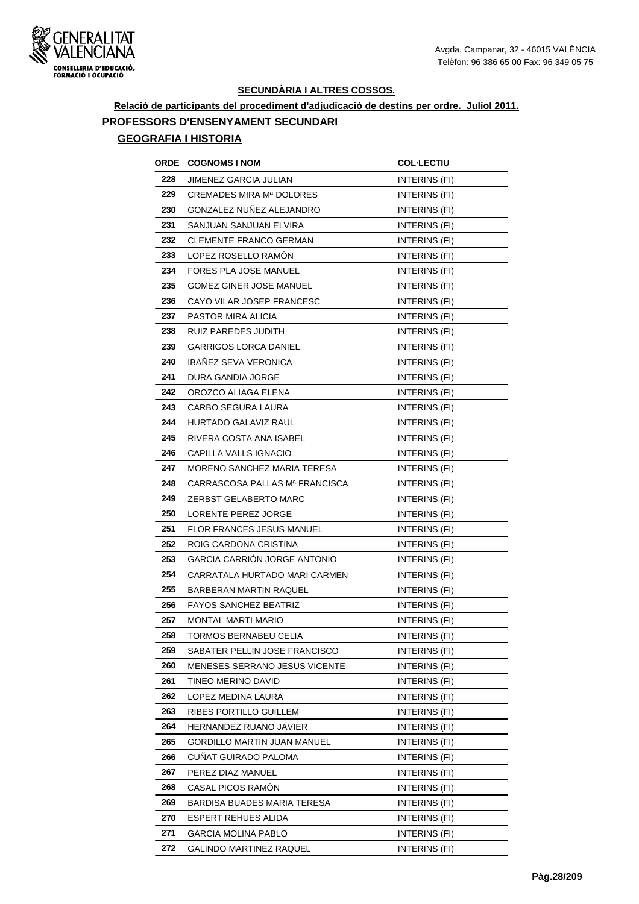## SECUNDÀRIA I ALTRES COSSOS.

**Relació de participants del procediment d'adjudicació de destins per ordre. Juliol 2011.**

### PROFESSORS D'ENSENYAMENT SECUNDARI

#### GEOGRAFIA I HISTORIA

| ORDE | COGNOMS I NOM | COL·LECTIU |
|---|---|---|
| 228 | JIMENEZ GARCIA JULIAN | INTERINS (FI) |
| 229 | CREMADES MIRA Mª DOLORES | INTERINS (FI) |
| 230 | GONZALEZ NUÑEZ ALEJANDRO | INTERINS (FI) |
| 231 | SANJUAN SANJUAN ELVIRA | INTERINS (FI) |
| 232 | CLEMENTE FRANCO GERMAN | INTERINS (FI) |
| 233 | LOPEZ ROSELLO RAMÓN | INTERINS (FI) |
| 234 | FORES PLA JOSE MANUEL | INTERINS (FI) |
| 235 | GOMEZ GINER JOSE MANUEL | INTERINS (FI) |
| 236 | CAYO VILAR JOSEP FRANCESC | INTERINS (FI) |
| 237 | PASTOR MIRA ALICIA | INTERINS (FI) |
| 238 | RUIZ PAREDES JUDITH | INTERINS (FI) |
| 239 | GARRIGOS LORCA DANIEL | INTERINS (FI) |
| 240 | IBAÑEZ SEVA VERONICA | INTERINS (FI) |
| 241 | DURA GANDIA JORGE | INTERINS (FI) |
| 242 | OROZCO ALIAGA ELENA | INTERINS (FI) |
| 243 | CARBO SEGURA LAURA | INTERINS (FI) |
| 244 | HURTADO GALAVIZ RAUL | INTERINS (FI) |
| 245 | RIVERA COSTA ANA ISABEL | INTERINS (FI) |
| 246 | CAPILLA VALLS IGNACIO | INTERINS (FI) |
| 247 | MORENO SANCHEZ MARIA TERESA | INTERINS (FI) |
| 248 | CARRASCOSA PALLAS Mª FRANCISCA | INTERINS (FI) |
| 249 | ZERBST GELABERTO MARC | INTERINS (FI) |
| 250 | LORENTE PEREZ JORGE | INTERINS (FI) |
| 251 | FLOR FRANCES JESUS MANUEL | INTERINS (FI) |
| 252 | ROIG CARDONA CRISTINA | INTERINS (FI) |
| 253 | GARCIA CARRIÓN JORGE ANTONIO | INTERINS (FI) |
| 254 | CARRATALA HURTADO MARI CARMEN | INTERINS (FI) |
| 255 | BARBERAN MARTIN RAQUEL | INTERINS (FI) |
| 256 | FAYOS SANCHEZ BEATRIZ | INTERINS (FI) |
| 257 | MONTAL MARTI MARIO | INTERINS (FI) |
| 258 | TORMOS BERNABEU CELIA | INTERINS (FI) |
| 259 | SABATER PELLIN JOSE FRANCISCO | INTERINS (FI) |
| 260 | MENESES SERRANO JESUS VICENTE | INTERINS (FI) |
| 261 | TINEO MERINO DAVID | INTERINS (FI) |
| 262 | LOPEZ MEDINA LAURA | INTERINS (FI) |
| 263 | RIBES PORTILLO GUILLEM | INTERINS (FI) |
| 264 | HERNANDEZ RUANO JAVIER | INTERINS (FI) |
| 265 | GORDILLO MARTIN JUAN MANUEL | INTERINS (FI) |
| 266 | CUÑAT GUIRADO PALOMA | INTERINS (FI) |
| 267 | PEREZ DIAZ MANUEL | INTERINS (FI) |
| 268 | CASAL PICOS RAMÓN | INTERINS (FI) |
| 269 | BARDISA BUADES MARIA TERESA | INTERINS (FI) |
| 270 | ESPERT REHUES ALIDA | INTERINS (FI) |
| 271 | GARCIA MOLINA PABLO | INTERINS (FI) |
| 272 | GALINDO MARTINEZ RAQUEL | INTERINS (FI) |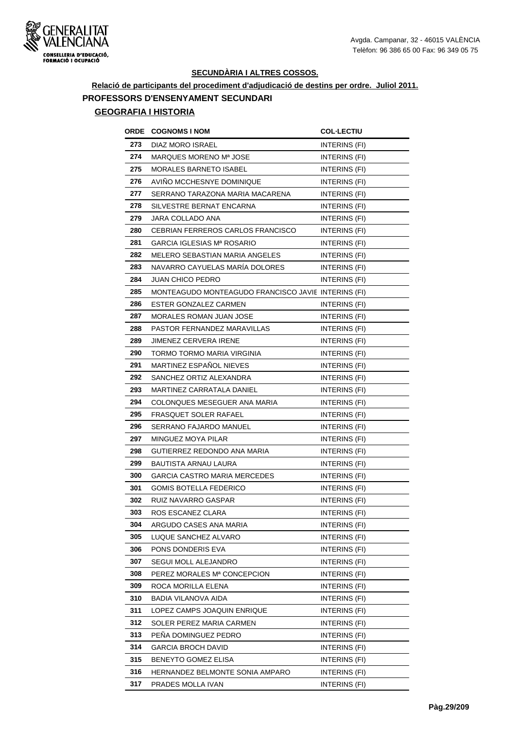## SECUNDÀRIA I ALTRES COSSOS.

**Relació de participants del procediment d'adjudicació de destins per ordre. Juliol 2011.**

### PROFESSORS D'ENSENYAMENT SECUNDARI

#### GEOGRAFIA I HISTORIA

| ORDE | COGNOMS I NOM | COL·LECTIU |
|---|---|---|
| 273 | DIAZ MORO ISRAEL | INTERINS (FI) |
| 274 | MARQUES MORENO Mª JOSE | INTERINS (FI) |
| 275 | MORALES BARNETO ISABEL | INTERINS (FI) |
| 276 | AVIÑO MCCHESNYE DOMINIQUE | INTERINS (FI) |
| 277 | SERRANO TARAZONA MARIA MACARENA | INTERINS (FI) |
| 278 | SILVESTRE BERNAT ENCARNA | INTERINS (FI) |
| 279 | JARA COLLADO ANA | INTERINS (FI) |
| 280 | CEBRIAN FERREROS CARLOS FRANCISCO | INTERINS (FI) |
| 281 | GARCIA IGLESIAS Mª ROSARIO | INTERINS (FI) |
| 282 | MELERO SEBASTIAN MARIA ANGELES | INTERINS (FI) |
| 283 | NAVARRO CAYUELAS MARÍA DOLORES | INTERINS (FI) |
| 284 | JUAN CHICO PEDRO | INTERINS (FI) |
| 285 | MONTEAGUDO MONTEAGUDO FRANCISCO JAVIE | INTERINS (FI) |
| 286 | ESTER GONZALEZ CARMEN | INTERINS (FI) |
| 287 | MORALES ROMAN JUAN JOSE | INTERINS (FI) |
| 288 | PASTOR FERNANDEZ MARAVILLAS | INTERINS (FI) |
| 289 | JIMENEZ CERVERA IRENE | INTERINS (FI) |
| 290 | TORMO TORMO MARIA VIRGINIA | INTERINS (FI) |
| 291 | MARTINEZ ESPAÑOL NIEVES | INTERINS (FI) |
| 292 | SANCHEZ ORTIZ ALEXANDRA | INTERINS (FI) |
| 293 | MARTINEZ CARRATALA DANIEL | INTERINS (FI) |
| 294 | COLONQUES MESEGUER ANA MARIA | INTERINS (FI) |
| 295 | FRASQUET SOLER RAFAEL | INTERINS (FI) |
| 296 | SERRANO FAJARDO MANUEL | INTERINS (FI) |
| 297 | MINGUEZ MOYA PILAR | INTERINS (FI) |
| 298 | GUTIERREZ REDONDO ANA MARIA | INTERINS (FI) |
| 299 | BAUTISTA ARNAU LAURA | INTERINS (FI) |
| 300 | GARCIA CASTRO MARIA MERCEDES | INTERINS (FI) |
| 301 | GOMIS BOTELLA FEDERICO | INTERINS (FI) |
| 302 | RUIZ NAVARRO GASPAR | INTERINS (FI) |
| 303 | ROS ESCANEZ CLARA | INTERINS (FI) |
| 304 | ARGUDO CASES ANA MARIA | INTERINS (FI) |
| 305 | LUQUE SANCHEZ ALVARO | INTERINS (FI) |
| 306 | PONS DONDERIS EVA | INTERINS (FI) |
| 307 | SEGUI MOLL ALEJANDRO | INTERINS (FI) |
| 308 | PEREZ MORALES Mª CONCEPCION | INTERINS (FI) |
| 309 | ROCA MORILLA ELENA | INTERINS (FI) |
| 310 | BADIA VILANOVA AIDA | INTERINS (FI) |
| 311 | LOPEZ CAMPS JOAQUIN ENRIQUE | INTERINS (FI) |
| 312 | SOLER PEREZ MARIA CARMEN | INTERINS (FI) |
| 313 | PEÑA DOMINGUEZ PEDRO | INTERINS (FI) |
| 314 | GARCIA BROCH DAVID | INTERINS (FI) |
| 315 | BENEYTO GOMEZ ELISA | INTERINS (FI) |
| 316 | HERNANDEZ BELMONTE SONIA AMPARO | INTERINS (FI) |
| 317 | PRADES MOLLA IVAN | INTERINS (FI) |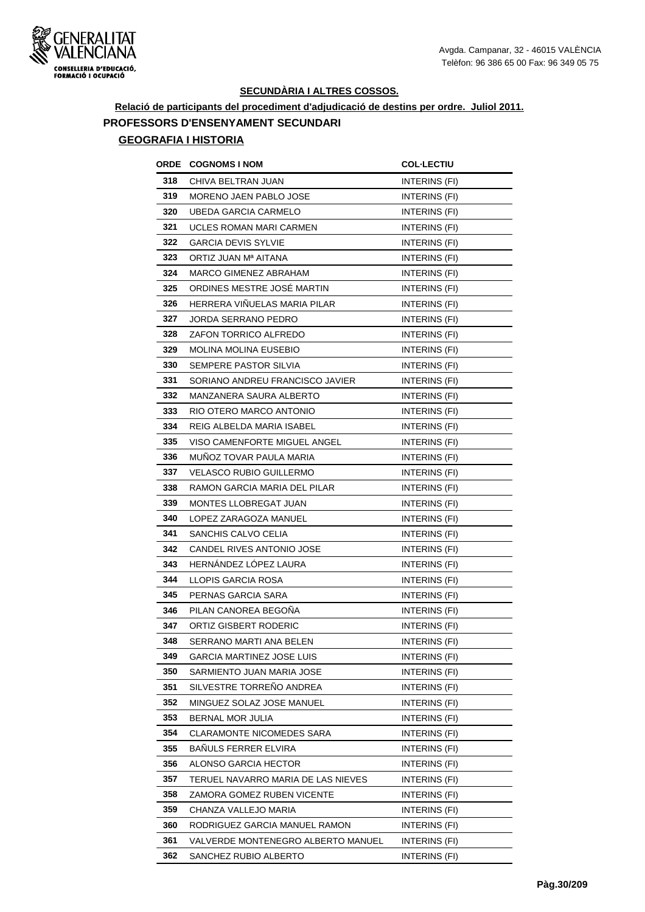**SECUNDÀRIA I ALTRES COSSOS.**

**Relació de participants del procediment d'adjudicació de destins per ordre. Juliol 2011.**

**PROFESSORS D'ENSENYAMENT SECUNDARI**

**GEOGRAFIA I HISTORIA**

| ORDE | COGNOMS I NOM | COL·LECTIU |
|---|---|---|
| 318 | CHIVA BELTRAN JUAN | INTERINS (FI) |
| 319 | MORENO JAEN PABLO JOSE | INTERINS (FI) |
| 320 | UBEDA GARCIA CARMELO | INTERINS (FI) |
| 321 | UCLES ROMAN MARI CARMEN | INTERINS (FI) |
| 322 | GARCIA DEVIS SYLVIE | INTERINS (FI) |
| 323 | ORTIZ JUAN Mª AITANA | INTERINS (FI) |
| 324 | MARCO GIMENEZ ABRAHAM | INTERINS (FI) |
| 325 | ORDINES MESTRE JOSÉ MARTIN | INTERINS (FI) |
| 326 | HERRERA VIÑUELAS MARIA PILAR | INTERINS (FI) |
| 327 | JORDA SERRANO PEDRO | INTERINS (FI) |
| 328 | ZAFON TORRICO ALFREDO | INTERINS (FI) |
| 329 | MOLINA MOLINA EUSEBIO | INTERINS (FI) |
| 330 | SEMPERE PASTOR SILVIA | INTERINS (FI) |
| 331 | SORIANO ANDREU FRANCISCO JAVIER | INTERINS (FI) |
| 332 | MANZANERA SAURA ALBERTO | INTERINS (FI) |
| 333 | RIO OTERO MARCO ANTONIO | INTERINS (FI) |
| 334 | REIG ALBELDA MARIA ISABEL | INTERINS (FI) |
| 335 | VISO CAMENFORTE MIGUEL ANGEL | INTERINS (FI) |
| 336 | MUÑOZ TOVAR PAULA MARIA | INTERINS (FI) |
| 337 | VELASCO RUBIO GUILLERMO | INTERINS (FI) |
| 338 | RAMON GARCIA MARIA DEL PILAR | INTERINS (FI) |
| 339 | MONTES LLOBREGAT JUAN | INTERINS (FI) |
| 340 | LOPEZ ZARAGOZA MANUEL | INTERINS (FI) |
| 341 | SANCHIS CALVO CELIA | INTERINS (FI) |
| 342 | CANDEL RIVES ANTONIO JOSE | INTERINS (FI) |
| 343 | HERNÁNDEZ LÓPEZ LAURA | INTERINS (FI) |
| 344 | LLOPIS GARCIA ROSA | INTERINS (FI) |
| 345 | PERNAS GARCIA SARA | INTERINS (FI) |
| 346 | PILAN CANOREA BEGOÑA | INTERINS (FI) |
| 347 | ORTIZ GISBERT RODERIC | INTERINS (FI) |
| 348 | SERRANO MARTI ANA BELEN | INTERINS (FI) |
| 349 | GARCIA MARTINEZ JOSE LUIS | INTERINS (FI) |
| 350 | SARMIENTO JUAN MARIA JOSE | INTERINS (FI) |
| 351 | SILVESTRE TORREÑO ANDREA | INTERINS (FI) |
| 352 | MINGUEZ SOLAZ JOSE MANUEL | INTERINS (FI) |
| 353 | BERNAL MOR JULIA | INTERINS (FI) |
| 354 | CLARAMONTE NICOMEDES SARA | INTERINS (FI) |
| 355 | BAÑULS FERRER ELVIRA | INTERINS (FI) |
| 356 | ALONSO GARCIA HECTOR | INTERINS (FI) |
| 357 | TERUEL NAVARRO MARIA DE LAS NIEVES | INTERINS (FI) |
| 358 | ZAMORA GOMEZ RUBEN VICENTE | INTERINS (FI) |
| 359 | CHANZA VALLEJO MARIA | INTERINS (FI) |
| 360 | RODRIGUEZ GARCIA MANUEL RAMON | INTERINS (FI) |
| 361 | VALVERDE MONTENEGRO ALBERTO MANUEL | INTERINS (FI) |
| 362 | SANCHEZ RUBIO ALBERTO | INTERINS (FI) |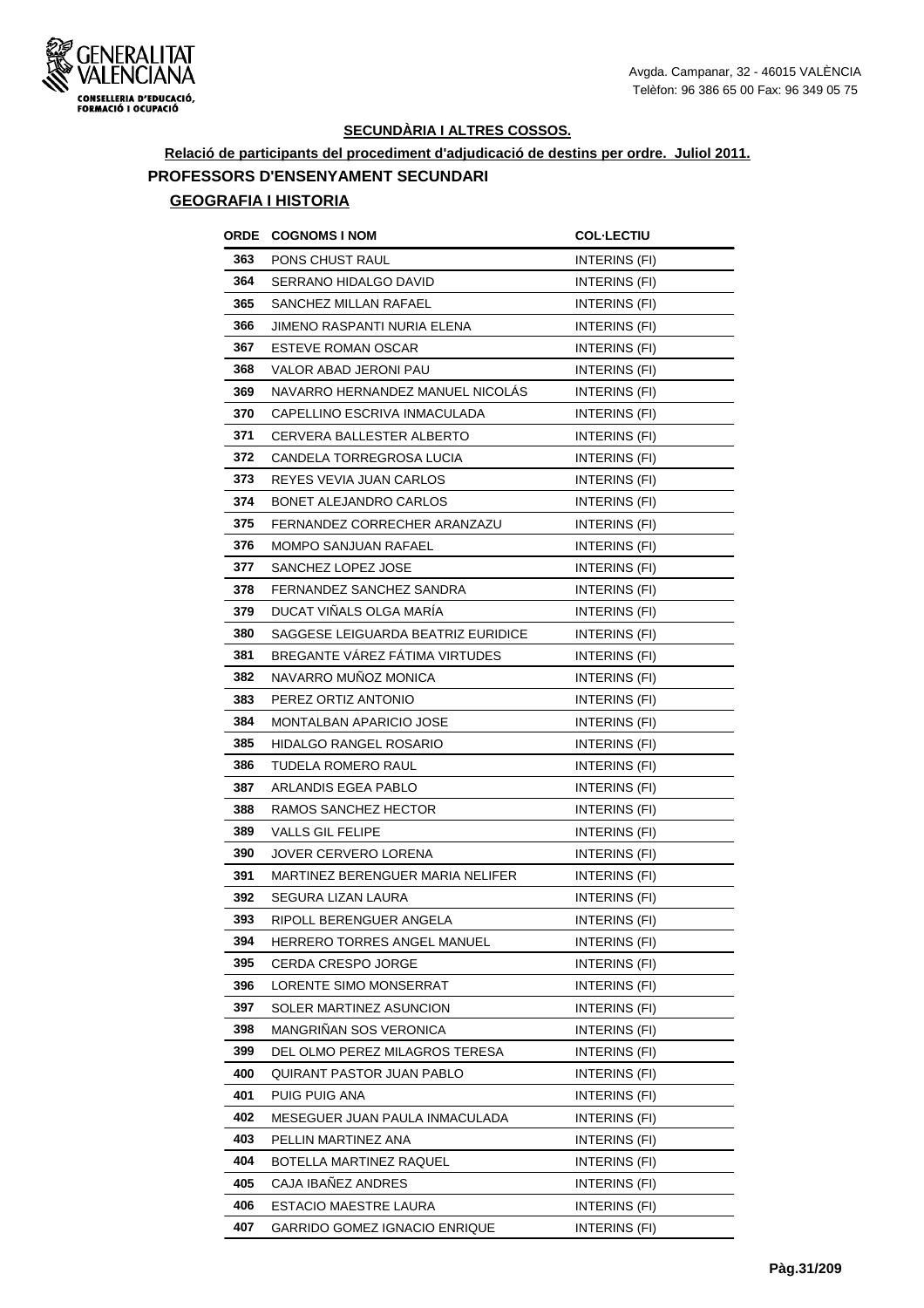## SECUNDÀRIA I ALTRES COSSOS.

**Relació de participants del procediment d'adjudicació de destins per ordre. Juliol 2011.**

### PROFESSORS D'ENSENYAMENT SECUNDARI

#### GEOGRAFIA I HISTORIA

| ORDE | COGNOMS I NOM | COL·LECTIU |
|---|---|---|
| 363 | PONS CHUST RAUL | INTERINS (FI) |
| 364 | SERRANO HIDALGO DAVID | INTERINS (FI) |
| 365 | SANCHEZ MILLAN RAFAEL | INTERINS (FI) |
| 366 | JIMENO RASPANTI NURIA ELENA | INTERINS (FI) |
| 367 | ESTEVE ROMAN OSCAR | INTERINS (FI) |
| 368 | VALOR ABAD JERONI PAU | INTERINS (FI) |
| 369 | NAVARRO HERNANDEZ MANUEL NICOLÁS | INTERINS (FI) |
| 370 | CAPELLINO ESCRIVA INMACULADA | INTERINS (FI) |
| 371 | CERVERA BALLESTER ALBERTO | INTERINS (FI) |
| 372 | CANDELA TORREGROSA LUCIA | INTERINS (FI) |
| 373 | REYES VEVIA JUAN CARLOS | INTERINS (FI) |
| 374 | BONET ALEJANDRO CARLOS | INTERINS (FI) |
| 375 | FERNANDEZ CORRECHER ARANZAZU | INTERINS (FI) |
| 376 | MOMPO SANJUAN RAFAEL | INTERINS (FI) |
| 377 | SANCHEZ LOPEZ JOSE | INTERINS (FI) |
| 378 | FERNANDEZ SANCHEZ SANDRA | INTERINS (FI) |
| 379 | DUCAT VIÑALS OLGA MARÍA | INTERINS (FI) |
| 380 | SAGGESE LEIGUARDA BEATRIZ EURIDICE | INTERINS (FI) |
| 381 | BREGANTE VÁREZ FÁTIMA VIRTUDES | INTERINS (FI) |
| 382 | NAVARRO MUÑOZ MONICA | INTERINS (FI) |
| 383 | PEREZ ORTIZ ANTONIO | INTERINS (FI) |
| 384 | MONTALBAN APARICIO JOSE | INTERINS (FI) |
| 385 | HIDALGO RANGEL ROSARIO | INTERINS (FI) |
| 386 | TUDELA ROMERO RAUL | INTERINS (FI) |
| 387 | ARLANDIS EGEA PABLO | INTERINS (FI) |
| 388 | RAMOS SANCHEZ HECTOR | INTERINS (FI) |
| 389 | VALLS GIL FELIPE | INTERINS (FI) |
| 390 | JOVER CERVERO LORENA | INTERINS (FI) |
| 391 | MARTINEZ BERENGUER MARIA NELIFER | INTERINS (FI) |
| 392 | SEGURA LIZAN LAURA | INTERINS (FI) |
| 393 | RIPOLL BERENGUER ANGELA | INTERINS (FI) |
| 394 | HERRERO TORRES ANGEL MANUEL | INTERINS (FI) |
| 395 | CERDA CRESPO JORGE | INTERINS (FI) |
| 396 | LORENTE SIMO MONSERRAT | INTERINS (FI) |
| 397 | SOLER MARTINEZ ASUNCION | INTERINS (FI) |
| 398 | MANGRIÑAN SOS VERONICA | INTERINS (FI) |
| 399 | DEL OLMO PEREZ MILAGROS TERESA | INTERINS (FI) |
| 400 | QUIRANT PASTOR JUAN PABLO | INTERINS (FI) |
| 401 | PUIG PUIG ANA | INTERINS (FI) |
| 402 | MESEGUER JUAN PAULA INMACULADA | INTERINS (FI) |
| 403 | PELLIN MARTINEZ ANA | INTERINS (FI) |
| 404 | BOTELLA MARTINEZ RAQUEL | INTERINS (FI) |
| 405 | CAJA IBAÑEZ ANDRES | INTERINS (FI) |
| 406 | ESTACIO MAESTRE LAURA | INTERINS (FI) |
| 407 | GARRIDO GOMEZ IGNACIO ENRIQUE | INTERINS (FI) |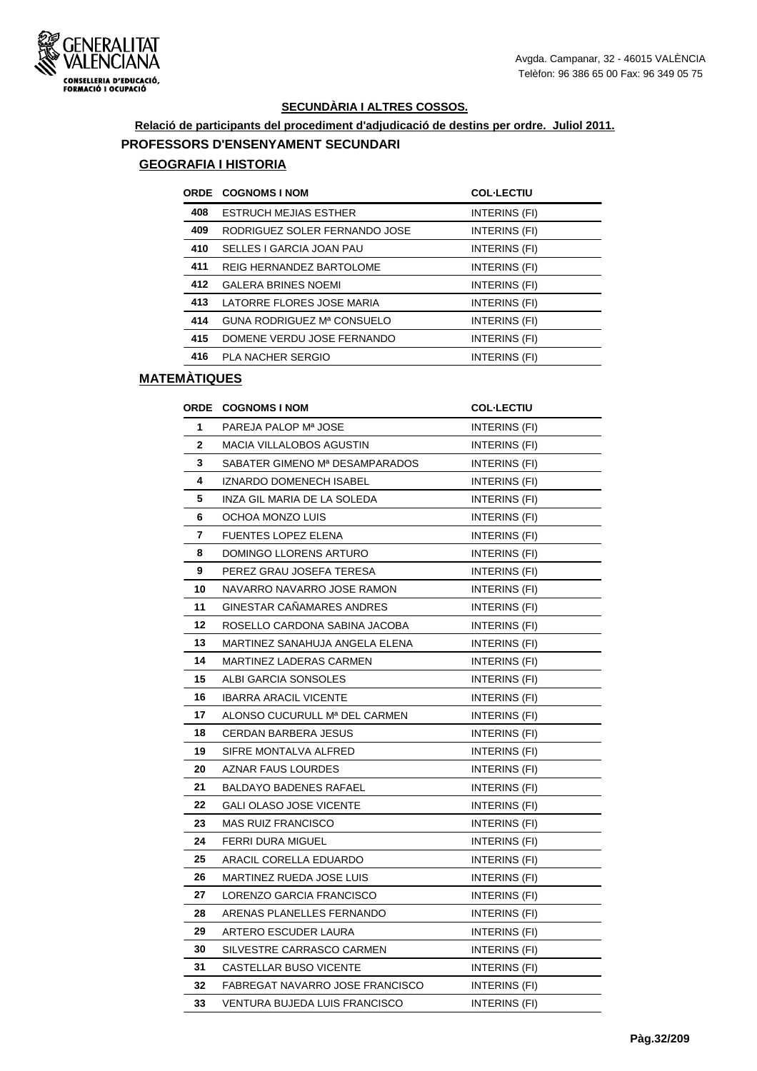## SECUNDÀRIA I ALTRES COSSOS.

**Relació de participants del procediment d'adjudicació de destins per ordre. Juliol 2011.**

### PROFESSORS D'ENSENYAMENT SECUNDARI

#### GEOGRAFIA I HISTORIA

| ORDE | COGNOMS I NOM | COL·LECTIU |
|---|---|---|
| 408 | ESTRUCH MEJIAS ESTHER | INTERINS (FI) |
| 409 | RODRIGUEZ SOLER FERNANDO JOSE | INTERINS (FI) |
| 410 | SELLES I GARCIA JOAN PAU | INTERINS (FI) |
| 411 | REIG HERNANDEZ BARTOLOME | INTERINS (FI) |
| 412 | GALERA BRINES NOEMI | INTERINS (FI) |
| 413 | LATORRE FLORES JOSE MARIA | INTERINS (FI) |
| 414 | GUNA RODRIGUEZ Mª CONSUELO | INTERINS (FI) |
| 415 | DOMENE VERDU JOSE FERNANDO | INTERINS (FI) |
| 416 | PLA NACHER SERGIO | INTERINS (FI) |

#### MATEMÀTIQUES

| ORDE | COGNOMS I NOM | COL·LECTIU |
|---|---|---|
| 1 | PAREJA PALOP Mª JOSE | INTERINS (FI) |
| 2 | MACIA VILLALOBOS AGUSTIN | INTERINS (FI) |
| 3 | SABATER GIMENO Mª DESAMPARADOS | INTERINS (FI) |
| 4 | IZNARDO DOMENECH ISABEL | INTERINS (FI) |
| 5 | INZA GIL MARIA DE LA SOLEDA | INTERINS (FI) |
| 6 | OCHOA MONZO LUIS | INTERINS (FI) |
| 7 | FUENTES LOPEZ ELENA | INTERINS (FI) |
| 8 | DOMINGO LLORENS ARTURO | INTERINS (FI) |
| 9 | PEREZ GRAU JOSEFA TERESA | INTERINS (FI) |
| 10 | NAVARRO NAVARRO JOSE RAMON | INTERINS (FI) |
| 11 | GINESTAR CAÑAMARES ANDRES | INTERINS (FI) |
| 12 | ROSELLO CARDONA SABINA JACOBA | INTERINS (FI) |
| 13 | MARTINEZ SANAHUJA ANGELA ELENA | INTERINS (FI) |
| 14 | MARTINEZ LADERAS CARMEN | INTERINS (FI) |
| 15 | ALBI GARCIA SONSOLES | INTERINS (FI) |
| 16 | IBARRA ARACIL VICENTE | INTERINS (FI) |
| 17 | ALONSO CUCURULL Mª DEL CARMEN | INTERINS (FI) |
| 18 | CERDAN BARBERA JESUS | INTERINS (FI) |
| 19 | SIFRE MONTALVA ALFRED | INTERINS (FI) |
| 20 | AZNAR FAUS LOURDES | INTERINS (FI) |
| 21 | BALDAYO BADENES RAFAEL | INTERINS (FI) |
| 22 | GALI OLASO JOSE VICENTE | INTERINS (FI) |
| 23 | MAS RUIZ FRANCISCO | INTERINS (FI) |
| 24 | FERRI DURA MIGUEL | INTERINS (FI) |
| 25 | ARACIL CORELLA EDUARDO | INTERINS (FI) |
| 26 | MARTINEZ RUEDA JOSE LUIS | INTERINS (FI) |
| 27 | LORENZO GARCIA FRANCISCO | INTERINS (FI) |
| 28 | ARENAS PLANELLES FERNANDO | INTERINS (FI) |
| 29 | ARTERO ESCUDER LAURA | INTERINS (FI) |
| 30 | SILVESTRE CARRASCO CARMEN | INTERINS (FI) |
| 31 | CASTELLAR BUSO VICENTE | INTERINS (FI) |
| 32 | FABREGAT NAVARRO JOSE FRANCISCO | INTERINS (FI) |
| 33 | VENTURA BUJEDA LUIS FRANCISCO | INTERINS (FI) |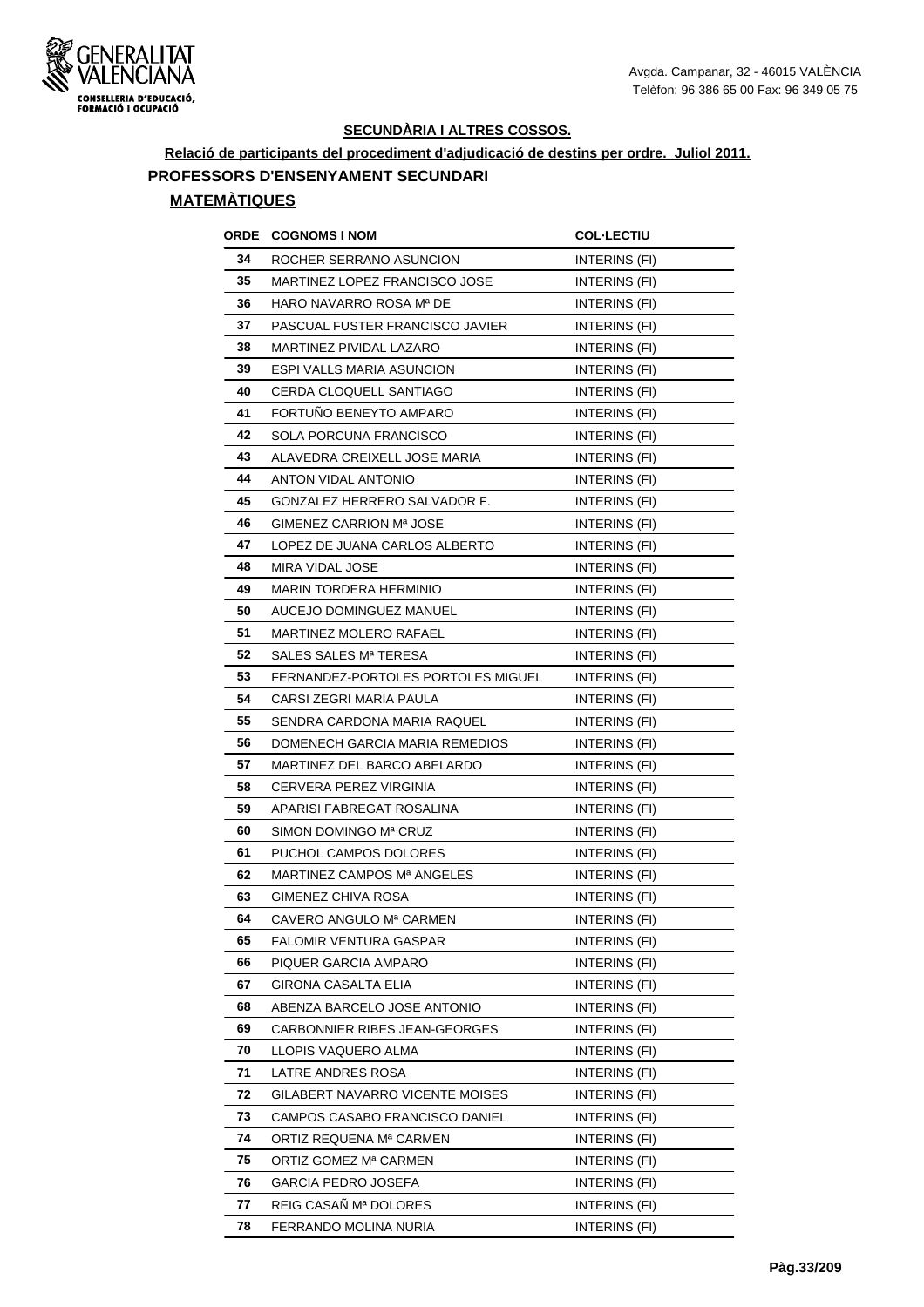**SECUNDÀRIA I ALTRES COSSOS.**

**Relació de participants del procediment d'adjudicació de destins per ordre. Juliol 2011.**

**PROFESSORS D'ENSENYAMENT SECUNDARI**

**MATEMÀTIQUES**

| ORDE | COGNOMS I NOM | COL·LECTIU |
|---|---|---|
| 34 | ROCHER SERRANO ASUNCION | INTERINS (FI) |
| 35 | MARTINEZ LOPEZ FRANCISCO JOSE | INTERINS (FI) |
| 36 | HARO NAVARRO ROSA Mª DE | INTERINS (FI) |
| 37 | PASCUAL FUSTER FRANCISCO JAVIER | INTERINS (FI) |
| 38 | MARTINEZ PIVIDAL LAZARO | INTERINS (FI) |
| 39 | ESPI VALLS MARIA ASUNCION | INTERINS (FI) |
| 40 | CERDA CLOQUELL SANTIAGO | INTERINS (FI) |
| 41 | FORTUÑO BENEYTO AMPARO | INTERINS (FI) |
| 42 | SOLA PORCUNA FRANCISCO | INTERINS (FI) |
| 43 | ALAVEDRA CREIXELL JOSE MARIA | INTERINS (FI) |
| 44 | ANTON VIDAL ANTONIO | INTERINS (FI) |
| 45 | GONZALEZ HERRERO SALVADOR F. | INTERINS (FI) |
| 46 | GIMENEZ CARRION Mª JOSE | INTERINS (FI) |
| 47 | LOPEZ DE JUANA CARLOS ALBERTO | INTERINS (FI) |
| 48 | MIRA VIDAL JOSE | INTERINS (FI) |
| 49 | MARIN TORDERA HERMINIO | INTERINS (FI) |
| 50 | AUCEJO DOMINGUEZ MANUEL | INTERINS (FI) |
| 51 | MARTINEZ MOLERO RAFAEL | INTERINS (FI) |
| 52 | SALES SALES Mª TERESA | INTERINS (FI) |
| 53 | FERNANDEZ-PORTOLES PORTOLES MIGUEL | INTERINS (FI) |
| 54 | CARSI ZEGRI MARIA PAULA | INTERINS (FI) |
| 55 | SENDRA CARDONA MARIA RAQUEL | INTERINS (FI) |
| 56 | DOMENECH GARCIA MARIA REMEDIOS | INTERINS (FI) |
| 57 | MARTINEZ DEL BARCO ABELARDO | INTERINS (FI) |
| 58 | CERVERA PEREZ VIRGINIA | INTERINS (FI) |
| 59 | APARISI FABREGAT ROSALINA | INTERINS (FI) |
| 60 | SIMON DOMINGO Mª CRUZ | INTERINS (FI) |
| 61 | PUCHOL CAMPOS DOLORES | INTERINS (FI) |
| 62 | MARTINEZ CAMPOS Mª ANGELES | INTERINS (FI) |
| 63 | GIMENEZ CHIVA ROSA | INTERINS (FI) |
| 64 | CAVERO ANGULO Mª CARMEN | INTERINS (FI) |
| 65 | FALOMIR VENTURA GASPAR | INTERINS (FI) |
| 66 | PIQUER GARCIA AMPARO | INTERINS (FI) |
| 67 | GIRONA CASALTA ELIA | INTERINS (FI) |
| 68 | ABENZA BARCELO JOSE ANTONIO | INTERINS (FI) |
| 69 | CARBONNIER RIBES JEAN-GEORGES | INTERINS (FI) |
| 70 | LLOPIS VAQUERO ALMA | INTERINS (FI) |
| 71 | LATRE ANDRES ROSA | INTERINS (FI) |
| 72 | GILABERT NAVARRO VICENTE MOISES | INTERINS (FI) |
| 73 | CAMPOS CASABO FRANCISCO DANIEL | INTERINS (FI) |
| 74 | ORTIZ REQUENA Mª CARMEN | INTERINS (FI) |
| 75 | ORTIZ GOMEZ Mª CARMEN | INTERINS (FI) |
| 76 | GARCIA PEDRO JOSEFA | INTERINS (FI) |
| 77 | REIG CASAÑ Mª DOLORES | INTERINS (FI) |
| 78 | FERRANDO MOLINA NURIA | INTERINS (FI) |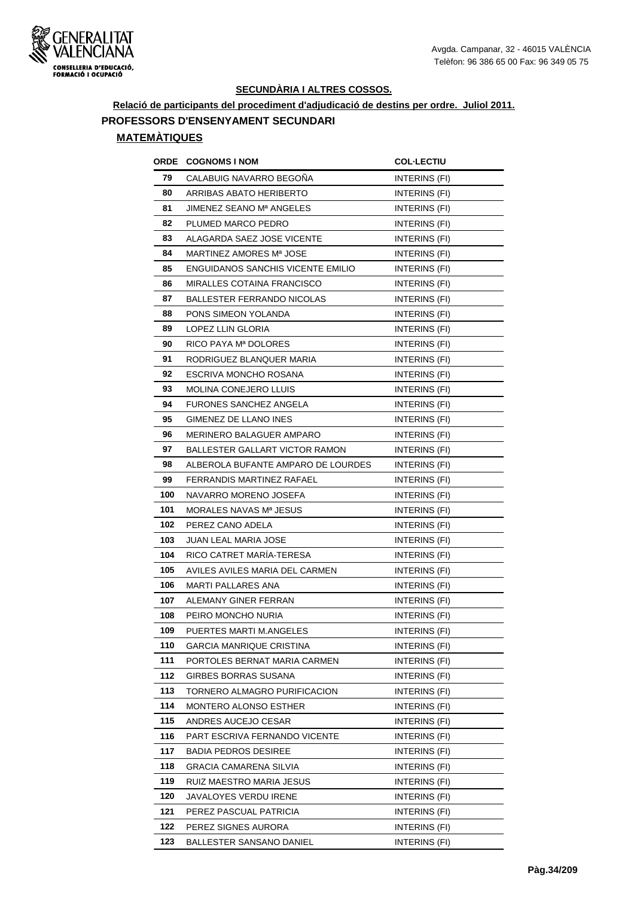Avgda. Campanar, 32 - 46015 VALÈNCIA
Telèfon: 96 386 65 00 Fax: 96 349 05 75

## SECUNDÀRIA I ALTRES COSSOS.

### Relació de participants del procediment d'adjudicació de destins per ordre. Juliol 2011.

### PROFESSORS D'ENSENYAMENT SECUNDARI

#### MATEMÀTIQUES

| ORDE | COGNOMS I NOM | COL·LECTIU |
|---|---|---|
| 79 | CALABUIG NAVARRO BEGOÑA | INTERINS (FI) |
| 80 | ARRIBAS ABATO HERIBERTO | INTERINS (FI) |
| 81 | JIMENEZ SEANO Mª ANGELES | INTERINS (FI) |
| 82 | PLUMED MARCO PEDRO | INTERINS (FI) |
| 83 | ALAGARDA SAEZ JOSE VICENTE | INTERINS (FI) |
| 84 | MARTINEZ AMORES Mª JOSE | INTERINS (FI) |
| 85 | ENGUIDANOS SANCHIS VICENTE EMILIO | INTERINS (FI) |
| 86 | MIRALLES COTAINA FRANCISCO | INTERINS (FI) |
| 87 | BALLESTER FERRANDO NICOLAS | INTERINS (FI) |
| 88 | PONS SIMEON YOLANDA | INTERINS (FI) |
| 89 | LOPEZ LLIN GLORIA | INTERINS (FI) |
| 90 | RICO PAYA Mª DOLORES | INTERINS (FI) |
| 91 | RODRIGUEZ BLANQUER MARIA | INTERINS (FI) |
| 92 | ESCRIVA MONCHO ROSANA | INTERINS (FI) |
| 93 | MOLINA CONEJERO LLUIS | INTERINS (FI) |
| 94 | FURONES SANCHEZ ANGELA | INTERINS (FI) |
| 95 | GIMENEZ DE LLANO INES | INTERINS (FI) |
| 96 | MERINERO BALAGUER AMPARO | INTERINS (FI) |
| 97 | BALLESTER GALLART VICTOR RAMON | INTERINS (FI) |
| 98 | ALBEROLA BUFANTE AMPARO DE LOURDES | INTERINS (FI) |
| 99 | FERRANDIS MARTINEZ RAFAEL | INTERINS (FI) |
| 100 | NAVARRO MORENO JOSEFA | INTERINS (FI) |
| 101 | MORALES NAVAS Mª JESUS | INTERINS (FI) |
| 102 | PEREZ CANO ADELA | INTERINS (FI) |
| 103 | JUAN LEAL MARIA JOSE | INTERINS (FI) |
| 104 | RICO CATRET MARÍA-TERESA | INTERINS (FI) |
| 105 | AVILES AVILES MARIA DEL CARMEN | INTERINS (FI) |
| 106 | MARTI PALLARES ANA | INTERINS (FI) |
| 107 | ALEMANY GINER FERRAN | INTERINS (FI) |
| 108 | PEIRO MONCHO NURIA | INTERINS (FI) |
| 109 | PUERTES MARTI M.ANGELES | INTERINS (FI) |
| 110 | GARCIA MANRIQUE CRISTINA | INTERINS (FI) |
| 111 | PORTOLES BERNAT MARIA CARMEN | INTERINS (FI) |
| 112 | GIRBES BORRAS SUSANA | INTERINS (FI) |
| 113 | TORNERO ALMAGRO PURIFICACION | INTERINS (FI) |
| 114 | MONTERO ALONSO ESTHER | INTERINS (FI) |
| 115 | ANDRES AUCEJO CESAR | INTERINS (FI) |
| 116 | PART ESCRIVA FERNANDO VICENTE | INTERINS (FI) |
| 117 | BADIA PEDROS DESIREE | INTERINS (FI) |
| 118 | GRACIA CAMARENA SILVIA | INTERINS (FI) |
| 119 | RUIZ MAESTRO MARIA JESUS | INTERINS (FI) |
| 120 | JAVALOYES VERDU IRENE | INTERINS (FI) |
| 121 | PEREZ PASCUAL PATRICIA | INTERINS (FI) |
| 122 | PEREZ SIGNES AURORA | INTERINS (FI) |
| 123 | BALLESTER SANSANO DANIEL | INTERINS (FI) |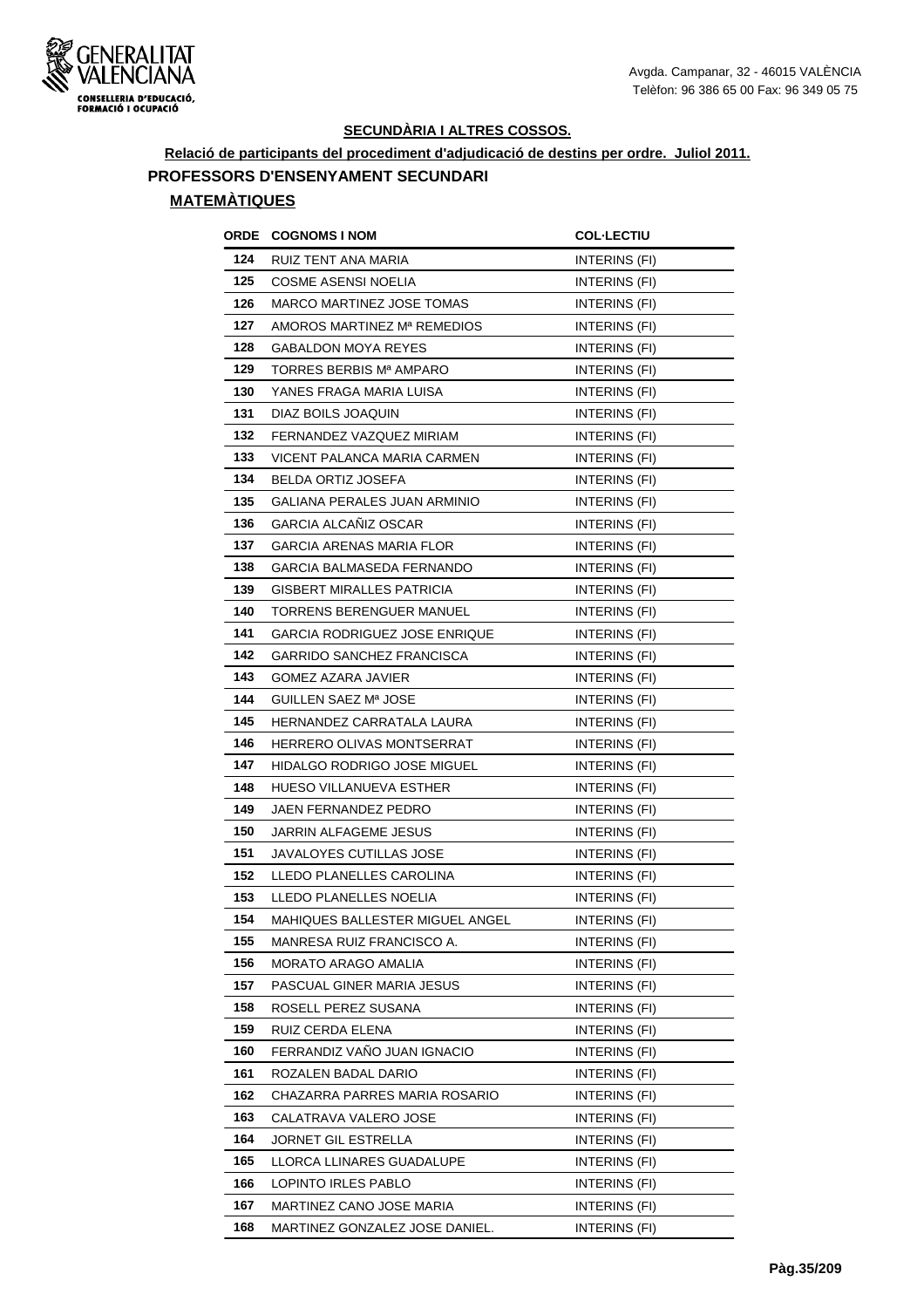**SECUNDÀRIA I ALTRES COSSOS.**

**Relació de participants del procediment d'adjudicació de destins per ordre. Juliol 2011.**

**PROFESSORS D'ENSENYAMENT SECUNDARI**

**MATEMÀTIQUES**

| ORDE | COGNOMS I NOM | COL·LECTIU |
|---|---|---|
| 124 | RUIZ TENT ANA MARIA | INTERINS (FI) |
| 125 | COSME ASENSI NOELIA | INTERINS (FI) |
| 126 | MARCO MARTINEZ JOSE TOMAS | INTERINS (FI) |
| 127 | AMOROS MARTINEZ Mª REMEDIOS | INTERINS (FI) |
| 128 | GABALDON MOYA REYES | INTERINS (FI) |
| 129 | TORRES BERBIS Mª AMPARO | INTERINS (FI) |
| 130 | YANES FRAGA MARIA LUISA | INTERINS (FI) |
| 131 | DIAZ BOILS JOAQUIN | INTERINS (FI) |
| 132 | FERNANDEZ VAZQUEZ MIRIAM | INTERINS (FI) |
| 133 | VICENT PALANCA MARIA CARMEN | INTERINS (FI) |
| 134 | BELDA ORTIZ JOSEFA | INTERINS (FI) |
| 135 | GALIANA PERALES JUAN ARMINIO | INTERINS (FI) |
| 136 | GARCIA ALCAÑIZ OSCAR | INTERINS (FI) |
| 137 | GARCIA ARENAS MARIA FLOR | INTERINS (FI) |
| 138 | GARCIA BALMASEDA FERNANDO | INTERINS (FI) |
| 139 | GISBERT MIRALLES PATRICIA | INTERINS (FI) |
| 140 | TORRENS BERENGUER MANUEL | INTERINS (FI) |
| 141 | GARCIA RODRIGUEZ JOSE ENRIQUE | INTERINS (FI) |
| 142 | GARRIDO SANCHEZ FRANCISCA | INTERINS (FI) |
| 143 | GOMEZ AZARA JAVIER | INTERINS (FI) |
| 144 | GUILLEN SAEZ Mª JOSE | INTERINS (FI) |
| 145 | HERNANDEZ CARRATALA LAURA | INTERINS (FI) |
| 146 | HERRERO OLIVAS MONTSERRAT | INTERINS (FI) |
| 147 | HIDALGO RODRIGO JOSE MIGUEL | INTERINS (FI) |
| 148 | HUESO VILLANUEVA ESTHER | INTERINS (FI) |
| 149 | JAEN FERNANDEZ PEDRO | INTERINS (FI) |
| 150 | JARRIN ALFAGEME JESUS | INTERINS (FI) |
| 151 | JAVALOYES CUTILLAS JOSE | INTERINS (FI) |
| 152 | LLEDO PLANELLES CAROLINA | INTERINS (FI) |
| 153 | LLEDO PLANELLES NOELIA | INTERINS (FI) |
| 154 | MAHIQUES BALLESTER MIGUEL ANGEL | INTERINS (FI) |
| 155 | MANRESA RUIZ FRANCISCO A. | INTERINS (FI) |
| 156 | MORATO ARAGO AMALIA | INTERINS (FI) |
| 157 | PASCUAL GINER MARIA JESUS | INTERINS (FI) |
| 158 | ROSELL PEREZ SUSANA | INTERINS (FI) |
| 159 | RUIZ CERDA ELENA | INTERINS (FI) |
| 160 | FERRANDIZ VAÑO JUAN IGNACIO | INTERINS (FI) |
| 161 | ROZALEN BADAL DARIO | INTERINS (FI) |
| 162 | CHAZARRA PARRES MARIA ROSARIO | INTERINS (FI) |
| 163 | CALATRAVA VALERO JOSE | INTERINS (FI) |
| 164 | JORNET GIL ESTRELLA | INTERINS (FI) |
| 165 | LLORCA LLINARES GUADALUPE | INTERINS (FI) |
| 166 | LOPINTO IRLES PABLO | INTERINS (FI) |
| 167 | MARTINEZ CANO JOSE MARIA | INTERINS (FI) |
| 168 | MARTINEZ GONZALEZ JOSE DANIEL. | INTERINS (FI) |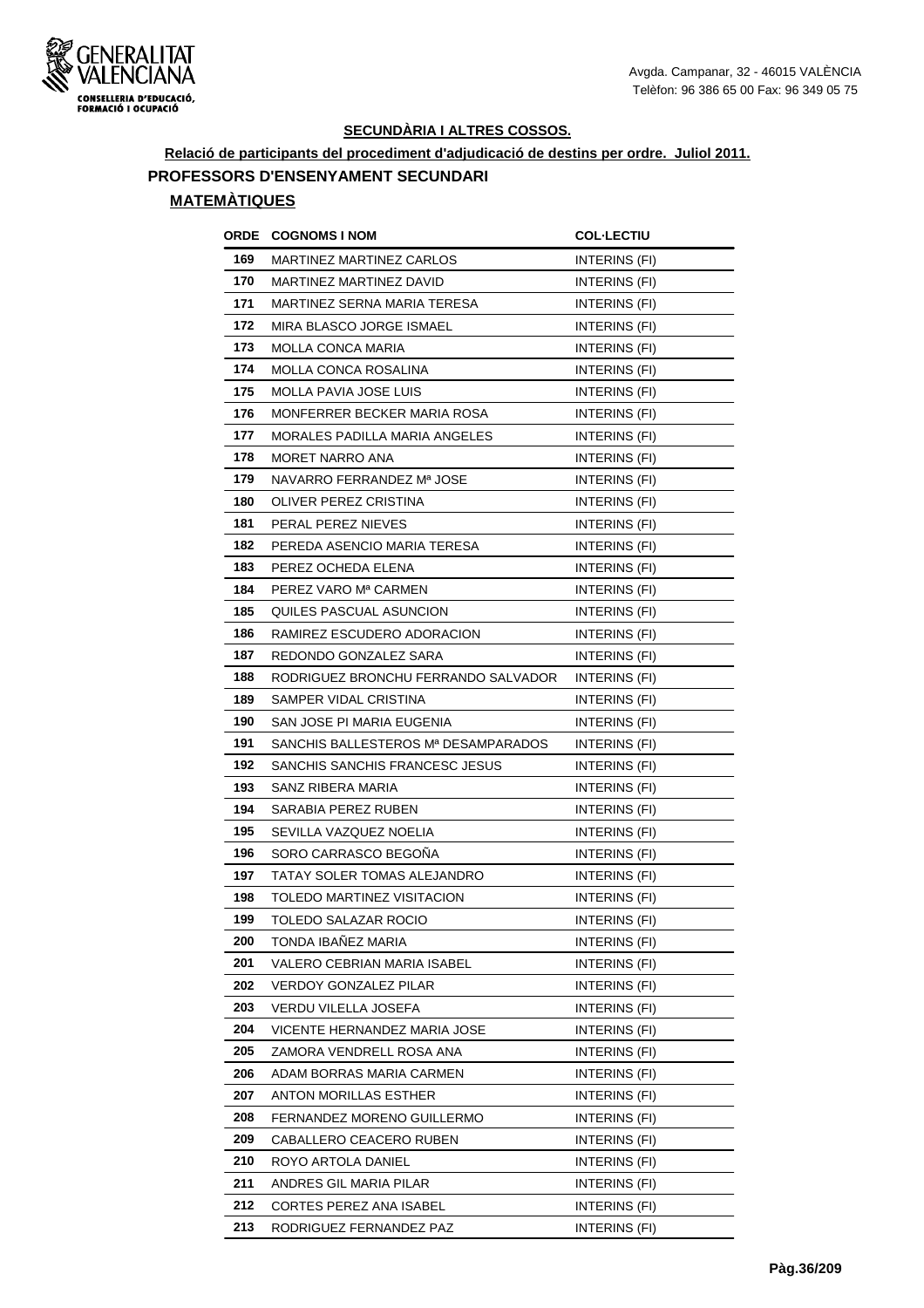**SECUNDÀRIA I ALTRES COSSOS.**

**Relació de participants del procediment d'adjudicació de destins per ordre. Juliol 2011.**

**PROFESSORS D'ENSENYAMENT SECUNDARI**

**MATEMÀTIQUES**

| ORDE | COGNOMS I NOM | COL·LECTIU |
|---|---|---|
| 169 | MARTINEZ MARTINEZ CARLOS | INTERINS (FI) |
| 170 | MARTINEZ MARTINEZ DAVID | INTERINS (FI) |
| 171 | MARTINEZ SERNA MARIA TERESA | INTERINS (FI) |
| 172 | MIRA BLASCO JORGE ISMAEL | INTERINS (FI) |
| 173 | MOLLA CONCA MARIA | INTERINS (FI) |
| 174 | MOLLA CONCA ROSALINA | INTERINS (FI) |
| 175 | MOLLA PAVIA JOSE LUIS | INTERINS (FI) |
| 176 | MONFERRER BECKER MARIA ROSA | INTERINS (FI) |
| 177 | MORALES PADILLA MARIA ANGELES | INTERINS (FI) |
| 178 | MORET NARRO ANA | INTERINS (FI) |
| 179 | NAVARRO FERRANDEZ Mª JOSE | INTERINS (FI) |
| 180 | OLIVER PEREZ CRISTINA | INTERINS (FI) |
| 181 | PERAL PEREZ NIEVES | INTERINS (FI) |
| 182 | PEREDA ASENCIO MARIA TERESA | INTERINS (FI) |
| 183 | PEREZ OCHEDA ELENA | INTERINS (FI) |
| 184 | PEREZ VARO Mª CARMEN | INTERINS (FI) |
| 185 | QUILES PASCUAL ASUNCION | INTERINS (FI) |
| 186 | RAMIREZ ESCUDERO ADORACION | INTERINS (FI) |
| 187 | REDONDO GONZALEZ SARA | INTERINS (FI) |
| 188 | RODRIGUEZ BRONCHU FERRANDO SALVADOR | INTERINS (FI) |
| 189 | SAMPER VIDAL CRISTINA | INTERINS (FI) |
| 190 | SAN JOSE PI MARIA EUGENIA | INTERINS (FI) |
| 191 | SANCHIS BALLESTEROS Mª DESAMPARADOS | INTERINS (FI) |
| 192 | SANCHIS SANCHIS FRANCESC JESUS | INTERINS (FI) |
| 193 | SANZ RIBERA MARIA | INTERINS (FI) |
| 194 | SARABIA PEREZ RUBEN | INTERINS (FI) |
| 195 | SEVILLA VAZQUEZ NOELIA | INTERINS (FI) |
| 196 | SORO CARRASCO BEGOÑA | INTERINS (FI) |
| 197 | TATAY SOLER TOMAS ALEJANDRO | INTERINS (FI) |
| 198 | TOLEDO MARTINEZ VISITACION | INTERINS (FI) |
| 199 | TOLEDO SALAZAR ROCIO | INTERINS (FI) |
| 200 | TONDA IBAÑEZ MARIA | INTERINS (FI) |
| 201 | VALERO CEBRIAN MARIA ISABEL | INTERINS (FI) |
| 202 | VERDOY GONZALEZ PILAR | INTERINS (FI) |
| 203 | VERDU VILELLA JOSEFA | INTERINS (FI) |
| 204 | VICENTE HERNANDEZ MARIA JOSE | INTERINS (FI) |
| 205 | ZAMORA VENDRELL ROSA ANA | INTERINS (FI) |
| 206 | ADAM BORRAS MARIA CARMEN | INTERINS (FI) |
| 207 | ANTON MORILLAS ESTHER | INTERINS (FI) |
| 208 | FERNANDEZ MORENO GUILLERMO | INTERINS (FI) |
| 209 | CABALLERO CEACERO RUBEN | INTERINS (FI) |
| 210 | ROYO ARTOLA DANIEL | INTERINS (FI) |
| 211 | ANDRES GIL MARIA PILAR | INTERINS (FI) |
| 212 | CORTES PEREZ ANA ISABEL | INTERINS (FI) |
| 213 | RODRIGUEZ FERNANDEZ PAZ | INTERINS (FI) |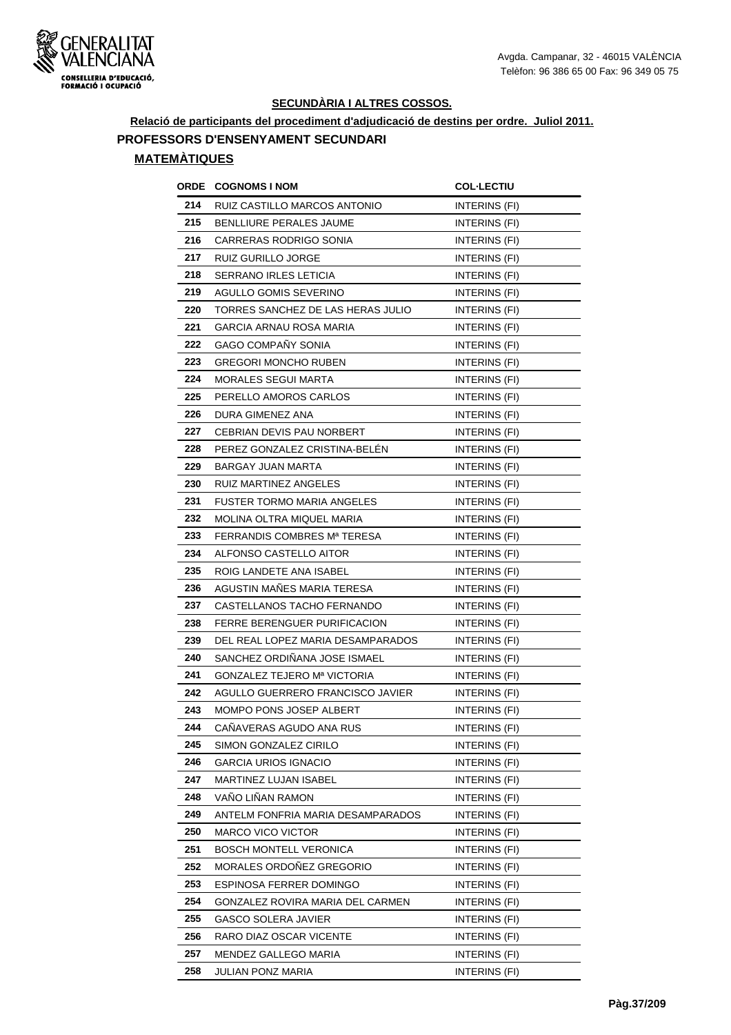**SECUNDÀRIA I ALTRES COSSOS.**

**Relació de participants del procediment d'adjudicació de destins per ordre. Juliol 2011.**

**PROFESSORS D'ENSENYAMENT SECUNDARI**

**MATEMÀTIQUES**

| ORDE | COGNOMS I NOM | COL·LECTIU |
|---|---|---|
| 214 | RUIZ CASTILLO MARCOS ANTONIO | INTERINS (FI) |
| 215 | BENLLIURE PERALES JAUME | INTERINS (FI) |
| 216 | CARRERAS RODRIGO SONIA | INTERINS (FI) |
| 217 | RUIZ GURILLO JORGE | INTERINS (FI) |
| 218 | SERRANO IRLES LETICIA | INTERINS (FI) |
| 219 | AGULLO GOMIS SEVERINO | INTERINS (FI) |
| 220 | TORRES SANCHEZ DE LAS HERAS JULIO | INTERINS (FI) |
| 221 | GARCIA ARNAU ROSA MARIA | INTERINS (FI) |
| 222 | GAGO COMPAÑY SONIA | INTERINS (FI) |
| 223 | GREGORI MONCHO RUBEN | INTERINS (FI) |
| 224 | MORALES SEGUI MARTA | INTERINS (FI) |
| 225 | PERELLO AMOROS CARLOS | INTERINS (FI) |
| 226 | DURA GIMENEZ ANA | INTERINS (FI) |
| 227 | CEBRIAN DEVIS PAU NORBERT | INTERINS (FI) |
| 228 | PEREZ GONZALEZ CRISTINA-BELÉN | INTERINS (FI) |
| 229 | BARGAY JUAN MARTA | INTERINS (FI) |
| 230 | RUIZ MARTINEZ ANGELES | INTERINS (FI) |
| 231 | FUSTER TORMO MARIA ANGELES | INTERINS (FI) |
| 232 | MOLINA OLTRA MIQUEL MARIA | INTERINS (FI) |
| 233 | FERRANDIS COMBRES Mª TERESA | INTERINS (FI) |
| 234 | ALFONSO CASTELLO AITOR | INTERINS (FI) |
| 235 | ROIG LANDETE ANA ISABEL | INTERINS (FI) |
| 236 | AGUSTIN MAÑES MARIA TERESA | INTERINS (FI) |
| 237 | CASTELLANOS TACHO FERNANDO | INTERINS (FI) |
| 238 | FERRE BERENGUER PURIFICACION | INTERINS (FI) |
| 239 | DEL REAL LOPEZ MARIA DESAMPARADOS | INTERINS (FI) |
| 240 | SANCHEZ ORDIÑANA JOSE ISMAEL | INTERINS (FI) |
| 241 | GONZALEZ TEJERO Mª VICTORIA | INTERINS (FI) |
| 242 | AGULLO GUERRERO FRANCISCO JAVIER | INTERINS (FI) |
| 243 | MOMPO PONS JOSEP ALBERT | INTERINS (FI) |
| 244 | CAÑAVERAS AGUDO ANA RUS | INTERINS (FI) |
| 245 | SIMON GONZALEZ CIRILO | INTERINS (FI) |
| 246 | GARCIA URIOS IGNACIO | INTERINS (FI) |
| 247 | MARTINEZ LUJAN ISABEL | INTERINS (FI) |
| 248 | VAÑO LIÑAN RAMON | INTERINS (FI) |
| 249 | ANTELM FONFRIA MARIA DESAMPARADOS | INTERINS (FI) |
| 250 | MARCO VICO VICTOR | INTERINS (FI) |
| 251 | BOSCH MONTELL VERONICA | INTERINS (FI) |
| 252 | MORALES ORDOÑEZ GREGORIO | INTERINS (FI) |
| 253 | ESPINOSA FERRER DOMINGO | INTERINS (FI) |
| 254 | GONZALEZ ROVIRA MARIA DEL CARMEN | INTERINS (FI) |
| 255 | GASCO SOLERA JAVIER | INTERINS (FI) |
| 256 | RARO DIAZ OSCAR VICENTE | INTERINS (FI) |
| 257 | MENDEZ GALLEGO MARIA | INTERINS (FI) |
| 258 | JULIAN PONZ MARIA | INTERINS (FI) |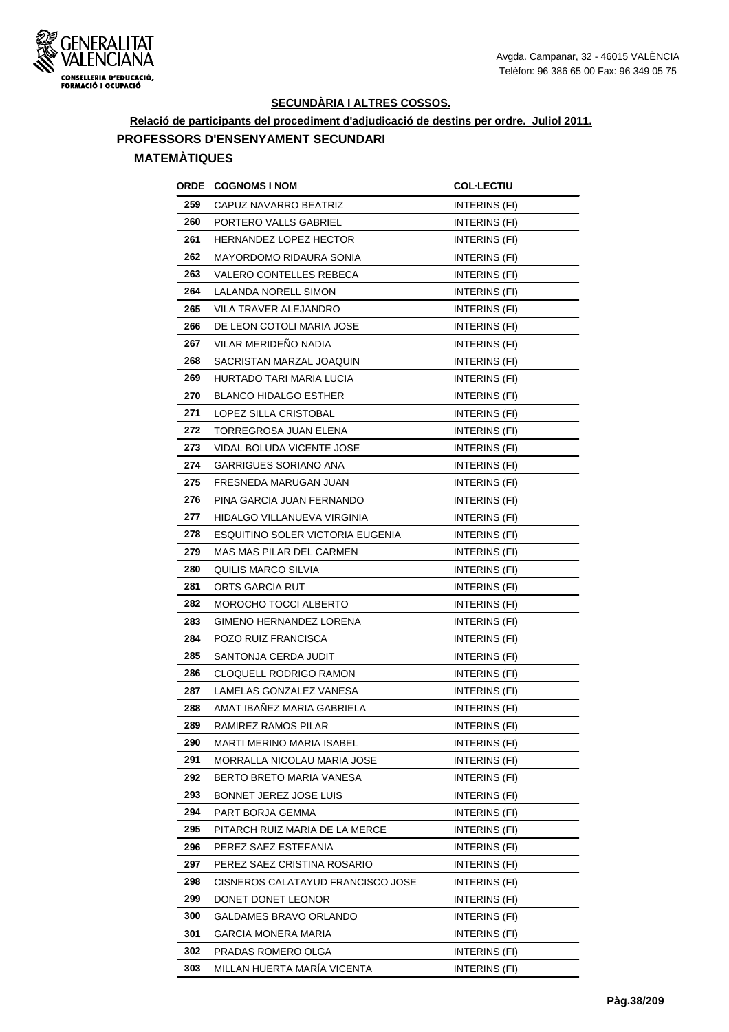## SECUNDÀRIA I ALTRES COSSOS.

**Relació de participants del procediment d'adjudicació de destins per ordre. Juliol 2011.**

### PROFESSORS D'ENSENYAMENT SECUNDARI

#### MATEMÀTIQUES

| ORDE | COGNOMS I NOM | COL·LECTIU |
|---|---|---|
| 259 | CAPUZ NAVARRO BEATRIZ | INTERINS (FI) |
| 260 | PORTERO VALLS GABRIEL | INTERINS (FI) |
| 261 | HERNANDEZ LOPEZ HECTOR | INTERINS (FI) |
| 262 | MAYORDOMO RIDAURA SONIA | INTERINS (FI) |
| 263 | VALERO CONTELLES REBECA | INTERINS (FI) |
| 264 | LALANDA NORELL SIMON | INTERINS (FI) |
| 265 | VILA TRAVER ALEJANDRO | INTERINS (FI) |
| 266 | DE LEON COTOLI MARIA JOSE | INTERINS (FI) |
| 267 | VILAR MERIDEÑO NADIA | INTERINS (FI) |
| 268 | SACRISTAN MARZAL JOAQUIN | INTERINS (FI) |
| 269 | HURTADO TARI MARIA LUCIA | INTERINS (FI) |
| 270 | BLANCO HIDALGO ESTHER | INTERINS (FI) |
| 271 | LOPEZ SILLA CRISTOBAL | INTERINS (FI) |
| 272 | TORREGROSA JUAN ELENA | INTERINS (FI) |
| 273 | VIDAL BOLUDA VICENTE JOSE | INTERINS (FI) |
| 274 | GARRIGUES SORIANO ANA | INTERINS (FI) |
| 275 | FRESNEDA MARUGAN JUAN | INTERINS (FI) |
| 276 | PINA GARCIA JUAN FERNANDO | INTERINS (FI) |
| 277 | HIDALGO VILLANUEVA VIRGINIA | INTERINS (FI) |
| 278 | ESQUITINO SOLER VICTORIA EUGENIA | INTERINS (FI) |
| 279 | MAS MAS PILAR DEL CARMEN | INTERINS (FI) |
| 280 | QUILIS MARCO SILVIA | INTERINS (FI) |
| 281 | ORTS GARCIA RUT | INTERINS (FI) |
| 282 | MOROCHO TOCCI ALBERTO | INTERINS (FI) |
| 283 | GIMENO HERNANDEZ LORENA | INTERINS (FI) |
| 284 | POZO RUIZ FRANCISCA | INTERINS (FI) |
| 285 | SANTONJA CERDA JUDIT | INTERINS (FI) |
| 286 | CLOQUELL RODRIGO RAMON | INTERINS (FI) |
| 287 | LAMELAS GONZALEZ VANESA | INTERINS (FI) |
| 288 | AMAT IBAÑEZ MARIA GABRIELA | INTERINS (FI) |
| 289 | RAMIREZ RAMOS PILAR | INTERINS (FI) |
| 290 | MARTI MERINO MARIA ISABEL | INTERINS (FI) |
| 291 | MORRALLA NICOLAU MARIA JOSE | INTERINS (FI) |
| 292 | BERTO BRETO MARIA VANESA | INTERINS (FI) |
| 293 | BONNET JEREZ JOSE LUIS | INTERINS (FI) |
| 294 | PART BORJA GEMMA | INTERINS (FI) |
| 295 | PITARCH RUIZ MARIA DE LA MERCE | INTERINS (FI) |
| 296 | PEREZ SAEZ ESTEFANIA | INTERINS (FI) |
| 297 | PEREZ SAEZ CRISTINA ROSARIO | INTERINS (FI) |
| 298 | CISNEROS CALATAYUD FRANCISCO JOSE | INTERINS (FI) |
| 299 | DONET DONET LEONOR | INTERINS (FI) |
| 300 | GALDAMES BRAVO ORLANDO | INTERINS (FI) |
| 301 | GARCIA MONERA MARIA | INTERINS (FI) |
| 302 | PRADAS ROMERO OLGA | INTERINS (FI) |
| 303 | MILLAN HUERTA MARÍA VICENTA | INTERINS (FI) |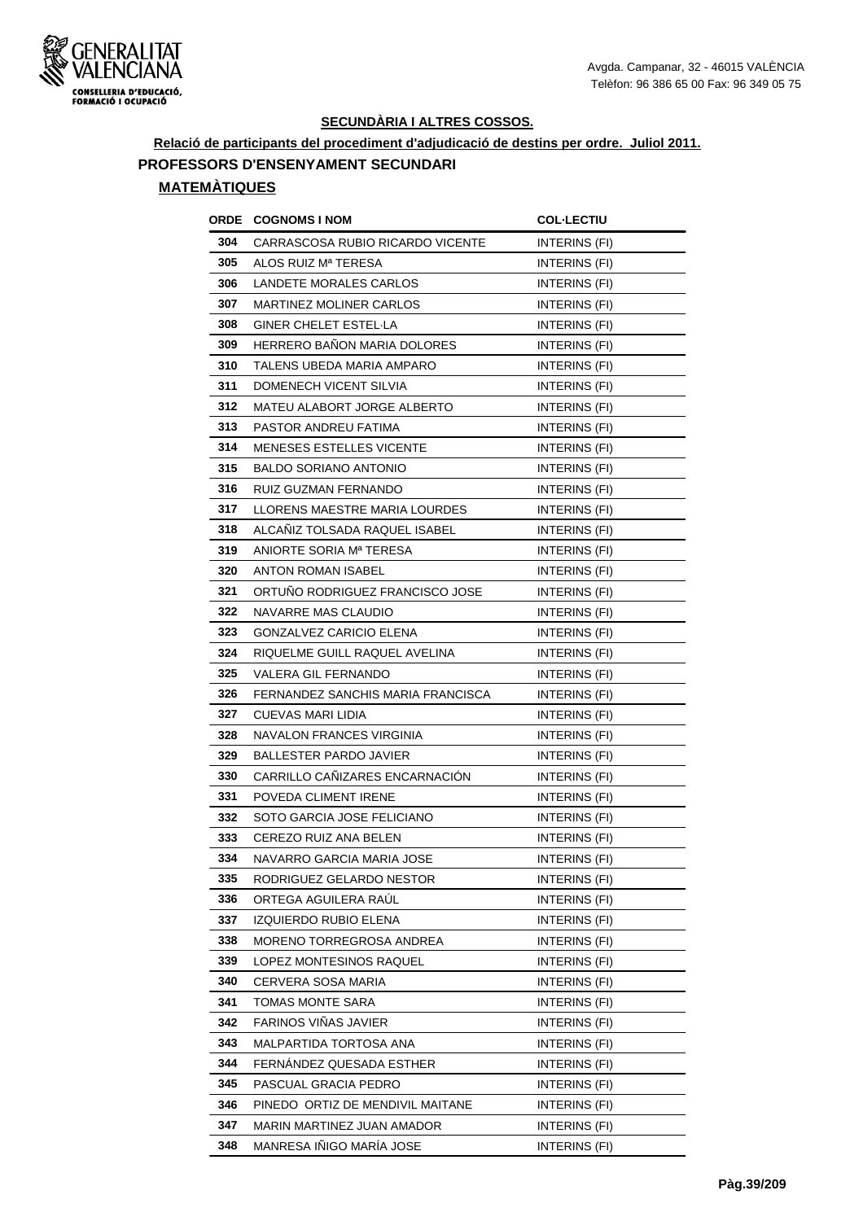GENERALITAT VALENCIANA
CONSELLERIA D'EDUCACIÓ, FORMACIÓ I OCUPACIÓ

Avgda. Campanar, 32 - 46015 VALÈNCIA
Telèfon: 96 386 65 00 Fax: 96 349 05 75

## SECUNDÀRIA I ALTRES COSSOS.

### Relació de participants del procediment d'adjudicació de destins per ordre. Juliol 2011.

### PROFESSORS D'ENSENYAMENT SECUNDARI

#### MATEMÀTIQUES

| ORDE | COGNOMS I NOM | COL·LECTIU |
|---|---|---|
| 304 | CARRASCOSA RUBIO RICARDO VICENTE | INTERINS (FI) |
| 305 | ALOS RUIZ Mª TERESA | INTERINS (FI) |
| 306 | LANDETE MORALES CARLOS | INTERINS (FI) |
| 307 | MARTINEZ MOLINER CARLOS | INTERINS (FI) |
| 308 | GINER CHELET ESTEL·LA | INTERINS (FI) |
| 309 | HERRERO BAÑON MARIA DOLORES | INTERINS (FI) |
| 310 | TALENS UBEDA MARIA AMPARO | INTERINS (FI) |
| 311 | DOMENECH VICENT SILVIA | INTERINS (FI) |
| 312 | MATEU ALABORT JORGE ALBERTO | INTERINS (FI) |
| 313 | PASTOR ANDREU FATIMA | INTERINS (FI) |
| 314 | MENESES ESTELLES VICENTE | INTERINS (FI) |
| 315 | BALDO SORIANO ANTONIO | INTERINS (FI) |
| 316 | RUIZ GUZMAN FERNANDO | INTERINS (FI) |
| 317 | LLORENS MAESTRE MARIA LOURDES | INTERINS (FI) |
| 318 | ALCAÑIZ TOLSADA RAQUEL ISABEL | INTERINS (FI) |
| 319 | ANIORTE SORIA Mª TERESA | INTERINS (FI) |
| 320 | ANTON ROMAN ISABEL | INTERINS (FI) |
| 321 | ORTUÑO RODRIGUEZ FRANCISCO JOSE | INTERINS (FI) |
| 322 | NAVARRE MAS CLAUDIO | INTERINS (FI) |
| 323 | GONZALVEZ CARICIO ELENA | INTERINS (FI) |
| 324 | RIQUELME GUILL RAQUEL AVELINA | INTERINS (FI) |
| 325 | VALERA GIL FERNANDO | INTERINS (FI) |
| 326 | FERNANDEZ SANCHIS MARIA FRANCISCA | INTERINS (FI) |
| 327 | CUEVAS MARI LIDIA | INTERINS (FI) |
| 328 | NAVALON FRANCES VIRGINIA | INTERINS (FI) |
| 329 | BALLESTER PARDO JAVIER | INTERINS (FI) |
| 330 | CARRILLO CAÑIZARES ENCARNACIÓN | INTERINS (FI) |
| 331 | POVEDA CLIMENT IRENE | INTERINS (FI) |
| 332 | SOTO GARCIA JOSE FELICIANO | INTERINS (FI) |
| 333 | CEREZO RUIZ ANA BELEN | INTERINS (FI) |
| 334 | NAVARRO GARCIA MARIA JOSE | INTERINS (FI) |
| 335 | RODRIGUEZ GELARDO NESTOR | INTERINS (FI) |
| 336 | ORTEGA AGUILERA RAÚL | INTERINS (FI) |
| 337 | IZQUIERDO RUBIO ELENA | INTERINS (FI) |
| 338 | MORENO TORREGROSA ANDREA | INTERINS (FI) |
| 339 | LOPEZ MONTESINOS RAQUEL | INTERINS (FI) |
| 340 | CERVERA SOSA MARIA | INTERINS (FI) |
| 341 | TOMAS MONTE SARA | INTERINS (FI) |
| 342 | FARINOS VIÑAS JAVIER | INTERINS (FI) |
| 343 | MALPARTIDA TORTOSA ANA | INTERINS (FI) |
| 344 | FERNÁNDEZ QUESADA ESTHER | INTERINS (FI) |
| 345 | PASCUAL GRACIA PEDRO | INTERINS (FI) |
| 346 | PINEDO ORTIZ DE MENDIVIL MAITANE | INTERINS (FI) |
| 347 | MARIN MARTINEZ JUAN AMADOR | INTERINS (FI) |
| 348 | MANRESA IÑIGO MARÍA JOSE | INTERINS (FI) |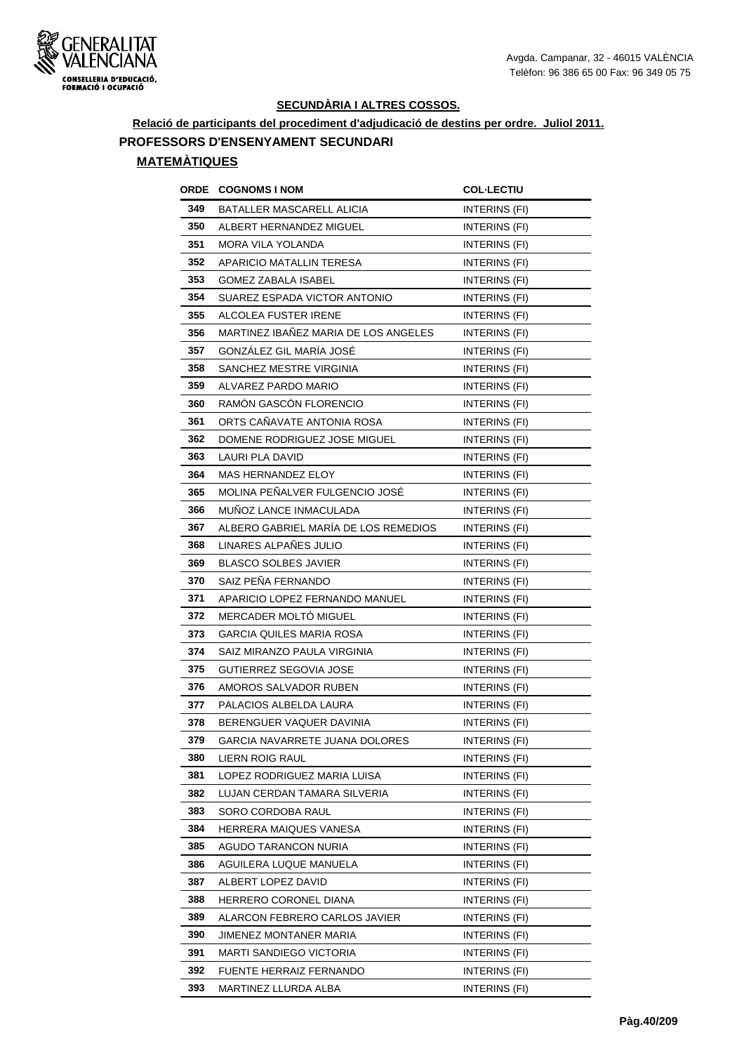## SECUNDÀRIA I ALTRES COSSOS.

**Relació de participants del procediment d'adjudicació de destins per ordre. Juliol 2011.**

### PROFESSORS D'ENSENYAMENT SECUNDARI

#### MATEMÀTIQUES

| ORDE | COGNOMS I NOM | COL·LECTIU |
|---|---|---|
| 349 | BATALLER MASCARELL ALICIA | INTERINS (FI) |
| 350 | ALBERT HERNANDEZ MIGUEL | INTERINS (FI) |
| 351 | MORA VILA YOLANDA | INTERINS (FI) |
| 352 | APARICIO MATALLIN TERESA | INTERINS (FI) |
| 353 | GOMEZ ZABALA ISABEL | INTERINS (FI) |
| 354 | SUAREZ ESPADA VICTOR ANTONIO | INTERINS (FI) |
| 355 | ALCOLEA FUSTER IRENE | INTERINS (FI) |
| 356 | MARTINEZ IBAÑEZ MARIA DE LOS ANGELES | INTERINS (FI) |
| 357 | GONZÁLEZ GIL MARÍA JOSÉ | INTERINS (FI) |
| 358 | SANCHEZ MESTRE VIRGINIA | INTERINS (FI) |
| 359 | ALVAREZ PARDO MARIO | INTERINS (FI) |
| 360 | RAMÓN GASCÓN FLORENCIO | INTERINS (FI) |
| 361 | ORTS CAÑAVATE ANTONIA ROSA | INTERINS (FI) |
| 362 | DOMENE RODRIGUEZ JOSE MIGUEL | INTERINS (FI) |
| 363 | LAURI PLA DAVID | INTERINS (FI) |
| 364 | MAS HERNANDEZ ELOY | INTERINS (FI) |
| 365 | MOLINA PEÑALVER FULGENCIO JOSÉ | INTERINS (FI) |
| 366 | MUÑOZ LANCE INMACULADA | INTERINS (FI) |
| 367 | ALBERO GABRIEL MARÍA DE LOS REMEDIOS | INTERINS (FI) |
| 368 | LINARES ALPAÑES JULIO | INTERINS (FI) |
| 369 | BLASCO SOLBES JAVIER | INTERINS (FI) |
| 370 | SAIZ PEÑA FERNANDO | INTERINS (FI) |
| 371 | APARICIO LOPEZ FERNANDO MANUEL | INTERINS (FI) |
| 372 | MERCADER MOLTÓ MIGUEL | INTERINS (FI) |
| 373 | GARCIA QUILES MARIA ROSA | INTERINS (FI) |
| 374 | SAIZ MIRANZO PAULA VIRGINIA | INTERINS (FI) |
| 375 | GUTIERREZ SEGOVIA JOSE | INTERINS (FI) |
| 376 | AMOROS SALVADOR RUBEN | INTERINS (FI) |
| 377 | PALACIOS ALBELDA LAURA | INTERINS (FI) |
| 378 | BERENGUER VAQUER DAVINIA | INTERINS (FI) |
| 379 | GARCIA NAVARRETE JUANA DOLORES | INTERINS (FI) |
| 380 | LIERN ROIG RAUL | INTERINS (FI) |
| 381 | LOPEZ RODRIGUEZ MARIA LUISA | INTERINS (FI) |
| 382 | LUJAN CERDAN TAMARA SILVERIA | INTERINS (FI) |
| 383 | SORO CORDOBA RAUL | INTERINS (FI) |
| 384 | HERRERA MAIQUES VANESA | INTERINS (FI) |
| 385 | AGUDO TARANCON NURIA | INTERINS (FI) |
| 386 | AGUILERA LUQUE MANUELA | INTERINS (FI) |
| 387 | ALBERT LOPEZ DAVID | INTERINS (FI) |
| 388 | HERRERO CORONEL DIANA | INTERINS (FI) |
| 389 | ALARCON FEBRERO CARLOS JAVIER | INTERINS (FI) |
| 390 | JIMENEZ MONTANER MARIA | INTERINS (FI) |
| 391 | MARTI SANDIEGO VICTORIA | INTERINS (FI) |
| 392 | FUENTE HERRAIZ FERNANDO | INTERINS (FI) |
| 393 | MARTINEZ LLURDA ALBA | INTERINS (FI) |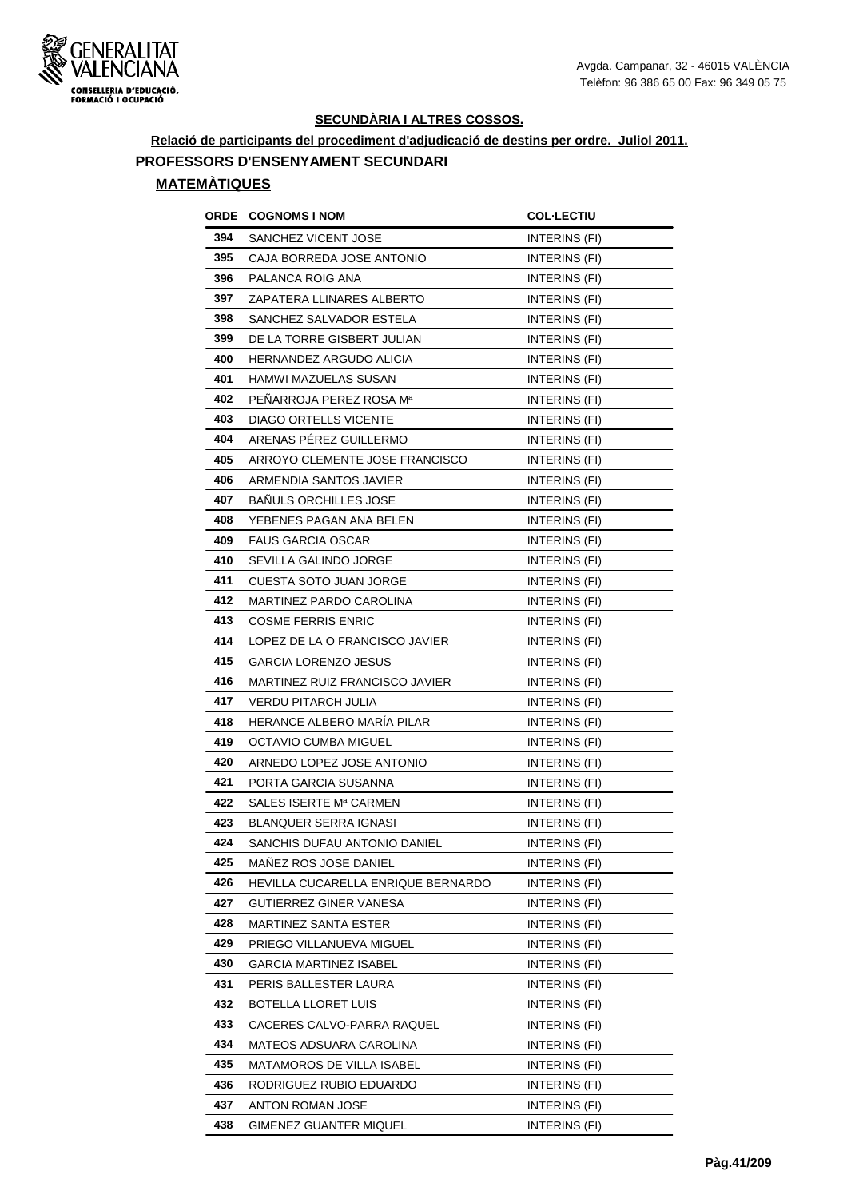**SECUNDÀRIA I ALTRES COSSOS.**

**Relació de participants del procediment d'adjudicació de destins per ordre. Juliol 2011.**

## PROFESSORS D'ENSENYAMENT SECUNDARI

### MATEMÀTIQUES

| ORDE | COGNOMS I NOM | COL·LECTIU |
|---|---|---|
| 394 | SANCHEZ VICENT JOSE | INTERINS (FI) |
| 395 | CAJA BORREDA JOSE ANTONIO | INTERINS (FI) |
| 396 | PALANCA ROIG ANA | INTERINS (FI) |
| 397 | ZAPATERA LLINARES ALBERTO | INTERINS (FI) |
| 398 | SANCHEZ SALVADOR ESTELA | INTERINS (FI) |
| 399 | DE LA TORRE GISBERT JULIAN | INTERINS (FI) |
| 400 | HERNANDEZ ARGUDO ALICIA | INTERINS (FI) |
| 401 | HAMWI MAZUELAS SUSAN | INTERINS (FI) |
| 402 | PEÑARROJA PEREZ ROSA Mª | INTERINS (FI) |
| 403 | DIAGO ORTELLS VICENTE | INTERINS (FI) |
| 404 | ARENAS PÉREZ GUILLERMO | INTERINS (FI) |
| 405 | ARROYO CLEMENTE JOSE FRANCISCO | INTERINS (FI) |
| 406 | ARMENDIA SANTOS JAVIER | INTERINS (FI) |
| 407 | BAÑULS ORCHILLES JOSE | INTERINS (FI) |
| 408 | YEBENES PAGAN ANA BELEN | INTERINS (FI) |
| 409 | FAUS GARCIA OSCAR | INTERINS (FI) |
| 410 | SEVILLA GALINDO JORGE | INTERINS (FI) |
| 411 | CUESTA SOTO JUAN JORGE | INTERINS (FI) |
| 412 | MARTINEZ PARDO CAROLINA | INTERINS (FI) |
| 413 | COSME FERRIS ENRIC | INTERINS (FI) |
| 414 | LOPEZ DE LA O FRANCISCO JAVIER | INTERINS (FI) |
| 415 | GARCIA LORENZO JESUS | INTERINS (FI) |
| 416 | MARTINEZ RUIZ FRANCISCO JAVIER | INTERINS (FI) |
| 417 | VERDU PITARCH JULIA | INTERINS (FI) |
| 418 | HERANCE ALBERO MARÍA PILAR | INTERINS (FI) |
| 419 | OCTAVIO CUMBA MIGUEL | INTERINS (FI) |
| 420 | ARNEDO LOPEZ JOSE ANTONIO | INTERINS (FI) |
| 421 | PORTA GARCIA SUSANNA | INTERINS (FI) |
| 422 | SALES ISERTE Mª CARMEN | INTERINS (FI) |
| 423 | BLANQUER SERRA IGNASI | INTERINS (FI) |
| 424 | SANCHIS DUFAU ANTONIO DANIEL | INTERINS (FI) |
| 425 | MAÑEZ ROS JOSE DANIEL | INTERINS (FI) |
| 426 | HEVILLA CUCARELLA ENRIQUE BERNARDO | INTERINS (FI) |
| 427 | GUTIERREZ GINER VANESA | INTERINS (FI) |
| 428 | MARTINEZ SANTA ESTER | INTERINS (FI) |
| 429 | PRIEGO VILLANUEVA MIGUEL | INTERINS (FI) |
| 430 | GARCIA MARTINEZ ISABEL | INTERINS (FI) |
| 431 | PERIS BALLESTER LAURA | INTERINS (FI) |
| 432 | BOTELLA LLORET LUIS | INTERINS (FI) |
| 433 | CACERES CALVO-PARRA RAQUEL | INTERINS (FI) |
| 434 | MATEOS ADSUARA CAROLINA | INTERINS (FI) |
| 435 | MATAMOROS DE VILLA ISABEL | INTERINS (FI) |
| 436 | RODRIGUEZ RUBIO EDUARDO | INTERINS (FI) |
| 437 | ANTON ROMAN JOSE | INTERINS (FI) |
| 438 | GIMENEZ GUANTER MIQUEL | INTERINS (FI) |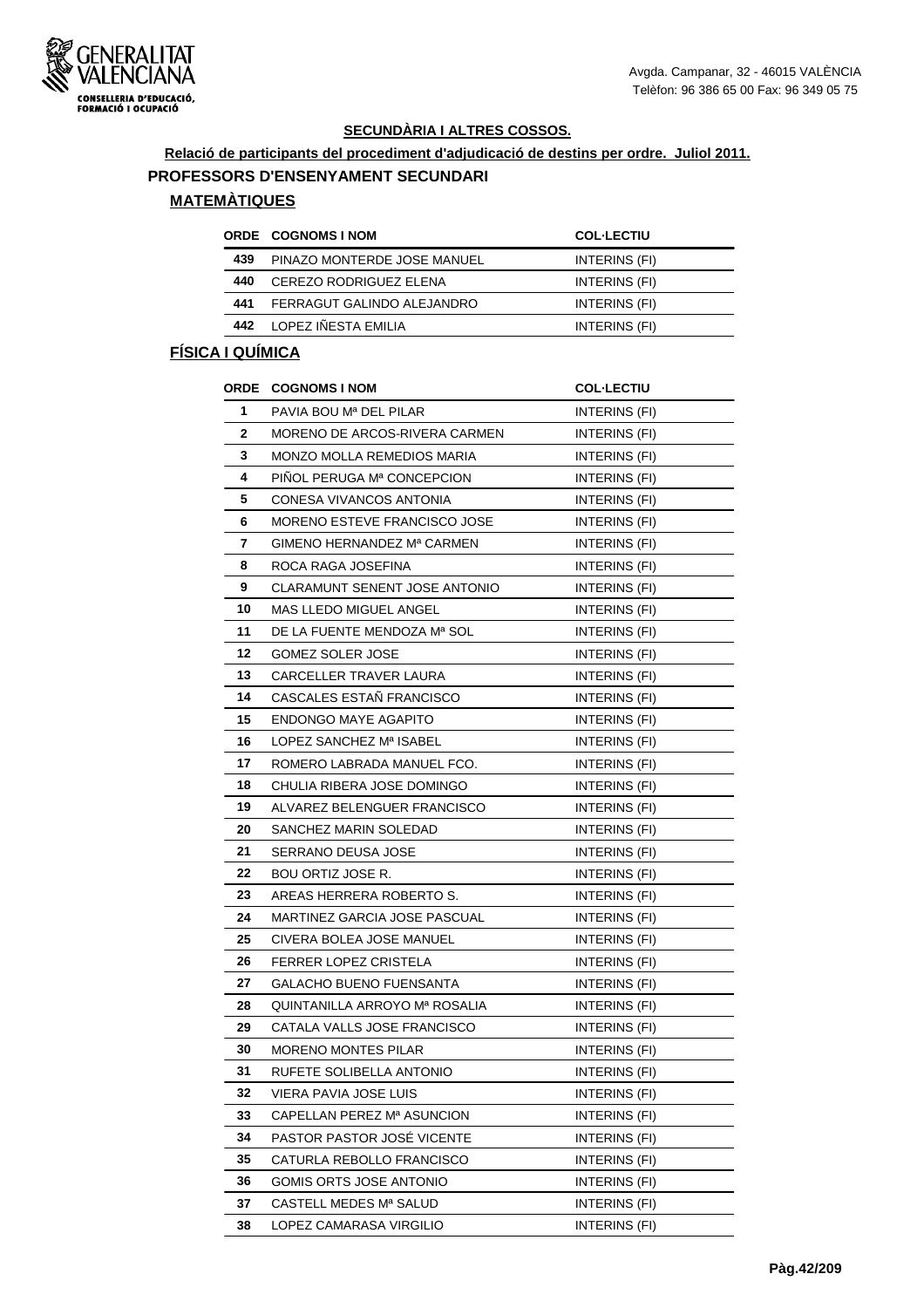## SECUNDÀRIA I ALTRES COSSOS.

**Relació de participants del procediment d'adjudicació de destins per ordre. Juliol 2011.**

### PROFESSORS D'ENSENYAMENT SECUNDARI

#### MATEMÀTIQUES

| ORDE | COGNOMS I NOM | COL·LECTIU |
|---|---|---|
| 439 | PINAZO MONTERDE JOSE MANUEL | INTERINS (FI) |
| 440 | CEREZO RODRIGUEZ ELENA | INTERINS (FI) |
| 441 | FERRAGUT GALINDO ALEJANDRO | INTERINS (FI) |
| 442 | LOPEZ IÑESTA EMILIA | INTERINS (FI) |

#### FÍSICA I QUÍMICA

| ORDE | COGNOMS I NOM | COL·LECTIU |
|---|---|---|
| 1 | PAVIA BOU Mª DEL PILAR | INTERINS (FI) |
| 2 | MORENO DE ARCOS-RIVERA CARMEN | INTERINS (FI) |
| 3 | MONZO MOLLA REMEDIOS MARIA | INTERINS (FI) |
| 4 | PIÑOL PERUGA Mª CONCEPCION | INTERINS (FI) |
| 5 | CONESA VIVANCOS ANTONIA | INTERINS (FI) |
| 6 | MORENO ESTEVE FRANCISCO JOSE | INTERINS (FI) |
| 7 | GIMENO HERNANDEZ Mª CARMEN | INTERINS (FI) |
| 8 | ROCA RAGA JOSEFINA | INTERINS (FI) |
| 9 | CLARAMUNT SENENT JOSE ANTONIO | INTERINS (FI) |
| 10 | MAS LLEDO MIGUEL ANGEL | INTERINS (FI) |
| 11 | DE LA FUENTE MENDOZA Mª SOL | INTERINS (FI) |
| 12 | GOMEZ SOLER JOSE | INTERINS (FI) |
| 13 | CARCELLER TRAVER LAURA | INTERINS (FI) |
| 14 | CASCALES ESTAÑ FRANCISCO | INTERINS (FI) |
| 15 | ENDONGO MAYE AGAPITO | INTERINS (FI) |
| 16 | LOPEZ SANCHEZ Mª ISABEL | INTERINS (FI) |
| 17 | ROMERO LABRADA MANUEL FCO. | INTERINS (FI) |
| 18 | CHULIA RIBERA JOSE DOMINGO | INTERINS (FI) |
| 19 | ALVAREZ BELENGUER FRANCISCO | INTERINS (FI) |
| 20 | SANCHEZ MARIN SOLEDAD | INTERINS (FI) |
| 21 | SERRANO DEUSA JOSE | INTERINS (FI) |
| 22 | BOU ORTIZ JOSE R. | INTERINS (FI) |
| 23 | AREAS HERRERA ROBERTO S. | INTERINS (FI) |
| 24 | MARTINEZ GARCIA JOSE PASCUAL | INTERINS (FI) |
| 25 | CIVERA BOLEA JOSE MANUEL | INTERINS (FI) |
| 26 | FERRER LOPEZ CRISTELA | INTERINS (FI) |
| 27 | GALACHO BUENO FUENSANTA | INTERINS (FI) |
| 28 | QUINTANILLA ARROYO Mª ROSALIA | INTERINS (FI) |
| 29 | CATALA VALLS JOSE FRANCISCO | INTERINS (FI) |
| 30 | MORENO MONTES PILAR | INTERINS (FI) |
| 31 | RUFETE SOLIBELLA ANTONIO | INTERINS (FI) |
| 32 | VIERA PAVIA JOSE LUIS | INTERINS (FI) |
| 33 | CAPELLAN PEREZ Mª ASUNCION | INTERINS (FI) |
| 34 | PASTOR PASTOR JOSÉ VICENTE | INTERINS (FI) |
| 35 | CATURLA REBOLLO FRANCISCO | INTERINS (FI) |
| 36 | GOMIS ORTS JOSE ANTONIO | INTERINS (FI) |
| 37 | CASTELL MEDES Mª SALUD | INTERINS (FI) |
| 38 | LOPEZ CAMARASA VIRGILIO | INTERINS (FI) |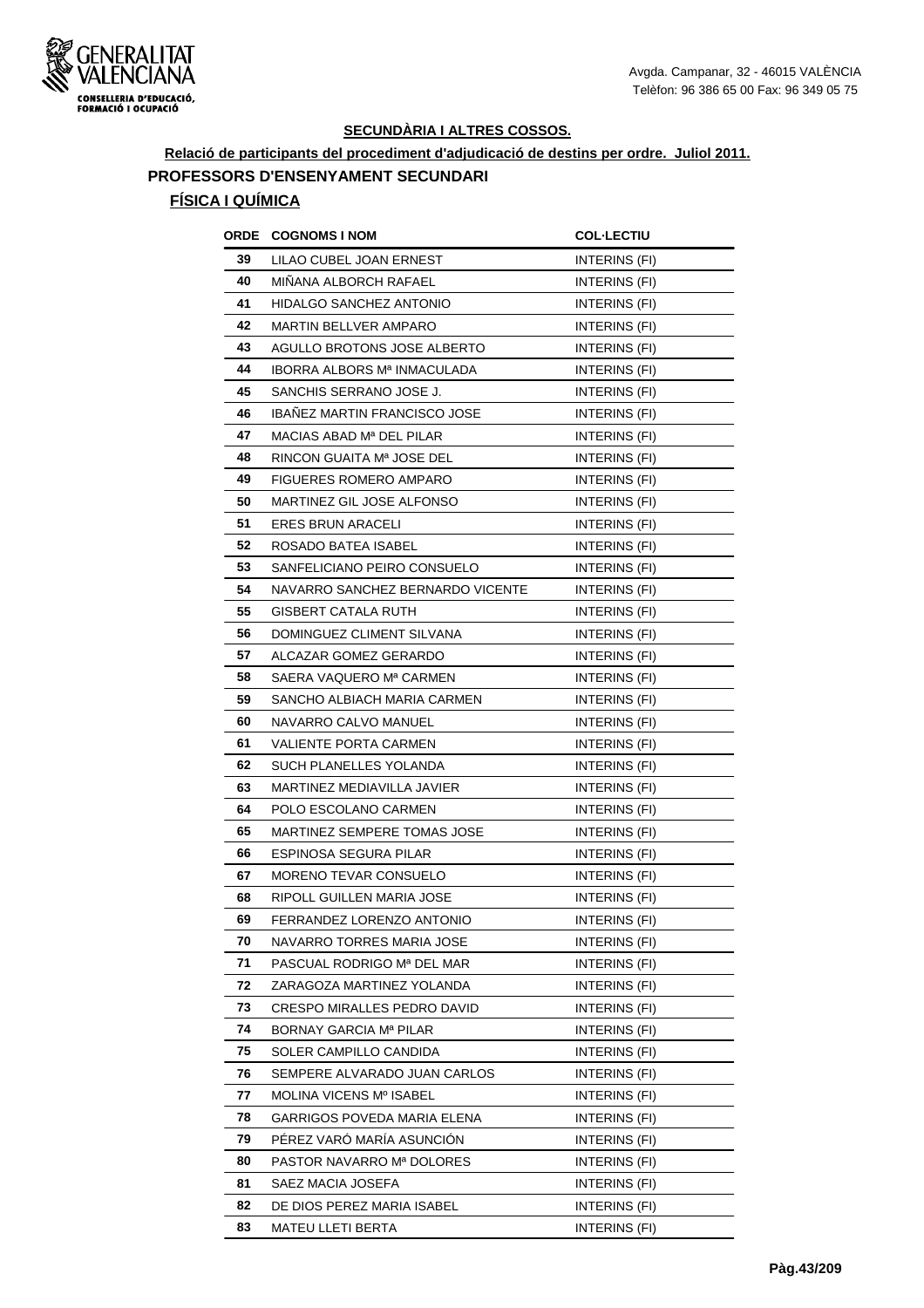**SECUNDÀRIA I ALTRES COSSOS.**

**Relació de participants del procediment d'adjudicació de destins per ordre. Juliol 2011.**

**PROFESSORS D'ENSENYAMENT SECUNDARI**

**FÍSICA I QUÍMICA**

| ORDE | COGNOMS I NOM | COL·LECTIU |
|---|---|---|
| 39 | LILAO CUBEL JOAN ERNEST | INTERINS (FI) |
| 40 | MIÑANA ALBORCH RAFAEL | INTERINS (FI) |
| 41 | HIDALGO SANCHEZ ANTONIO | INTERINS (FI) |
| 42 | MARTIN BELLVER AMPARO | INTERINS (FI) |
| 43 | AGULLO BROTONS JOSE ALBERTO | INTERINS (FI) |
| 44 | IBORRA ALBORS Mª INMACULADA | INTERINS (FI) |
| 45 | SANCHIS SERRANO JOSE J. | INTERINS (FI) |
| 46 | IBAÑEZ MARTIN FRANCISCO JOSE | INTERINS (FI) |
| 47 | MACIAS ABAD Mª DEL PILAR | INTERINS (FI) |
| 48 | RINCON GUAITA Mª JOSE DEL | INTERINS (FI) |
| 49 | FIGUERES ROMERO AMPARO | INTERINS (FI) |
| 50 | MARTINEZ GIL JOSE ALFONSO | INTERINS (FI) |
| 51 | ERES BRUN ARACELI | INTERINS (FI) |
| 52 | ROSADO BATEA ISABEL | INTERINS (FI) |
| 53 | SANFELICIANO PEIRO CONSUELO | INTERINS (FI) |
| 54 | NAVARRO SANCHEZ BERNARDO VICENTE | INTERINS (FI) |
| 55 | GISBERT CATALA RUTH | INTERINS (FI) |
| 56 | DOMINGUEZ CLIMENT SILVANA | INTERINS (FI) |
| 57 | ALCAZAR GOMEZ GERARDO | INTERINS (FI) |
| 58 | SAERA VAQUERO Mª CARMEN | INTERINS (FI) |
| 59 | SANCHO ALBIACH MARIA CARMEN | INTERINS (FI) |
| 60 | NAVARRO CALVO MANUEL | INTERINS (FI) |
| 61 | VALIENTE PORTA CARMEN | INTERINS (FI) |
| 62 | SUCH PLANELLES YOLANDA | INTERINS (FI) |
| 63 | MARTINEZ MEDIAVILLA JAVIER | INTERINS (FI) |
| 64 | POLO ESCOLANO CARMEN | INTERINS (FI) |
| 65 | MARTINEZ SEMPERE TOMAS JOSE | INTERINS (FI) |
| 66 | ESPINOSA SEGURA PILAR | INTERINS (FI) |
| 67 | MORENO TEVAR CONSUELO | INTERINS (FI) |
| 68 | RIPOLL GUILLEN MARIA JOSE | INTERINS (FI) |
| 69 | FERRANDEZ LORENZO ANTONIO | INTERINS (FI) |
| 70 | NAVARRO TORRES MARIA JOSE | INTERINS (FI) |
| 71 | PASCUAL RODRIGO Mª DEL MAR | INTERINS (FI) |
| 72 | ZARAGOZA MARTINEZ YOLANDA | INTERINS (FI) |
| 73 | CRESPO MIRALLES PEDRO DAVID | INTERINS (FI) |
| 74 | BORNAY GARCIA Mª PILAR | INTERINS (FI) |
| 75 | SOLER CAMPILLO CANDIDA | INTERINS (FI) |
| 76 | SEMPERE ALVARADO JUAN CARLOS | INTERINS (FI) |
| 77 | MOLINA VICENS Mº ISABEL | INTERINS (FI) |
| 78 | GARRIGOS POVEDA MARIA ELENA | INTERINS (FI) |
| 79 | PÉREZ VARÓ MARÍA ASUNCIÓN | INTERINS (FI) |
| 80 | PASTOR NAVARRO Mª DOLORES | INTERINS (FI) |
| 81 | SAEZ MACIA JOSEFA | INTERINS (FI) |
| 82 | DE DIOS PEREZ MARIA ISABEL | INTERINS (FI) |
| 83 | MATEU LLETI BERTA | INTERINS (FI) |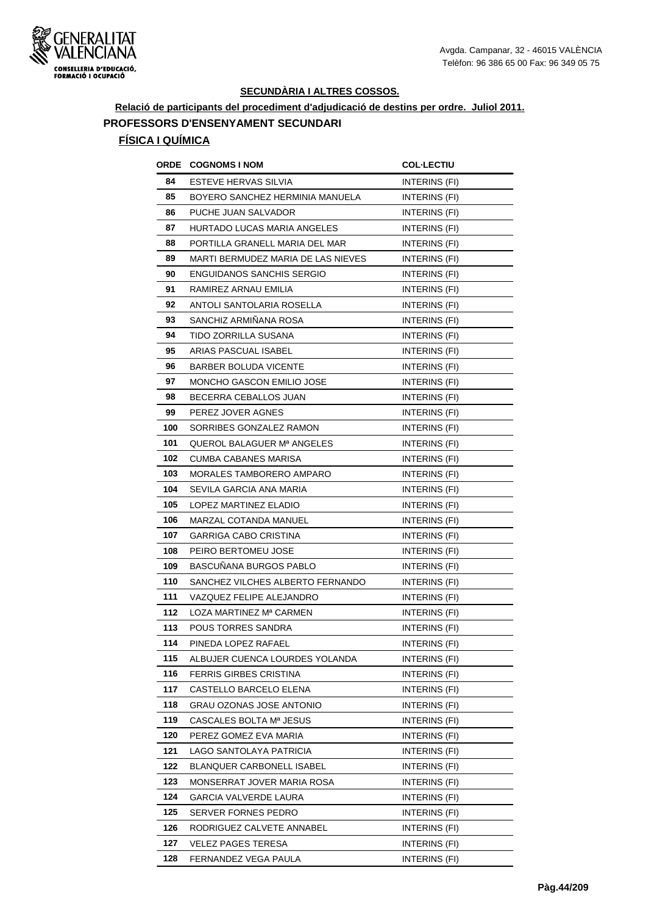## SECUNDÀRIA I ALTRES COSSOS.

**Relació de participants del procediment d'adjudicació de destins per ordre. Juliol 2011.**

### PROFESSORS D'ENSENYAMENT SECUNDARI

#### FÍSICA I QUÍMICA

| ORDE | COGNOMS I NOM | COL·LECTIU |
|---|---|---|
| 84 | ESTEVE HERVAS SILVIA | INTERINS (FI) |
| 85 | BOYERO SANCHEZ HERMINIA MANUELA | INTERINS (FI) |
| 86 | PUCHE JUAN SALVADOR | INTERINS (FI) |
| 87 | HURTADO LUCAS MARIA ANGELES | INTERINS (FI) |
| 88 | PORTILLA GRANELL MARIA DEL MAR | INTERINS (FI) |
| 89 | MARTI BERMUDEZ MARIA DE LAS NIEVES | INTERINS (FI) |
| 90 | ENGUIDANOS SANCHIS SERGIO | INTERINS (FI) |
| 91 | RAMIREZ ARNAU EMILIA | INTERINS (FI) |
| 92 | ANTOLI SANTOLARIA ROSELLA | INTERINS (FI) |
| 93 | SANCHIZ ARMIÑANA ROSA | INTERINS (FI) |
| 94 | TIDO ZORRILLA SUSANA | INTERINS (FI) |
| 95 | ARIAS PASCUAL ISABEL | INTERINS (FI) |
| 96 | BARBER BOLUDA VICENTE | INTERINS (FI) |
| 97 | MONCHO GASCON EMILIO JOSE | INTERINS (FI) |
| 98 | BECERRA CEBALLOS JUAN | INTERINS (FI) |
| 99 | PEREZ JOVER AGNES | INTERINS (FI) |
| 100 | SORRIBES GONZALEZ RAMON | INTERINS (FI) |
| 101 | QUEROL BALAGUER Mª ANGELES | INTERINS (FI) |
| 102 | CUMBA CABANES MARISA | INTERINS (FI) |
| 103 | MORALES TAMBORERO AMPARO | INTERINS (FI) |
| 104 | SEVILA GARCIA ANA MARIA | INTERINS (FI) |
| 105 | LOPEZ MARTINEZ ELADIO | INTERINS (FI) |
| 106 | MARZAL COTANDA MANUEL | INTERINS (FI) |
| 107 | GARRIGA CABO CRISTINA | INTERINS (FI) |
| 108 | PEIRO BERTOMEU JOSE | INTERINS (FI) |
| 109 | BASCUÑANA BURGOS PABLO | INTERINS (FI) |
| 110 | SANCHEZ VILCHES ALBERTO FERNANDO | INTERINS (FI) |
| 111 | VAZQUEZ FELIPE ALEJANDRO | INTERINS (FI) |
| 112 | LOZA MARTINEZ Mª CARMEN | INTERINS (FI) |
| 113 | POUS TORRES SANDRA | INTERINS (FI) |
| 114 | PINEDA LOPEZ RAFAEL | INTERINS (FI) |
| 115 | ALBUJER CUENCA LOURDES YOLANDA | INTERINS (FI) |
| 116 | FERRIS GIRBES CRISTINA | INTERINS (FI) |
| 117 | CASTELLO BARCELO ELENA | INTERINS (FI) |
| 118 | GRAU OZONAS JOSE ANTONIO | INTERINS (FI) |
| 119 | CASCALES BOLTA Mª JESUS | INTERINS (FI) |
| 120 | PEREZ GOMEZ EVA MARIA | INTERINS (FI) |
| 121 | LAGO SANTOLAYA PATRICIA | INTERINS (FI) |
| 122 | BLANQUER CARBONELL ISABEL | INTERINS (FI) |
| 123 | MONSERRAT JOVER MARIA ROSA | INTERINS (FI) |
| 124 | GARCIA VALVERDE LAURA | INTERINS (FI) |
| 125 | SERVER FORNES PEDRO | INTERINS (FI) |
| 126 | RODRIGUEZ CALVETE ANNABEL | INTERINS (FI) |
| 127 | VELEZ PAGES TERESA | INTERINS (FI) |
| 128 | FERNANDEZ VEGA PAULA | INTERINS (FI) |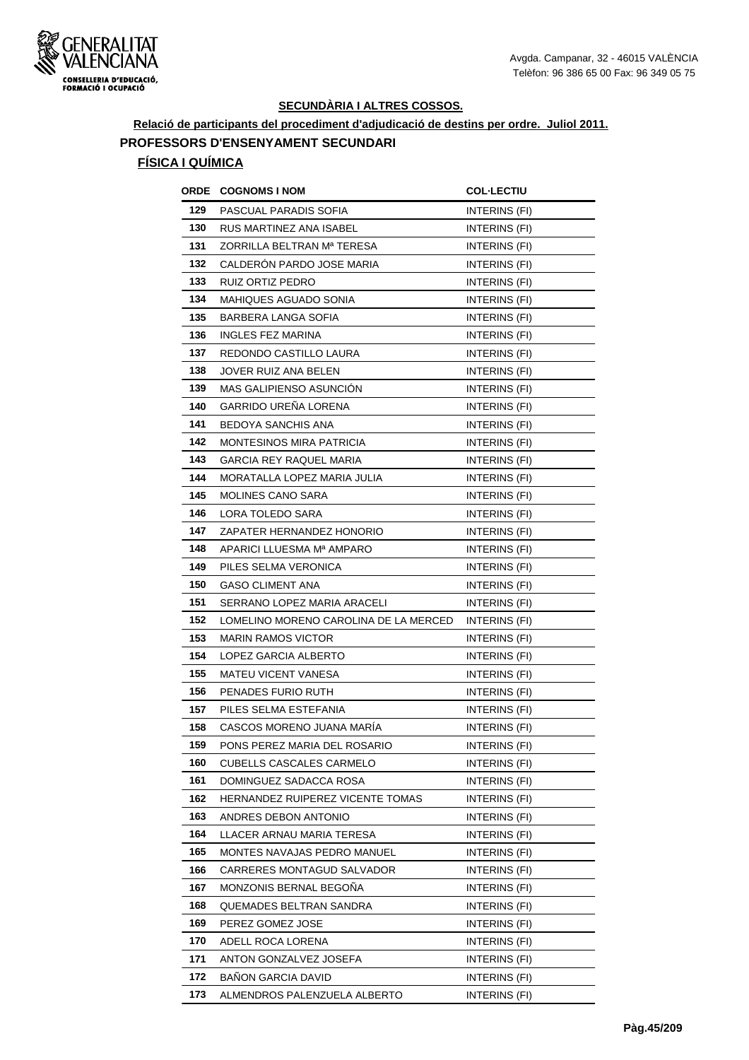## SECUNDÀRIA I ALTRES COSSOS.

**Relació de participants del procediment d'adjudicació de destins per ordre. Juliol 2011.**

### PROFESSORS D'ENSENYAMENT SECUNDARI

#### FÍSICA I QUÍMICA

| ORDE | COGNOMS I NOM | COL·LECTIU |
|---|---|---|
| 129 | PASCUAL PARADIS SOFIA | INTERINS (FI) |
| 130 | RUS MARTINEZ ANA ISABEL | INTERINS (FI) |
| 131 | ZORRILLA BELTRAN Mª TERESA | INTERINS (FI) |
| 132 | CALDERÓN PARDO JOSE MARIA | INTERINS (FI) |
| 133 | RUIZ ORTIZ PEDRO | INTERINS (FI) |
| 134 | MAHIQUES AGUADO SONIA | INTERINS (FI) |
| 135 | BARBERA LANGA SOFIA | INTERINS (FI) |
| 136 | INGLES FEZ MARINA | INTERINS (FI) |
| 137 | REDONDO CASTILLO LAURA | INTERINS (FI) |
| 138 | JOVER RUIZ ANA BELEN | INTERINS (FI) |
| 139 | MAS GALIPIENSO ASUNCIÓN | INTERINS (FI) |
| 140 | GARRIDO UREÑA LORENA | INTERINS (FI) |
| 141 | BEDOYA SANCHIS ANA | INTERINS (FI) |
| 142 | MONTESINOS MIRA PATRICIA | INTERINS (FI) |
| 143 | GARCIA REY RAQUEL MARIA | INTERINS (FI) |
| 144 | MORATALLA LOPEZ MARIA JULIA | INTERINS (FI) |
| 145 | MOLINES CANO SARA | INTERINS (FI) |
| 146 | LORA TOLEDO SARA | INTERINS (FI) |
| 147 | ZAPATER HERNANDEZ HONORIO | INTERINS (FI) |
| 148 | APARICI LLUESMA Mª AMPARO | INTERINS (FI) |
| 149 | PILES SELMA VERONICA | INTERINS (FI) |
| 150 | GASO CLIMENT ANA | INTERINS (FI) |
| 151 | SERRANO LOPEZ MARIA ARACELI | INTERINS (FI) |
| 152 | LOMELINO MORENO CAROLINA DE LA MERCED | INTERINS (FI) |
| 153 | MARIN RAMOS VICTOR | INTERINS (FI) |
| 154 | LOPEZ GARCIA ALBERTO | INTERINS (FI) |
| 155 | MATEU VICENT VANESA | INTERINS (FI) |
| 156 | PENADES FURIO RUTH | INTERINS (FI) |
| 157 | PILES SELMA ESTEFANIA | INTERINS (FI) |
| 158 | CASCOS MORENO JUANA MARÍA | INTERINS (FI) |
| 159 | PONS PEREZ MARIA DEL ROSARIO | INTERINS (FI) |
| 160 | CUBELLS CASCALES CARMELO | INTERINS (FI) |
| 161 | DOMINGUEZ SADACCA ROSA | INTERINS (FI) |
| 162 | HERNANDEZ RUIPEREZ VICENTE TOMAS | INTERINS (FI) |
| 163 | ANDRES DEBON ANTONIO | INTERINS (FI) |
| 164 | LLACER ARNAU MARIA TERESA | INTERINS (FI) |
| 165 | MONTES NAVAJAS PEDRO MANUEL | INTERINS (FI) |
| 166 | CARRERES MONTAGUD SALVADOR | INTERINS (FI) |
| 167 | MONZONIS BERNAL BEGOÑA | INTERINS (FI) |
| 168 | QUEMADES BELTRAN SANDRA | INTERINS (FI) |
| 169 | PEREZ GOMEZ JOSE | INTERINS (FI) |
| 170 | ADELL ROCA LORENA | INTERINS (FI) |
| 171 | ANTON GONZALVEZ JOSEFA | INTERINS (FI) |
| 172 | BAÑON GARCIA DAVID | INTERINS (FI) |
| 173 | ALMENDROS PALENZUELA ALBERTO | INTERINS (FI) |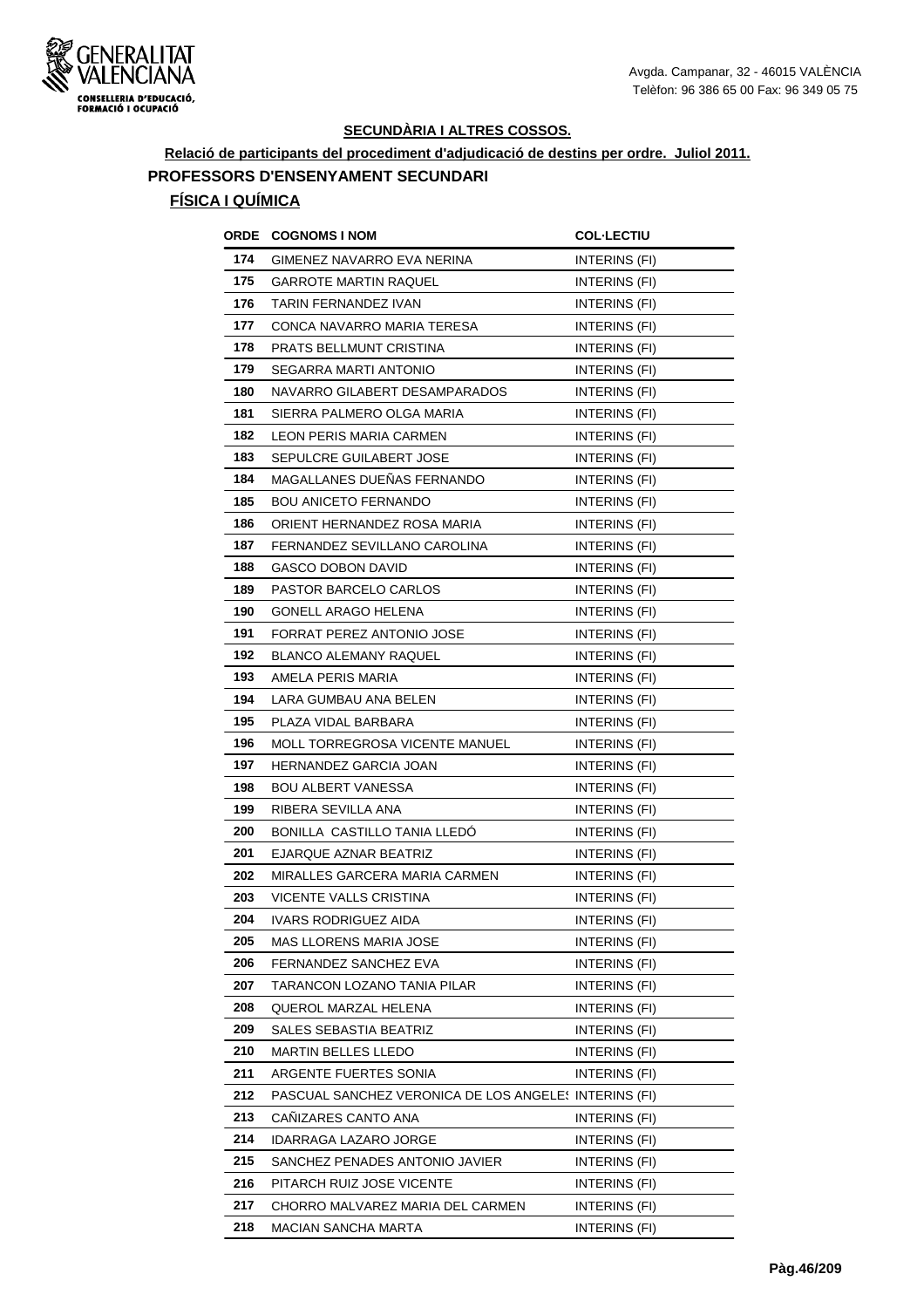## SECUNDÀRIA I ALTRES COSSOS.

**Relació de participants del procediment d'adjudicació de destins per ordre. Juliol 2011.**

### PROFESSORS D'ENSENYAMENT SECUNDARI

### FÍSICA I QUÍMICA

| ORDE | COGNOMS I NOM | COL·LECTIU |
|---|---|---|
| 174 | GIMENEZ NAVARRO EVA NERINA | INTERINS (FI) |
| 175 | GARROTE MARTIN RAQUEL | INTERINS (FI) |
| 176 | TARIN FERNANDEZ IVAN | INTERINS (FI) |
| 177 | CONCA NAVARRO MARIA TERESA | INTERINS (FI) |
| 178 | PRATS BELLMUNT CRISTINA | INTERINS (FI) |
| 179 | SEGARRA MARTI ANTONIO | INTERINS (FI) |
| 180 | NAVARRO GILABERT DESAMPARADOS | INTERINS (FI) |
| 181 | SIERRA PALMERO OLGA MARIA | INTERINS (FI) |
| 182 | LEON PERIS MARIA CARMEN | INTERINS (FI) |
| 183 | SEPULCRE GUILABERT JOSE | INTERINS (FI) |
| 184 | MAGALLANES DUEÑAS FERNANDO | INTERINS (FI) |
| 185 | BOU ANICETO FERNANDO | INTERINS (FI) |
| 186 | ORIENT HERNANDEZ ROSA MARIA | INTERINS (FI) |
| 187 | FERNANDEZ SEVILLANO CAROLINA | INTERINS (FI) |
| 188 | GASCO DOBON DAVID | INTERINS (FI) |
| 189 | PASTOR BARCELO CARLOS | INTERINS (FI) |
| 190 | GONELL ARAGO HELENA | INTERINS (FI) |
| 191 | FORRAT PEREZ ANTONIO JOSE | INTERINS (FI) |
| 192 | BLANCO ALEMANY RAQUEL | INTERINS (FI) |
| 193 | AMELA PERIS MARIA | INTERINS (FI) |
| 194 | LARA GUMBAU ANA BELEN | INTERINS (FI) |
| 195 | PLAZA VIDAL BARBARA | INTERINS (FI) |
| 196 | MOLL TORREGROSA VICENTE MANUEL | INTERINS (FI) |
| 197 | HERNANDEZ GARCIA JOAN | INTERINS (FI) |
| 198 | BOU ALBERT VANESSA | INTERINS (FI) |
| 199 | RIBERA SEVILLA ANA | INTERINS (FI) |
| 200 | BONILLA CASTILLO TANIA LLEDÓ | INTERINS (FI) |
| 201 | EJARQUE AZNAR BEATRIZ | INTERINS (FI) |
| 202 | MIRALLES GARCERA MARIA CARMEN | INTERINS (FI) |
| 203 | VICENTE VALLS CRISTINA | INTERINS (FI) |
| 204 | IVARS RODRIGUEZ AIDA | INTERINS (FI) |
| 205 | MAS LLORENS MARIA JOSE | INTERINS (FI) |
| 206 | FERNANDEZ SANCHEZ EVA | INTERINS (FI) |
| 207 | TARANCON LOZANO TANIA PILAR | INTERINS (FI) |
| 208 | QUEROL MARZAL HELENA | INTERINS (FI) |
| 209 | SALES SEBASTIA BEATRIZ | INTERINS (FI) |
| 210 | MARTIN BELLES LLEDO | INTERINS (FI) |
| 211 | ARGENTE FUERTES SONIA | INTERINS (FI) |
| 212 | PASCUAL SANCHEZ VERONICA DE LOS ANGELES | INTERINS (FI) |
| 213 | CAÑIZARES CANTO ANA | INTERINS (FI) |
| 214 | IDARRAGA LAZARO JORGE | INTERINS (FI) |
| 215 | SANCHEZ PENADES ANTONIO JAVIER | INTERINS (FI) |
| 216 | PITARCH RUIZ JOSE VICENTE | INTERINS (FI) |
| 217 | CHORRO MALVAREZ MARIA DEL CARMEN | INTERINS (FI) |
| 218 | MACIAN SANCHA MARTA | INTERINS (FI) |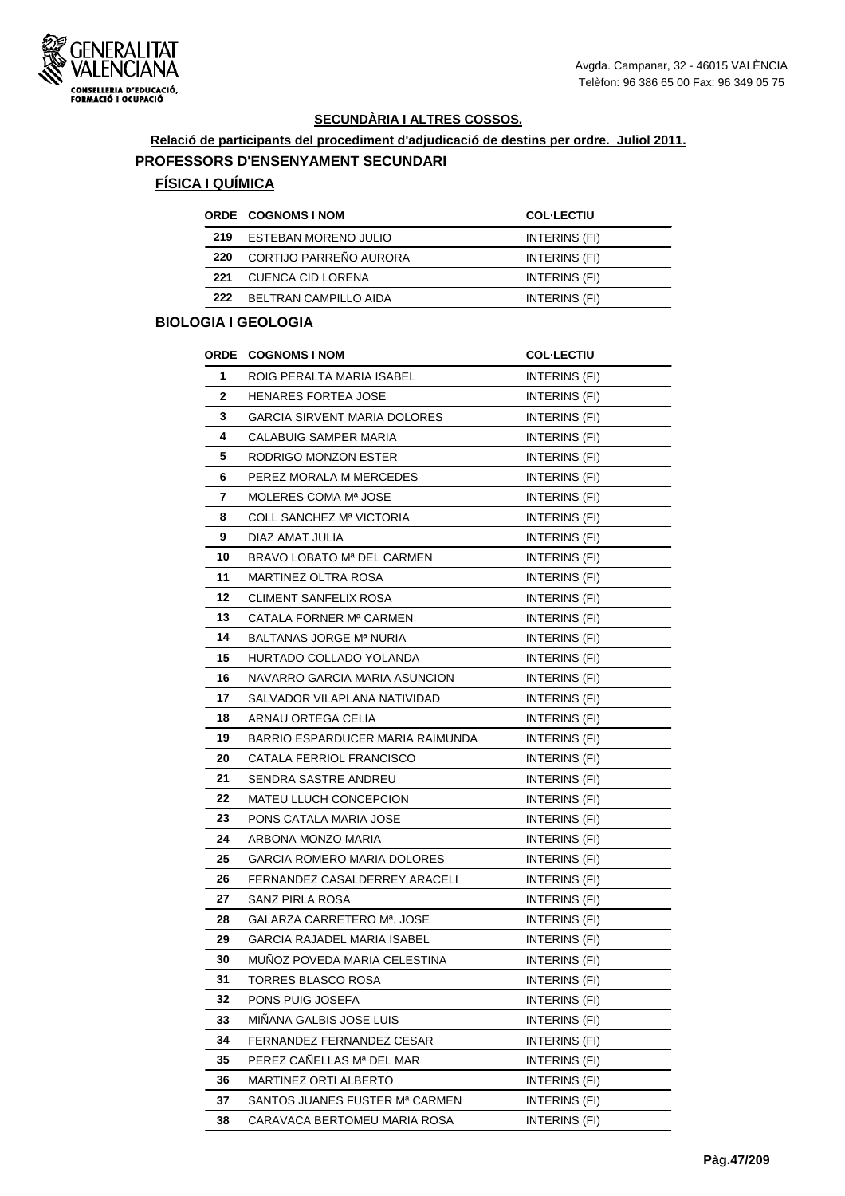## SECUNDÀRIA I ALTRES COSSOS.

**Relació de participants del procediment d'adjudicació de destins per ordre. Juliol 2011.**

### PROFESSORS D'ENSENYAMENT SECUNDARI

#### FÍSICA I QUÍMICA

| ORDE | COGNOMS I NOM | COL·LECTIU |
|---|---|---|
| 219 | ESTEBAN MORENO JULIO | INTERINS (FI) |
| 220 | CORTIJO PARREÑO AURORA | INTERINS (FI) |
| 221 | CUENCA CID LORENA | INTERINS (FI) |
| 222 | BELTRAN CAMPILLO AIDA | INTERINS (FI) |

#### BIOLOGIA I GEOLOGIA

| ORDE | COGNOMS I NOM | COL·LECTIU |
|---|---|---|
| 1 | ROIG PERALTA MARIA ISABEL | INTERINS (FI) |
| 2 | HENARES FORTEA JOSE | INTERINS (FI) |
| 3 | GARCIA SIRVENT MARIA DOLORES | INTERINS (FI) |
| 4 | CALABUIG SAMPER MARIA | INTERINS (FI) |
| 5 | RODRIGO MONZON ESTER | INTERINS (FI) |
| 6 | PEREZ MORALA M MERCEDES | INTERINS (FI) |
| 7 | MOLERES COMA Mª JOSE | INTERINS (FI) |
| 8 | COLL SANCHEZ Mª VICTORIA | INTERINS (FI) |
| 9 | DIAZ AMAT JULIA | INTERINS (FI) |
| 10 | BRAVO LOBATO Mª DEL CARMEN | INTERINS (FI) |
| 11 | MARTINEZ OLTRA ROSA | INTERINS (FI) |
| 12 | CLIMENT SANFELIX ROSA | INTERINS (FI) |
| 13 | CATALA FORNER Mª CARMEN | INTERINS (FI) |
| 14 | BALTANAS JORGE Mª NURIA | INTERINS (FI) |
| 15 | HURTADO COLLADO YOLANDA | INTERINS (FI) |
| 16 | NAVARRO GARCIA MARIA ASUNCION | INTERINS (FI) |
| 17 | SALVADOR VILAPLANA NATIVIDAD | INTERINS (FI) |
| 18 | ARNAU ORTEGA CELIA | INTERINS (FI) |
| 19 | BARRIO ESPARDUCER MARIA RAIMUNDA | INTERINS (FI) |
| 20 | CATALA FERRIOL FRANCISCO | INTERINS (FI) |
| 21 | SENDRA SASTRE ANDREU | INTERINS (FI) |
| 22 | MATEU LLUCH CONCEPCION | INTERINS (FI) |
| 23 | PONS CATALA MARIA JOSE | INTERINS (FI) |
| 24 | ARBONA MONZO MARIA | INTERINS (FI) |
| 25 | GARCIA ROMERO MARIA DOLORES | INTERINS (FI) |
| 26 | FERNANDEZ CASALDERREY ARACELI | INTERINS (FI) |
| 27 | SANZ PIRLA ROSA | INTERINS (FI) |
| 28 | GALARZA CARRETERO Mª. JOSE | INTERINS (FI) |
| 29 | GARCIA RAJADEL MARIA ISABEL | INTERINS (FI) |
| 30 | MUÑOZ POVEDA MARIA CELESTINA | INTERINS (FI) |
| 31 | TORRES BLASCO ROSA | INTERINS (FI) |
| 32 | PONS PUIG JOSEFA | INTERINS (FI) |
| 33 | MIÑANA GALBIS JOSE LUIS | INTERINS (FI) |
| 34 | FERNANDEZ FERNANDEZ CESAR | INTERINS (FI) |
| 35 | PEREZ CAÑELLAS Mª DEL MAR | INTERINS (FI) |
| 36 | MARTINEZ ORTI ALBERTO | INTERINS (FI) |
| 37 | SANTOS JUANES FUSTER Mª CARMEN | INTERINS (FI) |
| 38 | CARAVACA BERTOMEU MARIA ROSA | INTERINS (FI) |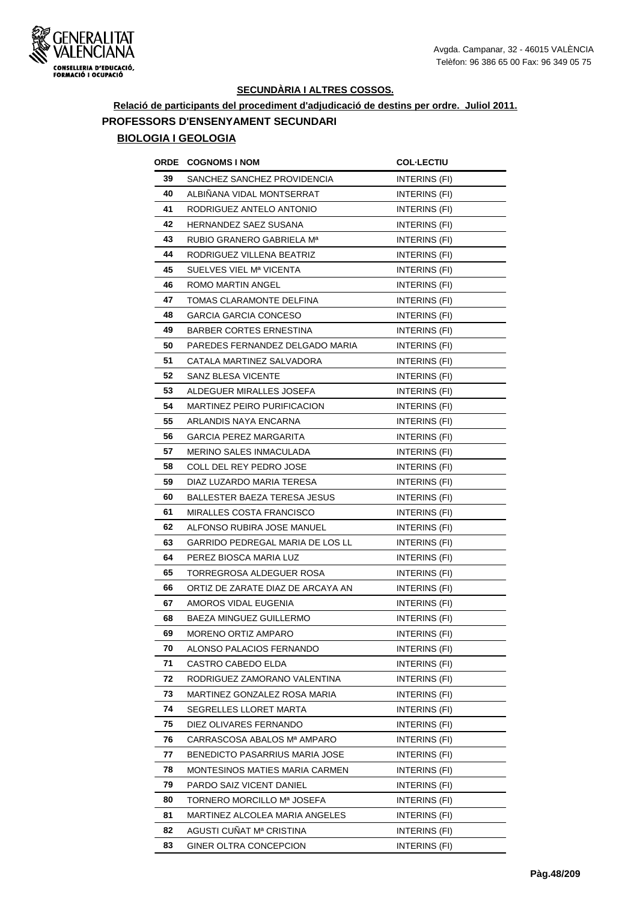Avgda. Campanar, 32 - 46015 VALÈNCIA
Telèfon: 96 386 65 00 Fax: 96 349 05 75

## SECUNDÀRIA I ALTRES COSSOS.

**Relació de participants del procediment d'adjudicació de destins per ordre. Juliol 2011.**

### PROFESSORS D'ENSENYAMENT SECUNDARI

#### BIOLOGIA I GEOLOGIA

| ORDE | COGNOMS I NOM | COL·LECTIU |
|---|---|---|
| 39 | SANCHEZ SANCHEZ PROVIDENCIA | INTERINS (FI) |
| 40 | ALBIÑANA VIDAL MONTSERRAT | INTERINS (FI) |
| 41 | RODRIGUEZ ANTELO ANTONIO | INTERINS (FI) |
| 42 | HERNANDEZ SAEZ SUSANA | INTERINS (FI) |
| 43 | RUBIO GRANERO GABRIELA Mª | INTERINS (FI) |
| 44 | RODRIGUEZ VILLENA BEATRIZ | INTERINS (FI) |
| 45 | SUELVES VIEL Mª VICENTA | INTERINS (FI) |
| 46 | ROMO MARTIN ANGEL | INTERINS (FI) |
| 47 | TOMAS CLARAMONTE DELFINA | INTERINS (FI) |
| 48 | GARCIA GARCIA CONCESO | INTERINS (FI) |
| 49 | BARBER CORTES ERNESTINA | INTERINS (FI) |
| 50 | PAREDES FERNANDEZ DELGADO MARIA | INTERINS (FI) |
| 51 | CATALA MARTINEZ SALVADORA | INTERINS (FI) |
| 52 | SANZ BLESA VICENTE | INTERINS (FI) |
| 53 | ALDEGUER MIRALLES JOSEFA | INTERINS (FI) |
| 54 | MARTINEZ PEIRO PURIFICACION | INTERINS (FI) |
| 55 | ARLANDIS NAYA ENCARNA | INTERINS (FI) |
| 56 | GARCIA PEREZ MARGARITA | INTERINS (FI) |
| 57 | MERINO SALES INMACULADA | INTERINS (FI) |
| 58 | COLL DEL REY PEDRO JOSE | INTERINS (FI) |
| 59 | DIAZ LUZARDO MARIA TERESA | INTERINS (FI) |
| 60 | BALLESTER BAEZA TERESA JESUS | INTERINS (FI) |
| 61 | MIRALLES COSTA FRANCISCO | INTERINS (FI) |
| 62 | ALFONSO RUBIRA JOSE MANUEL | INTERINS (FI) |
| 63 | GARRIDO PEDREGAL MARIA DE LOS LL | INTERINS (FI) |
| 64 | PEREZ BIOSCA MARIA LUZ | INTERINS (FI) |
| 65 | TORREGROSA ALDEGUER ROSA | INTERINS (FI) |
| 66 | ORTIZ DE ZARATE DIAZ DE ARCAYA AN | INTERINS (FI) |
| 67 | AMOROS VIDAL EUGENIA | INTERINS (FI) |
| 68 | BAEZA MINGUEZ GUILLERMO | INTERINS (FI) |
| 69 | MORENO ORTIZ AMPARO | INTERINS (FI) |
| 70 | ALONSO PALACIOS FERNANDO | INTERINS (FI) |
| 71 | CASTRO CABEDO ELDA | INTERINS (FI) |
| 72 | RODRIGUEZ ZAMORANO VALENTINA | INTERINS (FI) |
| 73 | MARTINEZ GONZALEZ ROSA MARIA | INTERINS (FI) |
| 74 | SEGRELLES LLORET MARTA | INTERINS (FI) |
| 75 | DIEZ OLIVARES FERNANDO | INTERINS (FI) |
| 76 | CARRASCOSA ABALOS Mª AMPARO | INTERINS (FI) |
| 77 | BENEDICTO PASARRIUS MARIA JOSE | INTERINS (FI) |
| 78 | MONTESINOS MATIES MARIA CARMEN | INTERINS (FI) |
| 79 | PARDO SAIZ VICENT DANIEL | INTERINS (FI) |
| 80 | TORNERO MORCILLO Mª JOSEFA | INTERINS (FI) |
| 81 | MARTINEZ ALCOLEA MARIA ANGELES | INTERINS (FI) |
| 82 | AGUSTI CUÑAT Mª CRISTINA | INTERINS (FI) |
| 83 | GINER OLTRA CONCEPCION | INTERINS (FI) |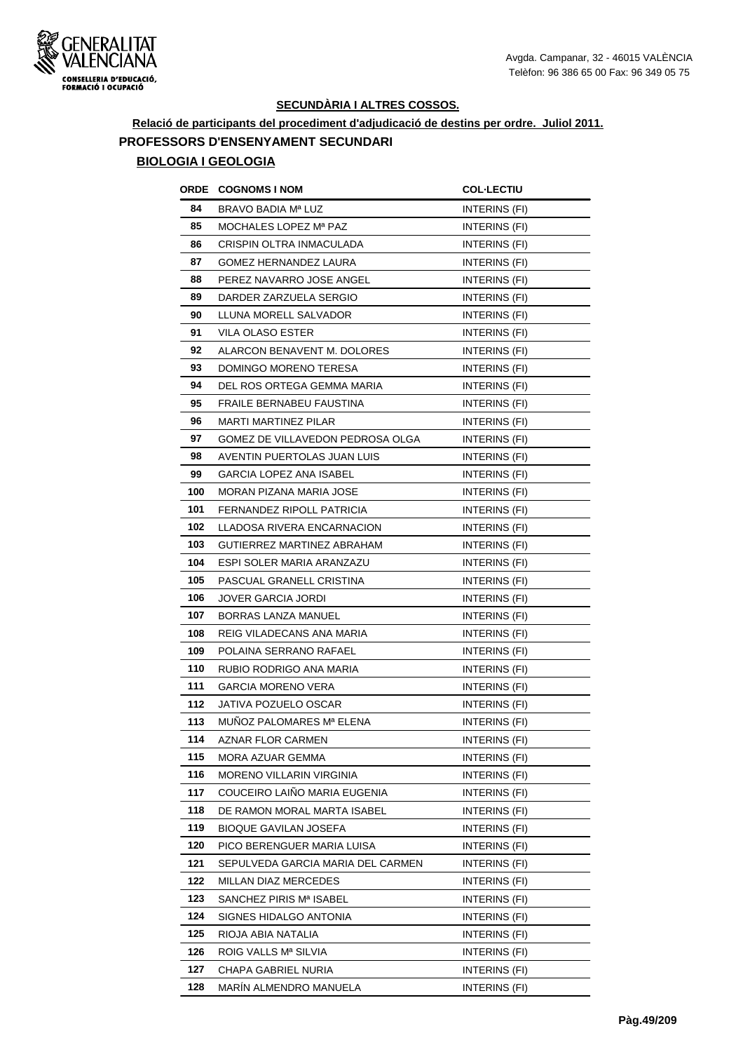**SECUNDÀRIA I ALTRES COSSOS.**

**Relació de participants del procediment d'adjudicació de destins per ordre. Juliol 2011.**

## PROFESSORS D'ENSENYAMENT SECUNDARI

### BIOLOGIA I GEOLOGIA

| ORDE | COGNOMS I NOM | COL·LECTIU |
|---|---|---|
| 84 | BRAVO BADIA Mª LUZ | INTERINS (FI) |
| 85 | MOCHALES LOPEZ Mª PAZ | INTERINS (FI) |
| 86 | CRISPIN OLTRA INMACULADA | INTERINS (FI) |
| 87 | GOMEZ HERNANDEZ LAURA | INTERINS (FI) |
| 88 | PEREZ NAVARRO JOSE ANGEL | INTERINS (FI) |
| 89 | DARDER ZARZUELA SERGIO | INTERINS (FI) |
| 90 | LLUNA MORELL SALVADOR | INTERINS (FI) |
| 91 | VILA OLASO ESTER | INTERINS (FI) |
| 92 | ALARCON BENAVENT M. DOLORES | INTERINS (FI) |
| 93 | DOMINGO MORENO TERESA | INTERINS (FI) |
| 94 | DEL ROS ORTEGA GEMMA MARIA | INTERINS (FI) |
| 95 | FRAILE BERNABEU FAUSTINA | INTERINS (FI) |
| 96 | MARTI MARTINEZ PILAR | INTERINS (FI) |
| 97 | GOMEZ DE VILLAVEDON PEDROSA OLGA | INTERINS (FI) |
| 98 | AVENTIN PUERTOLAS JUAN LUIS | INTERINS (FI) |
| 99 | GARCIA LOPEZ ANA ISABEL | INTERINS (FI) |
| 100 | MORAN PIZANA MARIA JOSE | INTERINS (FI) |
| 101 | FERNANDEZ RIPOLL PATRICIA | INTERINS (FI) |
| 102 | LLADOSA RIVERA ENCARNACION | INTERINS (FI) |
| 103 | GUTIERREZ MARTINEZ ABRAHAM | INTERINS (FI) |
| 104 | ESPI SOLER MARIA ARANZAZU | INTERINS (FI) |
| 105 | PASCUAL GRANELL CRISTINA | INTERINS (FI) |
| 106 | JOVER GARCIA JORDI | INTERINS (FI) |
| 107 | BORRAS LANZA MANUEL | INTERINS (FI) |
| 108 | REIG VILADECANS ANA MARIA | INTERINS (FI) |
| 109 | POLAINA SERRANO RAFAEL | INTERINS (FI) |
| 110 | RUBIO RODRIGO ANA MARIA | INTERINS (FI) |
| 111 | GARCIA MORENO VERA | INTERINS (FI) |
| 112 | JATIVA POZUELO OSCAR | INTERINS (FI) |
| 113 | MUÑOZ PALOMARES Mª ELENA | INTERINS (FI) |
| 114 | AZNAR FLOR CARMEN | INTERINS (FI) |
| 115 | MORA AZUAR GEMMA | INTERINS (FI) |
| 116 | MORENO VILLARIN VIRGINIA | INTERINS (FI) |
| 117 | COUCEIRO LAIÑO MARIA EUGENIA | INTERINS (FI) |
| 118 | DE RAMON MORAL MARTA ISABEL | INTERINS (FI) |
| 119 | BIOQUE GAVILAN JOSEFA | INTERINS (FI) |
| 120 | PICO BERENGUER MARIA LUISA | INTERINS (FI) |
| 121 | SEPULVEDA GARCIA MARIA DEL CARMEN | INTERINS (FI) |
| 122 | MILLAN DIAZ MERCEDES | INTERINS (FI) |
| 123 | SANCHEZ PIRIS Mª ISABEL | INTERINS (FI) |
| 124 | SIGNES HIDALGO ANTONIA | INTERINS (FI) |
| 125 | RIOJA ABIA NATALIA | INTERINS (FI) |
| 126 | ROIG VALLS Mª SILVIA | INTERINS (FI) |
| 127 | CHAPA GABRIEL NURIA | INTERINS (FI) |
| 128 | MARÍN ALMENDRO MANUELA | INTERINS (FI) |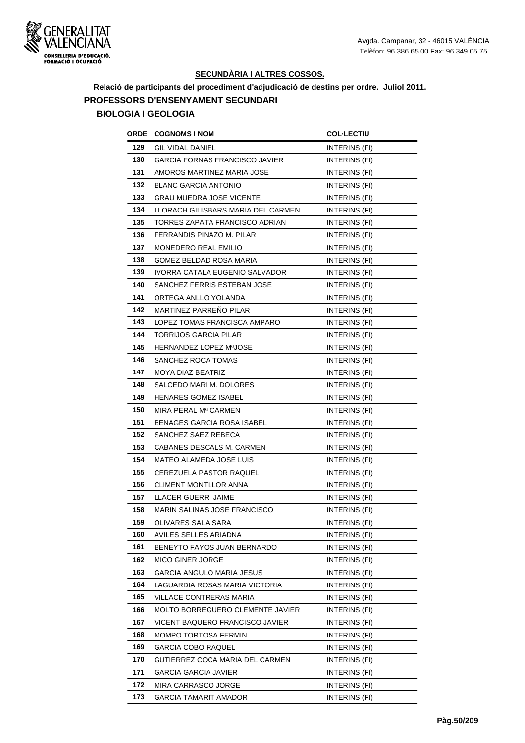## SECUNDÀRIA I ALTRES COSSOS.

**Relació de participants del procediment d'adjudicació de destins per ordre. Juliol 2011.**

### PROFESSORS D'ENSENYAMENT SECUNDARI

#### BIOLOGIA I GEOLOGIA

| ORDE | COGNOMS I NOM | COL·LECTIU |
|---|---|---|
| 129 | GIL VIDAL DANIEL | INTERINS (FI) |
| 130 | GARCIA FORNAS FRANCISCO JAVIER | INTERINS (FI) |
| 131 | AMOROS MARTINEZ MARIA JOSE | INTERINS (FI) |
| 132 | BLANC GARCIA ANTONIO | INTERINS (FI) |
| 133 | GRAU MUEDRA JOSE VICENTE | INTERINS (FI) |
| 134 | LLORACH GILISBARS MARIA DEL CARMEN | INTERINS (FI) |
| 135 | TORRES ZAPATA FRANCISCO ADRIAN | INTERINS (FI) |
| 136 | FERRANDIS PINAZO M. PILAR | INTERINS (FI) |
| 137 | MONEDERO REAL EMILIO | INTERINS (FI) |
| 138 | GOMEZ BELDAD ROSA MARIA | INTERINS (FI) |
| 139 | IVORRA CATALA EUGENIO SALVADOR | INTERINS (FI) |
| 140 | SANCHEZ FERRIS ESTEBAN JOSE | INTERINS (FI) |
| 141 | ORTEGA ANLLO YOLANDA | INTERINS (FI) |
| 142 | MARTINEZ PARREÑO PILAR | INTERINS (FI) |
| 143 | LOPEZ TOMAS FRANCISCA AMPARO | INTERINS (FI) |
| 144 | TORRIJOS GARCIA PILAR | INTERINS (FI) |
| 145 | HERNANDEZ LOPEZ MªJOSE | INTERINS (FI) |
| 146 | SANCHEZ ROCA TOMAS | INTERINS (FI) |
| 147 | MOYA DIAZ BEATRIZ | INTERINS (FI) |
| 148 | SALCEDO MARI M. DOLORES | INTERINS (FI) |
| 149 | HENARES GOMEZ ISABEL | INTERINS (FI) |
| 150 | MIRA PERAL Mª CARMEN | INTERINS (FI) |
| 151 | BENAGES GARCIA ROSA ISABEL | INTERINS (FI) |
| 152 | SANCHEZ SAEZ REBECA | INTERINS (FI) |
| 153 | CABANES DESCALS M. CARMEN | INTERINS (FI) |
| 154 | MATEO ALAMEDA JOSE LUIS | INTERINS (FI) |
| 155 | CEREZUELA PASTOR RAQUEL | INTERINS (FI) |
| 156 | CLIMENT MONTLLOR ANNA | INTERINS (FI) |
| 157 | LLACER GUERRI JAIME | INTERINS (FI) |
| 158 | MARIN SALINAS JOSE FRANCISCO | INTERINS (FI) |
| 159 | OLIVARES SALA SARA | INTERINS (FI) |
| 160 | AVILES SELLES ARIADNA | INTERINS (FI) |
| 161 | BENEYTO FAYOS JUAN BERNARDO | INTERINS (FI) |
| 162 | MICO GINER JORGE | INTERINS (FI) |
| 163 | GARCIA ANGULO MARIA JESUS | INTERINS (FI) |
| 164 | LAGUARDIA ROSAS MARIA VICTORIA | INTERINS (FI) |
| 165 | VILLACE CONTRERAS MARIA | INTERINS (FI) |
| 166 | MOLTO BORREGUERO CLEMENTE JAVIER | INTERINS (FI) |
| 167 | VICENT BAQUERO FRANCISCO JAVIER | INTERINS (FI) |
| 168 | MOMPO TORTOSA FERMIN | INTERINS (FI) |
| 169 | GARCIA COBO RAQUEL | INTERINS (FI) |
| 170 | GUTIERREZ COCA MARIA DEL CARMEN | INTERINS (FI) |
| 171 | GARCIA GARCIA JAVIER | INTERINS (FI) |
| 172 | MIRA CARRASCO JORGE | INTERINS (FI) |
| 173 | GARCIA TAMARIT AMADOR | INTERINS (FI) |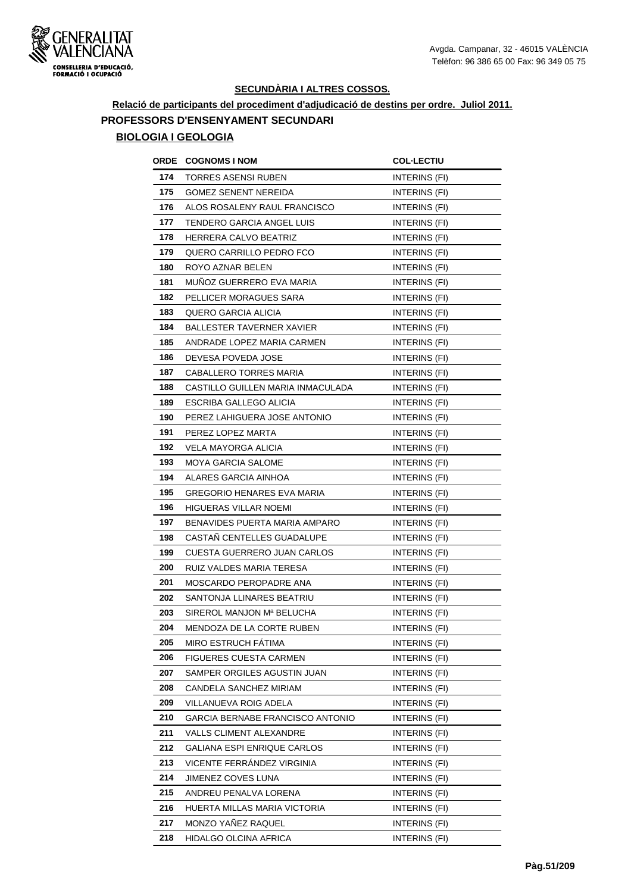## SECUNDÀRIA I ALTRES COSSOS.

**Relació de participants del procediment d'adjudicació de destins per ordre. Juliol 2011.**

### PROFESSORS D'ENSENYAMENT SECUNDARI

#### BIOLOGIA I GEOLOGIA

| ORDE | COGNOMS I NOM | COL·LECTIU |
|---|---|---|
| 174 | TORRES ASENSI RUBEN | INTERINS (FI) |
| 175 | GOMEZ SENENT NEREIDA | INTERINS (FI) |
| 176 | ALOS ROSALENY RAUL FRANCISCO | INTERINS (FI) |
| 177 | TENDERO GARCIA ANGEL LUIS | INTERINS (FI) |
| 178 | HERRERA CALVO BEATRIZ | INTERINS (FI) |
| 179 | QUERO CARRILLO PEDRO FCO | INTERINS (FI) |
| 180 | ROYO AZNAR BELEN | INTERINS (FI) |
| 181 | MUÑOZ GUERRERO EVA MARIA | INTERINS (FI) |
| 182 | PELLICER MORAGUES SARA | INTERINS (FI) |
| 183 | QUERO GARCIA ALICIA | INTERINS (FI) |
| 184 | BALLESTER TAVERNER XAVIER | INTERINS (FI) |
| 185 | ANDRADE LOPEZ MARIA CARMEN | INTERINS (FI) |
| 186 | DEVESA POVEDA JOSE | INTERINS (FI) |
| 187 | CABALLERO TORRES MARIA | INTERINS (FI) |
| 188 | CASTILLO GUILLEN MARIA INMACULADA | INTERINS (FI) |
| 189 | ESCRIBA GALLEGO ALICIA | INTERINS (FI) |
| 190 | PEREZ LAHIGUERA JOSE ANTONIO | INTERINS (FI) |
| 191 | PEREZ LOPEZ MARTA | INTERINS (FI) |
| 192 | VELA MAYORGA ALICIA | INTERINS (FI) |
| 193 | MOYA GARCIA SALOME | INTERINS (FI) |
| 194 | ALARES GARCIA AINHOA | INTERINS (FI) |
| 195 | GREGORIO HENARES EVA MARIA | INTERINS (FI) |
| 196 | HIGUERAS VILLAR NOEMI | INTERINS (FI) |
| 197 | BENAVIDES PUERTA MARIA AMPARO | INTERINS (FI) |
| 198 | CASTAÑ CENTELLES GUADALUPE | INTERINS (FI) |
| 199 | CUESTA GUERRERO JUAN CARLOS | INTERINS (FI) |
| 200 | RUIZ VALDES MARIA TERESA | INTERINS (FI) |
| 201 | MOSCARDO PEROPADRE ANA | INTERINS (FI) |
| 202 | SANTONJA LLINARES BEATRIU | INTERINS (FI) |
| 203 | SIREROL MANJON Mª BELUCHA | INTERINS (FI) |
| 204 | MENDOZA DE LA CORTE RUBEN | INTERINS (FI) |
| 205 | MIRO ESTRUCH FÁTIMA | INTERINS (FI) |
| 206 | FIGUERES CUESTA CARMEN | INTERINS (FI) |
| 207 | SAMPER ORGILES AGUSTIN JUAN | INTERINS (FI) |
| 208 | CANDELA SANCHEZ MIRIAM | INTERINS (FI) |
| 209 | VILLANUEVA ROIG ADELA | INTERINS (FI) |
| 210 | GARCIA BERNABE FRANCISCO ANTONIO | INTERINS (FI) |
| 211 | VALLS CLIMENT ALEXANDRE | INTERINS (FI) |
| 212 | GALIANA ESPI ENRIQUE CARLOS | INTERINS (FI) |
| 213 | VICENTE FERRÁNDEZ VIRGINIA | INTERINS (FI) |
| 214 | JIMENEZ COVES LUNA | INTERINS (FI) |
| 215 | ANDREU PENALVA LORENA | INTERINS (FI) |
| 216 | HUERTA MILLAS MARIA VICTORIA | INTERINS (FI) |
| 217 | MONZO YAÑEZ RAQUEL | INTERINS (FI) |
| 218 | HIDALGO OLCINA AFRICA | INTERINS (FI) |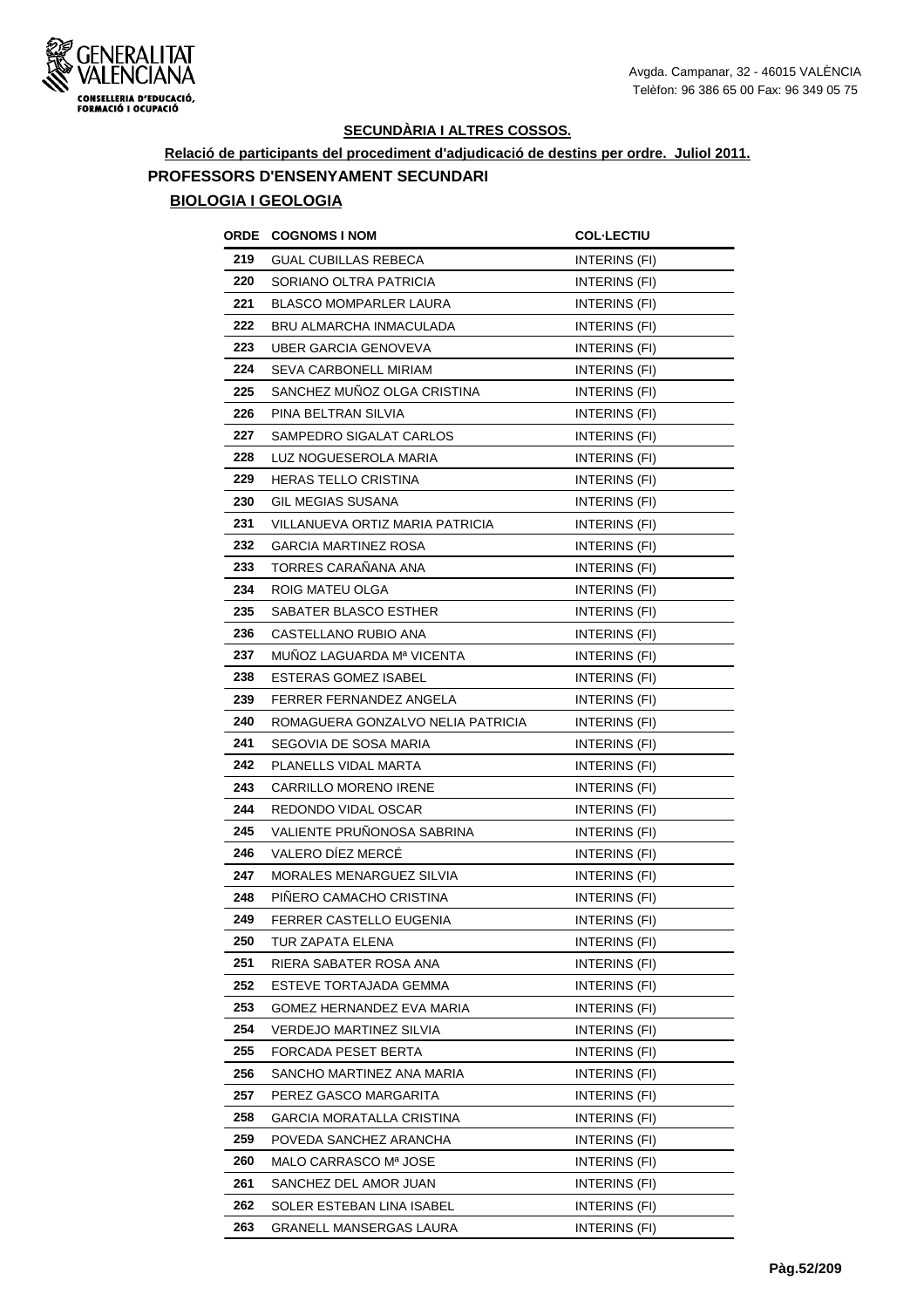## SECUNDÀRIA I ALTRES COSSOS.

**Relació de participants del procediment d'adjudicació de destins per ordre. Juliol 2011.**

### PROFESSORS D'ENSENYAMENT SECUNDARI

**BIOLOGIA I GEOLOGIA**

| ORDE | COGNOMS I NOM | COL·LECTIU |
|---|---|---|
| 219 | GUAL CUBILLAS REBECA | INTERINS (FI) |
| 220 | SORIANO OLTRA PATRICIA | INTERINS (FI) |
| 221 | BLASCO MOMPARLER LAURA | INTERINS (FI) |
| 222 | BRU ALMARCHA INMACULADA | INTERINS (FI) |
| 223 | UBER GARCIA GENOVEVA | INTERINS (FI) |
| 224 | SEVA CARBONELL MIRIAM | INTERINS (FI) |
| 225 | SANCHEZ MUÑOZ OLGA CRISTINA | INTERINS (FI) |
| 226 | PINA BELTRAN SILVIA | INTERINS (FI) |
| 227 | SAMPEDRO SIGALAT CARLOS | INTERINS (FI) |
| 228 | LUZ NOGUESEROLA MARIA | INTERINS (FI) |
| 229 | HERAS TELLO CRISTINA | INTERINS (FI) |
| 230 | GIL MEGIAS SUSANA | INTERINS (FI) |
| 231 | VILLANUEVA ORTIZ MARIA PATRICIA | INTERINS (FI) |
| 232 | GARCIA MARTINEZ ROSA | INTERINS (FI) |
| 233 | TORRES CARAÑANA ANA | INTERINS (FI) |
| 234 | ROIG MATEU OLGA | INTERINS (FI) |
| 235 | SABATER BLASCO ESTHER | INTERINS (FI) |
| 236 | CASTELLANO RUBIO ANA | INTERINS (FI) |
| 237 | MUÑOZ LAGUARDA Mª VICENTA | INTERINS (FI) |
| 238 | ESTERAS GOMEZ ISABEL | INTERINS (FI) |
| 239 | FERRER FERNANDEZ ANGELA | INTERINS (FI) |
| 240 | ROMAGUERA GONZALVO NELIA PATRICIA | INTERINS (FI) |
| 241 | SEGOVIA DE SOSA MARIA | INTERINS (FI) |
| 242 | PLANELLS VIDAL MARTA | INTERINS (FI) |
| 243 | CARRILLO MORENO IRENE | INTERINS (FI) |
| 244 | REDONDO VIDAL OSCAR | INTERINS (FI) |
| 245 | VALIENTE PRUÑONOSA SABRINA | INTERINS (FI) |
| 246 | VALERO DÍEZ MERCÉ | INTERINS (FI) |
| 247 | MORALES MENARGUEZ SILVIA | INTERINS (FI) |
| 248 | PIÑERO CAMACHO CRISTINA | INTERINS (FI) |
| 249 | FERRER CASTELLO EUGENIA | INTERINS (FI) |
| 250 | TUR ZAPATA ELENA | INTERINS (FI) |
| 251 | RIERA SABATER ROSA ANA | INTERINS (FI) |
| 252 | ESTEVE TORTAJADA GEMMA | INTERINS (FI) |
| 253 | GOMEZ HERNANDEZ EVA MARIA | INTERINS (FI) |
| 254 | VERDEJO MARTINEZ SILVIA | INTERINS (FI) |
| 255 | FORCADA PESET BERTA | INTERINS (FI) |
| 256 | SANCHO MARTINEZ ANA MARIA | INTERINS (FI) |
| 257 | PEREZ GASCO MARGARITA | INTERINS (FI) |
| 258 | GARCIA MORATALLA CRISTINA | INTERINS (FI) |
| 259 | POVEDA SANCHEZ ARANCHA | INTERINS (FI) |
| 260 | MALO CARRASCO Mª JOSE | INTERINS (FI) |
| 261 | SANCHEZ DEL AMOR JUAN | INTERINS (FI) |
| 262 | SOLER ESTEBAN LINA ISABEL | INTERINS (FI) |
| 263 | GRANELL MANSERGAS LAURA | INTERINS (FI) |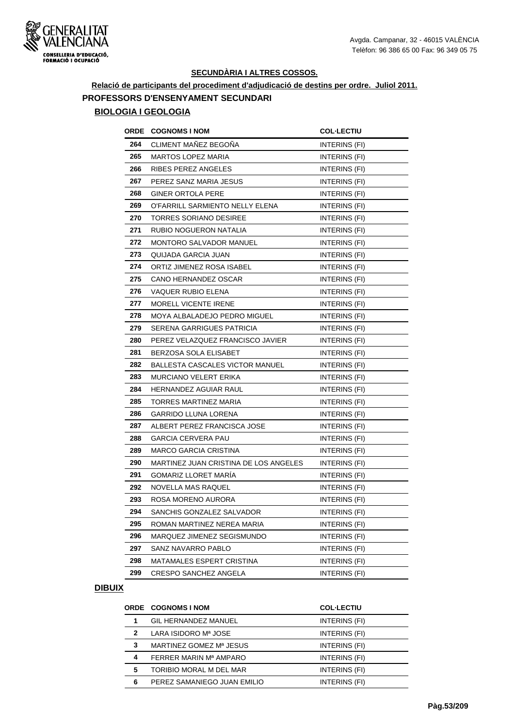Avgda. Campanar, 32 - 46015 VALÈNCIA
Telèfon: 96 386 65 00 Fax: 96 349 05 75

## SECUNDÀRIA I ALTRES COSSOS.

**Relació de participants del procediment d'adjudicació de destins per ordre. Juliol 2011.**

### PROFESSORS D'ENSENYAMENT SECUNDARI

#### BIOLOGIA I GEOLOGIA

| ORDE | COGNOMS I NOM | COL·LECTIU |
|---|---|---|
| 264 | CLIMENT MAÑEZ BEGOÑA | INTERINS (FI) |
| 265 | MARTOS LOPEZ MARIA | INTERINS (FI) |
| 266 | RIBES PEREZ ANGELES | INTERINS (FI) |
| 267 | PEREZ SANZ MARIA JESUS | INTERINS (FI) |
| 268 | GINER ORTOLA PERE | INTERINS (FI) |
| 269 | O'FARRILL SARMIENTO NELLY ELENA | INTERINS (FI) |
| 270 | TORRES SORIANO DESIREE | INTERINS (FI) |
| 271 | RUBIO NOGUERON NATALIA | INTERINS (FI) |
| 272 | MONTORO SALVADOR MANUEL | INTERINS (FI) |
| 273 | QUIJADA GARCIA JUAN | INTERINS (FI) |
| 274 | ORTIZ JIMENEZ ROSA ISABEL | INTERINS (FI) |
| 275 | CANO HERNANDEZ OSCAR | INTERINS (FI) |
| 276 | VAQUER RUBIO ELENA | INTERINS (FI) |
| 277 | MORELL VICENTE IRENE | INTERINS (FI) |
| 278 | MOYA ALBALADEJO PEDRO MIGUEL | INTERINS (FI) |
| 279 | SERENA GARRIGUES PATRICIA | INTERINS (FI) |
| 280 | PEREZ VELAZQUEZ FRANCISCO JAVIER | INTERINS (FI) |
| 281 | BERZOSA SOLA ELISABET | INTERINS (FI) |
| 282 | BALLESTA CASCALES VICTOR MANUEL | INTERINS (FI) |
| 283 | MURCIANO VELERT ERIKA | INTERINS (FI) |
| 284 | HERNANDEZ AGUIAR RAUL | INTERINS (FI) |
| 285 | TORRES MARTINEZ MARIA | INTERINS (FI) |
| 286 | GARRIDO LLUNA LORENA | INTERINS (FI) |
| 287 | ALBERT PEREZ FRANCISCA JOSE | INTERINS (FI) |
| 288 | GARCIA CERVERA PAU | INTERINS (FI) |
| 289 | MARCO GARCIA CRISTINA | INTERINS (FI) |
| 290 | MARTINEZ JUAN CRISTINA DE LOS ANGELES | INTERINS (FI) |
| 291 | GOMARIZ LLORET MARÍA | INTERINS (FI) |
| 292 | NOVELLA MAS RAQUEL | INTERINS (FI) |
| 293 | ROSA MORENO AURORA | INTERINS (FI) |
| 294 | SANCHIS GONZALEZ SALVADOR | INTERINS (FI) |
| 295 | ROMAN MARTINEZ NEREA MARIA | INTERINS (FI) |
| 296 | MARQUEZ JIMENEZ SEGISMUNDO | INTERINS (FI) |
| 297 | SANZ NAVARRO PABLO | INTERINS (FI) |
| 298 | MATAMALES ESPERT CRISTINA | INTERINS (FI) |
| 299 | CRESPO SANCHEZ ANGELA | INTERINS (FI) |

#### DIBUIX

| ORDE | COGNOMS I NOM | COL·LECTIU |
|---|---|---|
| 1 | GIL HERNANDEZ MANUEL | INTERINS (FI) |
| 2 | LARA ISIDORO Mª JOSE | INTERINS (FI) |
| 3 | MARTINEZ GOMEZ Mª JESUS | INTERINS (FI) |
| 4 | FERRER MARIN Mª AMPARO | INTERINS (FI) |
| 5 | TORIBIO MORAL M DEL MAR | INTERINS (FI) |
| 6 | PEREZ SAMANIEGO JUAN EMILIO | INTERINS (FI) |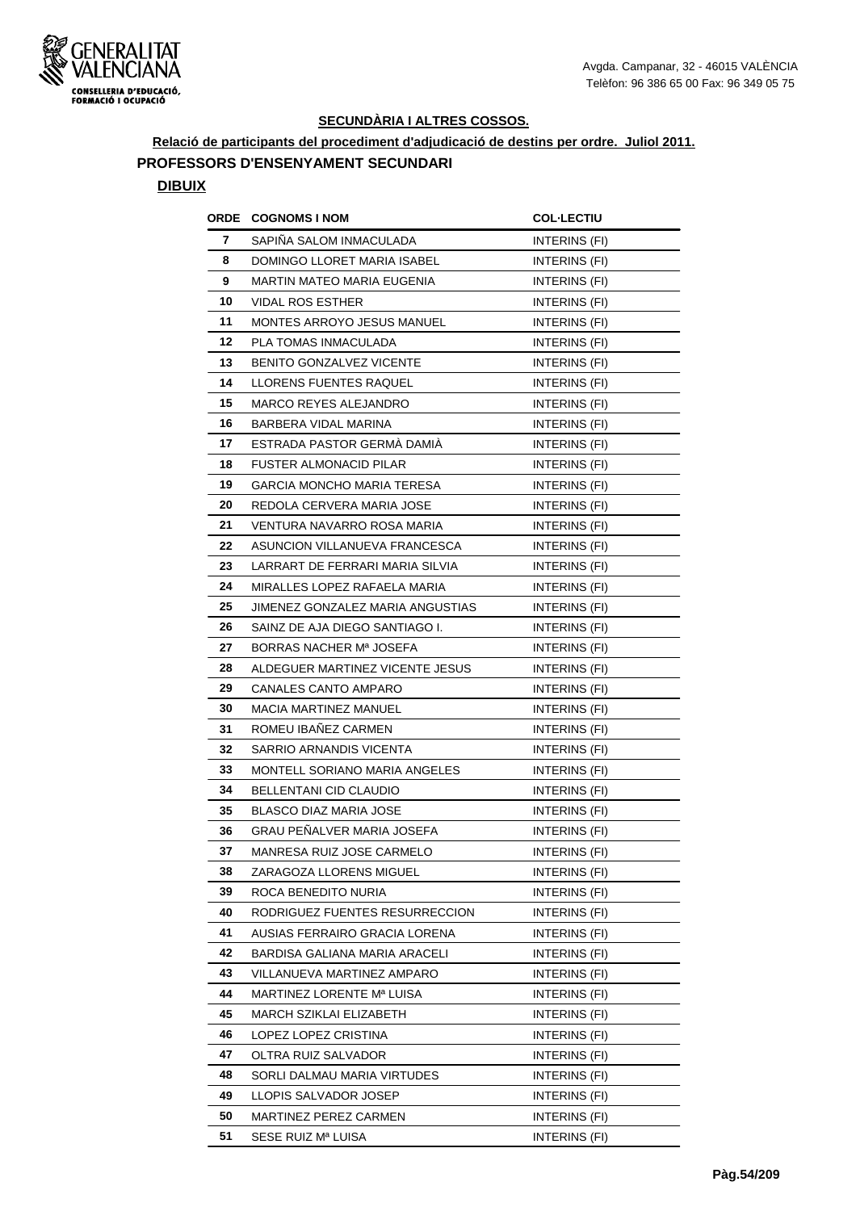### SECUNDÀRIA I ALTRES COSSOS.

**Relació de participants del procediment d'adjudicació de destins per ordre. Juliol 2011.**

**PROFESSORS D'ENSENYAMENT SECUNDARI**

**DIBUIX**

| ORDE | COGNOMS I NOM | COL·LECTIU |
|---|---|---|
| 7 | SAPIÑA SALOM INMACULADA | INTERINS (FI) |
| 8 | DOMINGO LLORET MARIA ISABEL | INTERINS (FI) |
| 9 | MARTIN MATEO MARIA EUGENIA | INTERINS (FI) |
| 10 | VIDAL ROS ESTHER | INTERINS (FI) |
| 11 | MONTES ARROYO JESUS MANUEL | INTERINS (FI) |
| 12 | PLA TOMAS INMACULADA | INTERINS (FI) |
| 13 | BENITO GONZALVEZ VICENTE | INTERINS (FI) |
| 14 | LLORENS FUENTES RAQUEL | INTERINS (FI) |
| 15 | MARCO REYES ALEJANDRO | INTERINS (FI) |
| 16 | BARBERA VIDAL MARINA | INTERINS (FI) |
| 17 | ESTRADA PASTOR GERMÀ DAMIÀ | INTERINS (FI) |
| 18 | FUSTER ALMONACID PILAR | INTERINS (FI) |
| 19 | GARCIA MONCHO MARIA TERESA | INTERINS (FI) |
| 20 | REDOLA CERVERA MARIA JOSE | INTERINS (FI) |
| 21 | VENTURA NAVARRO ROSA MARIA | INTERINS (FI) |
| 22 | ASUNCION VILLANUEVA FRANCESCA | INTERINS (FI) |
| 23 | LARRART DE FERRARI MARIA SILVIA | INTERINS (FI) |
| 24 | MIRALLES LOPEZ RAFAELA MARIA | INTERINS (FI) |
| 25 | JIMENEZ GONZALEZ MARIA ANGUSTIAS | INTERINS (FI) |
| 26 | SAINZ DE AJA DIEGO SANTIAGO I. | INTERINS (FI) |
| 27 | BORRAS NACHER Mª JOSEFA | INTERINS (FI) |
| 28 | ALDEGUER MARTINEZ VICENTE JESUS | INTERINS (FI) |
| 29 | CANALES CANTO AMPARO | INTERINS (FI) |
| 30 | MACIA MARTINEZ MANUEL | INTERINS (FI) |
| 31 | ROMEU IBAÑEZ CARMEN | INTERINS (FI) |
| 32 | SARRIO ARNANDIS VICENTA | INTERINS (FI) |
| 33 | MONTELL SORIANO MARIA ANGELES | INTERINS (FI) |
| 34 | BELLENTANI CID CLAUDIO | INTERINS (FI) |
| 35 | BLASCO DIAZ MARIA JOSE | INTERINS (FI) |
| 36 | GRAU PEÑALVER MARIA JOSEFA | INTERINS (FI) |
| 37 | MANRESA RUIZ JOSE CARMELO | INTERINS (FI) |
| 38 | ZARAGOZA LLORENS MIGUEL | INTERINS (FI) |
| 39 | ROCA BENEDITO NURIA | INTERINS (FI) |
| 40 | RODRIGUEZ FUENTES RESURRECCION | INTERINS (FI) |
| 41 | AUSIAS FERRAIRO GRACIA LORENA | INTERINS (FI) |
| 42 | BARDISA GALIANA MARIA ARACELI | INTERINS (FI) |
| 43 | VILLANUEVA MARTINEZ AMPARO | INTERINS (FI) |
| 44 | MARTINEZ LORENTE Mª LUISA | INTERINS (FI) |
| 45 | MARCH SZIKLAI ELIZABETH | INTERINS (FI) |
| 46 | LOPEZ LOPEZ CRISTINA | INTERINS (FI) |
| 47 | OLTRA RUIZ SALVADOR | INTERINS (FI) |
| 48 | SORLI DALMAU MARIA VIRTUDES | INTERINS (FI) |
| 49 | LLOPIS SALVADOR JOSEP | INTERINS (FI) |
| 50 | MARTINEZ PEREZ CARMEN | INTERINS (FI) |
| 51 | SESE RUIZ Mª LUISA | INTERINS (FI) |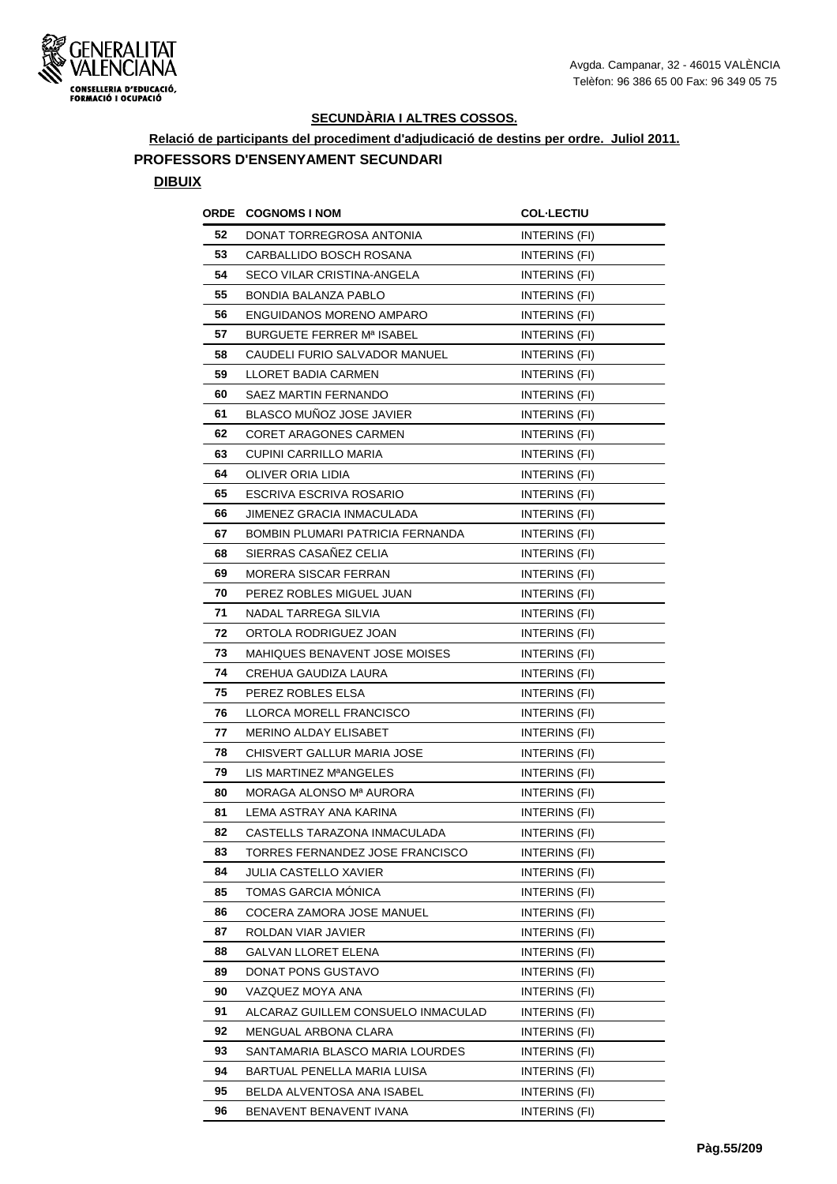## SECUNDÀRIA I ALTRES COSSOS.

**Relació de participants del procediment d'adjudicació de destins per ordre. Juliol 2011.**

### PROFESSORS D'ENSENYAMENT SECUNDARI

**DIBUIX**

| ORDE | COGNOMS I NOM | COL·LECTIU |
|---|---|---|
| 52 | DONAT TORREGROSA ANTONIA | INTERINS (FI) |
| 53 | CARBALLIDO BOSCH ROSANA | INTERINS (FI) |
| 54 | SECO VILAR CRISTINA-ANGELA | INTERINS (FI) |
| 55 | BONDIA BALANZA PABLO | INTERINS (FI) |
| 56 | ENGUIDANOS MORENO AMPARO | INTERINS (FI) |
| 57 | BURGUETE FERRER Mª ISABEL | INTERINS (FI) |
| 58 | CAUDELI FURIO SALVADOR MANUEL | INTERINS (FI) |
| 59 | LLORET BADIA CARMEN | INTERINS (FI) |
| 60 | SAEZ MARTIN FERNANDO | INTERINS (FI) |
| 61 | BLASCO MUÑOZ JOSE JAVIER | INTERINS (FI) |
| 62 | CORET ARAGONES CARMEN | INTERINS (FI) |
| 63 | CUPINI CARRILLO MARIA | INTERINS (FI) |
| 64 | OLIVER ORIA LIDIA | INTERINS (FI) |
| 65 | ESCRIVA ESCRIVA ROSARIO | INTERINS (FI) |
| 66 | JIMENEZ GRACIA INMACULADA | INTERINS (FI) |
| 67 | BOMBIN PLUMARI PATRICIA FERNANDA | INTERINS (FI) |
| 68 | SIERRAS CASAÑEZ CELIA | INTERINS (FI) |
| 69 | MORERA SISCAR FERRAN | INTERINS (FI) |
| 70 | PEREZ ROBLES MIGUEL JUAN | INTERINS (FI) |
| 71 | NADAL TARREGA SILVIA | INTERINS (FI) |
| 72 | ORTOLA RODRIGUEZ JOAN | INTERINS (FI) |
| 73 | MAHIQUES BENAVENT JOSE MOISES | INTERINS (FI) |
| 74 | CREHUA GAUDIZA LAURA | INTERINS (FI) |
| 75 | PEREZ ROBLES ELSA | INTERINS (FI) |
| 76 | LLORCA MORELL FRANCISCO | INTERINS (FI) |
| 77 | MERINO ALDAY ELISABET | INTERINS (FI) |
| 78 | CHISVERT GALLUR MARIA JOSE | INTERINS (FI) |
| 79 | LIS MARTINEZ MªANGELES | INTERINS (FI) |
| 80 | MORAGA ALONSO Mª AURORA | INTERINS (FI) |
| 81 | LEMA ASTRAY ANA KARINA | INTERINS (FI) |
| 82 | CASTELLS TARAZONA INMACULADA | INTERINS (FI) |
| 83 | TORRES FERNANDEZ JOSE FRANCISCO | INTERINS (FI) |
| 84 | JULIA CASTELLO XAVIER | INTERINS (FI) |
| 85 | TOMAS GARCIA MÓNICA | INTERINS (FI) |
| 86 | COCERA ZAMORA JOSE MANUEL | INTERINS (FI) |
| 87 | ROLDAN VIAR JAVIER | INTERINS (FI) |
| 88 | GALVAN LLORET ELENA | INTERINS (FI) |
| 89 | DONAT PONS GUSTAVO | INTERINS (FI) |
| 90 | VAZQUEZ MOYA ANA | INTERINS (FI) |
| 91 | ALCARAZ GUILLEM CONSUELO INMACULAD | INTERINS (FI) |
| 92 | MENGUAL ARBONA CLARA | INTERINS (FI) |
| 93 | SANTAMARIA BLASCO MARIA LOURDES | INTERINS (FI) |
| 94 | BARTUAL PENELLA MARIA LUISA | INTERINS (FI) |
| 95 | BELDA ALVENTOSA ANA ISABEL | INTERINS (FI) |
| 96 | BENAVENT BENAVENT IVANA | INTERINS (FI) |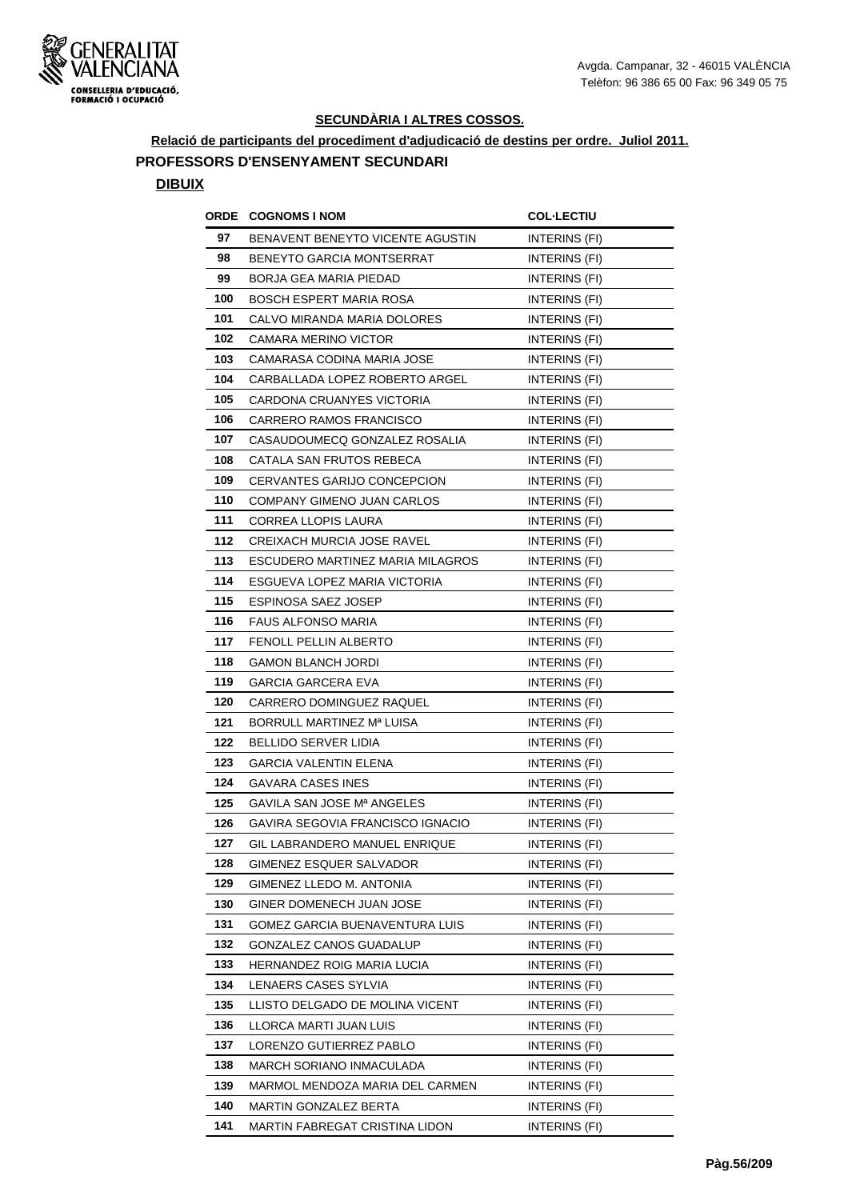**SECUNDÀRIA I ALTRES COSSOS.**

**Relació de participants del procediment d'adjudicació de destins per ordre. Juliol 2011.**

**PROFESSORS D'ENSENYAMENT SECUNDARI**

**DIBUIX**

| ORDE | COGNOMS I NOM | COL·LECTIU |
|---|---|---|
| 97 | BENAVENT BENEYTO VICENTE AGUSTIN | INTERINS (FI) |
| 98 | BENEYTO GARCIA MONTSERRAT | INTERINS (FI) |
| 99 | BORJA GEA MARIA PIEDAD | INTERINS (FI) |
| 100 | BOSCH ESPERT MARIA ROSA | INTERINS (FI) |
| 101 | CALVO MIRANDA MARIA DOLORES | INTERINS (FI) |
| 102 | CAMARA MERINO VICTOR | INTERINS (FI) |
| 103 | CAMARASA CODINA MARIA JOSE | INTERINS (FI) |
| 104 | CARBALLADA LOPEZ ROBERTO ARGEL | INTERINS (FI) |
| 105 | CARDONA CRUANYES VICTORIA | INTERINS (FI) |
| 106 | CARRERO RAMOS FRANCISCO | INTERINS (FI) |
| 107 | CASAUDOUMECQ GONZALEZ ROSALIA | INTERINS (FI) |
| 108 | CATALA SAN FRUTOS REBECA | INTERINS (FI) |
| 109 | CERVANTES GARIJO CONCEPCION | INTERINS (FI) |
| 110 | COMPANY GIMENO JUAN CARLOS | INTERINS (FI) |
| 111 | CORREA LLOPIS LAURA | INTERINS (FI) |
| 112 | CREIXACH MURCIA JOSE RAVEL | INTERINS (FI) |
| 113 | ESCUDERO MARTINEZ MARIA MILAGROS | INTERINS (FI) |
| 114 | ESGUEVA LOPEZ MARIA VICTORIA | INTERINS (FI) |
| 115 | ESPINOSA SAEZ JOSEP | INTERINS (FI) |
| 116 | FAUS ALFONSO MARIA | INTERINS (FI) |
| 117 | FENOLL PELLIN ALBERTO | INTERINS (FI) |
| 118 | GAMON BLANCH JORDI | INTERINS (FI) |
| 119 | GARCIA GARCERA EVA | INTERINS (FI) |
| 120 | CARRERO DOMINGUEZ RAQUEL | INTERINS (FI) |
| 121 | BORRULL MARTINEZ Mª LUISA | INTERINS (FI) |
| 122 | BELLIDO SERVER LIDIA | INTERINS (FI) |
| 123 | GARCIA VALENTIN ELENA | INTERINS (FI) |
| 124 | GAVARA CASES INES | INTERINS (FI) |
| 125 | GAVILA SAN JOSE Mª ANGELES | INTERINS (FI) |
| 126 | GAVIRA SEGOVIA FRANCISCO IGNACIO | INTERINS (FI) |
| 127 | GIL LABRANDERO MANUEL ENRIQUE | INTERINS (FI) |
| 128 | GIMENEZ ESQUER SALVADOR | INTERINS (FI) |
| 129 | GIMENEZ LLEDO M. ANTONIA | INTERINS (FI) |
| 130 | GINER DOMENECH JUAN JOSE | INTERINS (FI) |
| 131 | GOMEZ GARCIA BUENAVENTURA LUIS | INTERINS (FI) |
| 132 | GONZALEZ CANOS GUADALUP | INTERINS (FI) |
| 133 | HERNANDEZ ROIG MARIA LUCIA | INTERINS (FI) |
| 134 | LENAERS CASES SYLVIA | INTERINS (FI) |
| 135 | LLISTO DELGADO DE MOLINA VICENT | INTERINS (FI) |
| 136 | LLORCA MARTI JUAN LUIS | INTERINS (FI) |
| 137 | LORENZO GUTIERREZ PABLO | INTERINS (FI) |
| 138 | MARCH SORIANO INMACULADA | INTERINS (FI) |
| 139 | MARMOL MENDOZA MARIA DEL CARMEN | INTERINS (FI) |
| 140 | MARTIN GONZALEZ BERTA | INTERINS (FI) |
| 141 | MARTIN FABREGAT CRISTINA LIDON | INTERINS (FI) |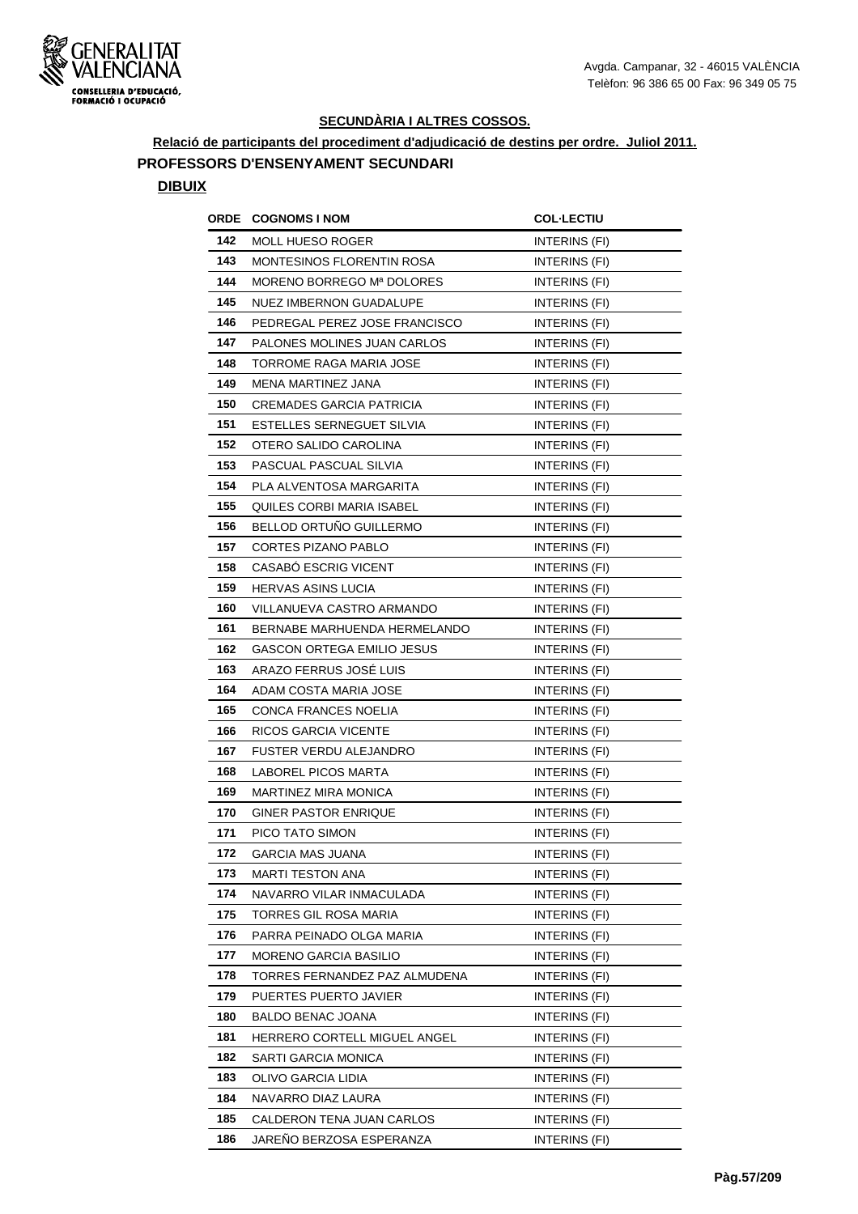## SECUNDÀRIA I ALTRES COSSOS.

**Relació de participants del procediment d'adjudicació de destins per ordre. Juliol 2011.**

### PROFESSORS D'ENSENYAMENT SECUNDARI

**DIBUIX**

| ORDE | COGNOMS I NOM | COL·LECTIU |
|---|---|---|
| 142 | MOLL HUESO ROGER | INTERINS (FI) |
| 143 | MONTESINOS FLORENTIN ROSA | INTERINS (FI) |
| 144 | MORENO BORREGO Mª DOLORES | INTERINS (FI) |
| 145 | NUEZ IMBERNON GUADALUPE | INTERINS (FI) |
| 146 | PEDREGAL PEREZ JOSE FRANCISCO | INTERINS (FI) |
| 147 | PALONES MOLINES JUAN CARLOS | INTERINS (FI) |
| 148 | TORROME RAGA MARIA JOSE | INTERINS (FI) |
| 149 | MENA MARTINEZ JANA | INTERINS (FI) |
| 150 | CREMADES GARCIA PATRICIA | INTERINS (FI) |
| 151 | ESTELLES SERNEGUET SILVIA | INTERINS (FI) |
| 152 | OTERO SALIDO CAROLINA | INTERINS (FI) |
| 153 | PASCUAL PASCUAL SILVIA | INTERINS (FI) |
| 154 | PLA ALVENTOSA MARGARITA | INTERINS (FI) |
| 155 | QUILES CORBI MARIA ISABEL | INTERINS (FI) |
| 156 | BELLOD ORTUÑO GUILLERMO | INTERINS (FI) |
| 157 | CORTES PIZANO PABLO | INTERINS (FI) |
| 158 | CASABÓ ESCRIG VICENT | INTERINS (FI) |
| 159 | HERVAS ASINS LUCIA | INTERINS (FI) |
| 160 | VILLANUEVA CASTRO ARMANDO | INTERINS (FI) |
| 161 | BERNABE MARHUENDA HERMELANDO | INTERINS (FI) |
| 162 | GASCON ORTEGA EMILIO JESUS | INTERINS (FI) |
| 163 | ARAZO FERRUS JOSÉ LUIS | INTERINS (FI) |
| 164 | ADAM COSTA MARIA JOSE | INTERINS (FI) |
| 165 | CONCA FRANCES NOELIA | INTERINS (FI) |
| 166 | RICOS GARCIA VICENTE | INTERINS (FI) |
| 167 | FUSTER VERDU ALEJANDRO | INTERINS (FI) |
| 168 | LABOREL PICOS MARTA | INTERINS (FI) |
| 169 | MARTINEZ MIRA MONICA | INTERINS (FI) |
| 170 | GINER PASTOR ENRIQUE | INTERINS (FI) |
| 171 | PICO TATO SIMON | INTERINS (FI) |
| 172 | GARCIA MAS JUANA | INTERINS (FI) |
| 173 | MARTI TESTON ANA | INTERINS (FI) |
| 174 | NAVARRO VILAR INMACULADA | INTERINS (FI) |
| 175 | TORRES GIL ROSA MARIA | INTERINS (FI) |
| 176 | PARRA PEINADO OLGA MARIA | INTERINS (FI) |
| 177 | MORENO GARCIA BASILIO | INTERINS (FI) |
| 178 | TORRES FERNANDEZ PAZ ALMUDENA | INTERINS (FI) |
| 179 | PUERTES PUERTO JAVIER | INTERINS (FI) |
| 180 | BALDO BENAC JOANA | INTERINS (FI) |
| 181 | HERRERO CORTELL MIGUEL ANGEL | INTERINS (FI) |
| 182 | SARTI GARCIA MONICA | INTERINS (FI) |
| 183 | OLIVO GARCIA LIDIA | INTERINS (FI) |
| 184 | NAVARRO DIAZ LAURA | INTERINS (FI) |
| 185 | CALDERON TENA JUAN CARLOS | INTERINS (FI) |
| 186 | JAREÑO BERZOSA ESPERANZA | INTERINS (FI) |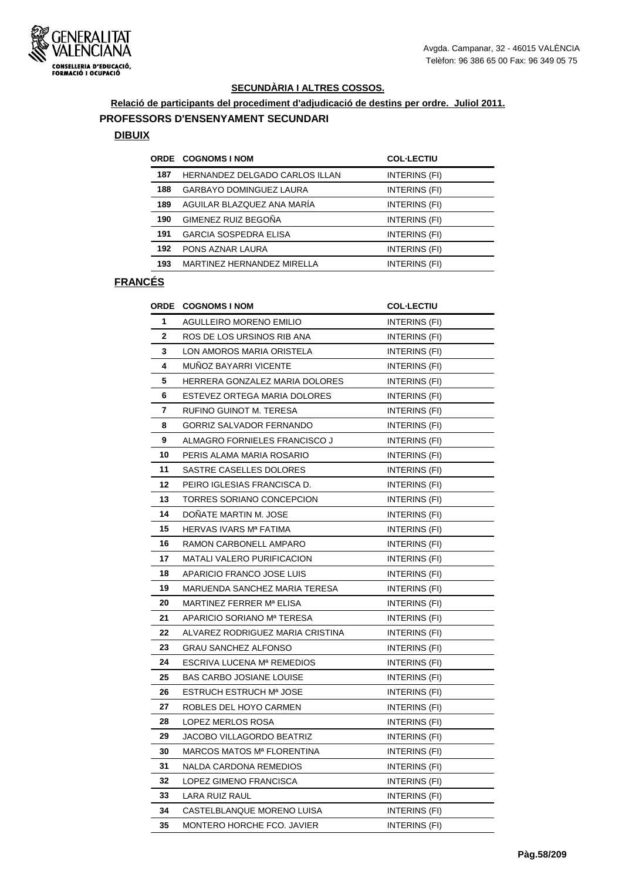## SECUNDÀRIA I ALTRES COSSOS.

**Relació de participants del procediment d'adjudicació de destins per ordre. Juliol 2011.**

### PROFESSORS D'ENSENYAMENT SECUNDARI

#### DIBUIX

| ORDE | COGNOMS I NOM | COL·LECTIU |
|---|---|---|
| 187 | HERNANDEZ DELGADO CARLOS ILLAN | INTERINS (FI) |
| 188 | GARBAYO DOMINGUEZ LAURA | INTERINS (FI) |
| 189 | AGUILAR BLAZQUEZ ANA MARÍA | INTERINS (FI) |
| 190 | GIMENEZ RUIZ BEGOÑA | INTERINS (FI) |
| 191 | GARCIA SOSPEDRA ELISA | INTERINS (FI) |
| 192 | PONS AZNAR LAURA | INTERINS (FI) |
| 193 | MARTINEZ HERNANDEZ MIRELLA | INTERINS (FI) |

#### FRANCÉS

| ORDE | COGNOMS I NOM | COL·LECTIU |
|---|---|---|
| 1 | AGULLEIRO MORENO EMILIO | INTERINS (FI) |
| 2 | ROS DE LOS URSINOS RIB ANA | INTERINS (FI) |
| 3 | LON AMOROS MARIA ORISTELA | INTERINS (FI) |
| 4 | MUÑOZ BAYARRI VICENTE | INTERINS (FI) |
| 5 | HERRERA GONZALEZ MARIA DOLORES | INTERINS (FI) |
| 6 | ESTEVEZ ORTEGA MARIA DOLORES | INTERINS (FI) |
| 7 | RUFINO GUINOT M. TERESA | INTERINS (FI) |
| 8 | GORRIZ SALVADOR FERNANDO | INTERINS (FI) |
| 9 | ALMAGRO FORNIELES FRANCISCO J | INTERINS (FI) |
| 10 | PERIS ALAMA MARIA ROSARIO | INTERINS (FI) |
| 11 | SASTRE CASELLES DOLORES | INTERINS (FI) |
| 12 | PEIRO IGLESIAS FRANCISCA D. | INTERINS (FI) |
| 13 | TORRES SORIANO CONCEPCION | INTERINS (FI) |
| 14 | DOÑATE MARTIN M. JOSE | INTERINS (FI) |
| 15 | HERVAS IVARS Mª FATIMA | INTERINS (FI) |
| 16 | RAMON CARBONELL AMPARO | INTERINS (FI) |
| 17 | MATALI VALERO PURIFICACION | INTERINS (FI) |
| 18 | APARICIO FRANCO JOSE LUIS | INTERINS (FI) |
| 19 | MARUENDA SANCHEZ MARIA TERESA | INTERINS (FI) |
| 20 | MARTINEZ FERRER Mª ELISA | INTERINS (FI) |
| 21 | APARICIO SORIANO Mª TERESA | INTERINS (FI) |
| 22 | ALVAREZ RODRIGUEZ MARIA CRISTINA | INTERINS (FI) |
| 23 | GRAU SANCHEZ ALFONSO | INTERINS (FI) |
| 24 | ESCRIVA LUCENA Mª REMEDIOS | INTERINS (FI) |
| 25 | BAS CARBO JOSIANE LOUISE | INTERINS (FI) |
| 26 | ESTRUCH ESTRUCH Mª JOSE | INTERINS (FI) |
| 27 | ROBLES DEL HOYO CARMEN | INTERINS (FI) |
| 28 | LOPEZ MERLOS ROSA | INTERINS (FI) |
| 29 | JACOBO VILLAGORDO BEATRIZ | INTERINS (FI) |
| 30 | MARCOS MATOS Mª FLORENTINA | INTERINS (FI) |
| 31 | NALDA CARDONA REMEDIOS | INTERINS (FI) |
| 32 | LOPEZ GIMENO FRANCISCA | INTERINS (FI) |
| 33 | LARA RUIZ RAUL | INTERINS (FI) |
| 34 | CASTELBLANQUE MORENO LUISA | INTERINS (FI) |
| 35 | MONTERO HORCHE FCO. JAVIER | INTERINS (FI) |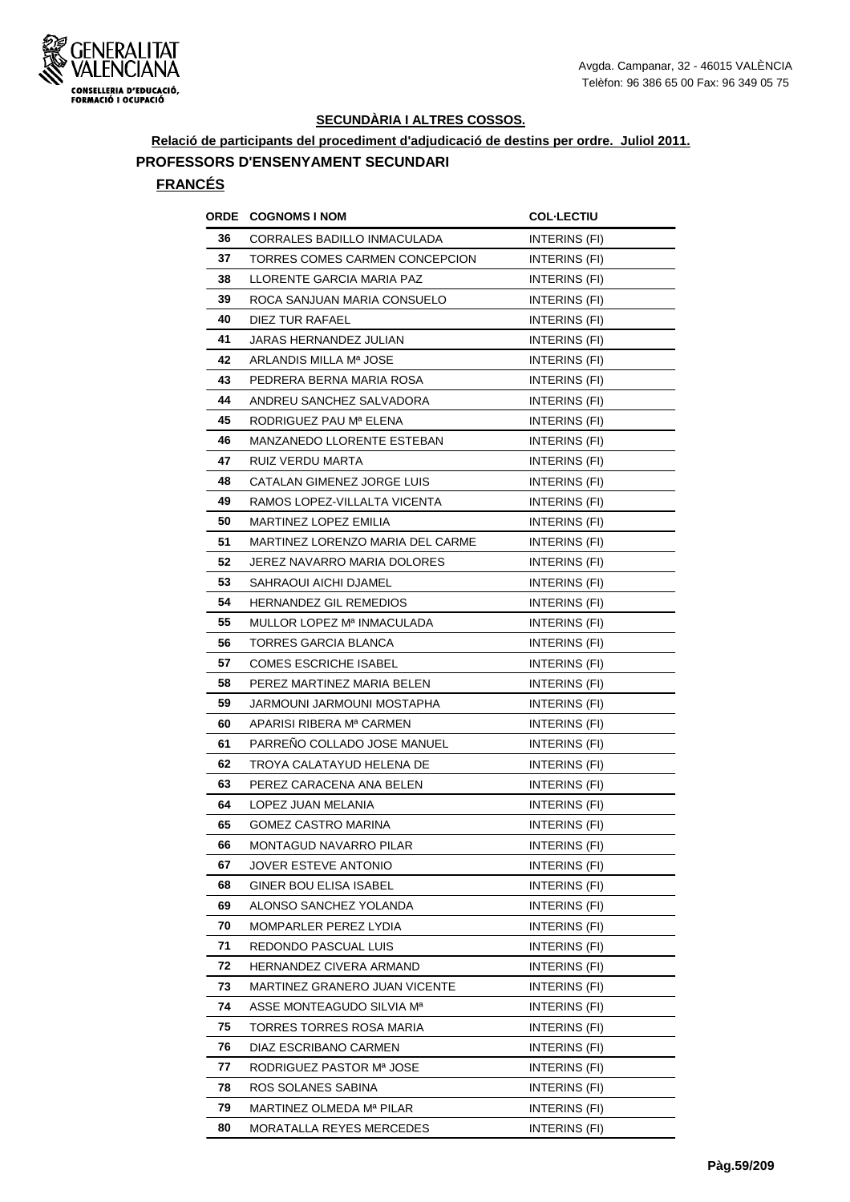## SECUNDÀRIA I ALTRES COSSOS.

**Relació de participants del procediment d'adjudicació de destins per ordre. Juliol 2011.**

### PROFESSORS D'ENSENYAMENT SECUNDARI

**FRANCÉS**

| ORDE | COGNOMS I NOM | COL·LECTIU |
|---|---|---|
| 36 | CORRALES BADILLO INMACULADA | INTERINS (FI) |
| 37 | TORRES COMES CARMEN CONCEPCION | INTERINS (FI) |
| 38 | LLORENTE GARCIA MARIA PAZ | INTERINS (FI) |
| 39 | ROCA SANJUAN MARIA CONSUELO | INTERINS (FI) |
| 40 | DIEZ TUR RAFAEL | INTERINS (FI) |
| 41 | JARAS HERNANDEZ JULIAN | INTERINS (FI) |
| 42 | ARLANDIS MILLA Mª JOSE | INTERINS (FI) |
| 43 | PEDRERA BERNA MARIA ROSA | INTERINS (FI) |
| 44 | ANDREU SANCHEZ SALVADORA | INTERINS (FI) |
| 45 | RODRIGUEZ PAU Mª ELENA | INTERINS (FI) |
| 46 | MANZANEDO LLORENTE ESTEBAN | INTERINS (FI) |
| 47 | RUIZ VERDU MARTA | INTERINS (FI) |
| 48 | CATALAN GIMENEZ JORGE LUIS | INTERINS (FI) |
| 49 | RAMOS LOPEZ-VILLALTA VICENTA | INTERINS (FI) |
| 50 | MARTINEZ LOPEZ EMILIA | INTERINS (FI) |
| 51 | MARTINEZ LORENZO MARIA DEL CARME | INTERINS (FI) |
| 52 | JEREZ NAVARRO MARIA DOLORES | INTERINS (FI) |
| 53 | SAHRAOUI AICHI DJAMEL | INTERINS (FI) |
| 54 | HERNANDEZ GIL REMEDIOS | INTERINS (FI) |
| 55 | MULLOR LOPEZ Mª INMACULADA | INTERINS (FI) |
| 56 | TORRES GARCIA BLANCA | INTERINS (FI) |
| 57 | COMES ESCRICHE ISABEL | INTERINS (FI) |
| 58 | PEREZ MARTINEZ MARIA BELEN | INTERINS (FI) |
| 59 | JARMOUNI JARMOUNI MOSTAPHA | INTERINS (FI) |
| 60 | APARISI RIBERA Mª CARMEN | INTERINS (FI) |
| 61 | PARREÑO COLLADO JOSE MANUEL | INTERINS (FI) |
| 62 | TROYA CALATAYUD HELENA DE | INTERINS (FI) |
| 63 | PEREZ CARACENA ANA BELEN | INTERINS (FI) |
| 64 | LOPEZ JUAN MELANIA | INTERINS (FI) |
| 65 | GOMEZ CASTRO MARINA | INTERINS (FI) |
| 66 | MONTAGUD NAVARRO PILAR | INTERINS (FI) |
| 67 | JOVER ESTEVE ANTONIO | INTERINS (FI) |
| 68 | GINER BOU ELISA ISABEL | INTERINS (FI) |
| 69 | ALONSO SANCHEZ YOLANDA | INTERINS (FI) |
| 70 | MOMPARLER PEREZ LYDIA | INTERINS (FI) |
| 71 | REDONDO PASCUAL LUIS | INTERINS (FI) |
| 72 | HERNANDEZ CIVERA ARMAND | INTERINS (FI) |
| 73 | MARTINEZ GRANERO JUAN VICENTE | INTERINS (FI) |
| 74 | ASSE MONTEAGUDO SILVIA Mª | INTERINS (FI) |
| 75 | TORRES TORRES ROSA MARIA | INTERINS (FI) |
| 76 | DIAZ ESCRIBANO CARMEN | INTERINS (FI) |
| 77 | RODRIGUEZ PASTOR Mª JOSE | INTERINS (FI) |
| 78 | ROS SOLANES SABINA | INTERINS (FI) |
| 79 | MARTINEZ OLMEDA Mª PILAR | INTERINS (FI) |
| 80 | MORATALLA REYES MERCEDES | INTERINS (FI) |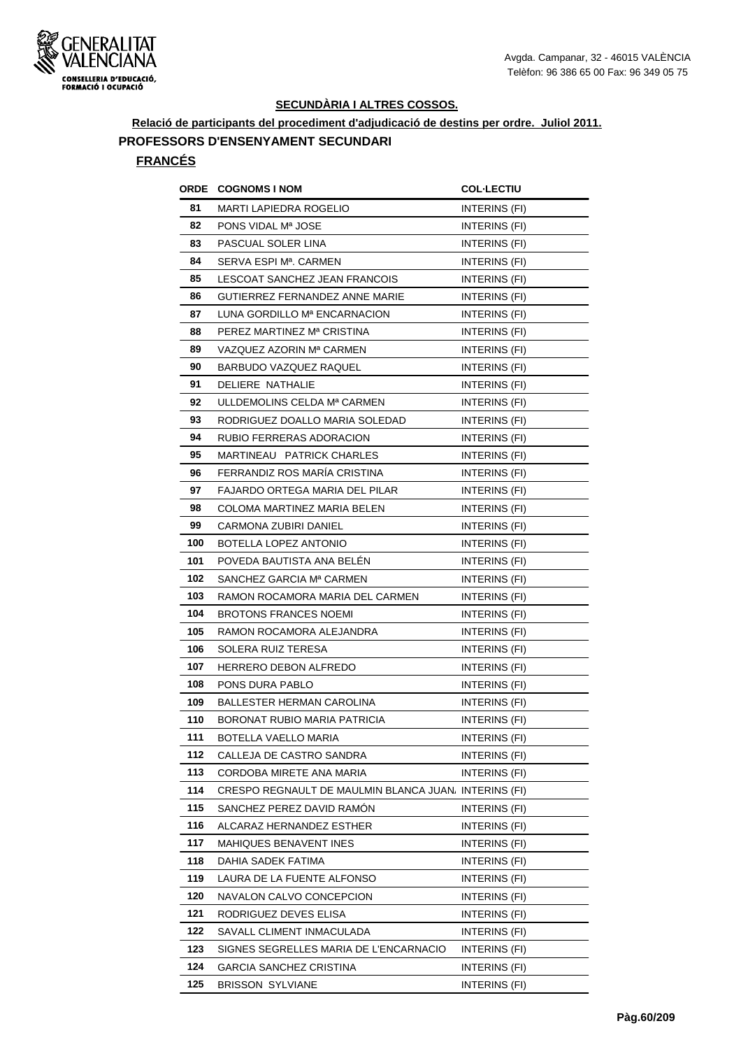GENERALITAT VALENCIANA
CONSELLERIA D'EDUCACIÓ, FORMACIÓ I OCUPACIÓ

Avgda. Campanar, 32 - 46015 VALÈNCIA
Telèfon: 96 386 65 00 Fax: 96 349 05 75

## SECUNDÀRIA I ALTRES COSSOS.

**Relació de participants del procediment d'adjudicació de destins per ordre. Juliol 2011.**

### PROFESSORS D'ENSENYAMENT SECUNDARI

### FRANCÉS

| ORDE | COGNOMS I NOM | COL·LECTIU |
|---|---|---|
| 81 | MARTI LAPIEDRA ROGELIO | INTERINS (FI) |
| 82 | PONS VIDAL Mª JOSE | INTERINS (FI) |
| 83 | PASCUAL SOLER LINA | INTERINS (FI) |
| 84 | SERVA ESPI Mª. CARMEN | INTERINS (FI) |
| 85 | LESCOAT SANCHEZ JEAN FRANCOIS | INTERINS (FI) |
| 86 | GUTIERREZ FERNANDEZ ANNE MARIE | INTERINS (FI) |
| 87 | LUNA GORDILLO Mª ENCARNACION | INTERINS (FI) |
| 88 | PEREZ MARTINEZ Mª CRISTINA | INTERINS (FI) |
| 89 | VAZQUEZ AZORIN Mª CARMEN | INTERINS (FI) |
| 90 | BARBUDO VAZQUEZ RAQUEL | INTERINS (FI) |
| 91 | DELIERE NATHALIE | INTERINS (FI) |
| 92 | ULLDEMOLINS CELDA Mª CARMEN | INTERINS (FI) |
| 93 | RODRIGUEZ DOALLO MARIA SOLEDAD | INTERINS (FI) |
| 94 | RUBIO FERRERAS ADORACION | INTERINS (FI) |
| 95 | MARTINEAU PATRICK CHARLES | INTERINS (FI) |
| 96 | FERRANDIZ ROS MARÍA CRISTINA | INTERINS (FI) |
| 97 | FAJARDO ORTEGA MARIA DEL PILAR | INTERINS (FI) |
| 98 | COLOMA MARTINEZ MARIA BELEN | INTERINS (FI) |
| 99 | CARMONA ZUBIRI DANIEL | INTERINS (FI) |
| 100 | BOTELLA LOPEZ ANTONIO | INTERINS (FI) |
| 101 | POVEDA BAUTISTA ANA BELÉN | INTERINS (FI) |
| 102 | SANCHEZ GARCIA Mª CARMEN | INTERINS (FI) |
| 103 | RAMON ROCAMORA MARIA DEL CARMEN | INTERINS (FI) |
| 104 | BROTONS FRANCES NOEMI | INTERINS (FI) |
| 105 | RAMON ROCAMORA ALEJANDRA | INTERINS (FI) |
| 106 | SOLERA RUIZ TERESA | INTERINS (FI) |
| 107 | HERRERO DEBON ALFREDO | INTERINS (FI) |
| 108 | PONS DURA PABLO | INTERINS (FI) |
| 109 | BALLESTER HERMAN CAROLINA | INTERINS (FI) |
| 110 | BORONAT RUBIO MARIA PATRICIA | INTERINS (FI) |
| 111 | BOTELLA VAELLO MARIA | INTERINS (FI) |
| 112 | CALLEJA DE CASTRO SANDRA | INTERINS (FI) |
| 113 | CORDOBA MIRETE ANA MARIA | INTERINS (FI) |
| 114 | CRESPO REGNAULT DE MAULMIN BLANCA JUAN | INTERINS (FI) |
| 115 | SANCHEZ PEREZ DAVID RAMÓN | INTERINS (FI) |
| 116 | ALCARAZ HERNANDEZ ESTHER | INTERINS (FI) |
| 117 | MAHIQUES BENAVENT INES | INTERINS (FI) |
| 118 | DAHIA SADEK FATIMA | INTERINS (FI) |
| 119 | LAURA DE LA FUENTE ALFONSO | INTERINS (FI) |
| 120 | NAVALON CALVO CONCEPCION | INTERINS (FI) |
| 121 | RODRIGUEZ DEVES ELISA | INTERINS (FI) |
| 122 | SAVALL CLIMENT INMACULADA | INTERINS (FI) |
| 123 | SIGNES SEGRELLES MARIA DE L'ENCARNACIO | INTERINS (FI) |
| 124 | GARCIA SANCHEZ CRISTINA | INTERINS (FI) |
| 125 | BRISSON SYLVIANE | INTERINS (FI) |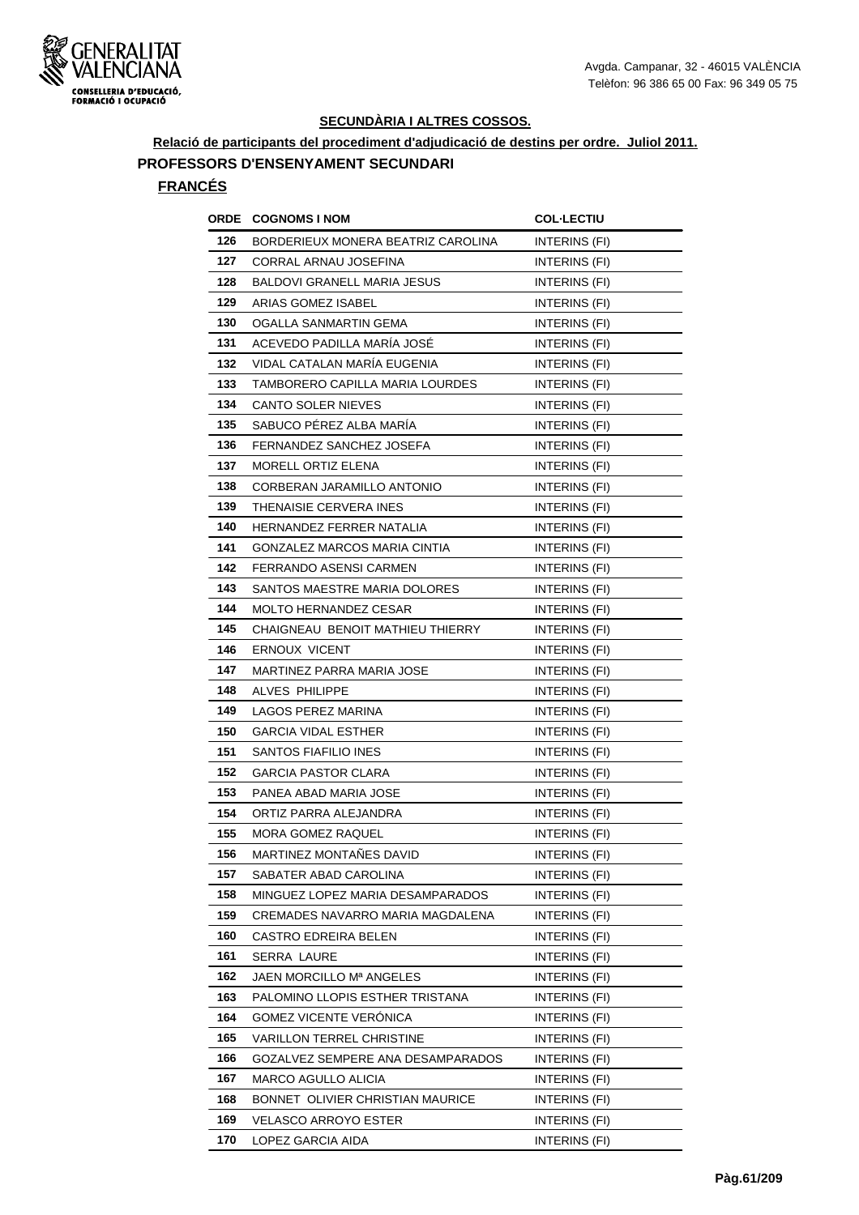## SECUNDÀRIA I ALTRES COSSOS.

**Relació de participants del procediment d'adjudicació de destins per ordre. Juliol 2011.**

### PROFESSORS D'ENSENYAMENT SECUNDARI

**FRANCÉS**

| ORDE | COGNOMS I NOM | COL·LECTIU |
|---|---|---|
| 126 | BORDERIEUX MONERA BEATRIZ CAROLINA | INTERINS (FI) |
| 127 | CORRAL ARNAU JOSEFINA | INTERINS (FI) |
| 128 | BALDOVI GRANELL MARIA JESUS | INTERINS (FI) |
| 129 | ARIAS GOMEZ ISABEL | INTERINS (FI) |
| 130 | OGALLA SANMARTIN GEMA | INTERINS (FI) |
| 131 | ACEVEDO PADILLA MARÍA JOSÉ | INTERINS (FI) |
| 132 | VIDAL CATALAN MARÍA EUGENIA | INTERINS (FI) |
| 133 | TAMBORERO CAPILLA MARIA LOURDES | INTERINS (FI) |
| 134 | CANTO SOLER NIEVES | INTERINS (FI) |
| 135 | SABUCO PÉREZ ALBA MARÍA | INTERINS (FI) |
| 136 | FERNANDEZ SANCHEZ JOSEFA | INTERINS (FI) |
| 137 | MORELL ORTIZ ELENA | INTERINS (FI) |
| 138 | CORBERAN JARAMILLO ANTONIO | INTERINS (FI) |
| 139 | THENAISIE CERVERA INES | INTERINS (FI) |
| 140 | HERNANDEZ FERRER NATALIA | INTERINS (FI) |
| 141 | GONZALEZ MARCOS MARIA CINTIA | INTERINS (FI) |
| 142 | FERRANDO ASENSI CARMEN | INTERINS (FI) |
| 143 | SANTOS MAESTRE MARIA DOLORES | INTERINS (FI) |
| 144 | MOLTO HERNANDEZ CESAR | INTERINS (FI) |
| 145 | CHAIGNEAU BENOIT MATHIEU THIERRY | INTERINS (FI) |
| 146 | ERNOUX VICENT | INTERINS (FI) |
| 147 | MARTINEZ PARRA MARIA JOSE | INTERINS (FI) |
| 148 | ALVES PHILIPPE | INTERINS (FI) |
| 149 | LAGOS PEREZ MARINA | INTERINS (FI) |
| 150 | GARCIA VIDAL ESTHER | INTERINS (FI) |
| 151 | SANTOS FIAFILIO INES | INTERINS (FI) |
| 152 | GARCIA PASTOR CLARA | INTERINS (FI) |
| 153 | PANEA ABAD MARIA JOSE | INTERINS (FI) |
| 154 | ORTIZ PARRA ALEJANDRA | INTERINS (FI) |
| 155 | MORA GOMEZ RAQUEL | INTERINS (FI) |
| 156 | MARTINEZ MONTAÑES DAVID | INTERINS (FI) |
| 157 | SABATER ABAD CAROLINA | INTERINS (FI) |
| 158 | MINGUEZ LOPEZ MARIA DESAMPARADOS | INTERINS (FI) |
| 159 | CREMADES NAVARRO MARIA MAGDALENA | INTERINS (FI) |
| 160 | CASTRO EDREIRA BELEN | INTERINS (FI) |
| 161 | SERRA LAURE | INTERINS (FI) |
| 162 | JAEN MORCILLO Mª ANGELES | INTERINS (FI) |
| 163 | PALOMINO LLOPIS ESTHER TRISTANA | INTERINS (FI) |
| 164 | GOMEZ VICENTE VERÓNICA | INTERINS (FI) |
| 165 | VARILLON TERREL CHRISTINE | INTERINS (FI) |
| 166 | GOZALVEZ SEMPERE ANA DESAMPARADOS | INTERINS (FI) |
| 167 | MARCO AGULLO ALICIA | INTERINS (FI) |
| 168 | BONNET OLIVIER CHRISTIAN MAURICE | INTERINS (FI) |
| 169 | VELASCO ARROYO ESTER | INTERINS (FI) |
| 170 | LOPEZ GARCIA AIDA | INTERINS (FI) |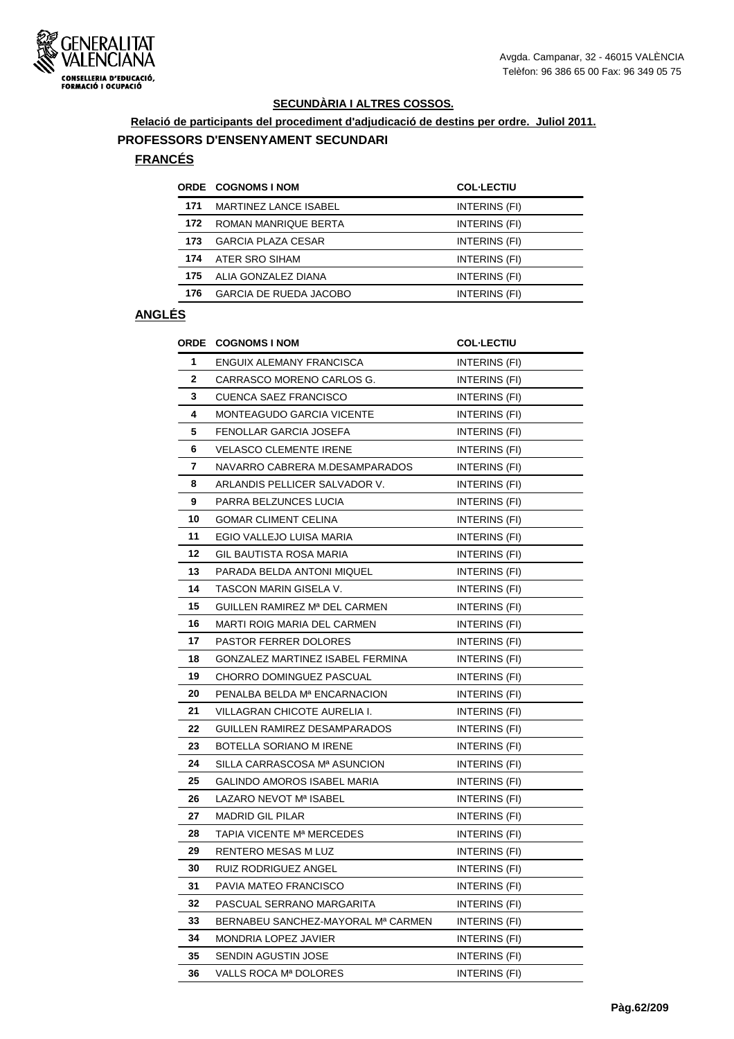**SECUNDÀRIA I ALTRES COSSOS.**

**Relació de participants del procediment d'adjudicació de destins per ordre. Juliol 2011.**

## PROFESSORS D'ENSENYAMENT SECUNDARI

### FRANCÉS

| ORDE | COGNOMS I NOM | COL·LECTIU |
|---|---|---|
| 171 | MARTINEZ LANCE ISABEL | INTERINS (FI) |
| 172 | ROMAN MANRIQUE BERTA | INTERINS (FI) |
| 173 | GARCIA PLAZA CESAR | INTERINS (FI) |
| 174 | ATER SRO SIHAM | INTERINS (FI) |
| 175 | ALIA GONZALEZ DIANA | INTERINS (FI) |
| 176 | GARCIA DE RUEDA JACOBO | INTERINS (FI) |

### ANGLÉS

| ORDE | COGNOMS I NOM | COL·LECTIU |
|---|---|---|
| 1 | ENGUIX ALEMANY FRANCISCA | INTERINS (FI) |
| 2 | CARRASCO MORENO CARLOS G. | INTERINS (FI) |
| 3 | CUENCA SAEZ FRANCISCO | INTERINS (FI) |
| 4 | MONTEAGUDO GARCIA VICENTE | INTERINS (FI) |
| 5 | FENOLLAR GARCIA JOSEFA | INTERINS (FI) |
| 6 | VELASCO CLEMENTE IRENE | INTERINS (FI) |
| 7 | NAVARRO CABRERA M.DESAMPARADOS | INTERINS (FI) |
| 8 | ARLANDIS PELLICER SALVADOR V. | INTERINS (FI) |
| 9 | PARRA BELZUNCES LUCIA | INTERINS (FI) |
| 10 | GOMAR CLIMENT CELINA | INTERINS (FI) |
| 11 | EGIO VALLEJO LUISA MARIA | INTERINS (FI) |
| 12 | GIL BAUTISTA ROSA MARIA | INTERINS (FI) |
| 13 | PARADA BELDA ANTONI MIQUEL | INTERINS (FI) |
| 14 | TASCON MARIN GISELA V. | INTERINS (FI) |
| 15 | GUILLEN RAMIREZ Mª DEL CARMEN | INTERINS (FI) |
| 16 | MARTI ROIG MARIA DEL CARMEN | INTERINS (FI) |
| 17 | PASTOR FERRER DOLORES | INTERINS (FI) |
| 18 | GONZALEZ MARTINEZ ISABEL FERMINA | INTERINS (FI) |
| 19 | CHORRO DOMINGUEZ PASCUAL | INTERINS (FI) |
| 20 | PENALBA BELDA Mª ENCARNACION | INTERINS (FI) |
| 21 | VILLAGRAN CHICOTE AURELIA I. | INTERINS (FI) |
| 22 | GUILLEN RAMIREZ DESAMPARADOS | INTERINS (FI) |
| 23 | BOTELLA SORIANO M IRENE | INTERINS (FI) |
| 24 | SILLA CARRASCOSA Mª ASUNCION | INTERINS (FI) |
| 25 | GALINDO AMOROS ISABEL MARIA | INTERINS (FI) |
| 26 | LAZARO NEVOT Mª ISABEL | INTERINS (FI) |
| 27 | MADRID GIL PILAR | INTERINS (FI) |
| 28 | TAPIA VICENTE Mª MERCEDES | INTERINS (FI) |
| 29 | RENTERO MESAS M LUZ | INTERINS (FI) |
| 30 | RUIZ RODRIGUEZ ANGEL | INTERINS (FI) |
| 31 | PAVIA MATEO FRANCISCO | INTERINS (FI) |
| 32 | PASCUAL SERRANO MARGARITA | INTERINS (FI) |
| 33 | BERNABEU SANCHEZ-MAYORAL Mª CARMEN | INTERINS (FI) |
| 34 | MONDRIA LOPEZ JAVIER | INTERINS (FI) |
| 35 | SENDIN AGUSTIN JOSE | INTERINS (FI) |
| 36 | VALLS ROCA Mª DOLORES | INTERINS (FI) |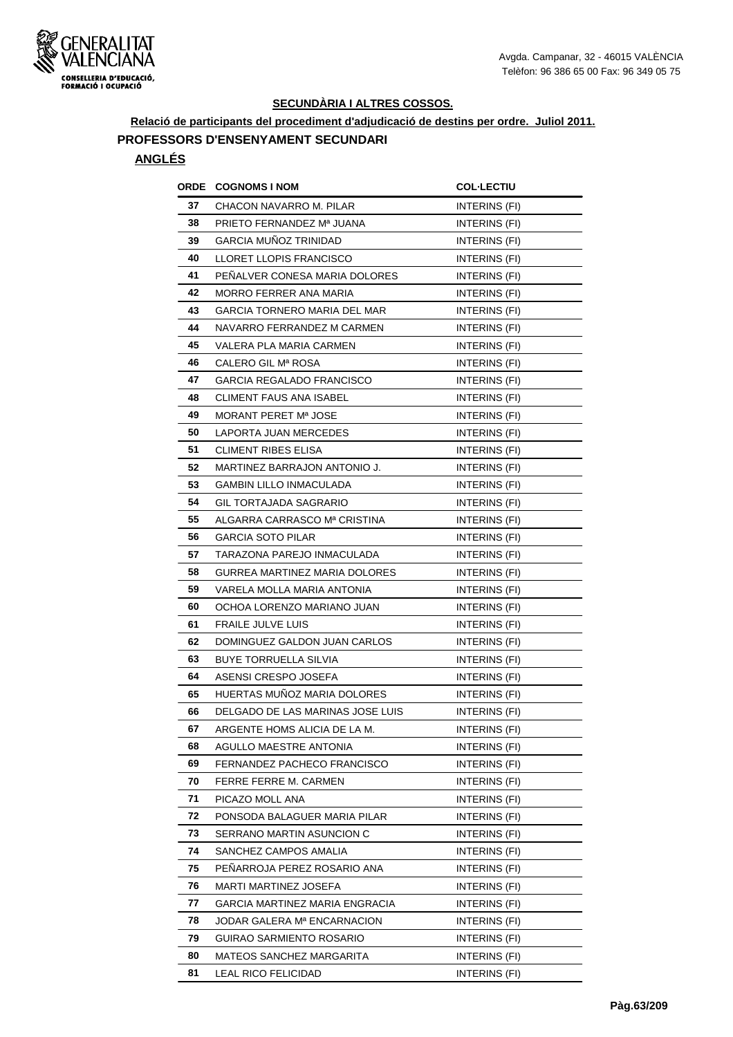**SECUNDÀRIA I ALTRES COSSOS.**

**Relació de participants del procediment d'adjudicació de destins per ordre. Juliol 2011.**

**PROFESSORS D'ENSENYAMENT SECUNDARI**

**ANGLÉS**

| ORDE | COGNOMS I NOM | COL·LECTIU |
|---|---|---|
| 37 | CHACON NAVARRO M. PILAR | INTERINS (FI) |
| 38 | PRIETO FERNANDEZ Mª JUANA | INTERINS (FI) |
| 39 | GARCIA MUÑOZ TRINIDAD | INTERINS (FI) |
| 40 | LLORET LLOPIS FRANCISCO | INTERINS (FI) |
| 41 | PEÑALVER CONESA MARIA DOLORES | INTERINS (FI) |
| 42 | MORRO FERRER ANA MARIA | INTERINS (FI) |
| 43 | GARCIA TORNERO MARIA DEL MAR | INTERINS (FI) |
| 44 | NAVARRO FERRANDEZ M CARMEN | INTERINS (FI) |
| 45 | VALERA PLA MARIA CARMEN | INTERINS (FI) |
| 46 | CALERO GIL Mª ROSA | INTERINS (FI) |
| 47 | GARCIA REGALADO FRANCISCO | INTERINS (FI) |
| 48 | CLIMENT FAUS ANA ISABEL | INTERINS (FI) |
| 49 | MORANT PERET Mª JOSE | INTERINS (FI) |
| 50 | LAPORTA JUAN MERCEDES | INTERINS (FI) |
| 51 | CLIMENT RIBES ELISA | INTERINS (FI) |
| 52 | MARTINEZ BARRAJON ANTONIO J. | INTERINS (FI) |
| 53 | GAMBIN LILLO INMACULADA | INTERINS (FI) |
| 54 | GIL TORTAJADA SAGRARIO | INTERINS (FI) |
| 55 | ALGARRA CARRASCO Mª CRISTINA | INTERINS (FI) |
| 56 | GARCIA SOTO PILAR | INTERINS (FI) |
| 57 | TARAZONA PAREJO INMACULADA | INTERINS (FI) |
| 58 | GURREA MARTINEZ MARIA DOLORES | INTERINS (FI) |
| 59 | VARELA MOLLA MARIA ANTONIA | INTERINS (FI) |
| 60 | OCHOA LORENZO MARIANO JUAN | INTERINS (FI) |
| 61 | FRAILE JULVE LUIS | INTERINS (FI) |
| 62 | DOMINGUEZ GALDON JUAN CARLOS | INTERINS (FI) |
| 63 | BUYE TORRUELLA SILVIA | INTERINS (FI) |
| 64 | ASENSI CRESPO JOSEFA | INTERINS (FI) |
| 65 | HUERTAS MUÑOZ MARIA DOLORES | INTERINS (FI) |
| 66 | DELGADO DE LAS MARINAS JOSE LUIS | INTERINS (FI) |
| 67 | ARGENTE HOMS ALICIA DE LA M. | INTERINS (FI) |
| 68 | AGULLO MAESTRE ANTONIA | INTERINS (FI) |
| 69 | FERNANDEZ PACHECO FRANCISCO | INTERINS (FI) |
| 70 | FERRE FERRE M. CARMEN | INTERINS (FI) |
| 71 | PICAZO MOLL ANA | INTERINS (FI) |
| 72 | PONSODA BALAGUER MARIA PILAR | INTERINS (FI) |
| 73 | SERRANO MARTIN ASUNCION C | INTERINS (FI) |
| 74 | SANCHEZ CAMPOS AMALIA | INTERINS (FI) |
| 75 | PEÑARROJA PEREZ ROSARIO ANA | INTERINS (FI) |
| 76 | MARTI MARTINEZ JOSEFA | INTERINS (FI) |
| 77 | GARCIA MARTINEZ MARIA ENGRACIA | INTERINS (FI) |
| 78 | JODAR GALERA Mª ENCARNACION | INTERINS (FI) |
| 79 | GUIRAO SARMIENTO ROSARIO | INTERINS (FI) |
| 80 | MATEOS SANCHEZ MARGARITA | INTERINS (FI) |
| 81 | LEAL RICO FELICIDAD | INTERINS (FI) |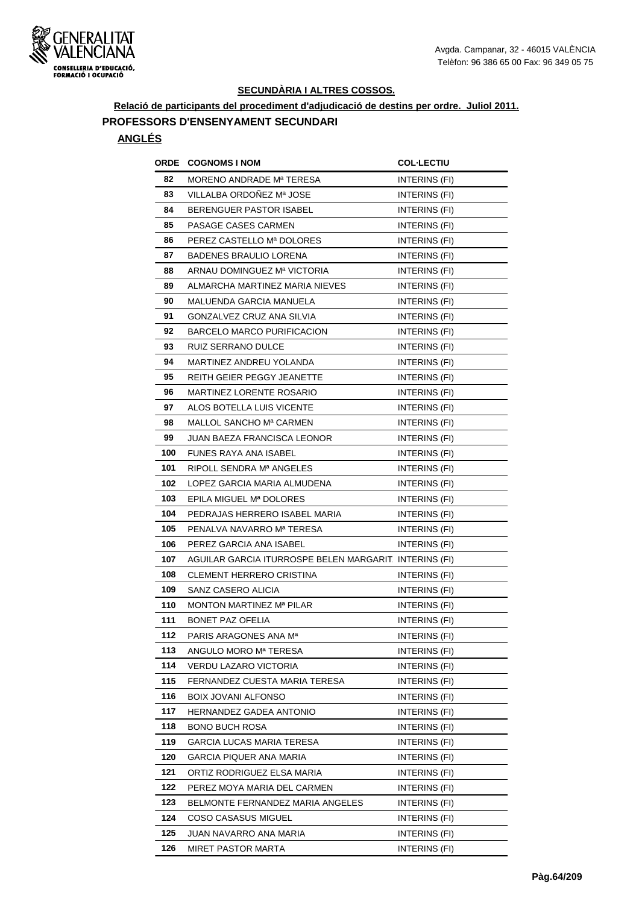**SECUNDÀRIA I ALTRES COSSOS.**

**Relació de participants del procediment d'adjudicació de destins per ordre. Juliol 2011.**

**PROFESSORS D'ENSENYAMENT SECUNDARI**

**ANGLÉS**

| ORDE | COGNOMS I NOM | COL·LECTIU |
|---|---|---|
| 82 | MORENO ANDRADE Mª TERESA | INTERINS (FI) |
| 83 | VILLALBA ORDOÑEZ Mª JOSE | INTERINS (FI) |
| 84 | BERENGUER PASTOR ISABEL | INTERINS (FI) |
| 85 | PASAGE CASES CARMEN | INTERINS (FI) |
| 86 | PEREZ CASTELLO Mª DOLORES | INTERINS (FI) |
| 87 | BADENES BRAULIO LORENA | INTERINS (FI) |
| 88 | ARNAU DOMINGUEZ Mª VICTORIA | INTERINS (FI) |
| 89 | ALMARCHA MARTINEZ MARIA NIEVES | INTERINS (FI) |
| 90 | MALUENDA GARCIA MANUELA | INTERINS (FI) |
| 91 | GONZALVEZ CRUZ ANA SILVIA | INTERINS (FI) |
| 92 | BARCELO MARCO PURIFICACION | INTERINS (FI) |
| 93 | RUIZ SERRANO DULCE | INTERINS (FI) |
| 94 | MARTINEZ ANDREU YOLANDA | INTERINS (FI) |
| 95 | REITH GEIER PEGGY JEANETTE | INTERINS (FI) |
| 96 | MARTINEZ LORENTE ROSARIO | INTERINS (FI) |
| 97 | ALOS BOTELLA LUIS VICENTE | INTERINS (FI) |
| 98 | MALLOL SANCHO Mª CARMEN | INTERINS (FI) |
| 99 | JUAN BAEZA FRANCISCA LEONOR | INTERINS (FI) |
| 100 | FUNES RAYA ANA ISABEL | INTERINS (FI) |
| 101 | RIPOLL SENDRA Mª ANGELES | INTERINS (FI) |
| 102 | LOPEZ GARCIA MARIA ALMUDENA | INTERINS (FI) |
| 103 | EPILA MIGUEL Mª DOLORES | INTERINS (FI) |
| 104 | PEDRAJAS HERRERO ISABEL MARIA | INTERINS (FI) |
| 105 | PENALVA NAVARRO Mª TERESA | INTERINS (FI) |
| 106 | PEREZ GARCIA ANA ISABEL | INTERINS (FI) |
| 107 | AGUILAR GARCIA ITURROSPE BELEN MARGARIT | INTERINS (FI) |
| 108 | CLEMENT HERRERO CRISTINA | INTERINS (FI) |
| 109 | SANZ CASERO ALICIA | INTERINS (FI) |
| 110 | MONTON MARTINEZ Mª PILAR | INTERINS (FI) |
| 111 | BONET PAZ OFELIA | INTERINS (FI) |
| 112 | PARIS ARAGONES ANA Mª | INTERINS (FI) |
| 113 | ANGULO MORO Mª TERESA | INTERINS (FI) |
| 114 | VERDU LAZARO VICTORIA | INTERINS (FI) |
| 115 | FERNANDEZ CUESTA MARIA TERESA | INTERINS (FI) |
| 116 | BOIX JOVANI ALFONSO | INTERINS (FI) |
| 117 | HERNANDEZ GADEA ANTONIO | INTERINS (FI) |
| 118 | BONO BUCH ROSA | INTERINS (FI) |
| 119 | GARCIA LUCAS MARIA TERESA | INTERINS (FI) |
| 120 | GARCIA PIQUER ANA MARIA | INTERINS (FI) |
| 121 | ORTIZ RODRIGUEZ ELSA MARIA | INTERINS (FI) |
| 122 | PEREZ MOYA MARIA DEL CARMEN | INTERINS (FI) |
| 123 | BELMONTE FERNANDEZ MARIA ANGELES | INTERINS (FI) |
| 124 | COSO CASASUS MIGUEL | INTERINS (FI) |
| 125 | JUAN NAVARRO ANA MARIA | INTERINS (FI) |
| 126 | MIRET PASTOR MARTA | INTERINS (FI) |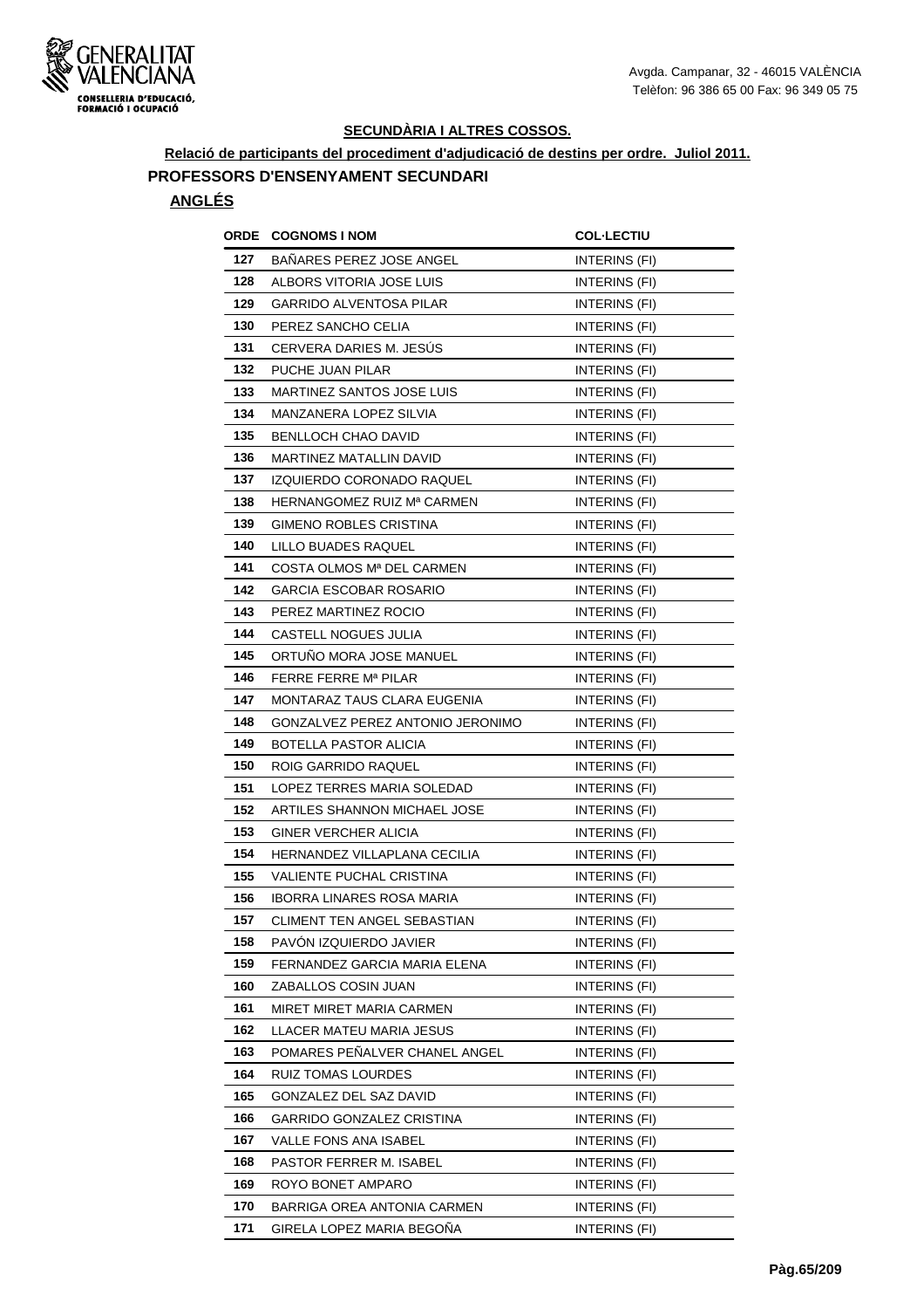## SECUNDÀRIA I ALTRES COSSOS.

**Relació de participants del procediment d'adjudicació de destins per ordre. Juliol 2011.**

### PROFESSORS D'ENSENYAMENT SECUNDARI

### ANGLÉS

| ORDE | COGNOMS I NOM | COL·LECTIU |
|---|---|---|
| 127 | BAÑARES PEREZ JOSE ANGEL | INTERINS (FI) |
| 128 | ALBORS VITORIA JOSE LUIS | INTERINS (FI) |
| 129 | GARRIDO ALVENTOSA PILAR | INTERINS (FI) |
| 130 | PEREZ SANCHO CELIA | INTERINS (FI) |
| 131 | CERVERA DARIES M. JESÚS | INTERINS (FI) |
| 132 | PUCHE JUAN PILAR | INTERINS (FI) |
| 133 | MARTINEZ SANTOS JOSE LUIS | INTERINS (FI) |
| 134 | MANZANERA LOPEZ SILVIA | INTERINS (FI) |
| 135 | BENLLOCH CHAO DAVID | INTERINS (FI) |
| 136 | MARTINEZ MATALLIN DAVID | INTERINS (FI) |
| 137 | IZQUIERDO CORONADO RAQUEL | INTERINS (FI) |
| 138 | HERNANGOMEZ RUIZ Mª CARMEN | INTERINS (FI) |
| 139 | GIMENO ROBLES CRISTINA | INTERINS (FI) |
| 140 | LILLO BUADES RAQUEL | INTERINS (FI) |
| 141 | COSTA OLMOS Mª DEL CARMEN | INTERINS (FI) |
| 142 | GARCIA ESCOBAR ROSARIO | INTERINS (FI) |
| 143 | PEREZ MARTINEZ ROCIO | INTERINS (FI) |
| 144 | CASTELL NOGUES JULIA | INTERINS (FI) |
| 145 | ORTUÑO MORA JOSE MANUEL | INTERINS (FI) |
| 146 | FERRE FERRE Mª PILAR | INTERINS (FI) |
| 147 | MONTARAZ TAUS CLARA EUGENIA | INTERINS (FI) |
| 148 | GONZALVEZ PEREZ ANTONIO JERONIMO | INTERINS (FI) |
| 149 | BOTELLA PASTOR ALICIA | INTERINS (FI) |
| 150 | ROIG GARRIDO RAQUEL | INTERINS (FI) |
| 151 | LOPEZ TERRES MARIA SOLEDAD | INTERINS (FI) |
| 152 | ARTILES SHANNON MICHAEL JOSE | INTERINS (FI) |
| 153 | GINER VERCHER ALICIA | INTERINS (FI) |
| 154 | HERNANDEZ VILLAPLANA CECILIA | INTERINS (FI) |
| 155 | VALIENTE PUCHAL CRISTINA | INTERINS (FI) |
| 156 | IBORRA LINARES ROSA MARIA | INTERINS (FI) |
| 157 | CLIMENT TEN ANGEL SEBASTIAN | INTERINS (FI) |
| 158 | PAVÓN IZQUIERDO JAVIER | INTERINS (FI) |
| 159 | FERNANDEZ GARCIA MARIA ELENA | INTERINS (FI) |
| 160 | ZABALLOS COSIN JUAN | INTERINS (FI) |
| 161 | MIRET MIRET MARIA CARMEN | INTERINS (FI) |
| 162 | LLACER MATEU MARIA JESUS | INTERINS (FI) |
| 163 | POMARES PEÑALVER CHANEL ANGEL | INTERINS (FI) |
| 164 | RUIZ TOMAS LOURDES | INTERINS (FI) |
| 165 | GONZALEZ DEL SAZ DAVID | INTERINS (FI) |
| 166 | GARRIDO GONZALEZ CRISTINA | INTERINS (FI) |
| 167 | VALLE FONS ANA ISABEL | INTERINS (FI) |
| 168 | PASTOR FERRER M. ISABEL | INTERINS (FI) |
| 169 | ROYO BONET AMPARO | INTERINS (FI) |
| 170 | BARRIGA OREA ANTONIA CARMEN | INTERINS (FI) |
| 171 | GIRELA LOPEZ MARIA BEGOÑA | INTERINS (FI) |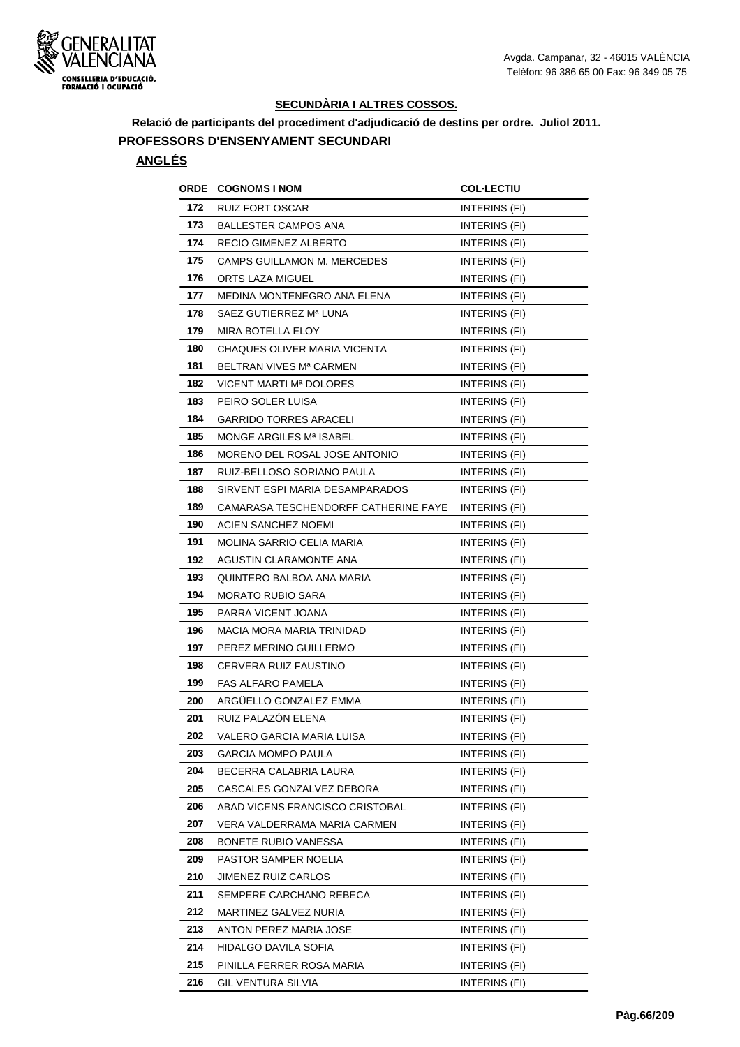### SECUNDÀRIA I ALTRES COSSOS.

**Relació de participants del procediment d'adjudicació de destins per ordre. Juliol 2011.**

**PROFESSORS D'ENSENYAMENT SECUNDARI**

**ANGLÉS**

| ORDE | COGNOMS I NOM | COL·LECTIU |
|---|---|---|
| 172 | RUIZ FORT OSCAR | INTERINS (FI) |
| 173 | BALLESTER CAMPOS ANA | INTERINS (FI) |
| 174 | RECIO GIMENEZ ALBERTO | INTERINS (FI) |
| 175 | CAMPS GUILLAMON M. MERCEDES | INTERINS (FI) |
| 176 | ORTS LAZA MIGUEL | INTERINS (FI) |
| 177 | MEDINA MONTENEGRO ANA ELENA | INTERINS (FI) |
| 178 | SAEZ GUTIERREZ Mª LUNA | INTERINS (FI) |
| 179 | MIRA BOTELLA ELOY | INTERINS (FI) |
| 180 | CHAQUES OLIVER MARIA VICENTA | INTERINS (FI) |
| 181 | BELTRAN VIVES Mª CARMEN | INTERINS (FI) |
| 182 | VICENT MARTI Mª DOLORES | INTERINS (FI) |
| 183 | PEIRO SOLER LUISA | INTERINS (FI) |
| 184 | GARRIDO TORRES ARACELI | INTERINS (FI) |
| 185 | MONGE ARGILES Mª ISABEL | INTERINS (FI) |
| 186 | MORENO DEL ROSAL JOSE ANTONIO | INTERINS (FI) |
| 187 | RUIZ-BELLOSO SORIANO PAULA | INTERINS (FI) |
| 188 | SIRVENT ESPI MARIA DESAMPARADOS | INTERINS (FI) |
| 189 | CAMARASA TESCHENDORFF CATHERINE FAYE | INTERINS (FI) |
| 190 | ACIEN SANCHEZ NOEMI | INTERINS (FI) |
| 191 | MOLINA SARRIO CELIA MARIA | INTERINS (FI) |
| 192 | AGUSTIN CLARAMONTE ANA | INTERINS (FI) |
| 193 | QUINTERO BALBOA ANA MARIA | INTERINS (FI) |
| 194 | MORATO RUBIO SARA | INTERINS (FI) |
| 195 | PARRA VICENT JOANA | INTERINS (FI) |
| 196 | MACIA MORA MARIA TRINIDAD | INTERINS (FI) |
| 197 | PEREZ MERINO GUILLERMO | INTERINS (FI) |
| 198 | CERVERA RUIZ FAUSTINO | INTERINS (FI) |
| 199 | FAS ALFARO PAMELA | INTERINS (FI) |
| 200 | ARGÜELLO GONZALEZ EMMA | INTERINS (FI) |
| 201 | RUIZ PALAZÓN ELENA | INTERINS (FI) |
| 202 | VALERO GARCIA MARIA LUISA | INTERINS (FI) |
| 203 | GARCIA MOMPO PAULA | INTERINS (FI) |
| 204 | BECERRA CALABRIA LAURA | INTERINS (FI) |
| 205 | CASCALES GONZALVEZ DEBORA | INTERINS (FI) |
| 206 | ABAD VICENS FRANCISCO CRISTOBAL | INTERINS (FI) |
| 207 | VERA VALDERRAMA MARIA CARMEN | INTERINS (FI) |
| 208 | BONETE RUBIO VANESSA | INTERINS (FI) |
| 209 | PASTOR SAMPER NOELIA | INTERINS (FI) |
| 210 | JIMENEZ RUIZ CARLOS | INTERINS (FI) |
| 211 | SEMPERE CARCHANO REBECA | INTERINS (FI) |
| 212 | MARTINEZ GALVEZ NURIA | INTERINS (FI) |
| 213 | ANTON PEREZ MARIA JOSE | INTERINS (FI) |
| 214 | HIDALGO DAVILA SOFIA | INTERINS (FI) |
| 215 | PINILLA FERRER ROSA MARIA | INTERINS (FI) |
| 216 | GIL VENTURA SILVIA | INTERINS (FI) |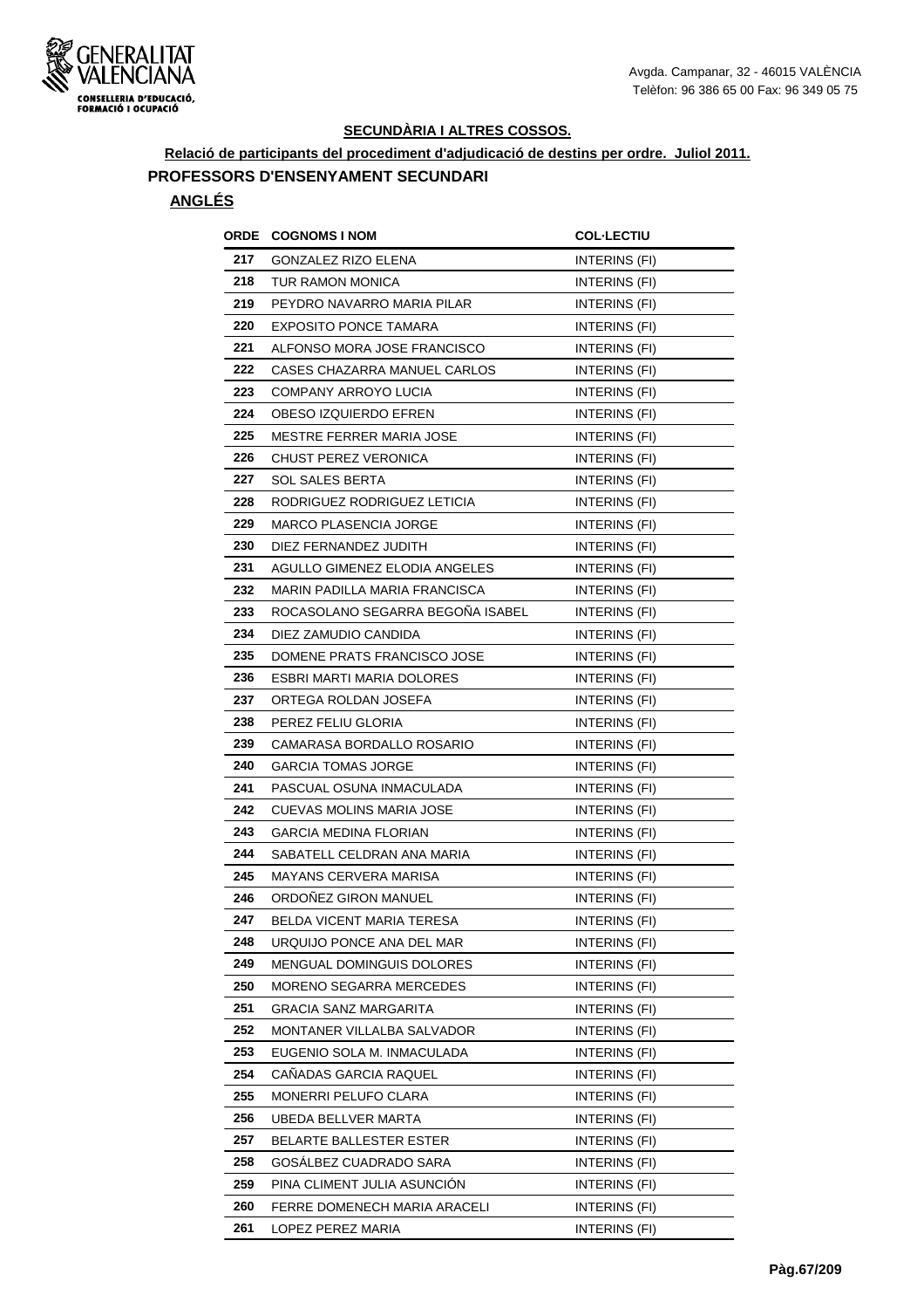### SECUNDÀRIA I ALTRES COSSOS.

**Relació de participants del procediment d'adjudicació de destins per ordre. Juliol 2011.**

## PROFESSORS D'ENSENYAMENT SECUNDARI

### ANGLÉS

| ORDE | COGNOMS I NOM | COL·LECTIU |
|---|---|---|
| 217 | GONZALEZ RIZO ELENA | INTERINS (FI) |
| 218 | TUR RAMON MONICA | INTERINS (FI) |
| 219 | PEYDRO NAVARRO MARIA PILAR | INTERINS (FI) |
| 220 | EXPOSITO PONCE TAMARA | INTERINS (FI) |
| 221 | ALFONSO MORA JOSE FRANCISCO | INTERINS (FI) |
| 222 | CASES CHAZARRA MANUEL CARLOS | INTERINS (FI) |
| 223 | COMPANY ARROYO LUCIA | INTERINS (FI) |
| 224 | OBESO IZQUIERDO EFREN | INTERINS (FI) |
| 225 | MESTRE FERRER MARIA JOSE | INTERINS (FI) |
| 226 | CHUST PEREZ VERONICA | INTERINS (FI) |
| 227 | SOL SALES BERTA | INTERINS (FI) |
| 228 | RODRIGUEZ RODRIGUEZ LETICIA | INTERINS (FI) |
| 229 | MARCO PLASENCIA JORGE | INTERINS (FI) |
| 230 | DIEZ FERNANDEZ JUDITH | INTERINS (FI) |
| 231 | AGULLO GIMENEZ ELODIA ANGELES | INTERINS (FI) |
| 232 | MARIN PADILLA MARIA FRANCISCA | INTERINS (FI) |
| 233 | ROCASOLANO SEGARRA BEGOÑA ISABEL | INTERINS (FI) |
| 234 | DIEZ ZAMUDIO CANDIDA | INTERINS (FI) |
| 235 | DOMENE PRATS FRANCISCO JOSE | INTERINS (FI) |
| 236 | ESBRI MARTI MARIA DOLORES | INTERINS (FI) |
| 237 | ORTEGA ROLDAN JOSEFA | INTERINS (FI) |
| 238 | PEREZ FELIU GLORIA | INTERINS (FI) |
| 239 | CAMARASA BORDALLO ROSARIO | INTERINS (FI) |
| 240 | GARCIA TOMAS JORGE | INTERINS (FI) |
| 241 | PASCUAL OSUNA INMACULADA | INTERINS (FI) |
| 242 | CUEVAS MOLINS MARIA JOSE | INTERINS (FI) |
| 243 | GARCIA MEDINA FLORIAN | INTERINS (FI) |
| 244 | SABATELL CELDRAN ANA MARIA | INTERINS (FI) |
| 245 | MAYANS CERVERA MARISA | INTERINS (FI) |
| 246 | ORDOÑEZ GIRON MANUEL | INTERINS (FI) |
| 247 | BELDA VICENT MARIA TERESA | INTERINS (FI) |
| 248 | URQUIJO PONCE ANA DEL MAR | INTERINS (FI) |
| 249 | MENGUAL DOMINGUIS DOLORES | INTERINS (FI) |
| 250 | MORENO SEGARRA MERCEDES | INTERINS (FI) |
| 251 | GRACIA SANZ MARGARITA | INTERINS (FI) |
| 252 | MONTANER VILLALBA SALVADOR | INTERINS (FI) |
| 253 | EUGENIO SOLA M. INMACULADA | INTERINS (FI) |
| 254 | CAÑADAS GARCIA RAQUEL | INTERINS (FI) |
| 255 | MONERRI PELUFO CLARA | INTERINS (FI) |
| 256 | UBEDA BELLVER MARTA | INTERINS (FI) |
| 257 | BELARTE BALLESTER ESTER | INTERINS (FI) |
| 258 | GOSÁLBEZ CUADRADO SARA | INTERINS (FI) |
| 259 | PINA CLIMENT JULIA ASUNCIÓN | INTERINS (FI) |
| 260 | FERRE DOMENECH MARIA ARACELI | INTERINS (FI) |
| 261 | LOPEZ PEREZ MARIA | INTERINS (FI) |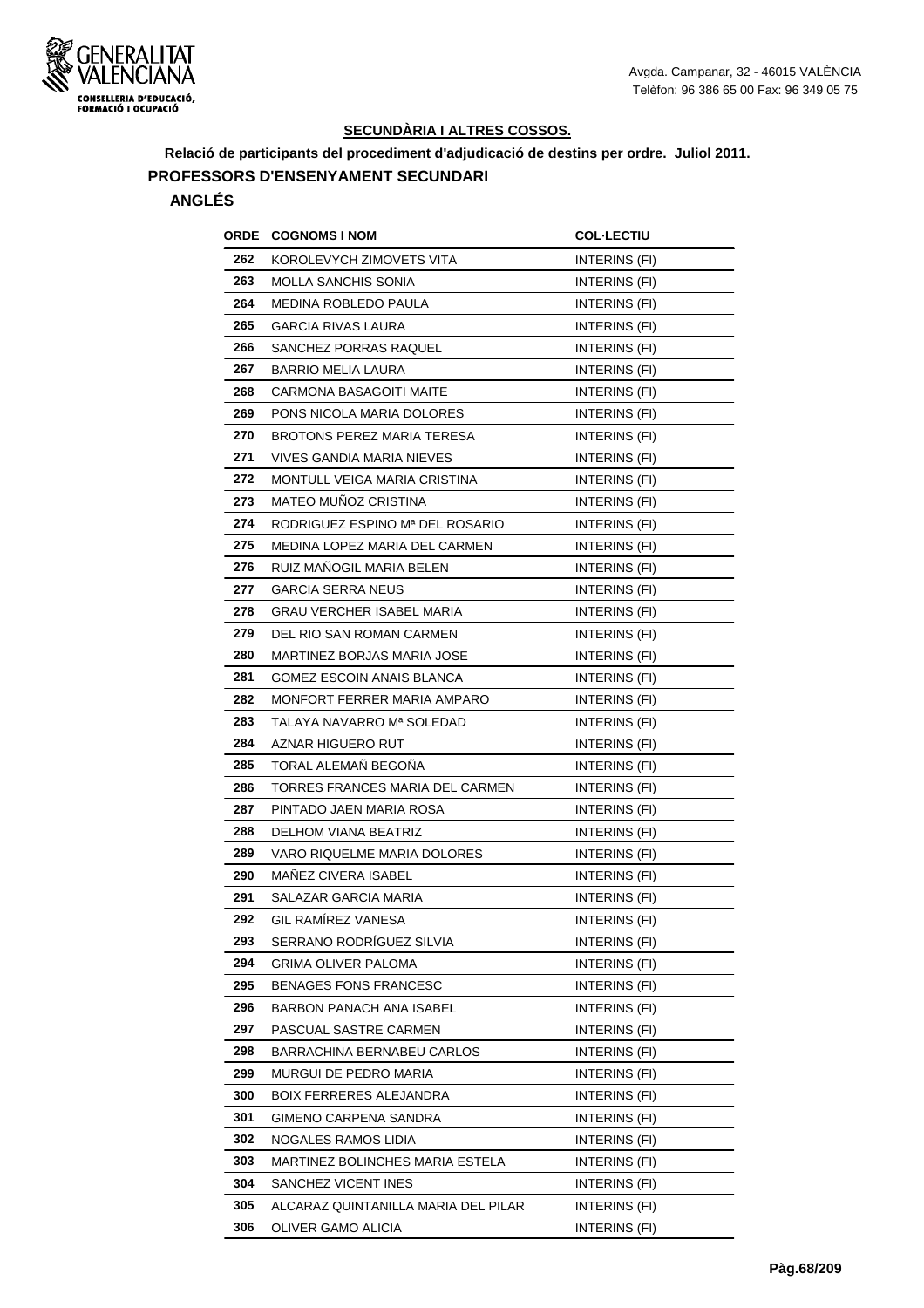## SECUNDÀRIA I ALTRES COSSOS.

**Relació de participants del procediment d'adjudicació de destins per ordre. Juliol 2011.**

### PROFESSORS D'ENSENYAMENT SECUNDARI

#### ANGLÉS

| ORDE | COGNOMS I NOM | COL·LECTIU |
|---|---|---|
| 262 | KOROLEVYCH ZIMOVETS VITA | INTERINS (FI) |
| 263 | MOLLA SANCHIS SONIA | INTERINS (FI) |
| 264 | MEDINA ROBLEDO PAULA | INTERINS (FI) |
| 265 | GARCIA RIVAS LAURA | INTERINS (FI) |
| 266 | SANCHEZ PORRAS RAQUEL | INTERINS (FI) |
| 267 | BARRIO MELIA LAURA | INTERINS (FI) |
| 268 | CARMONA BASAGOITI MAITE | INTERINS (FI) |
| 269 | PONS NICOLA MARIA DOLORES | INTERINS (FI) |
| 270 | BROTONS PEREZ MARIA TERESA | INTERINS (FI) |
| 271 | VIVES GANDIA MARIA NIEVES | INTERINS (FI) |
| 272 | MONTULL VEIGA MARIA CRISTINA | INTERINS (FI) |
| 273 | MATEO MUÑOZ CRISTINA | INTERINS (FI) |
| 274 | RODRIGUEZ ESPINO Mª DEL ROSARIO | INTERINS (FI) |
| 275 | MEDINA LOPEZ MARIA DEL CARMEN | INTERINS (FI) |
| 276 | RUIZ MAÑOGIL MARIA BELEN | INTERINS (FI) |
| 277 | GARCIA SERRA NEUS | INTERINS (FI) |
| 278 | GRAU VERCHER ISABEL MARIA | INTERINS (FI) |
| 279 | DEL RIO SAN ROMAN CARMEN | INTERINS (FI) |
| 280 | MARTINEZ BORJAS MARIA JOSE | INTERINS (FI) |
| 281 | GOMEZ ESCOIN ANAIS BLANCA | INTERINS (FI) |
| 282 | MONFORT FERRER MARIA AMPARO | INTERINS (FI) |
| 283 | TALAYA NAVARRO Mª SOLEDAD | INTERINS (FI) |
| 284 | AZNAR HIGUERO RUT | INTERINS (FI) |
| 285 | TORAL ALEMAÑ BEGOÑA | INTERINS (FI) |
| 286 | TORRES FRANCES MARIA DEL CARMEN | INTERINS (FI) |
| 287 | PINTADO JAEN MARIA ROSA | INTERINS (FI) |
| 288 | DELHOM VIANA BEATRIZ | INTERINS (FI) |
| 289 | VARO RIQUELME MARIA DOLORES | INTERINS (FI) |
| 290 | MAÑEZ CIVERA ISABEL | INTERINS (FI) |
| 291 | SALAZAR GARCIA MARIA | INTERINS (FI) |
| 292 | GIL RAMÍREZ VANESA | INTERINS (FI) |
| 293 | SERRANO RODRÍGUEZ SILVIA | INTERINS (FI) |
| 294 | GRIMA OLIVER PALOMA | INTERINS (FI) |
| 295 | BENAGES FONS FRANCESC | INTERINS (FI) |
| 296 | BARBON PANACH ANA ISABEL | INTERINS (FI) |
| 297 | PASCUAL SASTRE CARMEN | INTERINS (FI) |
| 298 | BARRACHINA BERNABEU CARLOS | INTERINS (FI) |
| 299 | MURGUI DE PEDRO MARIA | INTERINS (FI) |
| 300 | BOIX FERRERES ALEJANDRA | INTERINS (FI) |
| 301 | GIMENO CARPENA SANDRA | INTERINS (FI) |
| 302 | NOGALES RAMOS LIDIA | INTERINS (FI) |
| 303 | MARTINEZ BOLINCHES MARIA ESTELA | INTERINS (FI) |
| 304 | SANCHEZ VICENT INES | INTERINS (FI) |
| 305 | ALCARAZ QUINTANILLA MARIA DEL PILAR | INTERINS (FI) |
| 306 | OLIVER GAMO ALICIA | INTERINS (FI) |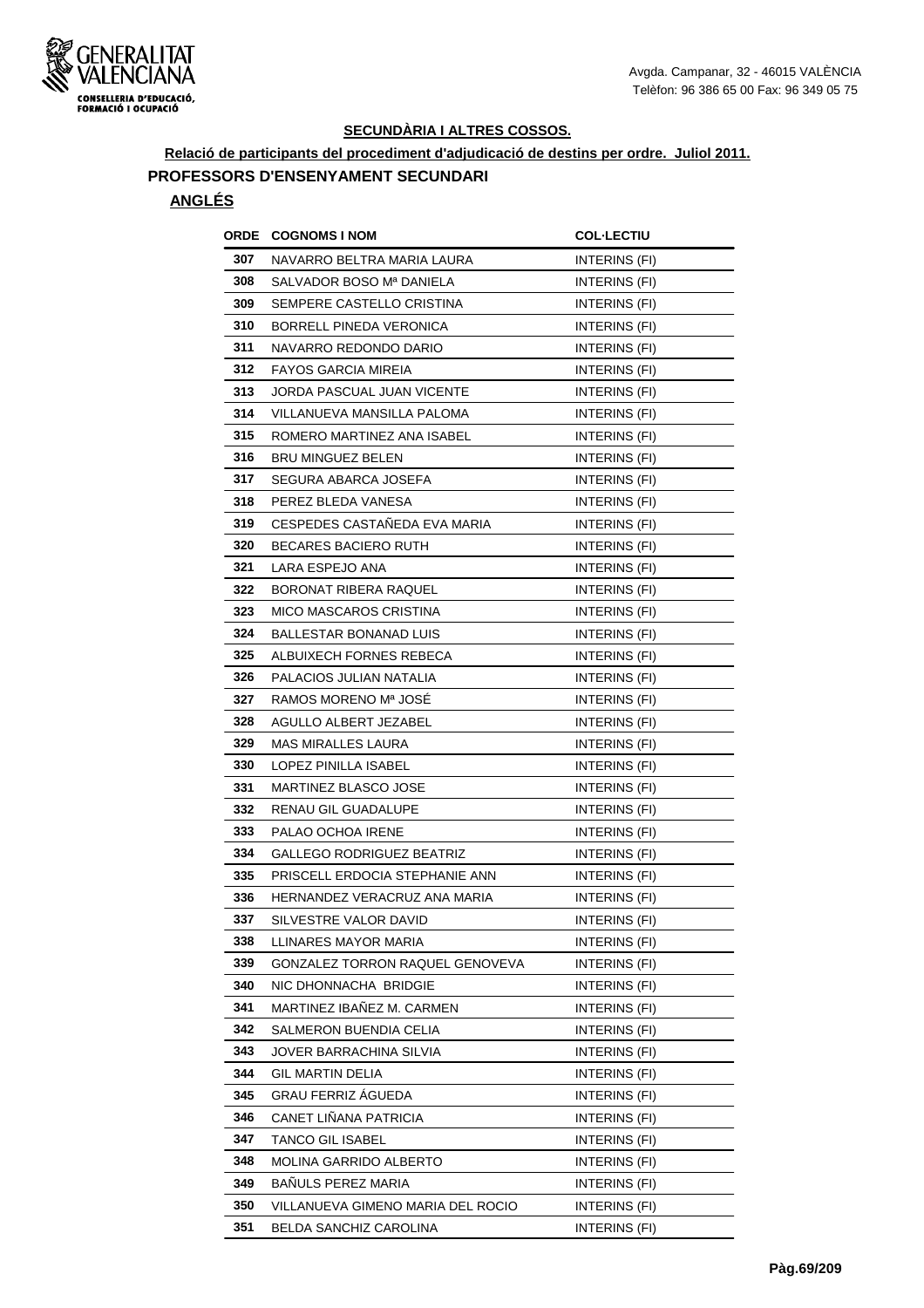GENERALITAT VALENCIANA
CONSELLERIA D'EDUCACIÓ, FORMACIÓ I OCUPACIÓ

Avgda. Campanar, 32 - 46015 VALÈNCIA
Telèfon: 96 386 65 00 Fax: 96 349 05 75

## SECUNDÀRIA I ALTRES COSSOS.

**Relació de participants del procediment d'adjudicació de destins per ordre. Juliol 2011.**

### PROFESSORS D'ENSENYAMENT SECUNDARI

**ANGLÉS**

| ORDE | COGNOMS I NOM | COL·LECTIU |
|---|---|---|
| 307 | NAVARRO BELTRA MARIA LAURA | INTERINS (FI) |
| 308 | SALVADOR BOSO Mª DANIELA | INTERINS (FI) |
| 309 | SEMPERE CASTELLO CRISTINA | INTERINS (FI) |
| 310 | BORRELL PINEDA VERONICA | INTERINS (FI) |
| 311 | NAVARRO REDONDO DARIO | INTERINS (FI) |
| 312 | FAYOS GARCIA MIREIA | INTERINS (FI) |
| 313 | JORDA PASCUAL JUAN VICENTE | INTERINS (FI) |
| 314 | VILLANUEVA MANSILLA PALOMA | INTERINS (FI) |
| 315 | ROMERO MARTINEZ ANA ISABEL | INTERINS (FI) |
| 316 | BRU MINGUEZ BELEN | INTERINS (FI) |
| 317 | SEGURA ABARCA JOSEFA | INTERINS (FI) |
| 318 | PEREZ BLEDA VANESA | INTERINS (FI) |
| 319 | CESPEDES CASTAÑEDA EVA MARIA | INTERINS (FI) |
| 320 | BECARES BACIERO RUTH | INTERINS (FI) |
| 321 | LARA ESPEJO ANA | INTERINS (FI) |
| 322 | BORONAT RIBERA RAQUEL | INTERINS (FI) |
| 323 | MICO MASCAROS CRISTINA | INTERINS (FI) |
| 324 | BALLESTAR BONANAD LUIS | INTERINS (FI) |
| 325 | ALBUIXECH FORNES REBECA | INTERINS (FI) |
| 326 | PALACIOS JULIAN NATALIA | INTERINS (FI) |
| 327 | RAMOS MORENO Mª JOSÉ | INTERINS (FI) |
| 328 | AGULLO ALBERT JEZABEL | INTERINS (FI) |
| 329 | MAS MIRALLES LAURA | INTERINS (FI) |
| 330 | LOPEZ PINILLA ISABEL | INTERINS (FI) |
| 331 | MARTINEZ BLASCO JOSE | INTERINS (FI) |
| 332 | RENAU GIL GUADALUPE | INTERINS (FI) |
| 333 | PALAO OCHOA IRENE | INTERINS (FI) |
| 334 | GALLEGO RODRIGUEZ BEATRIZ | INTERINS (FI) |
| 335 | PRISCELL ERDOCIA STEPHANIE ANN | INTERINS (FI) |
| 336 | HERNANDEZ VERACRUZ ANA MARIA | INTERINS (FI) |
| 337 | SILVESTRE VALOR DAVID | INTERINS (FI) |
| 338 | LLINARES MAYOR MARIA | INTERINS (FI) |
| 339 | GONZALEZ TORRON RAQUEL GENOVEVA | INTERINS (FI) |
| 340 | NIC DHONNACHA BRIDGIE | INTERINS (FI) |
| 341 | MARTINEZ IBAÑEZ M. CARMEN | INTERINS (FI) |
| 342 | SALMERON BUENDIA CELIA | INTERINS (FI) |
| 343 | JOVER BARRACHINA SILVIA | INTERINS (FI) |
| 344 | GIL MARTIN DELIA | INTERINS (FI) |
| 345 | GRAU FERRIZ ÁGUEDA | INTERINS (FI) |
| 346 | CANET LIÑANA PATRICIA | INTERINS (FI) |
| 347 | TANCO GIL ISABEL | INTERINS (FI) |
| 348 | MOLINA GARRIDO ALBERTO | INTERINS (FI) |
| 349 | BAÑULS PEREZ MARIA | INTERINS (FI) |
| 350 | VILLANUEVA GIMENO MARIA DEL ROCIO | INTERINS (FI) |
| 351 | BELDA SANCHIZ CAROLINA | INTERINS (FI) |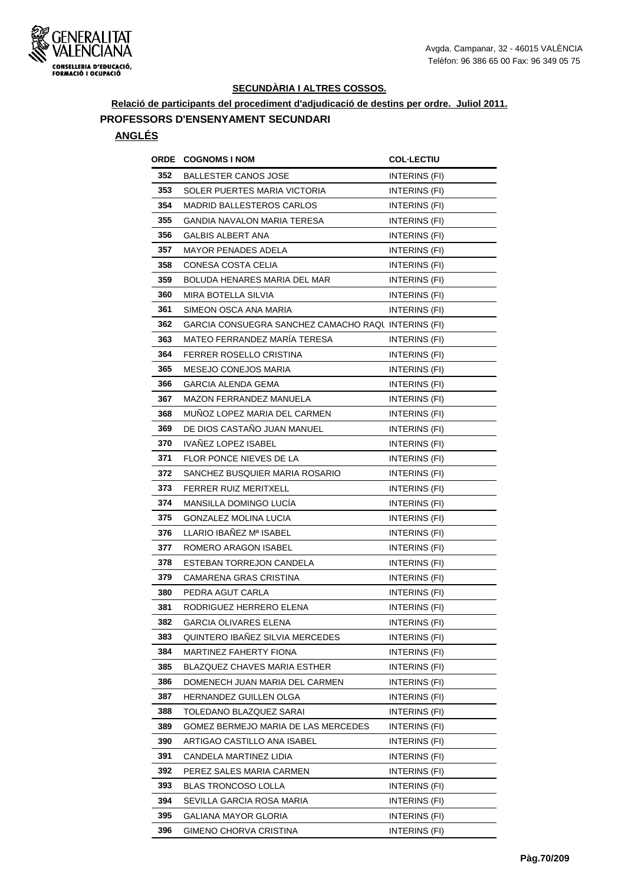**SECUNDÀRIA I ALTRES COSSOS.**

**Relació de participants del procediment d'adjudicació de destins per ordre. Juliol 2011.**

**PROFESSORS D'ENSENYAMENT SECUNDARI**

**ANGLÉS**

| ORDE | COGNOMS I NOM | COL·LECTIU |
|---|---|---|
| 352 | BALLESTER CANOS JOSE | INTERINS (FI) |
| 353 | SOLER PUERTES MARIA VICTORIA | INTERINS (FI) |
| 354 | MADRID BALLESTEROS CARLOS | INTERINS (FI) |
| 355 | GANDIA NAVALON MARIA TERESA | INTERINS (FI) |
| 356 | GALBIS ALBERT ANA | INTERINS (FI) |
| 357 | MAYOR PENADES ADELA | INTERINS (FI) |
| 358 | CONESA COSTA CELIA | INTERINS (FI) |
| 359 | BOLUDA HENARES MARIA DEL MAR | INTERINS (FI) |
| 360 | MIRA BOTELLA SILVIA | INTERINS (FI) |
| 361 | SIMEON OSCA ANA MARIA | INTERINS (FI) |
| 362 | GARCIA CONSUEGRA SANCHEZ CAMACHO RAQU | INTERINS (FI) |
| 363 | MATEO FERRANDEZ MARÍA TERESA | INTERINS (FI) |
| 364 | FERRER ROSELLO CRISTINA | INTERINS (FI) |
| 365 | MESEJO CONEJOS MARIA | INTERINS (FI) |
| 366 | GARCIA ALENDA GEMA | INTERINS (FI) |
| 367 | MAZON FERRANDEZ MANUELA | INTERINS (FI) |
| 368 | MUÑOZ LOPEZ MARIA DEL CARMEN | INTERINS (FI) |
| 369 | DE DIOS CASTAÑO JUAN MANUEL | INTERINS (FI) |
| 370 | IVAÑEZ LOPEZ ISABEL | INTERINS (FI) |
| 371 | FLOR PONCE NIEVES DE LA | INTERINS (FI) |
| 372 | SANCHEZ BUSQUIER MARIA ROSARIO | INTERINS (FI) |
| 373 | FERRER RUIZ MERITXELL | INTERINS (FI) |
| 374 | MANSILLA DOMINGO LUCÍA | INTERINS (FI) |
| 375 | GONZALEZ MOLINA LUCIA | INTERINS (FI) |
| 376 | LLARIO IBAÑEZ Mª ISABEL | INTERINS (FI) |
| 377 | ROMERO ARAGON ISABEL | INTERINS (FI) |
| 378 | ESTEBAN TORREJON CANDELA | INTERINS (FI) |
| 379 | CAMARENA GRAS CRISTINA | INTERINS (FI) |
| 380 | PEDRA AGUT CARLA | INTERINS (FI) |
| 381 | RODRIGUEZ HERRERO ELENA | INTERINS (FI) |
| 382 | GARCIA OLIVARES ELENA | INTERINS (FI) |
| 383 | QUINTERO IBAÑEZ SILVIA MERCEDES | INTERINS (FI) |
| 384 | MARTINEZ FAHERTY FIONA | INTERINS (FI) |
| 385 | BLAZQUEZ CHAVES MARIA ESTHER | INTERINS (FI) |
| 386 | DOMENECH JUAN MARIA DEL CARMEN | INTERINS (FI) |
| 387 | HERNANDEZ GUILLEN OLGA | INTERINS (FI) |
| 388 | TOLEDANO BLAZQUEZ SARAI | INTERINS (FI) |
| 389 | GOMEZ BERMEJO MARIA DE LAS MERCEDES | INTERINS (FI) |
| 390 | ARTIGAO CASTILLO ANA ISABEL | INTERINS (FI) |
| 391 | CANDELA MARTINEZ LIDIA | INTERINS (FI) |
| 392 | PEREZ SALES MARIA CARMEN | INTERINS (FI) |
| 393 | BLAS TRONCOSO LOLLA | INTERINS (FI) |
| 394 | SEVILLA GARCIA ROSA MARIA | INTERINS (FI) |
| 395 | GALIANA MAYOR GLORIA | INTERINS (FI) |
| 396 | GIMENO CHORVA CRISTINA | INTERINS (FI) |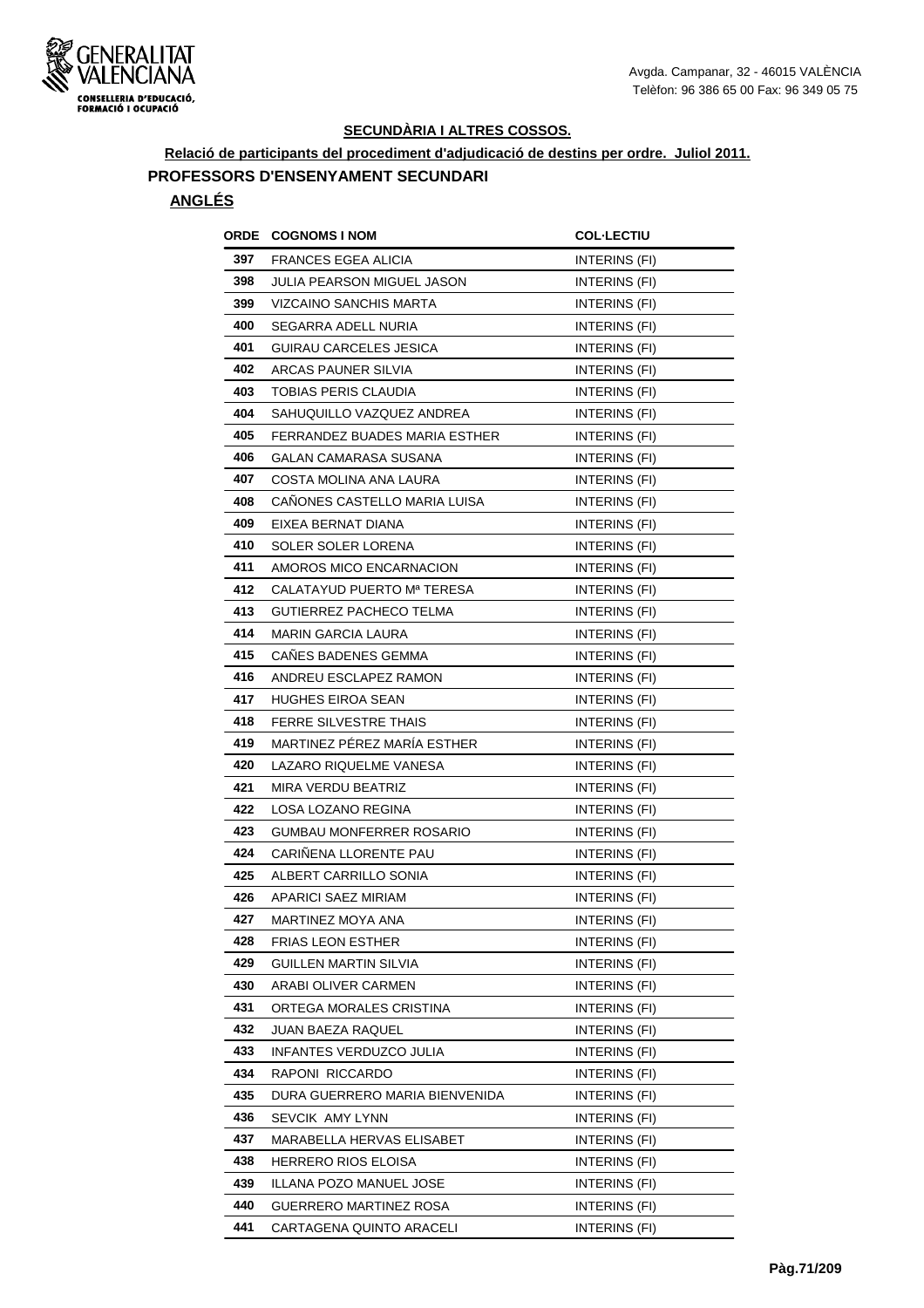## SECUNDÀRIA I ALTRES COSSOS.

**Relació de participants del procediment d'adjudicació de destins per ordre. Juliol 2011.**

### PROFESSORS D'ENSENYAMENT SECUNDARI

**ANGLÉS**

| ORDE | COGNOMS I NOM | COL·LECTIU |
|---|---|---|
| 397 | FRANCES EGEA ALICIA | INTERINS (FI) |
| 398 | JULIA PEARSON MIGUEL JASON | INTERINS (FI) |
| 399 | VIZCAINO SANCHIS MARTA | INTERINS (FI) |
| 400 | SEGARRA ADELL NURIA | INTERINS (FI) |
| 401 | GUIRAU CARCELES JESICA | INTERINS (FI) |
| 402 | ARCAS PAUNER SILVIA | INTERINS (FI) |
| 403 | TOBIAS PERIS CLAUDIA | INTERINS (FI) |
| 404 | SAHUQUILLO VAZQUEZ ANDREA | INTERINS (FI) |
| 405 | FERRANDEZ BUADES MARIA ESTHER | INTERINS (FI) |
| 406 | GALAN CAMARASA SUSANA | INTERINS (FI) |
| 407 | COSTA MOLINA ANA LAURA | INTERINS (FI) |
| 408 | CAÑONES CASTELLO MARIA LUISA | INTERINS (FI) |
| 409 | EIXEA BERNAT DIANA | INTERINS (FI) |
| 410 | SOLER SOLER LORENA | INTERINS (FI) |
| 411 | AMOROS MICO ENCARNACION | INTERINS (FI) |
| 412 | CALATAYUD PUERTO Mª TERESA | INTERINS (FI) |
| 413 | GUTIERREZ PACHECO TELMA | INTERINS (FI) |
| 414 | MARIN GARCIA LAURA | INTERINS (FI) |
| 415 | CAÑES BADENES GEMMA | INTERINS (FI) |
| 416 | ANDREU ESCLAPEZ RAMON | INTERINS (FI) |
| 417 | HUGHES EIROA SEAN | INTERINS (FI) |
| 418 | FERRE SILVESTRE THAIS | INTERINS (FI) |
| 419 | MARTINEZ PÉREZ MARÍA ESTHER | INTERINS (FI) |
| 420 | LAZARO RIQUELME VANESA | INTERINS (FI) |
| 421 | MIRA VERDU BEATRIZ | INTERINS (FI) |
| 422 | LOSA LOZANO REGINA | INTERINS (FI) |
| 423 | GUMBAU MONFERRER ROSARIO | INTERINS (FI) |
| 424 | CARIÑENA LLORENTE PAU | INTERINS (FI) |
| 425 | ALBERT CARRILLO SONIA | INTERINS (FI) |
| 426 | APARICI SAEZ MIRIAM | INTERINS (FI) |
| 427 | MARTINEZ MOYA ANA | INTERINS (FI) |
| 428 | FRIAS LEON ESTHER | INTERINS (FI) |
| 429 | GUILLEN MARTIN SILVIA | INTERINS (FI) |
| 430 | ARABI OLIVER CARMEN | INTERINS (FI) |
| 431 | ORTEGA MORALES CRISTINA | INTERINS (FI) |
| 432 | JUAN BAEZA RAQUEL | INTERINS (FI) |
| 433 | INFANTES VERDUZCO JULIA | INTERINS (FI) |
| 434 | RAPONI RICCARDO | INTERINS (FI) |
| 435 | DURA GUERRERO MARIA BIENVENIDA | INTERINS (FI) |
| 436 | SEVCIK AMY LYNN | INTERINS (FI) |
| 437 | MARABELLA HERVAS ELISABET | INTERINS (FI) |
| 438 | HERRERO RIOS ELOISA | INTERINS (FI) |
| 439 | ILLANA POZO MANUEL JOSE | INTERINS (FI) |
| 440 | GUERRERO MARTINEZ ROSA | INTERINS (FI) |
| 441 | CARTAGENA QUINTO ARACELI | INTERINS (FI) |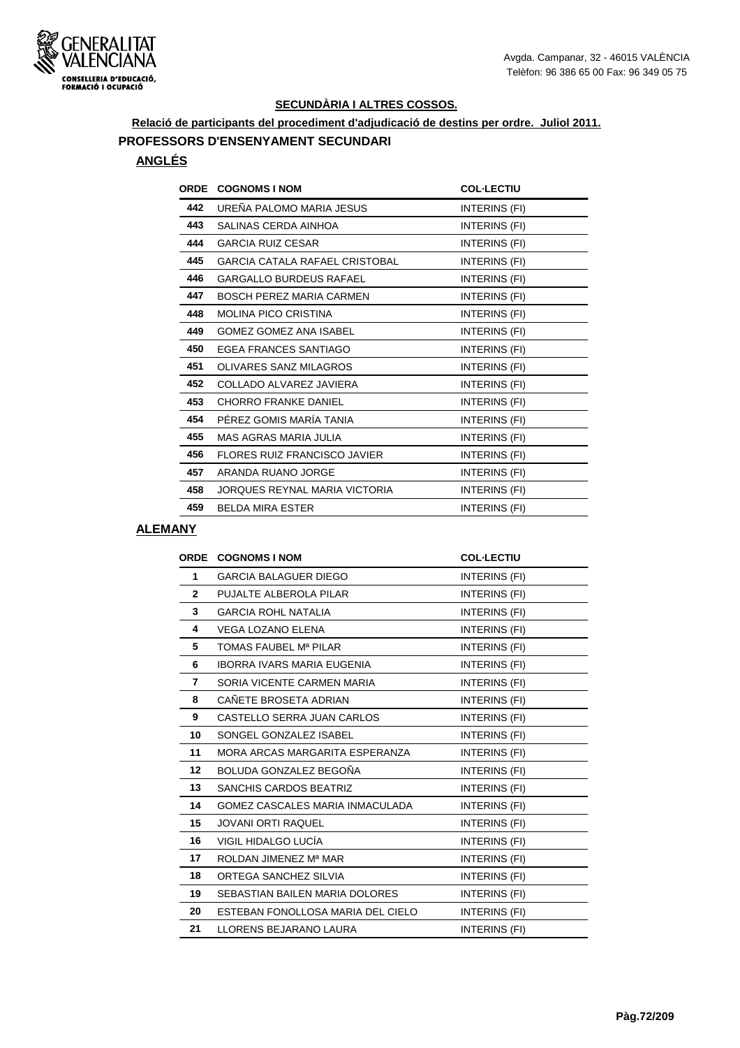## SECUNDÀRIA I ALTRES COSSOS.

**Relació de participants del procediment d'adjudicació de destins per ordre. Juliol 2011.**

### PROFESSORS D'ENSENYAMENT SECUNDARI

#### ANGLÉS

| ORDE | COGNOMS I NOM | COL·LECTIU |
|---|---|---|
| 442 | UREÑA PALOMO MARIA JESUS | INTERINS (FI) |
| 443 | SALINAS CERDA AINHOA | INTERINS (FI) |
| 444 | GARCIA RUIZ CESAR | INTERINS (FI) |
| 445 | GARCIA CATALA RAFAEL CRISTOBAL | INTERINS (FI) |
| 446 | GARGALLO BURDEUS RAFAEL | INTERINS (FI) |
| 447 | BOSCH PEREZ MARIA CARMEN | INTERINS (FI) |
| 448 | MOLINA PICO CRISTINA | INTERINS (FI) |
| 449 | GOMEZ GOMEZ ANA ISABEL | INTERINS (FI) |
| 450 | EGEA FRANCES SANTIAGO | INTERINS (FI) |
| 451 | OLIVARES SANZ MILAGROS | INTERINS (FI) |
| 452 | COLLADO ALVAREZ JAVIERA | INTERINS (FI) |
| 453 | CHORRO FRANKE DANIEL | INTERINS (FI) |
| 454 | PÉREZ GOMIS MARÍA TANIA | INTERINS (FI) |
| 455 | MAS AGRAS MARIA JULIA | INTERINS (FI) |
| 456 | FLORES RUIZ FRANCISCO JAVIER | INTERINS (FI) |
| 457 | ARANDA RUANO JORGE | INTERINS (FI) |
| 458 | JORQUES REYNAL MARIA VICTORIA | INTERINS (FI) |
| 459 | BELDA MIRA ESTER | INTERINS (FI) |

#### ALEMANY

| ORDE | COGNOMS I NOM | COL·LECTIU |
|---|---|---|
| 1 | GARCIA BALAGUER DIEGO | INTERINS (FI) |
| 2 | PUJALTE ALBEROLA PILAR | INTERINS (FI) |
| 3 | GARCIA ROHL NATALIA | INTERINS (FI) |
| 4 | VEGA LOZANO ELENA | INTERINS (FI) |
| 5 | TOMAS FAUBEL Mª PILAR | INTERINS (FI) |
| 6 | IBORRA IVARS MARIA EUGENIA | INTERINS (FI) |
| 7 | SORIA VICENTE CARMEN MARIA | INTERINS (FI) |
| 8 | CAÑETE BROSETA ADRIAN | INTERINS (FI) |
| 9 | CASTELLO SERRA JUAN CARLOS | INTERINS (FI) |
| 10 | SONGEL GONZALEZ ISABEL | INTERINS (FI) |
| 11 | MORA ARCAS MARGARITA ESPERANZA | INTERINS (FI) |
| 12 | BOLUDA GONZALEZ BEGOÑA | INTERINS (FI) |
| 13 | SANCHIS CARDOS BEATRIZ | INTERINS (FI) |
| 14 | GOMEZ CASCALES MARIA INMACULADA | INTERINS (FI) |
| 15 | JOVANI ORTI RAQUEL | INTERINS (FI) |
| 16 | VIGIL HIDALGO LUCÍA | INTERINS (FI) |
| 17 | ROLDAN JIMENEZ Mª MAR | INTERINS (FI) |
| 18 | ORTEGA SANCHEZ SILVIA | INTERINS (FI) |
| 19 | SEBASTIAN BAILEN MARIA DOLORES | INTERINS (FI) |
| 20 | ESTEBAN FONOLLOSA MARIA DEL CIELO | INTERINS (FI) |
| 21 | LLORENS BEJARANO LAURA | INTERINS (FI) |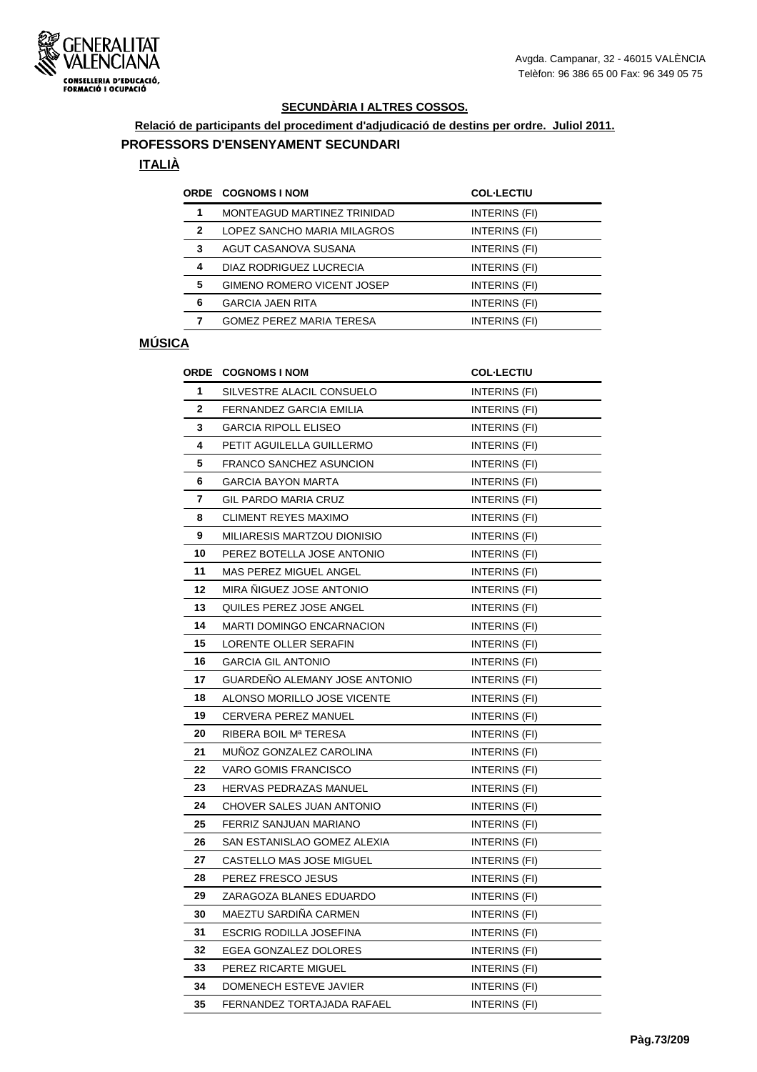### SECUNDÀRIA I ALTRES COSSOS.

**Relació de participants del procediment d'adjudicació de destins per ordre. Juliol 2011.**

## PROFESSORS D'ENSENYAMENT SECUNDARI

### ITALIÀ

| ORDE | COGNOMS I NOM | COL·LECTIU |
|---|---|---|
| 1 | MONTEAGUD MARTINEZ TRINIDAD | INTERINS (FI) |
| 2 | LOPEZ SANCHO MARIA MILAGROS | INTERINS (FI) |
| 3 | AGUT CASANOVA SUSANA | INTERINS (FI) |
| 4 | DIAZ RODRIGUEZ LUCRECIA | INTERINS (FI) |
| 5 | GIMENO ROMERO VICENT JOSEP | INTERINS (FI) |
| 6 | GARCIA JAEN RITA | INTERINS (FI) |
| 7 | GOMEZ PEREZ MARIA TERESA | INTERINS (FI) |

### MÚSICA

| ORDE | COGNOMS I NOM | COL·LECTIU |
|---|---|---|
| 1 | SILVESTRE ALACIL CONSUELO | INTERINS (FI) |
| 2 | FERNANDEZ GARCIA EMILIA | INTERINS (FI) |
| 3 | GARCIA RIPOLL ELISEO | INTERINS (FI) |
| 4 | PETIT AGUILELLA GUILLERMO | INTERINS (FI) |
| 5 | FRANCO SANCHEZ ASUNCION | INTERINS (FI) |
| 6 | GARCIA BAYON MARTA | INTERINS (FI) |
| 7 | GIL PARDO MARIA CRUZ | INTERINS (FI) |
| 8 | CLIMENT REYES MAXIMO | INTERINS (FI) |
| 9 | MILIARESIS MARTZOU DIONISIO | INTERINS (FI) |
| 10 | PEREZ BOTELLA JOSE ANTONIO | INTERINS (FI) |
| 11 | MAS PEREZ MIGUEL ANGEL | INTERINS (FI) |
| 12 | MIRA ÑIGUEZ JOSE ANTONIO | INTERINS (FI) |
| 13 | QUILES PEREZ JOSE ANGEL | INTERINS (FI) |
| 14 | MARTI DOMINGO ENCARNACION | INTERINS (FI) |
| 15 | LORENTE OLLER SERAFIN | INTERINS (FI) |
| 16 | GARCIA GIL ANTONIO | INTERINS (FI) |
| 17 | GUARDEÑO ALEMANY JOSE ANTONIO | INTERINS (FI) |
| 18 | ALONSO MORILLO JOSE VICENTE | INTERINS (FI) |
| 19 | CERVERA PEREZ MANUEL | INTERINS (FI) |
| 20 | RIBERA BOIL Mª TERESA | INTERINS (FI) |
| 21 | MUÑOZ GONZALEZ CAROLINA | INTERINS (FI) |
| 22 | VARO GOMIS FRANCISCO | INTERINS (FI) |
| 23 | HERVAS PEDRAZAS MANUEL | INTERINS (FI) |
| 24 | CHOVER SALES JUAN ANTONIO | INTERINS (FI) |
| 25 | FERRIZ SANJUAN MARIANO | INTERINS (FI) |
| 26 | SAN ESTANISLAO GOMEZ ALEXIA | INTERINS (FI) |
| 27 | CASTELLO MAS JOSE MIGUEL | INTERINS (FI) |
| 28 | PEREZ FRESCO JESUS | INTERINS (FI) |
| 29 | ZARAGOZA BLANES EDUARDO | INTERINS (FI) |
| 30 | MAEZTU SARDIÑA CARMEN | INTERINS (FI) |
| 31 | ESCRIG RODILLA JOSEFINA | INTERINS (FI) |
| 32 | EGEA GONZALEZ DOLORES | INTERINS (FI) |
| 33 | PEREZ RICARTE MIGUEL | INTERINS (FI) |
| 34 | DOMENECH ESTEVE JAVIER | INTERINS (FI) |
| 35 | FERNANDEZ TORTAJADA RAFAEL | INTERINS (FI) |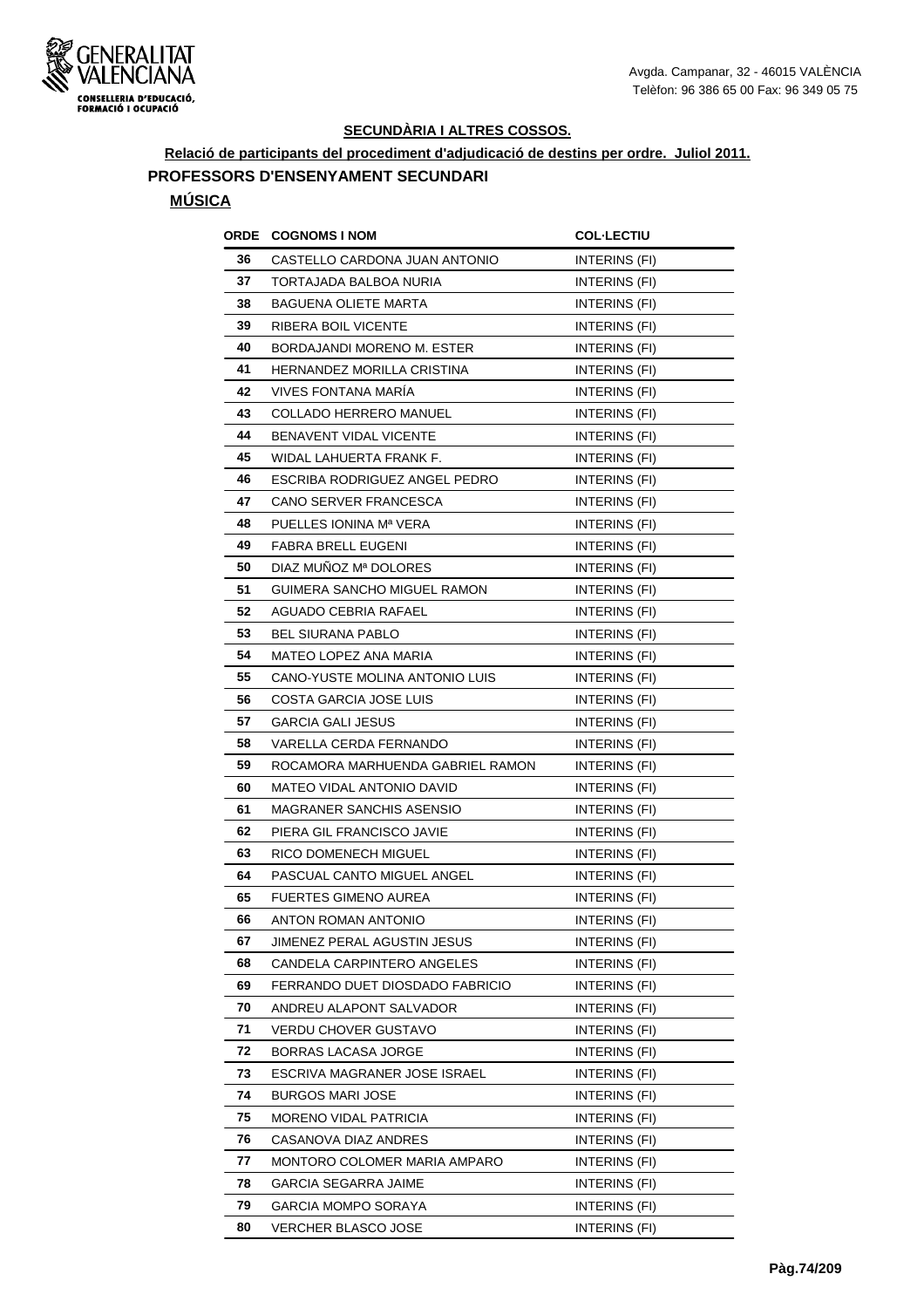**SECUNDÀRIA I ALTRES COSSOS.**

**Relació de participants del procediment d'adjudicació de destins per ordre. Juliol 2011.**

**PROFESSORS D'ENSENYAMENT SECUNDARI**

**MÚSICA**

| ORDE | COGNOMS I NOM | COL·LECTIU |
|---|---|---|
| 36 | CASTELLO CARDONA JUAN ANTONIO | INTERINS (FI) |
| 37 | TORTAJADA BALBOA NURIA | INTERINS (FI) |
| 38 | BAGUENA OLIETE MARTA | INTERINS (FI) |
| 39 | RIBERA BOIL VICENTE | INTERINS (FI) |
| 40 | BORDAJANDI MORENO M. ESTER | INTERINS (FI) |
| 41 | HERNANDEZ MORILLA CRISTINA | INTERINS (FI) |
| 42 | VIVES FONTANA MARÍA | INTERINS (FI) |
| 43 | COLLADO HERRERO MANUEL | INTERINS (FI) |
| 44 | BENAVENT VIDAL VICENTE | INTERINS (FI) |
| 45 | WIDAL LAHUERTA FRANK F. | INTERINS (FI) |
| 46 | ESCRIBA RODRIGUEZ ANGEL PEDRO | INTERINS (FI) |
| 47 | CANO SERVER FRANCESCA | INTERINS (FI) |
| 48 | PUELLES IONINA Mª VERA | INTERINS (FI) |
| 49 | FABRA BRELL EUGENI | INTERINS (FI) |
| 50 | DIAZ MUÑOZ Mª DOLORES | INTERINS (FI) |
| 51 | GUIMERA SANCHO MIGUEL RAMON | INTERINS (FI) |
| 52 | AGUADO CEBRIA RAFAEL | INTERINS (FI) |
| 53 | BEL SIURANA PABLO | INTERINS (FI) |
| 54 | MATEO LOPEZ ANA MARIA | INTERINS (FI) |
| 55 | CANO-YUSTE MOLINA ANTONIO LUIS | INTERINS (FI) |
| 56 | COSTA GARCIA JOSE LUIS | INTERINS (FI) |
| 57 | GARCIA GALI JESUS | INTERINS (FI) |
| 58 | VARELLA CERDA FERNANDO | INTERINS (FI) |
| 59 | ROCAMORA MARHUENDA GABRIEL RAMON | INTERINS (FI) |
| 60 | MATEO VIDAL ANTONIO DAVID | INTERINS (FI) |
| 61 | MAGRANER SANCHIS ASENSIO | INTERINS (FI) |
| 62 | PIERA GIL FRANCISCO JAVIE | INTERINS (FI) |
| 63 | RICO DOMENECH MIGUEL | INTERINS (FI) |
| 64 | PASCUAL CANTO MIGUEL ANGEL | INTERINS (FI) |
| 65 | FUERTES GIMENO AUREA | INTERINS (FI) |
| 66 | ANTON ROMAN ANTONIO | INTERINS (FI) |
| 67 | JIMENEZ PERAL AGUSTIN JESUS | INTERINS (FI) |
| 68 | CANDELA CARPINTERO ANGELES | INTERINS (FI) |
| 69 | FERRANDO DUET DIOSDADO FABRICIO | INTERINS (FI) |
| 70 | ANDREU ALAPONT SALVADOR | INTERINS (FI) |
| 71 | VERDU CHOVER GUSTAVO | INTERINS (FI) |
| 72 | BORRAS LACASA JORGE | INTERINS (FI) |
| 73 | ESCRIVA MAGRANER JOSE ISRAEL | INTERINS (FI) |
| 74 | BURGOS MARI JOSE | INTERINS (FI) |
| 75 | MORENO VIDAL PATRICIA | INTERINS (FI) |
| 76 | CASANOVA DIAZ ANDRES | INTERINS (FI) |
| 77 | MONTORO COLOMER MARIA AMPARO | INTERINS (FI) |
| 78 | GARCIA SEGARRA JAIME | INTERINS (FI) |
| 79 | GARCIA MOMPO SORAYA | INTERINS (FI) |
| 80 | VERCHER BLASCO JOSE | INTERINS (FI) |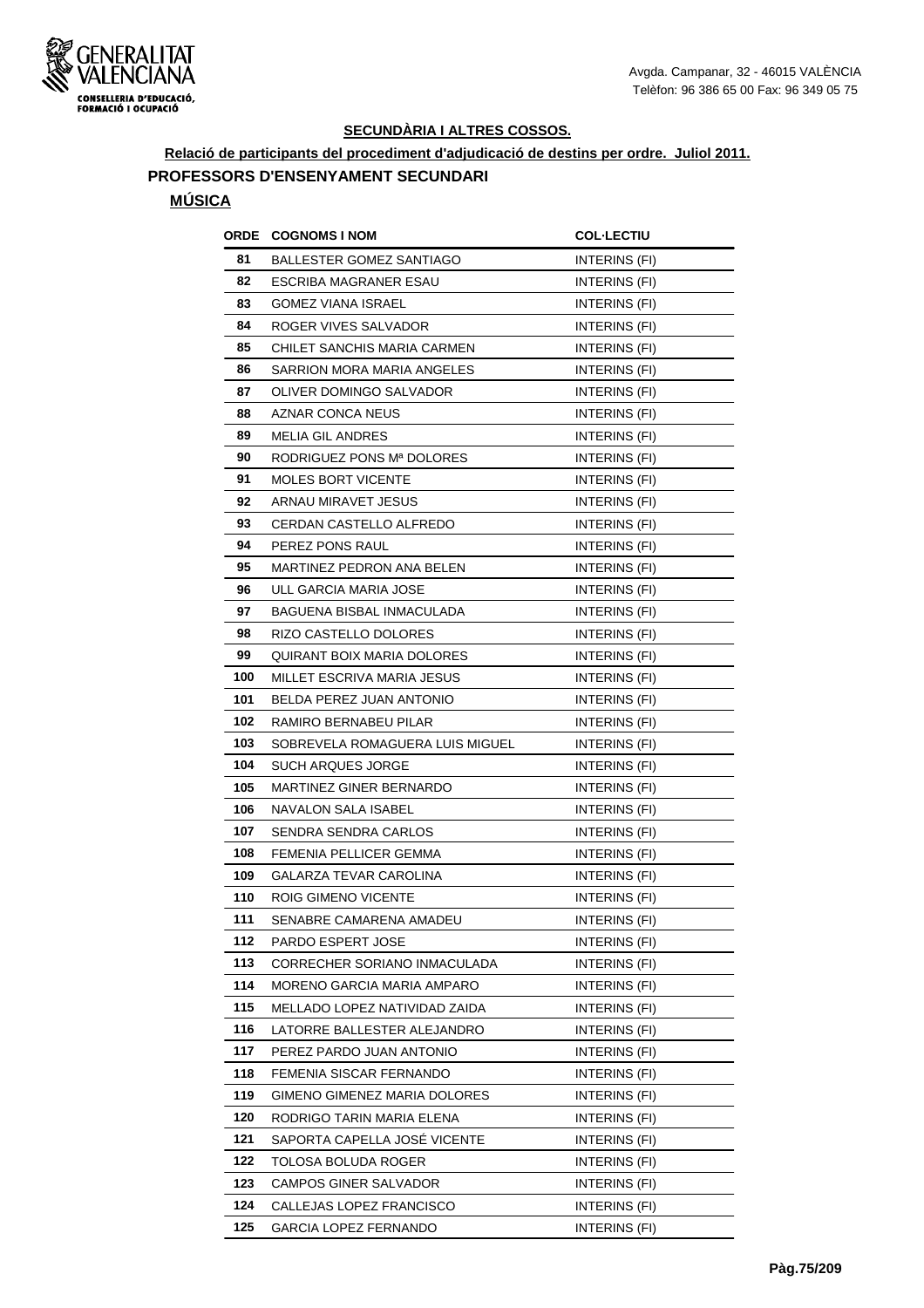**SECUNDÀRIA I ALTRES COSSOS.**

**Relació de participants del procediment d'adjudicació de destins per ordre. Juliol 2011.**

**PROFESSORS D'ENSENYAMENT SECUNDARI**

**MÚSICA**

| ORDE | COGNOMS I NOM | COL·LECTIU |
|---|---|---|
| 81 | BALLESTER GOMEZ SANTIAGO | INTERINS (FI) |
| 82 | ESCRIBA MAGRANER ESAU | INTERINS (FI) |
| 83 | GOMEZ VIANA ISRAEL | INTERINS (FI) |
| 84 | ROGER VIVES SALVADOR | INTERINS (FI) |
| 85 | CHILET SANCHIS MARIA CARMEN | INTERINS (FI) |
| 86 | SARRION MORA MARIA ANGELES | INTERINS (FI) |
| 87 | OLIVER DOMINGO SALVADOR | INTERINS (FI) |
| 88 | AZNAR CONCA NEUS | INTERINS (FI) |
| 89 | MELIA GIL ANDRES | INTERINS (FI) |
| 90 | RODRIGUEZ PONS Mª DOLORES | INTERINS (FI) |
| 91 | MOLES BORT VICENTE | INTERINS (FI) |
| 92 | ARNAU MIRAVET JESUS | INTERINS (FI) |
| 93 | CERDAN CASTELLO ALFREDO | INTERINS (FI) |
| 94 | PEREZ PONS RAUL | INTERINS (FI) |
| 95 | MARTINEZ PEDRON ANA BELEN | INTERINS (FI) |
| 96 | ULL GARCIA MARIA JOSE | INTERINS (FI) |
| 97 | BAGUENA BISBAL INMACULADA | INTERINS (FI) |
| 98 | RIZO CASTELLO DOLORES | INTERINS (FI) |
| 99 | QUIRANT BOIX MARIA DOLORES | INTERINS (FI) |
| 100 | MILLET ESCRIVA MARIA JESUS | INTERINS (FI) |
| 101 | BELDA PEREZ JUAN ANTONIO | INTERINS (FI) |
| 102 | RAMIRO BERNABEU PILAR | INTERINS (FI) |
| 103 | SOBREVELA ROMAGUERA LUIS MIGUEL | INTERINS (FI) |
| 104 | SUCH ARQUES JORGE | INTERINS (FI) |
| 105 | MARTINEZ GINER BERNARDO | INTERINS (FI) |
| 106 | NAVALON SALA ISABEL | INTERINS (FI) |
| 107 | SENDRA SENDRA CARLOS | INTERINS (FI) |
| 108 | FEMENIA PELLICER GEMMA | INTERINS (FI) |
| 109 | GALARZA TEVAR CAROLINA | INTERINS (FI) |
| 110 | ROIG GIMENO VICENTE | INTERINS (FI) |
| 111 | SENABRE CAMARENA AMADEU | INTERINS (FI) |
| 112 | PARDO ESPERT JOSE | INTERINS (FI) |
| 113 | CORRECHER SORIANO INMACULADA | INTERINS (FI) |
| 114 | MORENO GARCIA MARIA AMPARO | INTERINS (FI) |
| 115 | MELLADO LOPEZ NATIVIDAD ZAIDA | INTERINS (FI) |
| 116 | LATORRE BALLESTER ALEJANDRO | INTERINS (FI) |
| 117 | PEREZ PARDO JUAN ANTONIO | INTERINS (FI) |
| 118 | FEMENIA SISCAR FERNANDO | INTERINS (FI) |
| 119 | GIMENO GIMENEZ MARIA DOLORES | INTERINS (FI) |
| 120 | RODRIGO TARIN MARIA ELENA | INTERINS (FI) |
| 121 | SAPORTA CAPELLA JOSÉ VICENTE | INTERINS (FI) |
| 122 | TOLOSA BOLUDA ROGER | INTERINS (FI) |
| 123 | CAMPOS GINER SALVADOR | INTERINS (FI) |
| 124 | CALLEJAS LOPEZ FRANCISCO | INTERINS (FI) |
| 125 | GARCIA LOPEZ FERNANDO | INTERINS (FI) |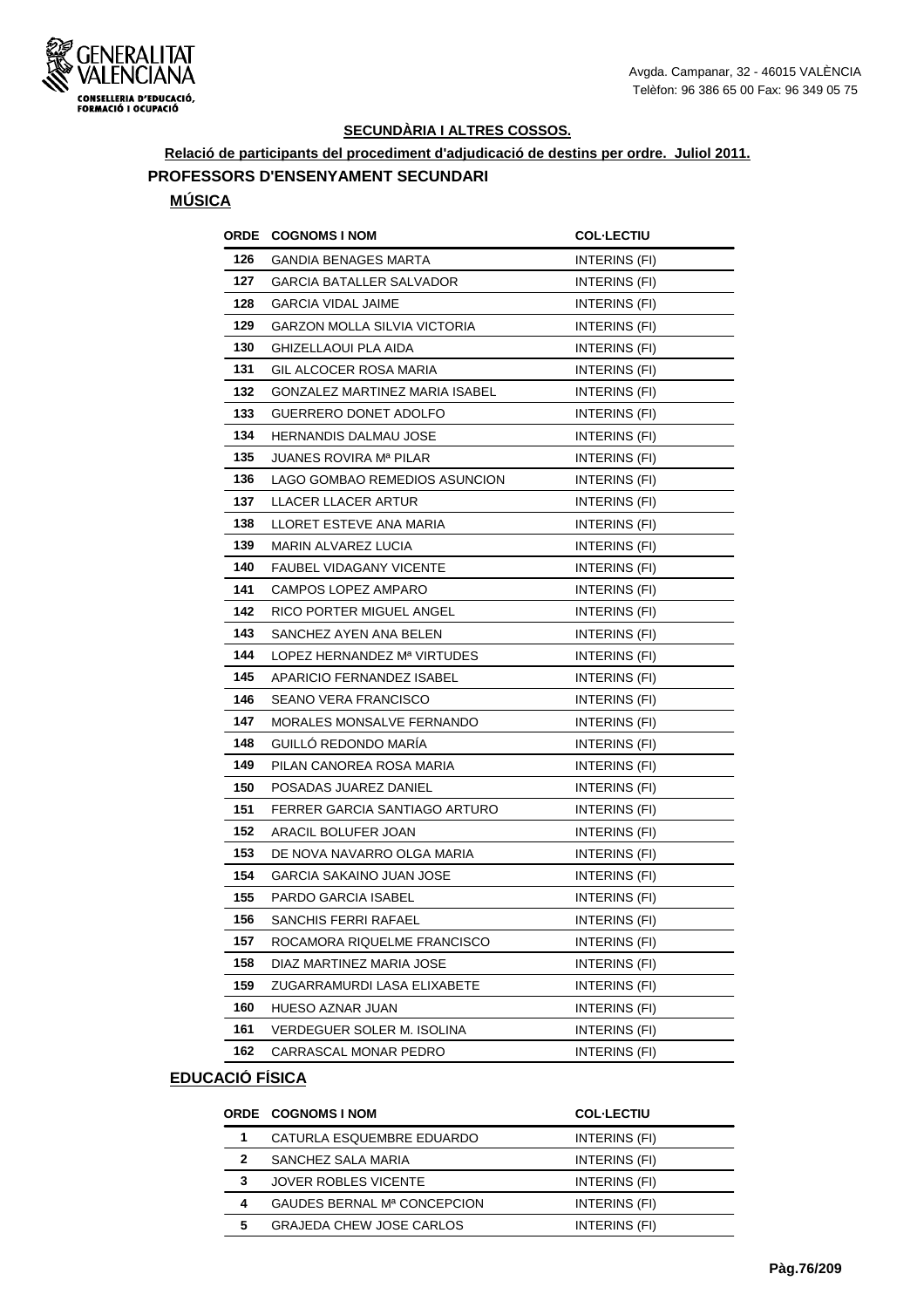**SECUNDÀRIA I ALTRES COSSOS.**

**Relació de participants del procediment d'adjudicació de destins per ordre. Juliol 2011.**

## PROFESSORS D'ENSENYAMENT SECUNDARI

### MÚSICA

| ORDE | COGNOMS I NOM | COL·LECTIU |
|---|---|---|
| 126 | GANDIA BENAGES MARTA | INTERINS (FI) |
| 127 | GARCIA BATALLER SALVADOR | INTERINS (FI) |
| 128 | GARCIA VIDAL JAIME | INTERINS (FI) |
| 129 | GARZON MOLLA SILVIA VICTORIA | INTERINS (FI) |
| 130 | GHIZELLAOUI PLA AIDA | INTERINS (FI) |
| 131 | GIL ALCOCER ROSA MARIA | INTERINS (FI) |
| 132 | GONZALEZ MARTINEZ MARIA ISABEL | INTERINS (FI) |
| 133 | GUERRERO DONET ADOLFO | INTERINS (FI) |
| 134 | HERNANDIS DALMAU JOSE | INTERINS (FI) |
| 135 | JUANES ROVIRA Mª PILAR | INTERINS (FI) |
| 136 | LAGO GOMBAO REMEDIOS ASUNCION | INTERINS (FI) |
| 137 | LLACER LLACER ARTUR | INTERINS (FI) |
| 138 | LLORET ESTEVE ANA MARIA | INTERINS (FI) |
| 139 | MARIN ALVAREZ LUCIA | INTERINS (FI) |
| 140 | FAUBEL VIDAGANY VICENTE | INTERINS (FI) |
| 141 | CAMPOS LOPEZ AMPARO | INTERINS (FI) |
| 142 | RICO PORTER MIGUEL ANGEL | INTERINS (FI) |
| 143 | SANCHEZ AYEN ANA BELEN | INTERINS (FI) |
| 144 | LOPEZ HERNANDEZ Mª VIRTUDES | INTERINS (FI) |
| 145 | APARICIO FERNANDEZ ISABEL | INTERINS (FI) |
| 146 | SEANO VERA FRANCISCO | INTERINS (FI) |
| 147 | MORALES MONSALVE FERNANDO | INTERINS (FI) |
| 148 | GUILLÓ REDONDO MARÍA | INTERINS (FI) |
| 149 | PILAN CANOREA ROSA MARIA | INTERINS (FI) |
| 150 | POSADAS JUAREZ DANIEL | INTERINS (FI) |
| 151 | FERRER GARCIA SANTIAGO ARTURO | INTERINS (FI) |
| 152 | ARACIL BOLUFER JOAN | INTERINS (FI) |
| 153 | DE NOVA NAVARRO OLGA MARIA | INTERINS (FI) |
| 154 | GARCIA SAKAINO JUAN JOSE | INTERINS (FI) |
| 155 | PARDO GARCIA ISABEL | INTERINS (FI) |
| 156 | SANCHIS FERRI RAFAEL | INTERINS (FI) |
| 157 | ROCAMORA RIQUELME FRANCISCO | INTERINS (FI) |
| 158 | DIAZ MARTINEZ MARIA JOSE | INTERINS (FI) |
| 159 | ZUGARRAMURDI LASA ELIXABETE | INTERINS (FI) |
| 160 | HUESO AZNAR JUAN | INTERINS (FI) |
| 161 | VERDEGUER SOLER M. ISOLINA | INTERINS (FI) |
| 162 | CARRASCAL MONAR PEDRO | INTERINS (FI) |

### EDUCACIÓ FÍSICA

| ORDE | COGNOMS I NOM | COL·LECTIU |
|---|---|---|
| 1 | CATURLA ESQUEMBRE EDUARDO | INTERINS (FI) |
| 2 | SANCHEZ SALA MARIA | INTERINS (FI) |
| 3 | JOVER ROBLES VICENTE | INTERINS (FI) |
| 4 | GAUDES BERNAL Mª CONCEPCION | INTERINS (FI) |
| 5 | GRAJEDA CHEW JOSE CARLOS | INTERINS (FI) |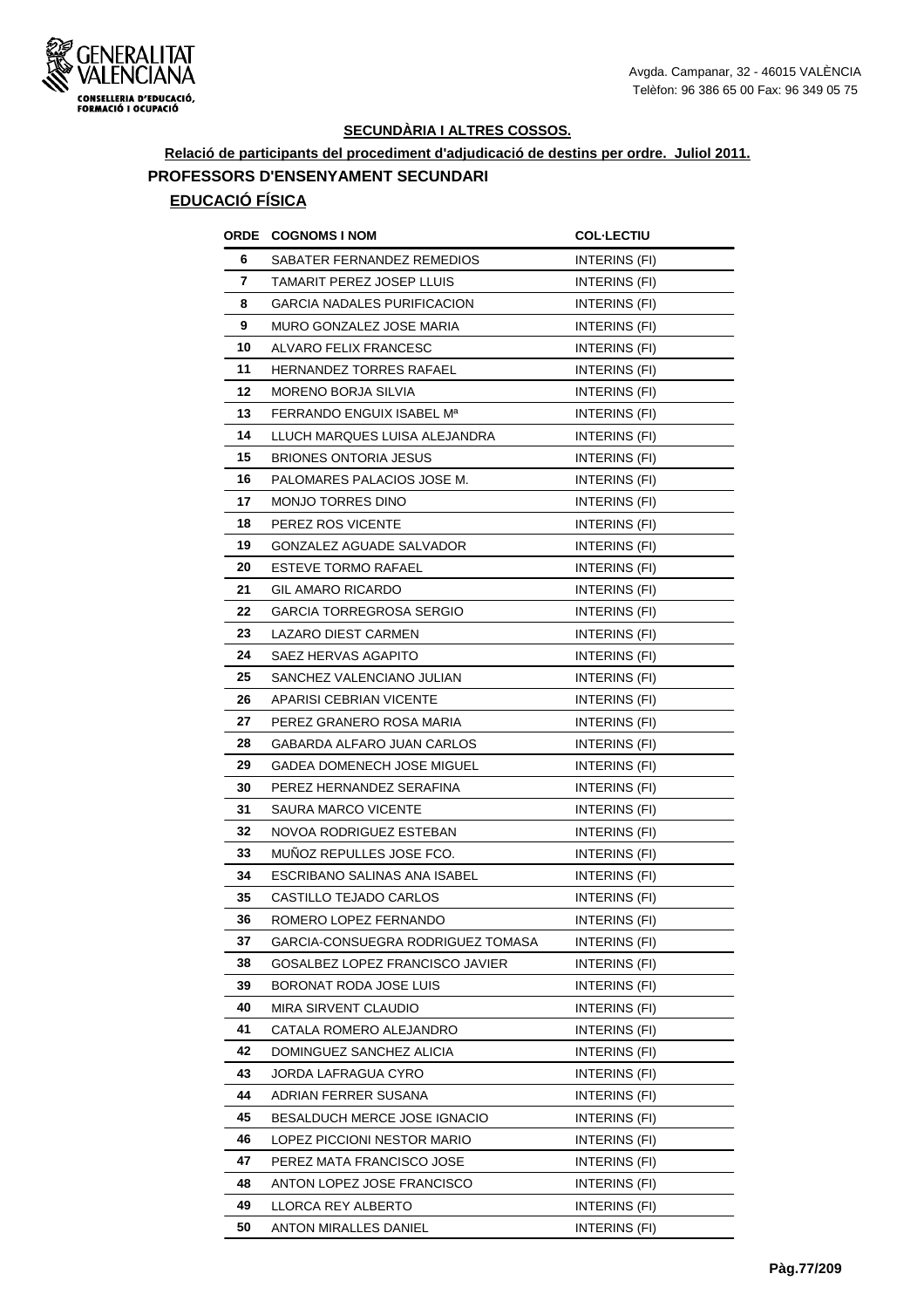## SECUNDÀRIA I ALTRES COSSOS.

**Relació de participants del procediment d'adjudicació de destins per ordre. Juliol 2011.**

### PROFESSORS D'ENSENYAMENT SECUNDARI

**EDUCACIÓ FÍSICA**

| ORDE | COGNOMS I NOM | COL·LECTIU |
|---|---|---|
| 6 | SABATER FERNANDEZ REMEDIOS | INTERINS (FI) |
| 7 | TAMARIT PEREZ JOSEP LLUIS | INTERINS (FI) |
| 8 | GARCIA NADALES PURIFICACION | INTERINS (FI) |
| 9 | MURO GONZALEZ JOSE MARIA | INTERINS (FI) |
| 10 | ALVARO FELIX FRANCESC | INTERINS (FI) |
| 11 | HERNANDEZ TORRES RAFAEL | INTERINS (FI) |
| 12 | MORENO BORJA SILVIA | INTERINS (FI) |
| 13 | FERRANDO ENGUIX ISABEL Mª | INTERINS (FI) |
| 14 | LLUCH MARQUES LUISA ALEJANDRA | INTERINS (FI) |
| 15 | BRIONES ONTORIA JESUS | INTERINS (FI) |
| 16 | PALOMARES PALACIOS JOSE M. | INTERINS (FI) |
| 17 | MONJO TORRES DINO | INTERINS (FI) |
| 18 | PEREZ ROS VICENTE | INTERINS (FI) |
| 19 | GONZALEZ AGUADE SALVADOR | INTERINS (FI) |
| 20 | ESTEVE TORMO RAFAEL | INTERINS (FI) |
| 21 | GIL AMARO RICARDO | INTERINS (FI) |
| 22 | GARCIA TORREGROSA SERGIO | INTERINS (FI) |
| 23 | LAZARO DIEST CARMEN | INTERINS (FI) |
| 24 | SAEZ HERVAS AGAPITO | INTERINS (FI) |
| 25 | SANCHEZ VALENCIANO JULIAN | INTERINS (FI) |
| 26 | APARISI CEBRIAN VICENTE | INTERINS (FI) |
| 27 | PEREZ GRANERO ROSA MARIA | INTERINS (FI) |
| 28 | GABARDA ALFARO JUAN CARLOS | INTERINS (FI) |
| 29 | GADEA DOMENECH JOSE MIGUEL | INTERINS (FI) |
| 30 | PEREZ HERNANDEZ SERAFINA | INTERINS (FI) |
| 31 | SAURA MARCO VICENTE | INTERINS (FI) |
| 32 | NOVOA RODRIGUEZ ESTEBAN | INTERINS (FI) |
| 33 | MUÑOZ REPULLES JOSE FCO. | INTERINS (FI) |
| 34 | ESCRIBANO SALINAS ANA ISABEL | INTERINS (FI) |
| 35 | CASTILLO TEJADO CARLOS | INTERINS (FI) |
| 36 | ROMERO LOPEZ FERNANDO | INTERINS (FI) |
| 37 | GARCIA-CONSUEGRA RODRIGUEZ TOMASA | INTERINS (FI) |
| 38 | GOSALBEZ LOPEZ FRANCISCO JAVIER | INTERINS (FI) |
| 39 | BORONAT RODA JOSE LUIS | INTERINS (FI) |
| 40 | MIRA SIRVENT CLAUDIO | INTERINS (FI) |
| 41 | CATALA ROMERO ALEJANDRO | INTERINS (FI) |
| 42 | DOMINGUEZ SANCHEZ ALICIA | INTERINS (FI) |
| 43 | JORDA LAFRAGUA CYRO | INTERINS (FI) |
| 44 | ADRIAN FERRER SUSANA | INTERINS (FI) |
| 45 | BESALDUCH MERCE JOSE IGNACIO | INTERINS (FI) |
| 46 | LOPEZ PICCIONI NESTOR MARIO | INTERINS (FI) |
| 47 | PEREZ MATA FRANCISCO JOSE | INTERINS (FI) |
| 48 | ANTON LOPEZ JOSE FRANCISCO | INTERINS (FI) |
| 49 | LLORCA REY ALBERTO | INTERINS (FI) |
| 50 | ANTON MIRALLES DANIEL | INTERINS (FI) |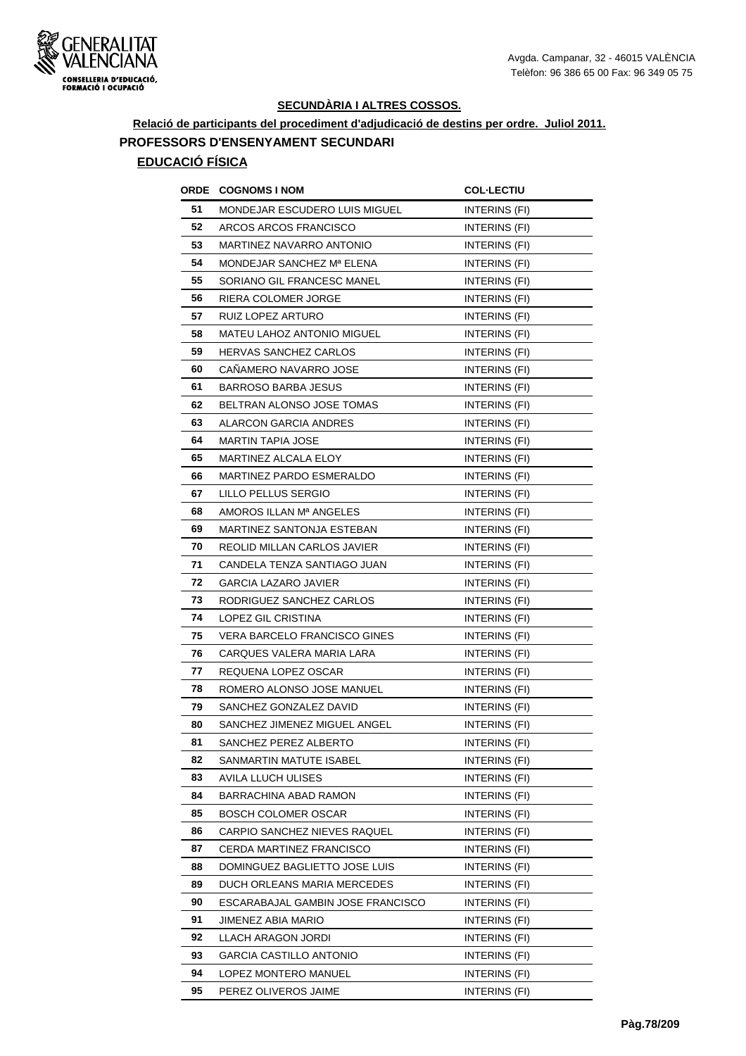## SECUNDÀRIA I ALTRES COSSOS.

**Relació de participants del procediment d'adjudicació de destins per ordre. Juliol 2011.**

### PROFESSORS D'ENSENYAMENT SECUNDARI

#### EDUCACIÓ FÍSICA

| ORDE | COGNOMS I NOM | COL·LECTIU |
|---|---|---|
| 51 | MONDEJAR ESCUDERO LUIS MIGUEL | INTERINS (FI) |
| 52 | ARCOS ARCOS FRANCISCO | INTERINS (FI) |
| 53 | MARTINEZ NAVARRO ANTONIO | INTERINS (FI) |
| 54 | MONDEJAR SANCHEZ Mª ELENA | INTERINS (FI) |
| 55 | SORIANO GIL FRANCESC MANEL | INTERINS (FI) |
| 56 | RIERA COLOMER JORGE | INTERINS (FI) |
| 57 | RUIZ LOPEZ ARTURO | INTERINS (FI) |
| 58 | MATEU LAHOZ ANTONIO MIGUEL | INTERINS (FI) |
| 59 | HERVAS SANCHEZ CARLOS | INTERINS (FI) |
| 60 | CAÑAMERO NAVARRO JOSE | INTERINS (FI) |
| 61 | BARROSO BARBA JESUS | INTERINS (FI) |
| 62 | BELTRAN ALONSO JOSE TOMAS | INTERINS (FI) |
| 63 | ALARCON GARCIA ANDRES | INTERINS (FI) |
| 64 | MARTIN TAPIA JOSE | INTERINS (FI) |
| 65 | MARTINEZ ALCALA ELOY | INTERINS (FI) |
| 66 | MARTINEZ PARDO ESMERALDO | INTERINS (FI) |
| 67 | LILLO PELLUS SERGIO | INTERINS (FI) |
| 68 | AMOROS ILLAN Mª ANGELES | INTERINS (FI) |
| 69 | MARTINEZ SANTONJA ESTEBAN | INTERINS (FI) |
| 70 | REOLID MILLAN CARLOS JAVIER | INTERINS (FI) |
| 71 | CANDELA TENZA SANTIAGO JUAN | INTERINS (FI) |
| 72 | GARCIA LAZARO JAVIER | INTERINS (FI) |
| 73 | RODRIGUEZ SANCHEZ CARLOS | INTERINS (FI) |
| 74 | LOPEZ GIL CRISTINA | INTERINS (FI) |
| 75 | VERA BARCELO FRANCISCO GINES | INTERINS (FI) |
| 76 | CARQUES VALERA MARIA LARA | INTERINS (FI) |
| 77 | REQUENA LOPEZ OSCAR | INTERINS (FI) |
| 78 | ROMERO ALONSO JOSE MANUEL | INTERINS (FI) |
| 79 | SANCHEZ GONZALEZ DAVID | INTERINS (FI) |
| 80 | SANCHEZ JIMENEZ MIGUEL ANGEL | INTERINS (FI) |
| 81 | SANCHEZ PEREZ ALBERTO | INTERINS (FI) |
| 82 | SANMARTIN MATUTE ISABEL | INTERINS (FI) |
| 83 | AVILA LLUCH ULISES | INTERINS (FI) |
| 84 | BARRACHINA ABAD RAMON | INTERINS (FI) |
| 85 | BOSCH COLOMER OSCAR | INTERINS (FI) |
| 86 | CARPIO SANCHEZ NIEVES RAQUEL | INTERINS (FI) |
| 87 | CERDA MARTINEZ FRANCISCO | INTERINS (FI) |
| 88 | DOMINGUEZ BAGLIETTO JOSE LUIS | INTERINS (FI) |
| 89 | DUCH ORLEANS MARIA MERCEDES | INTERINS (FI) |
| 90 | ESCARABAJAL GAMBIN JOSE FRANCISCO | INTERINS (FI) |
| 91 | JIMENEZ ABIA MARIO | INTERINS (FI) |
| 92 | LLACH ARAGON JORDI | INTERINS (FI) |
| 93 | GARCIA CASTILLO ANTONIO | INTERINS (FI) |
| 94 | LOPEZ MONTERO MANUEL | INTERINS (FI) |
| 95 | PEREZ OLIVEROS JAIME | INTERINS (FI) |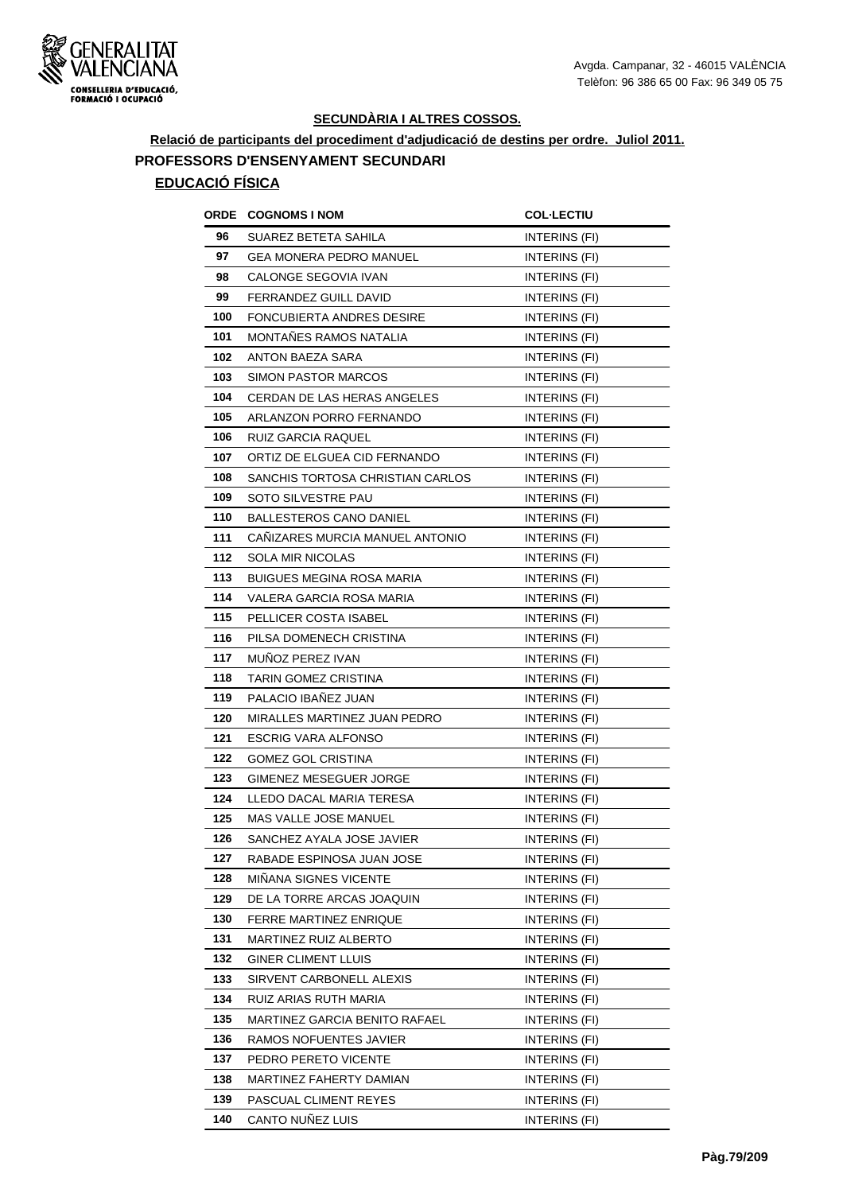## SECUNDÀRIA I ALTRES COSSOS.

**Relació de participants del procediment d'adjudicació de destins per ordre. Juliol 2011.**

### PROFESSORS D'ENSENYAMENT SECUNDARI

#### EDUCACIÓ FÍSICA

| ORDE | COGNOMS I NOM | COL·LECTIU |
|---|---|---|
| 96 | SUAREZ BETETA SAHILA | INTERINS (FI) |
| 97 | GEA MONERA PEDRO MANUEL | INTERINS (FI) |
| 98 | CALONGE SEGOVIA IVAN | INTERINS (FI) |
| 99 | FERRANDEZ GUILL DAVID | INTERINS (FI) |
| 100 | FONCUBIERTA ANDRES DESIRE | INTERINS (FI) |
| 101 | MONTAÑES RAMOS NATALIA | INTERINS (FI) |
| 102 | ANTON BAEZA SARA | INTERINS (FI) |
| 103 | SIMON PASTOR MARCOS | INTERINS (FI) |
| 104 | CERDAN DE LAS HERAS ANGELES | INTERINS (FI) |
| 105 | ARLANZON PORRO FERNANDO | INTERINS (FI) |
| 106 | RUIZ GARCIA RAQUEL | INTERINS (FI) |
| 107 | ORTIZ DE ELGUEA CID FERNANDO | INTERINS (FI) |
| 108 | SANCHIS TORTOSA CHRISTIAN CARLOS | INTERINS (FI) |
| 109 | SOTO SILVESTRE PAU | INTERINS (FI) |
| 110 | BALLESTEROS CANO DANIEL | INTERINS (FI) |
| 111 | CAÑIZARES MURCIA MANUEL ANTONIO | INTERINS (FI) |
| 112 | SOLA MIR NICOLAS | INTERINS (FI) |
| 113 | BUIGUES MEGINA ROSA MARIA | INTERINS (FI) |
| 114 | VALERA GARCIA ROSA MARIA | INTERINS (FI) |
| 115 | PELLICER COSTA ISABEL | INTERINS (FI) |
| 116 | PILSA DOMENECH CRISTINA | INTERINS (FI) |
| 117 | MUÑOZ PEREZ IVAN | INTERINS (FI) |
| 118 | TARIN GOMEZ CRISTINA | INTERINS (FI) |
| 119 | PALACIO IBAÑEZ JUAN | INTERINS (FI) |
| 120 | MIRALLES MARTINEZ JUAN PEDRO | INTERINS (FI) |
| 121 | ESCRIG VARA ALFONSO | INTERINS (FI) |
| 122 | GOMEZ GOL CRISTINA | INTERINS (FI) |
| 123 | GIMENEZ MESEGUER JORGE | INTERINS (FI) |
| 124 | LLEDO DACAL MARIA TERESA | INTERINS (FI) |
| 125 | MAS VALLE JOSE MANUEL | INTERINS (FI) |
| 126 | SANCHEZ AYALA JOSE JAVIER | INTERINS (FI) |
| 127 | RABADE ESPINOSA JUAN JOSE | INTERINS (FI) |
| 128 | MIÑANA SIGNES VICENTE | INTERINS (FI) |
| 129 | DE LA TORRE ARCAS JOAQUIN | INTERINS (FI) |
| 130 | FERRE MARTINEZ ENRIQUE | INTERINS (FI) |
| 131 | MARTINEZ RUIZ ALBERTO | INTERINS (FI) |
| 132 | GINER CLIMENT LLUIS | INTERINS (FI) |
| 133 | SIRVENT CARBONELL ALEXIS | INTERINS (FI) |
| 134 | RUIZ ARIAS RUTH MARIA | INTERINS (FI) |
| 135 | MARTINEZ GARCIA BENITO RAFAEL | INTERINS (FI) |
| 136 | RAMOS NOFUENTES JAVIER | INTERINS (FI) |
| 137 | PEDRO PERETO VICENTE | INTERINS (FI) |
| 138 | MARTINEZ FAHERTY DAMIAN | INTERINS (FI) |
| 139 | PASCUAL CLIMENT REYES | INTERINS (FI) |
| 140 | CANTO NUÑEZ LUIS | INTERINS (FI) |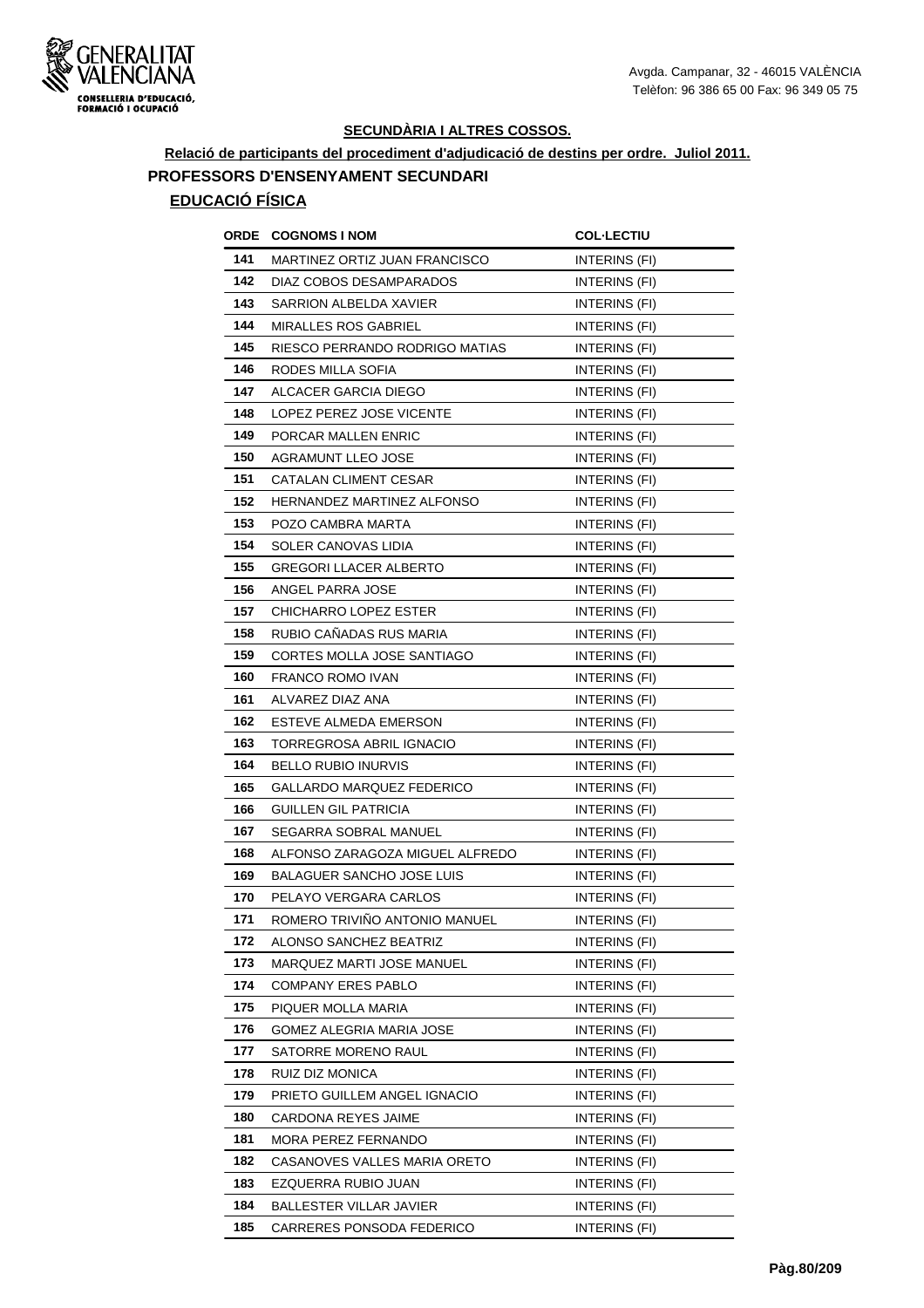## SECUNDÀRIA I ALTRES COSSOS.

**Relació de participants del procediment d'adjudicació de destins per ordre. Juliol 2011.**

### PROFESSORS D'ENSENYAMENT SECUNDARI

**EDUCACIÓ FÍSICA**

| ORDE | COGNOMS I NOM | COL·LECTIU |
|---|---|---|
| 141 | MARTINEZ ORTIZ JUAN FRANCISCO | INTERINS (FI) |
| 142 | DIAZ COBOS DESAMPARADOS | INTERINS (FI) |
| 143 | SARRION ALBELDA XAVIER | INTERINS (FI) |
| 144 | MIRALLES ROS GABRIEL | INTERINS (FI) |
| 145 | RIESCO PERRANDO RODRIGO MATIAS | INTERINS (FI) |
| 146 | RODES MILLA SOFIA | INTERINS (FI) |
| 147 | ALCACER GARCIA DIEGO | INTERINS (FI) |
| 148 | LOPEZ PEREZ JOSE VICENTE | INTERINS (FI) |
| 149 | PORCAR MALLEN ENRIC | INTERINS (FI) |
| 150 | AGRAMUNT LLEO JOSE | INTERINS (FI) |
| 151 | CATALAN CLIMENT CESAR | INTERINS (FI) |
| 152 | HERNANDEZ MARTINEZ ALFONSO | INTERINS (FI) |
| 153 | POZO CAMBRA MARTA | INTERINS (FI) |
| 154 | SOLER CANOVAS LIDIA | INTERINS (FI) |
| 155 | GREGORI LLACER ALBERTO | INTERINS (FI) |
| 156 | ANGEL PARRA JOSE | INTERINS (FI) |
| 157 | CHICHARRO LOPEZ ESTER | INTERINS (FI) |
| 158 | RUBIO CAÑADAS RUS MARIA | INTERINS (FI) |
| 159 | CORTES MOLLA JOSE SANTIAGO | INTERINS (FI) |
| 160 | FRANCO ROMO IVAN | INTERINS (FI) |
| 161 | ALVAREZ DIAZ ANA | INTERINS (FI) |
| 162 | ESTEVE ALMEDA EMERSON | INTERINS (FI) |
| 163 | TORREGROSA ABRIL IGNACIO | INTERINS (FI) |
| 164 | BELLO RUBIO INURVIS | INTERINS (FI) |
| 165 | GALLARDO MARQUEZ FEDERICO | INTERINS (FI) |
| 166 | GUILLEN GIL PATRICIA | INTERINS (FI) |
| 167 | SEGARRA SOBRAL MANUEL | INTERINS (FI) |
| 168 | ALFONSO ZARAGOZA MIGUEL ALFREDO | INTERINS (FI) |
| 169 | BALAGUER SANCHO JOSE LUIS | INTERINS (FI) |
| 170 | PELAYO VERGARA CARLOS | INTERINS (FI) |
| 171 | ROMERO TRIVIÑO ANTONIO MANUEL | INTERINS (FI) |
| 172 | ALONSO SANCHEZ BEATRIZ | INTERINS (FI) |
| 173 | MARQUEZ MARTI JOSE MANUEL | INTERINS (FI) |
| 174 | COMPANY ERES PABLO | INTERINS (FI) |
| 175 | PIQUER MOLLA MARIA | INTERINS (FI) |
| 176 | GOMEZ ALEGRIA MARIA JOSE | INTERINS (FI) |
| 177 | SATORRE MORENO RAUL | INTERINS (FI) |
| 178 | RUIZ DIZ MONICA | INTERINS (FI) |
| 179 | PRIETO GUILLEM ANGEL IGNACIO | INTERINS (FI) |
| 180 | CARDONA REYES JAIME | INTERINS (FI) |
| 181 | MORA PEREZ FERNANDO | INTERINS (FI) |
| 182 | CASANOVES VALLES MARIA ORETO | INTERINS (FI) |
| 183 | EZQUERRA RUBIO JUAN | INTERINS (FI) |
| 184 | BALLESTER VILLAR JAVIER | INTERINS (FI) |
| 185 | CARRERES PONSODA FEDERICO | INTERINS (FI) |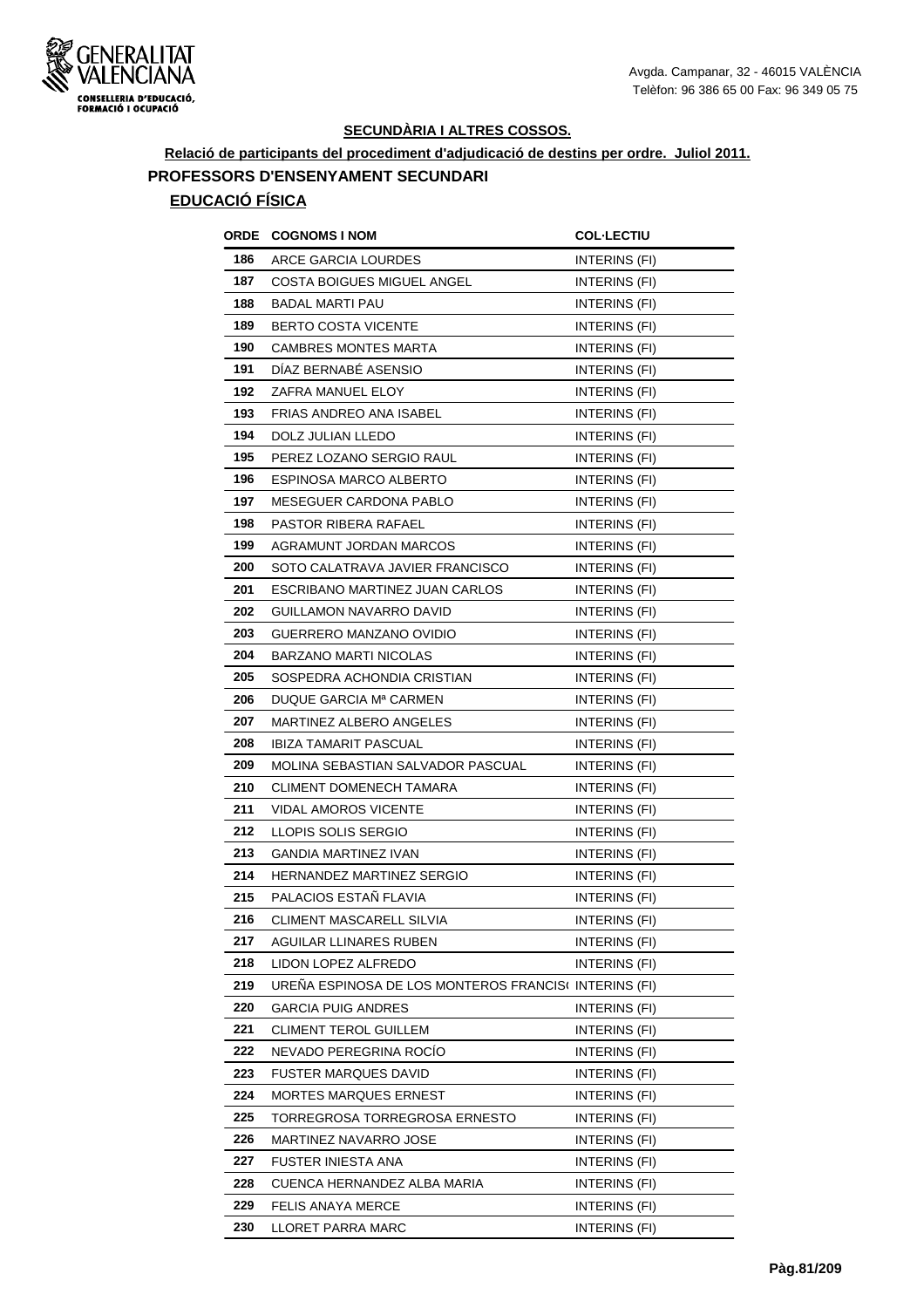## SECUNDÀRIA I ALTRES COSSOS.

**Relació de participants del procediment d'adjudicació de destins per ordre. Juliol 2011.**

### PROFESSORS D'ENSENYAMENT SECUNDARI

**EDUCACIÓ FÍSICA**

| ORDE | COGNOMS I NOM | COL·LECTIU |
|---|---|---|
| 186 | ARCE GARCIA LOURDES | INTERINS (FI) |
| 187 | COSTA BOIGUES MIGUEL ANGEL | INTERINS (FI) |
| 188 | BADAL MARTI PAU | INTERINS (FI) |
| 189 | BERTO COSTA VICENTE | INTERINS (FI) |
| 190 | CAMBRES MONTES MARTA | INTERINS (FI) |
| 191 | DÍAZ BERNABÉ ASENSIO | INTERINS (FI) |
| 192 | ZAFRA MANUEL ELOY | INTERINS (FI) |
| 193 | FRIAS ANDREO ANA ISABEL | INTERINS (FI) |
| 194 | DOLZ JULIAN LLEDO | INTERINS (FI) |
| 195 | PEREZ LOZANO SERGIO RAUL | INTERINS (FI) |
| 196 | ESPINOSA MARCO ALBERTO | INTERINS (FI) |
| 197 | MESEGUER CARDONA PABLO | INTERINS (FI) |
| 198 | PASTOR RIBERA RAFAEL | INTERINS (FI) |
| 199 | AGRAMUNT JORDAN MARCOS | INTERINS (FI) |
| 200 | SOTO CALATRAVA JAVIER FRANCISCO | INTERINS (FI) |
| 201 | ESCRIBANO MARTINEZ JUAN CARLOS | INTERINS (FI) |
| 202 | GUILLAMON NAVARRO DAVID | INTERINS (FI) |
| 203 | GUERRERO MANZANO OVIDIO | INTERINS (FI) |
| 204 | BARZANO MARTI NICOLAS | INTERINS (FI) |
| 205 | SOSPEDRA ACHONDIA CRISTIAN | INTERINS (FI) |
| 206 | DUQUE GARCIA Mª CARMEN | INTERINS (FI) |
| 207 | MARTINEZ ALBERO ANGELES | INTERINS (FI) |
| 208 | IBIZA TAMARIT PASCUAL | INTERINS (FI) |
| 209 | MOLINA SEBASTIAN SALVADOR PASCUAL | INTERINS (FI) |
| 210 | CLIMENT DOMENECH TAMARA | INTERINS (FI) |
| 211 | VIDAL AMOROS VICENTE | INTERINS (FI) |
| 212 | LLOPIS SOLIS SERGIO | INTERINS (FI) |
| 213 | GANDIA MARTINEZ IVAN | INTERINS (FI) |
| 214 | HERNANDEZ MARTINEZ SERGIO | INTERINS (FI) |
| 215 | PALACIOS ESTAÑ FLAVIA | INTERINS (FI) |
| 216 | CLIMENT MASCARELL SILVIA | INTERINS (FI) |
| 217 | AGUILAR LLINARES RUBEN | INTERINS (FI) |
| 218 | LIDON LOPEZ ALFREDO | INTERINS (FI) |
| 219 | UREÑA ESPINOSA DE LOS MONTEROS FRANCIS( | INTERINS (FI) |
| 220 | GARCIA PUIG ANDRES | INTERINS (FI) |
| 221 | CLIMENT TEROL GUILLEM | INTERINS (FI) |
| 222 | NEVADO PEREGRINA ROCÍO | INTERINS (FI) |
| 223 | FUSTER MARQUES DAVID | INTERINS (FI) |
| 224 | MORTES MARQUES ERNEST | INTERINS (FI) |
| 225 | TORREGROSA TORREGROSA ERNESTO | INTERINS (FI) |
| 226 | MARTINEZ NAVARRO JOSE | INTERINS (FI) |
| 227 | FUSTER INIESTA ANA | INTERINS (FI) |
| 228 | CUENCA HERNANDEZ ALBA MARIA | INTERINS (FI) |
| 229 | FELIS ANAYA MERCE | INTERINS (FI) |
| 230 | LLORET PARRA MARC | INTERINS (FI) |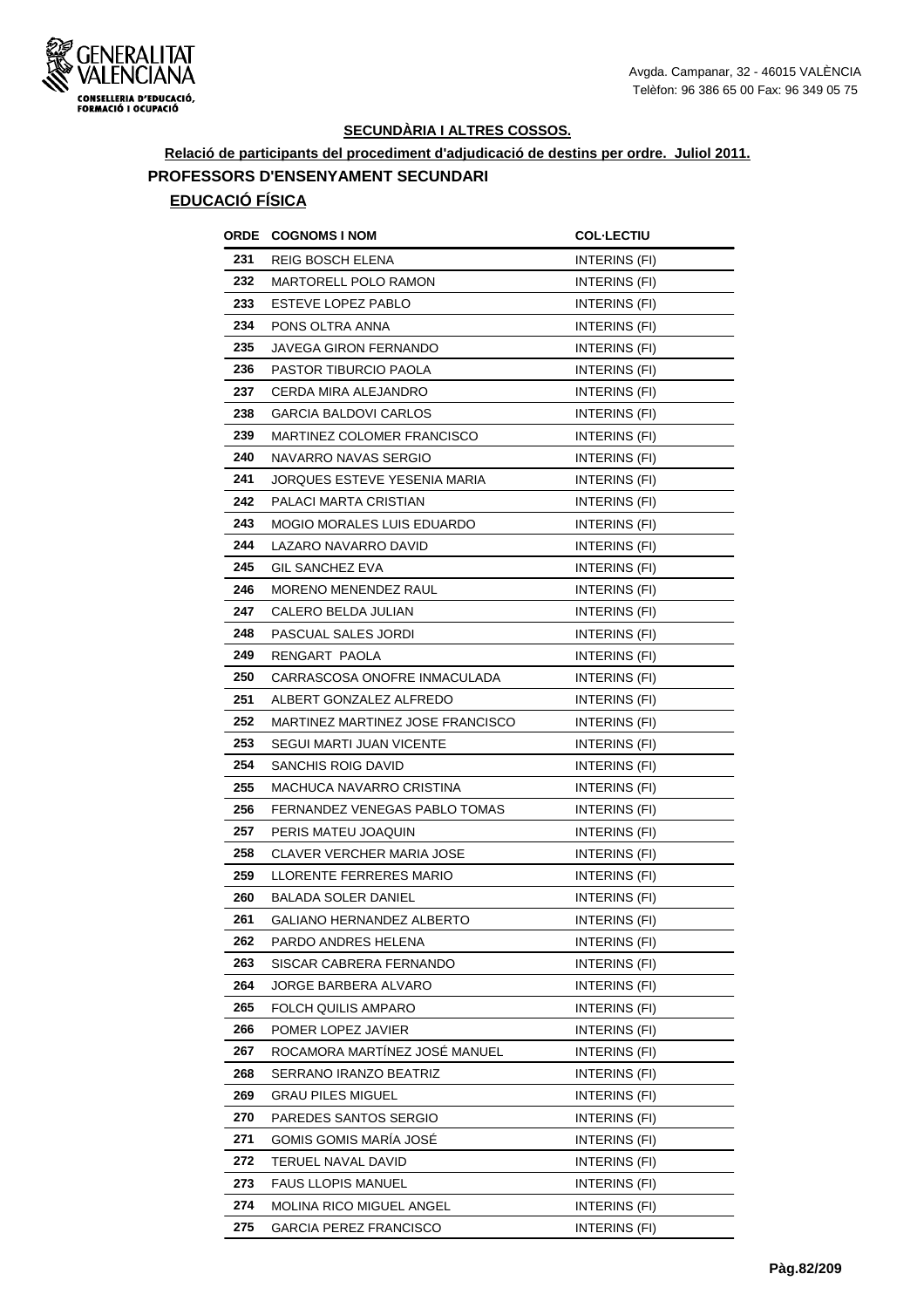## SECUNDÀRIA I ALTRES COSSOS.

**Relació de participants del procediment d'adjudicació de destins per ordre. Juliol 2011.**

### PROFESSORS D'ENSENYAMENT SECUNDARI

#### EDUCACIÓ FÍSICA

| ORDE | COGNOMS I NOM | COL·LECTIU |
|---|---|---|
| 231 | REIG BOSCH ELENA | INTERINS (FI) |
| 232 | MARTORELL POLO RAMON | INTERINS (FI) |
| 233 | ESTEVE LOPEZ PABLO | INTERINS (FI) |
| 234 | PONS OLTRA ANNA | INTERINS (FI) |
| 235 | JAVEGA GIRON FERNANDO | INTERINS (FI) |
| 236 | PASTOR TIBURCIO PAOLA | INTERINS (FI) |
| 237 | CERDA MIRA ALEJANDRO | INTERINS (FI) |
| 238 | GARCIA BALDOVI CARLOS | INTERINS (FI) |
| 239 | MARTINEZ COLOMER FRANCISCO | INTERINS (FI) |
| 240 | NAVARRO NAVAS SERGIO | INTERINS (FI) |
| 241 | JORQUES ESTEVE YESENIA MARIA | INTERINS (FI) |
| 242 | PALACI MARTA CRISTIAN | INTERINS (FI) |
| 243 | MOGIO MORALES LUIS EDUARDO | INTERINS (FI) |
| 244 | LAZARO NAVARRO DAVID | INTERINS (FI) |
| 245 | GIL SANCHEZ EVA | INTERINS (FI) |
| 246 | MORENO MENENDEZ RAUL | INTERINS (FI) |
| 247 | CALERO BELDA JULIAN | INTERINS (FI) |
| 248 | PASCUAL SALES JORDI | INTERINS (FI) |
| 249 | RENGART PAOLA | INTERINS (FI) |
| 250 | CARRASCOSA ONOFRE INMACULADA | INTERINS (FI) |
| 251 | ALBERT GONZALEZ ALFREDO | INTERINS (FI) |
| 252 | MARTINEZ MARTINEZ JOSE FRANCISCO | INTERINS (FI) |
| 253 | SEGUI MARTI JUAN VICENTE | INTERINS (FI) |
| 254 | SANCHIS ROIG DAVID | INTERINS (FI) |
| 255 | MACHUCA NAVARRO CRISTINA | INTERINS (FI) |
| 256 | FERNANDEZ VENEGAS PABLO TOMAS | INTERINS (FI) |
| 257 | PERIS MATEU JOAQUIN | INTERINS (FI) |
| 258 | CLAVER VERCHER MARIA JOSE | INTERINS (FI) |
| 259 | LLORENTE FERRERES MARIO | INTERINS (FI) |
| 260 | BALADA SOLER DANIEL | INTERINS (FI) |
| 261 | GALIANO HERNANDEZ ALBERTO | INTERINS (FI) |
| 262 | PARDO ANDRES HELENA | INTERINS (FI) |
| 263 | SISCAR CABRERA FERNANDO | INTERINS (FI) |
| 264 | JORGE BARBERA ALVARO | INTERINS (FI) |
| 265 | FOLCH QUILIS AMPARO | INTERINS (FI) |
| 266 | POMER LOPEZ JAVIER | INTERINS (FI) |
| 267 | ROCAMORA MARTÍNEZ JOSÉ MANUEL | INTERINS (FI) |
| 268 | SERRANO IRANZO BEATRIZ | INTERINS (FI) |
| 269 | GRAU PILES MIGUEL | INTERINS (FI) |
| 270 | PAREDES SANTOS SERGIO | INTERINS (FI) |
| 271 | GOMIS GOMIS MARÍA JOSÉ | INTERINS (FI) |
| 272 | TERUEL NAVAL DAVID | INTERINS (FI) |
| 273 | FAUS LLOPIS MANUEL | INTERINS (FI) |
| 274 | MOLINA RICO MIGUEL ANGEL | INTERINS (FI) |
| 275 | GARCIA PEREZ FRANCISCO | INTERINS (FI) |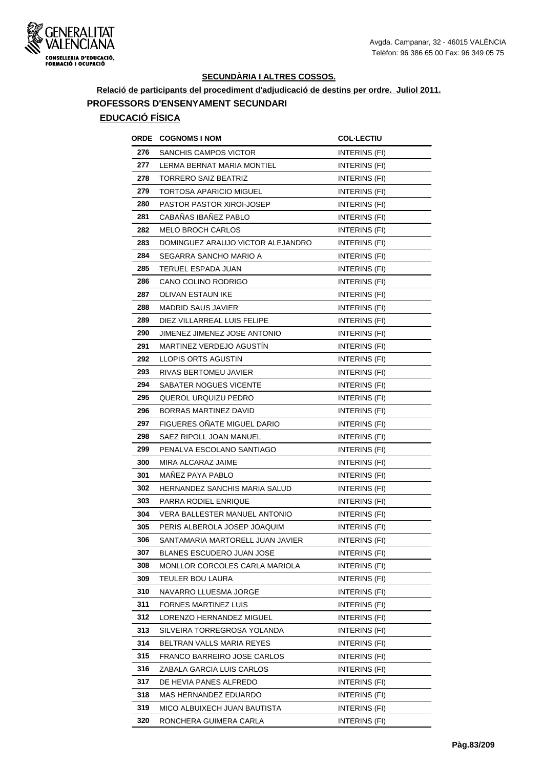**SECUNDÀRIA I ALTRES COSSOS.**

**Relació de participants del procediment d'adjudicació de destins per ordre. Juliol 2011.**

## PROFESSORS D'ENSENYAMENT SECUNDARI

### EDUCACIÓ FÍSICA

| ORDE | COGNOMS I NOM | COL·LECTIU |
|---|---|---|
| 276 | SANCHIS CAMPOS VICTOR | INTERINS (FI) |
| 277 | LERMA BERNAT MARIA MONTIEL | INTERINS (FI) |
| 278 | TORRERO SAIZ BEATRIZ | INTERINS (FI) |
| 279 | TORTOSA APARICIO MIGUEL | INTERINS (FI) |
| 280 | PASTOR PASTOR XIROI-JOSEP | INTERINS (FI) |
| 281 | CABAÑAS IBAÑEZ PABLO | INTERINS (FI) |
| 282 | MELO BROCH CARLOS | INTERINS (FI) |
| 283 | DOMINGUEZ ARAUJO VICTOR ALEJANDRO | INTERINS (FI) |
| 284 | SEGARRA SANCHO MARIO A | INTERINS (FI) |
| 285 | TERUEL ESPADA JUAN | INTERINS (FI) |
| 286 | CANO COLINO RODRIGO | INTERINS (FI) |
| 287 | OLIVAN ESTAUN IKE | INTERINS (FI) |
| 288 | MADRID SAUS JAVIER | INTERINS (FI) |
| 289 | DIEZ VILLARREAL LUIS FELIPE | INTERINS (FI) |
| 290 | JIMENEZ JIMENEZ JOSE ANTONIO | INTERINS (FI) |
| 291 | MARTINEZ VERDEJO AGUSTÍN | INTERINS (FI) |
| 292 | LLOPIS ORTS AGUSTIN | INTERINS (FI) |
| 293 | RIVAS BERTOMEU JAVIER | INTERINS (FI) |
| 294 | SABATER NOGUES VICENTE | INTERINS (FI) |
| 295 | QUEROL URQUIZU PEDRO | INTERINS (FI) |
| 296 | BORRAS MARTINEZ DAVID | INTERINS (FI) |
| 297 | FIGUERES OÑATE MIGUEL DARIO | INTERINS (FI) |
| 298 | SAEZ RIPOLL JOAN MANUEL | INTERINS (FI) |
| 299 | PENALVA ESCOLANO SANTIAGO | INTERINS (FI) |
| 300 | MIRA ALCARAZ JAIME | INTERINS (FI) |
| 301 | MAÑEZ PAYA PABLO | INTERINS (FI) |
| 302 | HERNANDEZ SANCHIS MARIA SALUD | INTERINS (FI) |
| 303 | PARRA RODIEL ENRIQUE | INTERINS (FI) |
| 304 | VERA BALLESTER MANUEL ANTONIO | INTERINS (FI) |
| 305 | PERIS ALBEROLA JOSEP JOAQUIM | INTERINS (FI) |
| 306 | SANTAMARIA MARTORELL JUAN JAVIER | INTERINS (FI) |
| 307 | BLANES ESCUDERO JUAN JOSE | INTERINS (FI) |
| 308 | MONLLOR CORCOLES CARLA MARIOLA | INTERINS (FI) |
| 309 | TEULER BOU LAURA | INTERINS (FI) |
| 310 | NAVARRO LLUESMA JORGE | INTERINS (FI) |
| 311 | FORNES MARTINEZ LUIS | INTERINS (FI) |
| 312 | LORENZO HERNANDEZ MIGUEL | INTERINS (FI) |
| 313 | SILVEIRA TORREGROSA YOLANDA | INTERINS (FI) |
| 314 | BELTRAN VALLS MARIA REYES | INTERINS (FI) |
| 315 | FRANCO BARREIRO JOSE CARLOS | INTERINS (FI) |
| 316 | ZABALA GARCIA LUIS CARLOS | INTERINS (FI) |
| 317 | DE HEVIA PANES ALFREDO | INTERINS (FI) |
| 318 | MAS HERNANDEZ EDUARDO | INTERINS (FI) |
| 319 | MICO ALBUIXECH JUAN BAUTISTA | INTERINS (FI) |
| 320 | RONCHERA GUIMERA CARLA | INTERINS (FI) |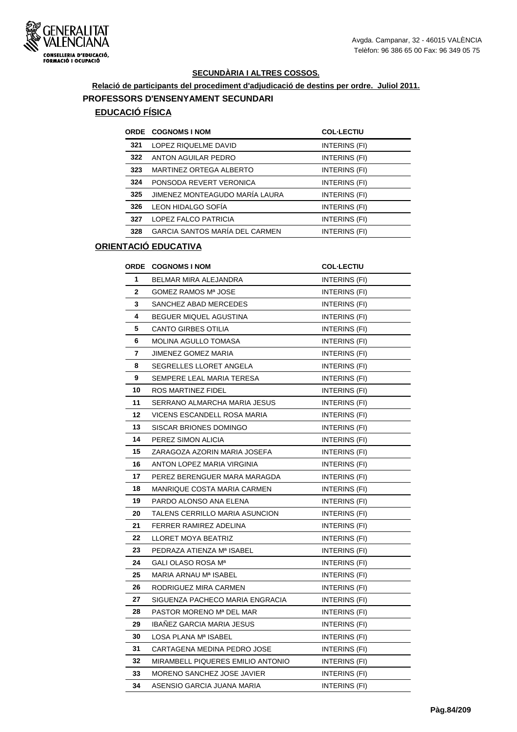## SECUNDÀRIA I ALTRES COSSOS.

**Relació de participants del procediment d'adjudicació de destins per ordre. Juliol 2011.**

### PROFESSORS D'ENSENYAMENT SECUNDARI

#### EDUCACIÓ FÍSICA

| ORDE | COGNOMS I NOM | COL·LECTIU |
|---|---|---|
| 321 | LOPEZ RIQUELME DAVID | INTERINS (FI) |
| 322 | ANTON AGUILAR PEDRO | INTERINS (FI) |
| 323 | MARTINEZ ORTEGA ALBERTO | INTERINS (FI) |
| 324 | PONSODA REVERT VERONICA | INTERINS (FI) |
| 325 | JIMENEZ MONTEAGUDO MARÍA LAURA | INTERINS (FI) |
| 326 | LEON HIDALGO SOFÍA | INTERINS (FI) |
| 327 | LOPEZ FALCO PATRICIA | INTERINS (FI) |
| 328 | GARCIA SANTOS MARÍA DEL CARMEN | INTERINS (FI) |

#### ORIENTACIÓ EDUCATIVA

| ORDE | COGNOMS I NOM | COL·LECTIU |
|---|---|---|
| 1 | BELMAR MIRA ALEJANDRA | INTERINS (FI) |
| 2 | GOMEZ RAMOS Mª JOSE | INTERINS (FI) |
| 3 | SANCHEZ ABAD MERCEDES | INTERINS (FI) |
| 4 | BEGUER MIQUEL AGUSTINA | INTERINS (FI) |
| 5 | CANTO GIRBES OTILIA | INTERINS (FI) |
| 6 | MOLINA AGULLO TOMASA | INTERINS (FI) |
| 7 | JIMENEZ GOMEZ MARIA | INTERINS (FI) |
| 8 | SEGRELLES LLORET ANGELA | INTERINS (FI) |
| 9 | SEMPERE LEAL MARIA TERESA | INTERINS (FI) |
| 10 | ROS MARTINEZ FIDEL | INTERINS (FI) |
| 11 | SERRANO ALMARCHA MARIA JESUS | INTERINS (FI) |
| 12 | VICENS ESCANDELL ROSA MARIA | INTERINS (FI) |
| 13 | SISCAR BRIONES DOMINGO | INTERINS (FI) |
| 14 | PEREZ SIMON ALICIA | INTERINS (FI) |
| 15 | ZARAGOZA AZORIN MARIA JOSEFA | INTERINS (FI) |
| 16 | ANTON LOPEZ MARIA VIRGINIA | INTERINS (FI) |
| 17 | PEREZ BERENGUER MARA MARAGDA | INTERINS (FI) |
| 18 | MANRIQUE COSTA MARIA CARMEN | INTERINS (FI) |
| 19 | PARDO ALONSO ANA ELENA | INTERINS (FI) |
| 20 | TALENS CERRILLO MARIA ASUNCION | INTERINS (FI) |
| 21 | FERRER RAMIREZ ADELINA | INTERINS (FI) |
| 22 | LLORET MOYA BEATRIZ | INTERINS (FI) |
| 23 | PEDRAZA ATIENZA Mª ISABEL | INTERINS (FI) |
| 24 | GALI OLASO ROSA Mª | INTERINS (FI) |
| 25 | MARIA ARNAU Mª ISABEL | INTERINS (FI) |
| 26 | RODRIGUEZ MIRA CARMEN | INTERINS (FI) |
| 27 | SIGUENZA PACHECO MARIA ENGRACIA | INTERINS (FI) |
| 28 | PASTOR MORENO Mª DEL MAR | INTERINS (FI) |
| 29 | IBAÑEZ GARCIA MARIA JESUS | INTERINS (FI) |
| 30 | LOSA PLANA Mª ISABEL | INTERINS (FI) |
| 31 | CARTAGENA MEDINA PEDRO JOSE | INTERINS (FI) |
| 32 | MIRAMBELL PIQUERES EMILIO ANTONIO | INTERINS (FI) |
| 33 | MORENO SANCHEZ JOSE JAVIER | INTERINS (FI) |
| 34 | ASENSIO GARCIA JUANA MARIA | INTERINS (FI) |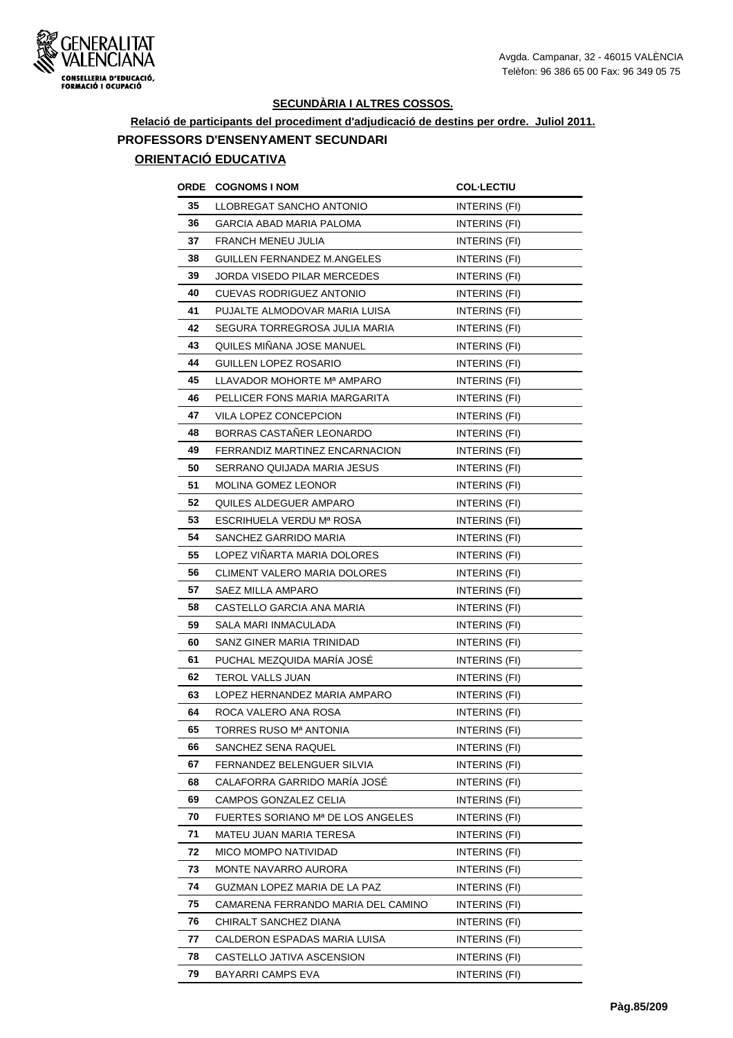## SECUNDÀRIA I ALTRES COSSOS.

**Relació de participants del procediment d'adjudicació de destins per ordre. Juliol 2011.**

### PROFESSORS D'ENSENYAMENT SECUNDARI

### ORIENTACIÓ EDUCATIVA

| ORDE | COGNOMS I NOM | COL·LECTIU |
|---|---|---|
| 35 | LLOBREGAT SANCHO ANTONIO | INTERINS (FI) |
| 36 | GARCIA ABAD MARIA PALOMA | INTERINS (FI) |
| 37 | FRANCH MENEU JULIA | INTERINS (FI) |
| 38 | GUILLEN FERNANDEZ M.ANGELES | INTERINS (FI) |
| 39 | JORDA VISEDO PILAR MERCEDES | INTERINS (FI) |
| 40 | CUEVAS RODRIGUEZ ANTONIO | INTERINS (FI) |
| 41 | PUJALTE ALMODOVAR MARIA LUISA | INTERINS (FI) |
| 42 | SEGURA TORREGROSA JULIA MARIA | INTERINS (FI) |
| 43 | QUILES MIÑANA JOSE MANUEL | INTERINS (FI) |
| 44 | GUILLEN LOPEZ ROSARIO | INTERINS (FI) |
| 45 | LLAVADOR MOHORTE Mª AMPARO | INTERINS (FI) |
| 46 | PELLICER FONS MARIA MARGARITA | INTERINS (FI) |
| 47 | VILA LOPEZ CONCEPCION | INTERINS (FI) |
| 48 | BORRAS CASTAÑER LEONARDO | INTERINS (FI) |
| 49 | FERRANDIZ MARTINEZ ENCARNACION | INTERINS (FI) |
| 50 | SERRANO QUIJADA MARIA JESUS | INTERINS (FI) |
| 51 | MOLINA GOMEZ LEONOR | INTERINS (FI) |
| 52 | QUILES ALDEGUER AMPARO | INTERINS (FI) |
| 53 | ESCRIHUELA VERDU Mª ROSA | INTERINS (FI) |
| 54 | SANCHEZ GARRIDO MARIA | INTERINS (FI) |
| 55 | LOPEZ VIÑARTA MARIA DOLORES | INTERINS (FI) |
| 56 | CLIMENT VALERO MARIA DOLORES | INTERINS (FI) |
| 57 | SAEZ MILLA AMPARO | INTERINS (FI) |
| 58 | CASTELLO GARCIA ANA MARIA | INTERINS (FI) |
| 59 | SALA MARI INMACULADA | INTERINS (FI) |
| 60 | SANZ GINER MARIA TRINIDAD | INTERINS (FI) |
| 61 | PUCHAL MEZQUIDA MARÍA JOSÉ | INTERINS (FI) |
| 62 | TEROL VALLS JUAN | INTERINS (FI) |
| 63 | LOPEZ HERNANDEZ MARIA AMPARO | INTERINS (FI) |
| 64 | ROCA VALERO ANA ROSA | INTERINS (FI) |
| 65 | TORRES RUSO Mª ANTONIA | INTERINS (FI) |
| 66 | SANCHEZ SENA RAQUEL | INTERINS (FI) |
| 67 | FERNANDEZ BELENGUER SILVIA | INTERINS (FI) |
| 68 | CALAFORRA GARRIDO MARÍA JOSÉ | INTERINS (FI) |
| 69 | CAMPOS GONZALEZ CELIA | INTERINS (FI) |
| 70 | FUERTES SORIANO Mª DE LOS ANGELES | INTERINS (FI) |
| 71 | MATEU JUAN MARIA TERESA | INTERINS (FI) |
| 72 | MICO MOMPO NATIVIDAD | INTERINS (FI) |
| 73 | MONTE NAVARRO AURORA | INTERINS (FI) |
| 74 | GUZMAN LOPEZ MARIA DE LA PAZ | INTERINS (FI) |
| 75 | CAMARENA FERRANDO MARIA DEL CAMINO | INTERINS (FI) |
| 76 | CHIRALT SANCHEZ DIANA | INTERINS (FI) |
| 77 | CALDERON ESPADAS MARIA LUISA | INTERINS (FI) |
| 78 | CASTELLO JATIVA ASCENSION | INTERINS (FI) |
| 79 | BAYARRI CAMPS EVA | INTERINS (FI) |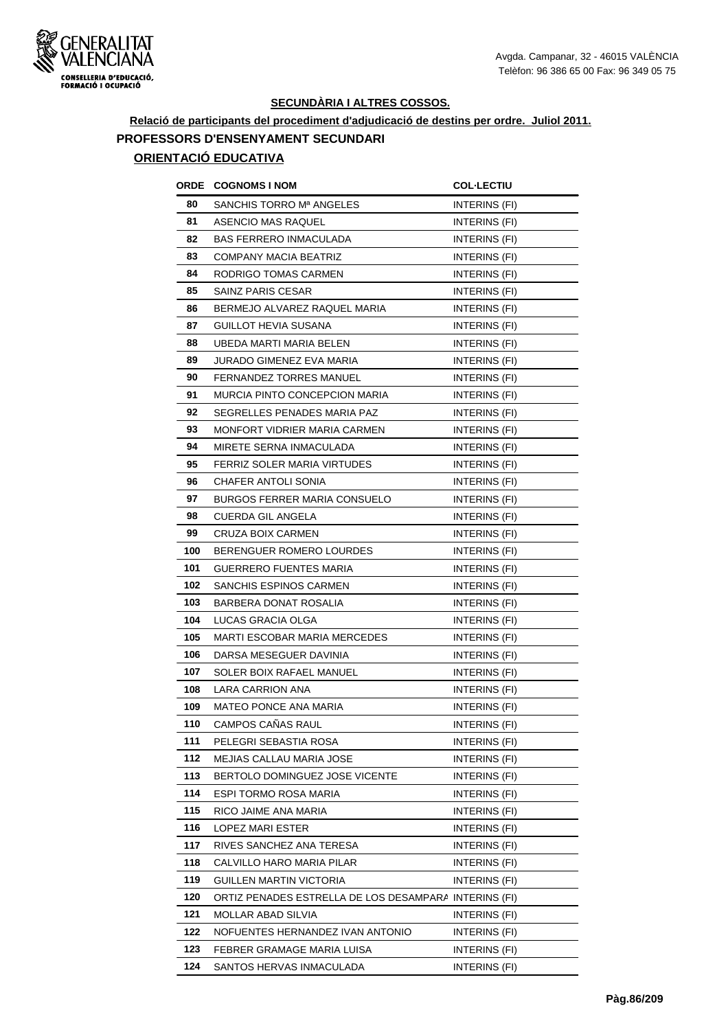**SECUNDÀRIA I ALTRES COSSOS.**

**Relació de participants del procediment d'adjudicació de destins per ordre. Juliol 2011.**

**PROFESSORS D'ENSENYAMENT SECUNDARI**

**ORIENTACIÓ EDUCATIVA**

| ORDE | COGNOMS I NOM | COL·LECTIU |
|---|---|---|
| 80 | SANCHIS TORRO Mª ANGELES | INTERINS (FI) |
| 81 | ASENCIO MAS RAQUEL | INTERINS (FI) |
| 82 | BAS FERRERO INMACULADA | INTERINS (FI) |
| 83 | COMPANY MACIA BEATRIZ | INTERINS (FI) |
| 84 | RODRIGO TOMAS CARMEN | INTERINS (FI) |
| 85 | SAINZ PARIS CESAR | INTERINS (FI) |
| 86 | BERMEJO ALVAREZ RAQUEL MARIA | INTERINS (FI) |
| 87 | GUILLOT HEVIA SUSANA | INTERINS (FI) |
| 88 | UBEDA MARTI MARIA BELEN | INTERINS (FI) |
| 89 | JURADO GIMENEZ EVA MARIA | INTERINS (FI) |
| 90 | FERNANDEZ TORRES MANUEL | INTERINS (FI) |
| 91 | MURCIA PINTO CONCEPCION MARIA | INTERINS (FI) |
| 92 | SEGRELLES PENADES MARIA PAZ | INTERINS (FI) |
| 93 | MONFORT VIDRIER MARIA CARMEN | INTERINS (FI) |
| 94 | MIRETE SERNA INMACULADA | INTERINS (FI) |
| 95 | FERRIZ SOLER MARIA VIRTUDES | INTERINS (FI) |
| 96 | CHAFER ANTOLI SONIA | INTERINS (FI) |
| 97 | BURGOS FERRER MARIA CONSUELO | INTERINS (FI) |
| 98 | CUERDA GIL ANGELA | INTERINS (FI) |
| 99 | CRUZA BOIX CARMEN | INTERINS (FI) |
| 100 | BERENGUER ROMERO LOURDES | INTERINS (FI) |
| 101 | GUERRERO FUENTES MARIA | INTERINS (FI) |
| 102 | SANCHIS ESPINOS CARMEN | INTERINS (FI) |
| 103 | BARBERA DONAT ROSALIA | INTERINS (FI) |
| 104 | LUCAS GRACIA OLGA | INTERINS (FI) |
| 105 | MARTI ESCOBAR MARIA MERCEDES | INTERINS (FI) |
| 106 | DARSA MESEGUER DAVINIA | INTERINS (FI) |
| 107 | SOLER BOIX RAFAEL MANUEL | INTERINS (FI) |
| 108 | LARA CARRION ANA | INTERINS (FI) |
| 109 | MATEO PONCE ANA MARIA | INTERINS (FI) |
| 110 | CAMPOS CAÑAS RAUL | INTERINS (FI) |
| 111 | PELEGRI SEBASTIA ROSA | INTERINS (FI) |
| 112 | MEJIAS CALLAU MARIA JOSE | INTERINS (FI) |
| 113 | BERTOLO DOMINGUEZ JOSE VICENTE | INTERINS (FI) |
| 114 | ESPI TORMO ROSA MARIA | INTERINS (FI) |
| 115 | RICO JAIME ANA MARIA | INTERINS (FI) |
| 116 | LOPEZ MARI ESTER | INTERINS (FI) |
| 117 | RIVES SANCHEZ ANA TERESA | INTERINS (FI) |
| 118 | CALVILLO HARO MARIA PILAR | INTERINS (FI) |
| 119 | GUILLEN MARTIN VICTORIA | INTERINS (FI) |
| 120 | ORTIZ PENADES ESTRELLA DE LOS DESAMPARA | INTERINS (FI) |
| 121 | MOLLAR ABAD SILVIA | INTERINS (FI) |
| 122 | NOFUENTES HERNANDEZ IVAN ANTONIO | INTERINS (FI) |
| 123 | FEBRER GRAMAGE MARIA LUISA | INTERINS (FI) |
| 124 | SANTOS HERVAS INMACULADA | INTERINS (FI) |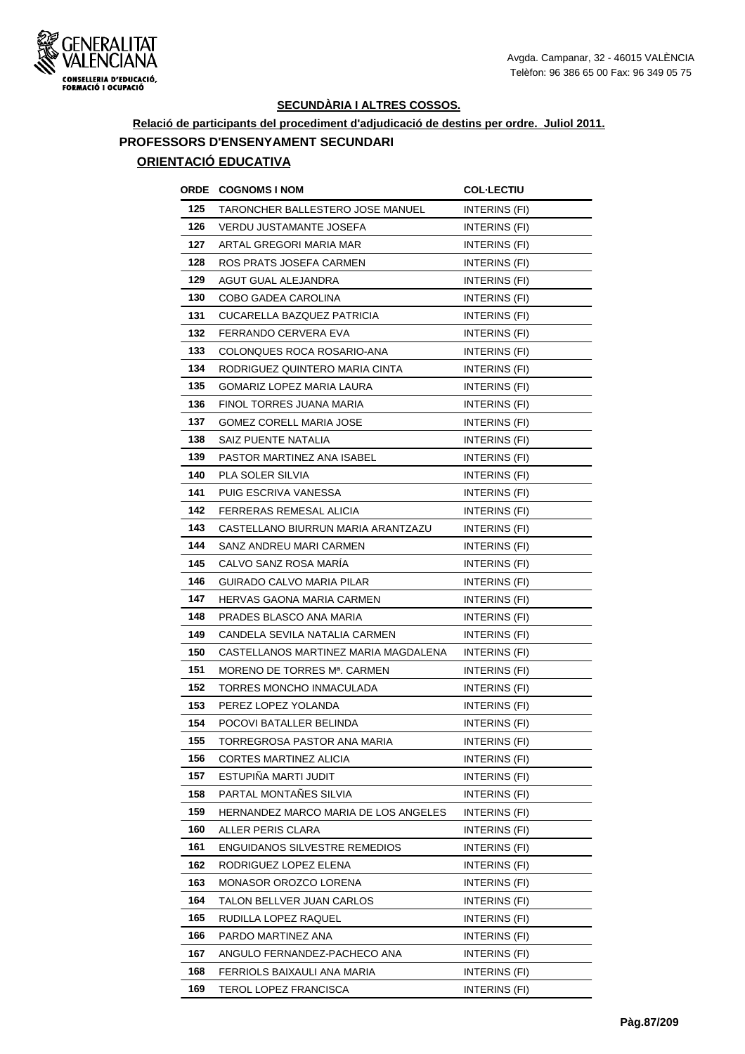**SECUNDÀRIA I ALTRES COSSOS.**

**Relació de participants del procediment d'adjudicació de destins per ordre. Juliol 2011.**

**PROFESSORS D'ENSENYAMENT SECUNDARI**

**ORIENTACIÓ EDUCATIVA**

| ORDE | COGNOMS I NOM | COL·LECTIU |
|---|---|---|
| 125 | TARONCHER BALLESTERO JOSE MANUEL | INTERINS (FI) |
| 126 | VERDU JUSTAMANTE JOSEFA | INTERINS (FI) |
| 127 | ARTAL GREGORI MARIA MAR | INTERINS (FI) |
| 128 | ROS PRATS JOSEFA CARMEN | INTERINS (FI) |
| 129 | AGUT GUAL ALEJANDRA | INTERINS (FI) |
| 130 | COBO GADEA CAROLINA | INTERINS (FI) |
| 131 | CUCARELLA BAZQUEZ PATRICIA | INTERINS (FI) |
| 132 | FERRANDO CERVERA EVA | INTERINS (FI) |
| 133 | COLONQUES ROCA ROSARIO-ANA | INTERINS (FI) |
| 134 | RODRIGUEZ QUINTERO MARIA CINTA | INTERINS (FI) |
| 135 | GOMARIZ LOPEZ MARIA LAURA | INTERINS (FI) |
| 136 | FINOL TORRES JUANA MARIA | INTERINS (FI) |
| 137 | GOMEZ CORELL MARIA JOSE | INTERINS (FI) |
| 138 | SAIZ PUENTE NATALIA | INTERINS (FI) |
| 139 | PASTOR MARTINEZ ANA ISABEL | INTERINS (FI) |
| 140 | PLA SOLER SILVIA | INTERINS (FI) |
| 141 | PUIG ESCRIVA VANESSA | INTERINS (FI) |
| 142 | FERRERAS REMESAL ALICIA | INTERINS (FI) |
| 143 | CASTELLANO BIURRUN MARIA ARANTZAZU | INTERINS (FI) |
| 144 | SANZ ANDREU MARI CARMEN | INTERINS (FI) |
| 145 | CALVO SANZ ROSA MARÍA | INTERINS (FI) |
| 146 | GUIRADO CALVO MARIA PILAR | INTERINS (FI) |
| 147 | HERVAS GAONA MARIA CARMEN | INTERINS (FI) |
| 148 | PRADES BLASCO ANA MARIA | INTERINS (FI) |
| 149 | CANDELA SEVILA NATALIA CARMEN | INTERINS (FI) |
| 150 | CASTELLANOS MARTINEZ MARIA MAGDALENA | INTERINS (FI) |
| 151 | MORENO DE TORRES Mª. CARMEN | INTERINS (FI) |
| 152 | TORRES MONCHO INMACULADA | INTERINS (FI) |
| 153 | PEREZ LOPEZ YOLANDA | INTERINS (FI) |
| 154 | POCOVI BATALLER BELINDA | INTERINS (FI) |
| 155 | TORREGROSA PASTOR ANA MARIA | INTERINS (FI) |
| 156 | CORTES MARTINEZ ALICIA | INTERINS (FI) |
| 157 | ESTUPIÑA MARTI JUDIT | INTERINS (FI) |
| 158 | PARTAL MONTAÑES SILVIA | INTERINS (FI) |
| 159 | HERNANDEZ MARCO MARIA DE LOS ANGELES | INTERINS (FI) |
| 160 | ALLER PERIS CLARA | INTERINS (FI) |
| 161 | ENGUIDANOS SILVESTRE REMEDIOS | INTERINS (FI) |
| 162 | RODRIGUEZ LOPEZ ELENA | INTERINS (FI) |
| 163 | MONASOR OROZCO LORENA | INTERINS (FI) |
| 164 | TALON BELLVER JUAN CARLOS | INTERINS (FI) |
| 165 | RUDILLA LOPEZ RAQUEL | INTERINS (FI) |
| 166 | PARDO MARTINEZ ANA | INTERINS (FI) |
| 167 | ANGULO FERNANDEZ-PACHECO ANA | INTERINS (FI) |
| 168 | FERRIOLS BAIXAULI ANA MARIA | INTERINS (FI) |
| 169 | TEROL LOPEZ FRANCISCA | INTERINS (FI) |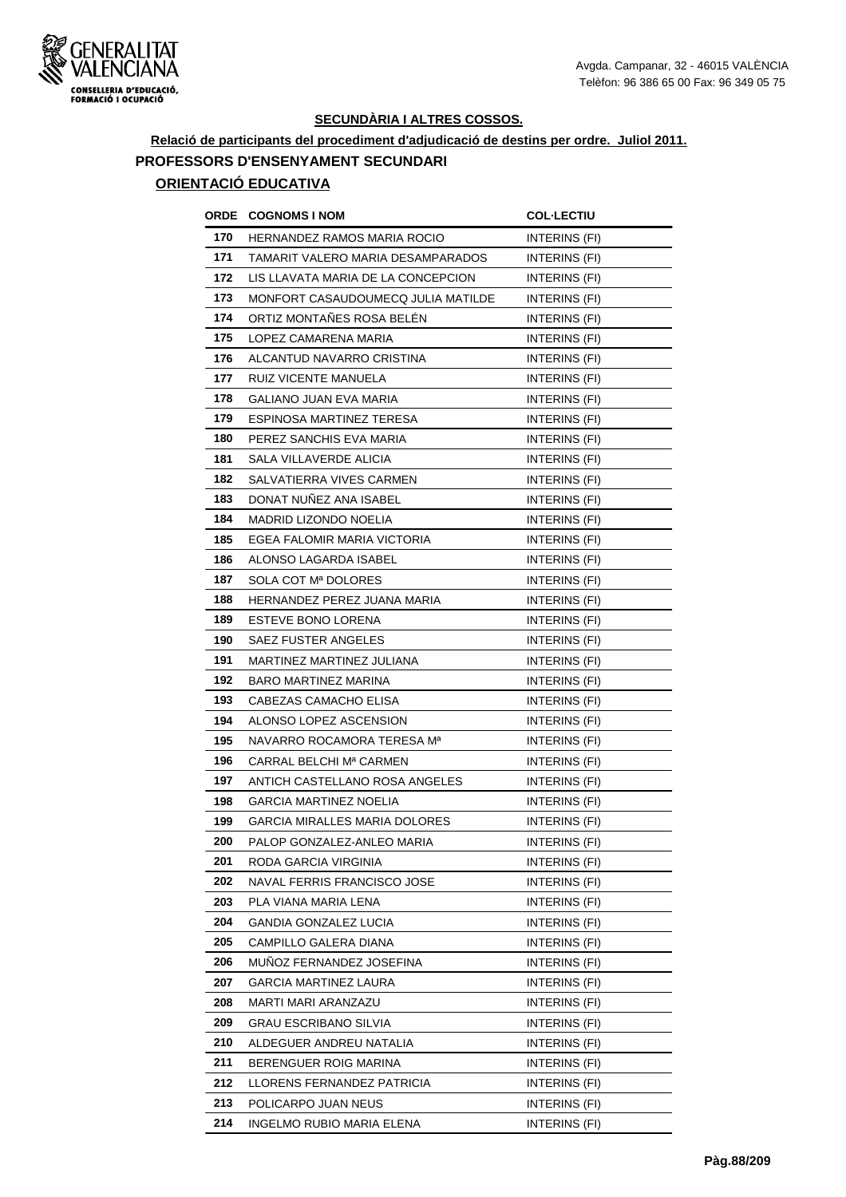## SECUNDÀRIA I ALTRES COSSOS.

**Relació de participants del procediment d'adjudicació de destins per ordre. Juliol 2011.**

### PROFESSORS D'ENSENYAMENT SECUNDARI

**ORIENTACIÓ EDUCATIVA**

| ORDE | COGNOMS I NOM | COL·LECTIU |
|---|---|---|
| 170 | HERNANDEZ RAMOS MARIA ROCIO | INTERINS (FI) |
| 171 | TAMARIT VALERO MARIA DESAMPARADOS | INTERINS (FI) |
| 172 | LIS LLAVATA MARIA DE LA CONCEPCION | INTERINS (FI) |
| 173 | MONFORT CASAUDOUMECQ JULIA MATILDE | INTERINS (FI) |
| 174 | ORTIZ MONTAÑES ROSA BELÉN | INTERINS (FI) |
| 175 | LOPEZ CAMARENA MARIA | INTERINS (FI) |
| 176 | ALCANTUD NAVARRO CRISTINA | INTERINS (FI) |
| 177 | RUIZ VICENTE MANUELA | INTERINS (FI) |
| 178 | GALIANO JUAN EVA MARIA | INTERINS (FI) |
| 179 | ESPINOSA MARTINEZ TERESA | INTERINS (FI) |
| 180 | PEREZ SANCHIS EVA MARIA | INTERINS (FI) |
| 181 | SALA VILLAVERDE ALICIA | INTERINS (FI) |
| 182 | SALVATIERRA VIVES CARMEN | INTERINS (FI) |
| 183 | DONAT NUÑEZ ANA ISABEL | INTERINS (FI) |
| 184 | MADRID LIZONDO NOELIA | INTERINS (FI) |
| 185 | EGEA FALOMIR MARIA VICTORIA | INTERINS (FI) |
| 186 | ALONSO LAGARDA ISABEL | INTERINS (FI) |
| 187 | SOLA COT Mª DOLORES | INTERINS (FI) |
| 188 | HERNANDEZ PEREZ JUANA MARIA | INTERINS (FI) |
| 189 | ESTEVE BONO LORENA | INTERINS (FI) |
| 190 | SAEZ FUSTER ANGELES | INTERINS (FI) |
| 191 | MARTINEZ MARTINEZ JULIANA | INTERINS (FI) |
| 192 | BARO MARTINEZ MARINA | INTERINS (FI) |
| 193 | CABEZAS CAMACHO ELISA | INTERINS (FI) |
| 194 | ALONSO LOPEZ ASCENSION | INTERINS (FI) |
| 195 | NAVARRO ROCAMORA TERESA Mª | INTERINS (FI) |
| 196 | CARRAL BELCHI Mª CARMEN | INTERINS (FI) |
| 197 | ANTICH CASTELLANO ROSA ANGELES | INTERINS (FI) |
| 198 | GARCIA MARTINEZ NOELIA | INTERINS (FI) |
| 199 | GARCIA MIRALLES MARIA DOLORES | INTERINS (FI) |
| 200 | PALOP GONZALEZ-ANLEO MARIA | INTERINS (FI) |
| 201 | RODA GARCIA VIRGINIA | INTERINS (FI) |
| 202 | NAVAL FERRIS FRANCISCO JOSE | INTERINS (FI) |
| 203 | PLA VIANA MARIA LENA | INTERINS (FI) |
| 204 | GANDIA GONZALEZ LUCIA | INTERINS (FI) |
| 205 | CAMPILLO GALERA DIANA | INTERINS (FI) |
| 206 | MUÑOZ FERNANDEZ JOSEFINA | INTERINS (FI) |
| 207 | GARCIA MARTINEZ LAURA | INTERINS (FI) |
| 208 | MARTI MARI ARANZAZU | INTERINS (FI) |
| 209 | GRAU ESCRIBANO SILVIA | INTERINS (FI) |
| 210 | ALDEGUER ANDREU NATALIA | INTERINS (FI) |
| 211 | BERENGUER ROIG MARINA | INTERINS (FI) |
| 212 | LLORENS FERNANDEZ PATRICIA | INTERINS (FI) |
| 213 | POLICARPO JUAN NEUS | INTERINS (FI) |
| 214 | INGELMO RUBIO MARIA ELENA | INTERINS (FI) |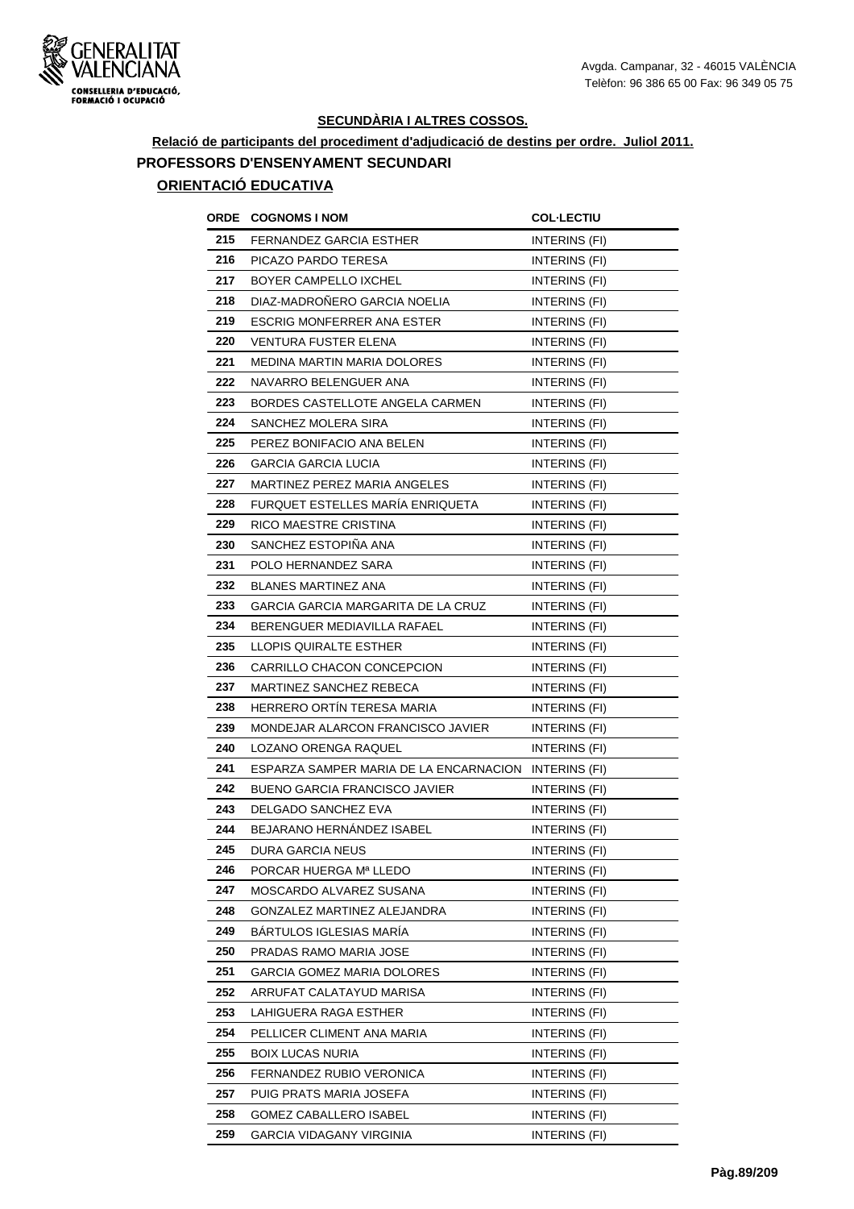## SECUNDÀRIA I ALTRES COSSOS.

**Relació de participants del procediment d'adjudicació de destins per ordre. Juliol 2011.**

### PROFESSORS D'ENSENYAMENT SECUNDARI

### ORIENTACIÓ EDUCATIVA

| ORDE | COGNOMS I NOM | COL·LECTIU |
|---|---|---|
| 215 | FERNANDEZ GARCIA ESTHER | INTERINS (FI) |
| 216 | PICAZO PARDO TERESA | INTERINS (FI) |
| 217 | BOYER CAMPELLO IXCHEL | INTERINS (FI) |
| 218 | DIAZ-MADROÑERO GARCIA NOELIA | INTERINS (FI) |
| 219 | ESCRIG MONFERRER ANA ESTER | INTERINS (FI) |
| 220 | VENTURA FUSTER ELENA | INTERINS (FI) |
| 221 | MEDINA MARTIN MARIA DOLORES | INTERINS (FI) |
| 222 | NAVARRO BELENGUER ANA | INTERINS (FI) |
| 223 | BORDES CASTELLOTE ANGELA CARMEN | INTERINS (FI) |
| 224 | SANCHEZ MOLERA SIRA | INTERINS (FI) |
| 225 | PEREZ BONIFACIO ANA BELEN | INTERINS (FI) |
| 226 | GARCIA GARCIA LUCIA | INTERINS (FI) |
| 227 | MARTINEZ PEREZ MARIA ANGELES | INTERINS (FI) |
| 228 | FURQUET ESTELLES MARÍA ENRIQUETA | INTERINS (FI) |
| 229 | RICO MAESTRE CRISTINA | INTERINS (FI) |
| 230 | SANCHEZ ESTOPIÑA ANA | INTERINS (FI) |
| 231 | POLO HERNANDEZ SARA | INTERINS (FI) |
| 232 | BLANES MARTINEZ ANA | INTERINS (FI) |
| 233 | GARCIA GARCIA MARGARITA DE LA CRUZ | INTERINS (FI) |
| 234 | BERENGUER MEDIAVILLA RAFAEL | INTERINS (FI) |
| 235 | LLOPIS QUIRALTE ESTHER | INTERINS (FI) |
| 236 | CARRILLO CHACON CONCEPCION | INTERINS (FI) |
| 237 | MARTINEZ SANCHEZ REBECA | INTERINS (FI) |
| 238 | HERRERO ORTÍN TERESA MARIA | INTERINS (FI) |
| 239 | MONDEJAR ALARCON FRANCISCO JAVIER | INTERINS (FI) |
| 240 | LOZANO ORENGA RAQUEL | INTERINS (FI) |
| 241 | ESPARZA SAMPER MARIA DE LA ENCARNACION | INTERINS (FI) |
| 242 | BUENO GARCIA FRANCISCO JAVIER | INTERINS (FI) |
| 243 | DELGADO SANCHEZ EVA | INTERINS (FI) |
| 244 | BEJARANO HERNÁNDEZ ISABEL | INTERINS (FI) |
| 245 | DURA GARCIA NEUS | INTERINS (FI) |
| 246 | PORCAR HUERGA Mª LLEDO | INTERINS (FI) |
| 247 | MOSCARDO ALVAREZ SUSANA | INTERINS (FI) |
| 248 | GONZALEZ MARTINEZ ALEJANDRA | INTERINS (FI) |
| 249 | BÁRTULOS IGLESIAS MARÍA | INTERINS (FI) |
| 250 | PRADAS RAMO MARIA JOSE | INTERINS (FI) |
| 251 | GARCIA GOMEZ MARIA DOLORES | INTERINS (FI) |
| 252 | ARRUFAT CALATAYUD MARISA | INTERINS (FI) |
| 253 | LAHIGUERA RAGA ESTHER | INTERINS (FI) |
| 254 | PELLICER CLIMENT ANA MARIA | INTERINS (FI) |
| 255 | BOIX LUCAS NURIA | INTERINS (FI) |
| 256 | FERNANDEZ RUBIO VERONICA | INTERINS (FI) |
| 257 | PUIG PRATS MARIA JOSEFA | INTERINS (FI) |
| 258 | GOMEZ CABALLERO ISABEL | INTERINS (FI) |
| 259 | GARCIA VIDAGANY VIRGINIA | INTERINS (FI) |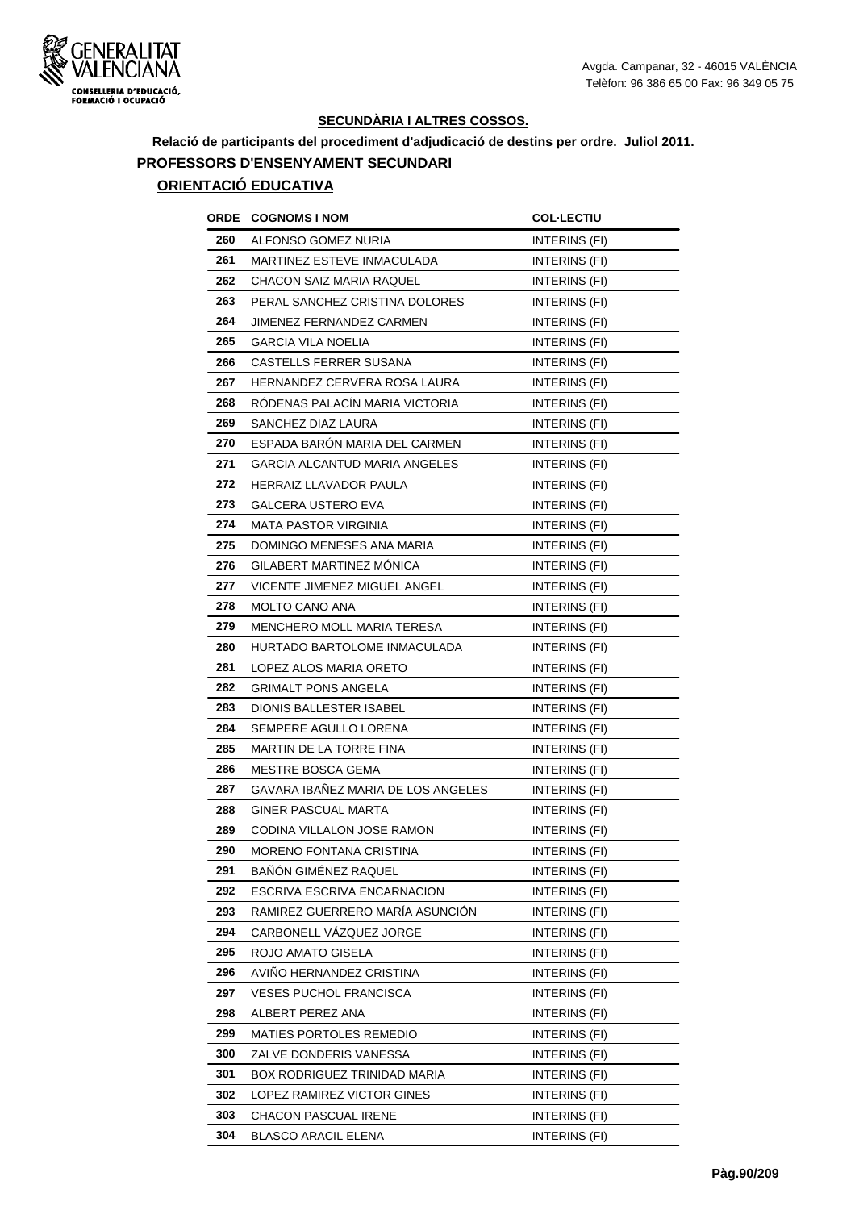Avgda. Campanar, 32 - 46015 VALÈNCIA
Telèfon: 96 386 65 00 Fax: 96 349 05 75

## SECUNDÀRIA I ALTRES COSSOS.

### Relació de participants del procediment d'adjudicació de destins per ordre. Juliol 2011.

### PROFESSORS D'ENSENYAMENT SECUNDARI

### ORIENTACIÓ EDUCATIVA

| ORDE | COGNOMS I NOM | COL·LECTIU |
|---|---|---|
| 260 | ALFONSO GOMEZ NURIA | INTERINS (FI) |
| 261 | MARTINEZ ESTEVE INMACULADA | INTERINS (FI) |
| 262 | CHACON SAIZ MARIA RAQUEL | INTERINS (FI) |
| 263 | PERAL SANCHEZ CRISTINA DOLORES | INTERINS (FI) |
| 264 | JIMENEZ FERNANDEZ CARMEN | INTERINS (FI) |
| 265 | GARCIA VILA NOELIA | INTERINS (FI) |
| 266 | CASTELLS FERRER SUSANA | INTERINS (FI) |
| 267 | HERNANDEZ CERVERA ROSA LAURA | INTERINS (FI) |
| 268 | RÓDENAS PALACÍN MARIA VICTORIA | INTERINS (FI) |
| 269 | SANCHEZ DIAZ LAURA | INTERINS (FI) |
| 270 | ESPADA BARÓN MARIA DEL CARMEN | INTERINS (FI) |
| 271 | GARCIA ALCANTUD MARIA ANGELES | INTERINS (FI) |
| 272 | HERRAIZ LLAVADOR PAULA | INTERINS (FI) |
| 273 | GALCERA USTERO EVA | INTERINS (FI) |
| 274 | MATA PASTOR VIRGINIA | INTERINS (FI) |
| 275 | DOMINGO MENESES ANA MARIA | INTERINS (FI) |
| 276 | GILABERT MARTINEZ MÓNICA | INTERINS (FI) |
| 277 | VICENTE JIMENEZ MIGUEL ANGEL | INTERINS (FI) |
| 278 | MOLTO CANO ANA | INTERINS (FI) |
| 279 | MENCHERO MOLL MARIA TERESA | INTERINS (FI) |
| 280 | HURTADO BARTOLOME INMACULADA | INTERINS (FI) |
| 281 | LOPEZ ALOS MARIA ORETO | INTERINS (FI) |
| 282 | GRIMALT PONS ANGELA | INTERINS (FI) |
| 283 | DIONIS BALLESTER ISABEL | INTERINS (FI) |
| 284 | SEMPERE AGULLO LORENA | INTERINS (FI) |
| 285 | MARTIN DE LA TORRE FINA | INTERINS (FI) |
| 286 | MESTRE BOSCA GEMA | INTERINS (FI) |
| 287 | GAVARA IBAÑEZ MARIA DE LOS ANGELES | INTERINS (FI) |
| 288 | GINER PASCUAL MARTA | INTERINS (FI) |
| 289 | CODINA VILLALON JOSE RAMON | INTERINS (FI) |
| 290 | MORENO FONTANA CRISTINA | INTERINS (FI) |
| 291 | BAÑÓN GIMÉNEZ RAQUEL | INTERINS (FI) |
| 292 | ESCRIVA ESCRIVA ENCARNACION | INTERINS (FI) |
| 293 | RAMIREZ GUERRERO MARÍA ASUNCIÓN | INTERINS (FI) |
| 294 | CARBONELL VÁZQUEZ JORGE | INTERINS (FI) |
| 295 | ROJO AMATO GISELA | INTERINS (FI) |
| 296 | AVIÑO HERNANDEZ CRISTINA | INTERINS (FI) |
| 297 | VESES PUCHOL FRANCISCA | INTERINS (FI) |
| 298 | ALBERT PEREZ ANA | INTERINS (FI) |
| 299 | MATIES PORTOLES REMEDIO | INTERINS (FI) |
| 300 | ZALVE DONDERIS VANESSA | INTERINS (FI) |
| 301 | BOX RODRIGUEZ TRINIDAD MARIA | INTERINS (FI) |
| 302 | LOPEZ RAMIREZ VICTOR GINES | INTERINS (FI) |
| 303 | CHACON PASCUAL IRENE | INTERINS (FI) |
| 304 | BLASCO ARACIL ELENA | INTERINS (FI) |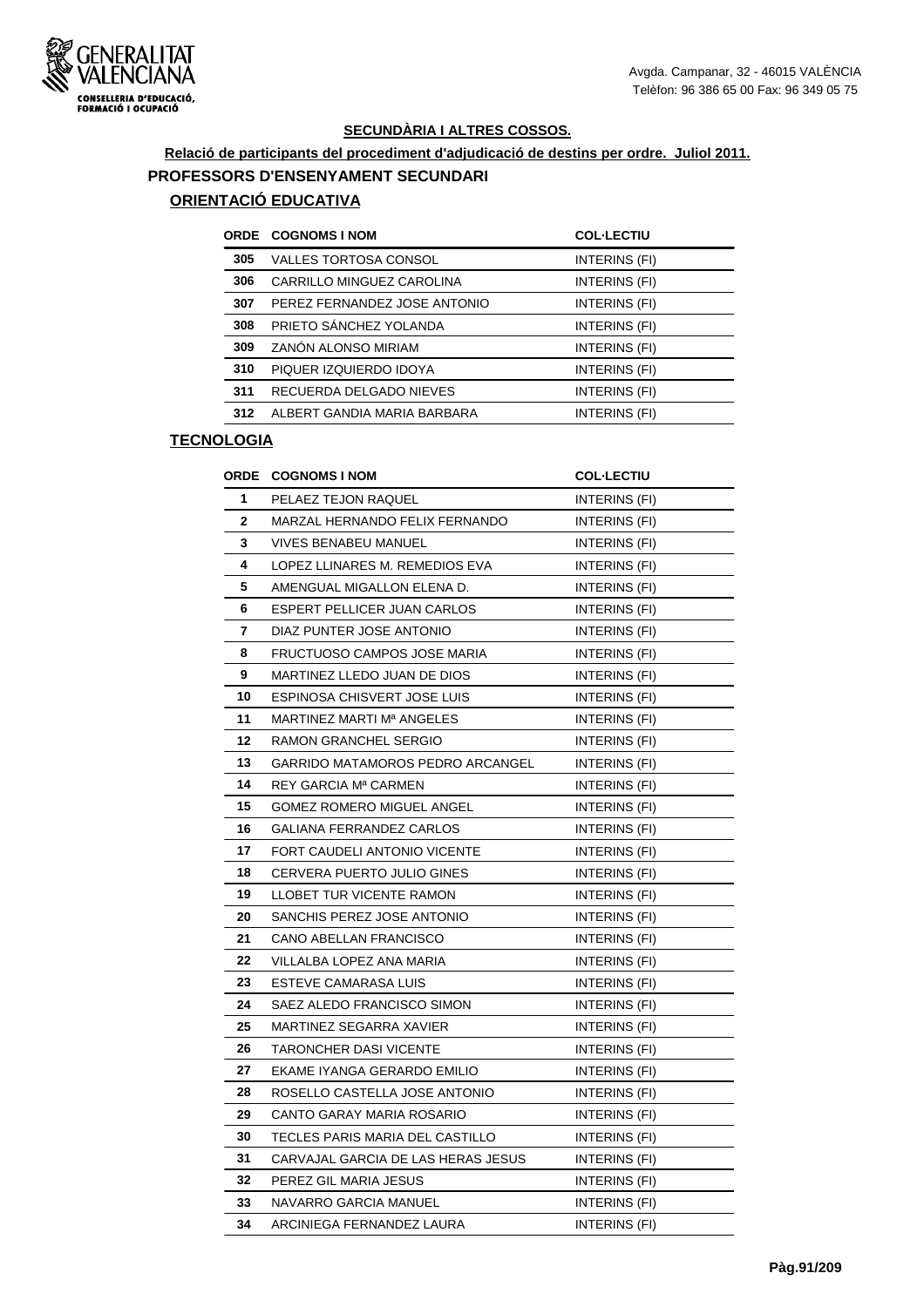**SECUNDÀRIA I ALTRES COSSOS.**

**Relació de participants del procediment d'adjudicació de destins per ordre. Juliol 2011.**

## PROFESSORS D'ENSENYAMENT SECUNDARI

### ORIENTACIÓ EDUCATIVA

| ORDE | COGNOMS I NOM | COL·LECTIU |
|---|---|---|
| 305 | VALLES TORTOSA CONSOL | INTERINS (FI) |
| 306 | CARRILLO MINGUEZ CAROLINA | INTERINS (FI) |
| 307 | PEREZ FERNANDEZ JOSE ANTONIO | INTERINS (FI) |
| 308 | PRIETO SÁNCHEZ YOLANDA | INTERINS (FI) |
| 309 | ZANÓN ALONSO MIRIAM | INTERINS (FI) |
| 310 | PIQUER IZQUIERDO IDOYA | INTERINS (FI) |
| 311 | RECUERDA DELGADO NIEVES | INTERINS (FI) |
| 312 | ALBERT GANDIA MARIA BARBARA | INTERINS (FI) |

### TECNOLOGIA

| ORDE | COGNOMS I NOM | COL·LECTIU |
|---|---|---|
| 1 | PELAEZ TEJON RAQUEL | INTERINS (FI) |
| 2 | MARZAL HERNANDO FELIX FERNANDO | INTERINS (FI) |
| 3 | VIVES BENABEU MANUEL | INTERINS (FI) |
| 4 | LOPEZ LLINARES M. REMEDIOS EVA | INTERINS (FI) |
| 5 | AMENGUAL MIGALLON ELENA D. | INTERINS (FI) |
| 6 | ESPERT PELLICER JUAN CARLOS | INTERINS (FI) |
| 7 | DIAZ PUNTER JOSE ANTONIO | INTERINS (FI) |
| 8 | FRUCTUOSO CAMPOS JOSE MARIA | INTERINS (FI) |
| 9 | MARTINEZ LLEDO JUAN DE DIOS | INTERINS (FI) |
| 10 | ESPINOSA CHISVERT JOSE LUIS | INTERINS (FI) |
| 11 | MARTINEZ MARTI Mª ANGELES | INTERINS (FI) |
| 12 | RAMON GRANCHEL SERGIO | INTERINS (FI) |
| 13 | GARRIDO MATAMOROS PEDRO ARCANGEL | INTERINS (FI) |
| 14 | REY GARCIA Mª CARMEN | INTERINS (FI) |
| 15 | GOMEZ ROMERO MIGUEL ANGEL | INTERINS (FI) |
| 16 | GALIANA FERRANDEZ CARLOS | INTERINS (FI) |
| 17 | FORT CAUDELI ANTONIO VICENTE | INTERINS (FI) |
| 18 | CERVERA PUERTO JULIO GINES | INTERINS (FI) |
| 19 | LLOBET TUR VICENTE RAMON | INTERINS (FI) |
| 20 | SANCHIS PEREZ JOSE ANTONIO | INTERINS (FI) |
| 21 | CANO ABELLAN FRANCISCO | INTERINS (FI) |
| 22 | VILLALBA LOPEZ ANA MARIA | INTERINS (FI) |
| 23 | ESTEVE CAMARASA LUIS | INTERINS (FI) |
| 24 | SAEZ ALEDO FRANCISCO SIMON | INTERINS (FI) |
| 25 | MARTINEZ SEGARRA XAVIER | INTERINS (FI) |
| 26 | TARONCHER DASI VICENTE | INTERINS (FI) |
| 27 | EKAME IYANGA GERARDO EMILIO | INTERINS (FI) |
| 28 | ROSELLO CASTELLA JOSE ANTONIO | INTERINS (FI) |
| 29 | CANTO GARAY MARIA ROSARIO | INTERINS (FI) |
| 30 | TECLES PARIS MARIA DEL CASTILLO | INTERINS (FI) |
| 31 | CARVAJAL GARCIA DE LAS HERAS JESUS | INTERINS (FI) |
| 32 | PEREZ GIL MARIA JESUS | INTERINS (FI) |
| 33 | NAVARRO GARCIA MANUEL | INTERINS (FI) |
| 34 | ARCINIEGA FERNANDEZ LAURA | INTERINS (FI) |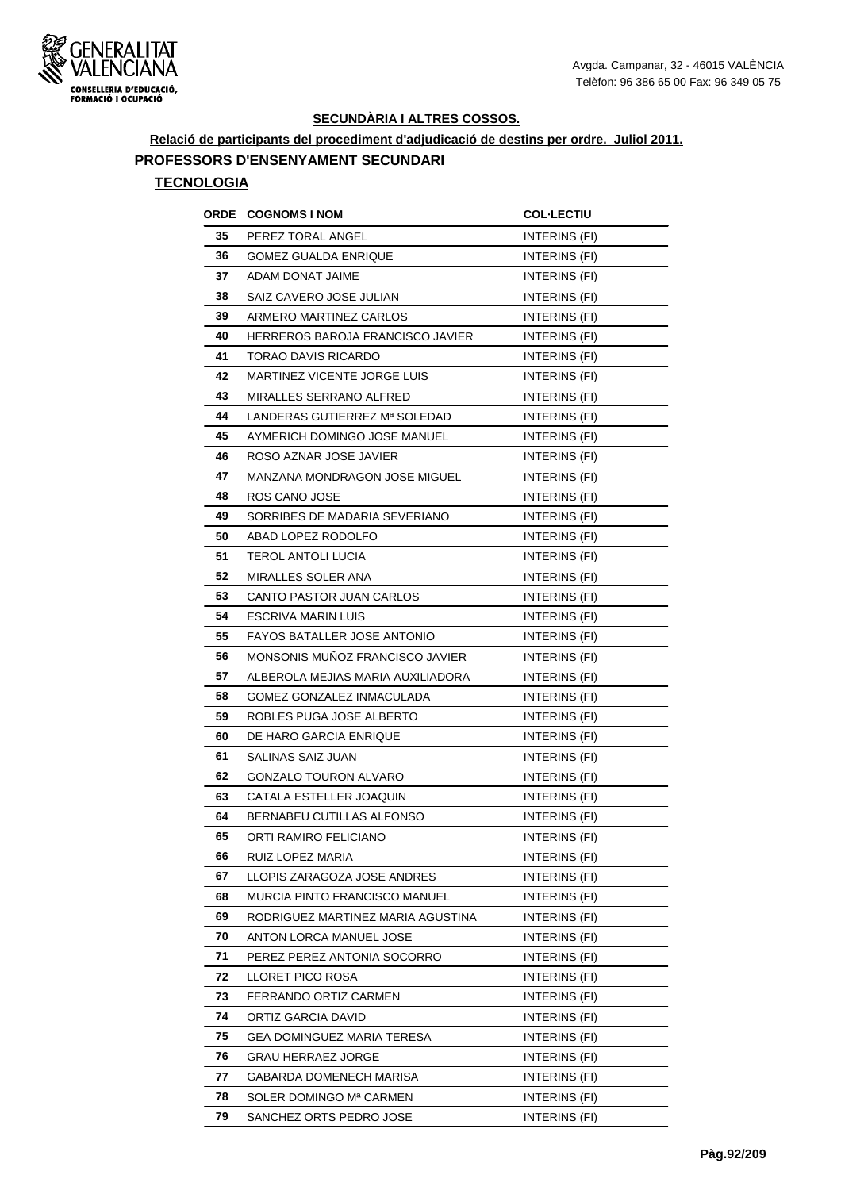## SECUNDÀRIA I ALTRES COSSOS.

**Relació de participants del procediment d'adjudicació de destins per ordre. Juliol 2011.**

### PROFESSORS D'ENSENYAMENT SECUNDARI

**TECNOLOGIA**

| ORDE | COGNOMS I NOM | COL·LECTIU |
|---|---|---|
| 35 | PEREZ TORAL ANGEL | INTERINS (FI) |
| 36 | GOMEZ GUALDA ENRIQUE | INTERINS (FI) |
| 37 | ADAM DONAT JAIME | INTERINS (FI) |
| 38 | SAIZ CAVERO JOSE JULIAN | INTERINS (FI) |
| 39 | ARMERO MARTINEZ CARLOS | INTERINS (FI) |
| 40 | HERREROS BAROJA FRANCISCO JAVIER | INTERINS (FI) |
| 41 | TORAO DAVIS RICARDO | INTERINS (FI) |
| 42 | MARTINEZ VICENTE JORGE LUIS | INTERINS (FI) |
| 43 | MIRALLES SERRANO ALFRED | INTERINS (FI) |
| 44 | LANDERAS GUTIERREZ Mª SOLEDAD | INTERINS (FI) |
| 45 | AYMERICH DOMINGO JOSE MANUEL | INTERINS (FI) |
| 46 | ROSO AZNAR JOSE JAVIER | INTERINS (FI) |
| 47 | MANZANA MONDRAGON JOSE MIGUEL | INTERINS (FI) |
| 48 | ROS CANO JOSE | INTERINS (FI) |
| 49 | SORRIBES DE MADARIA SEVERIANO | INTERINS (FI) |
| 50 | ABAD LOPEZ RODOLFO | INTERINS (FI) |
| 51 | TEROL ANTOLI LUCIA | INTERINS (FI) |
| 52 | MIRALLES SOLER ANA | INTERINS (FI) |
| 53 | CANTO PASTOR JUAN CARLOS | INTERINS (FI) |
| 54 | ESCRIVA MARIN LUIS | INTERINS (FI) |
| 55 | FAYOS BATALLER JOSE ANTONIO | INTERINS (FI) |
| 56 | MONSONIS MUÑOZ FRANCISCO JAVIER | INTERINS (FI) |
| 57 | ALBEROLA MEJIAS MARIA AUXILIADORA | INTERINS (FI) |
| 58 | GOMEZ GONZALEZ INMACULADA | INTERINS (FI) |
| 59 | ROBLES PUGA JOSE ALBERTO | INTERINS (FI) |
| 60 | DE HARO GARCIA ENRIQUE | INTERINS (FI) |
| 61 | SALINAS SAIZ JUAN | INTERINS (FI) |
| 62 | GONZALO TOURON ALVARO | INTERINS (FI) |
| 63 | CATALA ESTELLER JOAQUIN | INTERINS (FI) |
| 64 | BERNABEU CUTILLAS ALFONSO | INTERINS (FI) |
| 65 | ORTI RAMIRO FELICIANO | INTERINS (FI) |
| 66 | RUIZ LOPEZ MARIA | INTERINS (FI) |
| 67 | LLOPIS ZARAGOZA JOSE ANDRES | INTERINS (FI) |
| 68 | MURCIA PINTO FRANCISCO MANUEL | INTERINS (FI) |
| 69 | RODRIGUEZ MARTINEZ MARIA AGUSTINA | INTERINS (FI) |
| 70 | ANTON LORCA MANUEL JOSE | INTERINS (FI) |
| 71 | PEREZ PEREZ ANTONIA SOCORRO | INTERINS (FI) |
| 72 | LLORET PICO ROSA | INTERINS (FI) |
| 73 | FERRANDO ORTIZ CARMEN | INTERINS (FI) |
| 74 | ORTIZ GARCIA DAVID | INTERINS (FI) |
| 75 | GEA DOMINGUEZ MARIA TERESA | INTERINS (FI) |
| 76 | GRAU HERRAEZ JORGE | INTERINS (FI) |
| 77 | GABARDA DOMENECH MARISA | INTERINS (FI) |
| 78 | SOLER DOMINGO Mª CARMEN | INTERINS (FI) |
| 79 | SANCHEZ ORTS PEDRO JOSE | INTERINS (FI) |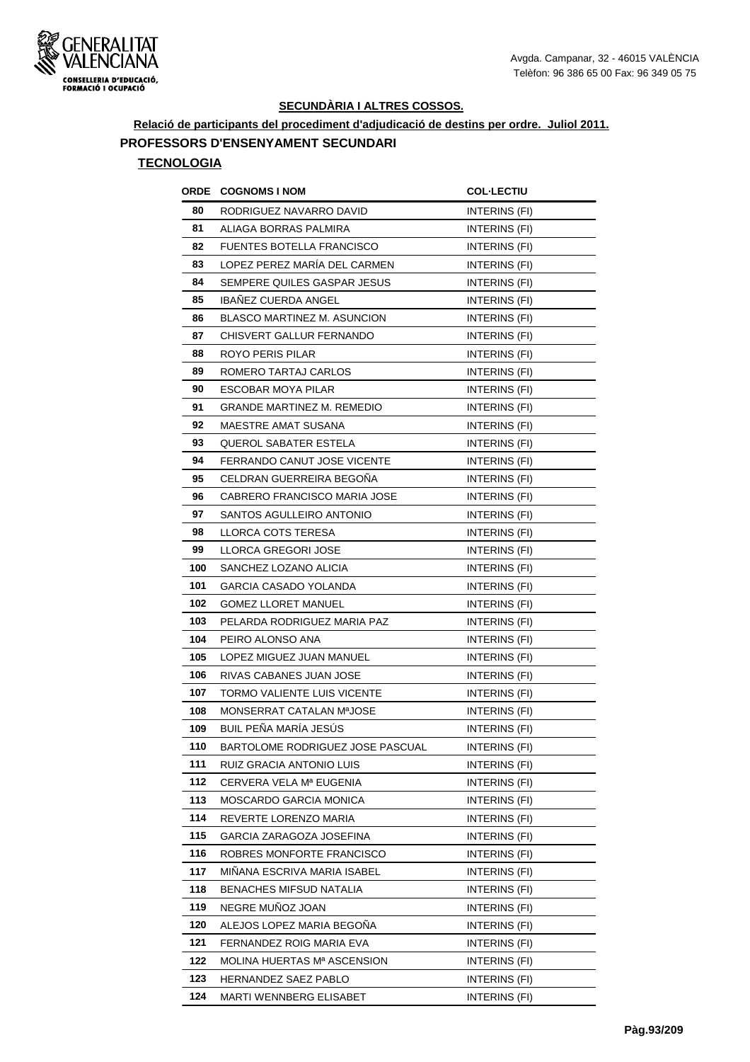**SECUNDÀRIA I ALTRES COSSOS.**

**Relació de participants del procediment d'adjudicació de destins per ordre. Juliol 2011.**

**PROFESSORS D'ENSENYAMENT SECUNDARI**

**TECNOLOGIA**

| ORDE | COGNOMS I NOM | COL·LECTIU |
|---|---|---|
| 80 | RODRIGUEZ NAVARRO DAVID | INTERINS (FI) |
| 81 | ALIAGA BORRAS PALMIRA | INTERINS (FI) |
| 82 | FUENTES BOTELLA FRANCISCO | INTERINS (FI) |
| 83 | LOPEZ PEREZ MARÍA DEL CARMEN | INTERINS (FI) |
| 84 | SEMPERE QUILES GASPAR JESUS | INTERINS (FI) |
| 85 | IBAÑEZ CUERDA ANGEL | INTERINS (FI) |
| 86 | BLASCO MARTINEZ M. ASUNCION | INTERINS (FI) |
| 87 | CHISVERT GALLUR FERNANDO | INTERINS (FI) |
| 88 | ROYO PERIS PILAR | INTERINS (FI) |
| 89 | ROMERO TARTAJ CARLOS | INTERINS (FI) |
| 90 | ESCOBAR MOYA PILAR | INTERINS (FI) |
| 91 | GRANDE MARTINEZ M. REMEDIO | INTERINS (FI) |
| 92 | MAESTRE AMAT SUSANA | INTERINS (FI) |
| 93 | QUEROL SABATER ESTELA | INTERINS (FI) |
| 94 | FERRANDO CANUT JOSE VICENTE | INTERINS (FI) |
| 95 | CELDRAN GUERREIRA BEGOÑA | INTERINS (FI) |
| 96 | CABRERO FRANCISCO MARIA JOSE | INTERINS (FI) |
| 97 | SANTOS AGULLEIRO ANTONIO | INTERINS (FI) |
| 98 | LLORCA COTS TERESA | INTERINS (FI) |
| 99 | LLORCA GREGORI JOSE | INTERINS (FI) |
| 100 | SANCHEZ LOZANO ALICIA | INTERINS (FI) |
| 101 | GARCIA CASADO YOLANDA | INTERINS (FI) |
| 102 | GOMEZ LLORET MANUEL | INTERINS (FI) |
| 103 | PELARDA RODRIGUEZ MARIA PAZ | INTERINS (FI) |
| 104 | PEIRO ALONSO ANA | INTERINS (FI) |
| 105 | LOPEZ MIGUEZ JUAN MANUEL | INTERINS (FI) |
| 106 | RIVAS CABANES JUAN JOSE | INTERINS (FI) |
| 107 | TORMO VALIENTE LUIS VICENTE | INTERINS (FI) |
| 108 | MONSERRAT CATALAN MªJOSE | INTERINS (FI) |
| 109 | BUIL PEÑA MARÍA JESÚS | INTERINS (FI) |
| 110 | BARTOLOME RODRIGUEZ JOSE PASCUAL | INTERINS (FI) |
| 111 | RUIZ GRACIA ANTONIO LUIS | INTERINS (FI) |
| 112 | CERVERA VELA Mª EUGENIA | INTERINS (FI) |
| 113 | MOSCARDO GARCIA MONICA | INTERINS (FI) |
| 114 | REVERTE LORENZO MARIA | INTERINS (FI) |
| 115 | GARCIA ZARAGOZA JOSEFINA | INTERINS (FI) |
| 116 | ROBRES MONFORTE FRANCISCO | INTERINS (FI) |
| 117 | MIÑANA ESCRIVA MARIA ISABEL | INTERINS (FI) |
| 118 | BENACHES MIFSUD NATALIA | INTERINS (FI) |
| 119 | NEGRE MUÑOZ JOAN | INTERINS (FI) |
| 120 | ALEJOS LOPEZ MARIA BEGOÑA | INTERINS (FI) |
| 121 | FERNANDEZ ROIG MARIA EVA | INTERINS (FI) |
| 122 | MOLINA HUERTAS Mª ASCENSION | INTERINS (FI) |
| 123 | HERNANDEZ SAEZ PABLO | INTERINS (FI) |
| 124 | MARTI WENNBERG ELISABET | INTERINS (FI) |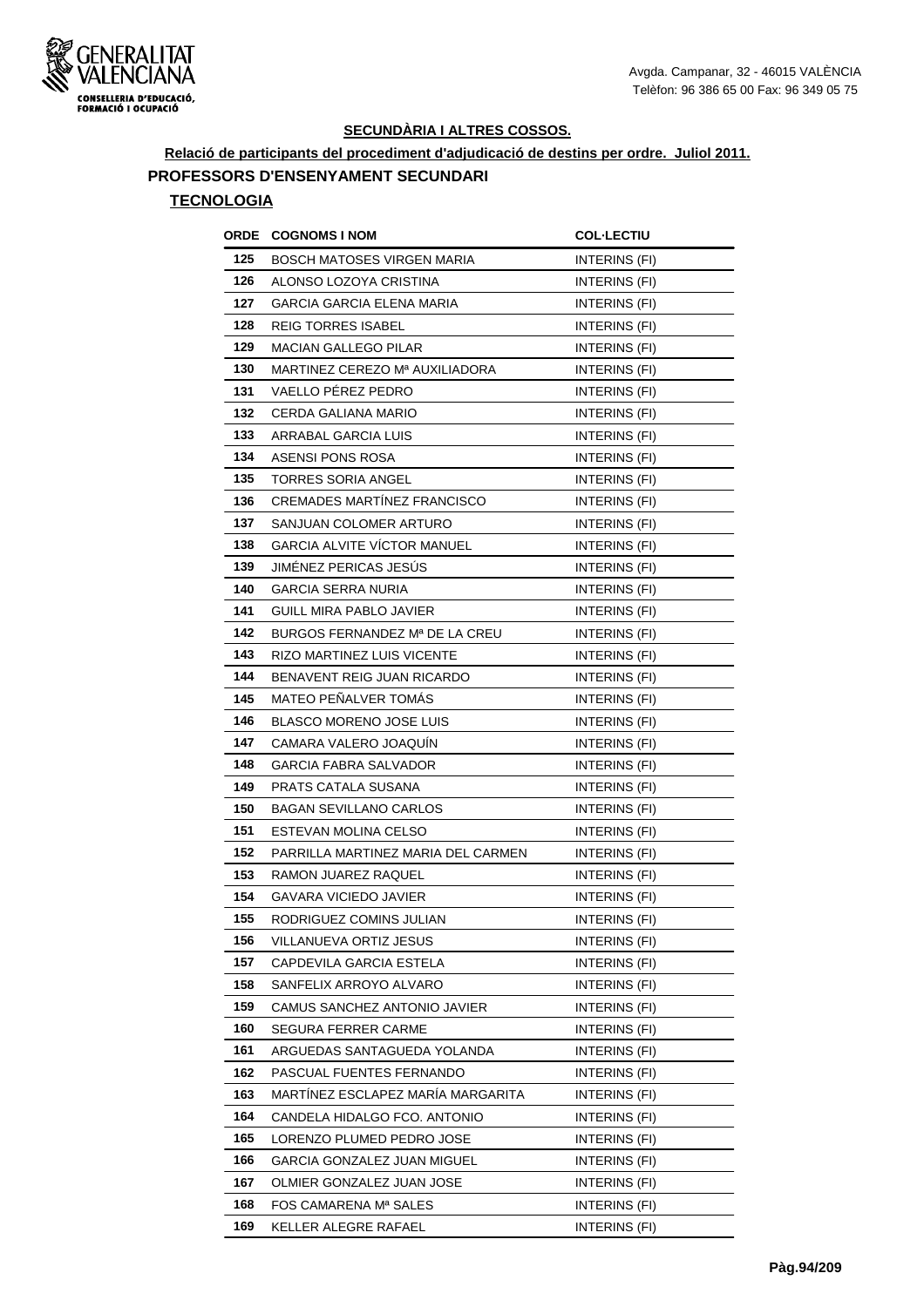Avgda. Campanar, 32 - 46015 VALÈNCIA
Telèfon: 96 386 65 00 Fax: 96 349 05 75

## SECUNDÀRIA I ALTRES COSSOS.

**Relació de participants del procediment d'adjudicació de destins per ordre. Juliol 2011.**

### PROFESSORS D'ENSENYAMENT SECUNDARI

#### TECNOLOGIA

| ORDE | COGNOMS I NOM | COL·LECTIU |
|---|---|---|
| 125 | BOSCH MATOSES VIRGEN MARIA | INTERINS (FI) |
| 126 | ALONSO LOZOYA CRISTINA | INTERINS (FI) |
| 127 | GARCIA GARCIA ELENA MARIA | INTERINS (FI) |
| 128 | REIG TORRES ISABEL | INTERINS (FI) |
| 129 | MACIAN GALLEGO PILAR | INTERINS (FI) |
| 130 | MARTINEZ CEREZO Mª AUXILIADORA | INTERINS (FI) |
| 131 | VAELLO PÉREZ PEDRO | INTERINS (FI) |
| 132 | CERDA GALIANA MARIO | INTERINS (FI) |
| 133 | ARRABAL GARCIA LUIS | INTERINS (FI) |
| 134 | ASENSI PONS ROSA | INTERINS (FI) |
| 135 | TORRES SORIA ANGEL | INTERINS (FI) |
| 136 | CREMADES MARTÍNEZ FRANCISCO | INTERINS (FI) |
| 137 | SANJUAN COLOMER ARTURO | INTERINS (FI) |
| 138 | GARCIA ALVITE VÍCTOR MANUEL | INTERINS (FI) |
| 139 | JIMÉNEZ PERICAS JESÚS | INTERINS (FI) |
| 140 | GARCIA SERRA NURIA | INTERINS (FI) |
| 141 | GUILL MIRA PABLO JAVIER | INTERINS (FI) |
| 142 | BURGOS FERNANDEZ Mª DE LA CREU | INTERINS (FI) |
| 143 | RIZO MARTINEZ LUIS VICENTE | INTERINS (FI) |
| 144 | BENAVENT REIG JUAN RICARDO | INTERINS (FI) |
| 145 | MATEO PEÑALVER TOMÁS | INTERINS (FI) |
| 146 | BLASCO MORENO JOSE LUIS | INTERINS (FI) |
| 147 | CAMARA VALERO JOAQUÍN | INTERINS (FI) |
| 148 | GARCIA FABRA SALVADOR | INTERINS (FI) |
| 149 | PRATS CATALA SUSANA | INTERINS (FI) |
| 150 | BAGAN SEVILLANO CARLOS | INTERINS (FI) |
| 151 | ESTEVAN MOLINA CELSO | INTERINS (FI) |
| 152 | PARRILLA MARTINEZ MARIA DEL CARMEN | INTERINS (FI) |
| 153 | RAMON JUAREZ RAQUEL | INTERINS (FI) |
| 154 | GAVARA VICIEDO JAVIER | INTERINS (FI) |
| 155 | RODRIGUEZ COMINS JULIAN | INTERINS (FI) |
| 156 | VILLANUEVA ORTIZ JESUS | INTERINS (FI) |
| 157 | CAPDEVILA GARCIA ESTELA | INTERINS (FI) |
| 158 | SANFELIX ARROYO ALVARO | INTERINS (FI) |
| 159 | CAMUS SANCHEZ ANTONIO JAVIER | INTERINS (FI) |
| 160 | SEGURA FERRER CARME | INTERINS (FI) |
| 161 | ARGUEDAS SANTAGUEDA YOLANDA | INTERINS (FI) |
| 162 | PASCUAL FUENTES FERNANDO | INTERINS (FI) |
| 163 | MARTÍNEZ ESCLAPEZ MARÍA MARGARITA | INTERINS (FI) |
| 164 | CANDELA HIDALGO FCO. ANTONIO | INTERINS (FI) |
| 165 | LORENZO PLUMED PEDRO JOSE | INTERINS (FI) |
| 166 | GARCIA GONZALEZ JUAN MIGUEL | INTERINS (FI) |
| 167 | OLMIER GONZALEZ JUAN JOSE | INTERINS (FI) |
| 168 | FOS CAMARENA Mª SALES | INTERINS (FI) |
| 169 | KELLER ALEGRE RAFAEL | INTERINS (FI) |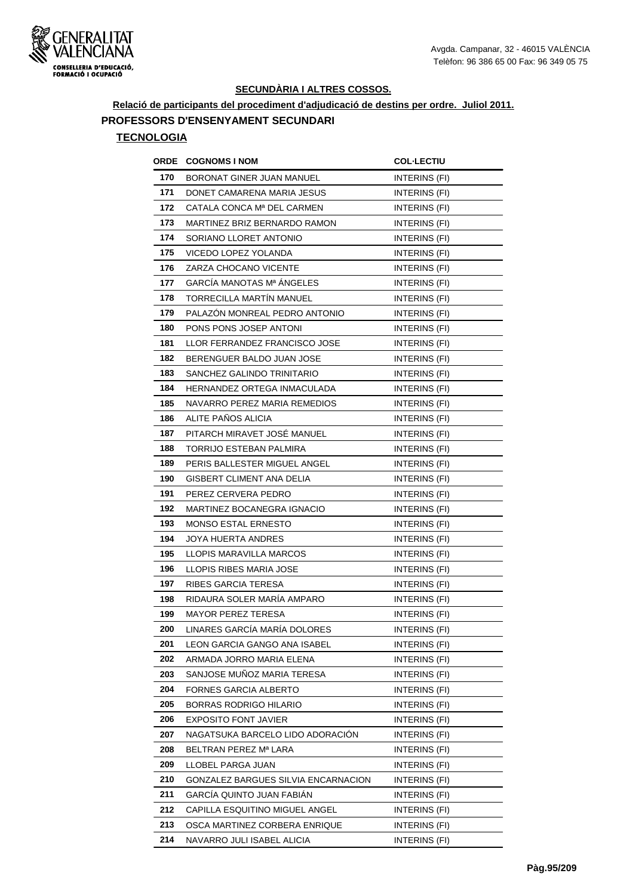## SECUNDÀRIA I ALTRES COSSOS.

**Relació de participants del procediment d'adjudicació de destins per ordre. Juliol 2011.**

### PROFESSORS D'ENSENYAMENT SECUNDARI

#### TECNOLOGIA

| ORDE | COGNOMS I NOM | COL·LECTIU |
|---|---|---|
| 170 | BORONAT GINER JUAN MANUEL | INTERINS (FI) |
| 171 | DONET CAMARENA MARIA JESUS | INTERINS (FI) |
| 172 | CATALA CONCA Mª DEL CARMEN | INTERINS (FI) |
| 173 | MARTINEZ BRIZ BERNARDO RAMON | INTERINS (FI) |
| 174 | SORIANO LLORET ANTONIO | INTERINS (FI) |
| 175 | VICEDO LOPEZ YOLANDA | INTERINS (FI) |
| 176 | ZARZA CHOCANO VICENTE | INTERINS (FI) |
| 177 | GARCÍA MANOTAS Mª ÁNGELES | INTERINS (FI) |
| 178 | TORRECILLA MARTÍN MANUEL | INTERINS (FI) |
| 179 | PALAZÓN MONREAL PEDRO ANTONIO | INTERINS (FI) |
| 180 | PONS PONS JOSEP ANTONI | INTERINS (FI) |
| 181 | LLOR FERRANDEZ FRANCISCO JOSE | INTERINS (FI) |
| 182 | BERENGUER BALDO JUAN JOSE | INTERINS (FI) |
| 183 | SANCHEZ GALINDO TRINITARIO | INTERINS (FI) |
| 184 | HERNANDEZ ORTEGA INMACULADA | INTERINS (FI) |
| 185 | NAVARRO PEREZ MARIA REMEDIOS | INTERINS (FI) |
| 186 | ALITE PAÑOS ALICIA | INTERINS (FI) |
| 187 | PITARCH MIRAVET JOSÉ MANUEL | INTERINS (FI) |
| 188 | TORRIJO ESTEBAN PALMIRA | INTERINS (FI) |
| 189 | PERIS BALLESTER MIGUEL ANGEL | INTERINS (FI) |
| 190 | GISBERT CLIMENT ANA DELIA | INTERINS (FI) |
| 191 | PEREZ CERVERA PEDRO | INTERINS (FI) |
| 192 | MARTINEZ BOCANEGRA IGNACIO | INTERINS (FI) |
| 193 | MONSO ESTAL ERNESTO | INTERINS (FI) |
| 194 | JOYA HUERTA ANDRES | INTERINS (FI) |
| 195 | LLOPIS MARAVILLA MARCOS | INTERINS (FI) |
| 196 | LLOPIS RIBES MARIA JOSE | INTERINS (FI) |
| 197 | RIBES GARCIA TERESA | INTERINS (FI) |
| 198 | RIDAURA SOLER MARÍA AMPARO | INTERINS (FI) |
| 199 | MAYOR PEREZ TERESA | INTERINS (FI) |
| 200 | LINARES GARCÍA MARÍA DOLORES | INTERINS (FI) |
| 201 | LEON GARCIA GANGO ANA ISABEL | INTERINS (FI) |
| 202 | ARMADA JORRO MARIA ELENA | INTERINS (FI) |
| 203 | SANJOSE MUÑOZ MARIA TERESA | INTERINS (FI) |
| 204 | FORNES GARCIA ALBERTO | INTERINS (FI) |
| 205 | BORRAS RODRIGO HILARIO | INTERINS (FI) |
| 206 | EXPOSITO FONT JAVIER | INTERINS (FI) |
| 207 | NAGATSUKA BARCELO LIDO ADORACIÓN | INTERINS (FI) |
| 208 | BELTRAN PEREZ Mª LARA | INTERINS (FI) |
| 209 | LLOBEL PARGA JUAN | INTERINS (FI) |
| 210 | GONZALEZ BARGUES SILVIA ENCARNACION | INTERINS (FI) |
| 211 | GARCÍA QUINTO JUAN FABIÁN | INTERINS (FI) |
| 212 | CAPILLA ESQUITINO MIGUEL ANGEL | INTERINS (FI) |
| 213 | OSCA MARTINEZ CORBERA ENRIQUE | INTERINS (FI) |
| 214 | NAVARRO JULI ISABEL ALICIA | INTERINS (FI) |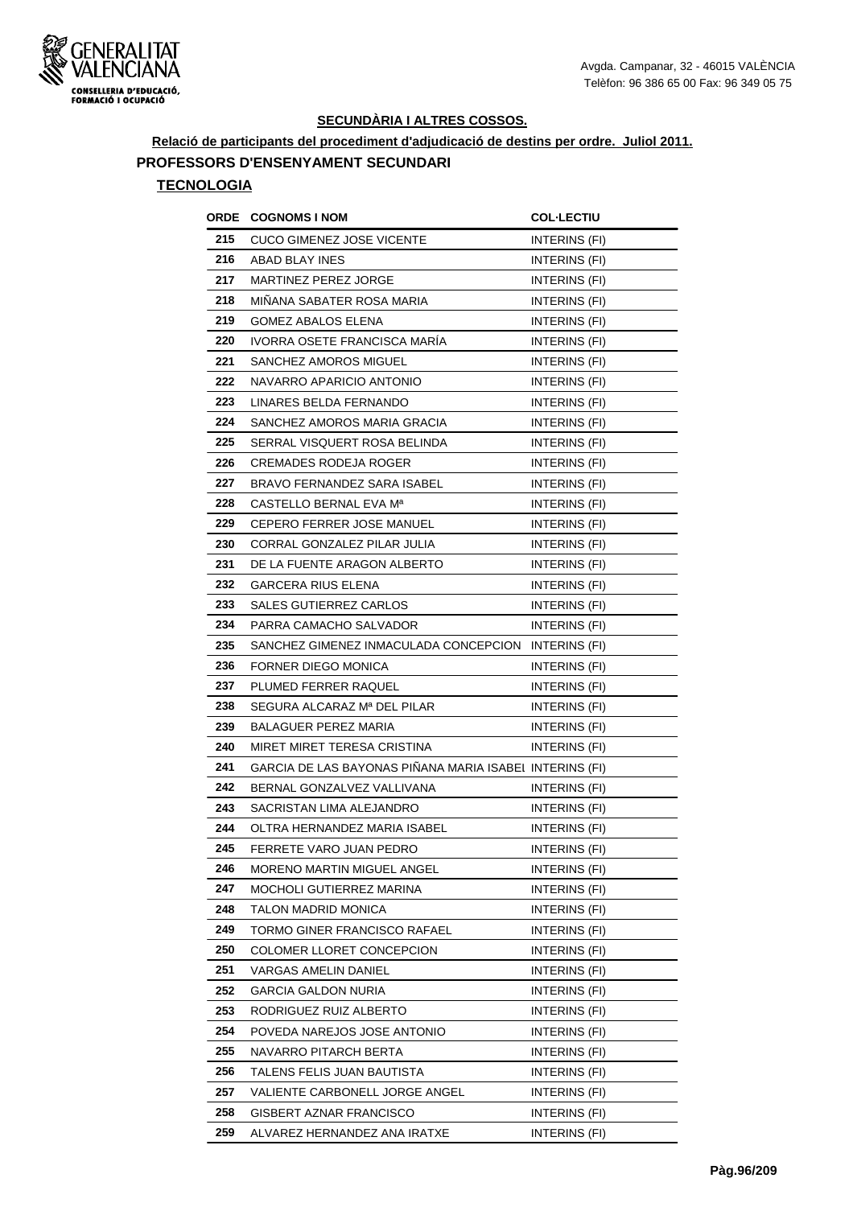## SECUNDÀRIA I ALTRES COSSOS.

**Relació de participants del procediment d'adjudicació de destins per ordre. Juliol 2011.**

### PROFESSORS D'ENSENYAMENT SECUNDARI

#### TECNOLOGIA

| ORDE | COGNOMS I NOM | COL·LECTIU |
|---|---|---|
| 215 | CUCO GIMENEZ JOSE VICENTE | INTERINS (FI) |
| 216 | ABAD BLAY INES | INTERINS (FI) |
| 217 | MARTINEZ PEREZ JORGE | INTERINS (FI) |
| 218 | MIÑANA SABATER ROSA MARIA | INTERINS (FI) |
| 219 | GOMEZ ABALOS ELENA | INTERINS (FI) |
| 220 | IVORRA OSETE FRANCISCA MARÍA | INTERINS (FI) |
| 221 | SANCHEZ AMOROS MIGUEL | INTERINS (FI) |
| 222 | NAVARRO APARICIO ANTONIO | INTERINS (FI) |
| 223 | LINARES BELDA FERNANDO | INTERINS (FI) |
| 224 | SANCHEZ AMOROS MARIA GRACIA | INTERINS (FI) |
| 225 | SERRAL VISQUERT ROSA BELINDA | INTERINS (FI) |
| 226 | CREMADES RODEJA ROGER | INTERINS (FI) |
| 227 | BRAVO FERNANDEZ SARA ISABEL | INTERINS (FI) |
| 228 | CASTELLO BERNAL EVA Mª | INTERINS (FI) |
| 229 | CEPERO FERRER JOSE MANUEL | INTERINS (FI) |
| 230 | CORRAL GONZALEZ PILAR JULIA | INTERINS (FI) |
| 231 | DE LA FUENTE ARAGON ALBERTO | INTERINS (FI) |
| 232 | GARCERA RIUS ELENA | INTERINS (FI) |
| 233 | SALES GUTIERREZ CARLOS | INTERINS (FI) |
| 234 | PARRA CAMACHO SALVADOR | INTERINS (FI) |
| 235 | SANCHEZ GIMENEZ INMACULADA CONCEPCION | INTERINS (FI) |
| 236 | FORNER DIEGO MONICA | INTERINS (FI) |
| 237 | PLUMED FERRER RAQUEL | INTERINS (FI) |
| 238 | SEGURA ALCARAZ Mª DEL PILAR | INTERINS (FI) |
| 239 | BALAGUER PEREZ MARIA | INTERINS (FI) |
| 240 | MIRET MIRET TERESA CRISTINA | INTERINS (FI) |
| 241 | GARCIA DE LAS BAYONAS PIÑANA MARIA ISABEL | INTERINS (FI) |
| 242 | BERNAL GONZALVEZ VALLIVANA | INTERINS (FI) |
| 243 | SACRISTAN LIMA ALEJANDRO | INTERINS (FI) |
| 244 | OLTRA HERNANDEZ MARIA ISABEL | INTERINS (FI) |
| 245 | FERRETE VARO JUAN PEDRO | INTERINS (FI) |
| 246 | MORENO MARTIN MIGUEL ANGEL | INTERINS (FI) |
| 247 | MOCHOLI GUTIERREZ MARINA | INTERINS (FI) |
| 248 | TALON MADRID MONICA | INTERINS (FI) |
| 249 | TORMO GINER FRANCISCO RAFAEL | INTERINS (FI) |
| 250 | COLOMER LLORET CONCEPCION | INTERINS (FI) |
| 251 | VARGAS AMELIN DANIEL | INTERINS (FI) |
| 252 | GARCIA GALDON NURIA | INTERINS (FI) |
| 253 | RODRIGUEZ RUIZ ALBERTO | INTERINS (FI) |
| 254 | POVEDA NAREJOS JOSE ANTONIO | INTERINS (FI) |
| 255 | NAVARRO PITARCH BERTA | INTERINS (FI) |
| 256 | TALENS FELIS JUAN BAUTISTA | INTERINS (FI) |
| 257 | VALIENTE CARBONELL JORGE ANGEL | INTERINS (FI) |
| 258 | GISBERT AZNAR FRANCISCO | INTERINS (FI) |
| 259 | ALVAREZ HERNANDEZ ANA IRATXE | INTERINS (FI) |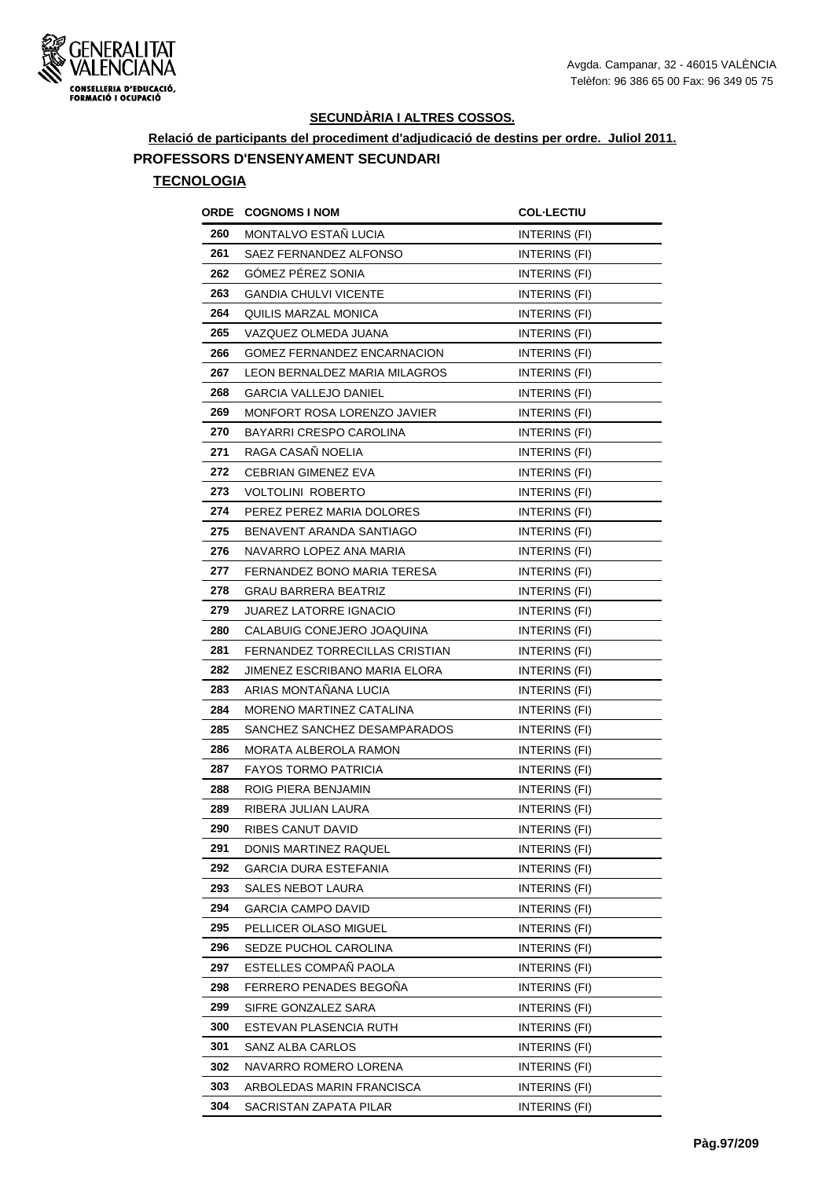## SECUNDÀRIA I ALTRES COSSOS.

**Relació de participants del procediment d'adjudicació de destins per ordre. Juliol 2011.**

### PROFESSORS D'ENSENYAMENT SECUNDARI

**TECNOLOGIA**

| ORDE | COGNOMS I NOM | COL·LECTIU |
|---|---|---|
| 260 | MONTALVO ESTAÑ LUCIA | INTERINS (FI) |
| 261 | SAEZ FERNANDEZ ALFONSO | INTERINS (FI) |
| 262 | GÓMEZ PÉREZ SONIA | INTERINS (FI) |
| 263 | GANDIA CHULVI VICENTE | INTERINS (FI) |
| 264 | QUILIS MARZAL MONICA | INTERINS (FI) |
| 265 | VAZQUEZ OLMEDA JUANA | INTERINS (FI) |
| 266 | GOMEZ FERNANDEZ ENCARNACION | INTERINS (FI) |
| 267 | LEON BERNALDEZ MARIA MILAGROS | INTERINS (FI) |
| 268 | GARCIA VALLEJO DANIEL | INTERINS (FI) |
| 269 | MONFORT ROSA LORENZO JAVIER | INTERINS (FI) |
| 270 | BAYARRI CRESPO CAROLINA | INTERINS (FI) |
| 271 | RAGA CASAÑ NOELIA | INTERINS (FI) |
| 272 | CEBRIAN GIMENEZ EVA | INTERINS (FI) |
| 273 | VOLTOLINI ROBERTO | INTERINS (FI) |
| 274 | PEREZ PEREZ MARIA DOLORES | INTERINS (FI) |
| 275 | BENAVENT ARANDA SANTIAGO | INTERINS (FI) |
| 276 | NAVARRO LOPEZ ANA MARIA | INTERINS (FI) |
| 277 | FERNANDEZ BONO MARIA TERESA | INTERINS (FI) |
| 278 | GRAU BARRERA BEATRIZ | INTERINS (FI) |
| 279 | JUAREZ LATORRE IGNACIO | INTERINS (FI) |
| 280 | CALABUIG CONEJERO JOAQUINA | INTERINS (FI) |
| 281 | FERNANDEZ TORRECILLAS CRISTIAN | INTERINS (FI) |
| 282 | JIMENEZ ESCRIBANO MARIA ELORA | INTERINS (FI) |
| 283 | ARIAS MONTAÑANA LUCIA | INTERINS (FI) |
| 284 | MORENO MARTINEZ CATALINA | INTERINS (FI) |
| 285 | SANCHEZ SANCHEZ DESAMPARADOS | INTERINS (FI) |
| 286 | MORATA ALBEROLA RAMON | INTERINS (FI) |
| 287 | FAYOS TORMO PATRICIA | INTERINS (FI) |
| 288 | ROIG PIERA BENJAMIN | INTERINS (FI) |
| 289 | RIBERA JULIAN LAURA | INTERINS (FI) |
| 290 | RIBES CANUT DAVID | INTERINS (FI) |
| 291 | DONIS MARTINEZ RAQUEL | INTERINS (FI) |
| 292 | GARCIA DURA ESTEFANIA | INTERINS (FI) |
| 293 | SALES NEBOT LAURA | INTERINS (FI) |
| 294 | GARCIA CAMPO DAVID | INTERINS (FI) |
| 295 | PELLICER OLASO MIGUEL | INTERINS (FI) |
| 296 | SEDZE PUCHOL CAROLINA | INTERINS (FI) |
| 297 | ESTELLES COMPAÑ PAOLA | INTERINS (FI) |
| 298 | FERRERO PENADES BEGOÑA | INTERINS (FI) |
| 299 | SIFRE GONZALEZ SARA | INTERINS (FI) |
| 300 | ESTEVAN PLASENCIA RUTH | INTERINS (FI) |
| 301 | SANZ ALBA CARLOS | INTERINS (FI) |
| 302 | NAVARRO ROMERO LORENA | INTERINS (FI) |
| 303 | ARBOLEDAS MARIN FRANCISCA | INTERINS (FI) |
| 304 | SACRISTAN ZAPATA PILAR | INTERINS (FI) |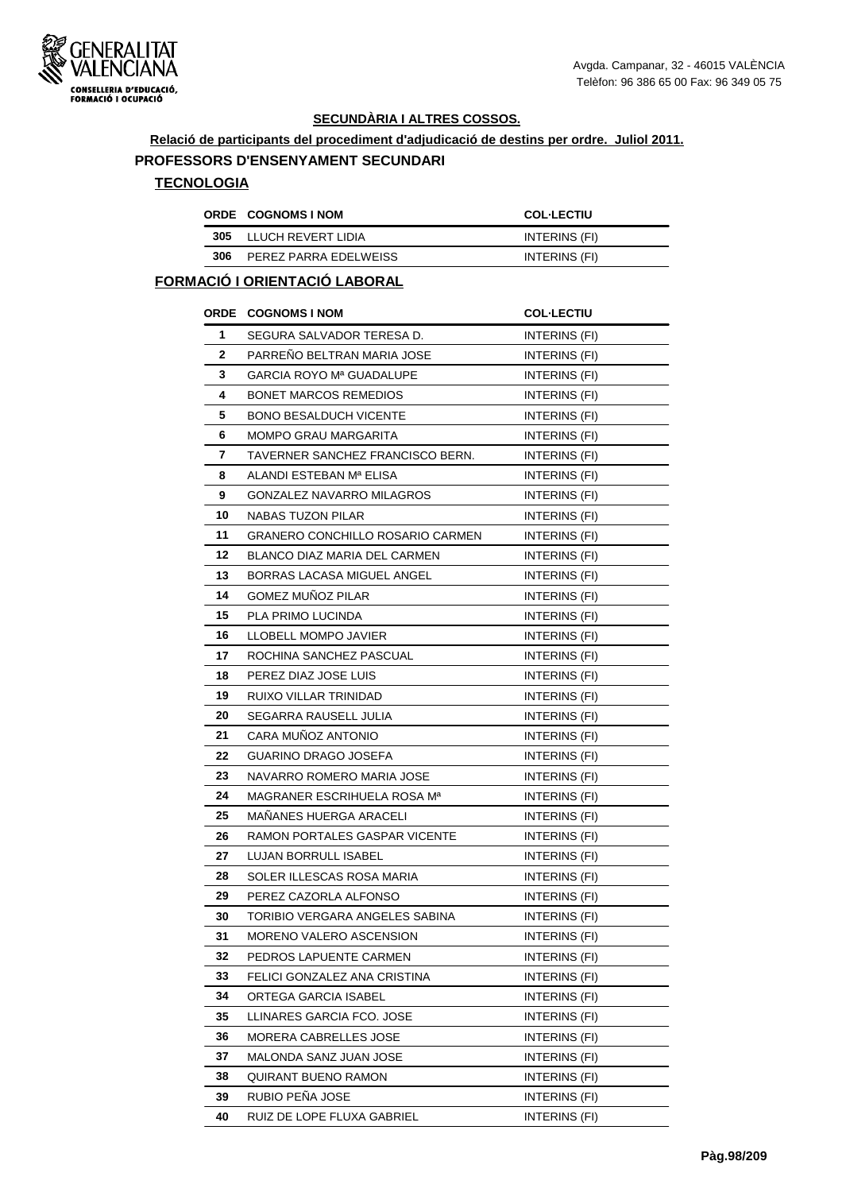## SECUNDÀRIA I ALTRES COSSOS.

**Relació de participants del procediment d'adjudicació de destins per ordre. Juliol 2011.**

### PROFESSORS D'ENSENYAMENT SECUNDARI

#### TECNOLOGIA

| ORDE | COGNOMS I NOM | COL·LECTIU |
|---|---|---|
| 305 | LLUCH REVERT LIDIA | INTERINS (FI) |
| 306 | PEREZ PARRA EDELWEISS | INTERINS (FI) |

#### FORMACIÓ I ORIENTACIÓ LABORAL

| ORDE | COGNOMS I NOM | COL·LECTIU |
|---|---|---|
| 1 | SEGURA SALVADOR TERESA D. | INTERINS (FI) |
| 2 | PARREÑO BELTRAN MARIA JOSE | INTERINS (FI) |
| 3 | GARCIA ROYO Mª GUADALUPE | INTERINS (FI) |
| 4 | BONET MARCOS REMEDIOS | INTERINS (FI) |
| 5 | BONO BESALDUCH VICENTE | INTERINS (FI) |
| 6 | MOMPO GRAU MARGARITA | INTERINS (FI) |
| 7 | TAVERNER SANCHEZ FRANCISCO BERN. | INTERINS (FI) |
| 8 | ALANDI ESTEBAN Mª ELISA | INTERINS (FI) |
| 9 | GONZALEZ NAVARRO MILAGROS | INTERINS (FI) |
| 10 | NABAS TUZON PILAR | INTERINS (FI) |
| 11 | GRANERO CONCHILLO ROSARIO CARMEN | INTERINS (FI) |
| 12 | BLANCO DIAZ MARIA DEL CARMEN | INTERINS (FI) |
| 13 | BORRAS LACASA MIGUEL ANGEL | INTERINS (FI) |
| 14 | GOMEZ MUÑOZ PILAR | INTERINS (FI) |
| 15 | PLA PRIMO LUCINDA | INTERINS (FI) |
| 16 | LLOBELL MOMPO JAVIER | INTERINS (FI) |
| 17 | ROCHINA SANCHEZ PASCUAL | INTERINS (FI) |
| 18 | PEREZ DIAZ JOSE LUIS | INTERINS (FI) |
| 19 | RUIXO VILLAR TRINIDAD | INTERINS (FI) |
| 20 | SEGARRA RAUSELL JULIA | INTERINS (FI) |
| 21 | CARA MUÑOZ ANTONIO | INTERINS (FI) |
| 22 | GUARINO DRAGO JOSEFA | INTERINS (FI) |
| 23 | NAVARRO ROMERO MARIA JOSE | INTERINS (FI) |
| 24 | MAGRANER ESCRIHUELA ROSA Mª | INTERINS (FI) |
| 25 | MAÑANES HUERGA ARACELI | INTERINS (FI) |
| 26 | RAMON PORTALES GASPAR VICENTE | INTERINS (FI) |
| 27 | LUJAN BORRULL ISABEL | INTERINS (FI) |
| 28 | SOLER ILLESCAS ROSA MARIA | INTERINS (FI) |
| 29 | PEREZ CAZORLA ALFONSO | INTERINS (FI) |
| 30 | TORIBIO VERGARA ANGELES SABINA | INTERINS (FI) |
| 31 | MORENO VALERO ASCENSION | INTERINS (FI) |
| 32 | PEDROS LAPUENTE CARMEN | INTERINS (FI) |
| 33 | FELICI GONZALEZ ANA CRISTINA | INTERINS (FI) |
| 34 | ORTEGA GARCIA ISABEL | INTERINS (FI) |
| 35 | LLINARES GARCIA FCO. JOSE | INTERINS (FI) |
| 36 | MORERA CABRELLES JOSE | INTERINS (FI) |
| 37 | MALONDA SANZ JUAN JOSE | INTERINS (FI) |
| 38 | QUIRANT BUENO RAMON | INTERINS (FI) |
| 39 | RUBIO PEÑA JOSE | INTERINS (FI) |
| 40 | RUIZ DE LOPE FLUXA GABRIEL | INTERINS (FI) |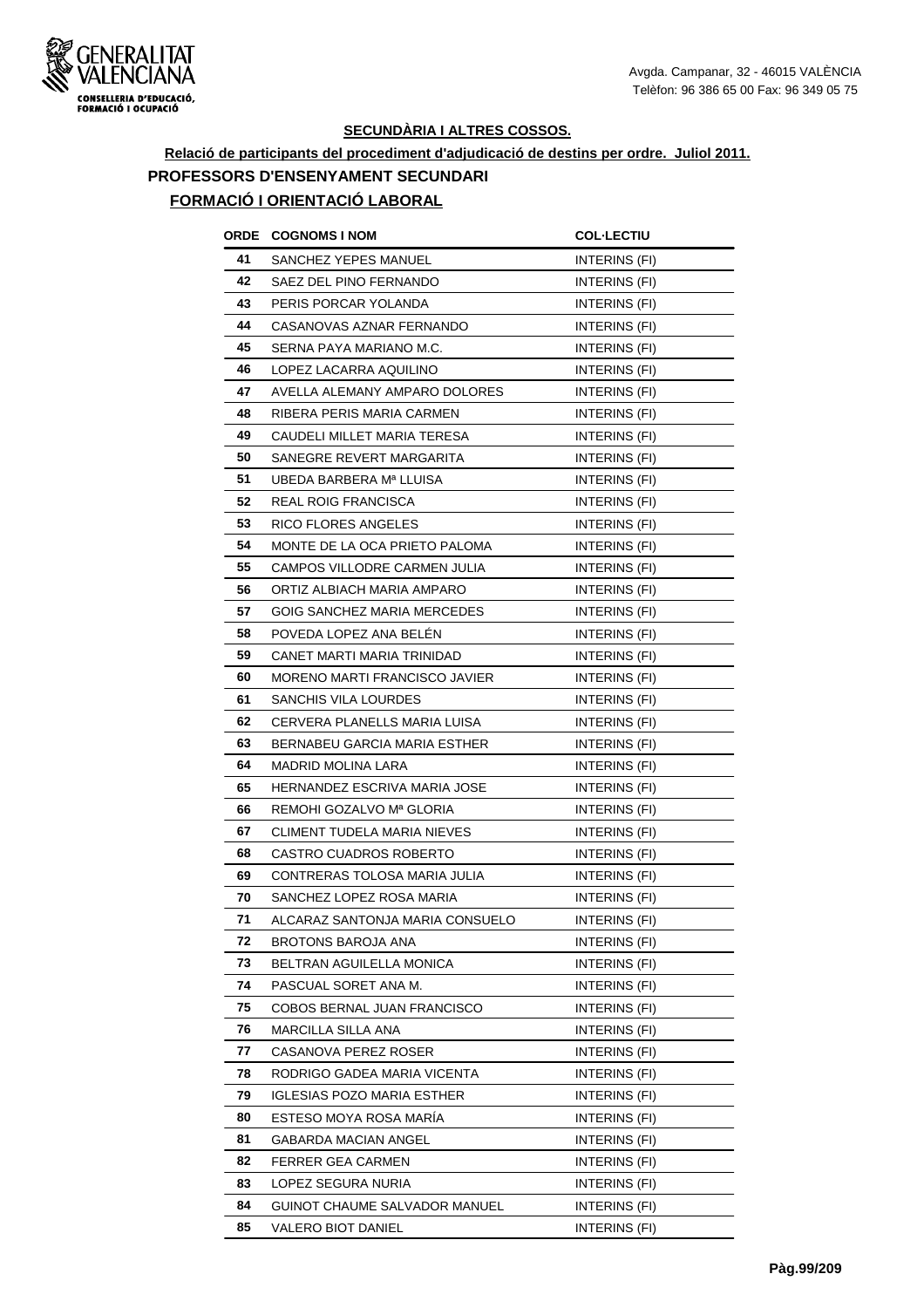## SECUNDÀRIA I ALTRES COSSOS.

**Relació de participants del procediment d'adjudicació de destins per ordre. Juliol 2011.**

### PROFESSORS D'ENSENYAMENT SECUNDARI

### FORMACIÓ I ORIENTACIÓ LABORAL

| ORDE | COGNOMS I NOM | COL·LECTIU |
|---|---|---|
| 41 | SANCHEZ YEPES MANUEL | INTERINS (FI) |
| 42 | SAEZ DEL PINO FERNANDO | INTERINS (FI) |
| 43 | PERIS PORCAR YOLANDA | INTERINS (FI) |
| 44 | CASANOVAS AZNAR FERNANDO | INTERINS (FI) |
| 45 | SERNA PAYA MARIANO M.C. | INTERINS (FI) |
| 46 | LOPEZ LACARRA AQUILINO | INTERINS (FI) |
| 47 | AVELLA ALEMANY AMPARO DOLORES | INTERINS (FI) |
| 48 | RIBERA PERIS MARIA CARMEN | INTERINS (FI) |
| 49 | CAUDELI MILLET MARIA TERESA | INTERINS (FI) |
| 50 | SANEGRE REVERT MARGARITA | INTERINS (FI) |
| 51 | UBEDA BARBERA Mª LLUISA | INTERINS (FI) |
| 52 | REAL ROIG FRANCISCA | INTERINS (FI) |
| 53 | RICO FLORES ANGELES | INTERINS (FI) |
| 54 | MONTE DE LA OCA PRIETO PALOMA | INTERINS (FI) |
| 55 | CAMPOS VILLODRE CARMEN JULIA | INTERINS (FI) |
| 56 | ORTIZ ALBIACH MARIA AMPARO | INTERINS (FI) |
| 57 | GOIG SANCHEZ MARIA MERCEDES | INTERINS (FI) |
| 58 | POVEDA LOPEZ ANA BELÉN | INTERINS (FI) |
| 59 | CANET MARTI MARIA TRINIDAD | INTERINS (FI) |
| 60 | MORENO MARTI FRANCISCO JAVIER | INTERINS (FI) |
| 61 | SANCHIS VILA LOURDES | INTERINS (FI) |
| 62 | CERVERA PLANELLS MARIA LUISA | INTERINS (FI) |
| 63 | BERNABEU GARCIA MARIA ESTHER | INTERINS (FI) |
| 64 | MADRID MOLINA LARA | INTERINS (FI) |
| 65 | HERNANDEZ ESCRIVA MARIA JOSE | INTERINS (FI) |
| 66 | REMOHI GOZALVO Mª GLORIA | INTERINS (FI) |
| 67 | CLIMENT TUDELA MARIA NIEVES | INTERINS (FI) |
| 68 | CASTRO CUADROS ROBERTO | INTERINS (FI) |
| 69 | CONTRERAS TOLOSA MARIA JULIA | INTERINS (FI) |
| 70 | SANCHEZ LOPEZ ROSA MARIA | INTERINS (FI) |
| 71 | ALCARAZ SANTONJA MARIA CONSUELO | INTERINS (FI) |
| 72 | BROTONS BAROJA ANA | INTERINS (FI) |
| 73 | BELTRAN AGUILELLA MONICA | INTERINS (FI) |
| 74 | PASCUAL SORET ANA M. | INTERINS (FI) |
| 75 | COBOS BERNAL JUAN FRANCISCO | INTERINS (FI) |
| 76 | MARCILLA SILLA ANA | INTERINS (FI) |
| 77 | CASANOVA PEREZ ROSER | INTERINS (FI) |
| 78 | RODRIGO GADEA MARIA VICENTA | INTERINS (FI) |
| 79 | IGLESIAS POZO MARIA ESTHER | INTERINS (FI) |
| 80 | ESTESO MOYA ROSA MARÍA | INTERINS (FI) |
| 81 | GABARDA MACIAN ANGEL | INTERINS (FI) |
| 82 | FERRER GEA CARMEN | INTERINS (FI) |
| 83 | LOPEZ SEGURA NURIA | INTERINS (FI) |
| 84 | GUINOT CHAUME SALVADOR MANUEL | INTERINS (FI) |
| 85 | VALERO BIOT DANIEL | INTERINS (FI) |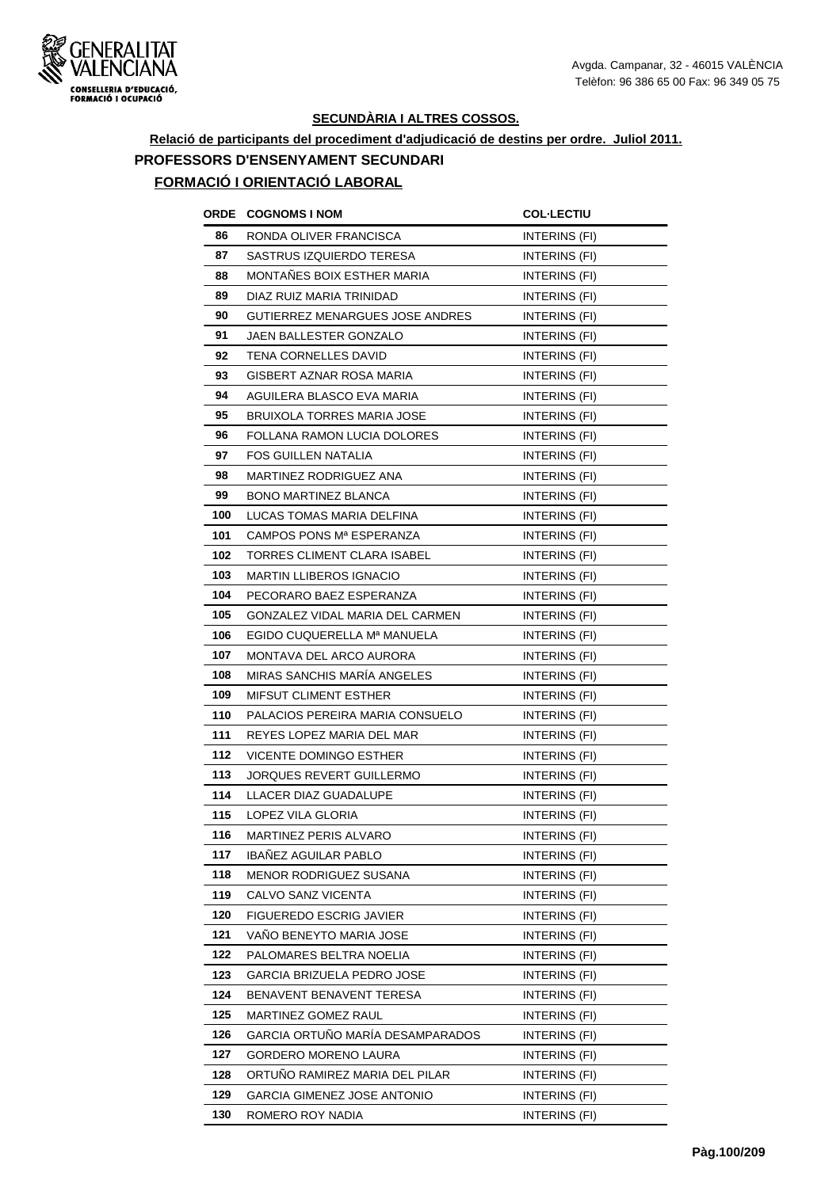### SECUNDÀRIA I ALTRES COSSOS.

**Relació de participants del procediment d'adjudicació de destins per ordre. Juliol 2011.**

**PROFESSORS D'ENSENYAMENT SECUNDARI**

**FORMACIÓ I ORIENTACIÓ LABORAL**

| ORDE | COGNOMS I NOM | COL·LECTIU |
|---|---|---|
| 86 | RONDA OLIVER FRANCISCA | INTERINS (FI) |
| 87 | SASTRUS IZQUIERDO TERESA | INTERINS (FI) |
| 88 | MONTAÑES BOIX ESTHER MARIA | INTERINS (FI) |
| 89 | DIAZ RUIZ MARIA TRINIDAD | INTERINS (FI) |
| 90 | GUTIERREZ MENARGUES JOSE ANDRES | INTERINS (FI) |
| 91 | JAEN BALLESTER GONZALO | INTERINS (FI) |
| 92 | TENA CORNELLES DAVID | INTERINS (FI) |
| 93 | GISBERT AZNAR ROSA MARIA | INTERINS (FI) |
| 94 | AGUILERA BLASCO EVA MARIA | INTERINS (FI) |
| 95 | BRUIXOLA TORRES MARIA JOSE | INTERINS (FI) |
| 96 | FOLLANA RAMON LUCIA DOLORES | INTERINS (FI) |
| 97 | FOS GUILLEN NATALIA | INTERINS (FI) |
| 98 | MARTINEZ RODRIGUEZ ANA | INTERINS (FI) |
| 99 | BONO MARTINEZ BLANCA | INTERINS (FI) |
| 100 | LUCAS TOMAS MARIA DELFINA | INTERINS (FI) |
| 101 | CAMPOS PONS Mª ESPERANZA | INTERINS (FI) |
| 102 | TORRES CLIMENT CLARA ISABEL | INTERINS (FI) |
| 103 | MARTIN LLIBEROS IGNACIO | INTERINS (FI) |
| 104 | PECORARO BAEZ ESPERANZA | INTERINS (FI) |
| 105 | GONZALEZ VIDAL MARIA DEL CARMEN | INTERINS (FI) |
| 106 | EGIDO CUQUERELLA Mª MANUELA | INTERINS (FI) |
| 107 | MONTAVA DEL ARCO AURORA | INTERINS (FI) |
| 108 | MIRAS SANCHIS MARÍA ANGELES | INTERINS (FI) |
| 109 | MIFSUT CLIMENT ESTHER | INTERINS (FI) |
| 110 | PALACIOS PEREIRA MARIA CONSUELO | INTERINS (FI) |
| 111 | REYES LOPEZ MARIA DEL MAR | INTERINS (FI) |
| 112 | VICENTE DOMINGO ESTHER | INTERINS (FI) |
| 113 | JORQUES REVERT GUILLERMO | INTERINS (FI) |
| 114 | LLACER DIAZ GUADALUPE | INTERINS (FI) |
| 115 | LOPEZ VILA GLORIA | INTERINS (FI) |
| 116 | MARTINEZ PERIS ALVARO | INTERINS (FI) |
| 117 | IBAÑEZ AGUILAR PABLO | INTERINS (FI) |
| 118 | MENOR RODRIGUEZ SUSANA | INTERINS (FI) |
| 119 | CALVO SANZ VICENTA | INTERINS (FI) |
| 120 | FIGUEREDO ESCRIG JAVIER | INTERINS (FI) |
| 121 | VAÑO BENEYTO MARIA JOSE | INTERINS (FI) |
| 122 | PALOMARES BELTRA NOELIA | INTERINS (FI) |
| 123 | GARCIA BRIZUELA PEDRO JOSE | INTERINS (FI) |
| 124 | BENAVENT BENAVENT TERESA | INTERINS (FI) |
| 125 | MARTINEZ GOMEZ RAUL | INTERINS (FI) |
| 126 | GARCIA ORTUÑO MARÍA DESAMPARADOS | INTERINS (FI) |
| 127 | GORDERO MORENO LAURA | INTERINS (FI) |
| 128 | ORTUÑO RAMIREZ MARIA DEL PILAR | INTERINS (FI) |
| 129 | GARCIA GIMENEZ JOSE ANTONIO | INTERINS (FI) |
| 130 | ROMERO ROY NADIA | INTERINS (FI) |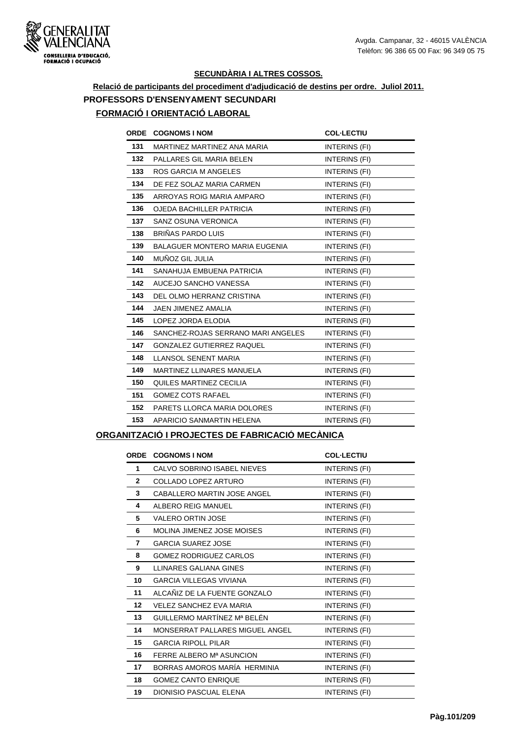GENERALITAT VALENCIANA
CONSELLERIA D'EDUCACIÓ, FORMACIÓ I OCUPACIÓ

Avgda. Campanar, 32 - 46015 VALÈNCIA
Telèfon: 96 386 65 00 Fax: 96 349 05 75

## SECUNDÀRIA I ALTRES COSSOS.

**Relació de participants del procediment d'adjudicació de destins per ordre. Juliol 2011.**

## PROFESSORS D'ENSENYAMENT SECUNDARI

### FORMACIÓ I ORIENTACIÓ LABORAL

| ORDE | COGNOMS I NOM | COL·LECTIU |
|---|---|---|
| 131 | MARTINEZ MARTINEZ ANA MARIA | INTERINS (FI) |
| 132 | PALLARES GIL MARIA BELEN | INTERINS (FI) |
| 133 | ROS GARCIA M ANGELES | INTERINS (FI) |
| 134 | DE FEZ SOLAZ MARIA CARMEN | INTERINS (FI) |
| 135 | ARROYAS ROIG MARIA AMPARO | INTERINS (FI) |
| 136 | OJEDA BACHILLER PATRICIA | INTERINS (FI) |
| 137 | SANZ OSUNA VERONICA | INTERINS (FI) |
| 138 | BRIÑAS PARDO LUIS | INTERINS (FI) |
| 139 | BALAGUER MONTERO MARIA EUGENIA | INTERINS (FI) |
| 140 | MUÑOZ GIL JULIA | INTERINS (FI) |
| 141 | SANAHUJA EMBUENA PATRICIA | INTERINS (FI) |
| 142 | AUCEJO SANCHO VANESSA | INTERINS (FI) |
| 143 | DEL OLMO HERRANZ CRISTINA | INTERINS (FI) |
| 144 | JAEN JIMENEZ AMALIA | INTERINS (FI) |
| 145 | LOPEZ JORDA ELODIA | INTERINS (FI) |
| 146 | SANCHEZ-ROJAS SERRANO MARI ANGELES | INTERINS (FI) |
| 147 | GONZALEZ GUTIERREZ RAQUEL | INTERINS (FI) |
| 148 | LLANSOL SENENT MARIA | INTERINS (FI) |
| 149 | MARTINEZ LLINARES MANUELA | INTERINS (FI) |
| 150 | QUILES MARTINEZ CECILIA | INTERINS (FI) |
| 151 | GOMEZ COTS RAFAEL | INTERINS (FI) |
| 152 | PARETS LLORCA MARIA DOLORES | INTERINS (FI) |
| 153 | APARICIO SANMARTIN HELENA | INTERINS (FI) |

### ORGANITZACIÓ I PROJECTES DE FABRICACIÓ MECÀNICA

| ORDE | COGNOMS I NOM | COL·LECTIU |
|---|---|---|
| 1 | CALVO SOBRINO ISABEL NIEVES | INTERINS (FI) |
| 2 | COLLADO LOPEZ ARTURO | INTERINS (FI) |
| 3 | CABALLERO MARTIN JOSE ANGEL | INTERINS (FI) |
| 4 | ALBERO REIG MANUEL | INTERINS (FI) |
| 5 | VALERO ORTIN JOSE | INTERINS (FI) |
| 6 | MOLINA JIMENEZ JOSE MOISES | INTERINS (FI) |
| 7 | GARCIA SUAREZ JOSE | INTERINS (FI) |
| 8 | GOMEZ RODRIGUEZ CARLOS | INTERINS (FI) |
| 9 | LLINARES GALIANA GINES | INTERINS (FI) |
| 10 | GARCIA VILLEGAS VIVIANA | INTERINS (FI) |
| 11 | ALCAÑIZ DE LA FUENTE GONZALO | INTERINS (FI) |
| 12 | VELEZ SANCHEZ EVA MARIA | INTERINS (FI) |
| 13 | GUILLERMO MARTÍNEZ Mª BELÉN | INTERINS (FI) |
| 14 | MONSERRAT PALLARES MIGUEL ANGEL | INTERINS (FI) |
| 15 | GARCIA RIPOLL PILAR | INTERINS (FI) |
| 16 | FERRE ALBERO Mª ASUNCION | INTERINS (FI) |
| 17 | BORRAS AMOROS MARÍA HERMINIA | INTERINS (FI) |
| 18 | GOMEZ CANTO ENRIQUE | INTERINS (FI) |
| 19 | DIONISIO PASCUAL ELENA | INTERINS (FI) |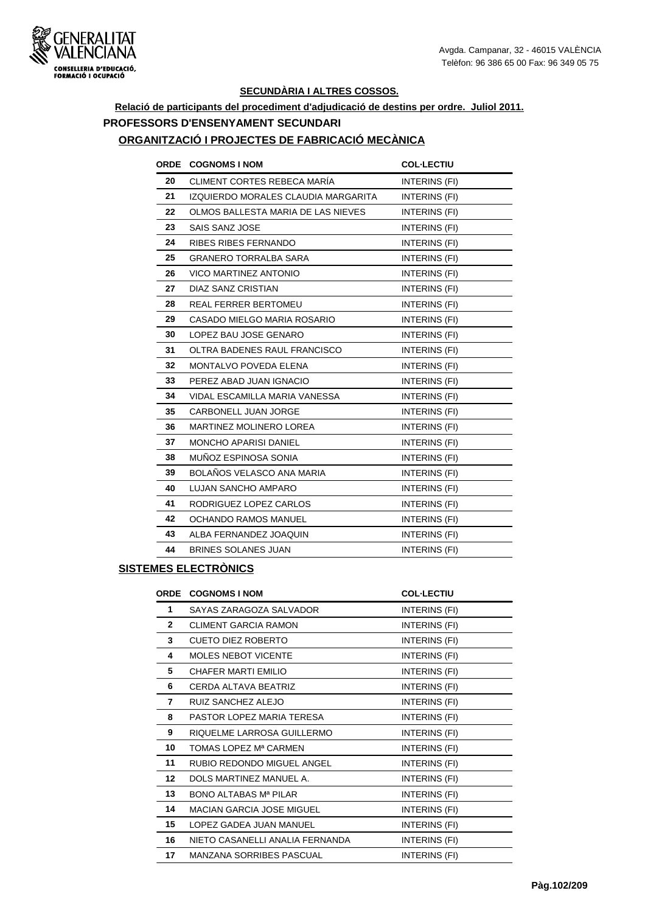## SECUNDÀRIA I ALTRES COSSOS.

**Relació de participants del procediment d'adjudicació de destins per ordre. Juliol 2011.**

### PROFESSORS D'ENSENYAMENT SECUNDARI

### ORGANITZACIÓ I PROJECTES DE FABRICACIÓ MECÀNICA

| ORDE | COGNOMS I NOM | COL·LECTIU |
|---|---|---|
| 20 | CLIMENT CORTES REBECA MARÍA | INTERINS (FI) |
| 21 | IZQUIERDO MORALES CLAUDIA MARGARITA | INTERINS (FI) |
| 22 | OLMOS BALLESTA MARIA DE LAS NIEVES | INTERINS (FI) |
| 23 | SAIS SANZ JOSE | INTERINS (FI) |
| 24 | RIBES RIBES FERNANDO | INTERINS (FI) |
| 25 | GRANERO TORRALBA SARA | INTERINS (FI) |
| 26 | VICO MARTINEZ ANTONIO | INTERINS (FI) |
| 27 | DIAZ SANZ CRISTIAN | INTERINS (FI) |
| 28 | REAL FERRER BERTOMEU | INTERINS (FI) |
| 29 | CASADO MIELGO MARIA ROSARIO | INTERINS (FI) |
| 30 | LOPEZ BAU JOSE GENARO | INTERINS (FI) |
| 31 | OLTRA BADENES RAUL FRANCISCO | INTERINS (FI) |
| 32 | MONTALVO POVEDA ELENA | INTERINS (FI) |
| 33 | PEREZ ABAD JUAN IGNACIO | INTERINS (FI) |
| 34 | VIDAL ESCAMILLA MARIA VANESSA | INTERINS (FI) |
| 35 | CARBONELL JUAN JORGE | INTERINS (FI) |
| 36 | MARTINEZ MOLINERO LOREA | INTERINS (FI) |
| 37 | MONCHO APARISI DANIEL | INTERINS (FI) |
| 38 | MUÑOZ ESPINOSA SONIA | INTERINS (FI) |
| 39 | BOLAÑOS VELASCO ANA MARIA | INTERINS (FI) |
| 40 | LUJAN SANCHO AMPARO | INTERINS (FI) |
| 41 | RODRIGUEZ LOPEZ CARLOS | INTERINS (FI) |
| 42 | OCHANDO RAMOS MANUEL | INTERINS (FI) |
| 43 | ALBA FERNANDEZ JOAQUIN | INTERINS (FI) |
| 44 | BRINES SOLANES JUAN | INTERINS (FI) |

### SISTEMES ELECTRÒNICS

| ORDE | COGNOMS I NOM | COL·LECTIU |
|---|---|---|
| 1 | SAYAS ZARAGOZA SALVADOR | INTERINS (FI) |
| 2 | CLIMENT GARCIA RAMON | INTERINS (FI) |
| 3 | CUETO DIEZ ROBERTO | INTERINS (FI) |
| 4 | MOLES NEBOT VICENTE | INTERINS (FI) |
| 5 | CHAFER MARTI EMILIO | INTERINS (FI) |
| 6 | CERDA ALTAVA BEATRIZ | INTERINS (FI) |
| 7 | RUIZ SANCHEZ ALEJO | INTERINS (FI) |
| 8 | PASTOR LOPEZ MARIA TERESA | INTERINS (FI) |
| 9 | RIQUELME LARROSA GUILLERMO | INTERINS (FI) |
| 10 | TOMAS LOPEZ Mª CARMEN | INTERINS (FI) |
| 11 | RUBIO REDONDO MIGUEL ANGEL | INTERINS (FI) |
| 12 | DOLS MARTINEZ MANUEL A. | INTERINS (FI) |
| 13 | BONO ALTABAS Mª PILAR | INTERINS (FI) |
| 14 | MACIAN GARCIA JOSE MIGUEL | INTERINS (FI) |
| 15 | LOPEZ GADEA JUAN MANUEL | INTERINS (FI) |
| 16 | NIETO CASANELLI ANALIA FERNANDA | INTERINS (FI) |
| 17 | MANZANA SORRIBES PASCUAL | INTERINS (FI) |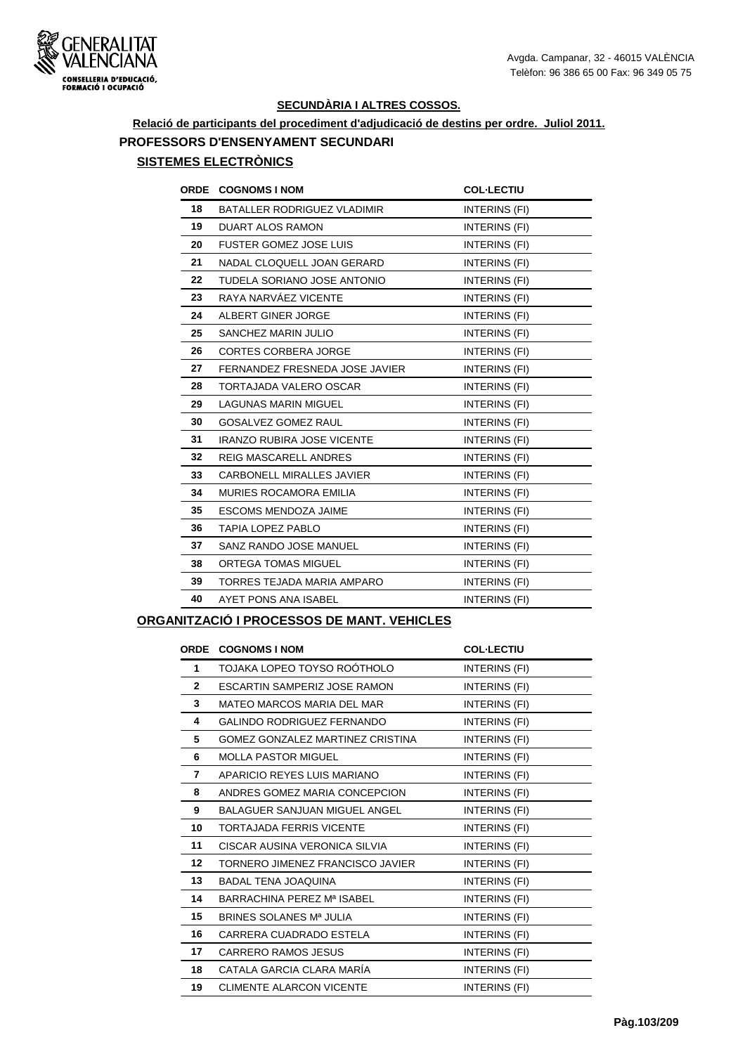GENERALITAT VALENCIANA
CONSELLERIA D'EDUCACIÓ, FORMACIÓ I OCUPACIÓ

Avgda. Campanar, 32 - 46015 VALÈNCIA
Telèfon: 96 386 65 00 Fax: 96 349 05 75

## SECUNDÀRIA I ALTRES COSSOS.

**Relació de participants del procediment d'adjudicació de destins per ordre. Juliol 2011.**

### PROFESSORS D'ENSENYAMENT SECUNDARI

#### SISTEMES ELECTRÒNICS

| ORDE | COGNOMS I NOM | COL·LECTIU |
|---|---|---|
| 18 | BATALLER RODRIGUEZ VLADIMIR | INTERINS (FI) |
| 19 | DUART ALOS RAMON | INTERINS (FI) |
| 20 | FUSTER GOMEZ JOSE LUIS | INTERINS (FI) |
| 21 | NADAL CLOQUELL JOAN GERARD | INTERINS (FI) |
| 22 | TUDELA SORIANO JOSE ANTONIO | INTERINS (FI) |
| 23 | RAYA NARVÁEZ VICENTE | INTERINS (FI) |
| 24 | ALBERT GINER JORGE | INTERINS (FI) |
| 25 | SANCHEZ MARIN JULIO | INTERINS (FI) |
| 26 | CORTES CORBERA JORGE | INTERINS (FI) |
| 27 | FERNANDEZ FRESNEDA JOSE JAVIER | INTERINS (FI) |
| 28 | TORTAJADA VALERO OSCAR | INTERINS (FI) |
| 29 | LAGUNAS MARIN MIGUEL | INTERINS (FI) |
| 30 | GOSALVEZ GOMEZ RAUL | INTERINS (FI) |
| 31 | IRANZO RUBIRA JOSE VICENTE | INTERINS (FI) |
| 32 | REIG MASCARELL ANDRES | INTERINS (FI) |
| 33 | CARBONELL MIRALLES JAVIER | INTERINS (FI) |
| 34 | MURIES ROCAMORA EMILIA | INTERINS (FI) |
| 35 | ESCOMS MENDOZA JAIME | INTERINS (FI) |
| 36 | TAPIA LOPEZ PABLO | INTERINS (FI) |
| 37 | SANZ RANDO JOSE MANUEL | INTERINS (FI) |
| 38 | ORTEGA TOMAS MIGUEL | INTERINS (FI) |
| 39 | TORRES TEJADA MARIA AMPARO | INTERINS (FI) |
| 40 | AYET PONS ANA ISABEL | INTERINS (FI) |

#### ORGANITZACIÓ I PROCESSOS DE MANT. VEHICLES

| ORDE | COGNOMS I NOM | COL·LECTIU |
|---|---|---|
| 1 | TOJAKA LOPEO TOYSO ROÓTHOLO | INTERINS (FI) |
| 2 | ESCARTIN SAMPERIZ JOSE RAMON | INTERINS (FI) |
| 3 | MATEO MARCOS MARIA DEL MAR | INTERINS (FI) |
| 4 | GALINDO RODRIGUEZ FERNANDO | INTERINS (FI) |
| 5 | GOMEZ GONZALEZ MARTINEZ CRISTINA | INTERINS (FI) |
| 6 | MOLLA PASTOR MIGUEL | INTERINS (FI) |
| 7 | APARICIO REYES LUIS MARIANO | INTERINS (FI) |
| 8 | ANDRES GOMEZ MARIA CONCEPCION | INTERINS (FI) |
| 9 | BALAGUER SANJUAN MIGUEL ANGEL | INTERINS (FI) |
| 10 | TORTAJADA FERRIS VICENTE | INTERINS (FI) |
| 11 | CISCAR AUSINA VERONICA SILVIA | INTERINS (FI) |
| 12 | TORNERO JIMENEZ FRANCISCO JAVIER | INTERINS (FI) |
| 13 | BADAL TENA JOAQUINA | INTERINS (FI) |
| 14 | BARRACHINA PEREZ Mª ISABEL | INTERINS (FI) |
| 15 | BRINES SOLANES Mª JULIA | INTERINS (FI) |
| 16 | CARRERA CUADRADO ESTELA | INTERINS (FI) |
| 17 | CARRERO RAMOS JESUS | INTERINS (FI) |
| 18 | CATALA GARCIA CLARA MARÍA | INTERINS (FI) |
| 19 | CLIMENTE ALARCON VICENTE | INTERINS (FI) |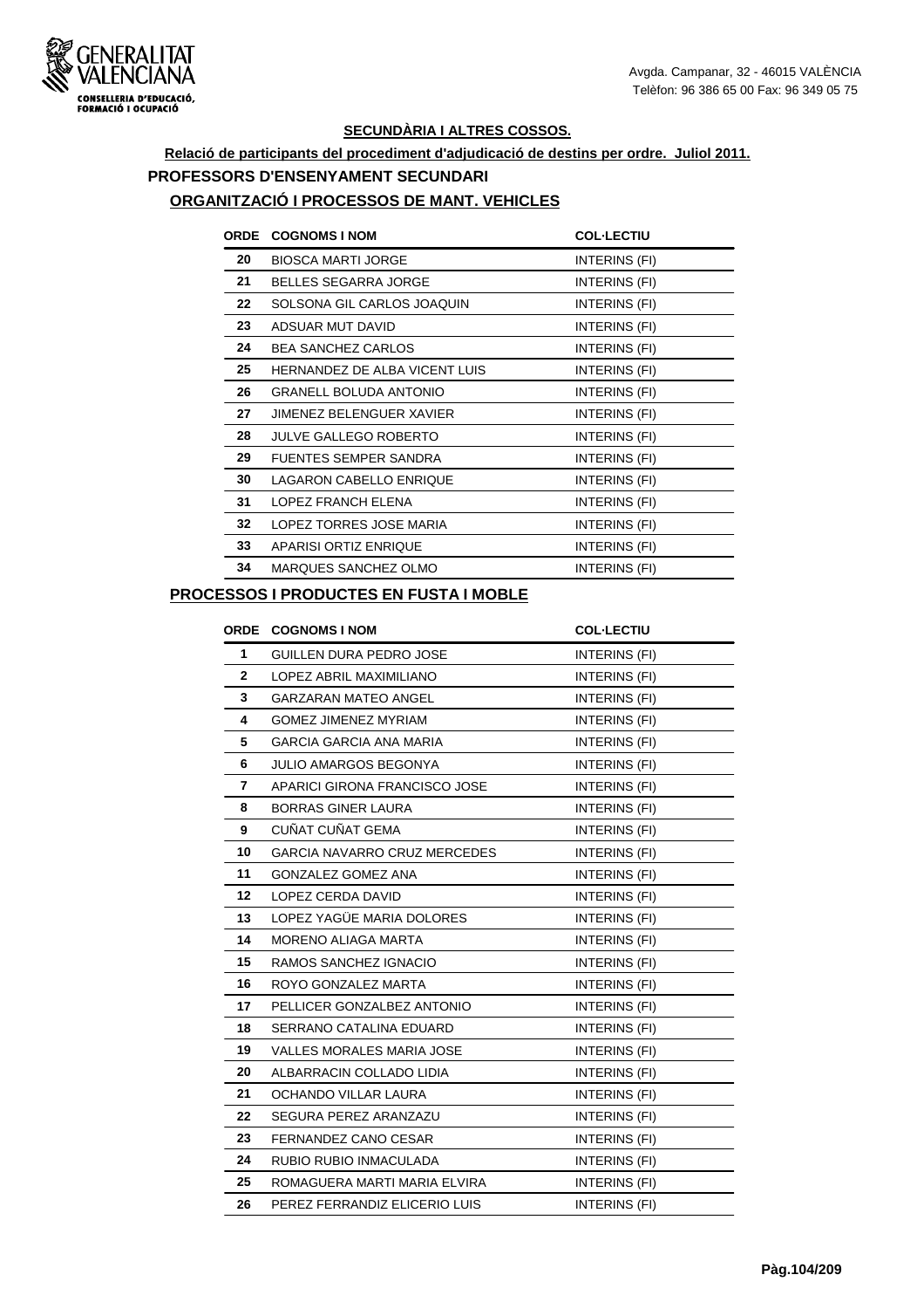### SECUNDÀRIA I ALTRES COSSOS.

**Relació de participants del procediment d'adjudicació de destins per ordre. Juliol 2011.**

## PROFESSORS D'ENSENYAMENT SECUNDARI

### ORGANITZACIÓ I PROCESSOS DE MANT. VEHICLES

| ORDE | COGNOMS I NOM | COL·LECTIU |
|---|---|---|
| 20 | BIOSCA MARTI JORGE | INTERINS (FI) |
| 21 | BELLES SEGARRA JORGE | INTERINS (FI) |
| 22 | SOLSONA GIL CARLOS JOAQUIN | INTERINS (FI) |
| 23 | ADSUAR MUT DAVID | INTERINS (FI) |
| 24 | BEA SANCHEZ CARLOS | INTERINS (FI) |
| 25 | HERNANDEZ DE ALBA VICENT LUIS | INTERINS (FI) |
| 26 | GRANELL BOLUDA ANTONIO | INTERINS (FI) |
| 27 | JIMENEZ BELENGUER XAVIER | INTERINS (FI) |
| 28 | JULVE GALLEGO ROBERTO | INTERINS (FI) |
| 29 | FUENTES SEMPER SANDRA | INTERINS (FI) |
| 30 | LAGARON CABELLO ENRIQUE | INTERINS (FI) |
| 31 | LOPEZ FRANCH ELENA | INTERINS (FI) |
| 32 | LOPEZ TORRES JOSE MARIA | INTERINS (FI) |
| 33 | APARISI ORTIZ ENRIQUE | INTERINS (FI) |
| 34 | MARQUES SANCHEZ OLMO | INTERINS (FI) |

### PROCESSOS I PRODUCTES EN FUSTA I MOBLE

| ORDE | COGNOMS I NOM | COL·LECTIU |
|---|---|---|
| 1 | GUILLEN DURA PEDRO JOSE | INTERINS (FI) |
| 2 | LOPEZ ABRIL MAXIMILIANO | INTERINS (FI) |
| 3 | GARZARAN MATEO ANGEL | INTERINS (FI) |
| 4 | GOMEZ JIMENEZ MYRIAM | INTERINS (FI) |
| 5 | GARCIA GARCIA ANA MARIA | INTERINS (FI) |
| 6 | JULIO AMARGOS BEGONYA | INTERINS (FI) |
| 7 | APARICI GIRONA FRANCISCO JOSE | INTERINS (FI) |
| 8 | BORRAS GINER LAURA | INTERINS (FI) |
| 9 | CUÑAT CUÑAT GEMA | INTERINS (FI) |
| 10 | GARCIA NAVARRO CRUZ MERCEDES | INTERINS (FI) |
| 11 | GONZALEZ GOMEZ ANA | INTERINS (FI) |
| 12 | LOPEZ CERDA DAVID | INTERINS (FI) |
| 13 | LOPEZ YAGÜE MARIA DOLORES | INTERINS (FI) |
| 14 | MORENO ALIAGA MARTA | INTERINS (FI) |
| 15 | RAMOS SANCHEZ IGNACIO | INTERINS (FI) |
| 16 | ROYO GONZALEZ MARTA | INTERINS (FI) |
| 17 | PELLICER GONZALBEZ ANTONIO | INTERINS (FI) |
| 18 | SERRANO CATALINA EDUARD | INTERINS (FI) |
| 19 | VALLES MORALES MARIA JOSE | INTERINS (FI) |
| 20 | ALBARRACIN COLLADO LIDIA | INTERINS (FI) |
| 21 | OCHANDO VILLAR LAURA | INTERINS (FI) |
| 22 | SEGURA PEREZ ARANZAZU | INTERINS (FI) |
| 23 | FERNANDEZ CANO CESAR | INTERINS (FI) |
| 24 | RUBIO RUBIO INMACULADA | INTERINS (FI) |
| 25 | ROMAGUERA MARTI MARIA ELVIRA | INTERINS (FI) |
| 26 | PEREZ FERRANDIZ ELICERIO LUIS | INTERINS (FI) |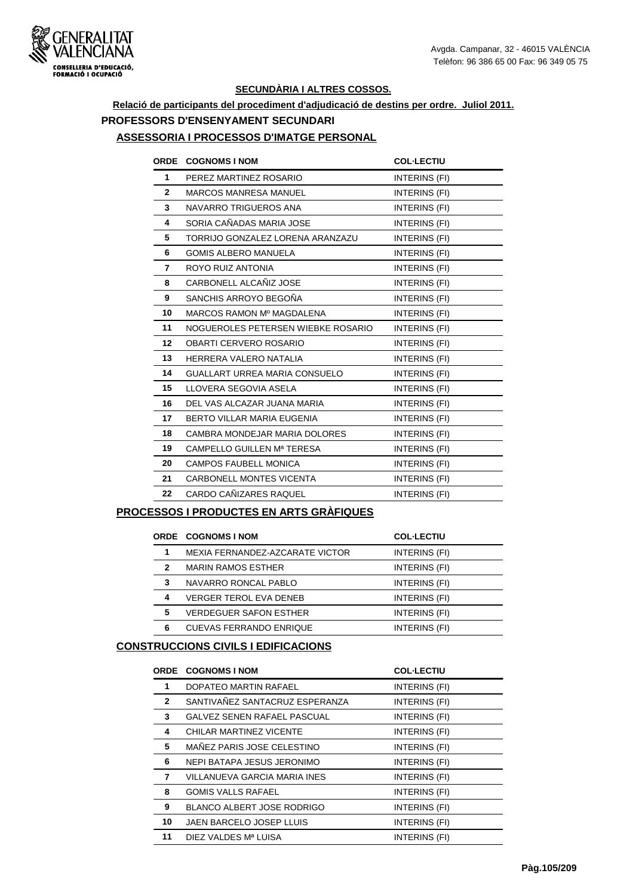**SECUNDÀRIA I ALTRES COSSOS.**

**Relació de participants del procediment d'adjudicació de destins per ordre. Juliol 2011.**

## PROFESSORS D'ENSENYAMENT SECUNDARI

### ASSESSORIA I PROCESSOS D'IMATGE PERSONAL

| ORDE | COGNOMS I NOM | COL·LECTIU |
|---|---|---|
| 1 | PEREZ MARTINEZ ROSARIO | INTERINS (FI) |
| 2 | MARCOS MANRESA MANUEL | INTERINS (FI) |
| 3 | NAVARRO TRIGUEROS ANA | INTERINS (FI) |
| 4 | SORIA CAÑADAS MARIA JOSE | INTERINS (FI) |
| 5 | TORRIJO GONZALEZ LORENA ARANZAZU | INTERINS (FI) |
| 6 | GOMIS ALBERO MANUELA | INTERINS (FI) |
| 7 | ROYO RUIZ ANTONIA | INTERINS (FI) |
| 8 | CARBONELL ALCAÑIZ JOSE | INTERINS (FI) |
| 9 | SANCHIS ARROYO BEGOÑA | INTERINS (FI) |
| 10 | MARCOS RAMON Mº MAGDALENA | INTERINS (FI) |
| 11 | NOGUEROLES PETERSEN WIEBKE ROSARIO | INTERINS (FI) |
| 12 | OBARTI CERVERO ROSARIO | INTERINS (FI) |
| 13 | HERRERA VALERO NATALIA | INTERINS (FI) |
| 14 | GUALLART URREA MARIA CONSUELO | INTERINS (FI) |
| 15 | LLOVERA SEGOVIA ASELA | INTERINS (FI) |
| 16 | DEL VAS ALCAZAR JUANA MARIA | INTERINS (FI) |
| 17 | BERTO VILLAR MARIA EUGENIA | INTERINS (FI) |
| 18 | CAMBRA MONDEJAR MARIA DOLORES | INTERINS (FI) |
| 19 | CAMPELLO GUILLEN Mª TERESA | INTERINS (FI) |
| 20 | CAMPOS FAUBELL MONICA | INTERINS (FI) |
| 21 | CARBONELL MONTES VICENTA | INTERINS (FI) |
| 22 | CARDO CAÑIZARES RAQUEL | INTERINS (FI) |

### PROCESSOS I PRODUCTES EN ARTS GRÀFIQUES

| ORDE | COGNOMS I NOM | COL·LECTIU |
|---|---|---|
| 1 | MEXIA FERNANDEZ-AZCARATE VICTOR | INTERINS (FI) |
| 2 | MARIN RAMOS ESTHER | INTERINS (FI) |
| 3 | NAVARRO RONCAL PABLO | INTERINS (FI) |
| 4 | VERGER TEROL EVA DENEB | INTERINS (FI) |
| 5 | VERDEGUER SAFON ESTHER | INTERINS (FI) |
| 6 | CUEVAS FERRANDO ENRIQUE | INTERINS (FI) |

### CONSTRUCCIONS CIVILS I EDIFICACIONS

| ORDE | COGNOMS I NOM | COL·LECTIU |
|---|---|---|
| 1 | DOPATEO MARTIN RAFAEL | INTERINS (FI) |
| 2 | SANTIVAÑEZ SANTACRUZ ESPERANZA | INTERINS (FI) |
| 3 | GALVEZ SENEN RAFAEL PASCUAL | INTERINS (FI) |
| 4 | CHILAR MARTINEZ VICENTE | INTERINS (FI) |
| 5 | MAÑEZ PARIS JOSE CELESTINO | INTERINS (FI) |
| 6 | NEPI BATAPA JESUS JERONIMO | INTERINS (FI) |
| 7 | VILLANUEVA GARCIA MARIA INES | INTERINS (FI) |
| 8 | GOMIS VALLS RAFAEL | INTERINS (FI) |
| 9 | BLANCO ALBERT JOSE RODRIGO | INTERINS (FI) |
| 10 | JAEN BARCELO JOSEP LLUIS | INTERINS (FI) |
| 11 | DIEZ VALDES Mª LUISA | INTERINS (FI) |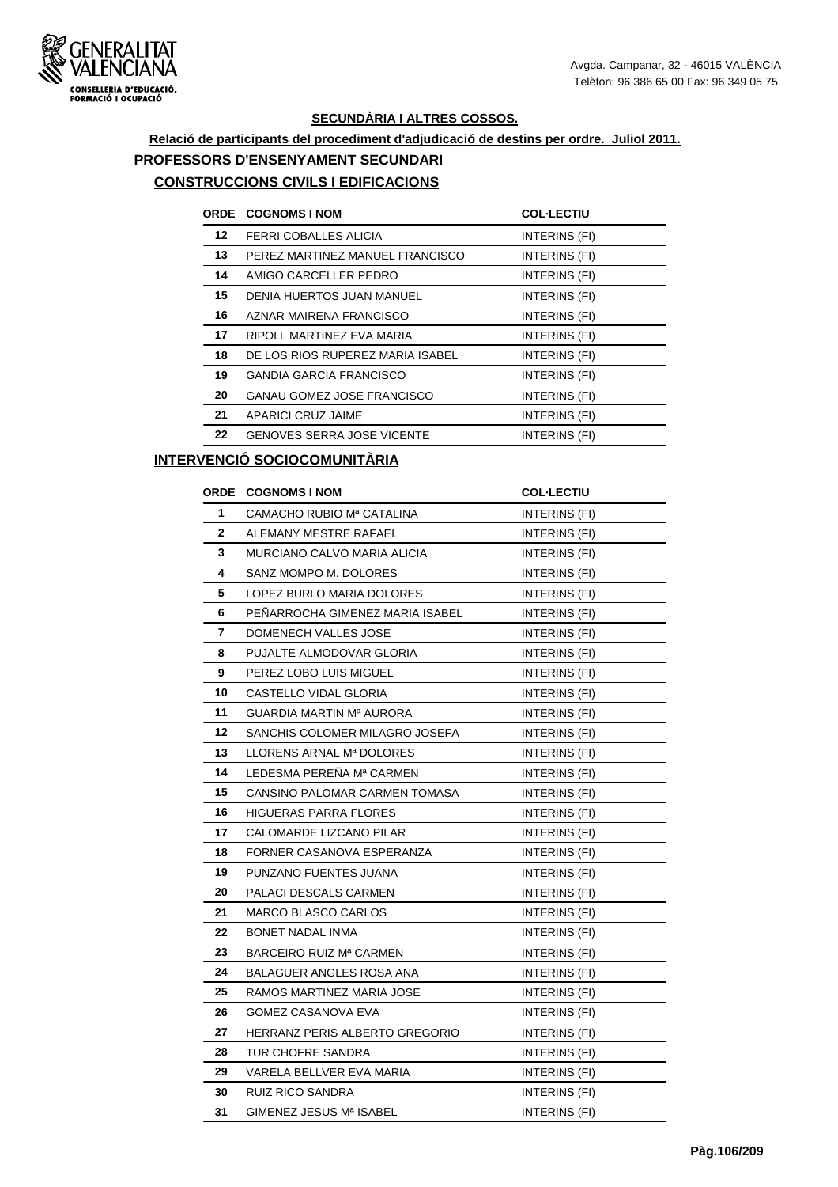## SECUNDÀRIA I ALTRES COSSOS.

**Relació de participants del procediment d'adjudicació de destins per ordre. Juliol 2011.**

### PROFESSORS D'ENSENYAMENT SECUNDARI

#### CONSTRUCCIONS CIVILS I EDIFICACIONS

| ORDE | COGNOMS I NOM | COL·LECTIU |
|---|---|---|
| 12 | FERRI COBALLES ALICIA | INTERINS (FI) |
| 13 | PEREZ MARTINEZ MANUEL FRANCISCO | INTERINS (FI) |
| 14 | AMIGO CARCELLER PEDRO | INTERINS (FI) |
| 15 | DENIA HUERTOS JUAN MANUEL | INTERINS (FI) |
| 16 | AZNAR MAIRENA FRANCISCO | INTERINS (FI) |
| 17 | RIPOLL MARTINEZ EVA MARIA | INTERINS (FI) |
| 18 | DE LOS RIOS RUPEREZ MARIA ISABEL | INTERINS (FI) |
| 19 | GANDIA GARCIA FRANCISCO | INTERINS (FI) |
| 20 | GANAU GOMEZ JOSE FRANCISCO | INTERINS (FI) |
| 21 | APARICI CRUZ JAIME | INTERINS (FI) |
| 22 | GENOVES SERRA JOSE VICENTE | INTERINS (FI) |

#### INTERVENCIÓ SOCIOCOMUNITÀRIA

| ORDE | COGNOMS I NOM | COL·LECTIU |
|---|---|---|
| 1 | CAMACHO RUBIO Mª CATALINA | INTERINS (FI) |
| 2 | ALEMANY MESTRE RAFAEL | INTERINS (FI) |
| 3 | MURCIANO CALVO MARIA ALICIA | INTERINS (FI) |
| 4 | SANZ MOMPO M. DOLORES | INTERINS (FI) |
| 5 | LOPEZ BURLO MARIA DOLORES | INTERINS (FI) |
| 6 | PEÑARROCHA GIMENEZ MARIA ISABEL | INTERINS (FI) |
| 7 | DOMENECH VALLES JOSE | INTERINS (FI) |
| 8 | PUJALTE ALMODOVAR GLORIA | INTERINS (FI) |
| 9 | PEREZ LOBO LUIS MIGUEL | INTERINS (FI) |
| 10 | CASTELLO VIDAL GLORIA | INTERINS (FI) |
| 11 | GUARDIA MARTIN Mª AURORA | INTERINS (FI) |
| 12 | SANCHIS COLOMER MILAGRO JOSEFA | INTERINS (FI) |
| 13 | LLORENS ARNAL Mª DOLORES | INTERINS (FI) |
| 14 | LEDESMA PEREÑA Mª CARMEN | INTERINS (FI) |
| 15 | CANSINO PALOMAR CARMEN TOMASA | INTERINS (FI) |
| 16 | HIGUERAS PARRA FLORES | INTERINS (FI) |
| 17 | CALOMARDE LIZCANO PILAR | INTERINS (FI) |
| 18 | FORNER CASANOVA ESPERANZA | INTERINS (FI) |
| 19 | PUNZANO FUENTES JUANA | INTERINS (FI) |
| 20 | PALACI DESCALS CARMEN | INTERINS (FI) |
| 21 | MARCO BLASCO CARLOS | INTERINS (FI) |
| 22 | BONET NADAL INMA | INTERINS (FI) |
| 23 | BARCEIRO RUIZ Mª CARMEN | INTERINS (FI) |
| 24 | BALAGUER ANGLES ROSA ANA | INTERINS (FI) |
| 25 | RAMOS MARTINEZ MARIA JOSE | INTERINS (FI) |
| 26 | GOMEZ CASANOVA EVA | INTERINS (FI) |
| 27 | HERRANZ PERIS ALBERTO GREGORIO | INTERINS (FI) |
| 28 | TUR CHOFRE SANDRA | INTERINS (FI) |
| 29 | VARELA BELLVER EVA MARIA | INTERINS (FI) |
| 30 | RUIZ RICO SANDRA | INTERINS (FI) |
| 31 | GIMENEZ JESUS Mª ISABEL | INTERINS (FI) |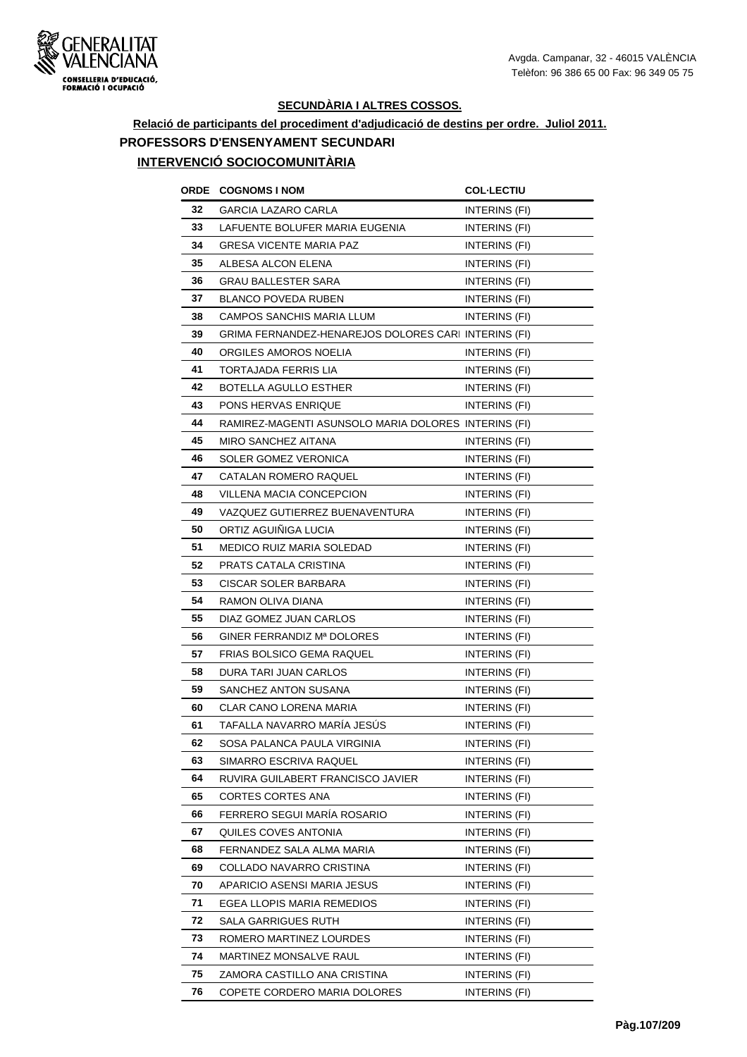### SECUNDÀRIA I ALTRES COSSOS.

**Relació de participants del procediment d'adjudicació de destins per ordre. Juliol 2011.**

**PROFESSORS D'ENSENYAMENT SECUNDARI**

**INTERVENCIÓ SOCIOCOMUNITÀRIA**

| ORDE | COGNOMS I NOM | COL·LECTIU |
|---|---|---|
| 32 | GARCIA LAZARO CARLA | INTERINS (FI) |
| 33 | LAFUENTE BOLUFER MARIA EUGENIA | INTERINS (FI) |
| 34 | GRESA VICENTE MARIA PAZ | INTERINS (FI) |
| 35 | ALBESA ALCON ELENA | INTERINS (FI) |
| 36 | GRAU BALLESTER SARA | INTERINS (FI) |
| 37 | BLANCO POVEDA RUBEN | INTERINS (FI) |
| 38 | CAMPOS SANCHIS MARIA LLUM | INTERINS (FI) |
| 39 | GRIMA FERNANDEZ-HENAREJOS DOLORES CARI | INTERINS (FI) |
| 40 | ORGILES AMOROS NOELIA | INTERINS (FI) |
| 41 | TORTAJADA FERRIS LIA | INTERINS (FI) |
| 42 | BOTELLA AGULLO ESTHER | INTERINS (FI) |
| 43 | PONS HERVAS ENRIQUE | INTERINS (FI) |
| 44 | RAMIREZ-MAGENTI ASUNSOLO MARIA DOLORES | INTERINS (FI) |
| 45 | MIRO SANCHEZ AITANA | INTERINS (FI) |
| 46 | SOLER GOMEZ VERONICA | INTERINS (FI) |
| 47 | CATALAN ROMERO RAQUEL | INTERINS (FI) |
| 48 | VILLENA MACIA CONCEPCION | INTERINS (FI) |
| 49 | VAZQUEZ GUTIERREZ BUENAVENTURA | INTERINS (FI) |
| 50 | ORTIZ AGUIÑIGA LUCIA | INTERINS (FI) |
| 51 | MEDICO RUIZ MARIA SOLEDAD | INTERINS (FI) |
| 52 | PRATS CATALA CRISTINA | INTERINS (FI) |
| 53 | CISCAR SOLER BARBARA | INTERINS (FI) |
| 54 | RAMON OLIVA DIANA | INTERINS (FI) |
| 55 | DIAZ GOMEZ JUAN CARLOS | INTERINS (FI) |
| 56 | GINER FERRANDIZ Mª DOLORES | INTERINS (FI) |
| 57 | FRIAS BOLSICO GEMA RAQUEL | INTERINS (FI) |
| 58 | DURA TARI JUAN CARLOS | INTERINS (FI) |
| 59 | SANCHEZ ANTON SUSANA | INTERINS (FI) |
| 60 | CLAR CANO LORENA MARIA | INTERINS (FI) |
| 61 | TAFALLA NAVARRO MARÍA JESÚS | INTERINS (FI) |
| 62 | SOSA PALANCA PAULA VIRGINIA | INTERINS (FI) |
| 63 | SIMARRO ESCRIVA RAQUEL | INTERINS (FI) |
| 64 | RUVIRA GUILABERT FRANCISCO JAVIER | INTERINS (FI) |
| 65 | CORTES CORTES ANA | INTERINS (FI) |
| 66 | FERRERO SEGUI MARÍA ROSARIO | INTERINS (FI) |
| 67 | QUILES COVES ANTONIA | INTERINS (FI) |
| 68 | FERNANDEZ SALA ALMA MARIA | INTERINS (FI) |
| 69 | COLLADO NAVARRO CRISTINA | INTERINS (FI) |
| 70 | APARICIO ASENSI MARIA JESUS | INTERINS (FI) |
| 71 | EGEA LLOPIS MARIA REMEDIOS | INTERINS (FI) |
| 72 | SALA GARRIGUES RUTH | INTERINS (FI) |
| 73 | ROMERO MARTINEZ LOURDES | INTERINS (FI) |
| 74 | MARTINEZ MONSALVE RAUL | INTERINS (FI) |
| 75 | ZAMORA CASTILLO ANA CRISTINA | INTERINS (FI) |
| 76 | COPETE CORDERO MARIA DOLORES | INTERINS (FI) |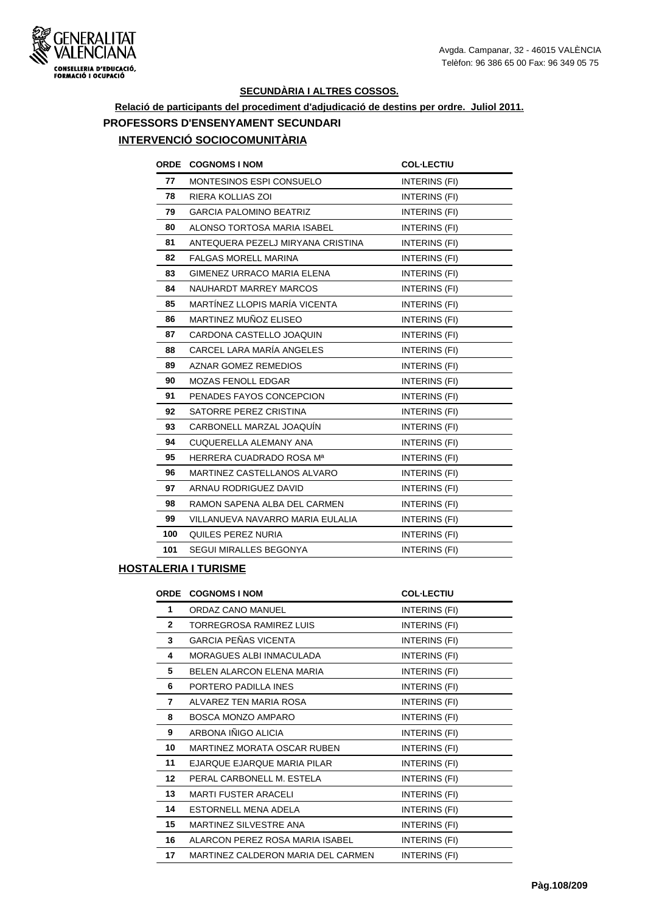## SECUNDÀRIA I ALTRES COSSOS.

**Relació de participants del procediment d'adjudicació de destins per ordre. Juliol 2011.**

**PROFESSORS D'ENSENYAMENT SECUNDARI**

### INTERVENCIÓ SOCIOCOMUNITÀRIA

| ORDE | COGNOMS I NOM | COL·LECTIU |
|---|---|---|
| 77 | MONTESINOS ESPI CONSUELO | INTERINS (FI) |
| 78 | RIERA KOLLIAS ZOI | INTERINS (FI) |
| 79 | GARCIA PALOMINO BEATRIZ | INTERINS (FI) |
| 80 | ALONSO TORTOSA MARIA ISABEL | INTERINS (FI) |
| 81 | ANTEQUERA PEZELJ MIRYANA CRISTINA | INTERINS (FI) |
| 82 | FALGAS MORELL MARINA | INTERINS (FI) |
| 83 | GIMENEZ URRACO MARIA ELENA | INTERINS (FI) |
| 84 | NAUHARDT MARREY MARCOS | INTERINS (FI) |
| 85 | MARTÍNEZ LLOPIS MARÍA VICENTA | INTERINS (FI) |
| 86 | MARTINEZ MUÑOZ ELISEO | INTERINS (FI) |
| 87 | CARDONA CASTELLO JOAQUIN | INTERINS (FI) |
| 88 | CARCEL LARA MARÍA ANGELES | INTERINS (FI) |
| 89 | AZNAR GOMEZ REMEDIOS | INTERINS (FI) |
| 90 | MOZAS FENOLL EDGAR | INTERINS (FI) |
| 91 | PENADES FAYOS CONCEPCION | INTERINS (FI) |
| 92 | SATORRE PEREZ CRISTINA | INTERINS (FI) |
| 93 | CARBONELL MARZAL JOAQUÍN | INTERINS (FI) |
| 94 | CUQUERELLA ALEMANY ANA | INTERINS (FI) |
| 95 | HERRERA CUADRADO ROSA Mª | INTERINS (FI) |
| 96 | MARTINEZ CASTELLANOS ALVARO | INTERINS (FI) |
| 97 | ARNAU RODRIGUEZ DAVID | INTERINS (FI) |
| 98 | RAMON SAPENA ALBA DEL CARMEN | INTERINS (FI) |
| 99 | VILLANUEVA NAVARRO MARIA EULALIA | INTERINS (FI) |
| 100 | QUILES PEREZ NURIA | INTERINS (FI) |
| 101 | SEGUI MIRALLES BEGONYA | INTERINS (FI) |

### HOSTALERIA I TURISME

| ORDE | COGNOMS I NOM | COL·LECTIU |
|---|---|---|
| 1 | ORDAZ CANO MANUEL | INTERINS (FI) |
| 2 | TORREGROSA RAMIREZ LUIS | INTERINS (FI) |
| 3 | GARCIA PEÑAS VICENTA | INTERINS (FI) |
| 4 | MORAGUES ALBI INMACULADA | INTERINS (FI) |
| 5 | BELEN ALARCON ELENA MARIA | INTERINS (FI) |
| 6 | PORTERO PADILLA INES | INTERINS (FI) |
| 7 | ALVAREZ TEN MARIA ROSA | INTERINS (FI) |
| 8 | BOSCA MONZO AMPARO | INTERINS (FI) |
| 9 | ARBONA IÑIGO ALICIA | INTERINS (FI) |
| 10 | MARTINEZ MORATA OSCAR RUBEN | INTERINS (FI) |
| 11 | EJARQUE EJARQUE MARIA PILAR | INTERINS (FI) |
| 12 | PERAL CARBONELL M. ESTELA | INTERINS (FI) |
| 13 | MARTI FUSTER ARACELI | INTERINS (FI) |
| 14 | ESTORNELL MENA ADELA | INTERINS (FI) |
| 15 | MARTINEZ SILVESTRE ANA | INTERINS (FI) |
| 16 | ALARCON PEREZ ROSA MARIA ISABEL | INTERINS (FI) |
| 17 | MARTINEZ CALDERON MARIA DEL CARMEN | INTERINS (FI) |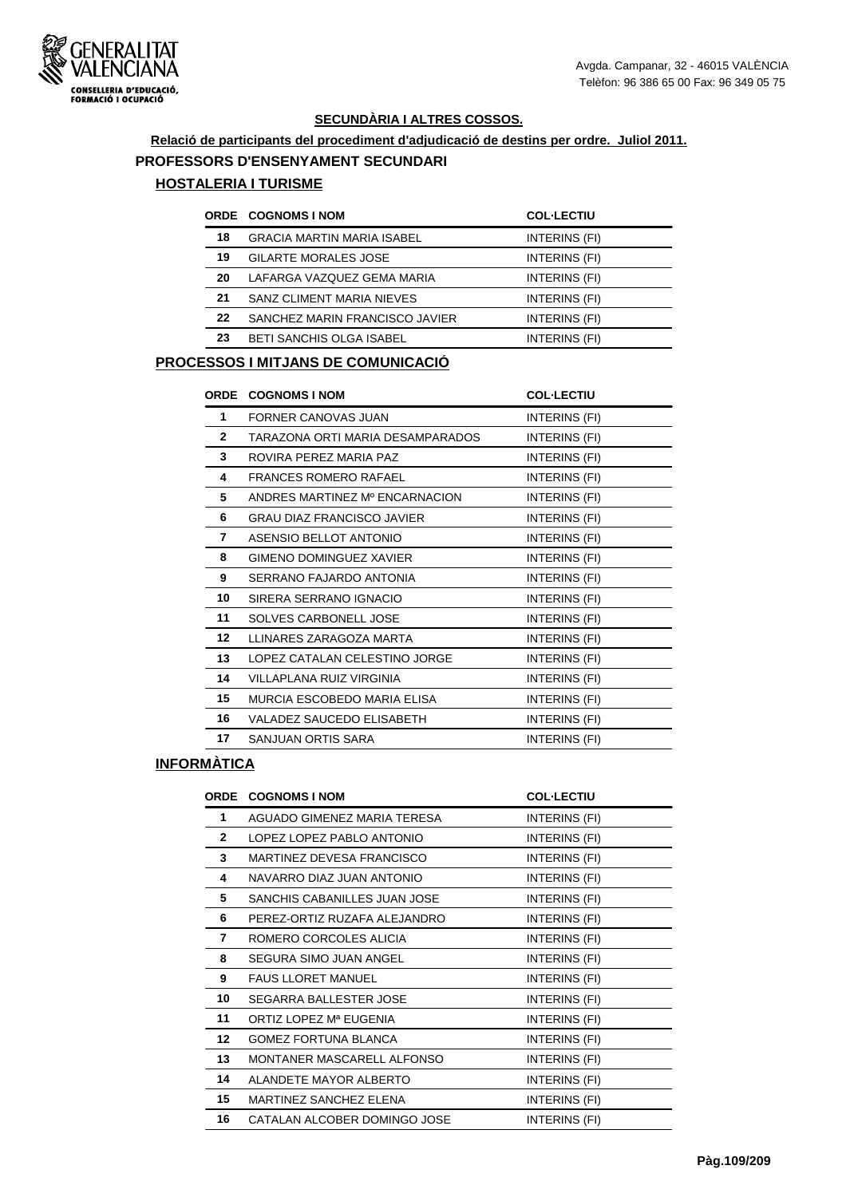## SECUNDÀRIA I ALTRES COSSOS.

**Relació de participants del procediment d'adjudicació de destins per ordre. Juliol 2011.**

### PROFESSORS D'ENSENYAMENT SECUNDARI

#### HOSTALERIA I TURISME

| ORDE | COGNOMS I NOM | COL·LECTIU |
|---|---|---|
| 18 | GRACIA MARTIN MARIA ISABEL | INTERINS (FI) |
| 19 | GILARTE MORALES JOSE | INTERINS (FI) |
| 20 | LAFARGA VAZQUEZ GEMA MARIA | INTERINS (FI) |
| 21 | SANZ CLIMENT MARIA NIEVES | INTERINS (FI) |
| 22 | SANCHEZ MARIN FRANCISCO JAVIER | INTERINS (FI) |
| 23 | BETI SANCHIS OLGA ISABEL | INTERINS (FI) |

#### PROCESSOS I MITJANS DE COMUNICACIÓ

| ORDE | COGNOMS I NOM | COL·LECTIU |
|---|---|---|
| 1 | FORNER CANOVAS JUAN | INTERINS (FI) |
| 2 | TARAZONA ORTI MARIA DESAMPARADOS | INTERINS (FI) |
| 3 | ROVIRA PEREZ MARIA PAZ | INTERINS (FI) |
| 4 | FRANCES ROMERO RAFAEL | INTERINS (FI) |
| 5 | ANDRES MARTINEZ Mº ENCARNACION | INTERINS (FI) |
| 6 | GRAU DIAZ FRANCISCO JAVIER | INTERINS (FI) |
| 7 | ASENSIO BELLOT ANTONIO | INTERINS (FI) |
| 8 | GIMENO DOMINGUEZ XAVIER | INTERINS (FI) |
| 9 | SERRANO FAJARDO ANTONIA | INTERINS (FI) |
| 10 | SIRERA SERRANO IGNACIO | INTERINS (FI) |
| 11 | SOLVES CARBONELL JOSE | INTERINS (FI) |
| 12 | LLINARES ZARAGOZA MARTA | INTERINS (FI) |
| 13 | LOPEZ CATALAN CELESTINO JORGE | INTERINS (FI) |
| 14 | VILLAPLANA RUIZ VIRGINIA | INTERINS (FI) |
| 15 | MURCIA ESCOBEDO MARIA ELISA | INTERINS (FI) |
| 16 | VALADEZ SAUCEDO ELISABETH | INTERINS (FI) |
| 17 | SANJUAN ORTIS SARA | INTERINS (FI) |

#### INFORMÀTICA

| ORDE | COGNOMS I NOM | COL·LECTIU |
|---|---|---|
| 1 | AGUADO GIMENEZ MARIA TERESA | INTERINS (FI) |
| 2 | LOPEZ LOPEZ PABLO ANTONIO | INTERINS (FI) |
| 3 | MARTINEZ DEVESA FRANCISCO | INTERINS (FI) |
| 4 | NAVARRO DIAZ JUAN ANTONIO | INTERINS (FI) |
| 5 | SANCHIS CABANILLES JUAN JOSE | INTERINS (FI) |
| 6 | PEREZ-ORTIZ RUZAFA ALEJANDRO | INTERINS (FI) |
| 7 | ROMERO CORCOLES ALICIA | INTERINS (FI) |
| 8 | SEGURA SIMO JUAN ANGEL | INTERINS (FI) |
| 9 | FAUS LLORET MANUEL | INTERINS (FI) |
| 10 | SEGARRA BALLESTER JOSE | INTERINS (FI) |
| 11 | ORTIZ LOPEZ Mª EUGENIA | INTERINS (FI) |
| 12 | GOMEZ FORTUNA BLANCA | INTERINS (FI) |
| 13 | MONTANER MASCARELL ALFONSO | INTERINS (FI) |
| 14 | ALANDETE MAYOR ALBERTO | INTERINS (FI) |
| 15 | MARTINEZ SANCHEZ ELENA | INTERINS (FI) |
| 16 | CATALAN ALCOBER DOMINGO JOSE | INTERINS (FI) |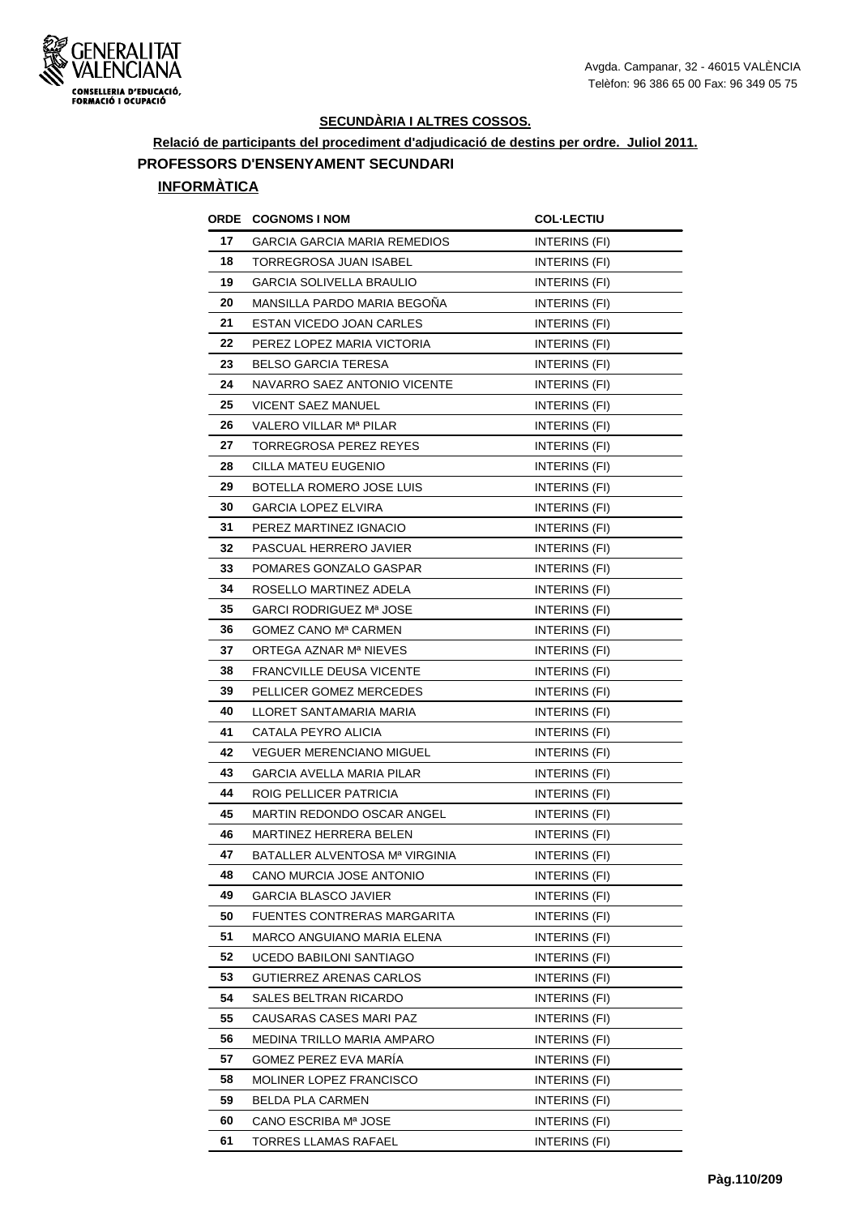## SECUNDÀRIA I ALTRES COSSOS.

**Relació de participants del procediment d'adjudicació de destins per ordre. Juliol 2011.**

### PROFESSORS D'ENSENYAMENT SECUNDARI

**INFORMÀTICA**

| ORDE | COGNOMS I NOM | COL·LECTIU |
|---|---|---|
| 17 | GARCIA GARCIA MARIA REMEDIOS | INTERINS (FI) |
| 18 | TORREGROSA JUAN ISABEL | INTERINS (FI) |
| 19 | GARCIA SOLIVELLA BRAULIO | INTERINS (FI) |
| 20 | MANSILLA PARDO MARIA BEGOÑA | INTERINS (FI) |
| 21 | ESTAN VICEDO JOAN CARLES | INTERINS (FI) |
| 22 | PEREZ LOPEZ MARIA VICTORIA | INTERINS (FI) |
| 23 | BELSO GARCIA TERESA | INTERINS (FI) |
| 24 | NAVARRO SAEZ ANTONIO VICENTE | INTERINS (FI) |
| 25 | VICENT SAEZ MANUEL | INTERINS (FI) |
| 26 | VALERO VILLAR Mª PILAR | INTERINS (FI) |
| 27 | TORREGROSA PEREZ REYES | INTERINS (FI) |
| 28 | CILLA MATEU EUGENIO | INTERINS (FI) |
| 29 | BOTELLA ROMERO JOSE LUIS | INTERINS (FI) |
| 30 | GARCIA LOPEZ ELVIRA | INTERINS (FI) |
| 31 | PEREZ MARTINEZ IGNACIO | INTERINS (FI) |
| 32 | PASCUAL HERRERO JAVIER | INTERINS (FI) |
| 33 | POMARES GONZALO GASPAR | INTERINS (FI) |
| 34 | ROSELLO MARTINEZ ADELA | INTERINS (FI) |
| 35 | GARCI RODRIGUEZ Mª JOSE | INTERINS (FI) |
| 36 | GOMEZ CANO Mª CARMEN | INTERINS (FI) |
| 37 | ORTEGA AZNAR Mª NIEVES | INTERINS (FI) |
| 38 | FRANCVILLE DEUSA VICENTE | INTERINS (FI) |
| 39 | PELLICER GOMEZ MERCEDES | INTERINS (FI) |
| 40 | LLORET SANTAMARIA MARIA | INTERINS (FI) |
| 41 | CATALA PEYRO ALICIA | INTERINS (FI) |
| 42 | VEGUER MERENCIANO MIGUEL | INTERINS (FI) |
| 43 | GARCIA AVELLA MARIA PILAR | INTERINS (FI) |
| 44 | ROIG PELLICER PATRICIA | INTERINS (FI) |
| 45 | MARTIN REDONDO OSCAR ANGEL | INTERINS (FI) |
| 46 | MARTINEZ HERRERA BELEN | INTERINS (FI) |
| 47 | BATALLER ALVENTOSA Mª VIRGINIA | INTERINS (FI) |
| 48 | CANO MURCIA JOSE ANTONIO | INTERINS (FI) |
| 49 | GARCIA BLASCO JAVIER | INTERINS (FI) |
| 50 | FUENTES CONTRERAS MARGARITA | INTERINS (FI) |
| 51 | MARCO ANGUIANO MARIA ELENA | INTERINS (FI) |
| 52 | UCEDO BABILONI SANTIAGO | INTERINS (FI) |
| 53 | GUTIERREZ ARENAS CARLOS | INTERINS (FI) |
| 54 | SALES BELTRAN RICARDO | INTERINS (FI) |
| 55 | CAUSARAS CASES MARI PAZ | INTERINS (FI) |
| 56 | MEDINA TRILLO MARIA AMPARO | INTERINS (FI) |
| 57 | GOMEZ PEREZ EVA MARÍA | INTERINS (FI) |
| 58 | MOLINER LOPEZ FRANCISCO | INTERINS (FI) |
| 59 | BELDA PLA CARMEN | INTERINS (FI) |
| 60 | CANO ESCRIBA Mª JOSE | INTERINS (FI) |
| 61 | TORRES LLAMAS RAFAEL | INTERINS (FI) |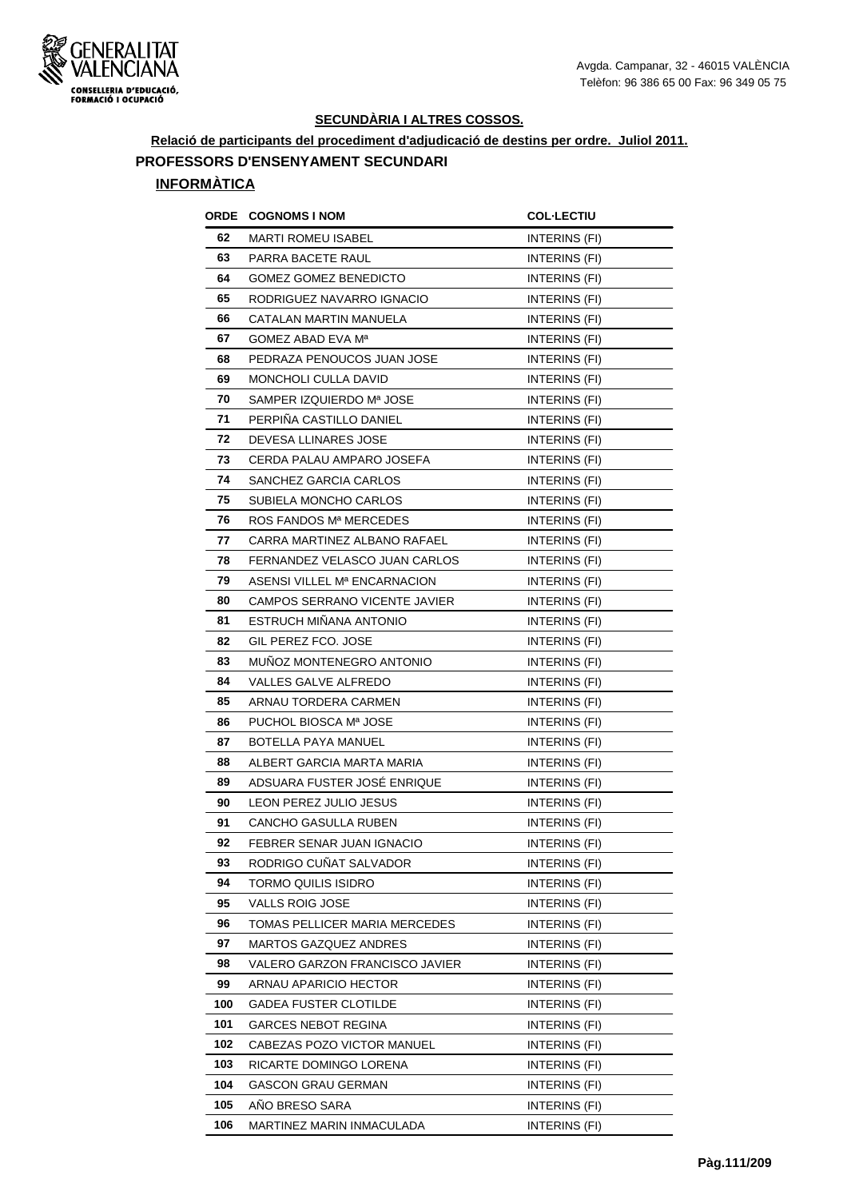### SECUNDÀRIA I ALTRES COSSOS.

**Relació de participants del procediment d'adjudicació de destins per ordre. Juliol 2011.**

## PROFESSORS D'ENSENYAMENT SECUNDARI

### INFORMÀTICA

| ORDE | COGNOMS I NOM | COL·LECTIU |
|---|---|---|
| 62 | MARTI ROMEU ISABEL | INTERINS (FI) |
| 63 | PARRA BACETE RAUL | INTERINS (FI) |
| 64 | GOMEZ GOMEZ BENEDICTO | INTERINS (FI) |
| 65 | RODRIGUEZ NAVARRO IGNACIO | INTERINS (FI) |
| 66 | CATALAN MARTIN MANUELA | INTERINS (FI) |
| 67 | GOMEZ ABAD EVA Mª | INTERINS (FI) |
| 68 | PEDRAZA PENOUCOS JUAN JOSE | INTERINS (FI) |
| 69 | MONCHOLI CULLA DAVID | INTERINS (FI) |
| 70 | SAMPER IZQUIERDO Mª JOSE | INTERINS (FI) |
| 71 | PERPIÑA CASTILLO DANIEL | INTERINS (FI) |
| 72 | DEVESA LLINARES JOSE | INTERINS (FI) |
| 73 | CERDA PALAU AMPARO JOSEFA | INTERINS (FI) |
| 74 | SANCHEZ GARCIA CARLOS | INTERINS (FI) |
| 75 | SUBIELA MONCHO CARLOS | INTERINS (FI) |
| 76 | ROS FANDOS Mª MERCEDES | INTERINS (FI) |
| 77 | CARRA MARTINEZ ALBANO RAFAEL | INTERINS (FI) |
| 78 | FERNANDEZ VELASCO JUAN CARLOS | INTERINS (FI) |
| 79 | ASENSI VILLEL Mª ENCARNACION | INTERINS (FI) |
| 80 | CAMPOS SERRANO VICENTE JAVIER | INTERINS (FI) |
| 81 | ESTRUCH MIÑANA ANTONIO | INTERINS (FI) |
| 82 | GIL PEREZ FCO. JOSE | INTERINS (FI) |
| 83 | MUÑOZ MONTENEGRO ANTONIO | INTERINS (FI) |
| 84 | VALLES GALVE ALFREDO | INTERINS (FI) |
| 85 | ARNAU TORDERA CARMEN | INTERINS (FI) |
| 86 | PUCHOL BIOSCA Mª JOSE | INTERINS (FI) |
| 87 | BOTELLA PAYA MANUEL | INTERINS (FI) |
| 88 | ALBERT GARCIA MARTA MARIA | INTERINS (FI) |
| 89 | ADSUARA FUSTER JOSÉ ENRIQUE | INTERINS (FI) |
| 90 | LEON PEREZ JULIO JESUS | INTERINS (FI) |
| 91 | CANCHO GASULLA RUBEN | INTERINS (FI) |
| 92 | FEBRER SENAR JUAN IGNACIO | INTERINS (FI) |
| 93 | RODRIGO CUÑAT SALVADOR | INTERINS (FI) |
| 94 | TORMO QUILIS ISIDRO | INTERINS (FI) |
| 95 | VALLS ROIG JOSE | INTERINS (FI) |
| 96 | TOMAS PELLICER MARIA MERCEDES | INTERINS (FI) |
| 97 | MARTOS GAZQUEZ ANDRES | INTERINS (FI) |
| 98 | VALERO GARZON FRANCISCO JAVIER | INTERINS (FI) |
| 99 | ARNAU APARICIO HECTOR | INTERINS (FI) |
| 100 | GADEA FUSTER CLOTILDE | INTERINS (FI) |
| 101 | GARCES NEBOT REGINA | INTERINS (FI) |
| 102 | CABEZAS POZO VICTOR MANUEL | INTERINS (FI) |
| 103 | RICARTE DOMINGO LORENA | INTERINS (FI) |
| 104 | GASCON GRAU GERMAN | INTERINS (FI) |
| 105 | AÑO BRESO SARA | INTERINS (FI) |
| 106 | MARTINEZ MARIN INMACULADA | INTERINS (FI) |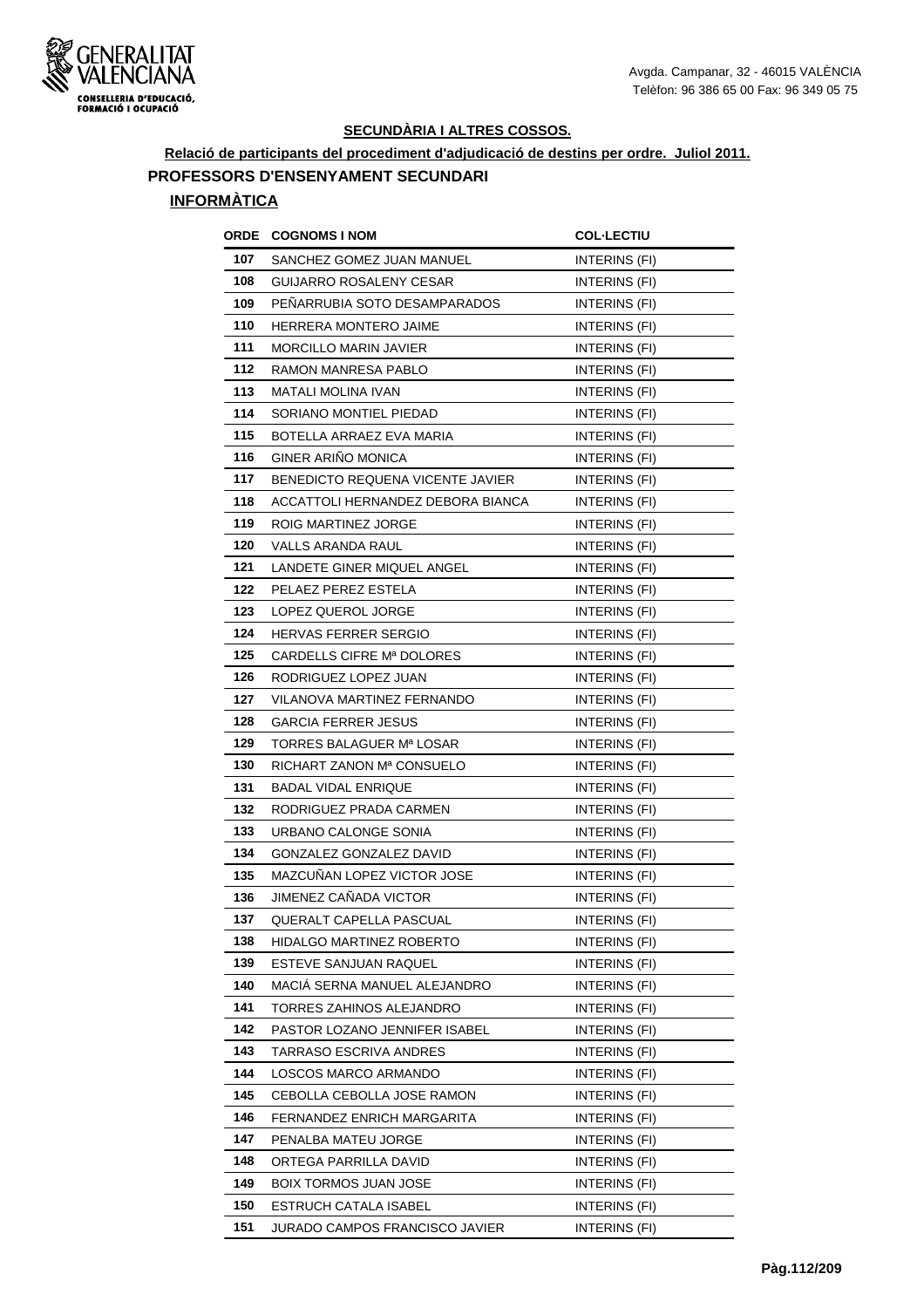**SECUNDÀRIA I ALTRES COSSOS.**

**Relació de participants del procediment d'adjudicació de destins per ordre. Juliol 2011.**

## PROFESSORS D'ENSENYAMENT SECUNDARI

### INFORMÀTICA

| ORDE | COGNOMS I NOM | COL·LECTIU |
|---|---|---|
| 107 | SANCHEZ GOMEZ JUAN MANUEL | INTERINS (FI) |
| 108 | GUIJARRO ROSALENY CESAR | INTERINS (FI) |
| 109 | PEÑARRUBIA SOTO DESAMPARADOS | INTERINS (FI) |
| 110 | HERRERA MONTERO JAIME | INTERINS (FI) |
| 111 | MORCILLO MARIN JAVIER | INTERINS (FI) |
| 112 | RAMON MANRESA PABLO | INTERINS (FI) |
| 113 | MATALI MOLINA IVAN | INTERINS (FI) |
| 114 | SORIANO MONTIEL PIEDAD | INTERINS (FI) |
| 115 | BOTELLA ARRAEZ EVA MARIA | INTERINS (FI) |
| 116 | GINER ARIÑO MONICA | INTERINS (FI) |
| 117 | BENEDICTO REQUENA VICENTE JAVIER | INTERINS (FI) |
| 118 | ACCATTOLI HERNANDEZ DEBORA BIANCA | INTERINS (FI) |
| 119 | ROIG MARTINEZ JORGE | INTERINS (FI) |
| 120 | VALLS ARANDA RAUL | INTERINS (FI) |
| 121 | LANDETE GINER MIQUEL ANGEL | INTERINS (FI) |
| 122 | PELAEZ PEREZ ESTELA | INTERINS (FI) |
| 123 | LOPEZ QUEROL JORGE | INTERINS (FI) |
| 124 | HERVAS FERRER SERGIO | INTERINS (FI) |
| 125 | CARDELLS CIFRE Mª DOLORES | INTERINS (FI) |
| 126 | RODRIGUEZ LOPEZ JUAN | INTERINS (FI) |
| 127 | VILANOVA MARTINEZ FERNANDO | INTERINS (FI) |
| 128 | GARCIA FERRER JESUS | INTERINS (FI) |
| 129 | TORRES BALAGUER Mª LOSAR | INTERINS (FI) |
| 130 | RICHART ZANON Mª CONSUELO | INTERINS (FI) |
| 131 | BADAL VIDAL ENRIQUE | INTERINS (FI) |
| 132 | RODRIGUEZ PRADA CARMEN | INTERINS (FI) |
| 133 | URBANO CALONGE SONIA | INTERINS (FI) |
| 134 | GONZALEZ GONZALEZ DAVID | INTERINS (FI) |
| 135 | MAZCUÑAN LOPEZ VICTOR JOSE | INTERINS (FI) |
| 136 | JIMENEZ CAÑADA VICTOR | INTERINS (FI) |
| 137 | QUERALT CAPELLA PASCUAL | INTERINS (FI) |
| 138 | HIDALGO MARTINEZ ROBERTO | INTERINS (FI) |
| 139 | ESTEVE SANJUAN RAQUEL | INTERINS (FI) |
| 140 | MACIÁ SERNA MANUEL ALEJANDRO | INTERINS (FI) |
| 141 | TORRES ZAHINOS ALEJANDRO | INTERINS (FI) |
| 142 | PASTOR LOZANO JENNIFER ISABEL | INTERINS (FI) |
| 143 | TARRASO ESCRIVA ANDRES | INTERINS (FI) |
| 144 | LOSCOS MARCO ARMANDO | INTERINS (FI) |
| 145 | CEBOLLA CEBOLLA JOSE RAMON | INTERINS (FI) |
| 146 | FERNANDEZ ENRICH MARGARITA | INTERINS (FI) |
| 147 | PENALBA MATEU JORGE | INTERINS (FI) |
| 148 | ORTEGA PARRILLA DAVID | INTERINS (FI) |
| 149 | BOIX TORMOS JUAN JOSE | INTERINS (FI) |
| 150 | ESTRUCH CATALA ISABEL | INTERINS (FI) |
| 151 | JURADO CAMPOS FRANCISCO JAVIER | INTERINS (FI) |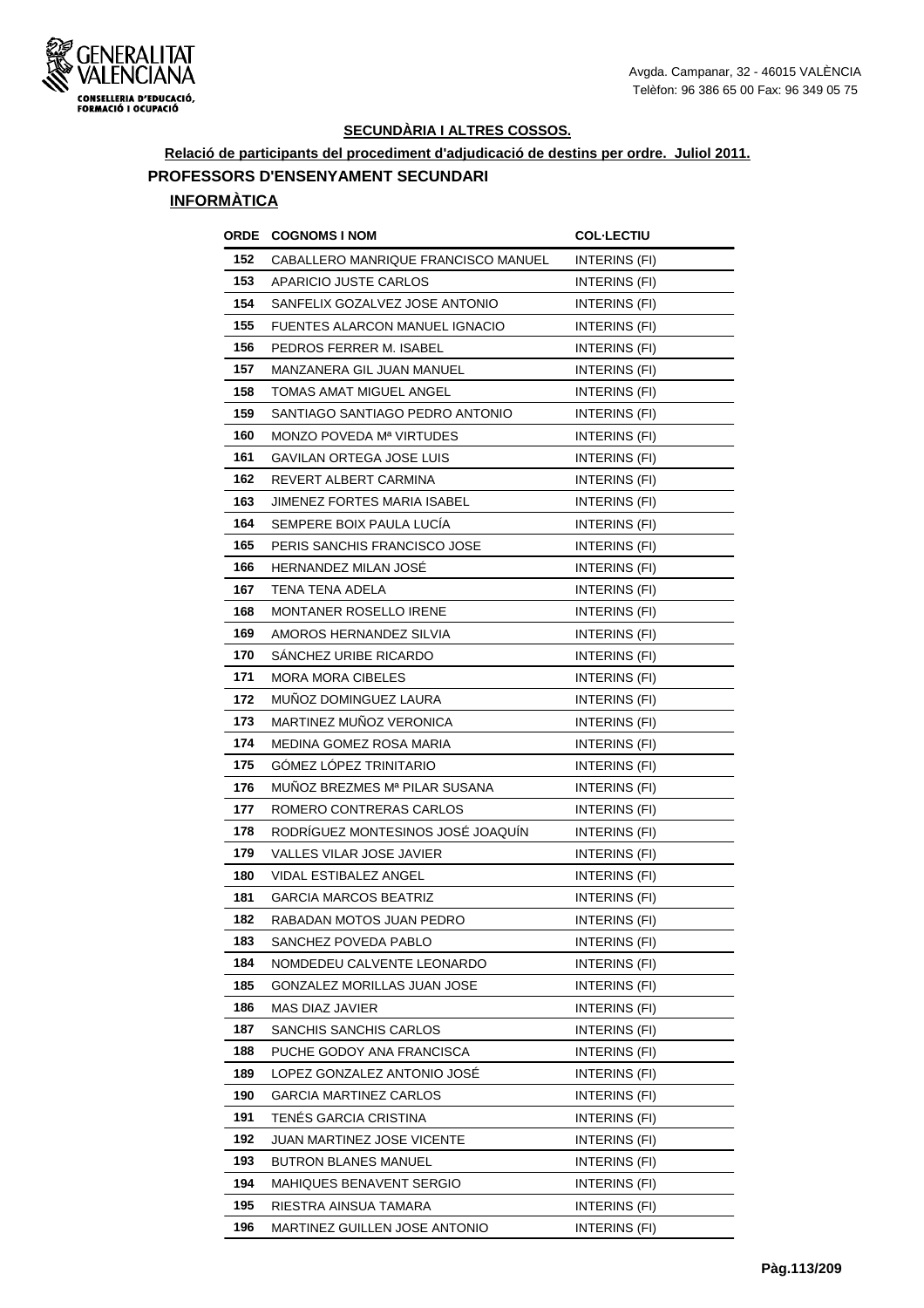**SECUNDÀRIA I ALTRES COSSOS.**

**Relació de participants del procediment d'adjudicació de destins per ordre. Juliol 2011.**

**PROFESSORS D'ENSENYAMENT SECUNDARI**

**INFORMÀTICA**

| ORDE | COGNOMS I NOM | COL·LECTIU |
|---|---|---|
| 152 | CABALLERO MANRIQUE FRANCISCO MANUEL | INTERINS (FI) |
| 153 | APARICIO JUSTE CARLOS | INTERINS (FI) |
| 154 | SANFELIX GOZALVEZ JOSE ANTONIO | INTERINS (FI) |
| 155 | FUENTES ALARCON MANUEL IGNACIO | INTERINS (FI) |
| 156 | PEDROS FERRER M. ISABEL | INTERINS (FI) |
| 157 | MANZANERA GIL JUAN MANUEL | INTERINS (FI) |
| 158 | TOMAS AMAT MIGUEL ANGEL | INTERINS (FI) |
| 159 | SANTIAGO SANTIAGO PEDRO ANTONIO | INTERINS (FI) |
| 160 | MONZO POVEDA Mª VIRTUDES | INTERINS (FI) |
| 161 | GAVILAN ORTEGA JOSE LUIS | INTERINS (FI) |
| 162 | REVERT ALBERT CARMINA | INTERINS (FI) |
| 163 | JIMENEZ FORTES MARIA ISABEL | INTERINS (FI) |
| 164 | SEMPERE BOIX PAULA LUCÍA | INTERINS (FI) |
| 165 | PERIS SANCHIS FRANCISCO JOSE | INTERINS (FI) |
| 166 | HERNANDEZ MILAN JOSÉ | INTERINS (FI) |
| 167 | TENA TENA ADELA | INTERINS (FI) |
| 168 | MONTANER ROSELLO IRENE | INTERINS (FI) |
| 169 | AMOROS HERNANDEZ SILVIA | INTERINS (FI) |
| 170 | SÁNCHEZ URIBE RICARDO | INTERINS (FI) |
| 171 | MORA MORA CIBELES | INTERINS (FI) |
| 172 | MUÑOZ DOMINGUEZ LAURA | INTERINS (FI) |
| 173 | MARTINEZ MUÑOZ VERONICA | INTERINS (FI) |
| 174 | MEDINA GOMEZ ROSA MARIA | INTERINS (FI) |
| 175 | GÓMEZ LÓPEZ TRINITARIO | INTERINS (FI) |
| 176 | MUÑOZ BREZMES Mª PILAR SUSANA | INTERINS (FI) |
| 177 | ROMERO CONTRERAS CARLOS | INTERINS (FI) |
| 178 | RODRÍGUEZ MONTESINOS JOSÉ JOAQUÍN | INTERINS (FI) |
| 179 | VALLES VILAR JOSE JAVIER | INTERINS (FI) |
| 180 | VIDAL ESTIBALEZ ANGEL | INTERINS (FI) |
| 181 | GARCIA MARCOS BEATRIZ | INTERINS (FI) |
| 182 | RABADAN MOTOS JUAN PEDRO | INTERINS (FI) |
| 183 | SANCHEZ POVEDA PABLO | INTERINS (FI) |
| 184 | NOMDEDEU CALVENTE LEONARDO | INTERINS (FI) |
| 185 | GONZALEZ MORILLAS JUAN JOSE | INTERINS (FI) |
| 186 | MAS DIAZ JAVIER | INTERINS (FI) |
| 187 | SANCHIS SANCHIS CARLOS | INTERINS (FI) |
| 188 | PUCHE GODOY ANA FRANCISCA | INTERINS (FI) |
| 189 | LOPEZ GONZALEZ ANTONIO JOSÉ | INTERINS (FI) |
| 190 | GARCIA MARTINEZ CARLOS | INTERINS (FI) |
| 191 | TENÉS GARCIA CRISTINA | INTERINS (FI) |
| 192 | JUAN MARTINEZ JOSE VICENTE | INTERINS (FI) |
| 193 | BUTRON BLANES MANUEL | INTERINS (FI) |
| 194 | MAHIQUES BENAVENT SERGIO | INTERINS (FI) |
| 195 | RIESTRA AINSUA TAMARA | INTERINS (FI) |
| 196 | MARTINEZ GUILLEN JOSE ANTONIO | INTERINS (FI) |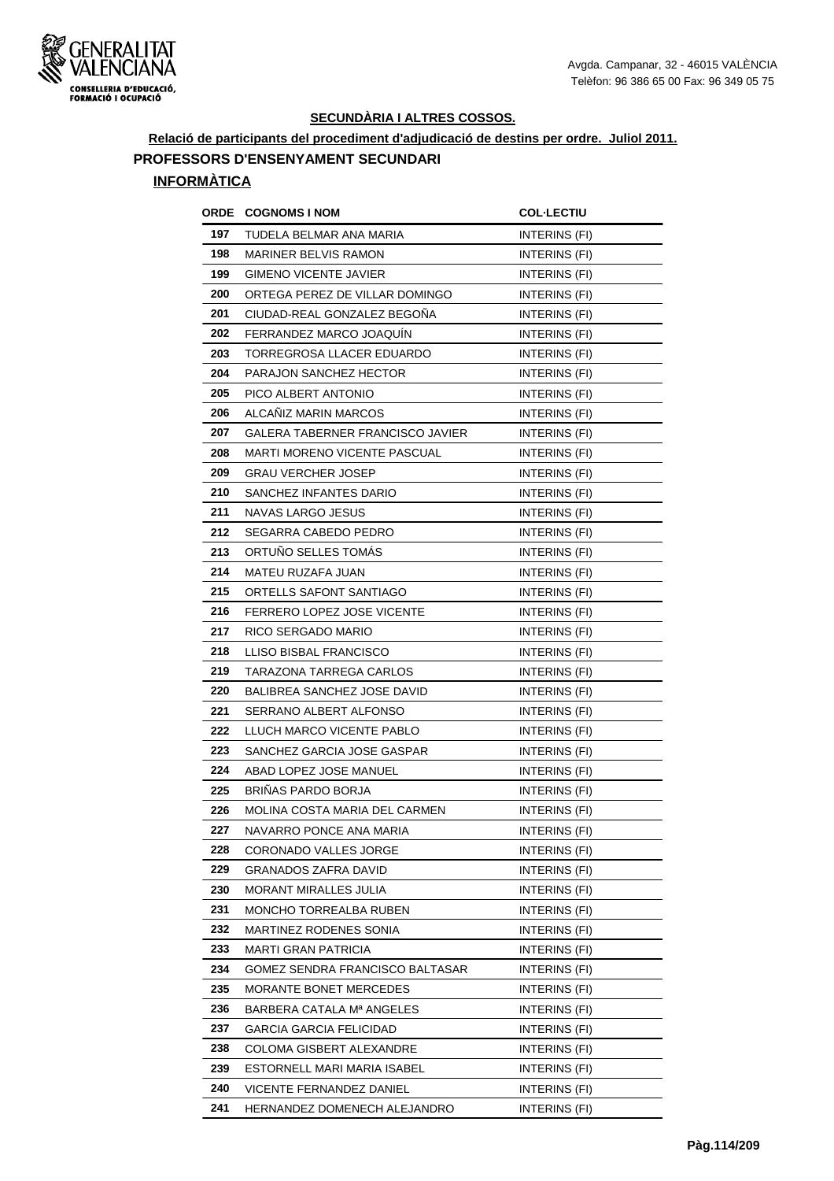**SECUNDÀRIA I ALTRES COSSOS.**

**Relació de participants del procediment d'adjudicació de destins per ordre. Juliol 2011.**

## PROFESSORS D'ENSENYAMENT SECUNDARI

### INFORMÀTICA

| ORDE | COGNOMS I NOM | COL·LECTIU |
|---|---|---|
| 197 | TUDELA BELMAR ANA MARIA | INTERINS (FI) |
| 198 | MARINER BELVIS RAMON | INTERINS (FI) |
| 199 | GIMENO VICENTE JAVIER | INTERINS (FI) |
| 200 | ORTEGA PEREZ DE VILLAR DOMINGO | INTERINS (FI) |
| 201 | CIUDAD-REAL GONZALEZ BEGOÑA | INTERINS (FI) |
| 202 | FERRANDEZ MARCO JOAQUÍN | INTERINS (FI) |
| 203 | TORREGROSA LLACER EDUARDO | INTERINS (FI) |
| 204 | PARAJON SANCHEZ HECTOR | INTERINS (FI) |
| 205 | PICO ALBERT ANTONIO | INTERINS (FI) |
| 206 | ALCAÑIZ MARIN MARCOS | INTERINS (FI) |
| 207 | GALERA TABERNER FRANCISCO JAVIER | INTERINS (FI) |
| 208 | MARTI MORENO VICENTE PASCUAL | INTERINS (FI) |
| 209 | GRAU VERCHER JOSEP | INTERINS (FI) |
| 210 | SANCHEZ INFANTES DARIO | INTERINS (FI) |
| 211 | NAVAS LARGO JESUS | INTERINS (FI) |
| 212 | SEGARRA CABEDO PEDRO | INTERINS (FI) |
| 213 | ORTUÑO SELLES TOMÁS | INTERINS (FI) |
| 214 | MATEU RUZAFA JUAN | INTERINS (FI) |
| 215 | ORTELLS SAFONT SANTIAGO | INTERINS (FI) |
| 216 | FERRERO LOPEZ JOSE VICENTE | INTERINS (FI) |
| 217 | RICO SERGADO MARIO | INTERINS (FI) |
| 218 | LLISO BISBAL FRANCISCO | INTERINS (FI) |
| 219 | TARAZONA TARREGA CARLOS | INTERINS (FI) |
| 220 | BALIBREA SANCHEZ JOSE DAVID | INTERINS (FI) |
| 221 | SERRANO ALBERT ALFONSO | INTERINS (FI) |
| 222 | LLUCH MARCO VICENTE PABLO | INTERINS (FI) |
| 223 | SANCHEZ GARCIA JOSE GASPAR | INTERINS (FI) |
| 224 | ABAD LOPEZ JOSE MANUEL | INTERINS (FI) |
| 225 | BRIÑAS PARDO BORJA | INTERINS (FI) |
| 226 | MOLINA COSTA MARIA DEL CARMEN | INTERINS (FI) |
| 227 | NAVARRO PONCE ANA MARIA | INTERINS (FI) |
| 228 | CORONADO VALLES JORGE | INTERINS (FI) |
| 229 | GRANADOS ZAFRA DAVID | INTERINS (FI) |
| 230 | MORANT MIRALLES JULIA | INTERINS (FI) |
| 231 | MONCHO TORREALBA RUBEN | INTERINS (FI) |
| 232 | MARTINEZ RODENES SONIA | INTERINS (FI) |
| 233 | MARTI GRAN PATRICIA | INTERINS (FI) |
| 234 | GOMEZ SENDRA FRANCISCO BALTASAR | INTERINS (FI) |
| 235 | MORANTE BONET MERCEDES | INTERINS (FI) |
| 236 | BARBERA CATALA Mª ANGELES | INTERINS (FI) |
| 237 | GARCIA GARCIA FELICIDAD | INTERINS (FI) |
| 238 | COLOMA GISBERT ALEXANDRE | INTERINS (FI) |
| 239 | ESTORNELL MARI MARIA ISABEL | INTERINS (FI) |
| 240 | VICENTE FERNANDEZ DANIEL | INTERINS (FI) |
| 241 | HERNANDEZ DOMENECH ALEJANDRO | INTERINS (FI) |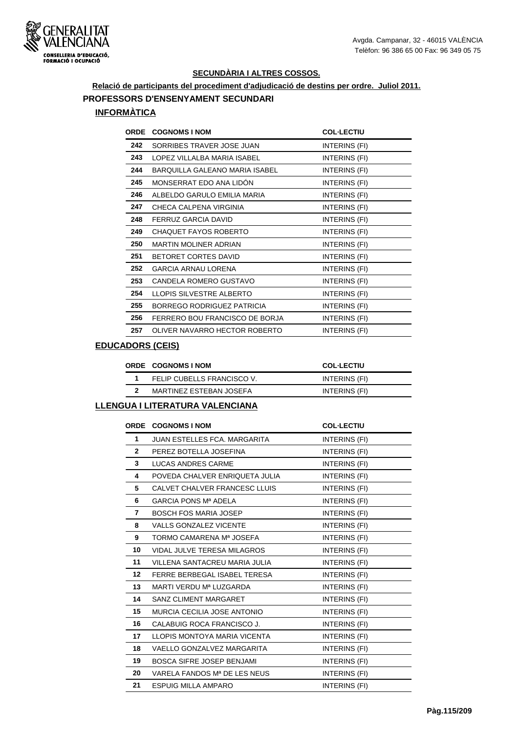## SECUNDÀRIA I ALTRES COSSOS.

**Relació de participants del procediment d'adjudicació de destins per ordre. Juliol 2011.**

### PROFESSORS D'ENSENYAMENT SECUNDARI

#### INFORMÀTICA

| ORDE | COGNOMS I NOM | COL·LECTIU |
|---|---|---|
| 242 | SORRIBES TRAVER JOSE JUAN | INTERINS (FI) |
| 243 | LOPEZ VILLALBA MARIA ISABEL | INTERINS (FI) |
| 244 | BARQUILLA GALEANO MARIA ISABEL | INTERINS (FI) |
| 245 | MONSERRAT EDO ANA LIDÓN | INTERINS (FI) |
| 246 | ALBELDO GARULO EMILIA MARIA | INTERINS (FI) |
| 247 | CHECA CALPENA VIRGINIA | INTERINS (FI) |
| 248 | FERRUZ GARCIA DAVID | INTERINS (FI) |
| 249 | CHAQUET FAYOS ROBERTO | INTERINS (FI) |
| 250 | MARTIN MOLINER ADRIAN | INTERINS (FI) |
| 251 | BETORET CORTES DAVID | INTERINS (FI) |
| 252 | GARCIA ARNAU LORENA | INTERINS (FI) |
| 253 | CANDELA ROMERO GUSTAVO | INTERINS (FI) |
| 254 | LLOPIS SILVESTRE ALBERTO | INTERINS (FI) |
| 255 | BORREGO RODRIGUEZ PATRICIA | INTERINS (FI) |
| 256 | FERRERO BOU FRANCISCO DE BORJA | INTERINS (FI) |
| 257 | OLIVER NAVARRO HECTOR ROBERTO | INTERINS (FI) |

#### EDUCADORS (CEIS)

| ORDE | COGNOMS I NOM | COL·LECTIU |
|---|---|---|
| 1 | FELIP CUBELLS FRANCISCO V. | INTERINS (FI) |
| 2 | MARTINEZ ESTEBAN JOSEFA | INTERINS (FI) |

#### LLENGUA I LITERATURA VALENCIANA

| ORDE | COGNOMS I NOM | COL·LECTIU |
|---|---|---|
| 1 | JUAN ESTELLES FCA. MARGARITA | INTERINS (FI) |
| 2 | PEREZ BOTELLA JOSEFINA | INTERINS (FI) |
| 3 | LUCAS ANDRES CARME | INTERINS (FI) |
| 4 | POVEDA CHALVER ENRIQUETA JULIA | INTERINS (FI) |
| 5 | CALVET CHALVER FRANCESC LLUIS | INTERINS (FI) |
| 6 | GARCIA PONS Mª ADELA | INTERINS (FI) |
| 7 | BOSCH FOS MARIA JOSEP | INTERINS (FI) |
| 8 | VALLS GONZALEZ VICENTE | INTERINS (FI) |
| 9 | TORMO CAMARENA Mª JOSEFA | INTERINS (FI) |
| 10 | VIDAL JULVE TERESA MILAGROS | INTERINS (FI) |
| 11 | VILLENA SANTACREU MARIA JULIA | INTERINS (FI) |
| 12 | FERRE BERBEGAL ISABEL TERESA | INTERINS (FI) |
| 13 | MARTI VERDU Mª LUZGARDA | INTERINS (FI) |
| 14 | SANZ CLIMENT MARGARET | INTERINS (FI) |
| 15 | MURCIA CECILIA JOSE ANTONIO | INTERINS (FI) |
| 16 | CALABUIG ROCA FRANCISCO J. | INTERINS (FI) |
| 17 | LLOPIS MONTOYA MARIA VICENTA | INTERINS (FI) |
| 18 | VAELLO GONZALVEZ MARGARITA | INTERINS (FI) |
| 19 | BOSCA SIFRE JOSEP BENJAMI | INTERINS (FI) |
| 20 | VARELA FANDOS Mª DE LES NEUS | INTERINS (FI) |
| 21 | ESPUIG MILLA AMPARO | INTERINS (FI) |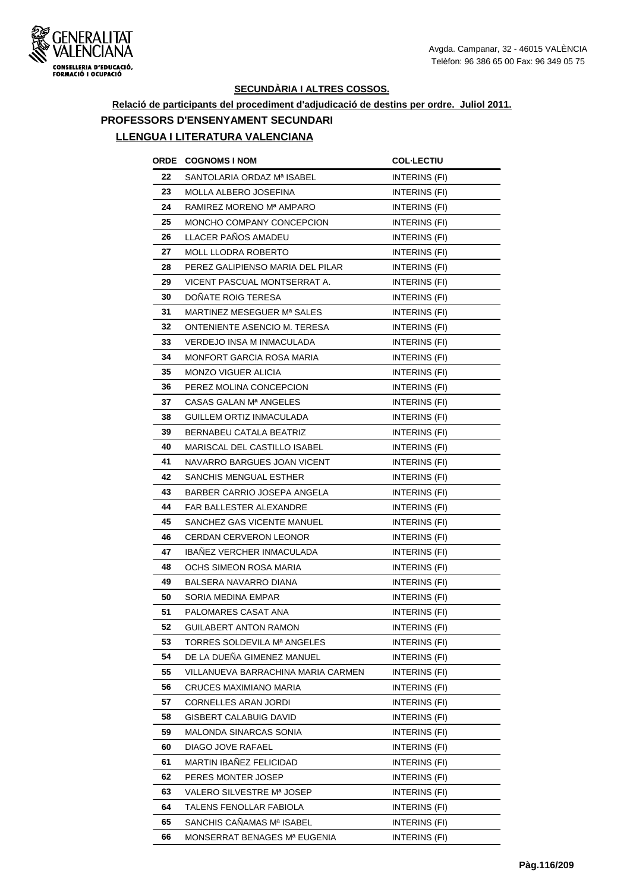### SECUNDÀRIA I ALTRES COSSOS.

**Relació de participants del procediment d'adjudicació de destins per ordre. Juliol 2011.**

**PROFESSORS D'ENSENYAMENT SECUNDARI**

**LLENGUA I LITERATURA VALENCIANA**

| ORDE | COGNOMS I NOM | COL·LECTIU |
|---|---|---|
| 22 | SANTOLARIA ORDAZ Mª ISABEL | INTERINS (FI) |
| 23 | MOLLA ALBERO JOSEFINA | INTERINS (FI) |
| 24 | RAMIREZ MORENO Mª AMPARO | INTERINS (FI) |
| 25 | MONCHO COMPANY CONCEPCION | INTERINS (FI) |
| 26 | LLACER PAÑOS AMADEU | INTERINS (FI) |
| 27 | MOLL LLODRA ROBERTO | INTERINS (FI) |
| 28 | PEREZ GALIPIENSO MARIA DEL PILAR | INTERINS (FI) |
| 29 | VICENT PASCUAL MONTSERRAT A. | INTERINS (FI) |
| 30 | DOÑATE ROIG TERESA | INTERINS (FI) |
| 31 | MARTINEZ MESEGUER Mª SALES | INTERINS (FI) |
| 32 | ONTENIENTE ASENCIO M. TERESA | INTERINS (FI) |
| 33 | VERDEJO INSA M INMACULADA | INTERINS (FI) |
| 34 | MONFORT GARCIA ROSA MARIA | INTERINS (FI) |
| 35 | MONZO VIGUER ALICIA | INTERINS (FI) |
| 36 | PEREZ MOLINA CONCEPCION | INTERINS (FI) |
| 37 | CASAS GALAN Mª ANGELES | INTERINS (FI) |
| 38 | GUILLEM ORTIZ INMACULADA | INTERINS (FI) |
| 39 | BERNABEU CATALA BEATRIZ | INTERINS (FI) |
| 40 | MARISCAL DEL CASTILLO ISABEL | INTERINS (FI) |
| 41 | NAVARRO BARGUES JOAN VICENT | INTERINS (FI) |
| 42 | SANCHIS MENGUAL ESTHER | INTERINS (FI) |
| 43 | BARBER CARRIO JOSEPA ANGELA | INTERINS (FI) |
| 44 | FAR BALLESTER ALEXANDRE | INTERINS (FI) |
| 45 | SANCHEZ GAS VICENTE MANUEL | INTERINS (FI) |
| 46 | CERDAN CERVERON LEONOR | INTERINS (FI) |
| 47 | IBAÑEZ VERCHER INMACULADA | INTERINS (FI) |
| 48 | OCHS SIMEON ROSA MARIA | INTERINS (FI) |
| 49 | BALSERA NAVARRO DIANA | INTERINS (FI) |
| 50 | SORIA MEDINA EMPAR | INTERINS (FI) |
| 51 | PALOMARES CASAT ANA | INTERINS (FI) |
| 52 | GUILABERT ANTON RAMON | INTERINS (FI) |
| 53 | TORRES SOLDEVILA Mª ANGELES | INTERINS (FI) |
| 54 | DE LA DUEÑA GIMENEZ MANUEL | INTERINS (FI) |
| 55 | VILLANUEVA BARRACHINA MARIA CARMEN | INTERINS (FI) |
| 56 | CRUCES MAXIMIANO MARIA | INTERINS (FI) |
| 57 | CORNELLES ARAN JORDI | INTERINS (FI) |
| 58 | GISBERT CALABUIG DAVID | INTERINS (FI) |
| 59 | MALONDA SINARCAS SONIA | INTERINS (FI) |
| 60 | DIAGO JOVE RAFAEL | INTERINS (FI) |
| 61 | MARTIN IBAÑEZ FELICIDAD | INTERINS (FI) |
| 62 | PERES MONTER JOSEP | INTERINS (FI) |
| 63 | VALERO SILVESTRE Mª JOSEP | INTERINS (FI) |
| 64 | TALENS FENOLLAR FABIOLA | INTERINS (FI) |
| 65 | SANCHIS CAÑAMAS Mª ISABEL | INTERINS (FI) |
| 66 | MONSERRAT BENAGES Mª EUGENIA | INTERINS (FI) |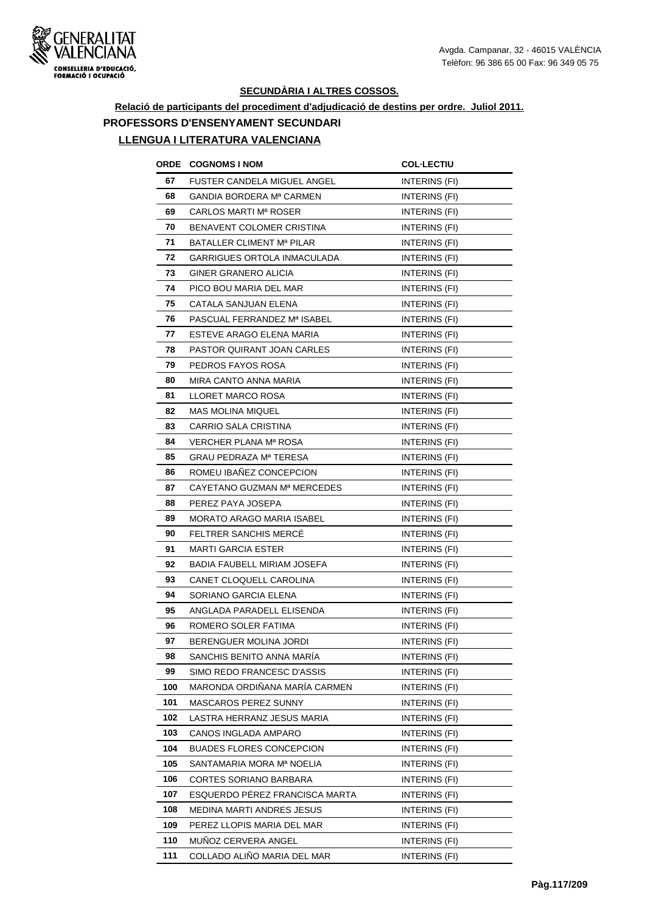### SECUNDÀRIA I ALTRES COSSOS.

**Relació de participants del procediment d'adjudicació de destins per ordre. Juliol 2011.**

## PROFESSORS D'ENSENYAMENT SECUNDARI

### LLENGUA I LITERATURA VALENCIANA

| ORDE | COGNOMS I NOM | COL·LECTIU |
|---|---|---|
| 67 | FUSTER CANDELA MIGUEL ANGEL | INTERINS (FI) |
| 68 | GANDIA BORDERA Mª CARMEN | INTERINS (FI) |
| 69 | CARLOS MARTI Mª ROSER | INTERINS (FI) |
| 70 | BENAVENT COLOMER CRISTINA | INTERINS (FI) |
| 71 | BATALLER CLIMENT Mª PILAR | INTERINS (FI) |
| 72 | GARRIGUES ORTOLA INMACULADA | INTERINS (FI) |
| 73 | GINER GRANERO ALICIA | INTERINS (FI) |
| 74 | PICO BOU MARIA DEL MAR | INTERINS (FI) |
| 75 | CATALA SANJUAN ELENA | INTERINS (FI) |
| 76 | PASCUAL FERRANDEZ Mª ISABEL | INTERINS (FI) |
| 77 | ESTEVE ARAGO ELENA MARIA | INTERINS (FI) |
| 78 | PASTOR QUIRANT JOAN CARLES | INTERINS (FI) |
| 79 | PEDROS FAYOS ROSA | INTERINS (FI) |
| 80 | MIRA CANTO ANNA MARIA | INTERINS (FI) |
| 81 | LLORET MARCO ROSA | INTERINS (FI) |
| 82 | MAS MOLINA MIQUEL | INTERINS (FI) |
| 83 | CARRIO SALA CRISTINA | INTERINS (FI) |
| 84 | VERCHER PLANA Mª ROSA | INTERINS (FI) |
| 85 | GRAU PEDRAZA Mª TERESA | INTERINS (FI) |
| 86 | ROMEU IBAÑEZ CONCEPCION | INTERINS (FI) |
| 87 | CAYETANO GUZMAN Mª MERCEDES | INTERINS (FI) |
| 88 | PEREZ PAYA JOSEPA | INTERINS (FI) |
| 89 | MORATO ARAGO MARIA ISABEL | INTERINS (FI) |
| 90 | FELTRER SANCHIS MERCÉ | INTERINS (FI) |
| 91 | MARTI GARCIA ESTER | INTERINS (FI) |
| 92 | BADIA FAUBELL MIRIAM JOSEFA | INTERINS (FI) |
| 93 | CANET CLOQUELL CAROLINA | INTERINS (FI) |
| 94 | SORIANO GARCIA ELENA | INTERINS (FI) |
| 95 | ANGLADA PARADELL ELISENDA | INTERINS (FI) |
| 96 | ROMERO SOLER FATIMA | INTERINS (FI) |
| 97 | BERENGUER MOLINA JORDI | INTERINS (FI) |
| 98 | SANCHIS BENITO ANNA MARÍA | INTERINS (FI) |
| 99 | SIMO REDO FRANCESC D'ASSIS | INTERINS (FI) |
| 100 | MARONDA ORDIÑANA MARÍA CARMEN | INTERINS (FI) |
| 101 | MASCAROS PEREZ SUNNY | INTERINS (FI) |
| 102 | LASTRA HERRANZ JESUS MARIA | INTERINS (FI) |
| 103 | CANOS INGLADA AMPARO | INTERINS (FI) |
| 104 | BUADES FLORES CONCEPCION | INTERINS (FI) |
| 105 | SANTAMARIA MORA Mª NOELIA | INTERINS (FI) |
| 106 | CORTES SORIANO BARBARA | INTERINS (FI) |
| 107 | ESQUERDO PÉREZ FRANCISCA MARTA | INTERINS (FI) |
| 108 | MEDINA MARTI ANDRES JESUS | INTERINS (FI) |
| 109 | PEREZ LLOPIS MARIA DEL MAR | INTERINS (FI) |
| 110 | MUÑOZ CERVERA ANGEL | INTERINS (FI) |
| 111 | COLLADO ALIÑO MARIA DEL MAR | INTERINS (FI) |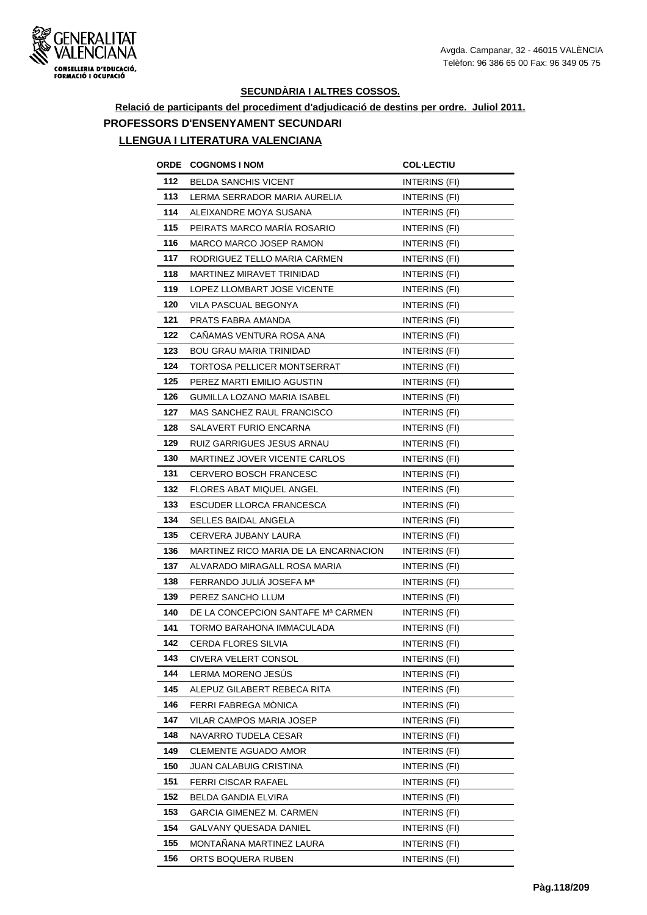**SECUNDÀRIA I ALTRES COSSOS.**

**Relació de participants del procediment d'adjudicació de destins per ordre. Juliol 2011.**

**PROFESSORS D'ENSENYAMENT SECUNDARI**

**LLENGUA I LITERATURA VALENCIANA**

| ORDE | COGNOMS I NOM | COL·LECTIU |
|---|---|---|
| 112 | BELDA SANCHIS VICENT | INTERINS (FI) |
| 113 | LERMA SERRADOR MARIA AURELIA | INTERINS (FI) |
| 114 | ALEIXANDRE MOYA SUSANA | INTERINS (FI) |
| 115 | PEIRATS MARCO MARÍA ROSARIO | INTERINS (FI) |
| 116 | MARCO MARCO JOSEP RAMON | INTERINS (FI) |
| 117 | RODRIGUEZ TELLO MARIA CARMEN | INTERINS (FI) |
| 118 | MARTINEZ MIRAVET TRINIDAD | INTERINS (FI) |
| 119 | LOPEZ LLOMBART JOSE VICENTE | INTERINS (FI) |
| 120 | VILA PASCUAL BEGONYA | INTERINS (FI) |
| 121 | PRATS FABRA AMANDA | INTERINS (FI) |
| 122 | CAÑAMAS VENTURA ROSA ANA | INTERINS (FI) |
| 123 | BOU GRAU MARIA TRINIDAD | INTERINS (FI) |
| 124 | TORTOSA PELLICER MONTSERRAT | INTERINS (FI) |
| 125 | PEREZ MARTI EMILIO AGUSTIN | INTERINS (FI) |
| 126 | GUMILLA LOZANO MARIA ISABEL | INTERINS (FI) |
| 127 | MAS SANCHEZ RAUL FRANCISCO | INTERINS (FI) |
| 128 | SALAVERT FURIO ENCARNA | INTERINS (FI) |
| 129 | RUIZ GARRIGUES JESUS ARNAU | INTERINS (FI) |
| 130 | MARTINEZ JOVER VICENTE CARLOS | INTERINS (FI) |
| 131 | CERVERO BOSCH FRANCESC | INTERINS (FI) |
| 132 | FLORES ABAT MIQUEL ANGEL | INTERINS (FI) |
| 133 | ESCUDER LLORCA FRANCESCA | INTERINS (FI) |
| 134 | SELLES BAIDAL ANGELA | INTERINS (FI) |
| 135 | CERVERA JUBANY LAURA | INTERINS (FI) |
| 136 | MARTINEZ RICO MARIA DE LA ENCARNACION | INTERINS (FI) |
| 137 | ALVARADO MIRAGALL ROSA MARIA | INTERINS (FI) |
| 138 | FERRANDO JULIÁ JOSEFA Mª | INTERINS (FI) |
| 139 | PEREZ SANCHO LLUM | INTERINS (FI) |
| 140 | DE LA CONCEPCION SANTAFE Mª CARMEN | INTERINS (FI) |
| 141 | TORMO BARAHONA IMMACULADA | INTERINS (FI) |
| 142 | CERDA FLORES SILVIA | INTERINS (FI) |
| 143 | CIVERA VELERT CONSOL | INTERINS (FI) |
| 144 | LERMA MORENO JESÚS | INTERINS (FI) |
| 145 | ALEPUZ GILABERT REBECA RITA | INTERINS (FI) |
| 146 | FERRI FABREGA MÒNICA | INTERINS (FI) |
| 147 | VILAR CAMPOS MARIA JOSEP | INTERINS (FI) |
| 148 | NAVARRO TUDELA CESAR | INTERINS (FI) |
| 149 | CLEMENTE AGUADO AMOR | INTERINS (FI) |
| 150 | JUAN CALABUIG CRISTINA | INTERINS (FI) |
| 151 | FERRI CISCAR RAFAEL | INTERINS (FI) |
| 152 | BELDA GANDIA ELVIRA | INTERINS (FI) |
| 153 | GARCIA GIMENEZ M. CARMEN | INTERINS (FI) |
| 154 | GALVANY QUESADA DANIEL | INTERINS (FI) |
| 155 | MONTAÑANA MARTINEZ LAURA | INTERINS (FI) |
| 156 | ORTS BOQUERA RUBEN | INTERINS (FI) |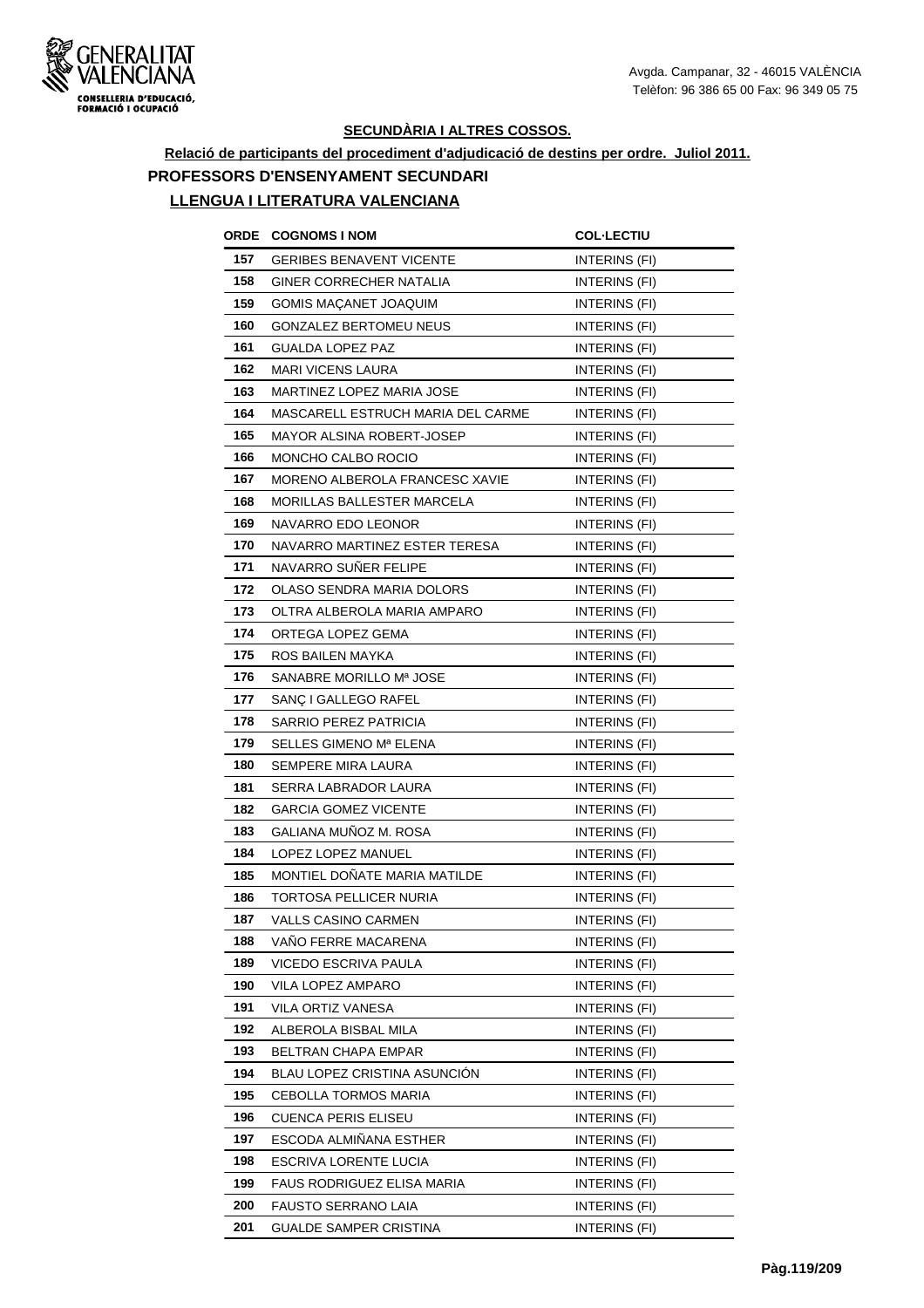## SECUNDÀRIA I ALTRES COSSOS.

**Relació de participants del procediment d'adjudicació de destins per ordre. Juliol 2011.**

### PROFESSORS D'ENSENYAMENT SECUNDARI

### LLENGUA I LITERATURA VALENCIANA

| ORDE | COGNOMS I NOM | COL·LECTIU |
|---|---|---|
| 157 | GERIBES BENAVENT VICENTE | INTERINS (FI) |
| 158 | GINER CORRECHER NATALIA | INTERINS (FI) |
| 159 | GOMIS MAÇANET JOAQUIM | INTERINS (FI) |
| 160 | GONZALEZ BERTOMEU NEUS | INTERINS (FI) |
| 161 | GUALDA LOPEZ PAZ | INTERINS (FI) |
| 162 | MARI VICENS LAURA | INTERINS (FI) |
| 163 | MARTINEZ LOPEZ MARIA JOSE | INTERINS (FI) |
| 164 | MASCARELL ESTRUCH MARIA DEL CARME | INTERINS (FI) |
| 165 | MAYOR ALSINA ROBERT-JOSEP | INTERINS (FI) |
| 166 | MONCHO CALBO ROCIO | INTERINS (FI) |
| 167 | MORENO ALBEROLA FRANCESC XAVIE | INTERINS (FI) |
| 168 | MORILLAS BALLESTER MARCELA | INTERINS (FI) |
| 169 | NAVARRO EDO LEONOR | INTERINS (FI) |
| 170 | NAVARRO MARTINEZ ESTER TERESA | INTERINS (FI) |
| 171 | NAVARRO SUÑER FELIPE | INTERINS (FI) |
| 172 | OLASO SENDRA MARIA DOLORS | INTERINS (FI) |
| 173 | OLTRA ALBEROLA MARIA AMPARO | INTERINS (FI) |
| 174 | ORTEGA LOPEZ GEMA | INTERINS (FI) |
| 175 | ROS BAILEN MAYKA | INTERINS (FI) |
| 176 | SANABRE MORILLO Mª JOSE | INTERINS (FI) |
| 177 | SANÇ I GALLEGO RAFEL | INTERINS (FI) |
| 178 | SARRIO PEREZ PATRICIA | INTERINS (FI) |
| 179 | SELLES GIMENO Mª ELENA | INTERINS (FI) |
| 180 | SEMPERE MIRA LAURA | INTERINS (FI) |
| 181 | SERRA LABRADOR LAURA | INTERINS (FI) |
| 182 | GARCIA GOMEZ VICENTE | INTERINS (FI) |
| 183 | GALIANA MUÑOZ M. ROSA | INTERINS (FI) |
| 184 | LOPEZ LOPEZ MANUEL | INTERINS (FI) |
| 185 | MONTIEL DOÑATE MARIA MATILDE | INTERINS (FI) |
| 186 | TORTOSA PELLICER NURIA | INTERINS (FI) |
| 187 | VALLS CASINO CARMEN | INTERINS (FI) |
| 188 | VAÑO FERRE MACARENA | INTERINS (FI) |
| 189 | VICEDO ESCRIVA PAULA | INTERINS (FI) |
| 190 | VILA LOPEZ AMPARO | INTERINS (FI) |
| 191 | VILA ORTIZ VANESA | INTERINS (FI) |
| 192 | ALBEROLA BISBAL MILA | INTERINS (FI) |
| 193 | BELTRAN CHAPA EMPAR | INTERINS (FI) |
| 194 | BLAU LOPEZ CRISTINA ASUNCIÓN | INTERINS (FI) |
| 195 | CEBOLLA TORMOS MARIA | INTERINS (FI) |
| 196 | CUENCA PERIS ELISEU | INTERINS (FI) |
| 197 | ESCODA ALMIÑANA ESTHER | INTERINS (FI) |
| 198 | ESCRIVA LORENTE LUCIA | INTERINS (FI) |
| 199 | FAUS RODRIGUEZ ELISA MARIA | INTERINS (FI) |
| 200 | FAUSTO SERRANO LAIA | INTERINS (FI) |
| 201 | GUALDE SAMPER CRISTINA | INTERINS (FI) |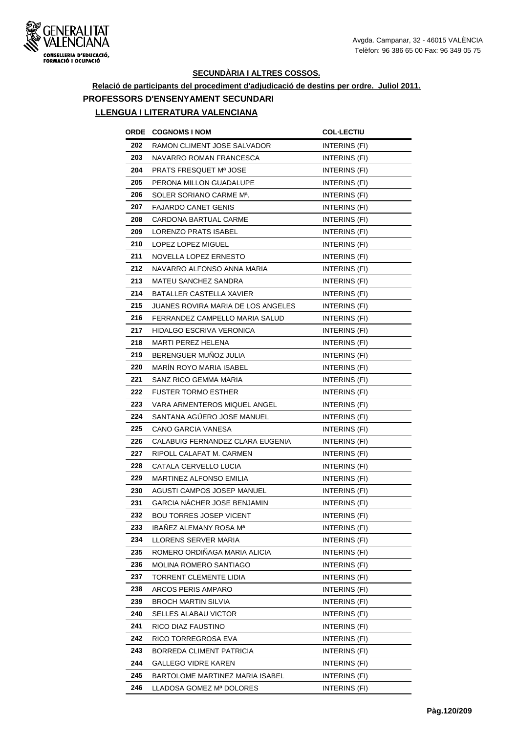## SECUNDÀRIA I ALTRES COSSOS.

**Relació de participants del procediment d'adjudicació de destins per ordre. Juliol 2011.**

### PROFESSORS D'ENSENYAMENT SECUNDARI

### LLENGUA I LITERATURA VALENCIANA

| ORDE | COGNOMS I NOM | COL·LECTIU |
|---|---|---|
| 202 | RAMON CLIMENT JOSE SALVADOR | INTERINS (FI) |
| 203 | NAVARRO ROMAN FRANCESCA | INTERINS (FI) |
| 204 | PRATS FRESQUET Mª JOSE | INTERINS (FI) |
| 205 | PERONA MILLON GUADALUPE | INTERINS (FI) |
| 206 | SOLER SORIANO CARME Mª. | INTERINS (FI) |
| 207 | FAJARDO CANET GENIS | INTERINS (FI) |
| 208 | CARDONA BARTUAL CARME | INTERINS (FI) |
| 209 | LORENZO PRATS ISABEL | INTERINS (FI) |
| 210 | LOPEZ LOPEZ MIGUEL | INTERINS (FI) |
| 211 | NOVELLA LOPEZ ERNESTO | INTERINS (FI) |
| 212 | NAVARRO ALFONSO ANNA MARIA | INTERINS (FI) |
| 213 | MATEU SANCHEZ SANDRA | INTERINS (FI) |
| 214 | BATALLER CASTELLA XAVIER | INTERINS (FI) |
| 215 | JUANES ROVIRA MARIA DE LOS ANGELES | INTERINS (FI) |
| 216 | FERRANDEZ CAMPELLO MARIA SALUD | INTERINS (FI) |
| 217 | HIDALGO ESCRIVA VERONICA | INTERINS (FI) |
| 218 | MARTI PEREZ HELENA | INTERINS (FI) |
| 219 | BERENGUER MUÑOZ JULIA | INTERINS (FI) |
| 220 | MARÍN ROYO MARIA ISABEL | INTERINS (FI) |
| 221 | SANZ RICO GEMMA MARIA | INTERINS (FI) |
| 222 | FUSTER TORMO ESTHER | INTERINS (FI) |
| 223 | VARA ARMENTEROS MIQUEL ANGEL | INTERINS (FI) |
| 224 | SANTANA AGÜERO JOSE MANUEL | INTERINS (FI) |
| 225 | CANO GARCIA VANESA | INTERINS (FI) |
| 226 | CALABUIG FERNANDEZ CLARA EUGENIA | INTERINS (FI) |
| 227 | RIPOLL CALAFAT M. CARMEN | INTERINS (FI) |
| 228 | CATALA CERVELLO LUCIA | INTERINS (FI) |
| 229 | MARTINEZ ALFONSO EMILIA | INTERINS (FI) |
| 230 | AGUSTI CAMPOS JOSEP MANUEL | INTERINS (FI) |
| 231 | GARCIA NÁCHER JOSE BENJAMIN | INTERINS (FI) |
| 232 | BOU TORRES JOSEP VICENT | INTERINS (FI) |
| 233 | IBAÑEZ ALEMANY ROSA Mª | INTERINS (FI) |
| 234 | LLORENS SERVER MARIA | INTERINS (FI) |
| 235 | ROMERO ORDIÑAGA MARIA ALICIA | INTERINS (FI) |
| 236 | MOLINA ROMERO SANTIAGO | INTERINS (FI) |
| 237 | TORRENT CLEMENTE LIDIA | INTERINS (FI) |
| 238 | ARCOS PERIS AMPARO | INTERINS (FI) |
| 239 | BROCH MARTIN SILVIA | INTERINS (FI) |
| 240 | SELLES ALABAU VICTOR | INTERINS (FI) |
| 241 | RICO DIAZ FAUSTINO | INTERINS (FI) |
| 242 | RICO TORREGROSA EVA | INTERINS (FI) |
| 243 | BORREDA CLIMENT PATRICIA | INTERINS (FI) |
| 244 | GALLEGO VIDRE KAREN | INTERINS (FI) |
| 245 | BARTOLOME MARTINEZ MARIA ISABEL | INTERINS (FI) |
| 246 | LLADOSA GOMEZ Mª DOLORES | INTERINS (FI) |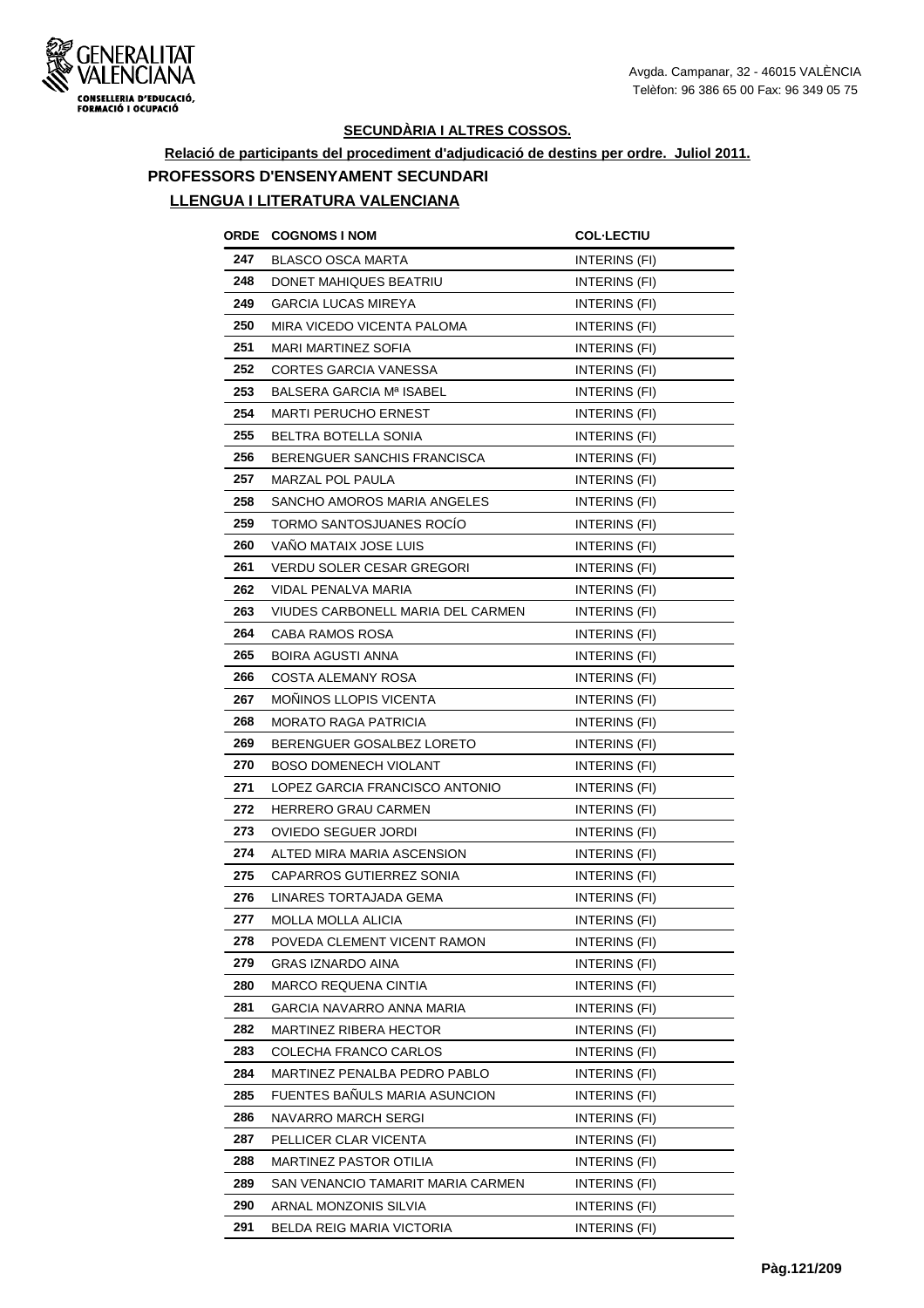## SECUNDÀRIA I ALTRES COSSOS.

**Relació de participants del procediment d'adjudicació de destins per ordre. Juliol 2011.**

### PROFESSORS D'ENSENYAMENT SECUNDARI

### LLENGUA I LITERATURA VALENCIANA

| ORDE | COGNOMS I NOM | COL·LECTIU |
|---|---|---|
| 247 | BLASCO OSCA MARTA | INTERINS (FI) |
| 248 | DONET MAHIQUES BEATRIU | INTERINS (FI) |
| 249 | GARCIA LUCAS MIREYA | INTERINS (FI) |
| 250 | MIRA VICEDO VICENTA PALOMA | INTERINS (FI) |
| 251 | MARI MARTINEZ SOFIA | INTERINS (FI) |
| 252 | CORTES GARCIA VANESSA | INTERINS (FI) |
| 253 | BALSERA GARCIA Mª ISABEL | INTERINS (FI) |
| 254 | MARTI PERUCHO ERNEST | INTERINS (FI) |
| 255 | BELTRA BOTELLA SONIA | INTERINS (FI) |
| 256 | BERENGUER SANCHIS FRANCISCA | INTERINS (FI) |
| 257 | MARZAL POL PAULA | INTERINS (FI) |
| 258 | SANCHO AMOROS MARIA ANGELES | INTERINS (FI) |
| 259 | TORMO SANTOSJUANES ROCÍO | INTERINS (FI) |
| 260 | VAÑO MATAIX JOSE LUIS | INTERINS (FI) |
| 261 | VERDU SOLER CESAR GREGORI | INTERINS (FI) |
| 262 | VIDAL PENALVA MARIA | INTERINS (FI) |
| 263 | VIUDES CARBONELL MARIA DEL CARMEN | INTERINS (FI) |
| 264 | CABA RAMOS ROSA | INTERINS (FI) |
| 265 | BOIRA AGUSTI ANNA | INTERINS (FI) |
| 266 | COSTA ALEMANY ROSA | INTERINS (FI) |
| 267 | MOÑINOS LLOPIS VICENTA | INTERINS (FI) |
| 268 | MORATO RAGA PATRICIA | INTERINS (FI) |
| 269 | BERENGUER GOSALBEZ LORETO | INTERINS (FI) |
| 270 | BOSO DOMENECH VIOLANT | INTERINS (FI) |
| 271 | LOPEZ GARCIA FRANCISCO ANTONIO | INTERINS (FI) |
| 272 | HERRERO GRAU CARMEN | INTERINS (FI) |
| 273 | OVIEDO SEGUER JORDI | INTERINS (FI) |
| 274 | ALTED MIRA MARIA ASCENSION | INTERINS (FI) |
| 275 | CAPARROS GUTIERREZ SONIA | INTERINS (FI) |
| 276 | LINARES TORTAJADA GEMA | INTERINS (FI) |
| 277 | MOLLA MOLLA ALICIA | INTERINS (FI) |
| 278 | POVEDA CLEMENT VICENT RAMON | INTERINS (FI) |
| 279 | GRAS IZNARDO AINA | INTERINS (FI) |
| 280 | MARCO REQUENA CINTIA | INTERINS (FI) |
| 281 | GARCIA NAVARRO ANNA MARIA | INTERINS (FI) |
| 282 | MARTINEZ RIBERA HECTOR | INTERINS (FI) |
| 283 | COLECHA FRANCO CARLOS | INTERINS (FI) |
| 284 | MARTINEZ PENALBA PEDRO PABLO | INTERINS (FI) |
| 285 | FUENTES BAÑULS MARIA ASUNCION | INTERINS (FI) |
| 286 | NAVARRO MARCH SERGI | INTERINS (FI) |
| 287 | PELLICER CLAR VICENTA | INTERINS (FI) |
| 288 | MARTINEZ PASTOR OTILIA | INTERINS (FI) |
| 289 | SAN VENANCIO TAMARIT MARIA CARMEN | INTERINS (FI) |
| 290 | ARNAL MONZONIS SILVIA | INTERINS (FI) |
| 291 | BELDA REIG MARIA VICTORIA | INTERINS (FI) |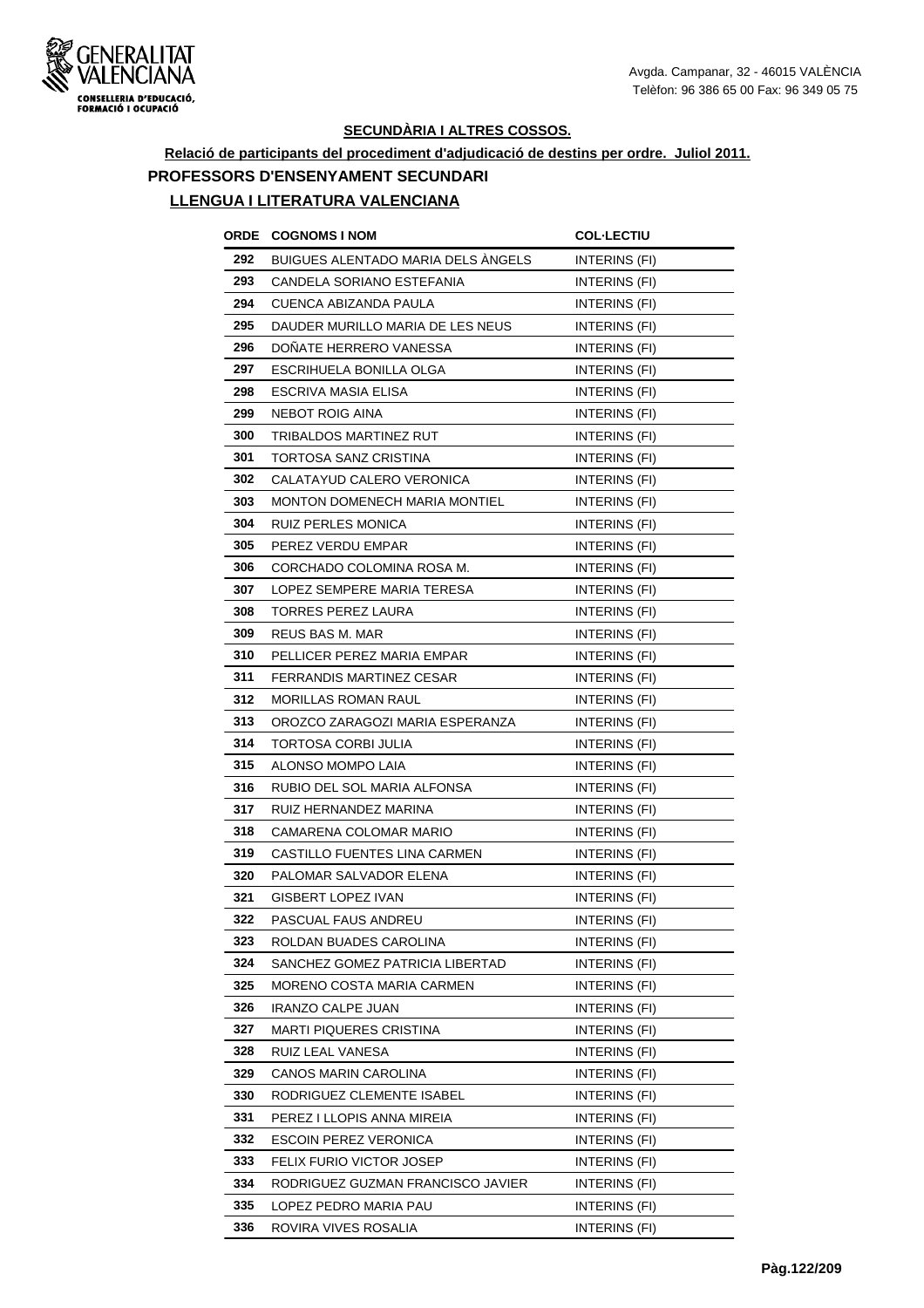## SECUNDÀRIA I ALTRES COSSOS.

**Relació de participants del procediment d'adjudicació de destins per ordre. Juliol 2011.**

### PROFESSORS D'ENSENYAMENT SECUNDARI

### LLENGUA I LITERATURA VALENCIANA

| ORDE | COGNOMS I NOM | COL·LECTIU |
|---|---|---|
| 292 | BUIGUES ALENTADO MARIA DELS ÀNGELS | INTERINS (FI) |
| 293 | CANDELA SORIANO ESTEFANIA | INTERINS (FI) |
| 294 | CUENCA ABIZANDA PAULA | INTERINS (FI) |
| 295 | DAUDER MURILLO MARIA DE LES NEUS | INTERINS (FI) |
| 296 | DOÑATE HERRERO VANESSA | INTERINS (FI) |
| 297 | ESCRIHUELA BONILLA OLGA | INTERINS (FI) |
| 298 | ESCRIVA MASIA ELISA | INTERINS (FI) |
| 299 | NEBOT ROIG AINA | INTERINS (FI) |
| 300 | TRIBALDOS MARTINEZ RUT | INTERINS (FI) |
| 301 | TORTOSA SANZ CRISTINA | INTERINS (FI) |
| 302 | CALATAYUD CALERO VERONICA | INTERINS (FI) |
| 303 | MONTON DOMENECH MARIA MONTIEL | INTERINS (FI) |
| 304 | RUIZ PERLES MONICA | INTERINS (FI) |
| 305 | PEREZ VERDU EMPAR | INTERINS (FI) |
| 306 | CORCHADO COLOMINA ROSA M. | INTERINS (FI) |
| 307 | LOPEZ SEMPERE MARIA TERESA | INTERINS (FI) |
| 308 | TORRES PEREZ LAURA | INTERINS (FI) |
| 309 | REUS BAS M. MAR | INTERINS (FI) |
| 310 | PELLICER PEREZ MARIA EMPAR | INTERINS (FI) |
| 311 | FERRANDIS MARTINEZ CESAR | INTERINS (FI) |
| 312 | MORILLAS ROMAN RAUL | INTERINS (FI) |
| 313 | OROZCO ZARAGOZI MARIA ESPERANZA | INTERINS (FI) |
| 314 | TORTOSA CORBI JULIA | INTERINS (FI) |
| 315 | ALONSO MOMPO LAIA | INTERINS (FI) |
| 316 | RUBIO DEL SOL MARIA ALFONSA | INTERINS (FI) |
| 317 | RUIZ HERNANDEZ MARINA | INTERINS (FI) |
| 318 | CAMARENA COLOMAR MARIO | INTERINS (FI) |
| 319 | CASTILLO FUENTES LINA CARMEN | INTERINS (FI) |
| 320 | PALOMAR SALVADOR ELENA | INTERINS (FI) |
| 321 | GISBERT LOPEZ IVAN | INTERINS (FI) |
| 322 | PASCUAL FAUS ANDREU | INTERINS (FI) |
| 323 | ROLDAN BUADES CAROLINA | INTERINS (FI) |
| 324 | SANCHEZ GOMEZ PATRICIA LIBERTAD | INTERINS (FI) |
| 325 | MORENO COSTA MARIA CARMEN | INTERINS (FI) |
| 326 | IRANZO CALPE JUAN | INTERINS (FI) |
| 327 | MARTI PIQUERES CRISTINA | INTERINS (FI) |
| 328 | RUIZ LEAL VANESA | INTERINS (FI) |
| 329 | CANOS MARIN CAROLINA | INTERINS (FI) |
| 330 | RODRIGUEZ CLEMENTE ISABEL | INTERINS (FI) |
| 331 | PEREZ I LLOPIS ANNA MIREIA | INTERINS (FI) |
| 332 | ESCOIN PEREZ VERONICA | INTERINS (FI) |
| 333 | FELIX FURIO VICTOR JOSEP | INTERINS (FI) |
| 334 | RODRIGUEZ GUZMAN FRANCISCO JAVIER | INTERINS (FI) |
| 335 | LOPEZ PEDRO MARIA PAU | INTERINS (FI) |
| 336 | ROVIRA VIVES ROSALIA | INTERINS (FI) |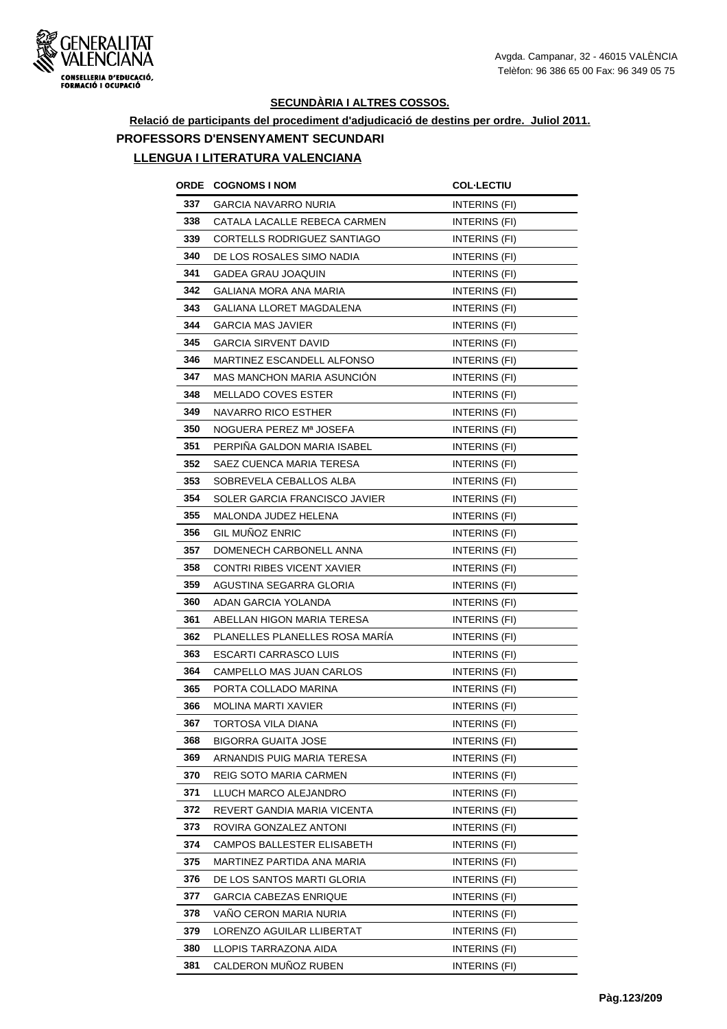## SECUNDÀRIA I ALTRES COSSOS.

**Relació de participants del procediment d'adjudicació de destins per ordre. Juliol 2011.**

### PROFESSORS D'ENSENYAMENT SECUNDARI

### LLENGUA I LITERATURA VALENCIANA

| ORDE | COGNOMS I NOM | COL·LECTIU |
|---|---|---|
| 337 | GARCIA NAVARRO NURIA | INTERINS (FI) |
| 338 | CATALA LACALLE REBECA CARMEN | INTERINS (FI) |
| 339 | CORTELLS RODRIGUEZ SANTIAGO | INTERINS (FI) |
| 340 | DE LOS ROSALES SIMO NADIA | INTERINS (FI) |
| 341 | GADEA GRAU JOAQUIN | INTERINS (FI) |
| 342 | GALIANA MORA ANA MARIA | INTERINS (FI) |
| 343 | GALIANA LLORET MAGDALENA | INTERINS (FI) |
| 344 | GARCIA MAS JAVIER | INTERINS (FI) |
| 345 | GARCIA SIRVENT DAVID | INTERINS (FI) |
| 346 | MARTINEZ ESCANDELL ALFONSO | INTERINS (FI) |
| 347 | MAS MANCHON MARIA ASUNCIÓN | INTERINS (FI) |
| 348 | MELLADO COVES ESTER | INTERINS (FI) |
| 349 | NAVARRO RICO ESTHER | INTERINS (FI) |
| 350 | NOGUERA PEREZ Mª JOSEFA | INTERINS (FI) |
| 351 | PERPIÑA GALDON MARIA ISABEL | INTERINS (FI) |
| 352 | SAEZ CUENCA MARIA TERESA | INTERINS (FI) |
| 353 | SOBREVELA CEBALLOS ALBA | INTERINS (FI) |
| 354 | SOLER GARCIA FRANCISCO JAVIER | INTERINS (FI) |
| 355 | MALONDA JUDEZ HELENA | INTERINS (FI) |
| 356 | GIL MUÑOZ ENRIC | INTERINS (FI) |
| 357 | DOMENECH CARBONELL ANNA | INTERINS (FI) |
| 358 | CONTRI RIBES VICENT XAVIER | INTERINS (FI) |
| 359 | AGUSTINA SEGARRA GLORIA | INTERINS (FI) |
| 360 | ADAN GARCIA YOLANDA | INTERINS (FI) |
| 361 | ABELLAN HIGON MARIA TERESA | INTERINS (FI) |
| 362 | PLANELLES PLANELLES ROSA MARÍA | INTERINS (FI) |
| 363 | ESCARTI CARRASCO LUIS | INTERINS (FI) |
| 364 | CAMPELLO MAS JUAN CARLOS | INTERINS (FI) |
| 365 | PORTA COLLADO MARINA | INTERINS (FI) |
| 366 | MOLINA MARTI XAVIER | INTERINS (FI) |
| 367 | TORTOSA VILA DIANA | INTERINS (FI) |
| 368 | BIGORRA GUAITA JOSE | INTERINS (FI) |
| 369 | ARNANDIS PUIG MARIA TERESA | INTERINS (FI) |
| 370 | REIG SOTO MARIA CARMEN | INTERINS (FI) |
| 371 | LLUCH MARCO ALEJANDRO | INTERINS (FI) |
| 372 | REVERT GANDIA MARIA VICENTA | INTERINS (FI) |
| 373 | ROVIRA GONZALEZ ANTONI | INTERINS (FI) |
| 374 | CAMPOS BALLESTER ELISABETH | INTERINS (FI) |
| 375 | MARTINEZ PARTIDA ANA MARIA | INTERINS (FI) |
| 376 | DE LOS SANTOS MARTI GLORIA | INTERINS (FI) |
| 377 | GARCIA CABEZAS ENRIQUE | INTERINS (FI) |
| 378 | VAÑO CERON MARIA NURIA | INTERINS (FI) |
| 379 | LORENZO AGUILAR LLIBERTAT | INTERINS (FI) |
| 380 | LLOPIS TARRAZONA AIDA | INTERINS (FI) |
| 381 | CALDERON MUÑOZ RUBEN | INTERINS (FI) |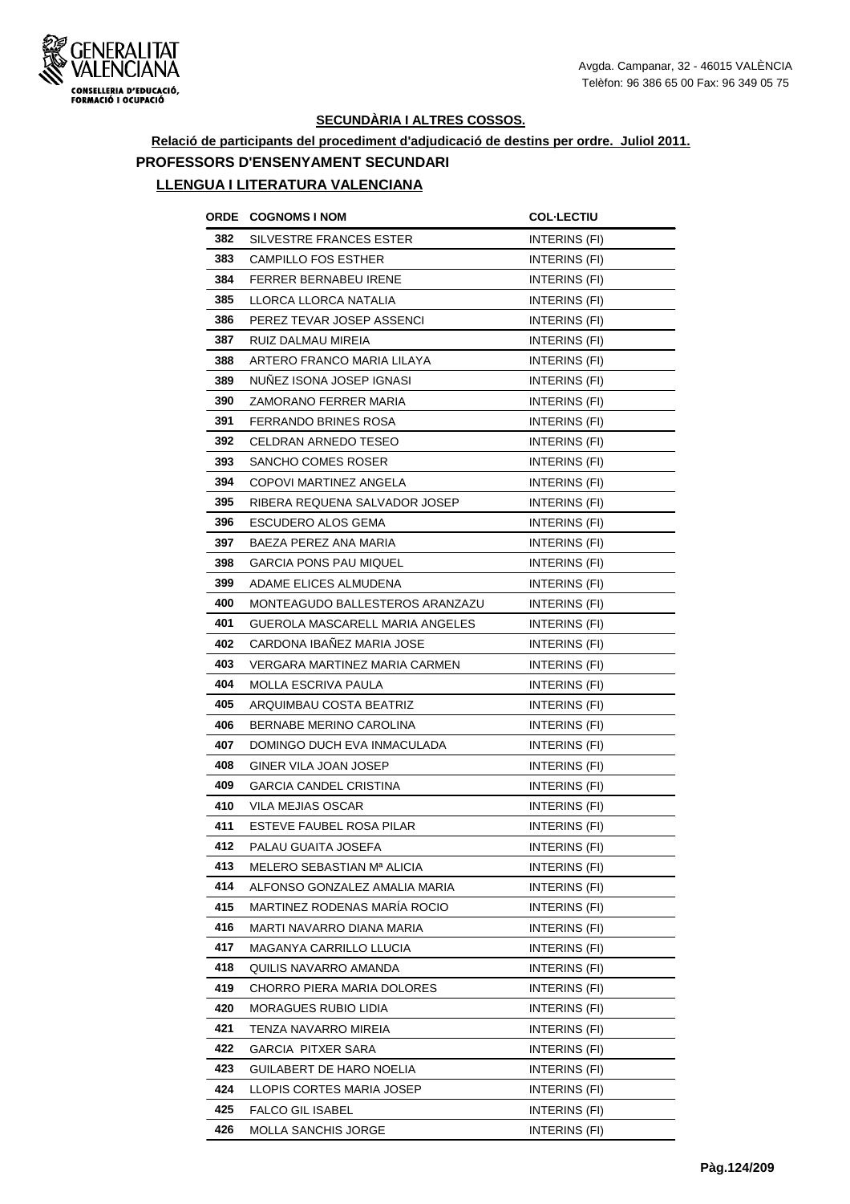## SECUNDÀRIA I ALTRES COSSOS.

**Relació de participants del procediment d'adjudicació de destins per ordre. Juliol 2011.**

### PROFESSORS D'ENSENYAMENT SECUNDARI

### LLENGUA I LITERATURA VALENCIANA

| ORDE | COGNOMS I NOM | COL·LECTIU |
|---|---|---|
| 382 | SILVESTRE FRANCES ESTER | INTERINS (FI) |
| 383 | CAMPILLO FOS ESTHER | INTERINS (FI) |
| 384 | FERRER BERNABEU IRENE | INTERINS (FI) |
| 385 | LLORCA LLORCA NATALIA | INTERINS (FI) |
| 386 | PEREZ TEVAR JOSEP ASSENCI | INTERINS (FI) |
| 387 | RUIZ DALMAU MIREIA | INTERINS (FI) |
| 388 | ARTERO FRANCO MARIA LILAYA | INTERINS (FI) |
| 389 | NUÑEZ ISONA JOSEP IGNASI | INTERINS (FI) |
| 390 | ZAMORANO FERRER MARIA | INTERINS (FI) |
| 391 | FERRANDO BRINES ROSA | INTERINS (FI) |
| 392 | CELDRAN ARNEDO TESEO | INTERINS (FI) |
| 393 | SANCHO COMES ROSER | INTERINS (FI) |
| 394 | COPOVI MARTINEZ ANGELA | INTERINS (FI) |
| 395 | RIBERA REQUENA SALVADOR JOSEP | INTERINS (FI) |
| 396 | ESCUDERO ALOS GEMA | INTERINS (FI) |
| 397 | BAEZA PEREZ ANA MARIA | INTERINS (FI) |
| 398 | GARCIA PONS PAU MIQUEL | INTERINS (FI) |
| 399 | ADAME ELICES ALMUDENA | INTERINS (FI) |
| 400 | MONTEAGUDO BALLESTEROS ARANZAZU | INTERINS (FI) |
| 401 | GUEROLA MASCARELL MARIA ANGELES | INTERINS (FI) |
| 402 | CARDONA IBAÑEZ MARIA JOSE | INTERINS (FI) |
| 403 | VERGARA MARTINEZ MARIA CARMEN | INTERINS (FI) |
| 404 | MOLLA ESCRIVA PAULA | INTERINS (FI) |
| 405 | ARQUIMBAU COSTA BEATRIZ | INTERINS (FI) |
| 406 | BERNABE MERINO CAROLINA | INTERINS (FI) |
| 407 | DOMINGO DUCH EVA INMACULADA | INTERINS (FI) |
| 408 | GINER VILA JOAN JOSEP | INTERINS (FI) |
| 409 | GARCIA CANDEL CRISTINA | INTERINS (FI) |
| 410 | VILA MEJIAS OSCAR | INTERINS (FI) |
| 411 | ESTEVE FAUBEL ROSA PILAR | INTERINS (FI) |
| 412 | PALAU GUAITA JOSEFA | INTERINS (FI) |
| 413 | MELERO SEBASTIAN Mª ALICIA | INTERINS (FI) |
| 414 | ALFONSO GONZALEZ AMALIA MARIA | INTERINS (FI) |
| 415 | MARTINEZ RODENAS MARÍA ROCIO | INTERINS (FI) |
| 416 | MARTI NAVARRO DIANA MARIA | INTERINS (FI) |
| 417 | MAGANYA CARRILLO LLUCIA | INTERINS (FI) |
| 418 | QUILIS NAVARRO AMANDA | INTERINS (FI) |
| 419 | CHORRO PIERA MARIA DOLORES | INTERINS (FI) |
| 420 | MORAGUES RUBIO LIDIA | INTERINS (FI) |
| 421 | TENZA NAVARRO MIREIA | INTERINS (FI) |
| 422 | GARCIA PITXER SARA | INTERINS (FI) |
| 423 | GUILABERT DE HARO NOELIA | INTERINS (FI) |
| 424 | LLOPIS CORTES MARIA JOSEP | INTERINS (FI) |
| 425 | FALCO GIL ISABEL | INTERINS (FI) |
| 426 | MOLLA SANCHIS JORGE | INTERINS (FI) |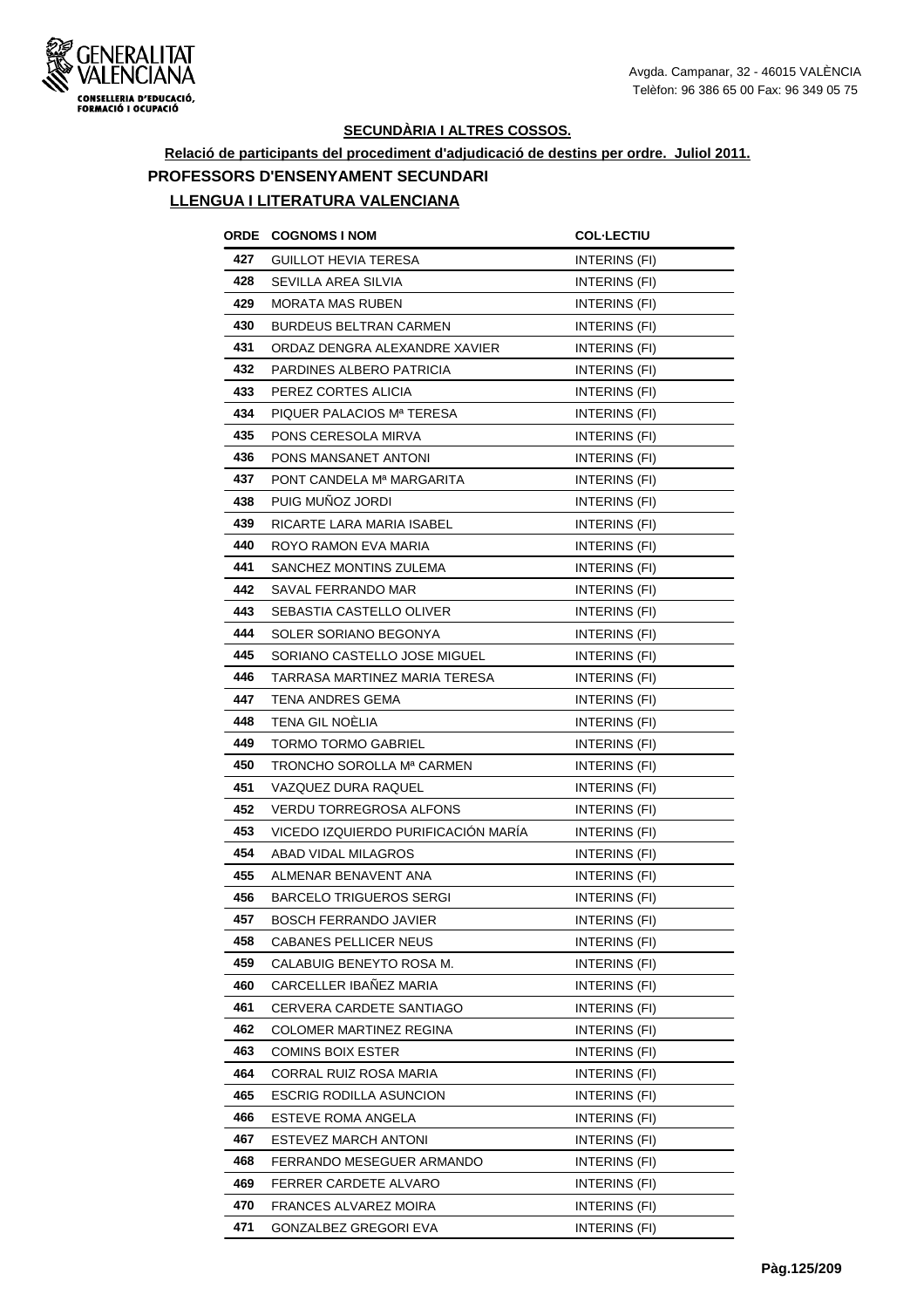## SECUNDÀRIA I ALTRES COSSOS.

**Relació de participants del procediment d'adjudicació de destins per ordre. Juliol 2011.**

### PROFESSORS D'ENSENYAMENT SECUNDARI

### LLENGUA I LITERATURA VALENCIANA

| ORDE | COGNOMS I NOM | COL·LECTIU |
|---|---|---|
| 427 | GUILLOT HEVIA TERESA | INTERINS (FI) |
| 428 | SEVILLA AREA SILVIA | INTERINS (FI) |
| 429 | MORATA MAS RUBEN | INTERINS (FI) |
| 430 | BURDEUS BELTRAN CARMEN | INTERINS (FI) |
| 431 | ORDAZ DENGRA ALEXANDRE XAVIER | INTERINS (FI) |
| 432 | PARDINES ALBERO PATRICIA | INTERINS (FI) |
| 433 | PEREZ CORTES ALICIA | INTERINS (FI) |
| 434 | PIQUER PALACIOS Mª TERESA | INTERINS (FI) |
| 435 | PONS CERESOLA MIRVA | INTERINS (FI) |
| 436 | PONS MANSANET ANTONI | INTERINS (FI) |
| 437 | PONT CANDELA Mª MARGARITA | INTERINS (FI) |
| 438 | PUIG MUÑOZ JORDI | INTERINS (FI) |
| 439 | RICARTE LARA MARIA ISABEL | INTERINS (FI) |
| 440 | ROYO RAMON EVA MARIA | INTERINS (FI) |
| 441 | SANCHEZ MONTINS ZULEMA | INTERINS (FI) |
| 442 | SAVAL FERRANDO MAR | INTERINS (FI) |
| 443 | SEBASTIA CASTELLO OLIVER | INTERINS (FI) |
| 444 | SOLER SORIANO BEGONYA | INTERINS (FI) |
| 445 | SORIANO CASTELLO JOSE MIGUEL | INTERINS (FI) |
| 446 | TARRASA MARTINEZ MARIA TERESA | INTERINS (FI) |
| 447 | TENA ANDRES GEMA | INTERINS (FI) |
| 448 | TENA GIL NOÈLIA | INTERINS (FI) |
| 449 | TORMO TORMO GABRIEL | INTERINS (FI) |
| 450 | TRONCHO SOROLLA Mª CARMEN | INTERINS (FI) |
| 451 | VAZQUEZ DURA RAQUEL | INTERINS (FI) |
| 452 | VERDU TORREGROSA ALFONS | INTERINS (FI) |
| 453 | VICEDO IZQUIERDO PURIFICACIÓN MARÍA | INTERINS (FI) |
| 454 | ABAD VIDAL MILAGROS | INTERINS (FI) |
| 455 | ALMENAR BENAVENT ANA | INTERINS (FI) |
| 456 | BARCELO TRIGUEROS SERGI | INTERINS (FI) |
| 457 | BOSCH FERRANDO JAVIER | INTERINS (FI) |
| 458 | CABANES PELLICER NEUS | INTERINS (FI) |
| 459 | CALABUIG BENEYTO ROSA M. | INTERINS (FI) |
| 460 | CARCELLER IBAÑEZ MARIA | INTERINS (FI) |
| 461 | CERVERA CARDETE SANTIAGO | INTERINS (FI) |
| 462 | COLOMER MARTINEZ REGINA | INTERINS (FI) |
| 463 | COMINS BOIX ESTER | INTERINS (FI) |
| 464 | CORRAL RUIZ ROSA MARIA | INTERINS (FI) |
| 465 | ESCRIG RODILLA ASUNCION | INTERINS (FI) |
| 466 | ESTEVE ROMA ANGELA | INTERINS (FI) |
| 467 | ESTEVEZ MARCH ANTONI | INTERINS (FI) |
| 468 | FERRANDO MESEGUER ARMANDO | INTERINS (FI) |
| 469 | FERRER CARDETE ALVARO | INTERINS (FI) |
| 470 | FRANCES ALVAREZ MOIRA | INTERINS (FI) |
| 471 | GONZALBEZ GREGORI EVA | INTERINS (FI) |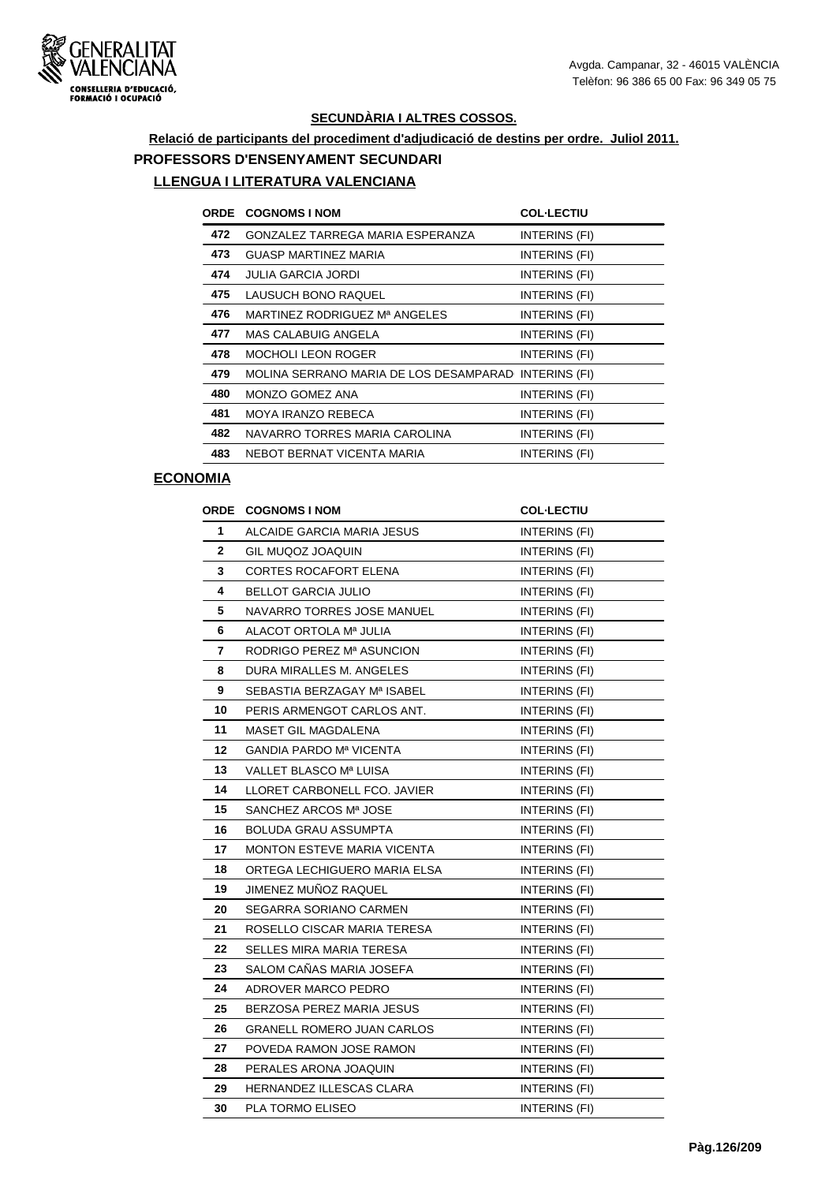Avgda. Campanar, 32 - 46015 VALÈNCIA
Telèfon: 96 386 65 00 Fax: 96 349 05 75

## SECUNDÀRIA I ALTRES COSSOS.

**Relació de participants del procediment d'adjudicació de destins per ordre. Juliol 2011.**

### PROFESSORS D'ENSENYAMENT SECUNDARI

#### LLENGUA I LITERATURA VALENCIANA

| ORDE | COGNOMS I NOM | COL·LECTIU |
|---|---|---|
| 472 | GONZALEZ TARREGA MARIA ESPERANZA | INTERINS (FI) |
| 473 | GUASP MARTINEZ MARIA | INTERINS (FI) |
| 474 | JULIA GARCIA JORDI | INTERINS (FI) |
| 475 | LAUSUCH BONO RAQUEL | INTERINS (FI) |
| 476 | MARTINEZ RODRIGUEZ Mª ANGELES | INTERINS (FI) |
| 477 | MAS CALABUIG ANGELA | INTERINS (FI) |
| 478 | MOCHOLI LEON ROGER | INTERINS (FI) |
| 479 | MOLINA SERRANO MARIA DE LOS DESAMPARAD | INTERINS (FI) |
| 480 | MONZO GOMEZ ANA | INTERINS (FI) |
| 481 | MOYA IRANZO REBECA | INTERINS (FI) |
| 482 | NAVARRO TORRES MARIA CAROLINA | INTERINS (FI) |
| 483 | NEBOT BERNAT VICENTA MARIA | INTERINS (FI) |

#### ECONOMIA

| ORDE | COGNOMS I NOM | COL·LECTIU |
|---|---|---|
| 1 | ALCAIDE GARCIA MARIA JESUS | INTERINS (FI) |
| 2 | GIL MUQOZ JOAQUIN | INTERINS (FI) |
| 3 | CORTES ROCAFORT ELENA | INTERINS (FI) |
| 4 | BELLOT GARCIA JULIO | INTERINS (FI) |
| 5 | NAVARRO TORRES JOSE MANUEL | INTERINS (FI) |
| 6 | ALACOT ORTOLA Mª JULIA | INTERINS (FI) |
| 7 | RODRIGO PEREZ Mª ASUNCION | INTERINS (FI) |
| 8 | DURA MIRALLES M. ANGELES | INTERINS (FI) |
| 9 | SEBASTIA BERZAGAY Mª ISABEL | INTERINS (FI) |
| 10 | PERIS ARMENGOT CARLOS ANT. | INTERINS (FI) |
| 11 | MASET GIL MAGDALENA | INTERINS (FI) |
| 12 | GANDIA PARDO Mª VICENTA | INTERINS (FI) |
| 13 | VALLET BLASCO Mª LUISA | INTERINS (FI) |
| 14 | LLORET CARBONELL FCO. JAVIER | INTERINS (FI) |
| 15 | SANCHEZ ARCOS Mª JOSE | INTERINS (FI) |
| 16 | BOLUDA GRAU ASSUMPTA | INTERINS (FI) |
| 17 | MONTON ESTEVE MARIA VICENTA | INTERINS (FI) |
| 18 | ORTEGA LECHIGUERO MARIA ELSA | INTERINS (FI) |
| 19 | JIMENEZ MUÑOZ RAQUEL | INTERINS (FI) |
| 20 | SEGARRA SORIANO CARMEN | INTERINS (FI) |
| 21 | ROSELLO CISCAR MARIA TERESA | INTERINS (FI) |
| 22 | SELLES MIRA MARIA TERESA | INTERINS (FI) |
| 23 | SALOM CAÑAS MARIA JOSEFA | INTERINS (FI) |
| 24 | ADROVER MARCO PEDRO | INTERINS (FI) |
| 25 | BERZOSA PEREZ MARIA JESUS | INTERINS (FI) |
| 26 | GRANELL ROMERO JUAN CARLOS | INTERINS (FI) |
| 27 | POVEDA RAMON JOSE RAMON | INTERINS (FI) |
| 28 | PERALES ARONA JOAQUIN | INTERINS (FI) |
| 29 | HERNANDEZ ILLESCAS CLARA | INTERINS (FI) |
| 30 | PLA TORMO ELISEO | INTERINS (FI) |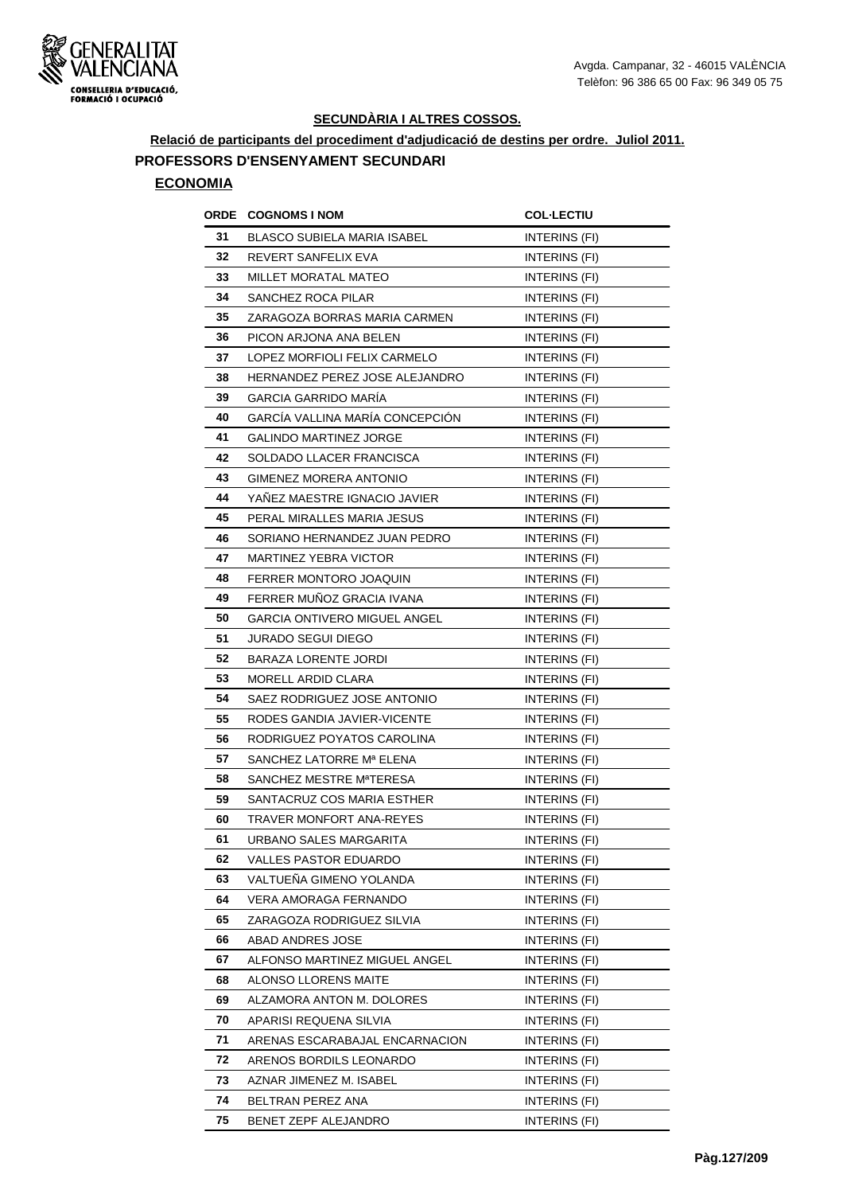**SECUNDÀRIA I ALTRES COSSOS.**

**Relació de participants del procediment d'adjudicació de destins per ordre. Juliol 2011.**

**PROFESSORS D'ENSENYAMENT SECUNDARI**

**ECONOMIA**

| ORDE | COGNOMS I NOM | COL·LECTIU |
|---|---|---|
| 31 | BLASCO SUBIELA MARIA ISABEL | INTERINS (FI) |
| 32 | REVERT SANFELIX EVA | INTERINS (FI) |
| 33 | MILLET MORATAL MATEO | INTERINS (FI) |
| 34 | SANCHEZ ROCA PILAR | INTERINS (FI) |
| 35 | ZARAGOZA BORRAS MARIA CARMEN | INTERINS (FI) |
| 36 | PICON ARJONA ANA BELEN | INTERINS (FI) |
| 37 | LOPEZ MORFIOLI FELIX CARMELO | INTERINS (FI) |
| 38 | HERNANDEZ PEREZ JOSE ALEJANDRO | INTERINS (FI) |
| 39 | GARCIA GARRIDO MARÍA | INTERINS (FI) |
| 40 | GARCÍA VALLINA MARÍA CONCEPCIÓN | INTERINS (FI) |
| 41 | GALINDO MARTINEZ JORGE | INTERINS (FI) |
| 42 | SOLDADO LLACER FRANCISCA | INTERINS (FI) |
| 43 | GIMENEZ MORERA ANTONIO | INTERINS (FI) |
| 44 | YAÑEZ MAESTRE IGNACIO JAVIER | INTERINS (FI) |
| 45 | PERAL MIRALLES MARIA JESUS | INTERINS (FI) |
| 46 | SORIANO HERNANDEZ JUAN PEDRO | INTERINS (FI) |
| 47 | MARTINEZ YEBRA VICTOR | INTERINS (FI) |
| 48 | FERRER MONTORO JOAQUIN | INTERINS (FI) |
| 49 | FERRER MUÑOZ GRACIA IVANA | INTERINS (FI) |
| 50 | GARCIA ONTIVERO MIGUEL ANGEL | INTERINS (FI) |
| 51 | JURADO SEGUI DIEGO | INTERINS (FI) |
| 52 | BARAZA LORENTE JORDI | INTERINS (FI) |
| 53 | MORELL ARDID CLARA | INTERINS (FI) |
| 54 | SAEZ RODRIGUEZ JOSE ANTONIO | INTERINS (FI) |
| 55 | RODES GANDIA JAVIER-VICENTE | INTERINS (FI) |
| 56 | RODRIGUEZ POYATOS CAROLINA | INTERINS (FI) |
| 57 | SANCHEZ LATORRE Mª ELENA | INTERINS (FI) |
| 58 | SANCHEZ MESTRE MªTERESA | INTERINS (FI) |
| 59 | SANTACRUZ COS MARIA ESTHER | INTERINS (FI) |
| 60 | TRAVER MONFORT ANA-REYES | INTERINS (FI) |
| 61 | URBANO SALES MARGARITA | INTERINS (FI) |
| 62 | VALLES PASTOR EDUARDO | INTERINS (FI) |
| 63 | VALTUEÑA GIMENO YOLANDA | INTERINS (FI) |
| 64 | VERA AMORAGA FERNANDO | INTERINS (FI) |
| 65 | ZARAGOZA RODRIGUEZ SILVIA | INTERINS (FI) |
| 66 | ABAD ANDRES JOSE | INTERINS (FI) |
| 67 | ALFONSO MARTINEZ MIGUEL ANGEL | INTERINS (FI) |
| 68 | ALONSO LLORENS MAITE | INTERINS (FI) |
| 69 | ALZAMORA ANTON M. DOLORES | INTERINS (FI) |
| 70 | APARISI REQUENA SILVIA | INTERINS (FI) |
| 71 | ARENAS ESCARABAJAL ENCARNACION | INTERINS (FI) |
| 72 | ARENOS BORDILS LEONARDO | INTERINS (FI) |
| 73 | AZNAR JIMENEZ M. ISABEL | INTERINS (FI) |
| 74 | BELTRAN PEREZ ANA | INTERINS (FI) |
| 75 | BENET ZEPF ALEJANDRO | INTERINS (FI) |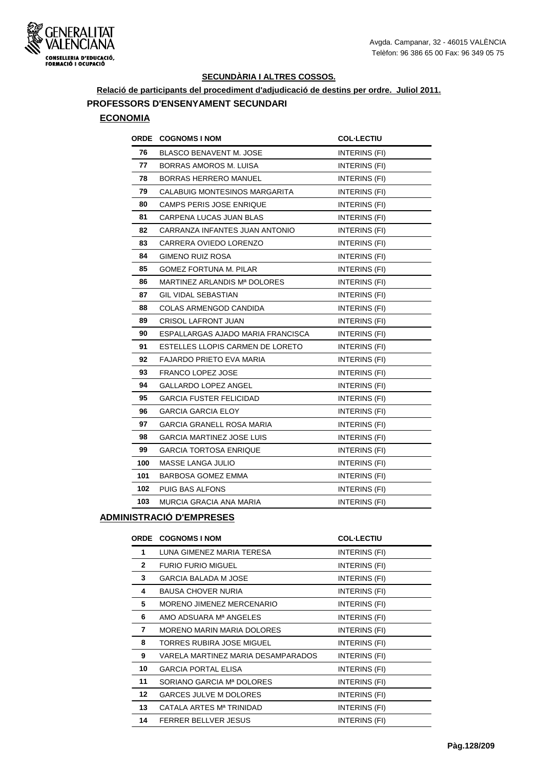GENERALITAT VALENCIANA
CONSELLERIA D'EDUCACIÓ, FORMACIÓ I OCUPACIÓ

Avgda. Campanar, 32 - 46015 VALÈNCIA
Telèfon: 96 386 65 00 Fax: 96 349 05 75

## SECUNDÀRIA I ALTRES COSSOS.

**Relació de participants del procediment d'adjudicació de destins per ordre. Juliol 2011.**

### PROFESSORS D'ENSENYAMENT SECUNDARI

#### ECONOMIA

| ORDE | COGNOMS I NOM | COL·LECTIU |
|---|---|---|
| 76 | BLASCO BENAVENT M. JOSE | INTERINS (FI) |
| 77 | BORRAS AMOROS M. LUISA | INTERINS (FI) |
| 78 | BORRAS HERRERO MANUEL | INTERINS (FI) |
| 79 | CALABUIG MONTESINOS MARGARITA | INTERINS (FI) |
| 80 | CAMPS PERIS JOSE ENRIQUE | INTERINS (FI) |
| 81 | CARPENA LUCAS JUAN BLAS | INTERINS (FI) |
| 82 | CARRANZA INFANTES JUAN ANTONIO | INTERINS (FI) |
| 83 | CARRERA OVIEDO LORENZO | INTERINS (FI) |
| 84 | GIMENO RUIZ ROSA | INTERINS (FI) |
| 85 | GOMEZ FORTUNA M. PILAR | INTERINS (FI) |
| 86 | MARTINEZ ARLANDIS Mª DOLORES | INTERINS (FI) |
| 87 | GIL VIDAL SEBASTIAN | INTERINS (FI) |
| 88 | COLAS ARMENGOD CANDIDA | INTERINS (FI) |
| 89 | CRISOL LAFRONT JUAN | INTERINS (FI) |
| 90 | ESPALLARGAS AJADO MARIA FRANCISCA | INTERINS (FI) |
| 91 | ESTELLES LLOPIS CARMEN DE LORETO | INTERINS (FI) |
| 92 | FAJARDO PRIETO EVA MARIA | INTERINS (FI) |
| 93 | FRANCO LOPEZ JOSE | INTERINS (FI) |
| 94 | GALLARDO LOPEZ ANGEL | INTERINS (FI) |
| 95 | GARCIA FUSTER FELICIDAD | INTERINS (FI) |
| 96 | GARCIA GARCIA ELOY | INTERINS (FI) |
| 97 | GARCIA GRANELL ROSA MARIA | INTERINS (FI) |
| 98 | GARCIA MARTINEZ JOSE LUIS | INTERINS (FI) |
| 99 | GARCIA TORTOSA ENRIQUE | INTERINS (FI) |
| 100 | MASSE LANGA JULIO | INTERINS (FI) |
| 101 | BARBOSA GOMEZ EMMA | INTERINS (FI) |
| 102 | PUIG BAS ALFONS | INTERINS (FI) |
| 103 | MURCIA GRACIA ANA MARIA | INTERINS (FI) |

#### ADMINISTRACIÓ D'EMPRESES

| ORDE | COGNOMS I NOM | COL·LECTIU |
|---|---|---|
| 1 | LUNA GIMENEZ MARIA TERESA | INTERINS (FI) |
| 2 | FURIO FURIO MIGUEL | INTERINS (FI) |
| 3 | GARCIA BALADA M JOSE | INTERINS (FI) |
| 4 | BAUSA CHOVER NURIA | INTERINS (FI) |
| 5 | MORENO JIMENEZ MERCENARIO | INTERINS (FI) |
| 6 | AMO ADSUARA Mª ANGELES | INTERINS (FI) |
| 7 | MORENO MARIN MARIA DOLORES | INTERINS (FI) |
| 8 | TORRES RUBIRA JOSE MIGUEL | INTERINS (FI) |
| 9 | VARELA MARTINEZ MARIA DESAMPARADOS | INTERINS (FI) |
| 10 | GARCIA PORTAL ELISA | INTERINS (FI) |
| 11 | SORIANO GARCIA Mª DOLORES | INTERINS (FI) |
| 12 | GARCES JULVE M DOLORES | INTERINS (FI) |
| 13 | CATALA ARTES Mª TRINIDAD | INTERINS (FI) |
| 14 | FERRER BELLVER JESUS | INTERINS (FI) |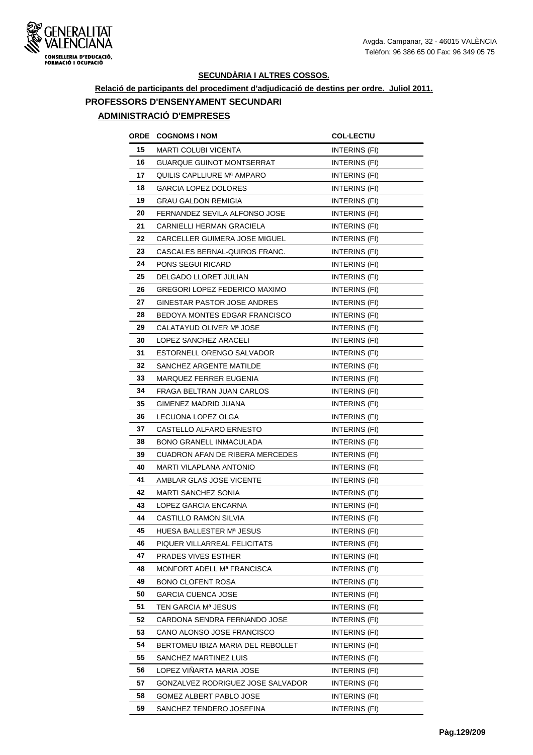### SECUNDÀRIA I ALTRES COSSOS.

**Relació de participants del procediment d'adjudicació de destins per ordre. Juliol 2011.**

**PROFESSORS D'ENSENYAMENT SECUNDARI**

**ADMINISTRACIÓ D'EMPRESES**

| ORDE | COGNOMS I NOM | COL·LECTIU |
|---|---|---|
| 15 | MARTI COLUBI VICENTA | INTERINS (FI) |
| 16 | GUARQUE GUINOT MONTSERRAT | INTERINS (FI) |
| 17 | QUILIS CAPLLIURE Mª AMPARO | INTERINS (FI) |
| 18 | GARCIA LOPEZ DOLORES | INTERINS (FI) |
| 19 | GRAU GALDON REMIGIA | INTERINS (FI) |
| 20 | FERNANDEZ SEVILA ALFONSO JOSE | INTERINS (FI) |
| 21 | CARNIELLI HERMAN GRACIELA | INTERINS (FI) |
| 22 | CARCELLER GUIMERA JOSE MIGUEL | INTERINS (FI) |
| 23 | CASCALES BERNAL-QUIROS FRANC. | INTERINS (FI) |
| 24 | PONS SEGUI RICARD | INTERINS (FI) |
| 25 | DELGADO LLORET JULIAN | INTERINS (FI) |
| 26 | GREGORI LOPEZ FEDERICO MAXIMO | INTERINS (FI) |
| 27 | GINESTAR PASTOR JOSE ANDRES | INTERINS (FI) |
| 28 | BEDOYA MONTES EDGAR FRANCISCO | INTERINS (FI) |
| 29 | CALATAYUD OLIVER Mª JOSE | INTERINS (FI) |
| 30 | LOPEZ SANCHEZ ARACELI | INTERINS (FI) |
| 31 | ESTORNELL ORENGO SALVADOR | INTERINS (FI) |
| 32 | SANCHEZ ARGENTE MATILDE | INTERINS (FI) |
| 33 | MARQUEZ FERRER EUGENIA | INTERINS (FI) |
| 34 | FRAGA BELTRAN JUAN CARLOS | INTERINS (FI) |
| 35 | GIMENEZ MADRID JUANA | INTERINS (FI) |
| 36 | LECUONA LOPEZ OLGA | INTERINS (FI) |
| 37 | CASTELLO ALFARO ERNESTO | INTERINS (FI) |
| 38 | BONO GRANELL INMACULADA | INTERINS (FI) |
| 39 | CUADRON AFAN DE RIBERA MERCEDES | INTERINS (FI) |
| 40 | MARTI VILAPLANA ANTONIO | INTERINS (FI) |
| 41 | AMBLAR GLAS JOSE VICENTE | INTERINS (FI) |
| 42 | MARTI SANCHEZ SONIA | INTERINS (FI) |
| 43 | LOPEZ GARCIA ENCARNA | INTERINS (FI) |
| 44 | CASTILLO RAMON SILVIA | INTERINS (FI) |
| 45 | HUESA BALLESTER Mª JESUS | INTERINS (FI) |
| 46 | PIQUER VILLARREAL FELICITATS | INTERINS (FI) |
| 47 | PRADES VIVES ESTHER | INTERINS (FI) |
| 48 | MONFORT ADELL Mª FRANCISCA | INTERINS (FI) |
| 49 | BONO CLOFENT ROSA | INTERINS (FI) |
| 50 | GARCIA CUENCA JOSE | INTERINS (FI) |
| 51 | TEN GARCIA Mª JESUS | INTERINS (FI) |
| 52 | CARDONA SENDRA FERNANDO JOSE | INTERINS (FI) |
| 53 | CANO ALONSO JOSE FRANCISCO | INTERINS (FI) |
| 54 | BERTOMEU IBIZA MARIA DEL REBOLLET | INTERINS (FI) |
| 55 | SANCHEZ MARTINEZ LUIS | INTERINS (FI) |
| 56 | LOPEZ VIÑARTA MARIA JOSE | INTERINS (FI) |
| 57 | GONZALVEZ RODRIGUEZ JOSE SALVADOR | INTERINS (FI) |
| 58 | GOMEZ ALBERT PABLO JOSE | INTERINS (FI) |
| 59 | SANCHEZ TENDERO JOSEFINA | INTERINS (FI) |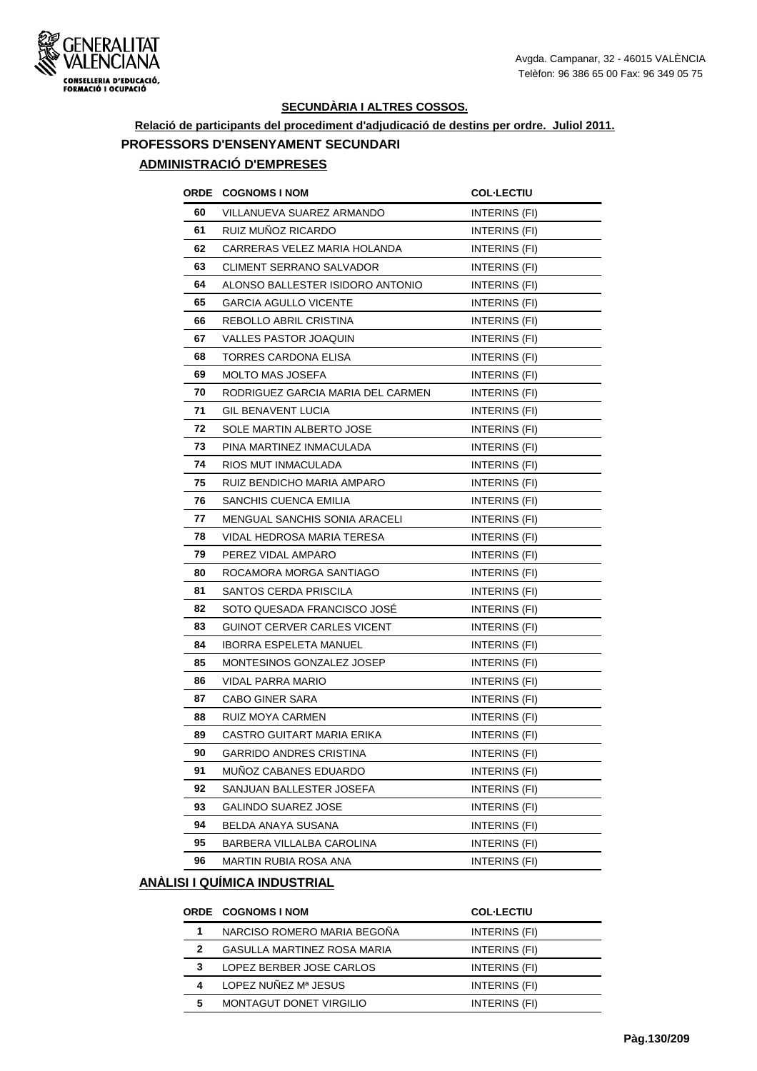### SECUNDÀRIA I ALTRES COSSOS.

**Relació de participants del procediment d'adjudicació de destins per ordre. Juliol 2011.**

## PROFESSORS D'ENSENYAMENT SECUNDARI

### ADMINISTRACIÓ D'EMPRESES

| ORDE | COGNOMS I NOM | COL·LECTIU |
|---|---|---|
| 60 | VILLANUEVA SUAREZ ARMANDO | INTERINS (FI) |
| 61 | RUIZ MUÑOZ RICARDO | INTERINS (FI) |
| 62 | CARRERAS VELEZ MARIA HOLANDA | INTERINS (FI) |
| 63 | CLIMENT SERRANO SALVADOR | INTERINS (FI) |
| 64 | ALONSO BALLESTER ISIDORO ANTONIO | INTERINS (FI) |
| 65 | GARCIA AGULLO VICENTE | INTERINS (FI) |
| 66 | REBOLLO ABRIL CRISTINA | INTERINS (FI) |
| 67 | VALLES PASTOR JOAQUIN | INTERINS (FI) |
| 68 | TORRES CARDONA ELISA | INTERINS (FI) |
| 69 | MOLTO MAS JOSEFA | INTERINS (FI) |
| 70 | RODRIGUEZ GARCIA MARIA DEL CARMEN | INTERINS (FI) |
| 71 | GIL BENAVENT LUCIA | INTERINS (FI) |
| 72 | SOLE MARTIN ALBERTO JOSE | INTERINS (FI) |
| 73 | PINA MARTINEZ INMACULADA | INTERINS (FI) |
| 74 | RIOS MUT INMACULADA | INTERINS (FI) |
| 75 | RUIZ BENDICHO MARIA AMPARO | INTERINS (FI) |
| 76 | SANCHIS CUENCA EMILIA | INTERINS (FI) |
| 77 | MENGUAL SANCHIS SONIA ARACELI | INTERINS (FI) |
| 78 | VIDAL HEDROSA MARIA TERESA | INTERINS (FI) |
| 79 | PEREZ VIDAL AMPARO | INTERINS (FI) |
| 80 | ROCAMORA MORGA SANTIAGO | INTERINS (FI) |
| 81 | SANTOS CERDA PRISCILA | INTERINS (FI) |
| 82 | SOTO QUESADA FRANCISCO JOSÉ | INTERINS (FI) |
| 83 | GUINOT CERVER CARLES VICENT | INTERINS (FI) |
| 84 | IBORRA ESPELETA MANUEL | INTERINS (FI) |
| 85 | MONTESINOS GONZALEZ JOSEP | INTERINS (FI) |
| 86 | VIDAL PARRA MARIO | INTERINS (FI) |
| 87 | CABO GINER SARA | INTERINS (FI) |
| 88 | RUIZ MOYA CARMEN | INTERINS (FI) |
| 89 | CASTRO GUITART MARIA ERIKA | INTERINS (FI) |
| 90 | GARRIDO ANDRES CRISTINA | INTERINS (FI) |
| 91 | MUÑOZ CABANES EDUARDO | INTERINS (FI) |
| 92 | SANJUAN BALLESTER JOSEFA | INTERINS (FI) |
| 93 | GALINDO SUAREZ JOSE | INTERINS (FI) |
| 94 | BELDA ANAYA SUSANA | INTERINS (FI) |
| 95 | BARBERA VILLALBA CAROLINA | INTERINS (FI) |
| 96 | MARTIN RUBIA ROSA ANA | INTERINS (FI) |

### ANÀLISI I QUÍMICA INDUSTRIAL

| ORDE | COGNOMS I NOM | COL·LECTIU |
|---|---|---|
| 1 | NARCISO ROMERO MARIA BEGOÑA | INTERINS (FI) |
| 2 | GASULLA MARTINEZ ROSA MARIA | INTERINS (FI) |
| 3 | LOPEZ BERBER JOSE CARLOS | INTERINS (FI) |
| 4 | LOPEZ NUÑEZ Mª JESUS | INTERINS (FI) |
| 5 | MONTAGUT DONET VIRGILIO | INTERINS (FI) |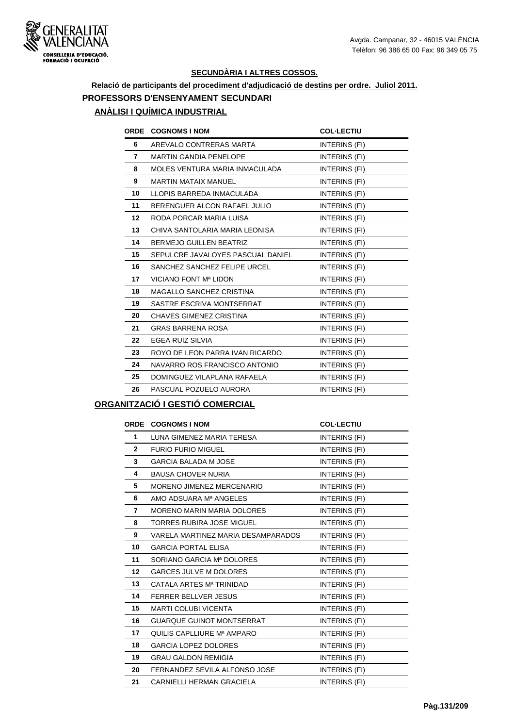## SECUNDÀRIA I ALTRES COSSOS.

**Relació de participants del procediment d'adjudicació de destins per ordre. Juliol 2011.**

### PROFESSORS D'ENSENYAMENT SECUNDARI

#### ANÀLISI I QUÍMICA INDUSTRIAL

| ORDE | COGNOMS I NOM | COL·LECTIU |
|---|---|---|
| 6 | AREVALO CONTRERAS MARTA | INTERINS (FI) |
| 7 | MARTIN GANDIA PENELOPE | INTERINS (FI) |
| 8 | MOLES VENTURA MARIA INMACULADA | INTERINS (FI) |
| 9 | MARTIN MATAIX MANUEL | INTERINS (FI) |
| 10 | LLOPIS BARREDA INMACULADA | INTERINS (FI) |
| 11 | BERENGUER ALCON RAFAEL JULIO | INTERINS (FI) |
| 12 | RODA PORCAR MARIA LUISA | INTERINS (FI) |
| 13 | CHIVA SANTOLARIA MARIA LEONISA | INTERINS (FI) |
| 14 | BERMEJO GUILLEN BEATRIZ | INTERINS (FI) |
| 15 | SEPULCRE JAVALOYES PASCUAL DANIEL | INTERINS (FI) |
| 16 | SANCHEZ SANCHEZ FELIPE URCEL | INTERINS (FI) |
| 17 | VICIANO FONT Mª LIDON | INTERINS (FI) |
| 18 | MAGALLO SANCHEZ CRISTINA | INTERINS (FI) |
| 19 | SASTRE ESCRIVA MONTSERRAT | INTERINS (FI) |
| 20 | CHAVES GIMENEZ CRISTINA | INTERINS (FI) |
| 21 | GRAS BARRENA ROSA | INTERINS (FI) |
| 22 | EGEA RUIZ SILVIA | INTERINS (FI) |
| 23 | ROYO DE LEON PARRA IVAN RICARDO | INTERINS (FI) |
| 24 | NAVARRO ROS FRANCISCO ANTONIO | INTERINS (FI) |
| 25 | DOMINGUEZ VILAPLANA RAFAELA | INTERINS (FI) |
| 26 | PASCUAL POZUELO AURORA | INTERINS (FI) |

#### ORGANITZACIÓ I GESTIÓ COMERCIAL

| ORDE | COGNOMS I NOM | COL·LECTIU |
|---|---|---|
| 1 | LUNA GIMENEZ MARIA TERESA | INTERINS (FI) |
| 2 | FURIO FURIO MIGUEL | INTERINS (FI) |
| 3 | GARCIA BALADA M JOSE | INTERINS (FI) |
| 4 | BAUSA CHOVER NURIA | INTERINS (FI) |
| 5 | MORENO JIMENEZ MERCENARIO | INTERINS (FI) |
| 6 | AMO ADSUARA Mª ANGELES | INTERINS (FI) |
| 7 | MORENO MARIN MARIA DOLORES | INTERINS (FI) |
| 8 | TORRES RUBIRA JOSE MIGUEL | INTERINS (FI) |
| 9 | VARELA MARTINEZ MARIA DESAMPARADOS | INTERINS (FI) |
| 10 | GARCIA PORTAL ELISA | INTERINS (FI) |
| 11 | SORIANO GARCIA Mª DOLORES | INTERINS (FI) |
| 12 | GARCES JULVE M DOLORES | INTERINS (FI) |
| 13 | CATALA ARTES Mª TRINIDAD | INTERINS (FI) |
| 14 | FERRER BELLVER JESUS | INTERINS (FI) |
| 15 | MARTI COLUBI VICENTA | INTERINS (FI) |
| 16 | GUARQUE GUINOT MONTSERRAT | INTERINS (FI) |
| 17 | QUILIS CAPLLIURE Mª AMPARO | INTERINS (FI) |
| 18 | GARCIA LOPEZ DOLORES | INTERINS (FI) |
| 19 | GRAU GALDON REMIGIA | INTERINS (FI) |
| 20 | FERNANDEZ SEVILA ALFONSO JOSE | INTERINS (FI) |
| 21 | CARNIELLI HERMAN GRACIELA | INTERINS (FI) |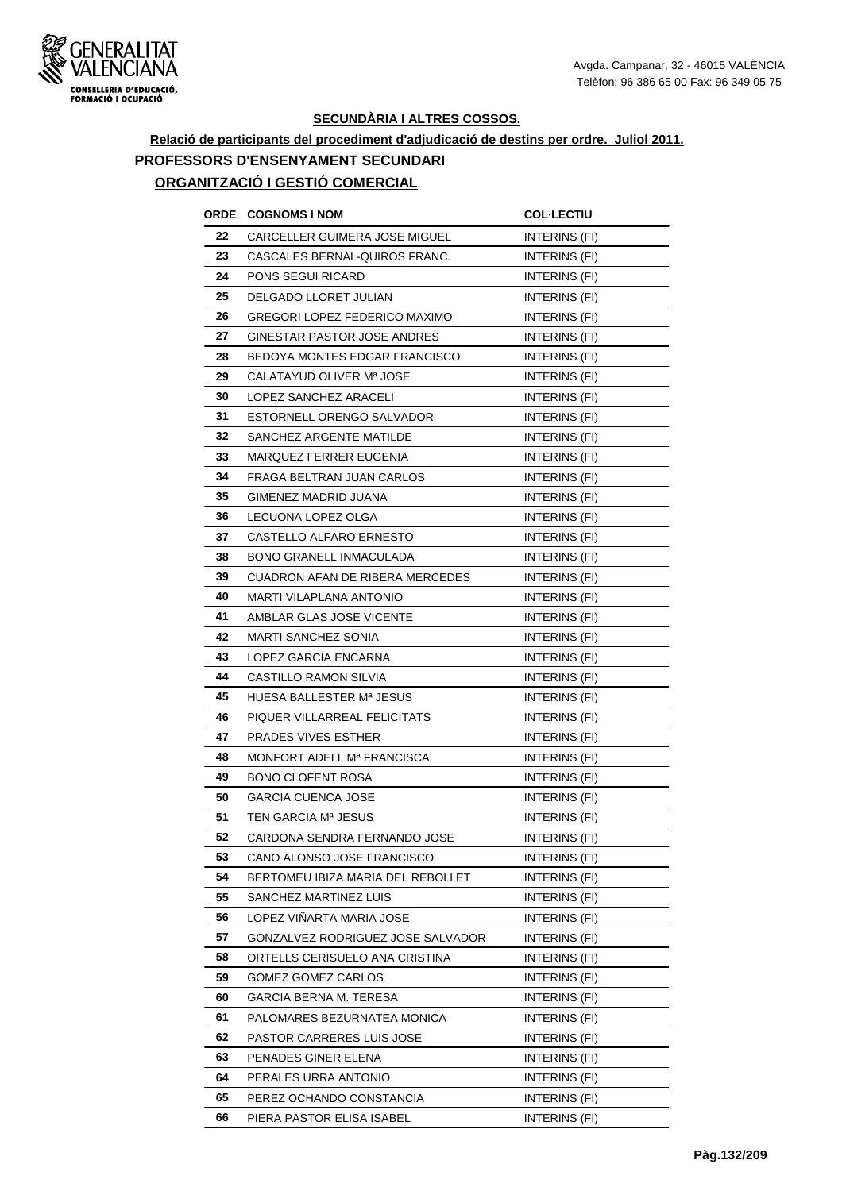**SECUNDÀRIA I ALTRES COSSOS.**

**Relació de participants del procediment d'adjudicació de destins per ordre. Juliol 2011.**

**PROFESSORS D'ENSENYAMENT SECUNDARI**

**ORGANITZACIÓ I GESTIÓ COMERCIAL**

| ORDE | COGNOMS I NOM | COL·LECTIU |
|---|---|---|
| 22 | CARCELLER GUIMERA JOSE MIGUEL | INTERINS (FI) |
| 23 | CASCALES BERNAL-QUIROS FRANC. | INTERINS (FI) |
| 24 | PONS SEGUI RICARD | INTERINS (FI) |
| 25 | DELGADO LLORET JULIAN | INTERINS (FI) |
| 26 | GREGORI LOPEZ FEDERICO MAXIMO | INTERINS (FI) |
| 27 | GINESTAR PASTOR JOSE ANDRES | INTERINS (FI) |
| 28 | BEDOYA MONTES EDGAR FRANCISCO | INTERINS (FI) |
| 29 | CALATAYUD OLIVER Mª JOSE | INTERINS (FI) |
| 30 | LOPEZ SANCHEZ ARACELI | INTERINS (FI) |
| 31 | ESTORNELL ORENGO SALVADOR | INTERINS (FI) |
| 32 | SANCHEZ ARGENTE MATILDE | INTERINS (FI) |
| 33 | MARQUEZ FERRER EUGENIA | INTERINS (FI) |
| 34 | FRAGA BELTRAN JUAN CARLOS | INTERINS (FI) |
| 35 | GIMENEZ MADRID JUANA | INTERINS (FI) |
| 36 | LECUONA LOPEZ OLGA | INTERINS (FI) |
| 37 | CASTELLO ALFARO ERNESTO | INTERINS (FI) |
| 38 | BONO GRANELL INMACULADA | INTERINS (FI) |
| 39 | CUADRON AFAN DE RIBERA MERCEDES | INTERINS (FI) |
| 40 | MARTI VILAPLANA ANTONIO | INTERINS (FI) |
| 41 | AMBLAR GLAS JOSE VICENTE | INTERINS (FI) |
| 42 | MARTI SANCHEZ SONIA | INTERINS (FI) |
| 43 | LOPEZ GARCIA ENCARNA | INTERINS (FI) |
| 44 | CASTILLO RAMON SILVIA | INTERINS (FI) |
| 45 | HUESA BALLESTER Mª JESUS | INTERINS (FI) |
| 46 | PIQUER VILLARREAL FELICITATS | INTERINS (FI) |
| 47 | PRADES VIVES ESTHER | INTERINS (FI) |
| 48 | MONFORT ADELL Mª FRANCISCA | INTERINS (FI) |
| 49 | BONO CLOFENT ROSA | INTERINS (FI) |
| 50 | GARCIA CUENCA JOSE | INTERINS (FI) |
| 51 | TEN GARCIA Mª JESUS | INTERINS (FI) |
| 52 | CARDONA SENDRA FERNANDO JOSE | INTERINS (FI) |
| 53 | CANO ALONSO JOSE FRANCISCO | INTERINS (FI) |
| 54 | BERTOMEU IBIZA MARIA DEL REBOLLET | INTERINS (FI) |
| 55 | SANCHEZ MARTINEZ LUIS | INTERINS (FI) |
| 56 | LOPEZ VIÑARTA MARIA JOSE | INTERINS (FI) |
| 57 | GONZALVEZ RODRIGUEZ JOSE SALVADOR | INTERINS (FI) |
| 58 | ORTELLS CERISUELO ANA CRISTINA | INTERINS (FI) |
| 59 | GOMEZ GOMEZ CARLOS | INTERINS (FI) |
| 60 | GARCIA BERNA M. TERESA | INTERINS (FI) |
| 61 | PALOMARES BEZURNATEA MONICA | INTERINS (FI) |
| 62 | PASTOR CARRERES LUIS JOSE | INTERINS (FI) |
| 63 | PENADES GINER ELENA | INTERINS (FI) |
| 64 | PERALES URRA ANTONIO | INTERINS (FI) |
| 65 | PEREZ OCHANDO CONSTANCIA | INTERINS (FI) |
| 66 | PIERA PASTOR ELISA ISABEL | INTERINS (FI) |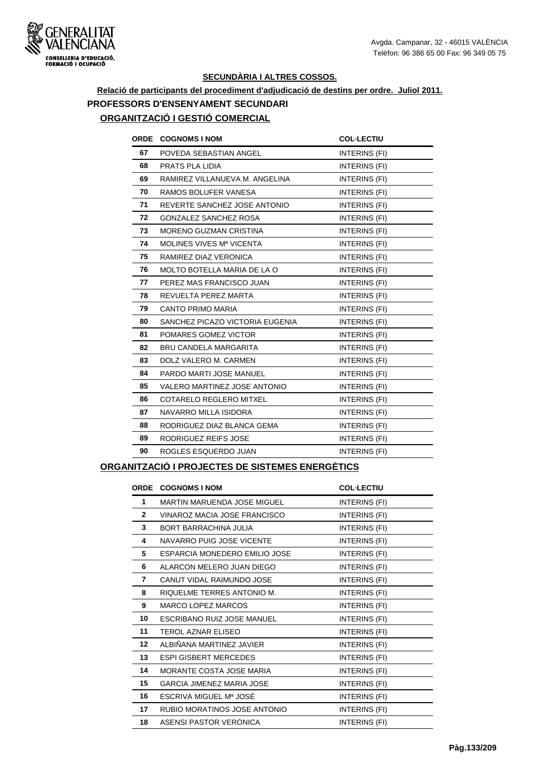## SECUNDÀRIA I ALTRES COSSOS.

**Relació de participants del procediment d'adjudicació de destins per ordre. Juliol 2011.**

### PROFESSORS D'ENSENYAMENT SECUNDARI

#### ORGANITZACIÓ I GESTIÓ COMERCIAL

| ORDE | COGNOMS I NOM | COL·LECTIU |
|---|---|---|
| 67 | POVEDA SEBASTIAN ANGEL | INTERINS (FI) |
| 68 | PRATS PLA LIDIA | INTERINS (FI) |
| 69 | RAMIREZ VILLANUEVA M. ANGELINA | INTERINS (FI) |
| 70 | RAMOS BOLUFER VANESA | INTERINS (FI) |
| 71 | REVERTE SANCHEZ JOSE ANTONIO | INTERINS (FI) |
| 72 | GONZALEZ SANCHEZ ROSA | INTERINS (FI) |
| 73 | MORENO GUZMAN CRISTINA | INTERINS (FI) |
| 74 | MOLINES VIVES Mª VICENTA | INTERINS (FI) |
| 75 | RAMIREZ DIAZ VERONICA | INTERINS (FI) |
| 76 | MOLTO BOTELLA MARIA DE LA O | INTERINS (FI) |
| 77 | PEREZ MAS FRANCISCO JUAN | INTERINS (FI) |
| 78 | REVUELTA PEREZ MARTA | INTERINS (FI) |
| 79 | CANTO PRIMO MARIA | INTERINS (FI) |
| 80 | SANCHEZ PICAZO VICTORIA EUGENIA | INTERINS (FI) |
| 81 | POMARES GOMEZ VICTOR | INTERINS (FI) |
| 82 | BRU CANDELA MARGARITA | INTERINS (FI) |
| 83 | DOLZ VALERO M. CARMEN | INTERINS (FI) |
| 84 | PARDO MARTI JOSE MANUEL | INTERINS (FI) |
| 85 | VALERO MARTINEZ JOSE ANTONIO | INTERINS (FI) |
| 86 | COTARELO REGLERO MITXEL | INTERINS (FI) |
| 87 | NAVARRO MILLA ISIDORA | INTERINS (FI) |
| 88 | RODRIGUEZ DIAZ BLANCA GEMA | INTERINS (FI) |
| 89 | RODRIGUEZ REIFS JOSE | INTERINS (FI) |
| 90 | ROGLES ESQUERDO JUAN | INTERINS (FI) |

#### ORGANITZACIÓ I PROJECTES DE SISTEMES ENERGÈTICS

| ORDE | COGNOMS I NOM | COL·LECTIU |
|---|---|---|
| 1 | MARTIN MARUENDA JOSE MIGUEL | INTERINS (FI) |
| 2 | VINAROZ MACIA JOSE FRANCISCO | INTERINS (FI) |
| 3 | BORT BARRACHINA JULIA | INTERINS (FI) |
| 4 | NAVARRO PUIG JOSE VICENTE | INTERINS (FI) |
| 5 | ESPARCIA MONEDERO EMILIO JOSE | INTERINS (FI) |
| 6 | ALARCON MELERO JUAN DIEGO | INTERINS (FI) |
| 7 | CANUT VIDAL RAIMUNDO JOSE | INTERINS (FI) |
| 8 | RIQUELME TERRES ANTONIO M. | INTERINS (FI) |
| 9 | MARCO LOPEZ MARCOS | INTERINS (FI) |
| 10 | ESCRIBANO RUIZ JOSE MANUEL | INTERINS (FI) |
| 11 | TEROL AZNAR ELISEO | INTERINS (FI) |
| 12 | ALBIÑANA MARTINEZ JAVIER | INTERINS (FI) |
| 13 | ESPI GISBERT MERCEDES | INTERINS (FI) |
| 14 | MORANTE COSTA JOSE MARIA | INTERINS (FI) |
| 15 | GARCIA JIMENEZ MARIA JOSE | INTERINS (FI) |
| 16 | ESCRIVA MIGUEL Mª JOSÉ | INTERINS (FI) |
| 17 | RUBIO MORATINOS JOSE ANTONIO | INTERINS (FI) |
| 18 | ASENSI PASTOR VERÓNICA | INTERINS (FI) |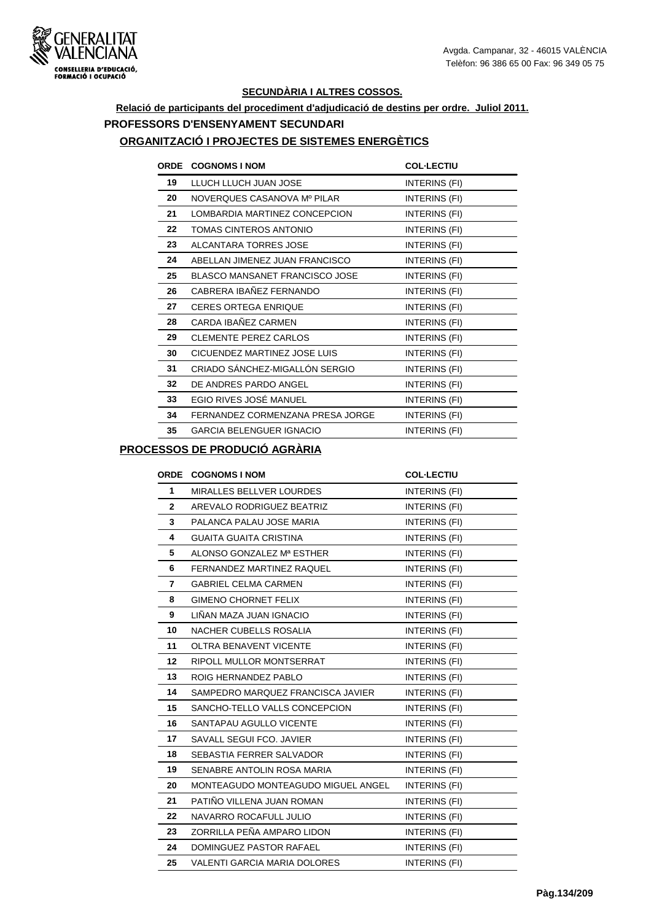## SECUNDÀRIA I ALTRES COSSOS.

**Relació de participants del procediment d'adjudicació de destins per ordre. Juliol 2011.**

### PROFESSORS D'ENSENYAMENT SECUNDARI

### ORGANITZACIÓ I PROJECTES DE SISTEMES ENERGÈTICS

| ORDE | COGNOMS I NOM | COL·LECTIU |
|---|---|---|
| 19 | LLUCH LLUCH JUAN JOSE | INTERINS (FI) |
| 20 | NOVERQUES CASANOVA Mº PILAR | INTERINS (FI) |
| 21 | LOMBARDIA MARTINEZ CONCEPCION | INTERINS (FI) |
| 22 | TOMAS CINTEROS ANTONIO | INTERINS (FI) |
| 23 | ALCANTARA TORRES JOSE | INTERINS (FI) |
| 24 | ABELLAN JIMENEZ JUAN FRANCISCO | INTERINS (FI) |
| 25 | BLASCO MANSANET FRANCISCO JOSE | INTERINS (FI) |
| 26 | CABRERA IBAÑEZ FERNANDO | INTERINS (FI) |
| 27 | CERES ORTEGA ENRIQUE | INTERINS (FI) |
| 28 | CARDA IBAÑEZ CARMEN | INTERINS (FI) |
| 29 | CLEMENTE PEREZ CARLOS | INTERINS (FI) |
| 30 | CICUENDEZ MARTINEZ JOSE LUIS | INTERINS (FI) |
| 31 | CRIADO SÁNCHEZ-MIGALLÓN SERGIO | INTERINS (FI) |
| 32 | DE ANDRES PARDO ANGEL | INTERINS (FI) |
| 33 | EGIO RIVES JOSÉ MANUEL | INTERINS (FI) |
| 34 | FERNANDEZ CORMENZANA PRESA JORGE | INTERINS (FI) |
| 35 | GARCIA BELENGUER IGNACIO | INTERINS (FI) |

### PROCESSOS DE PRODUCIÓ AGRÀRIA

| ORDE | COGNOMS I NOM | COL·LECTIU |
|---|---|---|
| 1 | MIRALLES BELLVER LOURDES | INTERINS (FI) |
| 2 | AREVALO RODRIGUEZ BEATRIZ | INTERINS (FI) |
| 3 | PALANCA PALAU JOSE MARIA | INTERINS (FI) |
| 4 | GUAITA GUAITA CRISTINA | INTERINS (FI) |
| 5 | ALONSO GONZALEZ Mª ESTHER | INTERINS (FI) |
| 6 | FERNANDEZ MARTINEZ RAQUEL | INTERINS (FI) |
| 7 | GABRIEL CELMA CARMEN | INTERINS (FI) |
| 8 | GIMENO CHORNET FELIX | INTERINS (FI) |
| 9 | LIÑAN MAZA JUAN IGNACIO | INTERINS (FI) |
| 10 | NACHER CUBELLS ROSALIA | INTERINS (FI) |
| 11 | OLTRA BENAVENT VICENTE | INTERINS (FI) |
| 12 | RIPOLL MULLOR MONTSERRAT | INTERINS (FI) |
| 13 | ROIG HERNANDEZ PABLO | INTERINS (FI) |
| 14 | SAMPEDRO MARQUEZ FRANCISCA JAVIER | INTERINS (FI) |
| 15 | SANCHO-TELLO VALLS CONCEPCION | INTERINS (FI) |
| 16 | SANTAPAU AGULLO VICENTE | INTERINS (FI) |
| 17 | SAVALL SEGUI FCO. JAVIER | INTERINS (FI) |
| 18 | SEBASTIA FERRER SALVADOR | INTERINS (FI) |
| 19 | SENABRE ANTOLIN ROSA MARIA | INTERINS (FI) |
| 20 | MONTEAGUDO MONTEAGUDO MIGUEL ANGEL | INTERINS (FI) |
| 21 | PATIÑO VILLENA JUAN ROMAN | INTERINS (FI) |
| 22 | NAVARRO ROCAFULL JULIO | INTERINS (FI) |
| 23 | ZORRILLA PEÑA AMPARO LIDON | INTERINS (FI) |
| 24 | DOMINGUEZ PASTOR RAFAEL | INTERINS (FI) |
| 25 | VALENTI GARCIA MARIA DOLORES | INTERINS (FI) |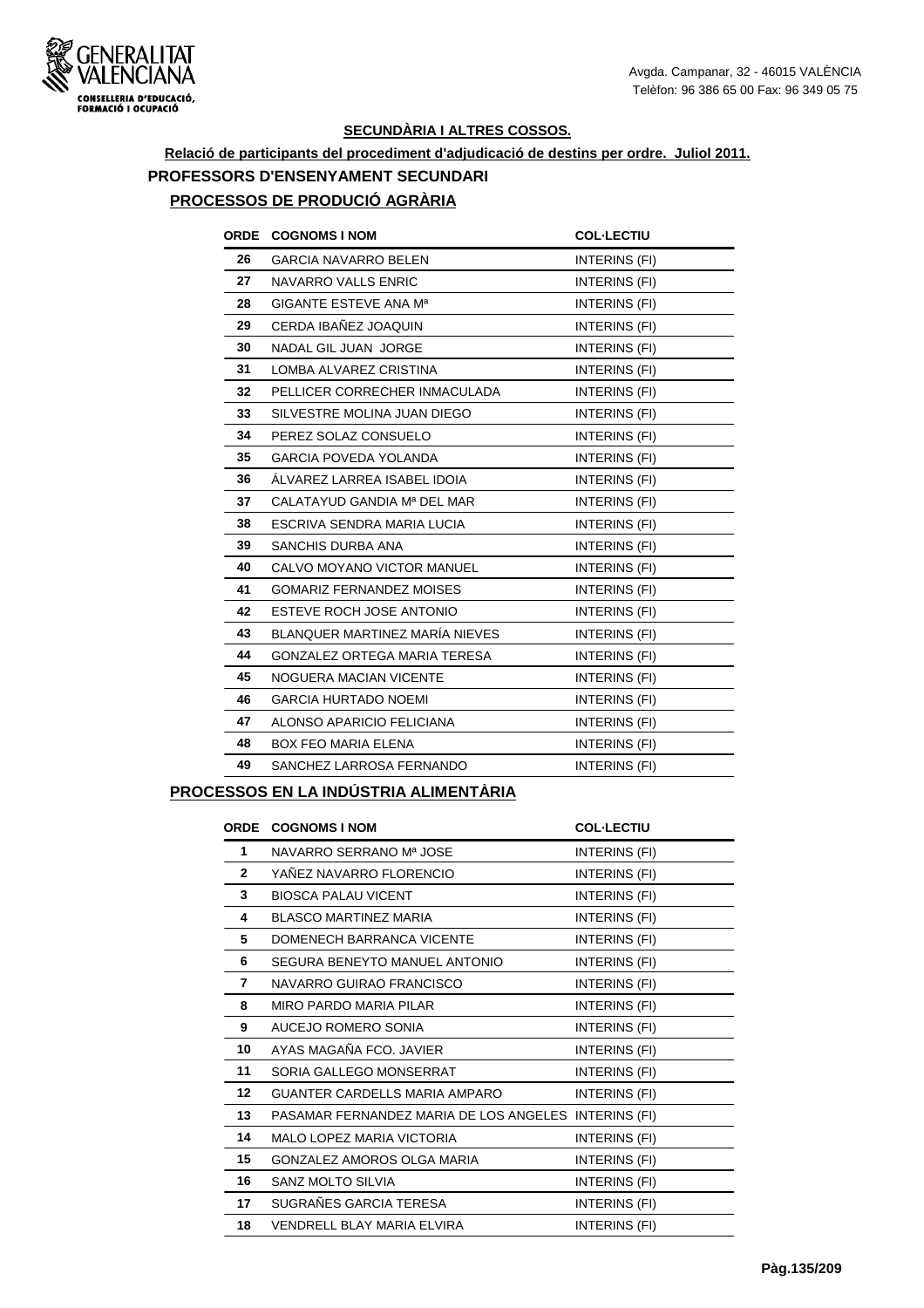**SECUNDÀRIA I ALTRES COSSOS.**

**Relació de participants del procediment d'adjudicació de destins per ordre. Juliol 2011.**

## PROFESSORS D'ENSENYAMENT SECUNDARI

### PROCESSOS DE PRODUCIÓ AGRÀRIA

| ORDE | COGNOMS I NOM | COL·LECTIU |
|---|---|---|
| 26 | GARCIA NAVARRO BELEN | INTERINS (FI) |
| 27 | NAVARRO VALLS ENRIC | INTERINS (FI) |
| 28 | GIGANTE ESTEVE ANA Mª | INTERINS (FI) |
| 29 | CERDA IBAÑEZ JOAQUIN | INTERINS (FI) |
| 30 | NADAL GIL JUAN JORGE | INTERINS (FI) |
| 31 | LOMBA ALVAREZ CRISTINA | INTERINS (FI) |
| 32 | PELLICER CORRECHER INMACULADA | INTERINS (FI) |
| 33 | SILVESTRE MOLINA JUAN DIEGO | INTERINS (FI) |
| 34 | PEREZ SOLAZ CONSUELO | INTERINS (FI) |
| 35 | GARCIA POVEDA YOLANDA | INTERINS (FI) |
| 36 | ÁLVAREZ LARREA ISABEL IDOIA | INTERINS (FI) |
| 37 | CALATAYUD GANDIA Mª DEL MAR | INTERINS (FI) |
| 38 | ESCRIVA SENDRA MARIA LUCIA | INTERINS (FI) |
| 39 | SANCHIS DURBA ANA | INTERINS (FI) |
| 40 | CALVO MOYANO VICTOR MANUEL | INTERINS (FI) |
| 41 | GOMARIZ FERNANDEZ MOISES | INTERINS (FI) |
| 42 | ESTEVE ROCH JOSE ANTONIO | INTERINS (FI) |
| 43 | BLANQUER MARTINEZ MARÍA NIEVES | INTERINS (FI) |
| 44 | GONZALEZ ORTEGA MARIA TERESA | INTERINS (FI) |
| 45 | NOGUERA MACIAN VICENTE | INTERINS (FI) |
| 46 | GARCIA HURTADO NOEMI | INTERINS (FI) |
| 47 | ALONSO APARICIO FELICIANA | INTERINS (FI) |
| 48 | BOX FEO MARIA ELENA | INTERINS (FI) |
| 49 | SANCHEZ LARROSA FERNANDO | INTERINS (FI) |

### PROCESSOS EN LA INDÚSTRIA ALIMENTÀRIA

| ORDE | COGNOMS I NOM | COL·LECTIU |
|---|---|---|
| 1 | NAVARRO SERRANO Mª JOSE | INTERINS (FI) |
| 2 | YAÑEZ NAVARRO FLORENCIO | INTERINS (FI) |
| 3 | BIOSCA PALAU VICENT | INTERINS (FI) |
| 4 | BLASCO MARTINEZ MARIA | INTERINS (FI) |
| 5 | DOMENECH BARRANCA VICENTE | INTERINS (FI) |
| 6 | SEGURA BENEYTO MANUEL ANTONIO | INTERINS (FI) |
| 7 | NAVARRO GUIRAO FRANCISCO | INTERINS (FI) |
| 8 | MIRO PARDO MARIA PILAR | INTERINS (FI) |
| 9 | AUCEJO ROMERO SONIA | INTERINS (FI) |
| 10 | AYAS MAGAÑA FCO. JAVIER | INTERINS (FI) |
| 11 | SORIA GALLEGO MONSERRAT | INTERINS (FI) |
| 12 | GUANTER CARDELLS MARIA AMPARO | INTERINS (FI) |
| 13 | PASAMAR FERNANDEZ MARIA DE LOS ANGELES | INTERINS (FI) |
| 14 | MALO LOPEZ MARIA VICTORIA | INTERINS (FI) |
| 15 | GONZALEZ AMOROS OLGA MARIA | INTERINS (FI) |
| 16 | SANZ MOLTO SILVIA | INTERINS (FI) |
| 17 | SUGRAÑES GARCIA TERESA | INTERINS (FI) |
| 18 | VENDRELL BLAY MARIA ELVIRA | INTERINS (FI) |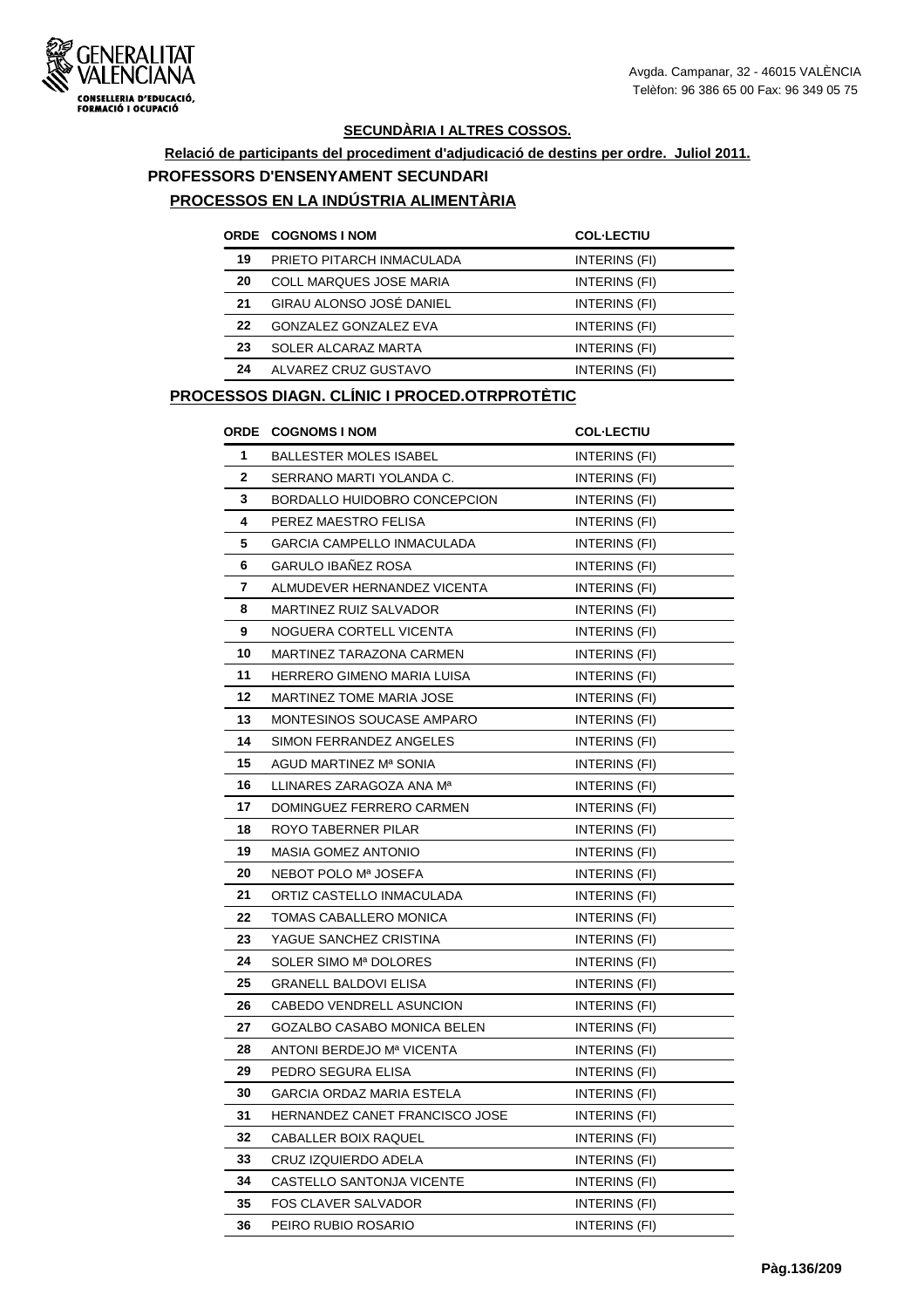**SECUNDÀRIA I ALTRES COSSOS.**

**Relació de participants del procediment d'adjudicació de destins per ordre. Juliol 2011.**

## PROFESSORS D'ENSENYAMENT SECUNDARI

### PROCESSOS EN LA INDÚSTRIA ALIMENTÀRIA

| ORDE | COGNOMS I NOM | COL·LECTIU |
|---|---|---|
| 19 | PRIETO PITARCH INMACULADA | INTERINS (FI) |
| 20 | COLL MARQUES JOSE MARIA | INTERINS (FI) |
| 21 | GIRAU ALONSO JOSÉ DANIEL | INTERINS (FI) |
| 22 | GONZALEZ GONZALEZ EVA | INTERINS (FI) |
| 23 | SOLER ALCARAZ MARTA | INTERINS (FI) |
| 24 | ALVAREZ CRUZ GUSTAVO | INTERINS (FI) |

### PROCESSOS DIAGN. CLÍNIC I PROCED.OTRPROTÈTIC

| ORDE | COGNOMS I NOM | COL·LECTIU |
|---|---|---|
| 1 | BALLESTER MOLES ISABEL | INTERINS (FI) |
| 2 | SERRANO MARTI YOLANDA C. | INTERINS (FI) |
| 3 | BORDALLO HUIDOBRO CONCEPCION | INTERINS (FI) |
| 4 | PEREZ MAESTRO FELISA | INTERINS (FI) |
| 5 | GARCIA CAMPELLO INMACULADA | INTERINS (FI) |
| 6 | GARULO IBAÑEZ ROSA | INTERINS (FI) |
| 7 | ALMUDEVER HERNANDEZ VICENTA | INTERINS (FI) |
| 8 | MARTINEZ RUIZ SALVADOR | INTERINS (FI) |
| 9 | NOGUERA CORTELL VICENTA | INTERINS (FI) |
| 10 | MARTINEZ TARAZONA CARMEN | INTERINS (FI) |
| 11 | HERRERO GIMENO MARIA LUISA | INTERINS (FI) |
| 12 | MARTINEZ TOME MARIA JOSE | INTERINS (FI) |
| 13 | MONTESINOS SOUCASE AMPARO | INTERINS (FI) |
| 14 | SIMON FERRANDEZ ANGELES | INTERINS (FI) |
| 15 | AGUD MARTINEZ Mª SONIA | INTERINS (FI) |
| 16 | LLINARES ZARAGOZA ANA Mª | INTERINS (FI) |
| 17 | DOMINGUEZ FERRERO CARMEN | INTERINS (FI) |
| 18 | ROYO TABERNER PILAR | INTERINS (FI) |
| 19 | MASIA GOMEZ ANTONIO | INTERINS (FI) |
| 20 | NEBOT POLO Mª JOSEFA | INTERINS (FI) |
| 21 | ORTIZ CASTELLO INMACULADA | INTERINS (FI) |
| 22 | TOMAS CABALLERO MONICA | INTERINS (FI) |
| 23 | YAGUE SANCHEZ CRISTINA | INTERINS (FI) |
| 24 | SOLER SIMO Mª DOLORES | INTERINS (FI) |
| 25 | GRANELL BALDOVI ELISA | INTERINS (FI) |
| 26 | CABEDO VENDRELL ASUNCION | INTERINS (FI) |
| 27 | GOZALBO CASABO MONICA BELEN | INTERINS (FI) |
| 28 | ANTONI BERDEJO Mª VICENTA | INTERINS (FI) |
| 29 | PEDRO SEGURA ELISA | INTERINS (FI) |
| 30 | GARCIA ORDAZ MARIA ESTELA | INTERINS (FI) |
| 31 | HERNANDEZ CANET FRANCISCO JOSE | INTERINS (FI) |
| 32 | CABALLER BOIX RAQUEL | INTERINS (FI) |
| 33 | CRUZ IZQUIERDO ADELA | INTERINS (FI) |
| 34 | CASTELLO SANTONJA VICENTE | INTERINS (FI) |
| 35 | FOS CLAVER SALVADOR | INTERINS (FI) |
| 36 | PEIRO RUBIO ROSARIO | INTERINS (FI) |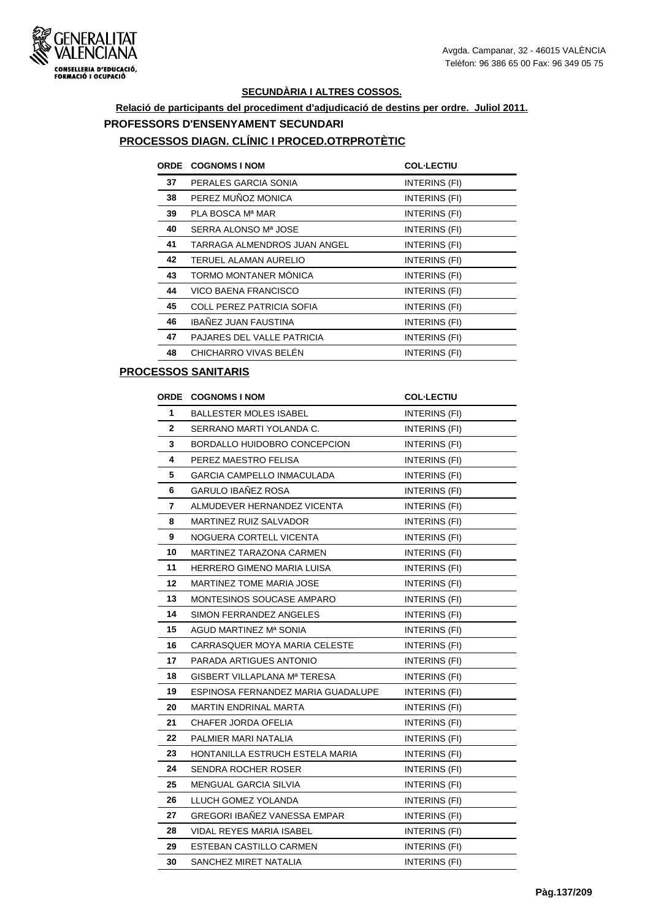Avgda. Campanar, 32 - 46015 VALÈNCIA
Telèfon: 96 386 65 00 Fax: 96 349 05 75

## SECUNDÀRIA I ALTRES COSSOS.

### Relació de participants del procediment d'adjudicació de destins per ordre. Juliol 2011.

### PROFESSORS D'ENSENYAMENT SECUNDARI

### PROCESSOS DIAGN. CLÍNIC I PROCED.OTRPROTÈTIC

| ORDE | COGNOMS I NOM | COL·LECTIU |
|---|---|---|
| 37 | PERALES GARCIA SONIA | INTERINS (FI) |
| 38 | PEREZ MUÑOZ MONICA | INTERINS (FI) |
| 39 | PLA BOSCA Mª MAR | INTERINS (FI) |
| 40 | SERRA ALONSO Mª JOSE | INTERINS (FI) |
| 41 | TARRAGA ALMENDROS JUAN ANGEL | INTERINS (FI) |
| 42 | TERUEL ALAMAN AURELIO | INTERINS (FI) |
| 43 | TORMO MONTANER MÓNICA | INTERINS (FI) |
| 44 | VICO BAENA FRANCISCO | INTERINS (FI) |
| 45 | COLL PEREZ PATRICIA SOFIA | INTERINS (FI) |
| 46 | IBAÑEZ JUAN FAUSTINA | INTERINS (FI) |
| 47 | PAJARES DEL VALLE PATRICIA | INTERINS (FI) |
| 48 | CHICHARRO VIVAS BELÉN | INTERINS (FI) |

### PROCESSOS SANITARIS

| ORDE | COGNOMS I NOM | COL·LECTIU |
|---|---|---|
| 1 | BALLESTER MOLES ISABEL | INTERINS (FI) |
| 2 | SERRANO MARTI YOLANDA C. | INTERINS (FI) |
| 3 | BORDALLO HUIDOBRO CONCEPCION | INTERINS (FI) |
| 4 | PEREZ MAESTRO FELISA | INTERINS (FI) |
| 5 | GARCIA CAMPELLO INMACULADA | INTERINS (FI) |
| 6 | GARULO IBAÑEZ ROSA | INTERINS (FI) |
| 7 | ALMUDEVER HERNANDEZ VICENTA | INTERINS (FI) |
| 8 | MARTINEZ RUIZ SALVADOR | INTERINS (FI) |
| 9 | NOGUERA CORTELL VICENTA | INTERINS (FI) |
| 10 | MARTINEZ TARAZONA CARMEN | INTERINS (FI) |
| 11 | HERRERO GIMENO MARIA LUISA | INTERINS (FI) |
| 12 | MARTINEZ TOME MARIA JOSE | INTERINS (FI) |
| 13 | MONTESINOS SOUCASE AMPARO | INTERINS (FI) |
| 14 | SIMON FERRANDEZ ANGELES | INTERINS (FI) |
| 15 | AGUD MARTINEZ Mª SONIA | INTERINS (FI) |
| 16 | CARRASQUER MOYA MARIA CELESTE | INTERINS (FI) |
| 17 | PARADA ARTIGUES ANTONIO | INTERINS (FI) |
| 18 | GISBERT VILLAPLANA Mª TERESA | INTERINS (FI) |
| 19 | ESPINOSA FERNANDEZ MARIA GUADALUPE | INTERINS (FI) |
| 20 | MARTIN ENDRINAL MARTA | INTERINS (FI) |
| 21 | CHAFER JORDA OFELIA | INTERINS (FI) |
| 22 | PALMIER MARI NATALIA | INTERINS (FI) |
| 23 | HONTANILLA ESTRUCH ESTELA MARIA | INTERINS (FI) |
| 24 | SENDRA ROCHER ROSER | INTERINS (FI) |
| 25 | MENGUAL GARCIA SILVIA | INTERINS (FI) |
| 26 | LLUCH GOMEZ YOLANDA | INTERINS (FI) |
| 27 | GREGORI IBAÑEZ VANESSA EMPAR | INTERINS (FI) |
| 28 | VIDAL REYES MARIA ISABEL | INTERINS (FI) |
| 29 | ESTEBAN CASTILLO CARMEN | INTERINS (FI) |
| 30 | SANCHEZ MIRET NATALIA | INTERINS (FI) |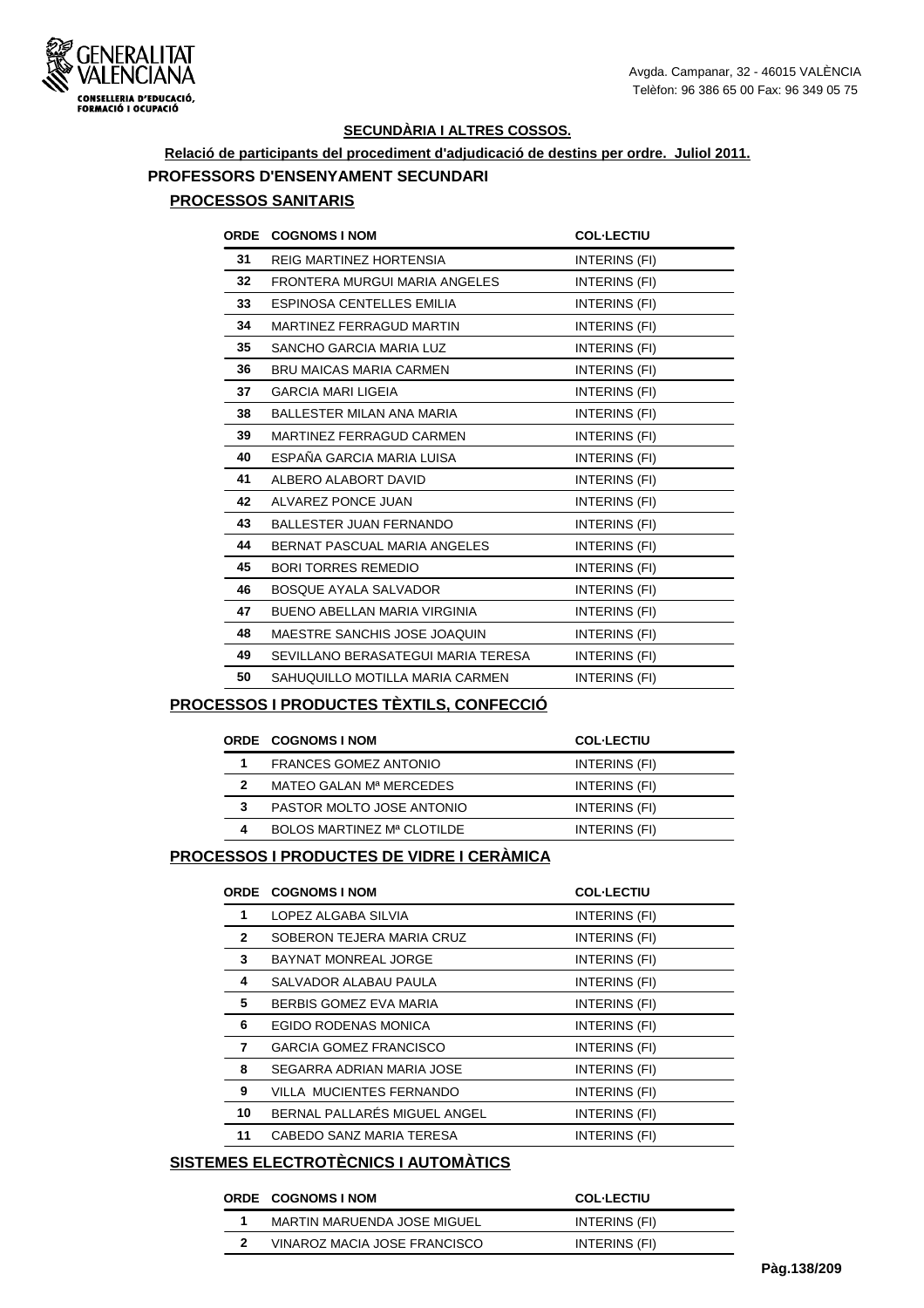**SECUNDÀRIA I ALTRES COSSOS.**

**Relació de participants del procediment d'adjudicació de destins per ordre. Juliol 2011.**

**PROFESSORS D'ENSENYAMENT SECUNDARI**

## PROCESSOS SANITARIS

| ORDE | COGNOMS I NOM | COL·LECTIU |
|---|---|---|
| 31 | REIG MARTINEZ HORTENSIA | INTERINS (FI) |
| 32 | FRONTERA MURGUI MARIA ANGELES | INTERINS (FI) |
| 33 | ESPINOSA CENTELLES EMILIA | INTERINS (FI) |
| 34 | MARTINEZ FERRAGUD MARTIN | INTERINS (FI) |
| 35 | SANCHO GARCIA MARIA LUZ | INTERINS (FI) |
| 36 | BRU MAICAS MARIA CARMEN | INTERINS (FI) |
| 37 | GARCIA MARI LIGEIA | INTERINS (FI) |
| 38 | BALLESTER MILAN ANA MARIA | INTERINS (FI) |
| 39 | MARTINEZ FERRAGUD CARMEN | INTERINS (FI) |
| 40 | ESPAÑA GARCIA MARIA LUISA | INTERINS (FI) |
| 41 | ALBERO ALABORT DAVID | INTERINS (FI) |
| 42 | ALVAREZ PONCE JUAN | INTERINS (FI) |
| 43 | BALLESTER JUAN FERNANDO | INTERINS (FI) |
| 44 | BERNAT PASCUAL MARIA ANGELES | INTERINS (FI) |
| 45 | BORI TORRES REMEDIO | INTERINS (FI) |
| 46 | BOSQUE AYALA SALVADOR | INTERINS (FI) |
| 47 | BUENO ABELLAN MARIA VIRGINIA | INTERINS (FI) |
| 48 | MAESTRE SANCHIS JOSE JOAQUIN | INTERINS (FI) |
| 49 | SEVILLANO BERASATEGUI MARIA TERESA | INTERINS (FI) |
| 50 | SAHUQUILLO MOTILLA MARIA CARMEN | INTERINS (FI) |

## PROCESSOS I PRODUCTES TÈXTILS, CONFECCIÓ

| ORDE | COGNOMS I NOM | COL·LECTIU |
|---|---|---|
| 1 | FRANCES GOMEZ ANTONIO | INTERINS (FI) |
| 2 | MATEO GALAN Mª MERCEDES | INTERINS (FI) |
| 3 | PASTOR MOLTO JOSE ANTONIO | INTERINS (FI) |
| 4 | BOLOS MARTINEZ Mª CLOTILDE | INTERINS (FI) |

## PROCESSOS I PRODUCTES DE VIDRE I CERÀMICA

| ORDE | COGNOMS I NOM | COL·LECTIU |
|---|---|---|
| 1 | LOPEZ ALGABA SILVIA | INTERINS (FI) |
| 2 | SOBERON TEJERA MARIA CRUZ | INTERINS (FI) |
| 3 | BAYNAT MONREAL JORGE | INTERINS (FI) |
| 4 | SALVADOR ALABAU PAULA | INTERINS (FI) |
| 5 | BERBIS GOMEZ EVA MARIA | INTERINS (FI) |
| 6 | EGIDO RODENAS MONICA | INTERINS (FI) |
| 7 | GARCIA GOMEZ FRANCISCO | INTERINS (FI) |
| 8 | SEGARRA ADRIAN MARIA JOSE | INTERINS (FI) |
| 9 | VILLA MUCIENTES FERNANDO | INTERINS (FI) |
| 10 | BERNAL PALLARÉS MIGUEL ANGEL | INTERINS (FI) |
| 11 | CABEDO SANZ MARIA TERESA | INTERINS (FI) |

## SISTEMES ELECTROTÈCNICS I AUTOMÀTICS

| ORDE | COGNOMS I NOM | COL·LECTIU |
|---|---|---|
| 1 | MARTIN MARUENDA JOSE MIGUEL | INTERINS (FI) |
| 2 | VINAROZ MACIA JOSE FRANCISCO | INTERINS (FI) |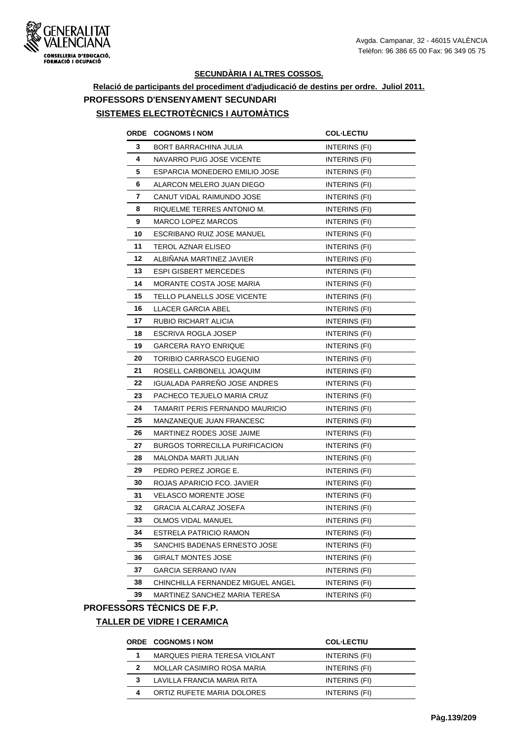**SECUNDÀRIA I ALTRES COSSOS.**

**Relació de participants del procediment d'adjudicació de destins per ordre. Juliol 2011.**

## PROFESSORS D'ENSENYAMENT SECUNDARI

### SISTEMES ELECTROTÈCNICS I AUTOMÀTICS

| ORDE | COGNOMS I NOM | COL·LECTIU |
|---|---|---|
| 3 | BORT BARRACHINA JULIA | INTERINS (FI) |
| 4 | NAVARRO PUIG JOSE VICENTE | INTERINS (FI) |
| 5 | ESPARCIA MONEDERO EMILIO JOSE | INTERINS (FI) |
| 6 | ALARCON MELERO JUAN DIEGO | INTERINS (FI) |
| 7 | CANUT VIDAL RAIMUNDO JOSE | INTERINS (FI) |
| 8 | RIQUELME TERRES ANTONIO M. | INTERINS (FI) |
| 9 | MARCO LOPEZ MARCOS | INTERINS (FI) |
| 10 | ESCRIBANO RUIZ JOSE MANUEL | INTERINS (FI) |
| 11 | TEROL AZNAR ELISEO | INTERINS (FI) |
| 12 | ALBIÑANA MARTINEZ JAVIER | INTERINS (FI) |
| 13 | ESPI GISBERT MERCEDES | INTERINS (FI) |
| 14 | MORANTE COSTA JOSE MARIA | INTERINS (FI) |
| 15 | TELLO PLANELLS JOSE VICENTE | INTERINS (FI) |
| 16 | LLACER GARCIA ABEL | INTERINS (FI) |
| 17 | RUBIO RICHART ALICIA | INTERINS (FI) |
| 18 | ESCRIVA ROGLA JOSEP | INTERINS (FI) |
| 19 | GARCERA RAYO ENRIQUE | INTERINS (FI) |
| 20 | TORIBIO CARRASCO EUGENIO | INTERINS (FI) |
| 21 | ROSELL CARBONELL JOAQUIM | INTERINS (FI) |
| 22 | IGUALADA PARREÑO JOSE ANDRES | INTERINS (FI) |
| 23 | PACHECO TEJUELO MARIA CRUZ | INTERINS (FI) |
| 24 | TAMARIT PERIS FERNANDO MAURICIO | INTERINS (FI) |
| 25 | MANZANEQUE JUAN FRANCESC | INTERINS (FI) |
| 26 | MARTINEZ RODES JOSE JAIME | INTERINS (FI) |
| 27 | BURGOS TORRECILLA PURIFICACION | INTERINS (FI) |
| 28 | MALONDA MARTI JULIAN | INTERINS (FI) |
| 29 | PEDRO PEREZ JORGE E. | INTERINS (FI) |
| 30 | ROJAS APARICIO FCO. JAVIER | INTERINS (FI) |
| 31 | VELASCO MORENTE JOSE | INTERINS (FI) |
| 32 | GRACIA ALCARAZ JOSEFA | INTERINS (FI) |
| 33 | OLMOS VIDAL MANUEL | INTERINS (FI) |
| 34 | ESTRELA PATRICIO RAMON | INTERINS (FI) |
| 35 | SANCHIS BADENAS ERNESTO JOSE | INTERINS (FI) |
| 36 | GIRALT MONTES JOSE | INTERINS (FI) |
| 37 | GARCIA SERRANO IVAN | INTERINS (FI) |
| 38 | CHINCHILLA FERNANDEZ MIGUEL ANGEL | INTERINS (FI) |
| 39 | MARTINEZ SANCHEZ MARIA TERESA | INTERINS (FI) |

## PROFESSORS TÈCNICS DE F.P.

### TALLER DE VIDRE I CERAMICA

| ORDE | COGNOMS I NOM | COL·LECTIU |
|---|---|---|
| 1 | MARQUES PIERA TERESA VIOLANT | INTERINS (FI) |
| 2 | MOLLAR CASIMIRO ROSA MARIA | INTERINS (FI) |
| 3 | LAVILLA FRANCIA MARIA RITA | INTERINS (FI) |
| 4 | ORTIZ RUFETE MARIA DOLORES | INTERINS (FI) |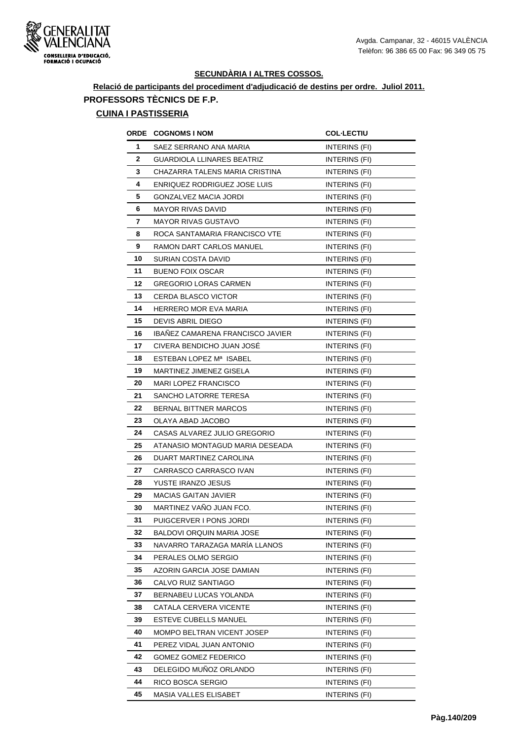**SECUNDÀRIA I ALTRES COSSOS.**

**Relació de participants del procediment d'adjudicació de destins per ordre. Juliol 2011.**

## PROFESSORS TÈCNICS DE F.P.

### CUINA I PASTISSERIA

| ORDE | COGNOMS I NOM | COL·LECTIU |
|---|---|---|
| 1 | SAEZ SERRANO ANA MARIA | INTERINS (FI) |
| 2 | GUARDIOLA LLINARES BEATRIZ | INTERINS (FI) |
| 3 | CHAZARRA TALENS MARIA CRISTINA | INTERINS (FI) |
| 4 | ENRIQUEZ RODRIGUEZ JOSE LUIS | INTERINS (FI) |
| 5 | GONZALVEZ MACIA JORDI | INTERINS (FI) |
| 6 | MAYOR RIVAS DAVID | INTERINS (FI) |
| 7 | MAYOR RIVAS GUSTAVO | INTERINS (FI) |
| 8 | ROCA SANTAMARIA FRANCISCO VTE | INTERINS (FI) |
| 9 | RAMON DART CARLOS MANUEL | INTERINS (FI) |
| 10 | SURIAN COSTA DAVID | INTERINS (FI) |
| 11 | BUENO FOIX OSCAR | INTERINS (FI) |
| 12 | GREGORIO LORAS CARMEN | INTERINS (FI) |
| 13 | CERDA BLASCO VICTOR | INTERINS (FI) |
| 14 | HERRERO MOR EVA MARIA | INTERINS (FI) |
| 15 | DEVIS ABRIL DIEGO | INTERINS (FI) |
| 16 | IBAÑEZ CAMARENA FRANCISCO JAVIER | INTERINS (FI) |
| 17 | CIVERA BENDICHO JUAN JOSÉ | INTERINS (FI) |
| 18 | ESTEBAN LOPEZ Mª ISABEL | INTERINS (FI) |
| 19 | MARTINEZ JIMENEZ GISELA | INTERINS (FI) |
| 20 | MARI LOPEZ FRANCISCO | INTERINS (FI) |
| 21 | SANCHO LATORRE TERESA | INTERINS (FI) |
| 22 | BERNAL BITTNER MARCOS | INTERINS (FI) |
| 23 | OLAYA ABAD JACOBO | INTERINS (FI) |
| 24 | CASAS ALVAREZ JULIO GREGORIO | INTERINS (FI) |
| 25 | ATANASIO MONTAGUD MARIA DESEADA | INTERINS (FI) |
| 26 | DUART MARTINEZ CAROLINA | INTERINS (FI) |
| 27 | CARRASCO CARRASCO IVAN | INTERINS (FI) |
| 28 | YUSTE IRANZO JESUS | INTERINS (FI) |
| 29 | MACIAS GAITAN JAVIER | INTERINS (FI) |
| 30 | MARTINEZ VAÑO JUAN FCO. | INTERINS (FI) |
| 31 | PUIGCERVER I PONS JORDI | INTERINS (FI) |
| 32 | BALDOVI ORQUIN MARIA JOSE | INTERINS (FI) |
| 33 | NAVARRO TARAZAGA MARÍA LLANOS | INTERINS (FI) |
| 34 | PERALES OLMO SERGIO | INTERINS (FI) |
| 35 | AZORIN GARCIA JOSE DAMIAN | INTERINS (FI) |
| 36 | CALVO RUIZ SANTIAGO | INTERINS (FI) |
| 37 | BERNABEU LUCAS YOLANDA | INTERINS (FI) |
| 38 | CATALA CERVERA VICENTE | INTERINS (FI) |
| 39 | ESTEVE CUBELLS MANUEL | INTERINS (FI) |
| 40 | MOMPO BELTRAN VICENT JOSEP | INTERINS (FI) |
| 41 | PEREZ VIDAL JUAN ANTONIO | INTERINS (FI) |
| 42 | GOMEZ GOMEZ FEDERICO | INTERINS (FI) |
| 43 | DELEGIDO MUÑOZ ORLANDO | INTERINS (FI) |
| 44 | RICO BOSCA SERGIO | INTERINS (FI) |
| 45 | MASIA VALLES ELISABET | INTERINS (FI) |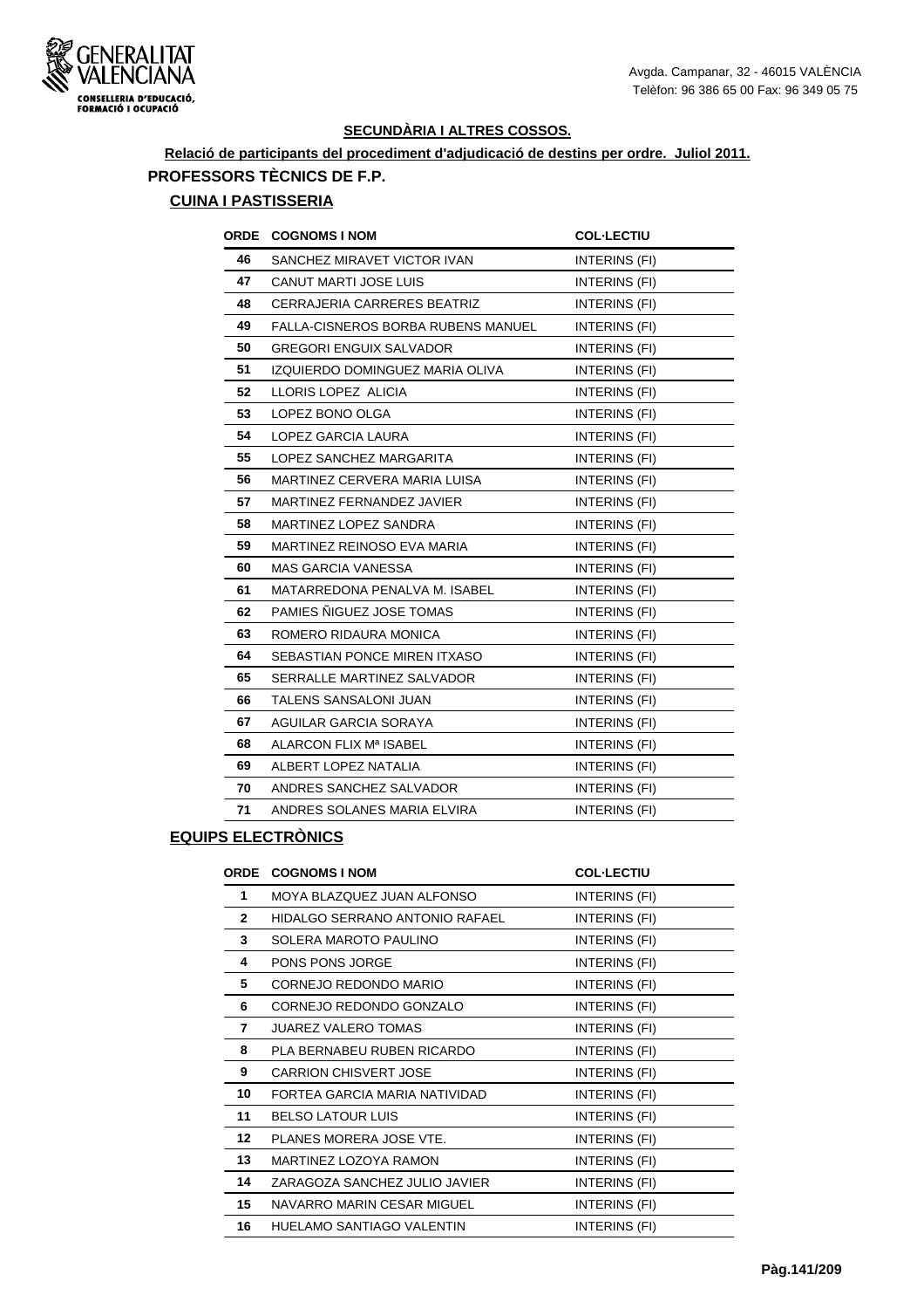Avgda. Campanar, 32 - 46015 VALÈNCIA
Telèfon: 96 386 65 00 Fax: 96 349 05 75

## SECUNDÀRIA I ALTRES COSSOS.

**Relació de participants del procediment d'adjudicació de destins per ordre. Juliol 2011.**

### PROFESSORS TÈCNICS DE F.P.

#### CUINA I PASTISSERIA

| ORDE | COGNOMS I NOM | COL·LECTIU |
|---|---|---|
| 46 | SANCHEZ MIRAVET VICTOR IVAN | INTERINS (FI) |
| 47 | CANUT MARTI JOSE LUIS | INTERINS (FI) |
| 48 | CERRAJERIA CARRERES BEATRIZ | INTERINS (FI) |
| 49 | FALLA-CISNEROS BORBA RUBENS MANUEL | INTERINS (FI) |
| 50 | GREGORI ENGUIX SALVADOR | INTERINS (FI) |
| 51 | IZQUIERDO DOMINGUEZ MARIA OLIVA | INTERINS (FI) |
| 52 | LLORIS LOPEZ ALICIA | INTERINS (FI) |
| 53 | LOPEZ BONO OLGA | INTERINS (FI) |
| 54 | LOPEZ GARCIA LAURA | INTERINS (FI) |
| 55 | LOPEZ SANCHEZ MARGARITA | INTERINS (FI) |
| 56 | MARTINEZ CERVERA MARIA LUISA | INTERINS (FI) |
| 57 | MARTINEZ FERNANDEZ JAVIER | INTERINS (FI) |
| 58 | MARTINEZ LOPEZ SANDRA | INTERINS (FI) |
| 59 | MARTINEZ REINOSO EVA MARIA | INTERINS (FI) |
| 60 | MAS GARCIA VANESSA | INTERINS (FI) |
| 61 | MATARREDONA PENALVA M. ISABEL | INTERINS (FI) |
| 62 | PAMIES ÑIGUEZ JOSE TOMAS | INTERINS (FI) |
| 63 | ROMERO RIDAURA MONICA | INTERINS (FI) |
| 64 | SEBASTIAN PONCE MIREN ITXASO | INTERINS (FI) |
| 65 | SERRALLE MARTINEZ SALVADOR | INTERINS (FI) |
| 66 | TALENS SANSALONI JUAN | INTERINS (FI) |
| 67 | AGUILAR GARCIA SORAYA | INTERINS (FI) |
| 68 | ALARCON FLIX Mª ISABEL | INTERINS (FI) |
| 69 | ALBERT LOPEZ NATALIA | INTERINS (FI) |
| 70 | ANDRES SANCHEZ SALVADOR | INTERINS (FI) |
| 71 | ANDRES SOLANES MARIA ELVIRA | INTERINS (FI) |

#### EQUIPS ELECTRÒNICS

| ORDE | COGNOMS I NOM | COL·LECTIU |
|---|---|---|
| 1 | MOYA BLAZQUEZ JUAN ALFONSO | INTERINS (FI) |
| 2 | HIDALGO SERRANO ANTONIO RAFAEL | INTERINS (FI) |
| 3 | SOLERA MAROTO PAULINO | INTERINS (FI) |
| 4 | PONS PONS JORGE | INTERINS (FI) |
| 5 | CORNEJO REDONDO MARIO | INTERINS (FI) |
| 6 | CORNEJO REDONDO GONZALO | INTERINS (FI) |
| 7 | JUAREZ VALERO TOMAS | INTERINS (FI) |
| 8 | PLA BERNABEU RUBEN RICARDO | INTERINS (FI) |
| 9 | CARRION CHISVERT JOSE | INTERINS (FI) |
| 10 | FORTEA GARCIA MARIA NATIVIDAD | INTERINS (FI) |
| 11 | BELSO LATOUR LUIS | INTERINS (FI) |
| 12 | PLANES MORERA JOSE VTE. | INTERINS (FI) |
| 13 | MARTINEZ LOZOYA RAMON | INTERINS (FI) |
| 14 | ZARAGOZA SANCHEZ JULIO JAVIER | INTERINS (FI) |
| 15 | NAVARRO MARIN CESAR MIGUEL | INTERINS (FI) |
| 16 | HUELAMO SANTIAGO VALENTIN | INTERINS (FI) |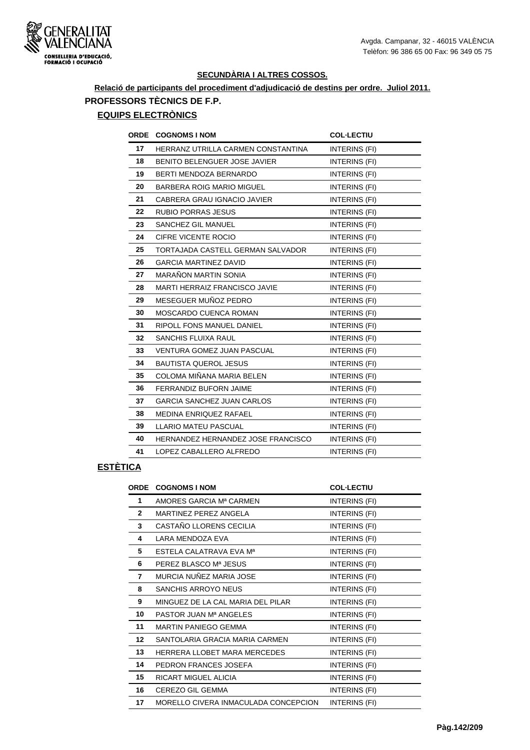GENERALITAT VALENCIANA
CONSELLERIA D'EDUCACIÓ, FORMACIÓ I OCUPACIÓ

Avgda. Campanar, 32 - 46015 VALÈNCIA
Telèfon: 96 386 65 00 Fax: 96 349 05 75

## SECUNDÀRIA I ALTRES COSSOS.

**Relació de participants del procediment d'adjudicació de destins per ordre. Juliol 2011.**

### PROFESSORS TÈCNICS DE F.P.

#### EQUIPS ELECTRÒNICS

| ORDE | COGNOMS I NOM | COL·LECTIU |
|---|---|---|
| 17 | HERRANZ UTRILLA CARMEN CONSTANTINA | INTERINS (FI) |
| 18 | BENITO BELENGUER JOSE JAVIER | INTERINS (FI) |
| 19 | BERTI MENDOZA BERNARDO | INTERINS (FI) |
| 20 | BARBERA ROIG MARIO MIGUEL | INTERINS (FI) |
| 21 | CABRERA GRAU IGNACIO JAVIER | INTERINS (FI) |
| 22 | RUBIO PORRAS JESUS | INTERINS (FI) |
| 23 | SANCHEZ GIL MANUEL | INTERINS (FI) |
| 24 | CIFRE VICENTE ROCIO | INTERINS (FI) |
| 25 | TORTAJADA CASTELL GERMAN SALVADOR | INTERINS (FI) |
| 26 | GARCIA MARTINEZ DAVID | INTERINS (FI) |
| 27 | MARAÑON MARTIN SONIA | INTERINS (FI) |
| 28 | MARTI HERRAIZ FRANCISCO JAVIE | INTERINS (FI) |
| 29 | MESEGUER MUÑOZ PEDRO | INTERINS (FI) |
| 30 | MOSCARDO CUENCA ROMAN | INTERINS (FI) |
| 31 | RIPOLL FONS MANUEL DANIEL | INTERINS (FI) |
| 32 | SANCHIS FLUIXA RAUL | INTERINS (FI) |
| 33 | VENTURA GOMEZ JUAN PASCUAL | INTERINS (FI) |
| 34 | BAUTISTA QUEROL JESUS | INTERINS (FI) |
| 35 | COLOMA MIÑANA MARIA BELEN | INTERINS (FI) |
| 36 | FERRANDIZ BUFORN JAIME | INTERINS (FI) |
| 37 | GARCIA SANCHEZ JUAN CARLOS | INTERINS (FI) |
| 38 | MEDINA ENRIQUEZ RAFAEL | INTERINS (FI) |
| 39 | LLARIO MATEU PASCUAL | INTERINS (FI) |
| 40 | HERNANDEZ HERNANDEZ JOSE FRANCISCO | INTERINS (FI) |
| 41 | LOPEZ CABALLERO ALFREDO | INTERINS (FI) |

#### ESTÈTICA

| ORDE | COGNOMS I NOM | COL·LECTIU |
|---|---|---|
| 1 | AMORES GARCIA Mª CARMEN | INTERINS (FI) |
| 2 | MARTINEZ PEREZ ANGELA | INTERINS (FI) |
| 3 | CASTAÑO LLORENS CECILIA | INTERINS (FI) |
| 4 | LARA MENDOZA EVA | INTERINS (FI) |
| 5 | ESTELA CALATRAVA EVA Mª | INTERINS (FI) |
| 6 | PEREZ BLASCO Mª JESUS | INTERINS (FI) |
| 7 | MURCIA NUÑEZ MARIA JOSE | INTERINS (FI) |
| 8 | SANCHIS ARROYO NEUS | INTERINS (FI) |
| 9 | MINGUEZ DE LA CAL MARIA DEL PILAR | INTERINS (FI) |
| 10 | PASTOR JUAN Mª ANGELES | INTERINS (FI) |
| 11 | MARTIN PANIEGO GEMMA | INTERINS (FI) |
| 12 | SANTOLARIA GRACIA MARIA CARMEN | INTERINS (FI) |
| 13 | HERRERA LLOBET MARA MERCEDES | INTERINS (FI) |
| 14 | PEDRON FRANCES JOSEFA | INTERINS (FI) |
| 15 | RICART MIGUEL ALICIA | INTERINS (FI) |
| 16 | CEREZO GIL GEMMA | INTERINS (FI) |
| 17 | MORELLO CIVERA INMACULADA CONCEPCION | INTERINS (FI) |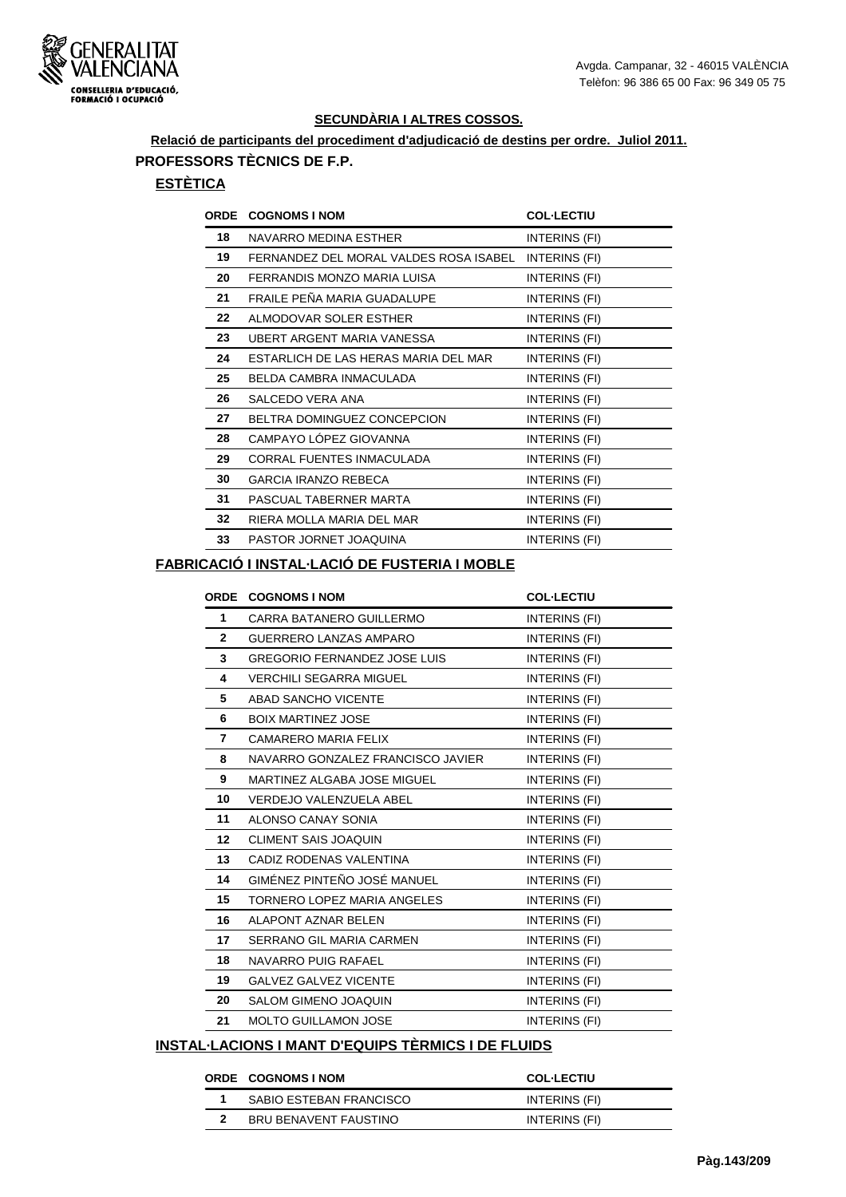Avgda. Campanar, 32 - 46015 VALÈNCIA
Telèfon: 96 386 65 00 Fax: 96 349 05 75

## SECUNDÀRIA I ALTRES COSSOS.

**Relació de participants del procediment d'adjudicació de destins per ordre. Juliol 2011.**

### PROFESSORS TÈCNICS DE F.P.

#### ESTÈTICA

| ORDE | COGNOMS I NOM | COL·LECTIU |
|---|---|---|
| 18 | NAVARRO MEDINA ESTHER | INTERINS (FI) |
| 19 | FERNANDEZ DEL MORAL VALDES ROSA ISABEL | INTERINS (FI) |
| 20 | FERRANDIS MONZO MARIA LUISA | INTERINS (FI) |
| 21 | FRAILE PEÑA MARIA GUADALUPE | INTERINS (FI) |
| 22 | ALMODOVAR SOLER ESTHER | INTERINS (FI) |
| 23 | UBERT ARGENT MARIA VANESSA | INTERINS (FI) |
| 24 | ESTARLICH DE LAS HERAS MARIA DEL MAR | INTERINS (FI) |
| 25 | BELDA CAMBRA INMACULADA | INTERINS (FI) |
| 26 | SALCEDO VERA ANA | INTERINS (FI) |
| 27 | BELTRA DOMINGUEZ CONCEPCION | INTERINS (FI) |
| 28 | CAMPAYO LÓPEZ GIOVANNA | INTERINS (FI) |
| 29 | CORRAL FUENTES INMACULADA | INTERINS (FI) |
| 30 | GARCIA IRANZO REBECA | INTERINS (FI) |
| 31 | PASCUAL TABERNER MARTA | INTERINS (FI) |
| 32 | RIERA MOLLA MARIA DEL MAR | INTERINS (FI) |
| 33 | PASTOR JORNET JOAQUINA | INTERINS (FI) |

#### FABRICACIÓ I INSTAL·LACIÓ DE FUSTERIA I MOBLE

| ORDE | COGNOMS I NOM | COL·LECTIU |
|---|---|---|
| 1 | CARRA BATANERO GUILLERMO | INTERINS (FI) |
| 2 | GUERRERO LANZAS AMPARO | INTERINS (FI) |
| 3 | GREGORIO FERNANDEZ JOSE LUIS | INTERINS (FI) |
| 4 | VERCHILI SEGARRA MIGUEL | INTERINS (FI) |
| 5 | ABAD SANCHO VICENTE | INTERINS (FI) |
| 6 | BOIX MARTINEZ JOSE | INTERINS (FI) |
| 7 | CAMARERO MARIA FELIX | INTERINS (FI) |
| 8 | NAVARRO GONZALEZ FRANCISCO JAVIER | INTERINS (FI) |
| 9 | MARTINEZ ALGABA JOSE MIGUEL | INTERINS (FI) |
| 10 | VERDEJO VALENZUELA ABEL | INTERINS (FI) |
| 11 | ALONSO CANAY SONIA | INTERINS (FI) |
| 12 | CLIMENT SAIS JOAQUIN | INTERINS (FI) |
| 13 | CADIZ RODENAS VALENTINA | INTERINS (FI) |
| 14 | GIMÉNEZ PINTEÑO JOSÉ MANUEL | INTERINS (FI) |
| 15 | TORNERO LOPEZ MARIA ANGELES | INTERINS (FI) |
| 16 | ALAPONT AZNAR BELEN | INTERINS (FI) |
| 17 | SERRANO GIL MARIA CARMEN | INTERINS (FI) |
| 18 | NAVARRO PUIG RAFAEL | INTERINS (FI) |
| 19 | GALVEZ GALVEZ VICENTE | INTERINS (FI) |
| 20 | SALOM GIMENO JOAQUIN | INTERINS (FI) |
| 21 | MOLTO GUILLAMON JOSE | INTERINS (FI) |

#### INSTAL·LACIONS I MANT D'EQUIPS TÈRMICS I DE FLUIDS

| ORDE | COGNOMS I NOM | COL·LECTIU |
|---|---|---|
| 1 | SABIO ESTEBAN FRANCISCO | INTERINS (FI) |
| 2 | BRU BENAVENT FAUSTINO | INTERINS (FI) |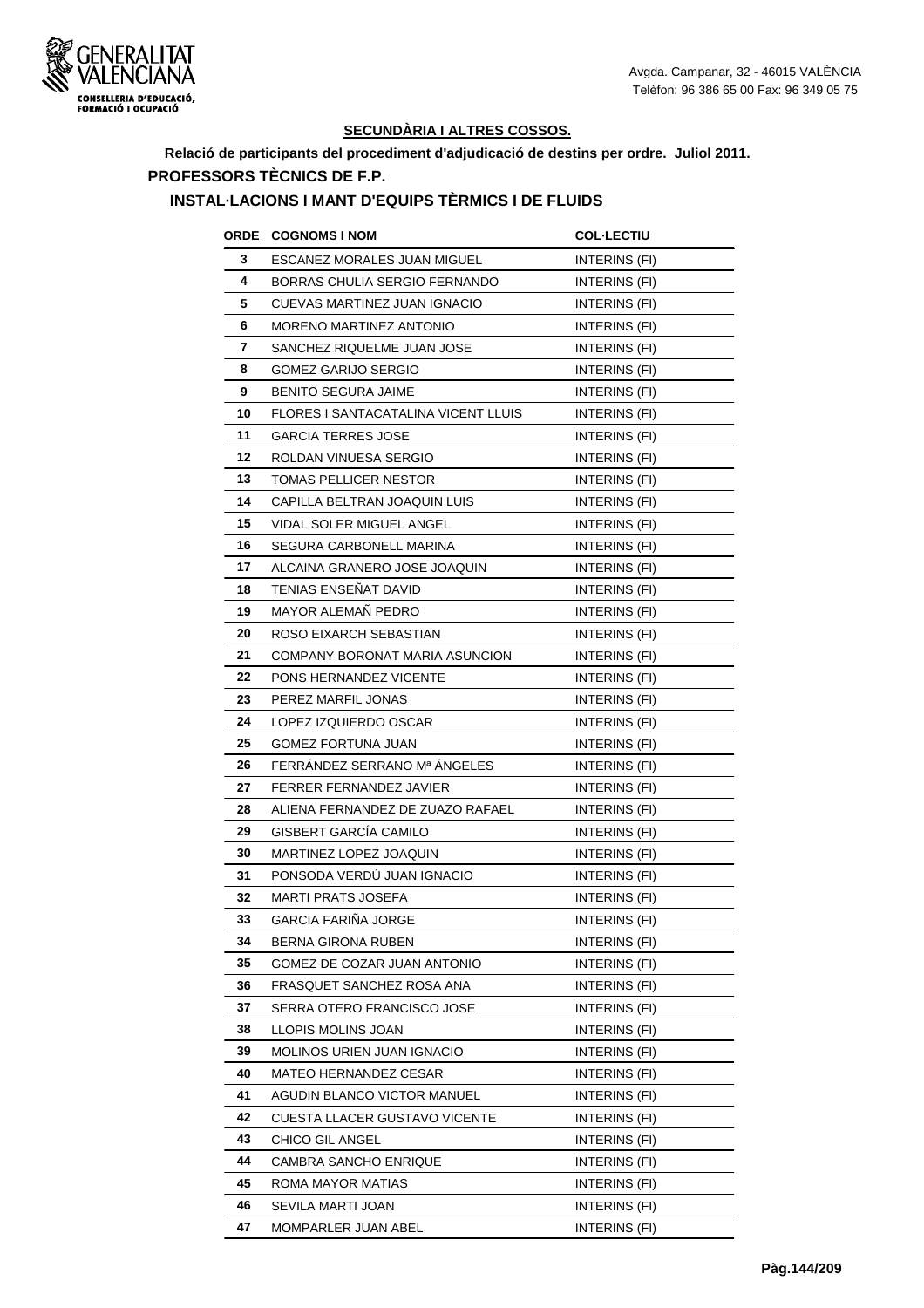Avgda. Campanar, 32 - 46015 VALÈNCIA
Telèfon: 96 386 65 00 Fax: 96 349 05 75

## SECUNDÀRIA I ALTRES COSSOS.

**Relació de participants del procediment d'adjudicació de destins per ordre. Juliol 2011.**

### PROFESSORS TÈCNICS DE F.P.

### INSTAL·LACIONS I MANT D'EQUIPS TÈRMICS I DE FLUIDS

| ORDE | COGNOMS I NOM | COL·LECTIU |
|---|---|---|
| 3 | ESCANEZ MORALES JUAN MIGUEL | INTERINS (FI) |
| 4 | BORRAS CHULIA SERGIO FERNANDO | INTERINS (FI) |
| 5 | CUEVAS MARTINEZ JUAN IGNACIO | INTERINS (FI) |
| 6 | MORENO MARTINEZ ANTONIO | INTERINS (FI) |
| 7 | SANCHEZ RIQUELME JUAN JOSE | INTERINS (FI) |
| 8 | GOMEZ GARIJO SERGIO | INTERINS (FI) |
| 9 | BENITO SEGURA JAIME | INTERINS (FI) |
| 10 | FLORES I SANTACATALINA VICENT LLUIS | INTERINS (FI) |
| 11 | GARCIA TERRES JOSE | INTERINS (FI) |
| 12 | ROLDAN VINUESA SERGIO | INTERINS (FI) |
| 13 | TOMAS PELLICER NESTOR | INTERINS (FI) |
| 14 | CAPILLA BELTRAN JOAQUIN LUIS | INTERINS (FI) |
| 15 | VIDAL SOLER MIGUEL ANGEL | INTERINS (FI) |
| 16 | SEGURA CARBONELL MARINA | INTERINS (FI) |
| 17 | ALCAINA GRANERO JOSE JOAQUIN | INTERINS (FI) |
| 18 | TENIAS ENSEÑAT DAVID | INTERINS (FI) |
| 19 | MAYOR ALEMAÑ PEDRO | INTERINS (FI) |
| 20 | ROSO EIXARCH SEBASTIAN | INTERINS (FI) |
| 21 | COMPANY BORONAT MARIA ASUNCION | INTERINS (FI) |
| 22 | PONS HERNANDEZ VICENTE | INTERINS (FI) |
| 23 | PEREZ MARFIL JONAS | INTERINS (FI) |
| 24 | LOPEZ IZQUIERDO OSCAR | INTERINS (FI) |
| 25 | GOMEZ FORTUNA JUAN | INTERINS (FI) |
| 26 | FERRÁNDEZ SERRANO Mª ÁNGELES | INTERINS (FI) |
| 27 | FERRER FERNANDEZ JAVIER | INTERINS (FI) |
| 28 | ALIENA FERNANDEZ DE ZUAZO RAFAEL | INTERINS (FI) |
| 29 | GISBERT GARCÍA CAMILO | INTERINS (FI) |
| 30 | MARTINEZ LOPEZ JOAQUIN | INTERINS (FI) |
| 31 | PONSODA VERDÚ JUAN IGNACIO | INTERINS (FI) |
| 32 | MARTI PRATS JOSEFA | INTERINS (FI) |
| 33 | GARCIA FARIÑA JORGE | INTERINS (FI) |
| 34 | BERNA GIRONA RUBEN | INTERINS (FI) |
| 35 | GOMEZ DE COZAR JUAN ANTONIO | INTERINS (FI) |
| 36 | FRASQUET SANCHEZ ROSA ANA | INTERINS (FI) |
| 37 | SERRA OTERO FRANCISCO JOSE | INTERINS (FI) |
| 38 | LLOPIS MOLINS JOAN | INTERINS (FI) |
| 39 | MOLINOS URIEN JUAN IGNACIO | INTERINS (FI) |
| 40 | MATEO HERNANDEZ CESAR | INTERINS (FI) |
| 41 | AGUDIN BLANCO VICTOR MANUEL | INTERINS (FI) |
| 42 | CUESTA LLACER GUSTAVO VICENTE | INTERINS (FI) |
| 43 | CHICO GIL ANGEL | INTERINS (FI) |
| 44 | CAMBRA SANCHO ENRIQUE | INTERINS (FI) |
| 45 | ROMA MAYOR MATIAS | INTERINS (FI) |
| 46 | SEVILA MARTI JOAN | INTERINS (FI) |
| 47 | MOMPARLER JUAN ABEL | INTERINS (FI) |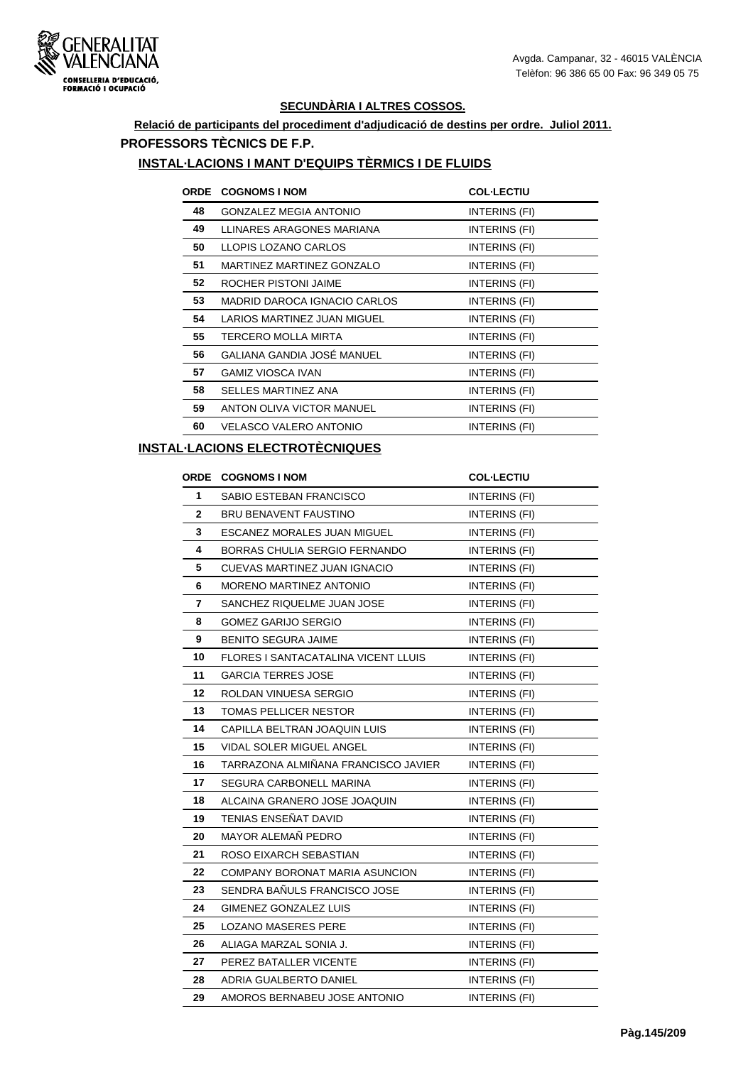## SECUNDÀRIA I ALTRES COSSOS.

**Relació de participants del procediment d'adjudicació de destins per ordre. Juliol 2011.**

### PROFESSORS TÈCNICS DE F.P.

#### INSTAL·LACIONS I MANT D'EQUIPS TÈRMICS I DE FLUIDS

| ORDE | COGNOMS I NOM | COL·LECTIU |
|---|---|---|
| 48 | GONZALEZ MEGIA ANTONIO | INTERINS (FI) |
| 49 | LLINARES ARAGONES MARIANA | INTERINS (FI) |
| 50 | LLOPIS LOZANO CARLOS | INTERINS (FI) |
| 51 | MARTINEZ MARTINEZ GONZALO | INTERINS (FI) |
| 52 | ROCHER PISTONI JAIME | INTERINS (FI) |
| 53 | MADRID DAROCA IGNACIO CARLOS | INTERINS (FI) |
| 54 | LARIOS MARTINEZ JUAN MIGUEL | INTERINS (FI) |
| 55 | TERCERO MOLLA MIRTA | INTERINS (FI) |
| 56 | GALIANA GANDIA JOSÉ MANUEL | INTERINS (FI) |
| 57 | GAMIZ VIOSCA IVAN | INTERINS (FI) |
| 58 | SELLES MARTINEZ ANA | INTERINS (FI) |
| 59 | ANTON OLIVA VICTOR MANUEL | INTERINS (FI) |
| 60 | VELASCO VALERO ANTONIO | INTERINS (FI) |

#### INSTAL·LACIONS ELECTROTÈCNIQUES

| ORDE | COGNOMS I NOM | COL·LECTIU |
|---|---|---|
| 1 | SABIO ESTEBAN FRANCISCO | INTERINS (FI) |
| 2 | BRU BENAVENT FAUSTINO | INTERINS (FI) |
| 3 | ESCANEZ MORALES JUAN MIGUEL | INTERINS (FI) |
| 4 | BORRAS CHULIA SERGIO FERNANDO | INTERINS (FI) |
| 5 | CUEVAS MARTINEZ JUAN IGNACIO | INTERINS (FI) |
| 6 | MORENO MARTINEZ ANTONIO | INTERINS (FI) |
| 7 | SANCHEZ RIQUELME JUAN JOSE | INTERINS (FI) |
| 8 | GOMEZ GARIJO SERGIO | INTERINS (FI) |
| 9 | BENITO SEGURA JAIME | INTERINS (FI) |
| 10 | FLORES I SANTACATALINA VICENT LLUIS | INTERINS (FI) |
| 11 | GARCIA TERRES JOSE | INTERINS (FI) |
| 12 | ROLDAN VINUESA SERGIO | INTERINS (FI) |
| 13 | TOMAS PELLICER NESTOR | INTERINS (FI) |
| 14 | CAPILLA BELTRAN JOAQUIN LUIS | INTERINS (FI) |
| 15 | VIDAL SOLER MIGUEL ANGEL | INTERINS (FI) |
| 16 | TARRAZONA ALMIÑANA FRANCISCO JAVIER | INTERINS (FI) |
| 17 | SEGURA CARBONELL MARINA | INTERINS (FI) |
| 18 | ALCAINA GRANERO JOSE JOAQUIN | INTERINS (FI) |
| 19 | TENIAS ENSEÑAT DAVID | INTERINS (FI) |
| 20 | MAYOR ALEMAÑ PEDRO | INTERINS (FI) |
| 21 | ROSO EIXARCH SEBASTIAN | INTERINS (FI) |
| 22 | COMPANY BORONAT MARIA ASUNCION | INTERINS (FI) |
| 23 | SENDRA BAÑULS FRANCISCO JOSE | INTERINS (FI) |
| 24 | GIMENEZ GONZALEZ LUIS | INTERINS (FI) |
| 25 | LOZANO MASERES PERE | INTERINS (FI) |
| 26 | ALIAGA MARZAL SONIA J. | INTERINS (FI) |
| 27 | PEREZ BATALLER VICENTE | INTERINS (FI) |
| 28 | ADRIA GUALBERTO DANIEL | INTERINS (FI) |
| 29 | AMOROS BERNABEU JOSE ANTONIO | INTERINS (FI) |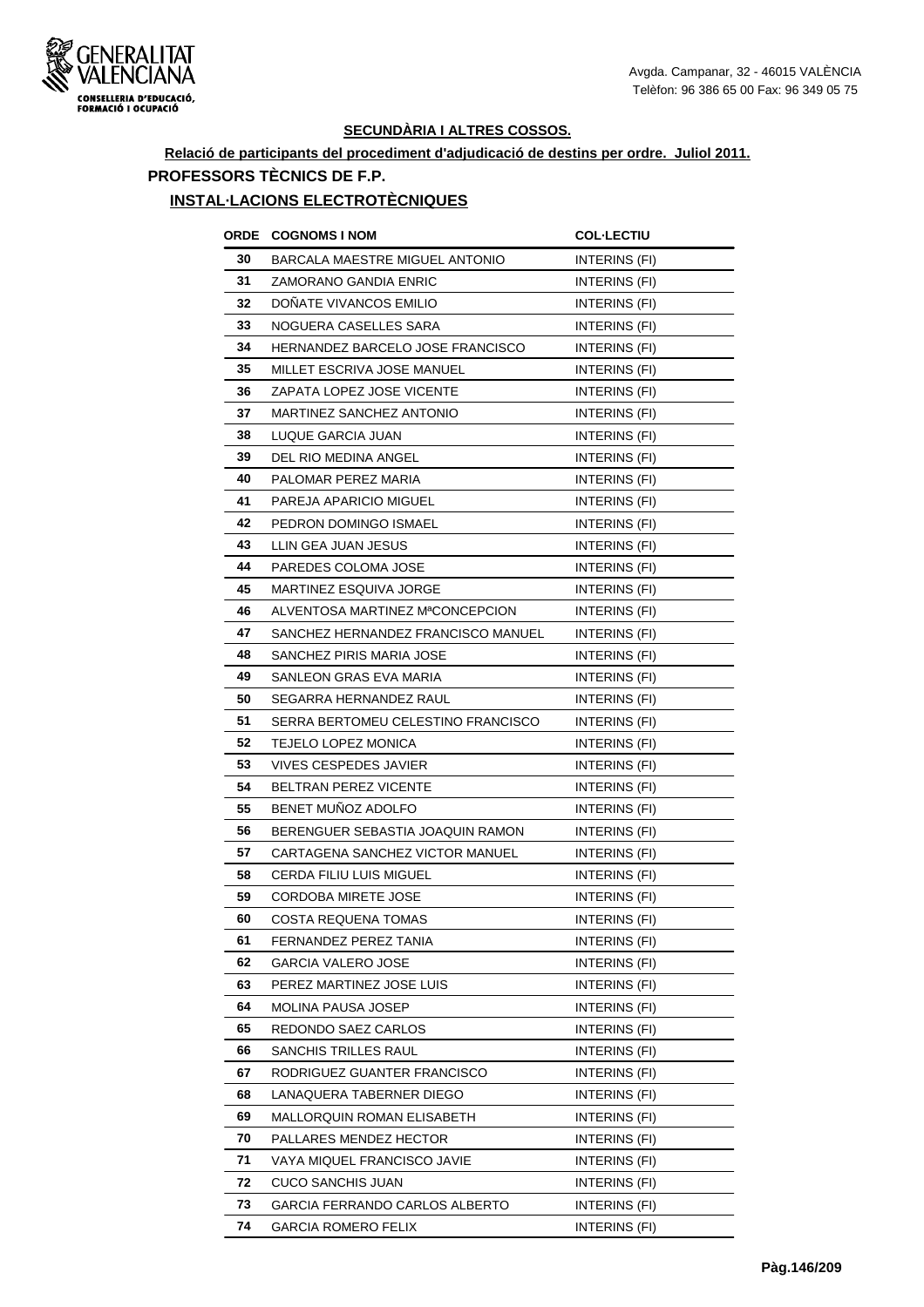### SECUNDÀRIA I ALTRES COSSOS.

**Relació de participants del procediment d'adjudicació de destins per ordre. Juliol 2011.**

**PROFESSORS TÈCNICS DE F.P.**

**INSTAL·LACIONS ELECTROTÈCNIQUES**

| ORDE | COGNOMS I NOM | COL·LECTIU |
|---|---|---|
| 30 | BARCALA MAESTRE MIGUEL ANTONIO | INTERINS (FI) |
| 31 | ZAMORANO GANDIA ENRIC | INTERINS (FI) |
| 32 | DOÑATE VIVANCOS EMILIO | INTERINS (FI) |
| 33 | NOGUERA CASELLES SARA | INTERINS (FI) |
| 34 | HERNANDEZ BARCELO JOSE FRANCISCO | INTERINS (FI) |
| 35 | MILLET ESCRIVA JOSE MANUEL | INTERINS (FI) |
| 36 | ZAPATA LOPEZ JOSE VICENTE | INTERINS (FI) |
| 37 | MARTINEZ SANCHEZ ANTONIO | INTERINS (FI) |
| 38 | LUQUE GARCIA JUAN | INTERINS (FI) |
| 39 | DEL RIO MEDINA ANGEL | INTERINS (FI) |
| 40 | PALOMAR PEREZ MARIA | INTERINS (FI) |
| 41 | PAREJA APARICIO MIGUEL | INTERINS (FI) |
| 42 | PEDRON DOMINGO ISMAEL | INTERINS (FI) |
| 43 | LLIN GEA JUAN JESUS | INTERINS (FI) |
| 44 | PAREDES COLOMA JOSE | INTERINS (FI) |
| 45 | MARTINEZ ESQUIVA JORGE | INTERINS (FI) |
| 46 | ALVENTOSA MARTINEZ MªCONCEPCION | INTERINS (FI) |
| 47 | SANCHEZ HERNANDEZ FRANCISCO MANUEL | INTERINS (FI) |
| 48 | SANCHEZ PIRIS MARIA JOSE | INTERINS (FI) |
| 49 | SANLEON GRAS EVA MARIA | INTERINS (FI) |
| 50 | SEGARRA HERNANDEZ RAUL | INTERINS (FI) |
| 51 | SERRA BERTOMEU CELESTINO FRANCISCO | INTERINS (FI) |
| 52 | TEJELO LOPEZ MONICA | INTERINS (FI) |
| 53 | VIVES CESPEDES JAVIER | INTERINS (FI) |
| 54 | BELTRAN PEREZ VICENTE | INTERINS (FI) |
| 55 | BENET MUÑOZ ADOLFO | INTERINS (FI) |
| 56 | BERENGUER SEBASTIA JOAQUIN RAMON | INTERINS (FI) |
| 57 | CARTAGENA SANCHEZ VICTOR MANUEL | INTERINS (FI) |
| 58 | CERDA FILIU LUIS MIGUEL | INTERINS (FI) |
| 59 | CORDOBA MIRETE JOSE | INTERINS (FI) |
| 60 | COSTA REQUENA TOMAS | INTERINS (FI) |
| 61 | FERNANDEZ PEREZ TANIA | INTERINS (FI) |
| 62 | GARCIA VALERO JOSE | INTERINS (FI) |
| 63 | PEREZ MARTINEZ JOSE LUIS | INTERINS (FI) |
| 64 | MOLINA PAUSA JOSEP | INTERINS (FI) |
| 65 | REDONDO SAEZ CARLOS | INTERINS (FI) |
| 66 | SANCHIS TRILLES RAUL | INTERINS (FI) |
| 67 | RODRIGUEZ GUANTER FRANCISCO | INTERINS (FI) |
| 68 | LANAQUERA TABERNER DIEGO | INTERINS (FI) |
| 69 | MALLORQUIN ROMAN ELISABETH | INTERINS (FI) |
| 70 | PALLARES MENDEZ HECTOR | INTERINS (FI) |
| 71 | VAYA MIQUEL FRANCISCO JAVIE | INTERINS (FI) |
| 72 | CUCO SANCHIS JUAN | INTERINS (FI) |
| 73 | GARCIA FERRANDO CARLOS ALBERTO | INTERINS (FI) |
| 74 | GARCIA ROMERO FELIX | INTERINS (FI) |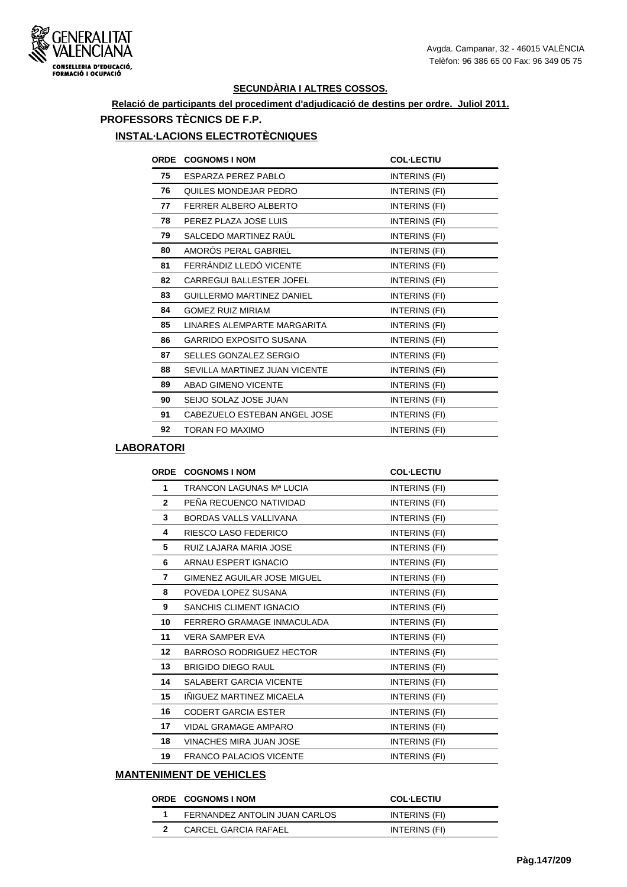**SECUNDÀRIA I ALTRES COSSOS.**

**Relació de participants del procediment d'adjudicació de destins per ordre. Juliol 2011.**

## PROFESSORS TÈCNICS DE F.P.

### INSTAL·LACIONS ELECTROTÈCNIQUES

| ORDE | COGNOMS I NOM | COL·LECTIU |
|---|---|---|
| 75 | ESPARZA PEREZ PABLO | INTERINS (FI) |
| 76 | QUILES MONDEJAR PEDRO | INTERINS (FI) |
| 77 | FERRER ALBERO ALBERTO | INTERINS (FI) |
| 78 | PEREZ PLAZA JOSE LUIS | INTERINS (FI) |
| 79 | SALCEDO MARTINEZ RAÚL | INTERINS (FI) |
| 80 | AMORÓS PERAL GABRIEL | INTERINS (FI) |
| 81 | FERRÁNDIZ LLEDÓ VICENTE | INTERINS (FI) |
| 82 | CARREGUI BALLESTER JOFEL | INTERINS (FI) |
| 83 | GUILLERMO MARTINEZ DANIEL | INTERINS (FI) |
| 84 | GOMEZ RUIZ MIRIAM | INTERINS (FI) |
| 85 | LINARES ALEMPARTE MARGARITA | INTERINS (FI) |
| 86 | GARRIDO EXPOSITO SUSANA | INTERINS (FI) |
| 87 | SELLES GONZALEZ SERGIO | INTERINS (FI) |
| 88 | SEVILLA MARTINEZ JUAN VICENTE | INTERINS (FI) |
| 89 | ABAD GIMENO VICENTE | INTERINS (FI) |
| 90 | SEIJO SOLAZ JOSE JUAN | INTERINS (FI) |
| 91 | CABEZUELO ESTEBAN ANGEL JOSE | INTERINS (FI) |
| 92 | TORAN FO MAXIMO | INTERINS (FI) |

### LABORATORI

| ORDE | COGNOMS I NOM | COL·LECTIU |
|---|---|---|
| 1 | TRANCON LAGUNAS Mª LUCIA | INTERINS (FI) |
| 2 | PEÑA RECUENCO NATIVIDAD | INTERINS (FI) |
| 3 | BORDAS VALLS VALLIVANA | INTERINS (FI) |
| 4 | RIESCO LASO FEDERICO | INTERINS (FI) |
| 5 | RUIZ LAJARA MARIA JOSE | INTERINS (FI) |
| 6 | ARNAU ESPERT IGNACIO | INTERINS (FI) |
| 7 | GIMENEZ AGUILAR JOSE MIGUEL | INTERINS (FI) |
| 8 | POVEDA LOPEZ SUSANA | INTERINS (FI) |
| 9 | SANCHIS CLIMENT IGNACIO | INTERINS (FI) |
| 10 | FERRERO GRAMAGE INMACULADA | INTERINS (FI) |
| 11 | VERA SAMPER EVA | INTERINS (FI) |
| 12 | BARROSO RODRIGUEZ HECTOR | INTERINS (FI) |
| 13 | BRIGIDO DIEGO RAUL | INTERINS (FI) |
| 14 | SALABERT GARCIA VICENTE | INTERINS (FI) |
| 15 | IÑIGUEZ MARTINEZ MICAELA | INTERINS (FI) |
| 16 | CODERT GARCIA ESTER | INTERINS (FI) |
| 17 | VIDAL GRAMAGE AMPARO | INTERINS (FI) |
| 18 | VINACHES MIRA JUAN JOSE | INTERINS (FI) |
| 19 | FRANCO PALACIOS VICENTE | INTERINS (FI) |

### MANTENIMENT DE VEHICLES

| ORDE | COGNOMS I NOM | COL·LECTIU |
|---|---|---|
| 1 | FERNANDEZ ANTOLIN JUAN CARLOS | INTERINS (FI) |
| 2 | CARCEL GARCIA RAFAEL | INTERINS (FI) |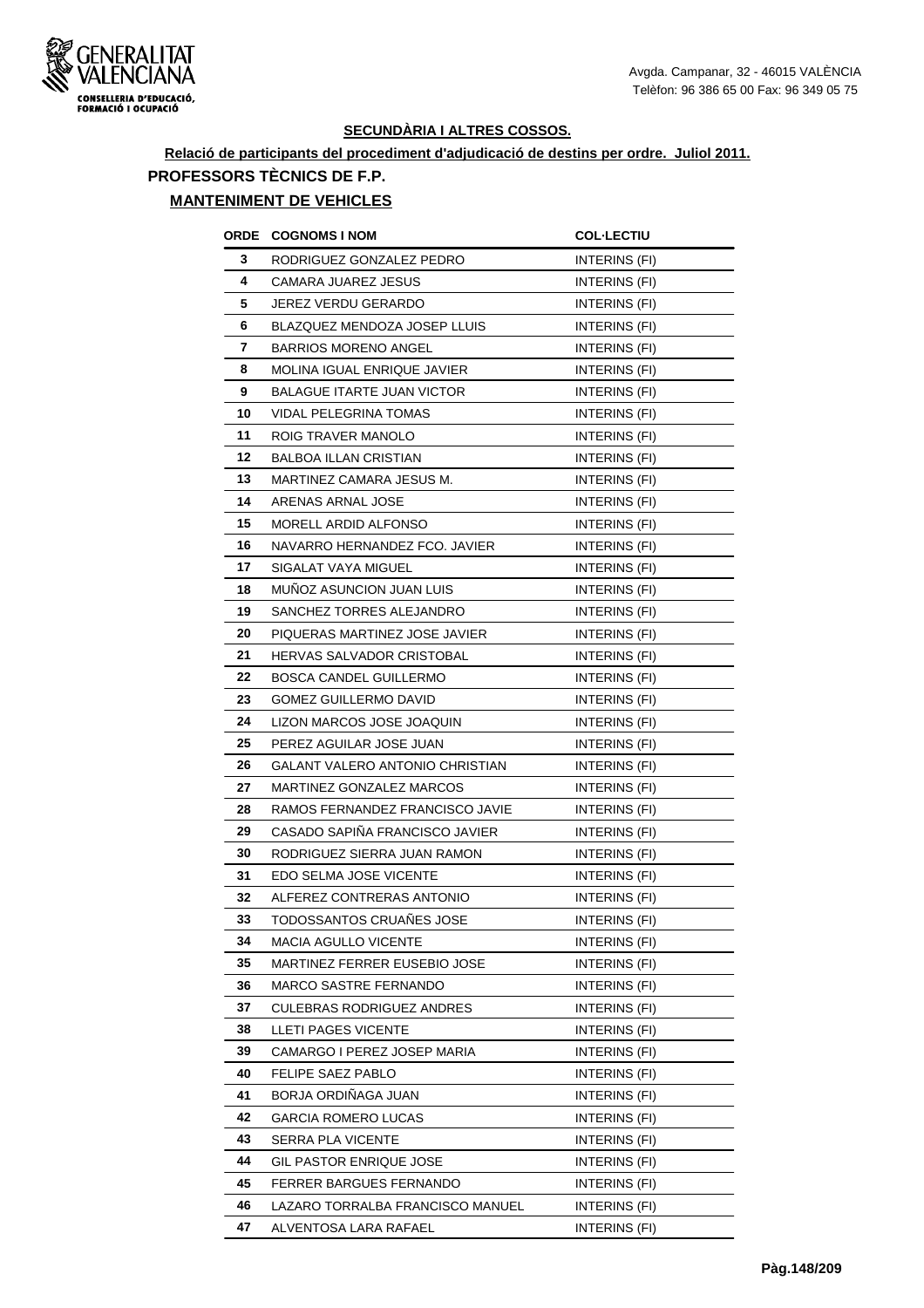**SECUNDÀRIA I ALTRES COSSOS.**

**Relació de participants del procediment d'adjudicació de destins per ordre. Juliol 2011.**

## PROFESSORS TÈCNICS DE F.P.

### MANTENIMENT DE VEHICLES

| ORDE | COGNOMS I NOM | COL·LECTIU |
|---|---|---|
| 3 | RODRIGUEZ GONZALEZ PEDRO | INTERINS (FI) |
| 4 | CAMARA JUAREZ JESUS | INTERINS (FI) |
| 5 | JEREZ VERDU GERARDO | INTERINS (FI) |
| 6 | BLAZQUEZ MENDOZA JOSEP LLUIS | INTERINS (FI) |
| 7 | BARRIOS MORENO ANGEL | INTERINS (FI) |
| 8 | MOLINA IGUAL ENRIQUE JAVIER | INTERINS (FI) |
| 9 | BALAGUE ITARTE JUAN VICTOR | INTERINS (FI) |
| 10 | VIDAL PELEGRINA TOMAS | INTERINS (FI) |
| 11 | ROIG TRAVER MANOLO | INTERINS (FI) |
| 12 | BALBOA ILLAN CRISTIAN | INTERINS (FI) |
| 13 | MARTINEZ CAMARA JESUS M. | INTERINS (FI) |
| 14 | ARENAS ARNAL JOSE | INTERINS (FI) |
| 15 | MORELL ARDID ALFONSO | INTERINS (FI) |
| 16 | NAVARRO HERNANDEZ FCO. JAVIER | INTERINS (FI) |
| 17 | SIGALAT VAYA MIGUEL | INTERINS (FI) |
| 18 | MUÑOZ ASUNCION JUAN LUIS | INTERINS (FI) |
| 19 | SANCHEZ TORRES ALEJANDRO | INTERINS (FI) |
| 20 | PIQUERAS MARTINEZ JOSE JAVIER | INTERINS (FI) |
| 21 | HERVAS SALVADOR CRISTOBAL | INTERINS (FI) |
| 22 | BOSCA CANDEL GUILLERMO | INTERINS (FI) |
| 23 | GOMEZ GUILLERMO DAVID | INTERINS (FI) |
| 24 | LIZON MARCOS JOSE JOAQUIN | INTERINS (FI) |
| 25 | PEREZ AGUILAR JOSE JUAN | INTERINS (FI) |
| 26 | GALANT VALERO ANTONIO CHRISTIAN | INTERINS (FI) |
| 27 | MARTINEZ GONZALEZ MARCOS | INTERINS (FI) |
| 28 | RAMOS FERNANDEZ FRANCISCO JAVIE | INTERINS (FI) |
| 29 | CASADO SAPIÑA FRANCISCO JAVIER | INTERINS (FI) |
| 30 | RODRIGUEZ SIERRA JUAN RAMON | INTERINS (FI) |
| 31 | EDO SELMA JOSE VICENTE | INTERINS (FI) |
| 32 | ALFEREZ CONTRERAS ANTONIO | INTERINS (FI) |
| 33 | TODOSSANTOS CRUAÑES JOSE | INTERINS (FI) |
| 34 | MACIA AGULLO VICENTE | INTERINS (FI) |
| 35 | MARTINEZ FERRER EUSEBIO JOSE | INTERINS (FI) |
| 36 | MARCO SASTRE FERNANDO | INTERINS (FI) |
| 37 | CULEBRAS RODRIGUEZ ANDRES | INTERINS (FI) |
| 38 | LLETI PAGES VICENTE | INTERINS (FI) |
| 39 | CAMARGO I PEREZ JOSEP MARIA | INTERINS (FI) |
| 40 | FELIPE SAEZ PABLO | INTERINS (FI) |
| 41 | BORJA ORDIÑAGA JUAN | INTERINS (FI) |
| 42 | GARCIA ROMERO LUCAS | INTERINS (FI) |
| 43 | SERRA PLA VICENTE | INTERINS (FI) |
| 44 | GIL PASTOR ENRIQUE JOSE | INTERINS (FI) |
| 45 | FERRER BARGUES FERNANDO | INTERINS (FI) |
| 46 | LAZARO TORRALBA FRANCISCO MANUEL | INTERINS (FI) |
| 47 | ALVENTOSA LARA RAFAEL | INTERINS (FI) |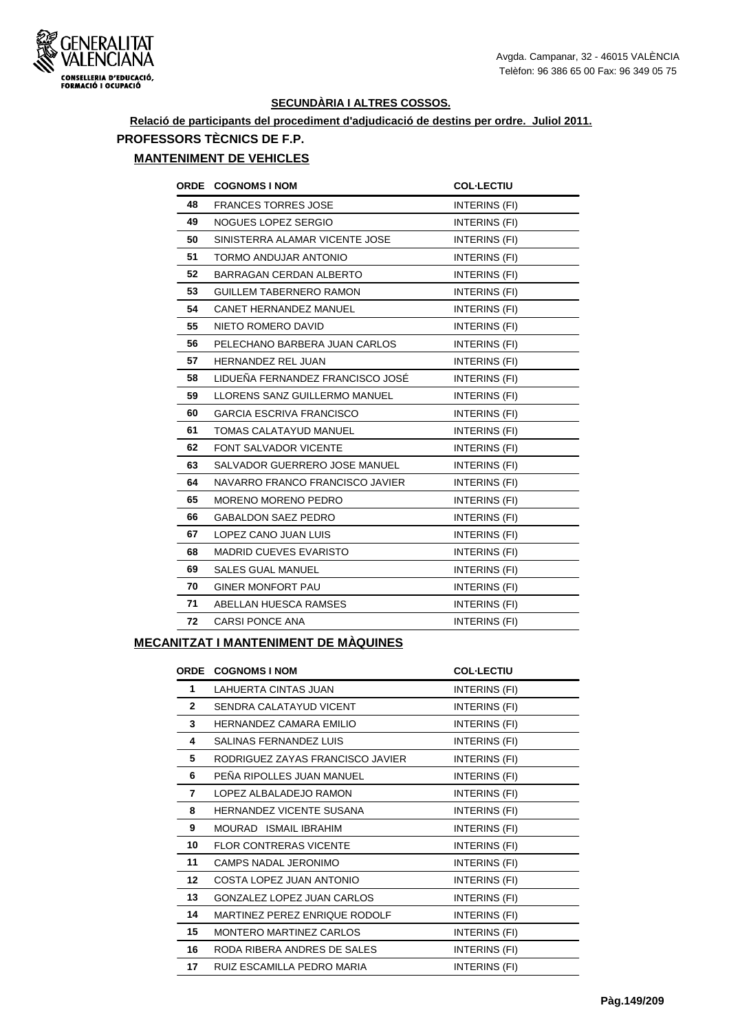## SECUNDÀRIA I ALTRES COSSOS.

**Relació de participants del procediment d'adjudicació de destins per ordre. Juliol 2011.**

### PROFESSORS TÈCNICS DE F.P.

#### MANTENIMENT DE VEHICLES

| ORDE | COGNOMS I NOM | COL·LECTIU |
|---|---|---|
| 48 | FRANCES TORRES JOSE | INTERINS (FI) |
| 49 | NOGUES LOPEZ SERGIO | INTERINS (FI) |
| 50 | SINISTERRA ALAMAR VICENTE JOSE | INTERINS (FI) |
| 51 | TORMO ANDUJAR ANTONIO | INTERINS (FI) |
| 52 | BARRAGAN CERDAN ALBERTO | INTERINS (FI) |
| 53 | GUILLEM TABERNERO RAMON | INTERINS (FI) |
| 54 | CANET HERNANDEZ MANUEL | INTERINS (FI) |
| 55 | NIETO ROMERO DAVID | INTERINS (FI) |
| 56 | PELECHANO BARBERA JUAN CARLOS | INTERINS (FI) |
| 57 | HERNANDEZ REL JUAN | INTERINS (FI) |
| 58 | LIDUEÑA FERNANDEZ FRANCISCO JOSÉ | INTERINS (FI) |
| 59 | LLORENS SANZ GUILLERMO MANUEL | INTERINS (FI) |
| 60 | GARCIA ESCRIVA FRANCISCO | INTERINS (FI) |
| 61 | TOMAS CALATAYUD MANUEL | INTERINS (FI) |
| 62 | FONT SALVADOR VICENTE | INTERINS (FI) |
| 63 | SALVADOR GUERRERO JOSE MANUEL | INTERINS (FI) |
| 64 | NAVARRO FRANCO FRANCISCO JAVIER | INTERINS (FI) |
| 65 | MORENO MORENO PEDRO | INTERINS (FI) |
| 66 | GABALDON SAEZ PEDRO | INTERINS (FI) |
| 67 | LOPEZ CANO JUAN LUIS | INTERINS (FI) |
| 68 | MADRID CUEVES EVARISTO | INTERINS (FI) |
| 69 | SALES GUAL MANUEL | INTERINS (FI) |
| 70 | GINER MONFORT PAU | INTERINS (FI) |
| 71 | ABELLAN HUESCA RAMSES | INTERINS (FI) |
| 72 | CARSI PONCE ANA | INTERINS (FI) |

#### MECANITZAT I MANTENIMENT DE MÀQUINES

| ORDE | COGNOMS I NOM | COL·LECTIU |
|---|---|---|
| 1 | LAHUERTA CINTAS JUAN | INTERINS (FI) |
| 2 | SENDRA CALATAYUD VICENT | INTERINS (FI) |
| 3 | HERNANDEZ CAMARA EMILIO | INTERINS (FI) |
| 4 | SALINAS FERNANDEZ LUIS | INTERINS (FI) |
| 5 | RODRIGUEZ ZAYAS FRANCISCO JAVIER | INTERINS (FI) |
| 6 | PEÑA RIPOLLES JUAN MANUEL | INTERINS (FI) |
| 7 | LOPEZ ALBALADEJO RAMON | INTERINS (FI) |
| 8 | HERNANDEZ VICENTE SUSANA | INTERINS (FI) |
| 9 | MOURAD ISMAIL IBRAHIM | INTERINS (FI) |
| 10 | FLOR CONTRERAS VICENTE | INTERINS (FI) |
| 11 | CAMPS NADAL JERONIMO | INTERINS (FI) |
| 12 | COSTA LOPEZ JUAN ANTONIO | INTERINS (FI) |
| 13 | GONZALEZ LOPEZ JUAN CARLOS | INTERINS (FI) |
| 14 | MARTINEZ PEREZ ENRIQUE RODOLF | INTERINS (FI) |
| 15 | MONTERO MARTINEZ CARLOS | INTERINS (FI) |
| 16 | RODA RIBERA ANDRES DE SALES | INTERINS (FI) |
| 17 | RUIZ ESCAMILLA PEDRO MARIA | INTERINS (FI) |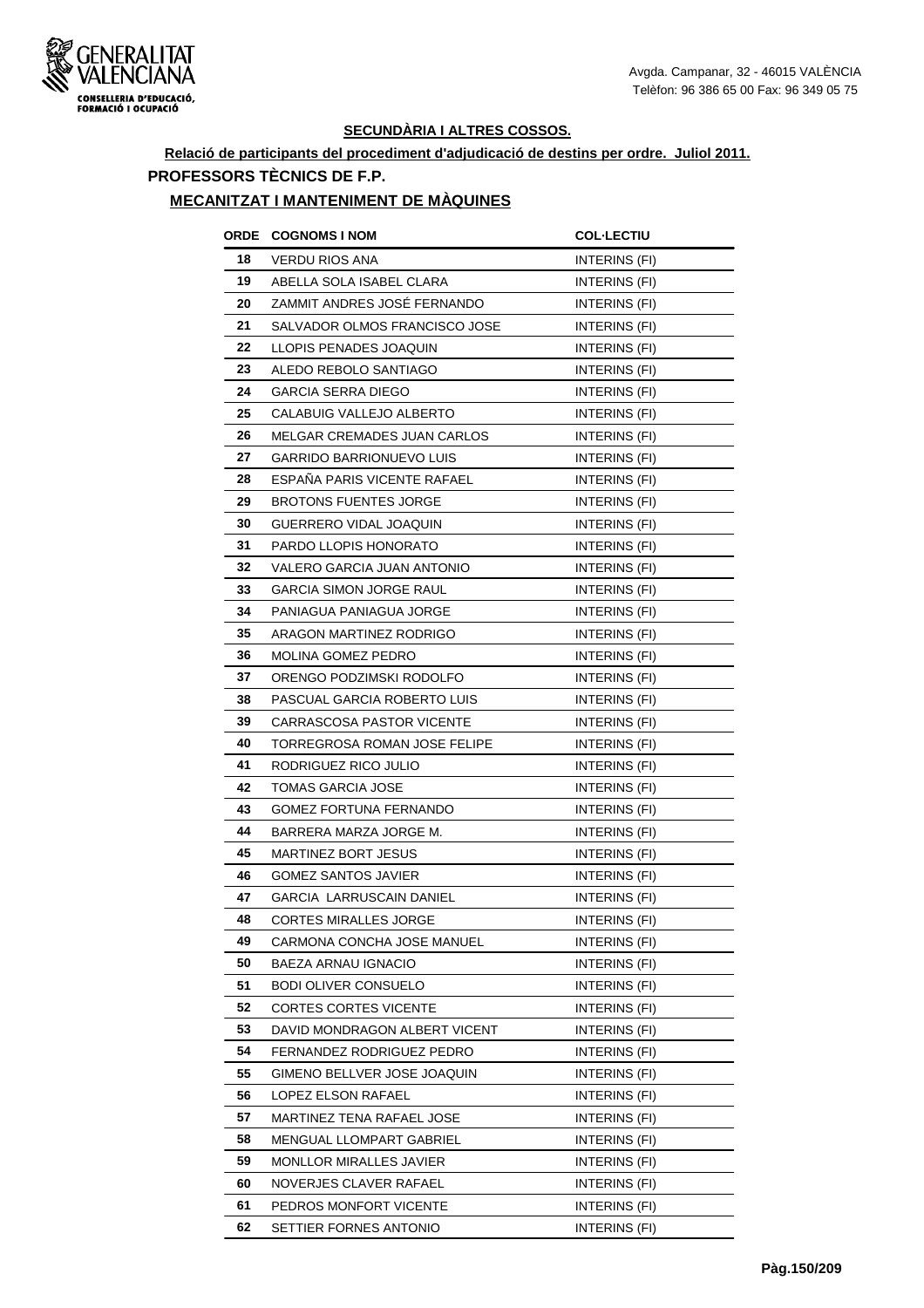**SECUNDÀRIA I ALTRES COSSOS.**

**Relació de participants del procediment d'adjudicació de destins per ordre. Juliol 2011.**

## PROFESSORS TÈCNICS DE F.P.

### MECANITZAT I MANTENIMENT DE MÀQUINES

| ORDE | COGNOMS I NOM | COL·LECTIU |
|---|---|---|
| 18 | VERDU RIOS ANA | INTERINS (FI) |
| 19 | ABELLA SOLA ISABEL CLARA | INTERINS (FI) |
| 20 | ZAMMIT ANDRES JOSÉ FERNANDO | INTERINS (FI) |
| 21 | SALVADOR OLMOS FRANCISCO JOSE | INTERINS (FI) |
| 22 | LLOPIS PENADES JOAQUIN | INTERINS (FI) |
| 23 | ALEDO REBOLO SANTIAGO | INTERINS (FI) |
| 24 | GARCIA SERRA DIEGO | INTERINS (FI) |
| 25 | CALABUIG VALLEJO ALBERTO | INTERINS (FI) |
| 26 | MELGAR CREMADES JUAN CARLOS | INTERINS (FI) |
| 27 | GARRIDO BARRIONUEVO LUIS | INTERINS (FI) |
| 28 | ESPAÑA PARIS VICENTE RAFAEL | INTERINS (FI) |
| 29 | BROTONS FUENTES JORGE | INTERINS (FI) |
| 30 | GUERRERO VIDAL JOAQUIN | INTERINS (FI) |
| 31 | PARDO LLOPIS HONORATO | INTERINS (FI) |
| 32 | VALERO GARCIA JUAN ANTONIO | INTERINS (FI) |
| 33 | GARCIA SIMON JORGE RAUL | INTERINS (FI) |
| 34 | PANIAGUA PANIAGUA JORGE | INTERINS (FI) |
| 35 | ARAGON MARTINEZ RODRIGO | INTERINS (FI) |
| 36 | MOLINA GOMEZ PEDRO | INTERINS (FI) |
| 37 | ORENGO PODZIMSKI RODOLFO | INTERINS (FI) |
| 38 | PASCUAL GARCIA ROBERTO LUIS | INTERINS (FI) |
| 39 | CARRASCOSA PASTOR VICENTE | INTERINS (FI) |
| 40 | TORREGROSA ROMAN JOSE FELIPE | INTERINS (FI) |
| 41 | RODRIGUEZ RICO JULIO | INTERINS (FI) |
| 42 | TOMAS GARCIA JOSE | INTERINS (FI) |
| 43 | GOMEZ FORTUNA FERNANDO | INTERINS (FI) |
| 44 | BARRERA MARZA JORGE M. | INTERINS (FI) |
| 45 | MARTINEZ BORT JESUS | INTERINS (FI) |
| 46 | GOMEZ SANTOS JAVIER | INTERINS (FI) |
| 47 | GARCIA LARRUSCAIN DANIEL | INTERINS (FI) |
| 48 | CORTES MIRALLES JORGE | INTERINS (FI) |
| 49 | CARMONA CONCHA JOSE MANUEL | INTERINS (FI) |
| 50 | BAEZA ARNAU IGNACIO | INTERINS (FI) |
| 51 | BODI OLIVER CONSUELO | INTERINS (FI) |
| 52 | CORTES CORTES VICENTE | INTERINS (FI) |
| 53 | DAVID MONDRAGON ALBERT VICENT | INTERINS (FI) |
| 54 | FERNANDEZ RODRIGUEZ PEDRO | INTERINS (FI) |
| 55 | GIMENO BELLVER JOSE JOAQUIN | INTERINS (FI) |
| 56 | LOPEZ ELSON RAFAEL | INTERINS (FI) |
| 57 | MARTINEZ TENA RAFAEL JOSE | INTERINS (FI) |
| 58 | MENGUAL LLOMPART GABRIEL | INTERINS (FI) |
| 59 | MONLLOR MIRALLES JAVIER | INTERINS (FI) |
| 60 | NOVERJES CLAVER RAFAEL | INTERINS (FI) |
| 61 | PEDROS MONFORT VICENTE | INTERINS (FI) |
| 62 | SETTIER FORNES ANTONIO | INTERINS (FI) |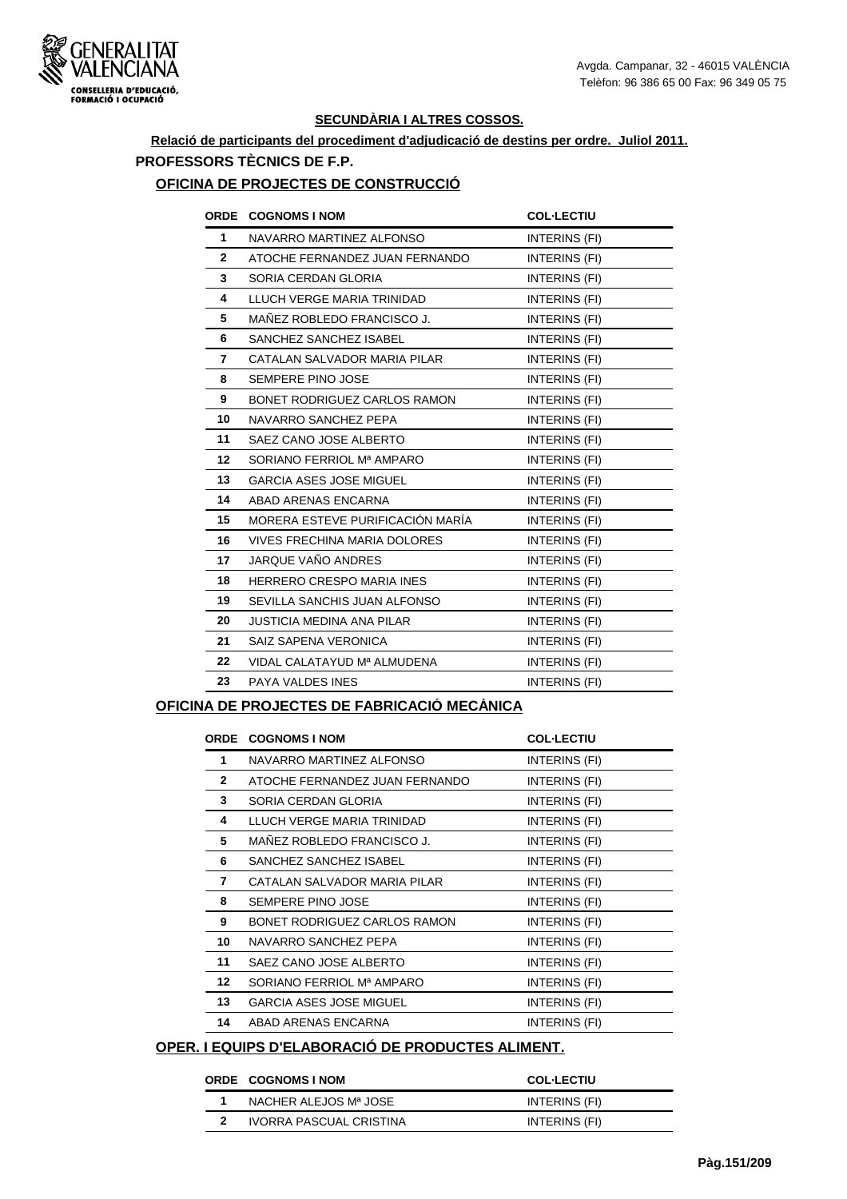## SECUNDÀRIA I ALTRES COSSOS.

**Relació de participants del procediment d'adjudicació de destins per ordre. Juliol 2011.**

### PROFESSORS TÈCNICS DE F.P.

#### OFICINA DE PROJECTES DE CONSTRUCCIÓ

| ORDE | COGNOMS I NOM | COL·LECTIU |
|---|---|---|
| 1 | NAVARRO MARTINEZ ALFONSO | INTERINS (FI) |
| 2 | ATOCHE FERNANDEZ JUAN FERNANDO | INTERINS (FI) |
| 3 | SORIA CERDAN GLORIA | INTERINS (FI) |
| 4 | LLUCH VERGE MARIA TRINIDAD | INTERINS (FI) |
| 5 | MAÑEZ ROBLEDO FRANCISCO J. | INTERINS (FI) |
| 6 | SANCHEZ SANCHEZ ISABEL | INTERINS (FI) |
| 7 | CATALAN SALVADOR MARIA PILAR | INTERINS (FI) |
| 8 | SEMPERE PINO JOSE | INTERINS (FI) |
| 9 | BONET RODRIGUEZ CARLOS RAMON | INTERINS (FI) |
| 10 | NAVARRO SANCHEZ PEPA | INTERINS (FI) |
| 11 | SAEZ CANO JOSE ALBERTO | INTERINS (FI) |
| 12 | SORIANO FERRIOL Mª AMPARO | INTERINS (FI) |
| 13 | GARCIA ASES JOSE MIGUEL | INTERINS (FI) |
| 14 | ABAD ARENAS ENCARNA | INTERINS (FI) |
| 15 | MORERA ESTEVE PURIFICACIÓN MARÍA | INTERINS (FI) |
| 16 | VIVES FRECHINA MARIA DOLORES | INTERINS (FI) |
| 17 | JARQUE VAÑO ANDRES | INTERINS (FI) |
| 18 | HERRERO CRESPO MARIA INES | INTERINS (FI) |
| 19 | SEVILLA SANCHIS JUAN ALFONSO | INTERINS (FI) |
| 20 | JUSTICIA MEDINA ANA PILAR | INTERINS (FI) |
| 21 | SAIZ SAPENA VERONICA | INTERINS (FI) |
| 22 | VIDAL CALATAYUD Mª ALMUDENA | INTERINS (FI) |
| 23 | PAYA VALDES INES | INTERINS (FI) |

#### OFICINA DE PROJECTES DE FABRICACIÓ MECÀNICA

| ORDE | COGNOMS I NOM | COL·LECTIU |
|---|---|---|
| 1 | NAVARRO MARTINEZ ALFONSO | INTERINS (FI) |
| 2 | ATOCHE FERNANDEZ JUAN FERNANDO | INTERINS (FI) |
| 3 | SORIA CERDAN GLORIA | INTERINS (FI) |
| 4 | LLUCH VERGE MARIA TRINIDAD | INTERINS (FI) |
| 5 | MAÑEZ ROBLEDO FRANCISCO J. | INTERINS (FI) |
| 6 | SANCHEZ SANCHEZ ISABEL | INTERINS (FI) |
| 7 | CATALAN SALVADOR MARIA PILAR | INTERINS (FI) |
| 8 | SEMPERE PINO JOSE | INTERINS (FI) |
| 9 | BONET RODRIGUEZ CARLOS RAMON | INTERINS (FI) |
| 10 | NAVARRO SANCHEZ PEPA | INTERINS (FI) |
| 11 | SAEZ CANO JOSE ALBERTO | INTERINS (FI) |
| 12 | SORIANO FERRIOL Mª AMPARO | INTERINS (FI) |
| 13 | GARCIA ASES JOSE MIGUEL | INTERINS (FI) |
| 14 | ABAD ARENAS ENCARNA | INTERINS (FI) |

#### OPER. I EQUIPS D'ELABORACIÓ DE PRODUCTES ALIMENT.

| ORDE | COGNOMS I NOM | COL·LECTIU |
|---|---|---|
| 1 | NACHER ALEJOS Mª JOSE | INTERINS (FI) |
| 2 | IVORRA PASCUAL CRISTINA | INTERINS (FI) |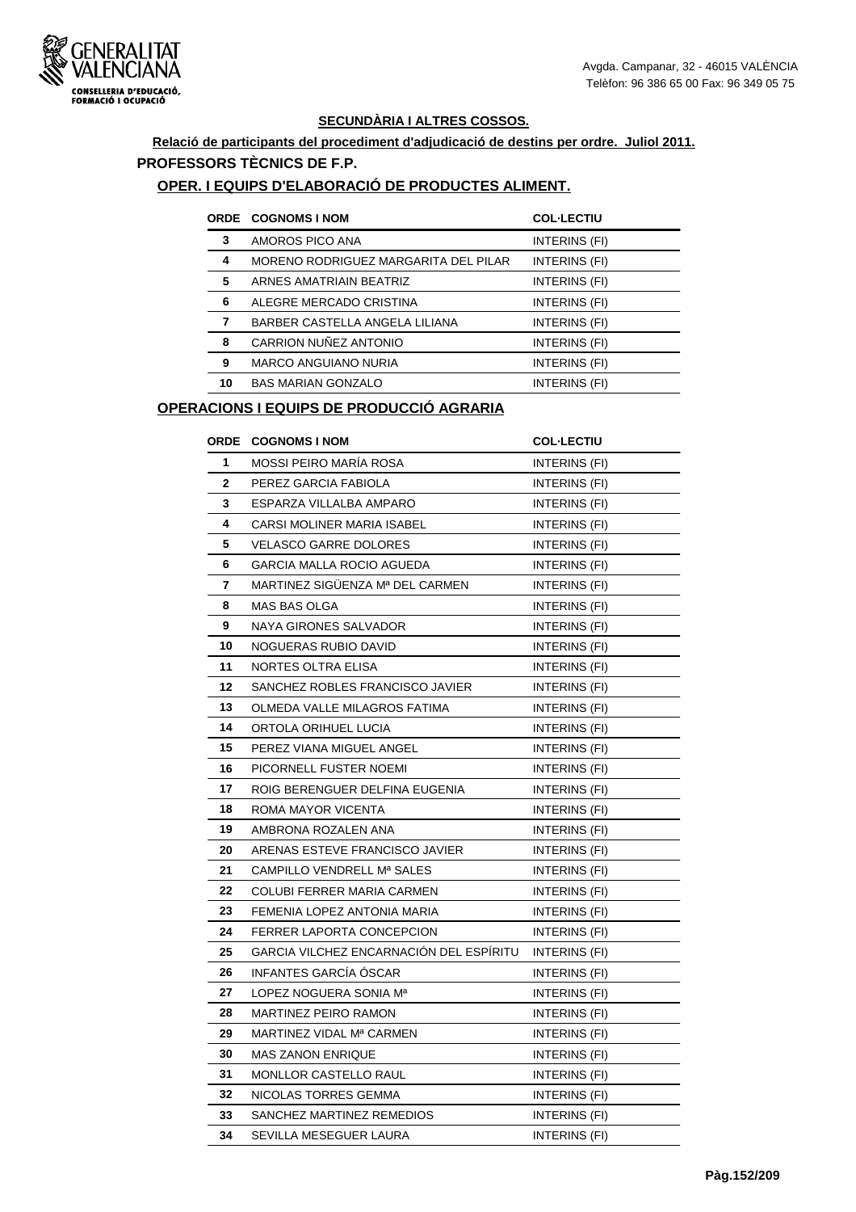## SECUNDÀRIA I ALTRES COSSOS.

**Relació de participants del procediment d'adjudicació de destins per ordre. Juliol 2011.**

### PROFESSORS TÈCNICS DE F.P.

#### OPER. I EQUIPS D'ELABORACIÓ DE PRODUCTES ALIMENT.

| ORDE | COGNOMS I NOM | COL·LECTIU |
|---|---|---|
| 3 | AMOROS PICO ANA | INTERINS (FI) |
| 4 | MORENO RODRIGUEZ MARGARITA DEL PILAR | INTERINS (FI) |
| 5 | ARNES AMATRIAIN BEATRIZ | INTERINS (FI) |
| 6 | ALEGRE MERCADO CRISTINA | INTERINS (FI) |
| 7 | BARBER CASTELLA ANGELA LILIANA | INTERINS (FI) |
| 8 | CARRION NUÑEZ ANTONIO | INTERINS (FI) |
| 9 | MARCO ANGUIANO NURIA | INTERINS (FI) |
| 10 | BAS MARIAN GONZALO | INTERINS (FI) |

#### OPERACIONS I EQUIPS DE PRODUCCIÓ AGRARIA

| ORDE | COGNOMS I NOM | COL·LECTIU |
|---|---|---|
| 1 | MOSSI PEIRO MARÍA ROSA | INTERINS (FI) |
| 2 | PEREZ GARCIA FABIOLA | INTERINS (FI) |
| 3 | ESPARZA VILLALBA AMPARO | INTERINS (FI) |
| 4 | CARSI MOLINER MARIA ISABEL | INTERINS (FI) |
| 5 | VELASCO GARRE DOLORES | INTERINS (FI) |
| 6 | GARCIA MALLA ROCIO AGUEDA | INTERINS (FI) |
| 7 | MARTINEZ SIGÜENZA Mª DEL CARMEN | INTERINS (FI) |
| 8 | MAS BAS OLGA | INTERINS (FI) |
| 9 | NAYA GIRONES SALVADOR | INTERINS (FI) |
| 10 | NOGUERAS RUBIO DAVID | INTERINS (FI) |
| 11 | NORTES OLTRA ELISA | INTERINS (FI) |
| 12 | SANCHEZ ROBLES FRANCISCO JAVIER | INTERINS (FI) |
| 13 | OLMEDA VALLE MILAGROS FATIMA | INTERINS (FI) |
| 14 | ORTOLA ORIHUEL LUCIA | INTERINS (FI) |
| 15 | PEREZ VIANA MIGUEL ANGEL | INTERINS (FI) |
| 16 | PICORNELL FUSTER NOEMI | INTERINS (FI) |
| 17 | ROIG BERENGUER DELFINA EUGENIA | INTERINS (FI) |
| 18 | ROMA MAYOR VICENTA | INTERINS (FI) |
| 19 | AMBRONA ROZALEN ANA | INTERINS (FI) |
| 20 | ARENAS ESTEVE FRANCISCO JAVIER | INTERINS (FI) |
| 21 | CAMPILLO VENDRELL Mª SALES | INTERINS (FI) |
| 22 | COLUBI FERRER MARIA CARMEN | INTERINS (FI) |
| 23 | FEMENIA LOPEZ ANTONIA MARIA | INTERINS (FI) |
| 24 | FERRER LAPORTA CONCEPCION | INTERINS (FI) |
| 25 | GARCIA VILCHEZ ENCARNACIÓN DEL ESPÍRITU | INTERINS (FI) |
| 26 | INFANTES GARCÍA ÓSCAR | INTERINS (FI) |
| 27 | LOPEZ NOGUERA SONIA Mª | INTERINS (FI) |
| 28 | MARTINEZ PEIRO RAMON | INTERINS (FI) |
| 29 | MARTINEZ VIDAL Mª CARMEN | INTERINS (FI) |
| 30 | MAS ZANON ENRIQUE | INTERINS (FI) |
| 31 | MONLLOR CASTELLO RAUL | INTERINS (FI) |
| 32 | NICOLAS TORRES GEMMA | INTERINS (FI) |
| 33 | SANCHEZ MARTINEZ REMEDIOS | INTERINS (FI) |
| 34 | SEVILLA MESEGUER LAURA | INTERINS (FI) |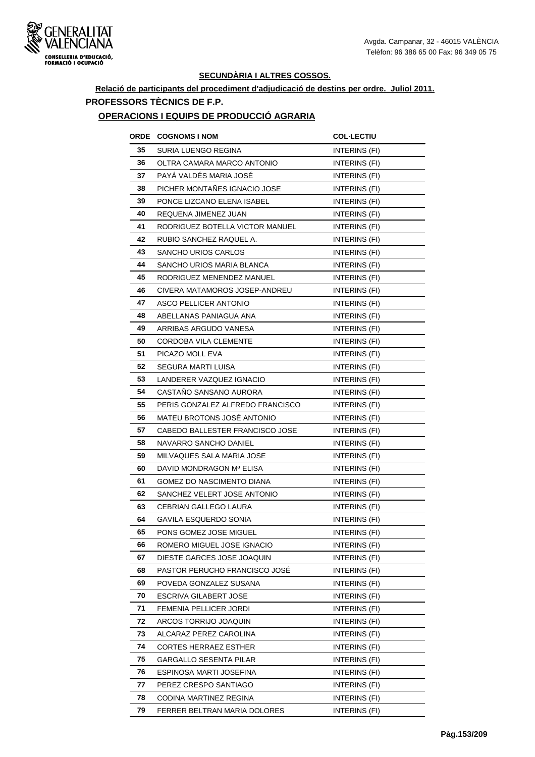GENERALITAT VALENCIANA
CONSELLERIA D'EDUCACIÓ, FORMACIÓ I OCUPACIÓ

Avgda. Campanar, 32 - 46015 VALÈNCIA
Telèfon: 96 386 65 00 Fax: 96 349 05 75

## SECUNDÀRIA I ALTRES COSSOS.

**Relació de participants del procediment d'adjudicació de destins per ordre. Juliol 2011.**

### PROFESSORS TÈCNICS DE F.P.

### OPERACIONS I EQUIPS DE PRODUCCIÓ AGRARIA

| ORDE | COGNOMS I NOM | COL·LECTIU |
|---|---|---|
| 35 | SURIA LUENGO REGINA | INTERINS (FI) |
| 36 | OLTRA CAMARA MARCO ANTONIO | INTERINS (FI) |
| 37 | PAYÁ VALDÉS MARIA JOSÉ | INTERINS (FI) |
| 38 | PICHER MONTAÑES IGNACIO JOSE | INTERINS (FI) |
| 39 | PONCE LIZCANO ELENA ISABEL | INTERINS (FI) |
| 40 | REQUENA JIMENEZ JUAN | INTERINS (FI) |
| 41 | RODRIGUEZ BOTELLA VICTOR MANUEL | INTERINS (FI) |
| 42 | RUBIO SANCHEZ RAQUEL A. | INTERINS (FI) |
| 43 | SANCHO URIOS CARLOS | INTERINS (FI) |
| 44 | SANCHO URIOS MARIA BLANCA | INTERINS (FI) |
| 45 | RODRIGUEZ MENENDEZ MANUEL | INTERINS (FI) |
| 46 | CIVERA MATAMOROS JOSEP-ANDREU | INTERINS (FI) |
| 47 | ASCO PELLICER ANTONIO | INTERINS (FI) |
| 48 | ABELLANAS PANIAGUA ANA | INTERINS (FI) |
| 49 | ARRIBAS ARGUDO VANESA | INTERINS (FI) |
| 50 | CORDOBA VILA CLEMENTE | INTERINS (FI) |
| 51 | PICAZO MOLL EVA | INTERINS (FI) |
| 52 | SEGURA MARTI LUISA | INTERINS (FI) |
| 53 | LANDERER VAZQUEZ IGNACIO | INTERINS (FI) |
| 54 | CASTAÑO SANSANO AURORA | INTERINS (FI) |
| 55 | PERIS GONZALEZ ALFREDO FRANCISCO | INTERINS (FI) |
| 56 | MATEU BROTONS JOSÉ ANTONIO | INTERINS (FI) |
| 57 | CABEDO BALLESTER FRANCISCO JOSE | INTERINS (FI) |
| 58 | NAVARRO SANCHO DANIEL | INTERINS (FI) |
| 59 | MILVAQUES SALA MARIA JOSE | INTERINS (FI) |
| 60 | DAVID MONDRAGON Mª ELISA | INTERINS (FI) |
| 61 | GOMEZ DO NASCIMENTO DIANA | INTERINS (FI) |
| 62 | SANCHEZ VELERT JOSE ANTONIO | INTERINS (FI) |
| 63 | CEBRIAN GALLEGO LAURA | INTERINS (FI) |
| 64 | GAVILA ESQUERDO SONIA | INTERINS (FI) |
| 65 | PONS GOMEZ JOSE MIGUEL | INTERINS (FI) |
| 66 | ROMERO MIGUEL JOSE IGNACIO | INTERINS (FI) |
| 67 | DIESTE GARCES JOSE JOAQUIN | INTERINS (FI) |
| 68 | PASTOR PERUCHO FRANCISCO JOSÉ | INTERINS (FI) |
| 69 | POVEDA GONZALEZ SUSANA | INTERINS (FI) |
| 70 | ESCRIVA GILABERT JOSE | INTERINS (FI) |
| 71 | FEMENIA PELLICER JORDI | INTERINS (FI) |
| 72 | ARCOS TORRIJO JOAQUIN | INTERINS (FI) |
| 73 | ALCARAZ PEREZ CAROLINA | INTERINS (FI) |
| 74 | CORTES HERRAEZ ESTHER | INTERINS (FI) |
| 75 | GARGALLO SESENTA PILAR | INTERINS (FI) |
| 76 | ESPINOSA MARTI JOSEFINA | INTERINS (FI) |
| 77 | PEREZ CRESPO SANTIAGO | INTERINS (FI) |
| 78 | CODINA MARTINEZ REGINA | INTERINS (FI) |
| 79 | FERRER BELTRAN MARIA DOLORES | INTERINS (FI) |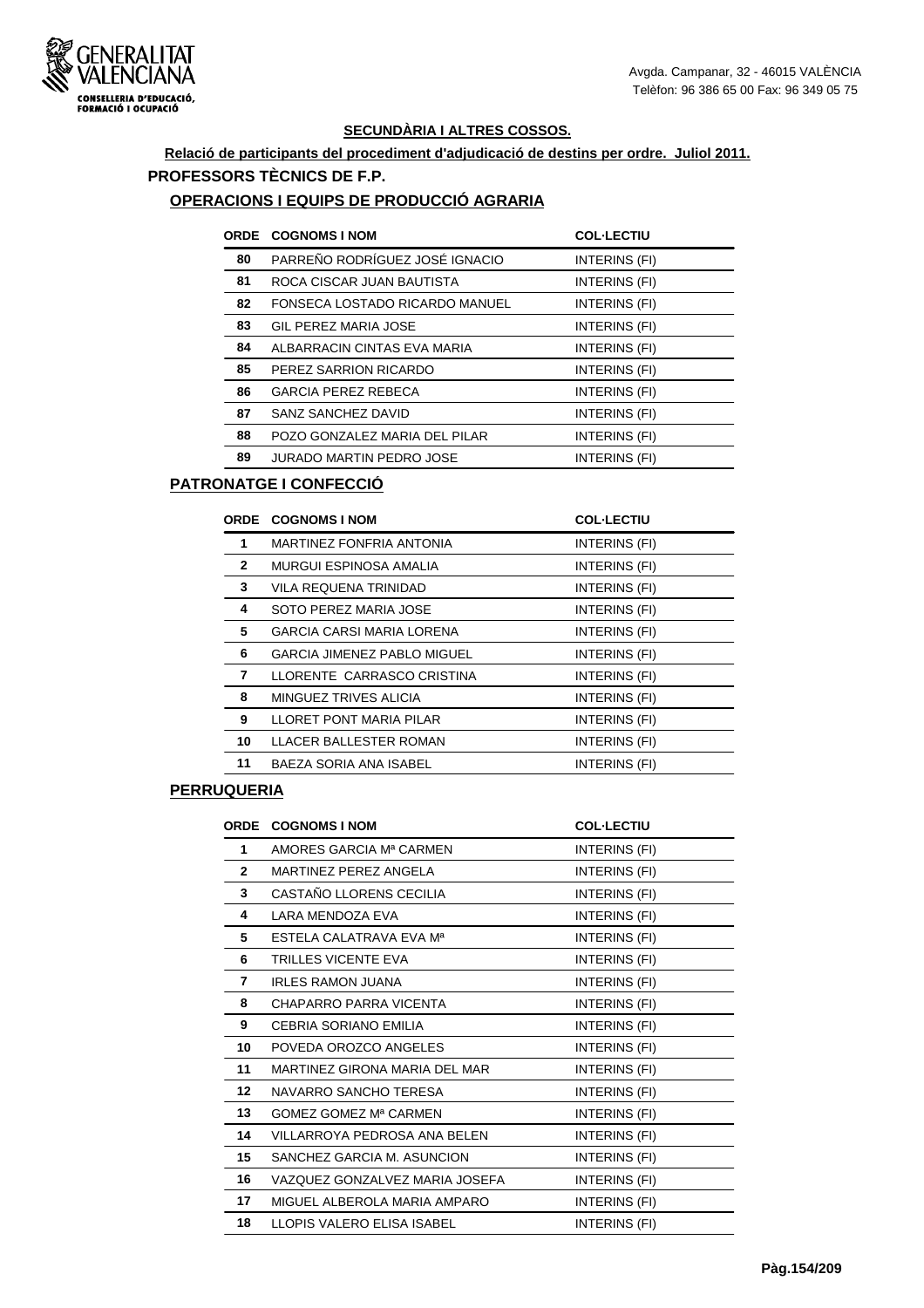**SECUNDÀRIA I ALTRES COSSOS.**

**Relació de participants del procediment d'adjudicació de destins per ordre. Juliol 2011.**

## PROFESSORS TÈCNICS DE F.P.

### OPERACIONS I EQUIPS DE PRODUCCIÓ AGRARIA

| ORDE | COGNOMS I NOM | COL·LECTIU |
|---|---|---|
| 80 | PARREÑO RODRÍGUEZ JOSÉ IGNACIO | INTERINS (FI) |
| 81 | ROCA CISCAR JUAN BAUTISTA | INTERINS (FI) |
| 82 | FONSECA LOSTADO RICARDO MANUEL | INTERINS (FI) |
| 83 | GIL PEREZ MARIA JOSE | INTERINS (FI) |
| 84 | ALBARRACIN CINTAS EVA MARIA | INTERINS (FI) |
| 85 | PEREZ SARRION RICARDO | INTERINS (FI) |
| 86 | GARCIA PEREZ REBECA | INTERINS (FI) |
| 87 | SANZ SANCHEZ DAVID | INTERINS (FI) |
| 88 | POZO GONZALEZ MARIA DEL PILAR | INTERINS (FI) |
| 89 | JURADO MARTIN PEDRO JOSE | INTERINS (FI) |

### PATRONATGE I CONFECCIÓ

| ORDE | COGNOMS I NOM | COL·LECTIU |
|---|---|---|
| 1 | MARTINEZ FONFRIA ANTONIA | INTERINS (FI) |
| 2 | MURGUI ESPINOSA AMALIA | INTERINS (FI) |
| 3 | VILA REQUENA TRINIDAD | INTERINS (FI) |
| 4 | SOTO PEREZ MARIA JOSE | INTERINS (FI) |
| 5 | GARCIA CARSI MARIA LORENA | INTERINS (FI) |
| 6 | GARCIA JIMENEZ PABLO MIGUEL | INTERINS (FI) |
| 7 | LLORENTE CARRASCO CRISTINA | INTERINS (FI) |
| 8 | MINGUEZ TRIVES ALICIA | INTERINS (FI) |
| 9 | LLORET PONT MARIA PILAR | INTERINS (FI) |
| 10 | LLACER BALLESTER ROMAN | INTERINS (FI) |
| 11 | BAEZA SORIA ANA ISABEL | INTERINS (FI) |

### PERRUQUERIA

| ORDE | COGNOMS I NOM | COL·LECTIU |
|---|---|---|
| 1 | AMORES GARCIA Mª CARMEN | INTERINS (FI) |
| 2 | MARTINEZ PEREZ ANGELA | INTERINS (FI) |
| 3 | CASTAÑO LLORENS CECILIA | INTERINS (FI) |
| 4 | LARA MENDOZA EVA | INTERINS (FI) |
| 5 | ESTELA CALATRAVA EVA Mª | INTERINS (FI) |
| 6 | TRILLES VICENTE EVA | INTERINS (FI) |
| 7 | IRLES RAMON JUANA | INTERINS (FI) |
| 8 | CHAPARRO PARRA VICENTA | INTERINS (FI) |
| 9 | CEBRIA SORIANO EMILIA | INTERINS (FI) |
| 10 | POVEDA OROZCO ANGELES | INTERINS (FI) |
| 11 | MARTINEZ GIRONA MARIA DEL MAR | INTERINS (FI) |
| 12 | NAVARRO SANCHO TERESA | INTERINS (FI) |
| 13 | GOMEZ GOMEZ Mª CARMEN | INTERINS (FI) |
| 14 | VILLARROYA PEDROSA ANA BELEN | INTERINS (FI) |
| 15 | SANCHEZ GARCIA M. ASUNCION | INTERINS (FI) |
| 16 | VAZQUEZ GONZALVEZ MARIA JOSEFA | INTERINS (FI) |
| 17 | MIGUEL ALBEROLA MARIA AMPARO | INTERINS (FI) |
| 18 | LLOPIS VALERO ELISA ISABEL | INTERINS (FI) |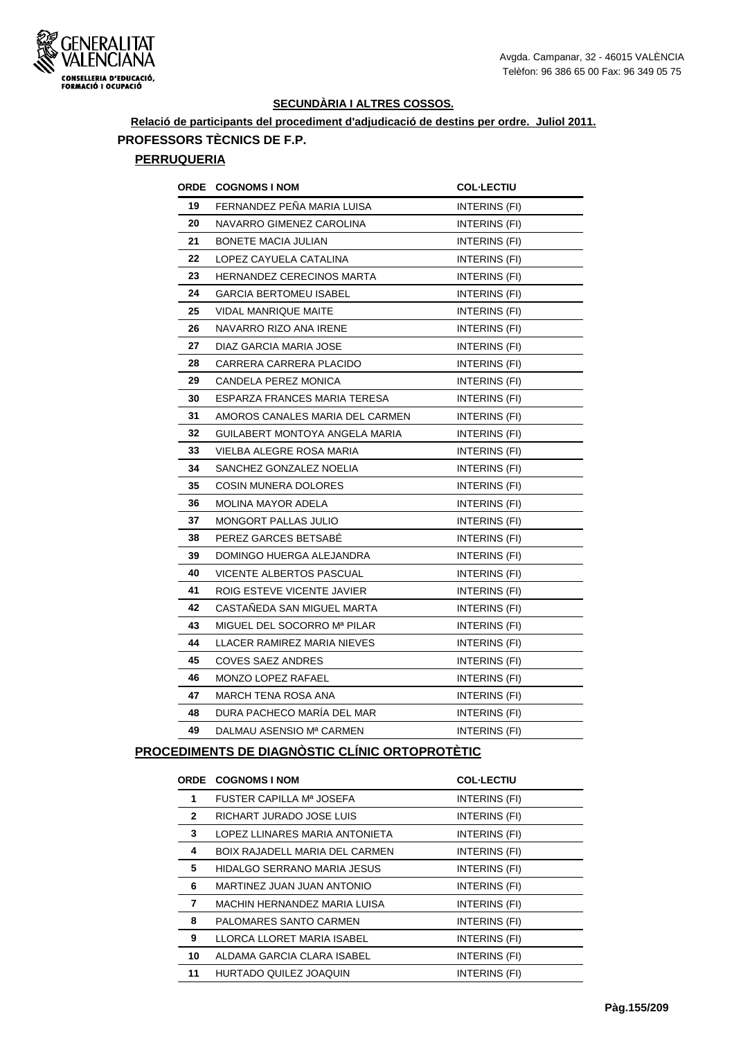**SECUNDÀRIA I ALTRES COSSOS.**

**Relació de participants del procediment d'adjudicació de destins per ordre. Juliol 2011.**

## PROFESSORS TÈCNICS DE F.P.

### PERRUQUERIA

| ORDE | COGNOMS I NOM | COL·LECTIU |
|---|---|---|
| 19 | FERNANDEZ PEÑA MARIA LUISA | INTERINS (FI) |
| 20 | NAVARRO GIMENEZ CAROLINA | INTERINS (FI) |
| 21 | BONETE MACIA JULIAN | INTERINS (FI) |
| 22 | LOPEZ CAYUELA CATALINA | INTERINS (FI) |
| 23 | HERNANDEZ CERECINOS MARTA | INTERINS (FI) |
| 24 | GARCIA BERTOMEU ISABEL | INTERINS (FI) |
| 25 | VIDAL MANRIQUE MAITE | INTERINS (FI) |
| 26 | NAVARRO RIZO ANA IRENE | INTERINS (FI) |
| 27 | DIAZ GARCIA MARIA JOSE | INTERINS (FI) |
| 28 | CARRERA CARRERA PLACIDO | INTERINS (FI) |
| 29 | CANDELA PEREZ MONICA | INTERINS (FI) |
| 30 | ESPARZA FRANCES MARIA TERESA | INTERINS (FI) |
| 31 | AMOROS CANALES MARIA DEL CARMEN | INTERINS (FI) |
| 32 | GUILABERT MONTOYA ANGELA MARIA | INTERINS (FI) |
| 33 | VIELBA ALEGRE ROSA MARIA | INTERINS (FI) |
| 34 | SANCHEZ GONZALEZ NOELIA | INTERINS (FI) |
| 35 | COSIN MUNERA DOLORES | INTERINS (FI) |
| 36 | MOLINA MAYOR ADELA | INTERINS (FI) |
| 37 | MONGORT PALLAS JULIO | INTERINS (FI) |
| 38 | PEREZ GARCES BETSABÉ | INTERINS (FI) |
| 39 | DOMINGO HUERGA ALEJANDRA | INTERINS (FI) |
| 40 | VICENTE ALBERTOS PASCUAL | INTERINS (FI) |
| 41 | ROIG ESTEVE VICENTE JAVIER | INTERINS (FI) |
| 42 | CASTAÑEDA SAN MIGUEL MARTA | INTERINS (FI) |
| 43 | MIGUEL DEL SOCORRO Mª PILAR | INTERINS (FI) |
| 44 | LLACER RAMIREZ MARIA NIEVES | INTERINS (FI) |
| 45 | COVES SAEZ ANDRES | INTERINS (FI) |
| 46 | MONZO LOPEZ RAFAEL | INTERINS (FI) |
| 47 | MARCH TENA ROSA ANA | INTERINS (FI) |
| 48 | DURA PACHECO MARÍA DEL MAR | INTERINS (FI) |
| 49 | DALMAU ASENSIO Mª CARMEN | INTERINS (FI) |

### PROCEDIMENTS DE DIAGNÒSTIC CLÍNIC ORTOPROTÈTIC

| ORDE | COGNOMS I NOM | COL·LECTIU |
|---|---|---|
| 1 | FUSTER CAPILLA Mª JOSEFA | INTERINS (FI) |
| 2 | RICHART JURADO JOSE LUIS | INTERINS (FI) |
| 3 | LOPEZ LLINARES MARIA ANTONIETA | INTERINS (FI) |
| 4 | BOIX RAJADELL MARIA DEL CARMEN | INTERINS (FI) |
| 5 | HIDALGO SERRANO MARIA JESUS | INTERINS (FI) |
| 6 | MARTINEZ JUAN JUAN ANTONIO | INTERINS (FI) |
| 7 | MACHIN HERNANDEZ MARIA LUISA | INTERINS (FI) |
| 8 | PALOMARES SANTO CARMEN | INTERINS (FI) |
| 9 | LLORCA LLORET MARIA ISABEL | INTERINS (FI) |
| 10 | ALDAMA GARCIA CLARA ISABEL | INTERINS (FI) |
| 11 | HURTADO QUILEZ JOAQUIN | INTERINS (FI) |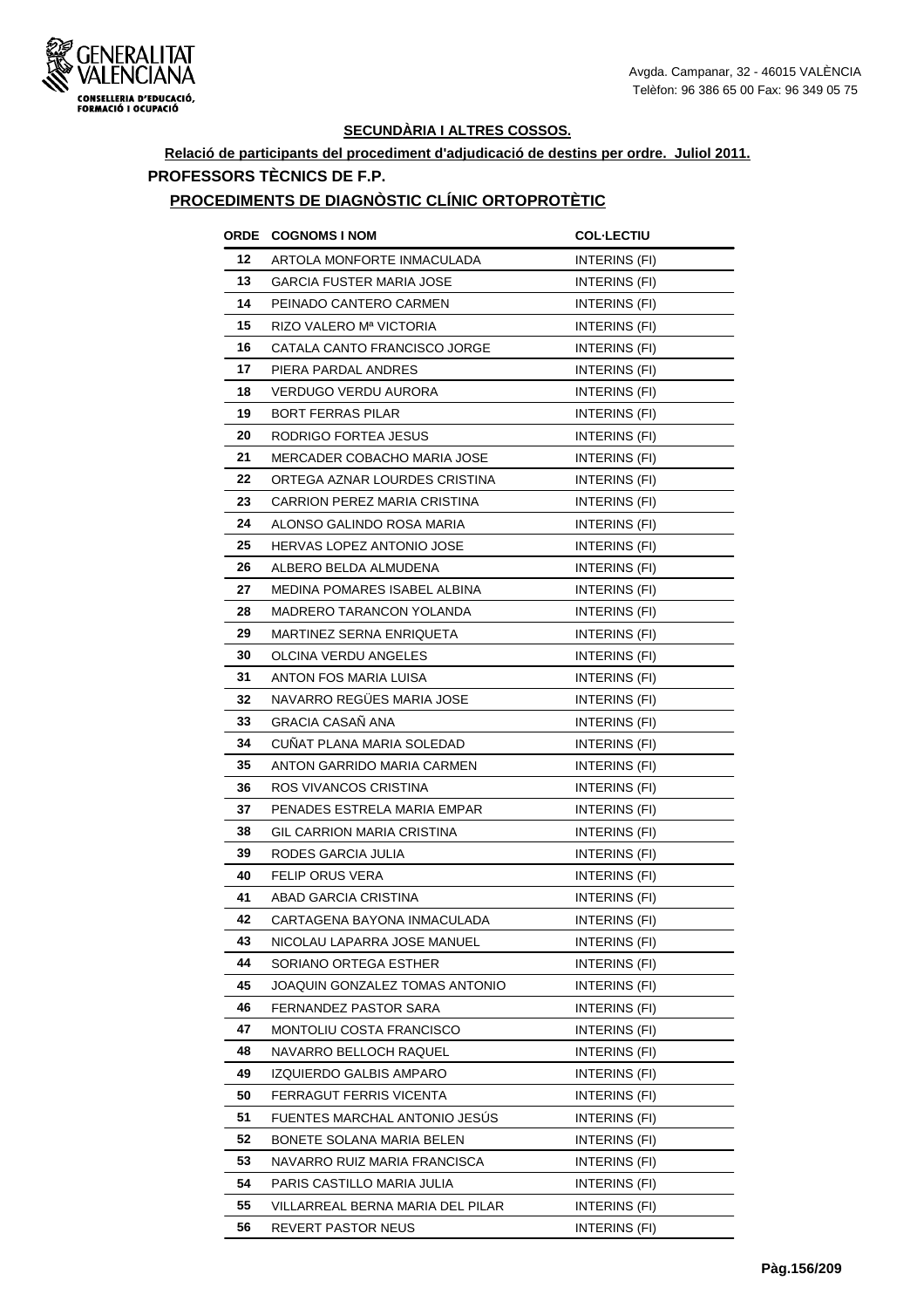**SECUNDÀRIA I ALTRES COSSOS.**

**Relació de participants del procediment d'adjudicació de destins per ordre. Juliol 2011.**

**PROFESSORS TÈCNICS DE F.P.**

**PROCEDIMENTS DE DIAGNÒSTIC CLÍNIC ORTOPROTÈTIC**

| ORDE | COGNOMS I NOM | COL·LECTIU |
|---|---|---|
| 12 | ARTOLA MONFORTE INMACULADA | INTERINS (FI) |
| 13 | GARCIA FUSTER MARIA JOSE | INTERINS (FI) |
| 14 | PEINADO CANTERO CARMEN | INTERINS (FI) |
| 15 | RIZO VALERO Mª VICTORIA | INTERINS (FI) |
| 16 | CATALA CANTO FRANCISCO JORGE | INTERINS (FI) |
| 17 | PIERA PARDAL ANDRES | INTERINS (FI) |
| 18 | VERDUGO VERDU AURORA | INTERINS (FI) |
| 19 | BORT FERRAS PILAR | INTERINS (FI) |
| 20 | RODRIGO FORTEA JESUS | INTERINS (FI) |
| 21 | MERCADER COBACHO MARIA JOSE | INTERINS (FI) |
| 22 | ORTEGA AZNAR LOURDES CRISTINA | INTERINS (FI) |
| 23 | CARRION PEREZ MARIA CRISTINA | INTERINS (FI) |
| 24 | ALONSO GALINDO ROSA MARIA | INTERINS (FI) |
| 25 | HERVAS LOPEZ ANTONIO JOSE | INTERINS (FI) |
| 26 | ALBERO BELDA ALMUDENA | INTERINS (FI) |
| 27 | MEDINA POMARES ISABEL ALBINA | INTERINS (FI) |
| 28 | MADRERO TARANCON YOLANDA | INTERINS (FI) |
| 29 | MARTINEZ SERNA ENRIQUETA | INTERINS (FI) |
| 30 | OLCINA VERDU ANGELES | INTERINS (FI) |
| 31 | ANTON FOS MARIA LUISA | INTERINS (FI) |
| 32 | NAVARRO REGÜES MARIA JOSE | INTERINS (FI) |
| 33 | GRACIA CASAÑ ANA | INTERINS (FI) |
| 34 | CUÑAT PLANA MARIA SOLEDAD | INTERINS (FI) |
| 35 | ANTON GARRIDO MARIA CARMEN | INTERINS (FI) |
| 36 | ROS VIVANCOS CRISTINA | INTERINS (FI) |
| 37 | PENADES ESTRELA MARIA EMPAR | INTERINS (FI) |
| 38 | GIL CARRION MARIA CRISTINA | INTERINS (FI) |
| 39 | RODES GARCIA JULIA | INTERINS (FI) |
| 40 | FELIP ORUS VERA | INTERINS (FI) |
| 41 | ABAD GARCIA CRISTINA | INTERINS (FI) |
| 42 | CARTAGENA BAYONA INMACULADA | INTERINS (FI) |
| 43 | NICOLAU LAPARRA JOSE MANUEL | INTERINS (FI) |
| 44 | SORIANO ORTEGA ESTHER | INTERINS (FI) |
| 45 | JOAQUIN GONZALEZ TOMAS ANTONIO | INTERINS (FI) |
| 46 | FERNANDEZ PASTOR SARA | INTERINS (FI) |
| 47 | MONTOLIU COSTA FRANCISCO | INTERINS (FI) |
| 48 | NAVARRO BELLOCH RAQUEL | INTERINS (FI) |
| 49 | IZQUIERDO GALBIS AMPARO | INTERINS (FI) |
| 50 | FERRAGUT FERRIS VICENTA | INTERINS (FI) |
| 51 | FUENTES MARCHAL ANTONIO JESÚS | INTERINS (FI) |
| 52 | BONETE SOLANA MARIA BELEN | INTERINS (FI) |
| 53 | NAVARRO RUIZ MARIA FRANCISCA | INTERINS (FI) |
| 54 | PARIS CASTILLO MARIA JULIA | INTERINS (FI) |
| 55 | VILLARREAL BERNA MARIA DEL PILAR | INTERINS (FI) |
| 56 | REVERT PASTOR NEUS | INTERINS (FI) |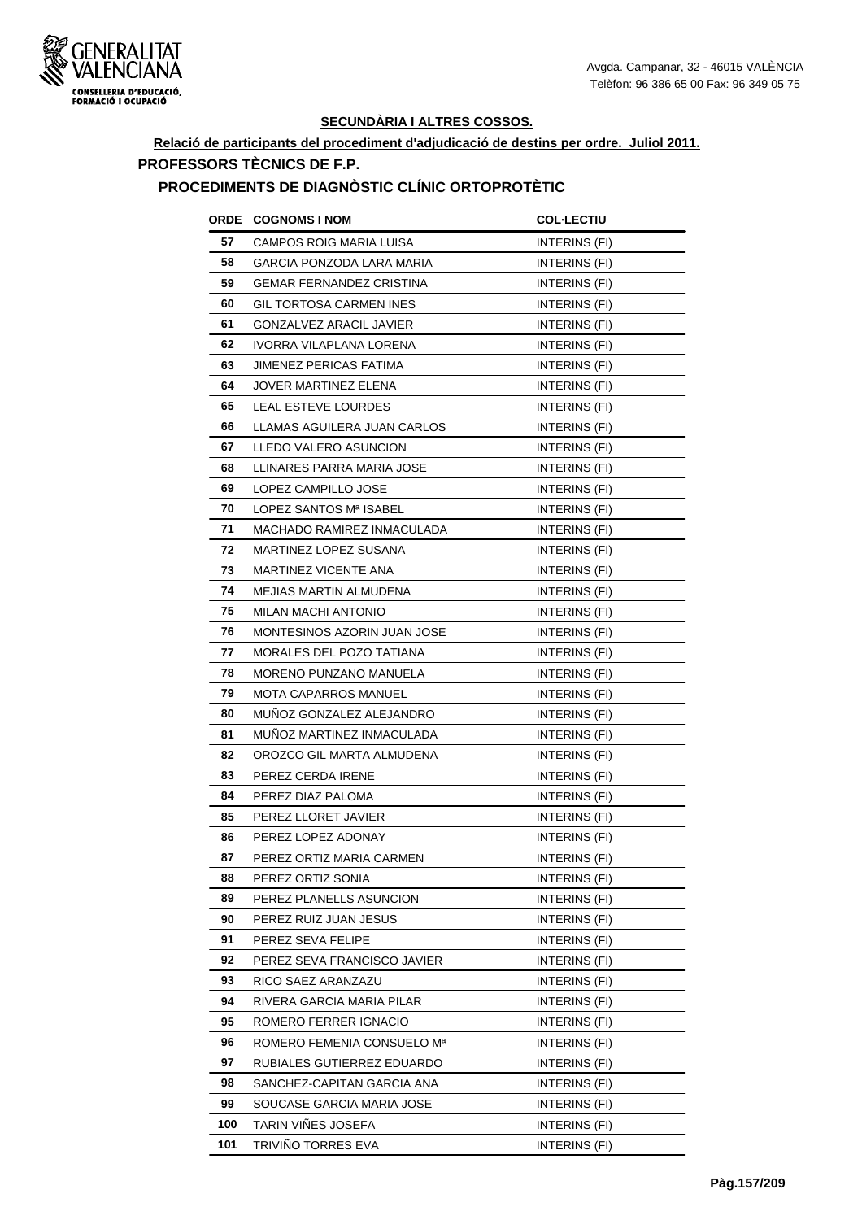GENERALITAT VALENCIANA
CONSELLERIA D'EDUCACIÓ, FORMACIÓ I OCUPACIÓ

Avgda. Campanar, 32 - 46015 VALÈNCIA
Telèfon: 96 386 65 00 Fax: 96 349 05 75

## SECUNDÀRIA I ALTRES COSSOS.

### Relació de participants del procediment d'adjudicació de destins per ordre. Juliol 2011.

### PROFESSORS TÈCNICS DE F.P.

### PROCEDIMENTS DE DIAGNÒSTIC CLÍNIC ORTOPROTÈTIC

| ORDE | COGNOMS I NOM | COL·LECTIU |
|---|---|---|
| 57 | CAMPOS ROIG MARIA LUISA | INTERINS (FI) |
| 58 | GARCIA PONZODA LARA MARIA | INTERINS (FI) |
| 59 | GEMAR FERNANDEZ CRISTINA | INTERINS (FI) |
| 60 | GIL TORTOSA CARMEN INES | INTERINS (FI) |
| 61 | GONZALVEZ ARACIL JAVIER | INTERINS (FI) |
| 62 | IVORRA VILAPLANA LORENA | INTERINS (FI) |
| 63 | JIMENEZ PERICAS FATIMA | INTERINS (FI) |
| 64 | JOVER MARTINEZ ELENA | INTERINS (FI) |
| 65 | LEAL ESTEVE LOURDES | INTERINS (FI) |
| 66 | LLAMAS AGUILERA JUAN CARLOS | INTERINS (FI) |
| 67 | LLEDO VALERO ASUNCION | INTERINS (FI) |
| 68 | LLINARES PARRA MARIA JOSE | INTERINS (FI) |
| 69 | LOPEZ CAMPILLO JOSE | INTERINS (FI) |
| 70 | LOPEZ SANTOS Mª ISABEL | INTERINS (FI) |
| 71 | MACHADO RAMIREZ INMACULADA | INTERINS (FI) |
| 72 | MARTINEZ LOPEZ SUSANA | INTERINS (FI) |
| 73 | MARTINEZ VICENTE ANA | INTERINS (FI) |
| 74 | MEJIAS MARTIN ALMUDENA | INTERINS (FI) |
| 75 | MILAN MACHI ANTONIO | INTERINS (FI) |
| 76 | MONTESINOS AZORIN JUAN JOSE | INTERINS (FI) |
| 77 | MORALES DEL POZO TATIANA | INTERINS (FI) |
| 78 | MORENO PUNZANO MANUELA | INTERINS (FI) |
| 79 | MOTA CAPARROS MANUEL | INTERINS (FI) |
| 80 | MUÑOZ GONZALEZ ALEJANDRO | INTERINS (FI) |
| 81 | MUÑOZ MARTINEZ INMACULADA | INTERINS (FI) |
| 82 | OROZCO GIL MARTA ALMUDENA | INTERINS (FI) |
| 83 | PEREZ CERDA IRENE | INTERINS (FI) |
| 84 | PEREZ DIAZ PALOMA | INTERINS (FI) |
| 85 | PEREZ LLORET JAVIER | INTERINS (FI) |
| 86 | PEREZ LOPEZ ADONAY | INTERINS (FI) |
| 87 | PEREZ ORTIZ MARIA CARMEN | INTERINS (FI) |
| 88 | PEREZ ORTIZ SONIA | INTERINS (FI) |
| 89 | PEREZ PLANELLS ASUNCION | INTERINS (FI) |
| 90 | PEREZ RUIZ JUAN JESUS | INTERINS (FI) |
| 91 | PEREZ SEVA FELIPE | INTERINS (FI) |
| 92 | PEREZ SEVA FRANCISCO JAVIER | INTERINS (FI) |
| 93 | RICO SAEZ ARANZAZU | INTERINS (FI) |
| 94 | RIVERA GARCIA MARIA PILAR | INTERINS (FI) |
| 95 | ROMERO FERRER IGNACIO | INTERINS (FI) |
| 96 | ROMERO FEMENIA CONSUELO Mª | INTERINS (FI) |
| 97 | RUBIALES GUTIERREZ EDUARDO | INTERINS (FI) |
| 98 | SANCHEZ-CAPITAN GARCIA ANA | INTERINS (FI) |
| 99 | SOUCASE GARCIA MARIA JOSE | INTERINS (FI) |
| 100 | TARIN VIÑES JOSEFA | INTERINS (FI) |
| 101 | TRIVIÑO TORRES EVA | INTERINS (FI) |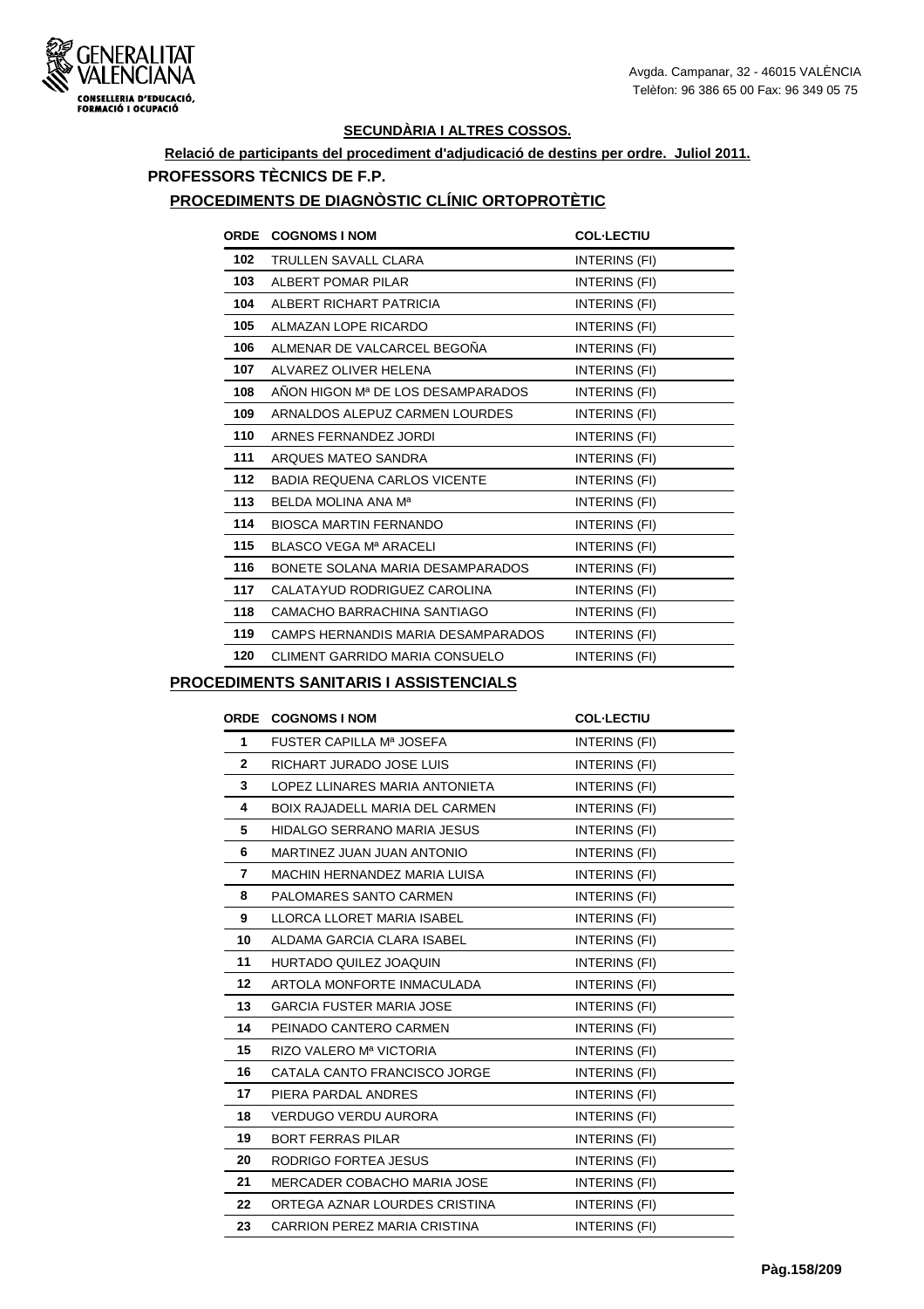### SECUNDÀRIA I ALTRES COSSOS.

**Relació de participants del procediment d'adjudicació de destins per ordre. Juliol 2011.**

## PROFESSORS TÈCNICS DE F.P.

### PROCEDIMENTS DE DIAGNÒSTIC CLÍNIC ORTOPROTÈTIC

| ORDE | COGNOMS I NOM | COL·LECTIU |
|---|---|---|
| 102 | TRULLEN SAVALL CLARA | INTERINS (FI) |
| 103 | ALBERT POMAR PILAR | INTERINS (FI) |
| 104 | ALBERT RICHART PATRICIA | INTERINS (FI) |
| 105 | ALMAZAN LOPE RICARDO | INTERINS (FI) |
| 106 | ALMENAR DE VALCARCEL BEGOÑA | INTERINS (FI) |
| 107 | ALVAREZ OLIVER HELENA | INTERINS (FI) |
| 108 | AÑON HIGON Mª DE LOS DESAMPARADOS | INTERINS (FI) |
| 109 | ARNALDOS ALEPUZ CARMEN LOURDES | INTERINS (FI) |
| 110 | ARNES FERNANDEZ JORDI | INTERINS (FI) |
| 111 | ARQUES MATEO SANDRA | INTERINS (FI) |
| 112 | BADIA REQUENA CARLOS VICENTE | INTERINS (FI) |
| 113 | BELDA MOLINA ANA Mª | INTERINS (FI) |
| 114 | BIOSCA MARTIN FERNANDO | INTERINS (FI) |
| 115 | BLASCO VEGA Mª ARACELI | INTERINS (FI) |
| 116 | BONETE SOLANA MARIA DESAMPARADOS | INTERINS (FI) |
| 117 | CALATAYUD RODRIGUEZ CAROLINA | INTERINS (FI) |
| 118 | CAMACHO BARRACHINA SANTIAGO | INTERINS (FI) |
| 119 | CAMPS HERNANDIS MARIA DESAMPARADOS | INTERINS (FI) |
| 120 | CLIMENT GARRIDO MARIA CONSUELO | INTERINS (FI) |

### PROCEDIMENTS SANITARIS I ASSISTENCIALS

| ORDE | COGNOMS I NOM | COL·LECTIU |
|---|---|---|
| 1 | FUSTER CAPILLA Mª JOSEFA | INTERINS (FI) |
| 2 | RICHART JURADO JOSE LUIS | INTERINS (FI) |
| 3 | LOPEZ LLINARES MARIA ANTONIETA | INTERINS (FI) |
| 4 | BOIX RAJADELL MARIA DEL CARMEN | INTERINS (FI) |
| 5 | HIDALGO SERRANO MARIA JESUS | INTERINS (FI) |
| 6 | MARTINEZ JUAN JUAN ANTONIO | INTERINS (FI) |
| 7 | MACHIN HERNANDEZ MARIA LUISA | INTERINS (FI) |
| 8 | PALOMARES SANTO CARMEN | INTERINS (FI) |
| 9 | LLORCA LLORET MARIA ISABEL | INTERINS (FI) |
| 10 | ALDAMA GARCIA CLARA ISABEL | INTERINS (FI) |
| 11 | HURTADO QUILEZ JOAQUIN | INTERINS (FI) |
| 12 | ARTOLA MONFORTE INMACULADA | INTERINS (FI) |
| 13 | GARCIA FUSTER MARIA JOSE | INTERINS (FI) |
| 14 | PEINADO CANTERO CARMEN | INTERINS (FI) |
| 15 | RIZO VALERO Mª VICTORIA | INTERINS (FI) |
| 16 | CATALA CANTO FRANCISCO JORGE | INTERINS (FI) |
| 17 | PIERA PARDAL ANDRES | INTERINS (FI) |
| 18 | VERDUGO VERDU AURORA | INTERINS (FI) |
| 19 | BORT FERRAS PILAR | INTERINS (FI) |
| 20 | RODRIGO FORTEA JESUS | INTERINS (FI) |
| 21 | MERCADER COBACHO MARIA JOSE | INTERINS (FI) |
| 22 | ORTEGA AZNAR LOURDES CRISTINA | INTERINS (FI) |
| 23 | CARRION PEREZ MARIA CRISTINA | INTERINS (FI) |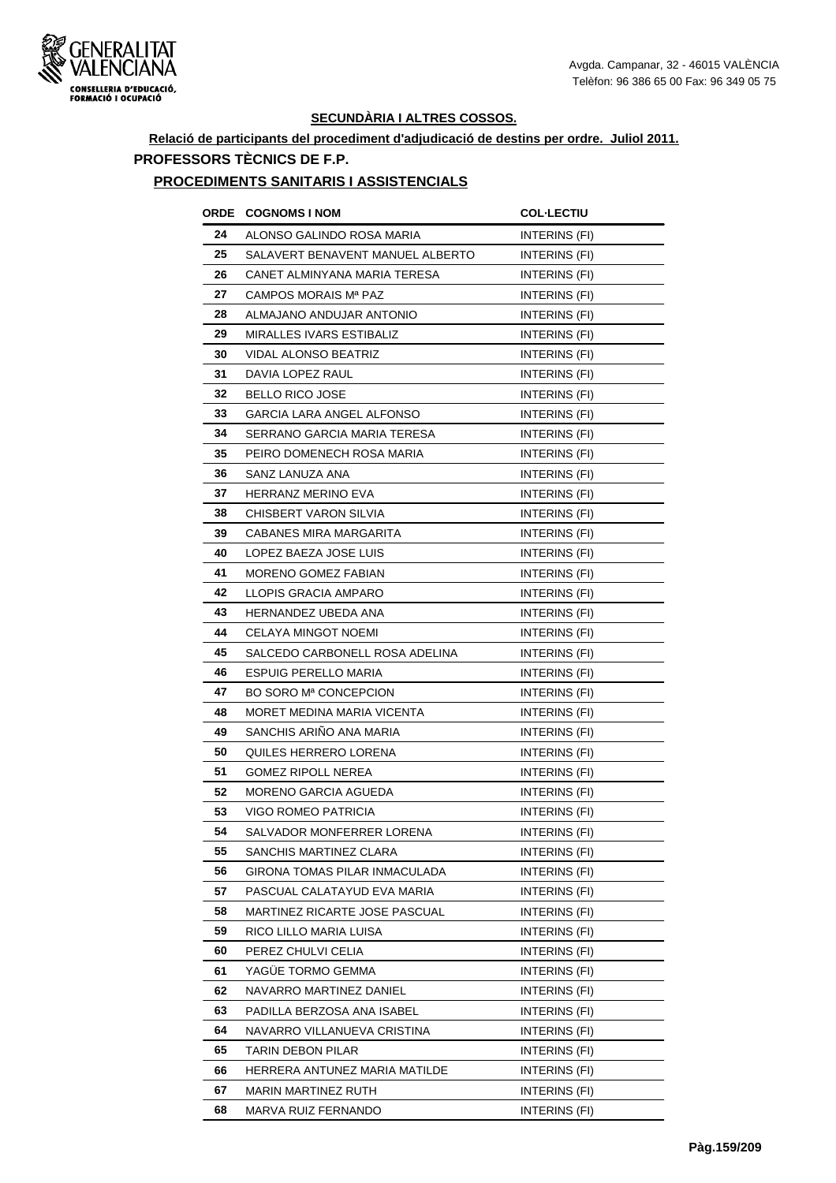**SECUNDÀRIA I ALTRES COSSOS.**

**Relació de participants del procediment d'adjudicació de destins per ordre. Juliol 2011.**

## PROFESSORS TÈCNICS DE F.P.

### PROCEDIMENTS SANITARIS I ASSISTENCIALS

| ORDE | COGNOMS I NOM | COL·LECTIU |
|---|---|---|
| 24 | ALONSO GALINDO ROSA MARIA | INTERINS (FI) |
| 25 | SALAVERT BENAVENT MANUEL ALBERTO | INTERINS (FI) |
| 26 | CANET ALMINYANA MARIA TERESA | INTERINS (FI) |
| 27 | CAMPOS MORAIS Mª PAZ | INTERINS (FI) |
| 28 | ALMAJANO ANDUJAR ANTONIO | INTERINS (FI) |
| 29 | MIRALLES IVARS ESTIBALIZ | INTERINS (FI) |
| 30 | VIDAL ALONSO BEATRIZ | INTERINS (FI) |
| 31 | DAVIA LOPEZ RAUL | INTERINS (FI) |
| 32 | BELLO RICO JOSE | INTERINS (FI) |
| 33 | GARCIA LARA ANGEL ALFONSO | INTERINS (FI) |
| 34 | SERRANO GARCIA MARIA TERESA | INTERINS (FI) |
| 35 | PEIRO DOMENECH ROSA MARIA | INTERINS (FI) |
| 36 | SANZ LANUZA ANA | INTERINS (FI) |
| 37 | HERRANZ MERINO EVA | INTERINS (FI) |
| 38 | CHISBERT VARON SILVIA | INTERINS (FI) |
| 39 | CABANES MIRA MARGARITA | INTERINS (FI) |
| 40 | LOPEZ BAEZA JOSE LUIS | INTERINS (FI) |
| 41 | MORENO GOMEZ FABIAN | INTERINS (FI) |
| 42 | LLOPIS GRACIA AMPARO | INTERINS (FI) |
| 43 | HERNANDEZ UBEDA ANA | INTERINS (FI) |
| 44 | CELAYA MINGOT NOEMI | INTERINS (FI) |
| 45 | SALCEDO CARBONELL ROSA ADELINA | INTERINS (FI) |
| 46 | ESPUIG PERELLO MARIA | INTERINS (FI) |
| 47 | BO SORO Mª CONCEPCION | INTERINS (FI) |
| 48 | MORET MEDINA MARIA VICENTA | INTERINS (FI) |
| 49 | SANCHIS ARIÑO ANA MARIA | INTERINS (FI) |
| 50 | QUILES HERRERO LORENA | INTERINS (FI) |
| 51 | GOMEZ RIPOLL NEREA | INTERINS (FI) |
| 52 | MORENO GARCIA AGUEDA | INTERINS (FI) |
| 53 | VIGO ROMEO PATRICIA | INTERINS (FI) |
| 54 | SALVADOR MONFERRER LORENA | INTERINS (FI) |
| 55 | SANCHIS MARTINEZ CLARA | INTERINS (FI) |
| 56 | GIRONA TOMAS PILAR INMACULADA | INTERINS (FI) |
| 57 | PASCUAL CALATAYUD EVA MARIA | INTERINS (FI) |
| 58 | MARTINEZ RICARTE JOSE PASCUAL | INTERINS (FI) |
| 59 | RICO LILLO MARIA LUISA | INTERINS (FI) |
| 60 | PEREZ CHULVI CELIA | INTERINS (FI) |
| 61 | YAGÜE TORMO GEMMA | INTERINS (FI) |
| 62 | NAVARRO MARTINEZ DANIEL | INTERINS (FI) |
| 63 | PADILLA BERZOSA ANA ISABEL | INTERINS (FI) |
| 64 | NAVARRO VILLANUEVA CRISTINA | INTERINS (FI) |
| 65 | TARIN DEBON PILAR | INTERINS (FI) |
| 66 | HERRERA ANTUNEZ MARIA MATILDE | INTERINS (FI) |
| 67 | MARIN MARTINEZ RUTH | INTERINS (FI) |
| 68 | MARVA RUIZ FERNANDO | INTERINS (FI) |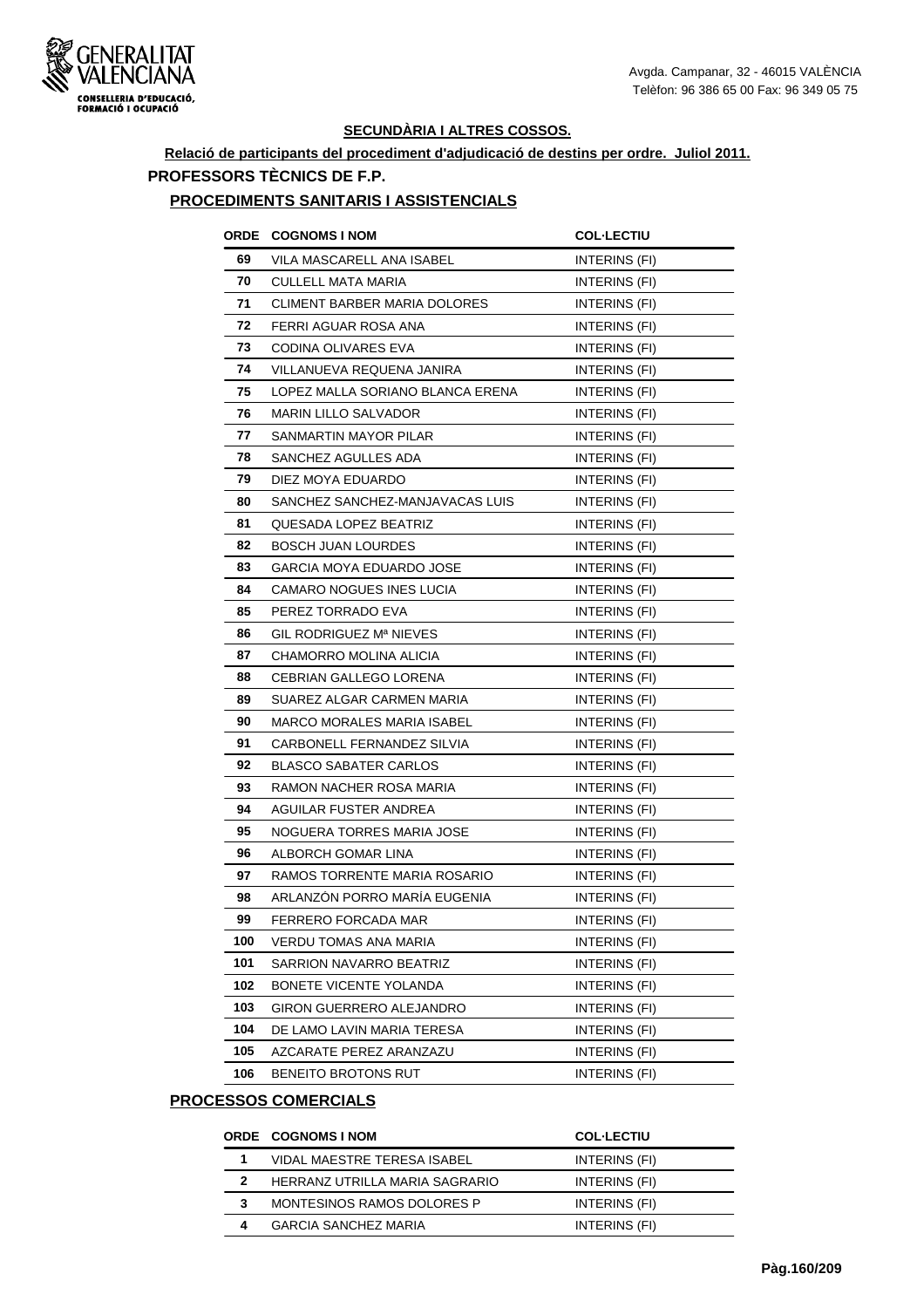## SECUNDÀRIA I ALTRES COSSOS.

**Relació de participants del procediment d'adjudicació de destins per ordre. Juliol 2011.**

### PROFESSORS TÈCNICS DE F.P.

#### PROCEDIMENTS SANITARIS I ASSISTENCIALS

| ORDE | COGNOMS I NOM | COL·LECTIU |
|---|---|---|
| 69 | VILA MASCARELL ANA ISABEL | INTERINS (FI) |
| 70 | CULLELL MATA MARIA | INTERINS (FI) |
| 71 | CLIMENT BARBER MARIA DOLORES | INTERINS (FI) |
| 72 | FERRI AGUAR ROSA ANA | INTERINS (FI) |
| 73 | CODINA OLIVARES EVA | INTERINS (FI) |
| 74 | VILLANUEVA REQUENA JANIRA | INTERINS (FI) |
| 75 | LOPEZ MALLA SORIANO BLANCA ERENA | INTERINS (FI) |
| 76 | MARIN LILLO SALVADOR | INTERINS (FI) |
| 77 | SANMARTIN MAYOR PILAR | INTERINS (FI) |
| 78 | SANCHEZ AGULLES ADA | INTERINS (FI) |
| 79 | DIEZ MOYA EDUARDO | INTERINS (FI) |
| 80 | SANCHEZ SANCHEZ-MANJAVACAS LUIS | INTERINS (FI) |
| 81 | QUESADA LOPEZ BEATRIZ | INTERINS (FI) |
| 82 | BOSCH JUAN LOURDES | INTERINS (FI) |
| 83 | GARCIA MOYA EDUARDO JOSE | INTERINS (FI) |
| 84 | CAMARO NOGUES INES LUCIA | INTERINS (FI) |
| 85 | PEREZ TORRADO EVA | INTERINS (FI) |
| 86 | GIL RODRIGUEZ Mª NIEVES | INTERINS (FI) |
| 87 | CHAMORRO MOLINA ALICIA | INTERINS (FI) |
| 88 | CEBRIAN GALLEGO LORENA | INTERINS (FI) |
| 89 | SUAREZ ALGAR CARMEN MARIA | INTERINS (FI) |
| 90 | MARCO MORALES MARIA ISABEL | INTERINS (FI) |
| 91 | CARBONELL FERNANDEZ SILVIA | INTERINS (FI) |
| 92 | BLASCO SABATER CARLOS | INTERINS (FI) |
| 93 | RAMON NACHER ROSA MARIA | INTERINS (FI) |
| 94 | AGUILAR FUSTER ANDREA | INTERINS (FI) |
| 95 | NOGUERA TORRES MARIA JOSE | INTERINS (FI) |
| 96 | ALBORCH GOMAR LINA | INTERINS (FI) |
| 97 | RAMOS TORRENTE MARIA ROSARIO | INTERINS (FI) |
| 98 | ARLANZÓN PORRO MARÍA EUGENIA | INTERINS (FI) |
| 99 | FERRERO FORCADA MAR | INTERINS (FI) |
| 100 | VERDU TOMAS ANA MARIA | INTERINS (FI) |
| 101 | SARRION NAVARRO BEATRIZ | INTERINS (FI) |
| 102 | BONETE VICENTE YOLANDA | INTERINS (FI) |
| 103 | GIRON GUERRERO ALEJANDRO | INTERINS (FI) |
| 104 | DE LAMO LAVIN MARIA TERESA | INTERINS (FI) |
| 105 | AZCARATE PEREZ ARANZAZU | INTERINS (FI) |
| 106 | BENEITO BROTONS RUT | INTERINS (FI) |

#### PROCESSOS COMERCIALS

| ORDE | COGNOMS I NOM | COL·LECTIU |
|---|---|---|
| 1 | VIDAL MAESTRE TERESA ISABEL | INTERINS (FI) |
| 2 | HERRANZ UTRILLA MARIA SAGRARIO | INTERINS (FI) |
| 3 | MONTESINOS RAMOS DOLORES P | INTERINS (FI) |
| 4 | GARCIA SANCHEZ MARIA | INTERINS (FI) |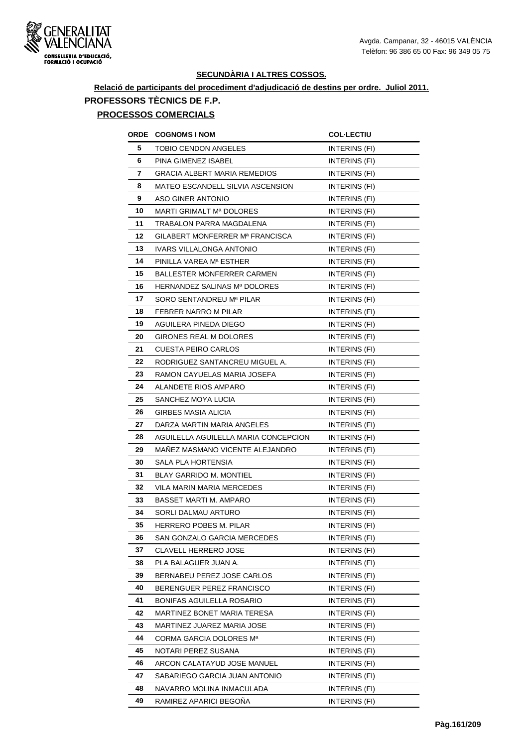Avgda. Campanar, 32 - 46015 VALÈNCIA
Telèfon: 96 386 65 00 Fax: 96 349 05 75

## SECUNDÀRIA I ALTRES COSSOS.

**Relació de participants del procediment d'adjudicació de destins per ordre. Juliol 2011.**

### PROFESSORS TÈCNICS DE F.P.

#### PROCESSOS COMERCIALS

| ORDE | COGNOMS I NOM | COL·LECTIU |
|---|---|---|
| 5 | TOBIO CENDON ANGELES | INTERINS (FI) |
| 6 | PINA GIMENEZ ISABEL | INTERINS (FI) |
| 7 | GRACIA ALBERT MARIA REMEDIOS | INTERINS (FI) |
| 8 | MATEO ESCANDELL SILVIA ASCENSION | INTERINS (FI) |
| 9 | ASO GINER ANTONIO | INTERINS (FI) |
| 10 | MARTI GRIMALT Mª DOLORES | INTERINS (FI) |
| 11 | TRABALON PARRA MAGDALENA | INTERINS (FI) |
| 12 | GILABERT MONFERRER Mª FRANCISCA | INTERINS (FI) |
| 13 | IVARS VILLALONGA ANTONIO | INTERINS (FI) |
| 14 | PINILLA VAREA Mª ESTHER | INTERINS (FI) |
| 15 | BALLESTER MONFERRER CARMEN | INTERINS (FI) |
| 16 | HERNANDEZ SALINAS Mª DOLORES | INTERINS (FI) |
| 17 | SORO SENTANDREU Mª PILAR | INTERINS (FI) |
| 18 | FEBRER NARRO M PILAR | INTERINS (FI) |
| 19 | AGUILERA PINEDA DIEGO | INTERINS (FI) |
| 20 | GIRONES REAL M DOLORES | INTERINS (FI) |
| 21 | CUESTA PEIRO CARLOS | INTERINS (FI) |
| 22 | RODRIGUEZ SANTANCREU MIGUEL A. | INTERINS (FI) |
| 23 | RAMON CAYUELAS MARIA JOSEFA | INTERINS (FI) |
| 24 | ALANDETE RIOS AMPARO | INTERINS (FI) |
| 25 | SANCHEZ MOYA LUCIA | INTERINS (FI) |
| 26 | GIRBES MASIA ALICIA | INTERINS (FI) |
| 27 | DARZA MARTIN MARIA ANGELES | INTERINS (FI) |
| 28 | AGUILELLA AGUILELLA MARIA CONCEPCION | INTERINS (FI) |
| 29 | MAÑEZ MASMANO VICENTE ALEJANDRO | INTERINS (FI) |
| 30 | SALA PLA HORTENSIA | INTERINS (FI) |
| 31 | BLAY GARRIDO M. MONTIEL | INTERINS (FI) |
| 32 | VILA MARIN MARIA MERCEDES | INTERINS (FI) |
| 33 | BASSET MARTI M. AMPARO | INTERINS (FI) |
| 34 | SORLI DALMAU ARTURO | INTERINS (FI) |
| 35 | HERRERO POBES M. PILAR | INTERINS (FI) |
| 36 | SAN GONZALO GARCIA MERCEDES | INTERINS (FI) |
| 37 | CLAVELL HERRERO JOSE | INTERINS (FI) |
| 38 | PLA BALAGUER JUAN A. | INTERINS (FI) |
| 39 | BERNABEU PEREZ JOSE CARLOS | INTERINS (FI) |
| 40 | BERENGUER PEREZ FRANCISCO | INTERINS (FI) |
| 41 | BONIFAS AGUILELLA ROSARIO | INTERINS (FI) |
| 42 | MARTINEZ BONET MARIA TERESA | INTERINS (FI) |
| 43 | MARTINEZ JUAREZ MARIA JOSE | INTERINS (FI) |
| 44 | CORMA GARCIA DOLORES Mª | INTERINS (FI) |
| 45 | NOTARI PEREZ SUSANA | INTERINS (FI) |
| 46 | ARCON CALATAYUD JOSE MANUEL | INTERINS (FI) |
| 47 | SABARIEGO GARCIA JUAN ANTONIO | INTERINS (FI) |
| 48 | NAVARRO MOLINA INMACULADA | INTERINS (FI) |
| 49 | RAMIREZ APARICI BEGOÑA | INTERINS (FI) |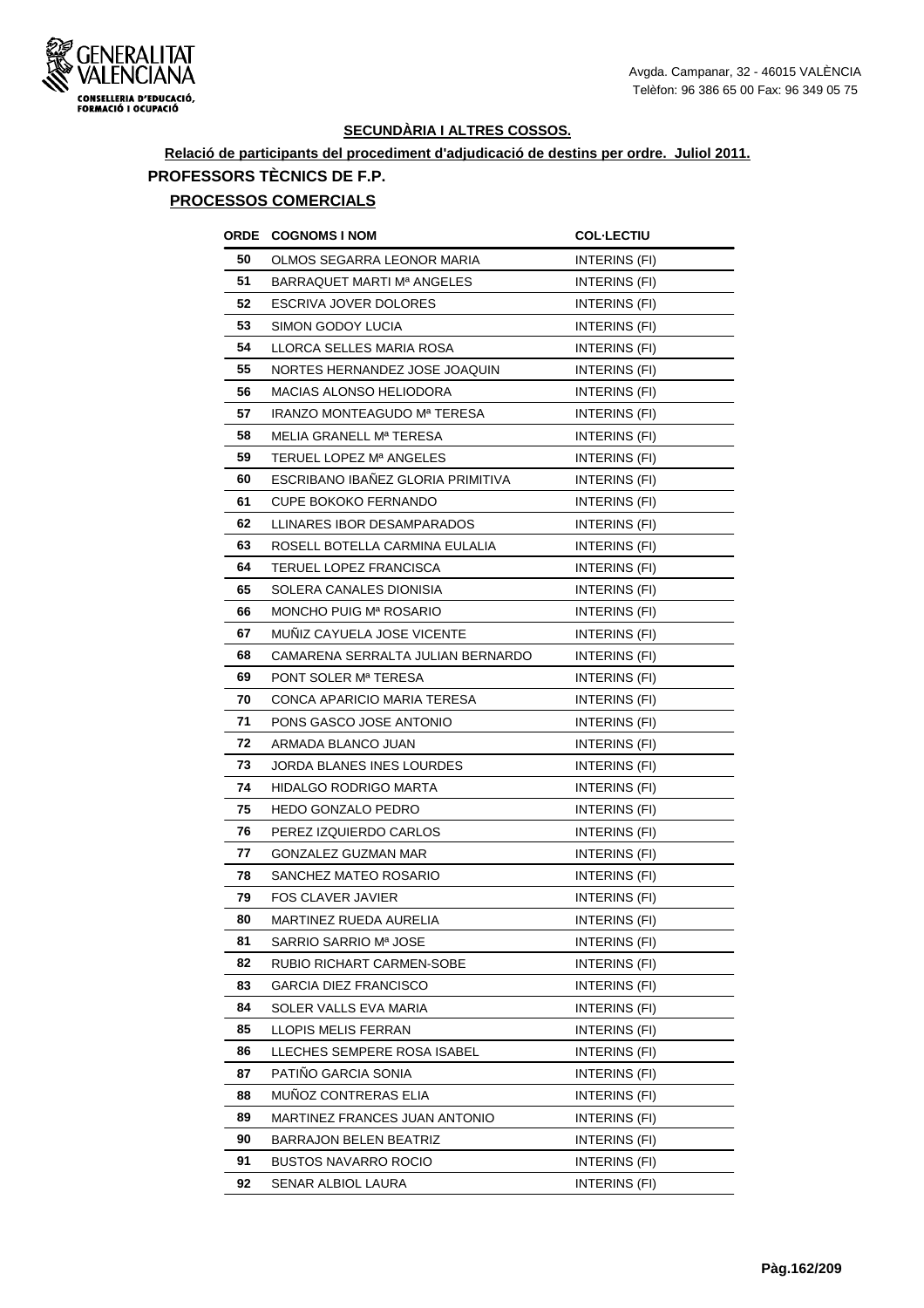Avgda. Campanar, 32 - 46015 VALÈNCIA
Telèfon: 96 386 65 00 Fax: 96 349 05 75

**SECUNDÀRIA I ALTRES COSSOS.**

**Relació de participants del procediment d'adjudicació de destins per ordre. Juliol 2011.**

## PROFESSORS TÈCNICS DE F.P.

### PROCESSOS COMERCIALS

| ORDE | COGNOMS I NOM | COL·LECTIU |
|---|---|---|
| 50 | OLMOS SEGARRA LEONOR MARIA | INTERINS (FI) |
| 51 | BARRAQUET MARTI Mª ANGELES | INTERINS (FI) |
| 52 | ESCRIVA JOVER DOLORES | INTERINS (FI) |
| 53 | SIMON GODOY LUCIA | INTERINS (FI) |
| 54 | LLORCA SELLES MARIA ROSA | INTERINS (FI) |
| 55 | NORTES HERNANDEZ JOSE JOAQUIN | INTERINS (FI) |
| 56 | MACIAS ALONSO HELIODORA | INTERINS (FI) |
| 57 | IRANZO MONTEAGUDO Mª TERESA | INTERINS (FI) |
| 58 | MELIA GRANELL Mª TERESA | INTERINS (FI) |
| 59 | TERUEL LOPEZ Mª ANGELES | INTERINS (FI) |
| 60 | ESCRIBANO IBAÑEZ GLORIA PRIMITIVA | INTERINS (FI) |
| 61 | CUPE BOKOKO FERNANDO | INTERINS (FI) |
| 62 | LLINARES IBOR DESAMPARADOS | INTERINS (FI) |
| 63 | ROSELL BOTELLA CARMINA EULALIA | INTERINS (FI) |
| 64 | TERUEL LOPEZ FRANCISCA | INTERINS (FI) |
| 65 | SOLERA CANALES DIONISIA | INTERINS (FI) |
| 66 | MONCHO PUIG Mª ROSARIO | INTERINS (FI) |
| 67 | MUÑIZ CAYUELA JOSE VICENTE | INTERINS (FI) |
| 68 | CAMARENA SERRALTA JULIAN BERNARDO | INTERINS (FI) |
| 69 | PONT SOLER Mª TERESA | INTERINS (FI) |
| 70 | CONCA APARICIO MARIA TERESA | INTERINS (FI) |
| 71 | PONS GASCO JOSE ANTONIO | INTERINS (FI) |
| 72 | ARMADA BLANCO JUAN | INTERINS (FI) |
| 73 | JORDA BLANES INES LOURDES | INTERINS (FI) |
| 74 | HIDALGO RODRIGO MARTA | INTERINS (FI) |
| 75 | HEDO GONZALO PEDRO | INTERINS (FI) |
| 76 | PEREZ IZQUIERDO CARLOS | INTERINS (FI) |
| 77 | GONZALEZ GUZMAN MAR | INTERINS (FI) |
| 78 | SANCHEZ MATEO ROSARIO | INTERINS (FI) |
| 79 | FOS CLAVER JAVIER | INTERINS (FI) |
| 80 | MARTINEZ RUEDA AURELIA | INTERINS (FI) |
| 81 | SARRIO SARRIO Mª JOSE | INTERINS (FI) |
| 82 | RUBIO RICHART CARMEN-SOBE | INTERINS (FI) |
| 83 | GARCIA DIEZ FRANCISCO | INTERINS (FI) |
| 84 | SOLER VALLS EVA MARIA | INTERINS (FI) |
| 85 | LLOPIS MELIS FERRAN | INTERINS (FI) |
| 86 | LLECHES SEMPERE ROSA ISABEL | INTERINS (FI) |
| 87 | PATIÑO GARCIA SONIA | INTERINS (FI) |
| 88 | MUÑOZ CONTRERAS ELIA | INTERINS (FI) |
| 89 | MARTINEZ FRANCES JUAN ANTONIO | INTERINS (FI) |
| 90 | BARRAJON BELEN BEATRIZ | INTERINS (FI) |
| 91 | BUSTOS NAVARRO ROCIO | INTERINS (FI) |
| 92 | SENAR ALBIOL LAURA | INTERINS (FI) |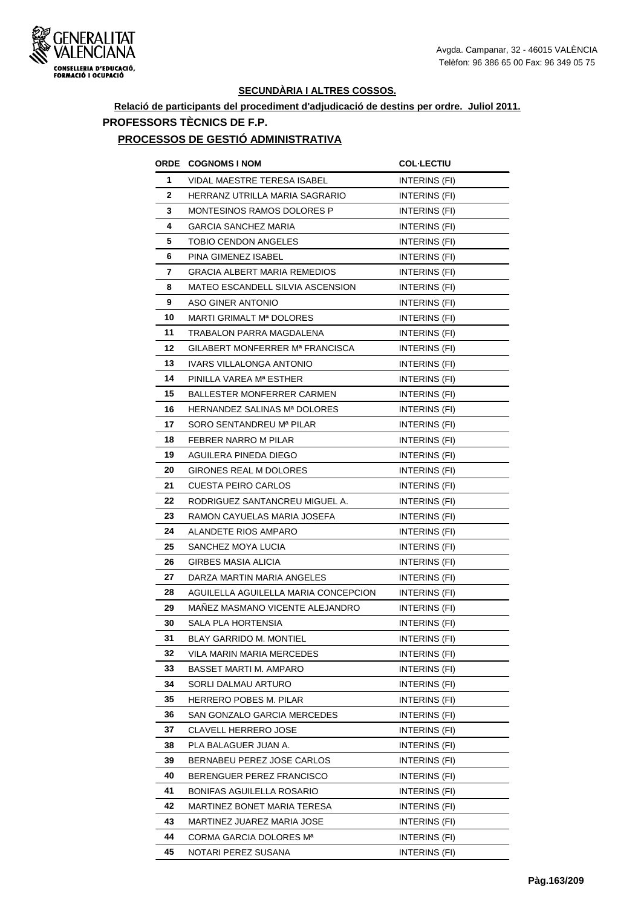## SECUNDÀRIA I ALTRES COSSOS.

**Relació de participants del procediment d'adjudicació de destins per ordre. Juliol 2011.**

### PROFESSORS TÈCNICS DE F.P.

### PROCESSOS DE GESTIÓ ADMINISTRATIVA

| ORDE | COGNOMS I NOM | COL·LECTIU |
|---|---|---|
| 1 | VIDAL MAESTRE TERESA ISABEL | INTERINS (FI) |
| 2 | HERRANZ UTRILLA MARIA SAGRARIO | INTERINS (FI) |
| 3 | MONTESINOS RAMOS DOLORES P | INTERINS (FI) |
| 4 | GARCIA SANCHEZ MARIA | INTERINS (FI) |
| 5 | TOBIO CENDON ANGELES | INTERINS (FI) |
| 6 | PINA GIMENEZ ISABEL | INTERINS (FI) |
| 7 | GRACIA ALBERT MARIA REMEDIOS | INTERINS (FI) |
| 8 | MATEO ESCANDELL SILVIA ASCENSION | INTERINS (FI) |
| 9 | ASO GINER ANTONIO | INTERINS (FI) |
| 10 | MARTI GRIMALT Mª DOLORES | INTERINS (FI) |
| 11 | TRABALON PARRA MAGDALENA | INTERINS (FI) |
| 12 | GILABERT MONFERRER Mª FRANCISCA | INTERINS (FI) |
| 13 | IVARS VILLALONGA ANTONIO | INTERINS (FI) |
| 14 | PINILLA VAREA Mª ESTHER | INTERINS (FI) |
| 15 | BALLESTER MONFERRER CARMEN | INTERINS (FI) |
| 16 | HERNANDEZ SALINAS Mª DOLORES | INTERINS (FI) |
| 17 | SORO SENTANDREU Mª PILAR | INTERINS (FI) |
| 18 | FEBRER NARRO M PILAR | INTERINS (FI) |
| 19 | AGUILERA PINEDA DIEGO | INTERINS (FI) |
| 20 | GIRONES REAL M DOLORES | INTERINS (FI) |
| 21 | CUESTA PEIRO CARLOS | INTERINS (FI) |
| 22 | RODRIGUEZ SANTANCREU MIGUEL A. | INTERINS (FI) |
| 23 | RAMON CAYUELAS MARIA JOSEFA | INTERINS (FI) |
| 24 | ALANDETE RIOS AMPARO | INTERINS (FI) |
| 25 | SANCHEZ MOYA LUCIA | INTERINS (FI) |
| 26 | GIRBES MASIA ALICIA | INTERINS (FI) |
| 27 | DARZA MARTIN MARIA ANGELES | INTERINS (FI) |
| 28 | AGUILELLA AGUILELLA MARIA CONCEPCION | INTERINS (FI) |
| 29 | MAÑEZ MASMANO VICENTE ALEJANDRO | INTERINS (FI) |
| 30 | SALA PLA HORTENSIA | INTERINS (FI) |
| 31 | BLAY GARRIDO M. MONTIEL | INTERINS (FI) |
| 32 | VILA MARIN MARIA MERCEDES | INTERINS (FI) |
| 33 | BASSET MARTI M. AMPARO | INTERINS (FI) |
| 34 | SORLI DALMAU ARTURO | INTERINS (FI) |
| 35 | HERRERO POBES M. PILAR | INTERINS (FI) |
| 36 | SAN GONZALO GARCIA MERCEDES | INTERINS (FI) |
| 37 | CLAVELL HERRERO JOSE | INTERINS (FI) |
| 38 | PLA BALAGUER JUAN A. | INTERINS (FI) |
| 39 | BERNABEU PEREZ JOSE CARLOS | INTERINS (FI) |
| 40 | BERENGUER PEREZ FRANCISCO | INTERINS (FI) |
| 41 | BONIFAS AGUILELLA ROSARIO | INTERINS (FI) |
| 42 | MARTINEZ BONET MARIA TERESA | INTERINS (FI) |
| 43 | MARTINEZ JUAREZ MARIA JOSE | INTERINS (FI) |
| 44 | CORMA GARCIA DOLORES Mª | INTERINS (FI) |
| 45 | NOTARI PEREZ SUSANA | INTERINS (FI) |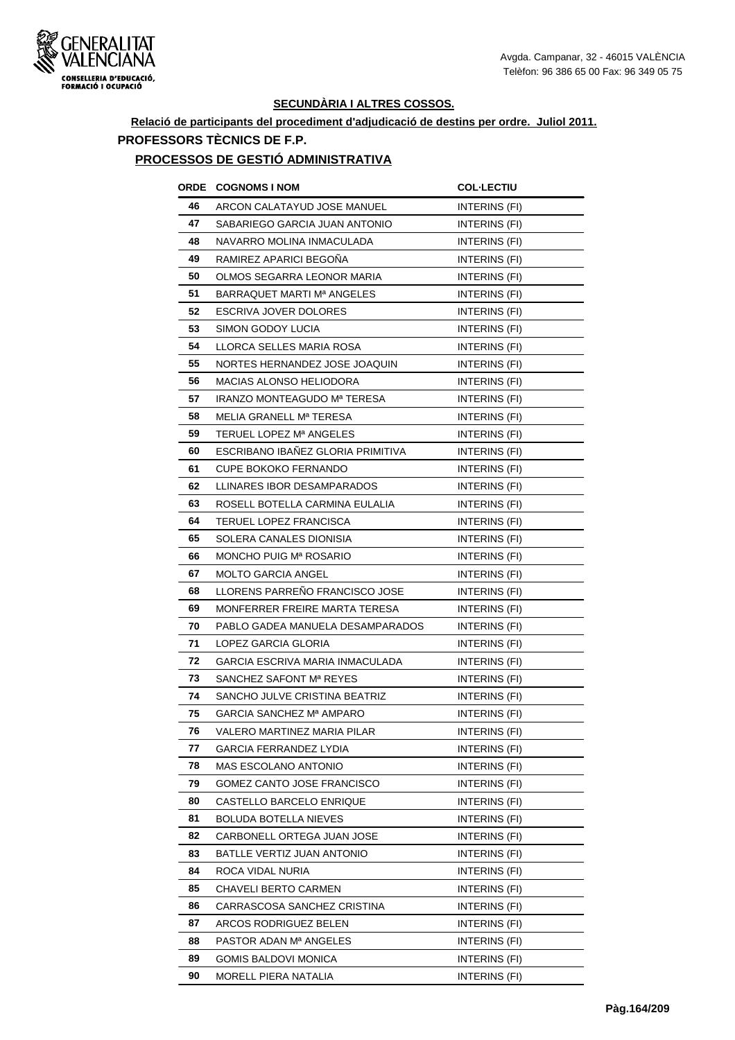GENERALITAT VALENCIANA
CONSELLERIA D'EDUCACIÓ, FORMACIÓ I OCUPACIÓ

Avgda. Campanar, 32 - 46015 VALÈNCIA
Telèfon: 96 386 65 00 Fax: 96 349 05 75

## SECUNDÀRIA I ALTRES COSSOS.

**Relació de participants del procediment d'adjudicació de destins per ordre. Juliol 2011.**

### PROFESSORS TÈCNICS DE F.P.

### PROCESSOS DE GESTIÓ ADMINISTRATIVA

| ORDE | COGNOMS I NOM | COL·LECTIU |
|---|---|---|
| 46 | ARCON CALATAYUD JOSE MANUEL | INTERINS (FI) |
| 47 | SABARIEGO GARCIA JUAN ANTONIO | INTERINS (FI) |
| 48 | NAVARRO MOLINA INMACULADA | INTERINS (FI) |
| 49 | RAMIREZ APARICI BEGOÑA | INTERINS (FI) |
| 50 | OLMOS SEGARRA LEONOR MARIA | INTERINS (FI) |
| 51 | BARRAQUET MARTI Mª ANGELES | INTERINS (FI) |
| 52 | ESCRIVA JOVER DOLORES | INTERINS (FI) |
| 53 | SIMON GODOY LUCIA | INTERINS (FI) |
| 54 | LLORCA SELLES MARIA ROSA | INTERINS (FI) |
| 55 | NORTES HERNANDEZ JOSE JOAQUIN | INTERINS (FI) |
| 56 | MACIAS ALONSO HELIODORA | INTERINS (FI) |
| 57 | IRANZO MONTEAGUDO Mª TERESA | INTERINS (FI) |
| 58 | MELIA GRANELL Mª TERESA | INTERINS (FI) |
| 59 | TERUEL LOPEZ Mª ANGELES | INTERINS (FI) |
| 60 | ESCRIBANO IBAÑEZ GLORIA PRIMITIVA | INTERINS (FI) |
| 61 | CUPE BOKOKO FERNANDO | INTERINS (FI) |
| 62 | LLINARES IBOR DESAMPARADOS | INTERINS (FI) |
| 63 | ROSELL BOTELLA CARMINA EULALIA | INTERINS (FI) |
| 64 | TERUEL LOPEZ FRANCISCA | INTERINS (FI) |
| 65 | SOLERA CANALES DIONISIA | INTERINS (FI) |
| 66 | MONCHO PUIG Mª ROSARIO | INTERINS (FI) |
| 67 | MOLTO GARCIA ANGEL | INTERINS (FI) |
| 68 | LLORENS PARREÑO FRANCISCO JOSE | INTERINS (FI) |
| 69 | MONFERRER FREIRE MARTA TERESA | INTERINS (FI) |
| 70 | PABLO GADEA MANUELA DESAMPARADOS | INTERINS (FI) |
| 71 | LOPEZ GARCIA GLORIA | INTERINS (FI) |
| 72 | GARCIA ESCRIVA MARIA INMACULADA | INTERINS (FI) |
| 73 | SANCHEZ SAFONT Mª REYES | INTERINS (FI) |
| 74 | SANCHO JULVE CRISTINA BEATRIZ | INTERINS (FI) |
| 75 | GARCIA SANCHEZ Mª AMPARO | INTERINS (FI) |
| 76 | VALERO MARTINEZ MARIA PILAR | INTERINS (FI) |
| 77 | GARCIA FERRANDEZ LYDIA | INTERINS (FI) |
| 78 | MAS ESCOLANO ANTONIO | INTERINS (FI) |
| 79 | GOMEZ CANTO JOSE FRANCISCO | INTERINS (FI) |
| 80 | CASTELLO BARCELO ENRIQUE | INTERINS (FI) |
| 81 | BOLUDA BOTELLA NIEVES | INTERINS (FI) |
| 82 | CARBONELL ORTEGA JUAN JOSE | INTERINS (FI) |
| 83 | BATLLE VERTIZ JUAN ANTONIO | INTERINS (FI) |
| 84 | ROCA VIDAL NURIA | INTERINS (FI) |
| 85 | CHAVELI BERTO CARMEN | INTERINS (FI) |
| 86 | CARRASCOSA SANCHEZ CRISTINA | INTERINS (FI) |
| 87 | ARCOS RODRIGUEZ BELEN | INTERINS (FI) |
| 88 | PASTOR ADAN Mª ANGELES | INTERINS (FI) |
| 89 | GOMIS BALDOVI MONICA | INTERINS (FI) |
| 90 | MORELL PIERA NATALIA | INTERINS (FI) |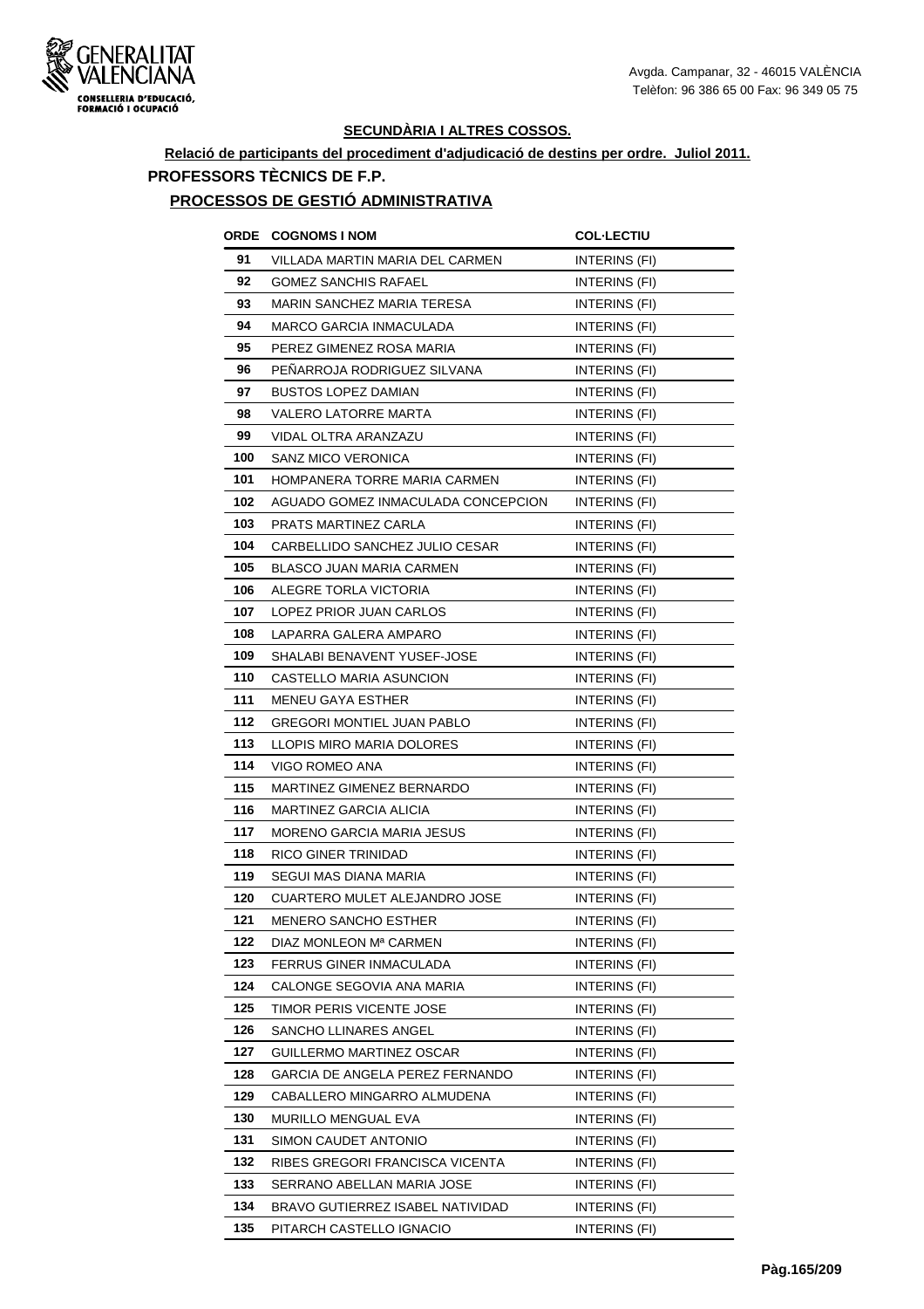## SECUNDÀRIA I ALTRES COSSOS.

**Relació de participants del procediment d'adjudicació de destins per ordre. Juliol 2011.**

### PROFESSORS TÈCNICS DE F.P.

### PROCESSOS DE GESTIÓ ADMINISTRATIVA

| ORDE | COGNOMS I NOM | COL·LECTIU |
|---|---|---|
| 91 | VILLADA MARTIN MARIA DEL CARMEN | INTERINS (FI) |
| 92 | GOMEZ SANCHIS RAFAEL | INTERINS (FI) |
| 93 | MARIN SANCHEZ MARIA TERESA | INTERINS (FI) |
| 94 | MARCO GARCIA INMACULADA | INTERINS (FI) |
| 95 | PEREZ GIMENEZ ROSA MARIA | INTERINS (FI) |
| 96 | PEÑARROJA RODRIGUEZ SILVANA | INTERINS (FI) |
| 97 | BUSTOS LOPEZ DAMIAN | INTERINS (FI) |
| 98 | VALERO LATORRE MARTA | INTERINS (FI) |
| 99 | VIDAL OLTRA ARANZAZU | INTERINS (FI) |
| 100 | SANZ MICO VERONICA | INTERINS (FI) |
| 101 | HOMPANERA TORRE MARIA CARMEN | INTERINS (FI) |
| 102 | AGUADO GOMEZ INMACULADA CONCEPCION | INTERINS (FI) |
| 103 | PRATS MARTINEZ CARLA | INTERINS (FI) |
| 104 | CARBELLIDO SANCHEZ JULIO CESAR | INTERINS (FI) |
| 105 | BLASCO JUAN MARIA CARMEN | INTERINS (FI) |
| 106 | ALEGRE TORLA VICTORIA | INTERINS (FI) |
| 107 | LOPEZ PRIOR JUAN CARLOS | INTERINS (FI) |
| 108 | LAPARRA GALERA AMPARO | INTERINS (FI) |
| 109 | SHALABI BENAVENT YUSEF-JOSE | INTERINS (FI) |
| 110 | CASTELLO MARIA ASUNCION | INTERINS (FI) |
| 111 | MENEU GAYA ESTHER | INTERINS (FI) |
| 112 | GREGORI MONTIEL JUAN PABLO | INTERINS (FI) |
| 113 | LLOPIS MIRO MARIA DOLORES | INTERINS (FI) |
| 114 | VIGO ROMEO ANA | INTERINS (FI) |
| 115 | MARTINEZ GIMENEZ BERNARDO | INTERINS (FI) |
| 116 | MARTINEZ GARCIA ALICIA | INTERINS (FI) |
| 117 | MORENO GARCIA MARIA JESUS | INTERINS (FI) |
| 118 | RICO GINER TRINIDAD | INTERINS (FI) |
| 119 | SEGUI MAS DIANA MARIA | INTERINS (FI) |
| 120 | CUARTERO MULET ALEJANDRO JOSE | INTERINS (FI) |
| 121 | MENERO SANCHO ESTHER | INTERINS (FI) |
| 122 | DIAZ MONLEON Mª CARMEN | INTERINS (FI) |
| 123 | FERRUS GINER INMACULADA | INTERINS (FI) |
| 124 | CALONGE SEGOVIA ANA MARIA | INTERINS (FI) |
| 125 | TIMOR PERIS VICENTE JOSE | INTERINS (FI) |
| 126 | SANCHO LLINARES ANGEL | INTERINS (FI) |
| 127 | GUILLERMO MARTINEZ OSCAR | INTERINS (FI) |
| 128 | GARCIA DE ANGELA PEREZ FERNANDO | INTERINS (FI) |
| 129 | CABALLERO MINGARRO ALMUDENA | INTERINS (FI) |
| 130 | MURILLO MENGUAL EVA | INTERINS (FI) |
| 131 | SIMON CAUDET ANTONIO | INTERINS (FI) |
| 132 | RIBES GREGORI FRANCISCA VICENTA | INTERINS (FI) |
| 133 | SERRANO ABELLAN MARIA JOSE | INTERINS (FI) |
| 134 | BRAVO GUTIERREZ ISABEL NATIVIDAD | INTERINS (FI) |
| 135 | PITARCH CASTELLO IGNACIO | INTERINS (FI) |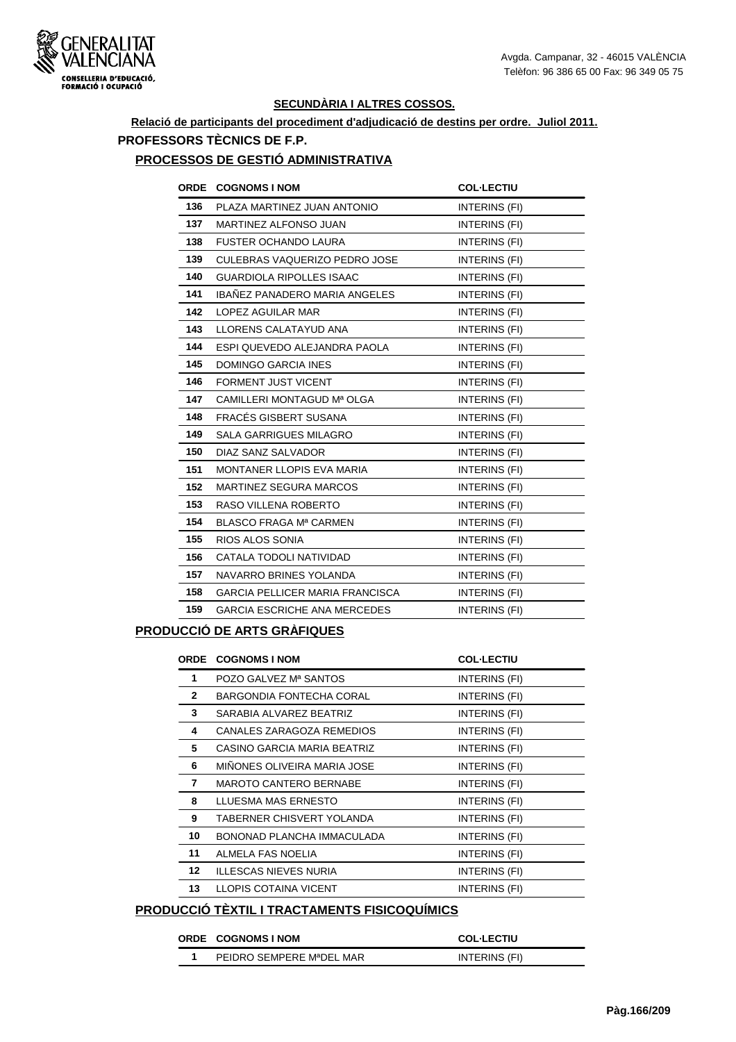## SECUNDÀRIA I ALTRES COSSOS.

**Relació de participants del procediment d'adjudicació de destins per ordre. Juliol 2011.**

## PROFESSORS TÈCNICS DE F.P.

### PROCESSOS DE GESTIÓ ADMINISTRATIVA

| ORDE | COGNOMS I NOM | COL·LECTIU |
|---|---|---|
| 136 | PLAZA MARTINEZ JUAN ANTONIO | INTERINS (FI) |
| 137 | MARTINEZ ALFONSO JUAN | INTERINS (FI) |
| 138 | FUSTER OCHANDO LAURA | INTERINS (FI) |
| 139 | CULEBRAS VAQUERIZO PEDRO JOSE | INTERINS (FI) |
| 140 | GUARDIOLA RIPOLLES ISAAC | INTERINS (FI) |
| 141 | IBAÑEZ PANADERO MARIA ANGELES | INTERINS (FI) |
| 142 | LOPEZ AGUILAR MAR | INTERINS (FI) |
| 143 | LLORENS CALATAYUD ANA | INTERINS (FI) |
| 144 | ESPI QUEVEDO ALEJANDRA PAOLA | INTERINS (FI) |
| 145 | DOMINGO GARCIA INES | INTERINS (FI) |
| 146 | FORMENT JUST VICENT | INTERINS (FI) |
| 147 | CAMILLERI MONTAGUD Mª OLGA | INTERINS (FI) |
| 148 | FRACÉS GISBERT SUSANA | INTERINS (FI) |
| 149 | SALA GARRIGUES MILAGRO | INTERINS (FI) |
| 150 | DIAZ SANZ SALVADOR | INTERINS (FI) |
| 151 | MONTANER LLOPIS EVA MARIA | INTERINS (FI) |
| 152 | MARTINEZ SEGURA MARCOS | INTERINS (FI) |
| 153 | RASO VILLENA ROBERTO | INTERINS (FI) |
| 154 | BLASCO FRAGA Mª CARMEN | INTERINS (FI) |
| 155 | RIOS ALOS SONIA | INTERINS (FI) |
| 156 | CATALA TODOLI NATIVIDAD | INTERINS (FI) |
| 157 | NAVARRO BRINES YOLANDA | INTERINS (FI) |
| 158 | GARCIA PELLICER MARIA FRANCISCA | INTERINS (FI) |
| 159 | GARCIA ESCRICHE ANA MERCEDES | INTERINS (FI) |

### PRODUCCIÓ DE ARTS GRÀFIQUES

| ORDE | COGNOMS I NOM | COL·LECTIU |
|---|---|---|
| 1 | POZO GALVEZ Mª SANTOS | INTERINS (FI) |
| 2 | BARGONDIA FONTECHA CORAL | INTERINS (FI) |
| 3 | SARABIA ALVAREZ BEATRIZ | INTERINS (FI) |
| 4 | CANALES ZARAGOZA REMEDIOS | INTERINS (FI) |
| 5 | CASINO GARCIA MARIA BEATRIZ | INTERINS (FI) |
| 6 | MIÑONES OLIVEIRA MARIA JOSE | INTERINS (FI) |
| 7 | MAROTO CANTERO BERNABE | INTERINS (FI) |
| 8 | LLUESMA MAS ERNESTO | INTERINS (FI) |
| 9 | TABERNER CHISVERT YOLANDA | INTERINS (FI) |
| 10 | BONONAD PLANCHA IMMACULADA | INTERINS (FI) |
| 11 | ALMELA FAS NOELIA | INTERINS (FI) |
| 12 | ILLESCAS NIEVES NURIA | INTERINS (FI) |
| 13 | LLOPIS COTAINA VICENT | INTERINS (FI) |

### PRODUCCIÓ TÈXTIL I TRACTAMENTS FISICOQUÍMICS

| ORDE | COGNOMS I NOM | COL·LECTIU |
|---|---|---|
| 1 | PEIDRO SEMPERE MªDEL MAR | INTERINS (FI) |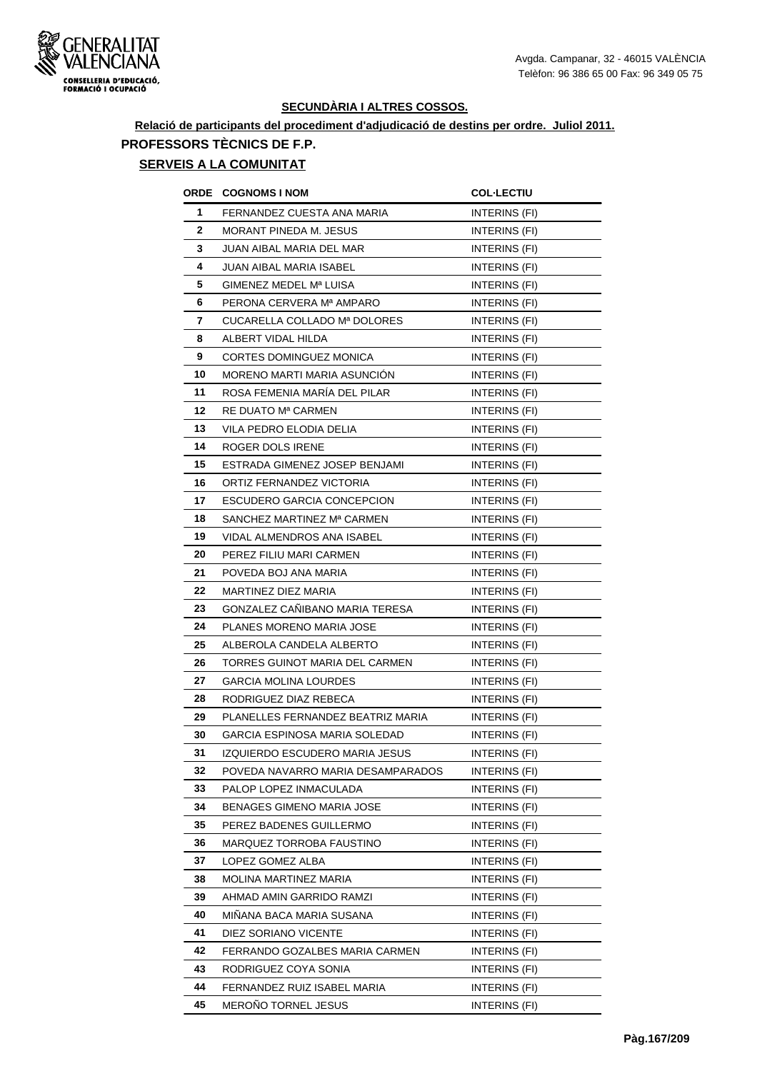**SECUNDÀRIA I ALTRES COSSOS.**

**Relació de participants del procediment d'adjudicació de destins per ordre. Juliol 2011.**

## PROFESSORS TÈCNICS DE F.P.

### SERVEIS A LA COMUNITAT

| ORDE | COGNOMS I NOM | COL·LECTIU |
|---|---|---|
| 1 | FERNANDEZ CUESTA ANA MARIA | INTERINS (FI) |
| 2 | MORANT PINEDA M. JESUS | INTERINS (FI) |
| 3 | JUAN AIBAL MARIA DEL MAR | INTERINS (FI) |
| 4 | JUAN AIBAL MARIA ISABEL | INTERINS (FI) |
| 5 | GIMENEZ MEDEL Mª LUISA | INTERINS (FI) |
| 6 | PERONA CERVERA Mª AMPARO | INTERINS (FI) |
| 7 | CUCARELLA COLLADO Mª DOLORES | INTERINS (FI) |
| 8 | ALBERT VIDAL HILDA | INTERINS (FI) |
| 9 | CORTES DOMINGUEZ MONICA | INTERINS (FI) |
| 10 | MORENO MARTI MARIA ASUNCIÓN | INTERINS (FI) |
| 11 | ROSA FEMENIA MARÍA DEL PILAR | INTERINS (FI) |
| 12 | RE DUATO Mª CARMEN | INTERINS (FI) |
| 13 | VILA PEDRO ELODIA DELIA | INTERINS (FI) |
| 14 | ROGER DOLS IRENE | INTERINS (FI) |
| 15 | ESTRADA GIMENEZ JOSEP BENJAMI | INTERINS (FI) |
| 16 | ORTIZ FERNANDEZ VICTORIA | INTERINS (FI) |
| 17 | ESCUDERO GARCIA CONCEPCION | INTERINS (FI) |
| 18 | SANCHEZ MARTINEZ Mª CARMEN | INTERINS (FI) |
| 19 | VIDAL ALMENDROS ANA ISABEL | INTERINS (FI) |
| 20 | PEREZ FILIU MARI CARMEN | INTERINS (FI) |
| 21 | POVEDA BOJ ANA MARIA | INTERINS (FI) |
| 22 | MARTINEZ DIEZ MARIA | INTERINS (FI) |
| 23 | GONZALEZ CAÑIBANO MARIA TERESA | INTERINS (FI) |
| 24 | PLANES MORENO MARIA JOSE | INTERINS (FI) |
| 25 | ALBEROLA CANDELA ALBERTO | INTERINS (FI) |
| 26 | TORRES GUINOT MARIA DEL CARMEN | INTERINS (FI) |
| 27 | GARCIA MOLINA LOURDES | INTERINS (FI) |
| 28 | RODRIGUEZ DIAZ REBECA | INTERINS (FI) |
| 29 | PLANELLES FERNANDEZ BEATRIZ MARIA | INTERINS (FI) |
| 30 | GARCIA ESPINOSA MARIA SOLEDAD | INTERINS (FI) |
| 31 | IZQUIERDO ESCUDERO MARIA JESUS | INTERINS (FI) |
| 32 | POVEDA NAVARRO MARIA DESAMPARADOS | INTERINS (FI) |
| 33 | PALOP LOPEZ INMACULADA | INTERINS (FI) |
| 34 | BENAGES GIMENO MARIA JOSE | INTERINS (FI) |
| 35 | PEREZ BADENES GUILLERMO | INTERINS (FI) |
| 36 | MARQUEZ TORROBA FAUSTINO | INTERINS (FI) |
| 37 | LOPEZ GOMEZ ALBA | INTERINS (FI) |
| 38 | MOLINA MARTINEZ MARIA | INTERINS (FI) |
| 39 | AHMAD AMIN GARRIDO RAMZI | INTERINS (FI) |
| 40 | MIÑANA BACA MARIA SUSANA | INTERINS (FI) |
| 41 | DIEZ SORIANO VICENTE | INTERINS (FI) |
| 42 | FERRANDO GOZALBES MARIA CARMEN | INTERINS (FI) |
| 43 | RODRIGUEZ COYA SONIA | INTERINS (FI) |
| 44 | FERNANDEZ RUIZ ISABEL MARIA | INTERINS (FI) |
| 45 | MEROÑO TORNEL JESUS | INTERINS (FI) |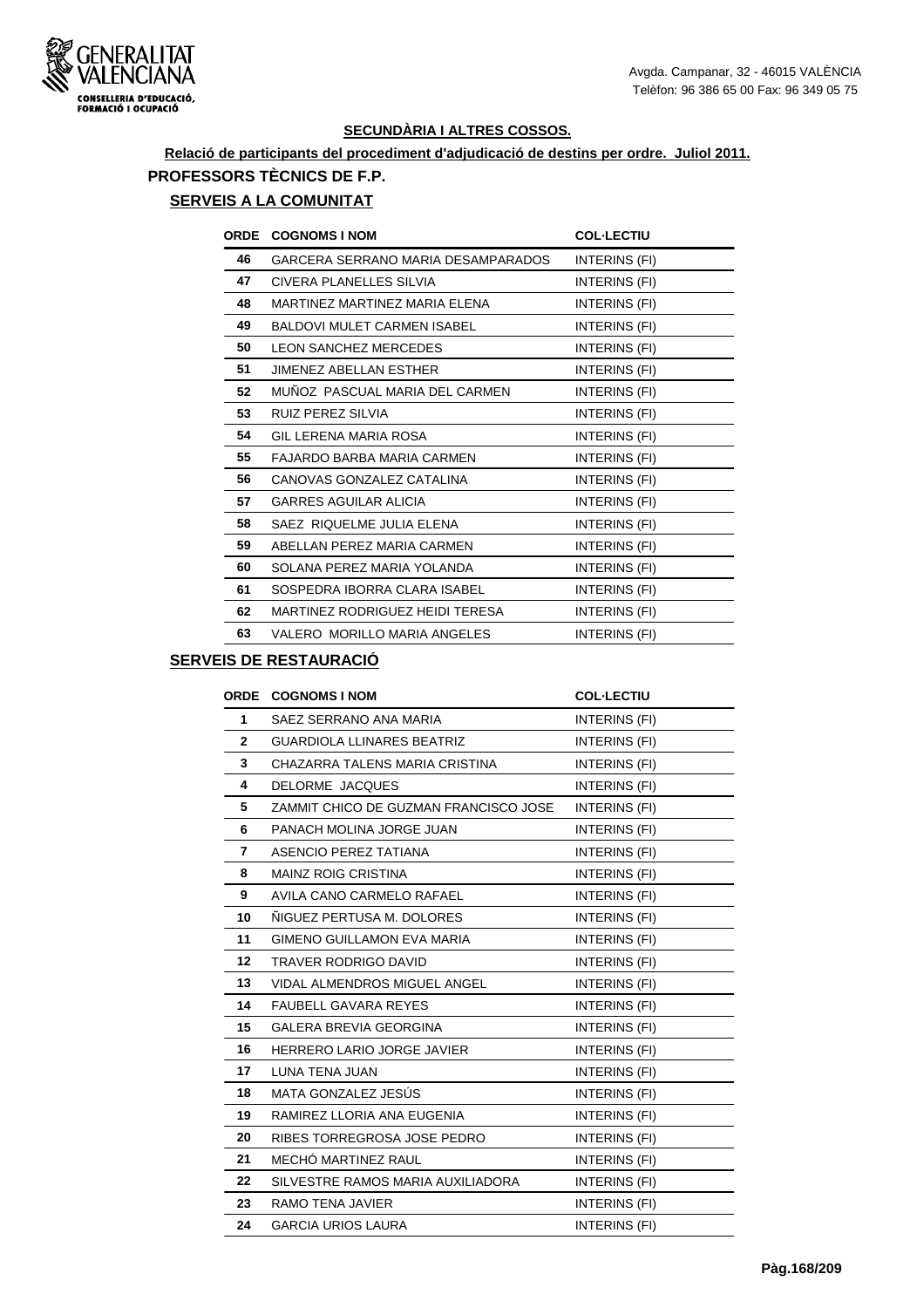## SECUNDÀRIA I ALTRES COSSOS.

**Relació de participants del procediment d'adjudicació de destins per ordre. Juliol 2011.**

### PROFESSORS TÈCNICS DE F.P.

#### SERVEIS A LA COMUNITAT

| ORDE | COGNOMS I NOM | COL·LECTIU |
|---|---|---|
| 46 | GARCERA SERRANO MARIA DESAMPARADOS | INTERINS (FI) |
| 47 | CIVERA PLANELLES SILVIA | INTERINS (FI) |
| 48 | MARTINEZ MARTINEZ MARIA ELENA | INTERINS (FI) |
| 49 | BALDOVI MULET CARMEN ISABEL | INTERINS (FI) |
| 50 | LEON SANCHEZ MERCEDES | INTERINS (FI) |
| 51 | JIMENEZ ABELLAN ESTHER | INTERINS (FI) |
| 52 | MUÑOZ PASCUAL MARIA DEL CARMEN | INTERINS (FI) |
| 53 | RUIZ PEREZ SILVIA | INTERINS (FI) |
| 54 | GIL LERENA MARIA ROSA | INTERINS (FI) |
| 55 | FAJARDO BARBA MARIA CARMEN | INTERINS (FI) |
| 56 | CANOVAS GONZALEZ CATALINA | INTERINS (FI) |
| 57 | GARRES AGUILAR ALICIA | INTERINS (FI) |
| 58 | SAEZ RIQUELME JULIA ELENA | INTERINS (FI) |
| 59 | ABELLAN PEREZ MARIA CARMEN | INTERINS (FI) |
| 60 | SOLANA PEREZ MARIA YOLANDA | INTERINS (FI) |
| 61 | SOSPEDRA IBORRA CLARA ISABEL | INTERINS (FI) |
| 62 | MARTINEZ RODRIGUEZ HEIDI TERESA | INTERINS (FI) |
| 63 | VALERO MORILLO MARIA ANGELES | INTERINS (FI) |

#### SERVEIS DE RESTAURACIÓ

| ORDE | COGNOMS I NOM | COL·LECTIU |
|---|---|---|
| 1 | SAEZ SERRANO ANA MARIA | INTERINS (FI) |
| 2 | GUARDIOLA LLINARES BEATRIZ | INTERINS (FI) |
| 3 | CHAZARRA TALENS MARIA CRISTINA | INTERINS (FI) |
| 4 | DELORME JACQUES | INTERINS (FI) |
| 5 | ZAMMIT CHICO DE GUZMAN FRANCISCO JOSE | INTERINS (FI) |
| 6 | PANACH MOLINA JORGE JUAN | INTERINS (FI) |
| 7 | ASENCIO PEREZ TATIANA | INTERINS (FI) |
| 8 | MAINZ ROIG CRISTINA | INTERINS (FI) |
| 9 | AVILA CANO CARMELO RAFAEL | INTERINS (FI) |
| 10 | ÑIGUEZ PERTUSA M. DOLORES | INTERINS (FI) |
| 11 | GIMENO GUILLAMON EVA MARIA | INTERINS (FI) |
| 12 | TRAVER RODRIGO DAVID | INTERINS (FI) |
| 13 | VIDAL ALMENDROS MIGUEL ANGEL | INTERINS (FI) |
| 14 | FAUBELL GAVARA REYES | INTERINS (FI) |
| 15 | GALERA BREVIA GEORGINA | INTERINS (FI) |
| 16 | HERRERO LARIO JORGE JAVIER | INTERINS (FI) |
| 17 | LUNA TENA JUAN | INTERINS (FI) |
| 18 | MATA GONZALEZ JESÚS | INTERINS (FI) |
| 19 | RAMIREZ LLORIA ANA EUGENIA | INTERINS (FI) |
| 20 | RIBES TORREGROSA JOSE PEDRO | INTERINS (FI) |
| 21 | MECHÓ MARTINEZ RAUL | INTERINS (FI) |
| 22 | SILVESTRE RAMOS MARIA AUXILIADORA | INTERINS (FI) |
| 23 | RAMO TENA JAVIER | INTERINS (FI) |
| 24 | GARCIA URIOS LAURA | INTERINS (FI) |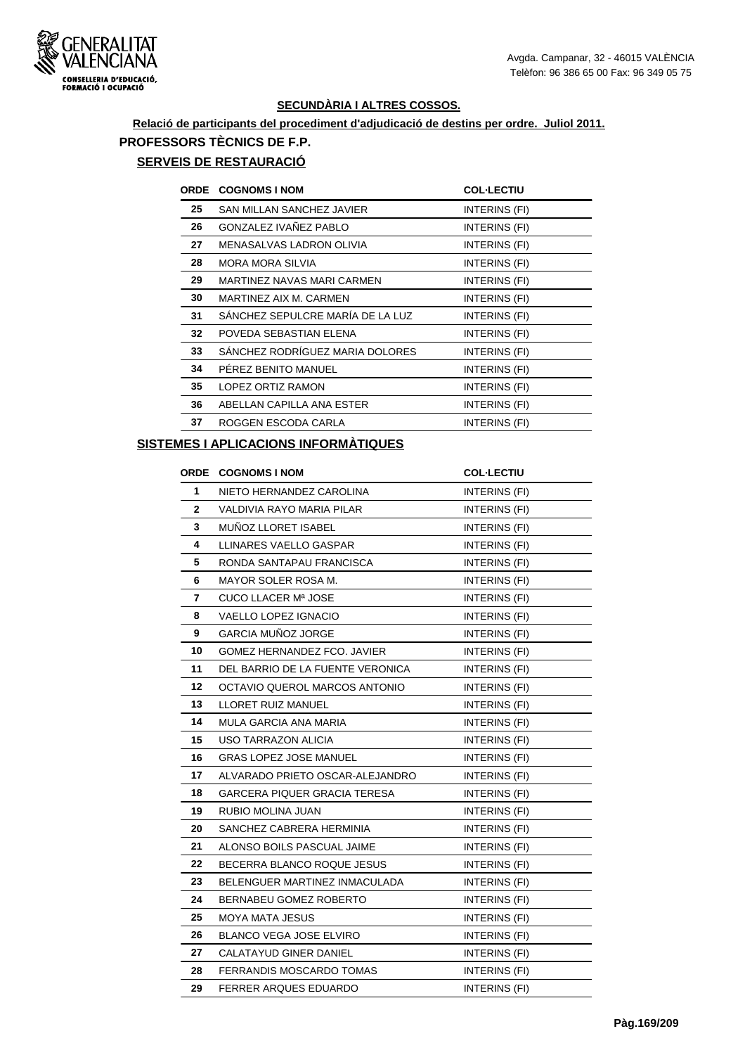## SECUNDÀRIA I ALTRES COSSOS.

**Relació de participants del procediment d'adjudicació de destins per ordre. Juliol 2011.**

## PROFESSORS TÈCNICS DE F.P.

### SERVEIS DE RESTAURACIÓ

| ORDE | COGNOMS I NOM | COL·LECTIU |
|---|---|---|
| 25 | SAN MILLAN SANCHEZ JAVIER | INTERINS (FI) |
| 26 | GONZALEZ IVAÑEZ PABLO | INTERINS (FI) |
| 27 | MENASALVAS LADRON OLIVIA | INTERINS (FI) |
| 28 | MORA MORA SILVIA | INTERINS (FI) |
| 29 | MARTINEZ NAVAS MARI CARMEN | INTERINS (FI) |
| 30 | MARTINEZ AIX M. CARMEN | INTERINS (FI) |
| 31 | SÁNCHEZ SEPULCRE MARÍA DE LA LUZ | INTERINS (FI) |
| 32 | POVEDA SEBASTIAN ELENA | INTERINS (FI) |
| 33 | SÁNCHEZ RODRÍGUEZ MARIA DOLORES | INTERINS (FI) |
| 34 | PÉREZ BENITO MANUEL | INTERINS (FI) |
| 35 | LOPEZ ORTIZ RAMON | INTERINS (FI) |
| 36 | ABELLAN CAPILLA ANA ESTER | INTERINS (FI) |
| 37 | ROGGEN ESCODA CARLA | INTERINS (FI) |

### SISTEMES I APLICACIONS INFORMÀTIQUES

| ORDE | COGNOMS I NOM | COL·LECTIU |
|---|---|---|
| 1 | NIETO HERNANDEZ CAROLINA | INTERINS (FI) |
| 2 | VALDIVIA RAYO MARIA PILAR | INTERINS (FI) |
| 3 | MUÑOZ LLORET ISABEL | INTERINS (FI) |
| 4 | LLINARES VAELLO GASPAR | INTERINS (FI) |
| 5 | RONDA SANTAPAU FRANCISCA | INTERINS (FI) |
| 6 | MAYOR SOLER ROSA M. | INTERINS (FI) |
| 7 | CUCO LLACER Mª JOSE | INTERINS (FI) |
| 8 | VAELLO LOPEZ IGNACIO | INTERINS (FI) |
| 9 | GARCIA MUÑOZ JORGE | INTERINS (FI) |
| 10 | GOMEZ HERNANDEZ FCO. JAVIER | INTERINS (FI) |
| 11 | DEL BARRIO DE LA FUENTE VERONICA | INTERINS (FI) |
| 12 | OCTAVIO QUEROL MARCOS ANTONIO | INTERINS (FI) |
| 13 | LLORET RUIZ MANUEL | INTERINS (FI) |
| 14 | MULA GARCIA ANA MARIA | INTERINS (FI) |
| 15 | USO TARRAZON ALICIA | INTERINS (FI) |
| 16 | GRAS LOPEZ JOSE MANUEL | INTERINS (FI) |
| 17 | ALVARADO PRIETO OSCAR-ALEJANDRO | INTERINS (FI) |
| 18 | GARCERA PIQUER GRACIA TERESA | INTERINS (FI) |
| 19 | RUBIO MOLINA JUAN | INTERINS (FI) |
| 20 | SANCHEZ CABRERA HERMINIA | INTERINS (FI) |
| 21 | ALONSO BOILS PASCUAL JAIME | INTERINS (FI) |
| 22 | BECERRA BLANCO ROQUE JESUS | INTERINS (FI) |
| 23 | BELENGUER MARTINEZ INMACULADA | INTERINS (FI) |
| 24 | BERNABEU GOMEZ ROBERTO | INTERINS (FI) |
| 25 | MOYA MATA JESUS | INTERINS (FI) |
| 26 | BLANCO VEGA JOSE ELVIRO | INTERINS (FI) |
| 27 | CALATAYUD GINER DANIEL | INTERINS (FI) |
| 28 | FERRANDIS MOSCARDO TOMAS | INTERINS (FI) |
| 29 | FERRER ARQUES EDUARDO | INTERINS (FI) |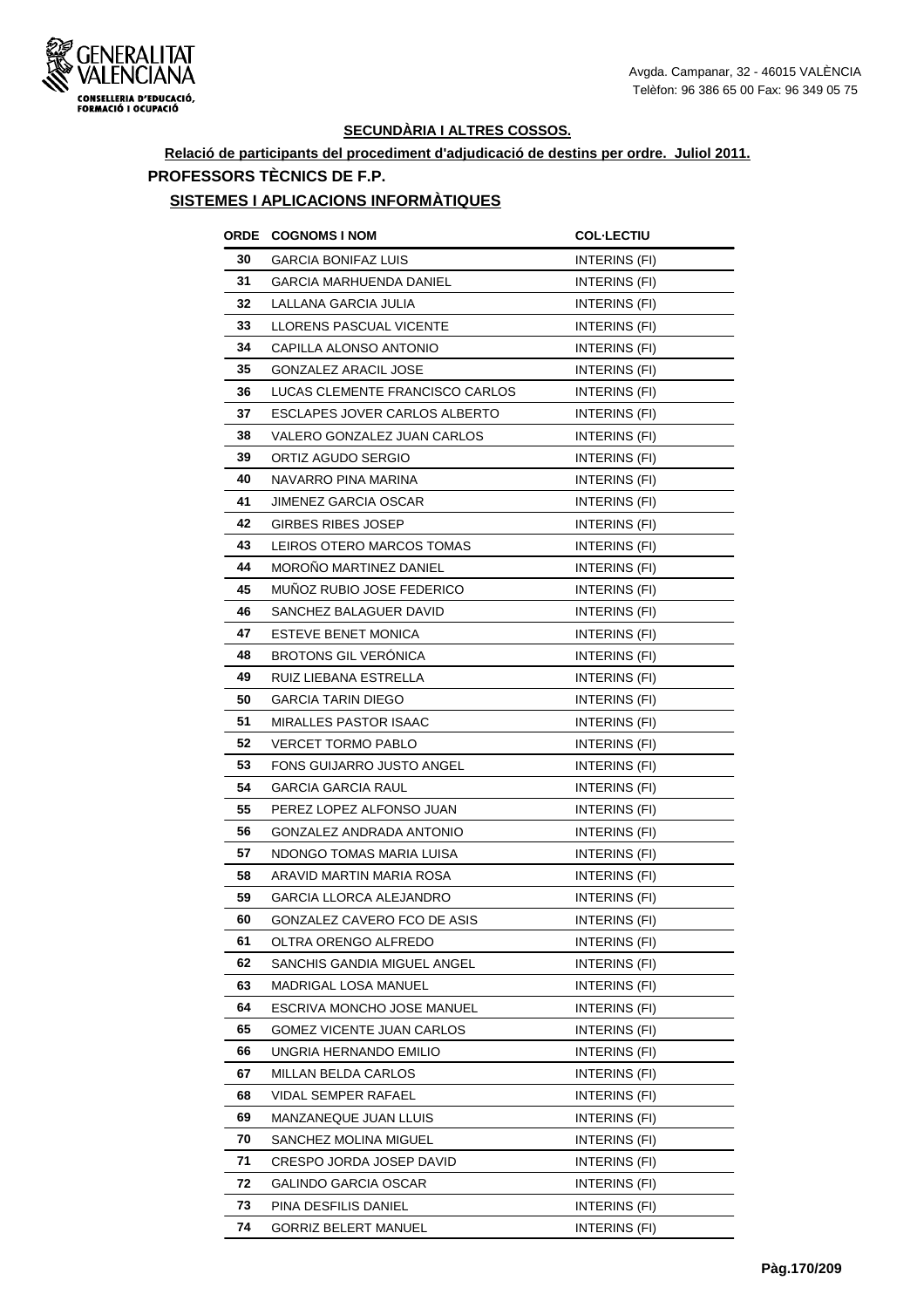## SECUNDÀRIA I ALTRES COSSOS.

**Relació de participants del procediment d'adjudicació de destins per ordre. Juliol 2011.**

### PROFESSORS TÈCNICS DE F.P.

### SISTEMES I APLICACIONS INFORMÀTIQUES

| ORDE | COGNOMS I NOM | COL·LECTIU |
|---|---|---|
| 30 | GARCIA BONIFAZ LUIS | INTERINS (FI) |
| 31 | GARCIA MARHUENDA DANIEL | INTERINS (FI) |
| 32 | LALLANA GARCIA JULIA | INTERINS (FI) |
| 33 | LLORENS PASCUAL VICENTE | INTERINS (FI) |
| 34 | CAPILLA ALONSO ANTONIO | INTERINS (FI) |
| 35 | GONZALEZ ARACIL JOSE | INTERINS (FI) |
| 36 | LUCAS CLEMENTE FRANCISCO CARLOS | INTERINS (FI) |
| 37 | ESCLAPES JOVER CARLOS ALBERTO | INTERINS (FI) |
| 38 | VALERO GONZALEZ JUAN CARLOS | INTERINS (FI) |
| 39 | ORTIZ AGUDO SERGIO | INTERINS (FI) |
| 40 | NAVARRO PINA MARINA | INTERINS (FI) |
| 41 | JIMENEZ GARCIA OSCAR | INTERINS (FI) |
| 42 | GIRBES RIBES JOSEP | INTERINS (FI) |
| 43 | LEIROS OTERO MARCOS TOMAS | INTERINS (FI) |
| 44 | MOROÑO MARTINEZ DANIEL | INTERINS (FI) |
| 45 | MUÑOZ RUBIO JOSE FEDERICO | INTERINS (FI) |
| 46 | SANCHEZ BALAGUER DAVID | INTERINS (FI) |
| 47 | ESTEVE BENET MONICA | INTERINS (FI) |
| 48 | BROTONS GIL VERÓNICA | INTERINS (FI) |
| 49 | RUIZ LIEBANA ESTRELLA | INTERINS (FI) |
| 50 | GARCIA TARIN DIEGO | INTERINS (FI) |
| 51 | MIRALLES PASTOR ISAAC | INTERINS (FI) |
| 52 | VERCET TORMO PABLO | INTERINS (FI) |
| 53 | FONS GUIJARRO JUSTO ANGEL | INTERINS (FI) |
| 54 | GARCIA GARCIA RAUL | INTERINS (FI) |
| 55 | PEREZ LOPEZ ALFONSO JUAN | INTERINS (FI) |
| 56 | GONZALEZ ANDRADA ANTONIO | INTERINS (FI) |
| 57 | NDONGO TOMAS MARIA LUISA | INTERINS (FI) |
| 58 | ARAVID MARTIN MARIA ROSA | INTERINS (FI) |
| 59 | GARCIA LLORCA ALEJANDRO | INTERINS (FI) |
| 60 | GONZALEZ CAVERO FCO DE ASIS | INTERINS (FI) |
| 61 | OLTRA ORENGO ALFREDO | INTERINS (FI) |
| 62 | SANCHIS GANDIA MIGUEL ANGEL | INTERINS (FI) |
| 63 | MADRIGAL LOSA MANUEL | INTERINS (FI) |
| 64 | ESCRIVA MONCHO JOSE MANUEL | INTERINS (FI) |
| 65 | GOMEZ VICENTE JUAN CARLOS | INTERINS (FI) |
| 66 | UNGRIA HERNANDO EMILIO | INTERINS (FI) |
| 67 | MILLAN BELDA CARLOS | INTERINS (FI) |
| 68 | VIDAL SEMPER RAFAEL | INTERINS (FI) |
| 69 | MANZANEQUE JUAN LLUIS | INTERINS (FI) |
| 70 | SANCHEZ MOLINA MIGUEL | INTERINS (FI) |
| 71 | CRESPO JORDA JOSEP DAVID | INTERINS (FI) |
| 72 | GALINDO GARCIA OSCAR | INTERINS (FI) |
| 73 | PINA DESFILIS DANIEL | INTERINS (FI) |
| 74 | GORRIZ BELERT MANUEL | INTERINS (FI) |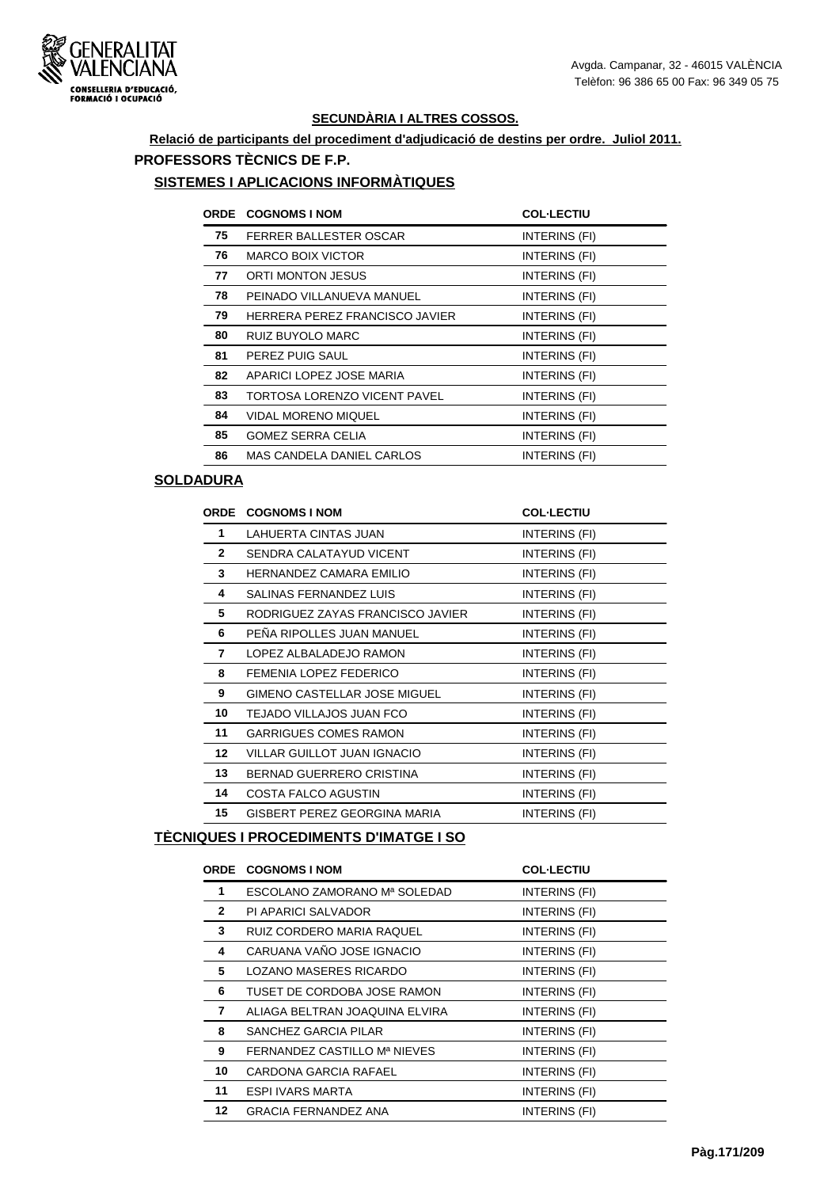## SECUNDÀRIA I ALTRES COSSOS.

**Relació de participants del procediment d'adjudicació de destins per ordre. Juliol 2011.**

### PROFESSORS TÈCNICS DE F.P.

#### SISTEMES I APLICACIONS INFORMÀTIQUES

| ORDE | COGNOMS I NOM | COL·LECTIU |
|---|---|---|
| 75 | FERRER BALLESTER OSCAR | INTERINS (FI) |
| 76 | MARCO BOIX VICTOR | INTERINS (FI) |
| 77 | ORTI MONTON JESUS | INTERINS (FI) |
| 78 | PEINADO VILLANUEVA MANUEL | INTERINS (FI) |
| 79 | HERRERA PEREZ FRANCISCO JAVIER | INTERINS (FI) |
| 80 | RUIZ BUYOLO MARC | INTERINS (FI) |
| 81 | PEREZ PUIG SAUL | INTERINS (FI) |
| 82 | APARICI LOPEZ JOSE MARIA | INTERINS (FI) |
| 83 | TORTOSA LORENZO VICENT PAVEL | INTERINS (FI) |
| 84 | VIDAL MORENO MIQUEL | INTERINS (FI) |
| 85 | GOMEZ SERRA CELIA | INTERINS (FI) |
| 86 | MAS CANDELA DANIEL CARLOS | INTERINS (FI) |

#### SOLDADURA

| ORDE | COGNOMS I NOM | COL·LECTIU |
|---|---|---|
| 1 | LAHUERTA CINTAS JUAN | INTERINS (FI) |
| 2 | SENDRA CALATAYUD VICENT | INTERINS (FI) |
| 3 | HERNANDEZ CAMARA EMILIO | INTERINS (FI) |
| 4 | SALINAS FERNANDEZ LUIS | INTERINS (FI) |
| 5 | RODRIGUEZ ZAYAS FRANCISCO JAVIER | INTERINS (FI) |
| 6 | PEÑA RIPOLLES JUAN MANUEL | INTERINS (FI) |
| 7 | LOPEZ ALBALADEJO RAMON | INTERINS (FI) |
| 8 | FEMENIA LOPEZ FEDERICO | INTERINS (FI) |
| 9 | GIMENO CASTELLAR JOSE MIGUEL | INTERINS (FI) |
| 10 | TEJADO VILLAJOS JUAN FCO | INTERINS (FI) |
| 11 | GARRIGUES COMES RAMON | INTERINS (FI) |
| 12 | VILLAR GUILLOT JUAN IGNACIO | INTERINS (FI) |
| 13 | BERNAD GUERRERO CRISTINA | INTERINS (FI) |
| 14 | COSTA FALCO AGUSTIN | INTERINS (FI) |
| 15 | GISBERT PEREZ GEORGINA MARIA | INTERINS (FI) |

#### TÈCNIQUES I PROCEDIMENTS D'IMATGE I SO

| ORDE | COGNOMS I NOM | COL·LECTIU |
|---|---|---|
| 1 | ESCOLANO ZAMORANO Mª SOLEDAD | INTERINS (FI) |
| 2 | PI APARICI SALVADOR | INTERINS (FI) |
| 3 | RUIZ CORDERO MARIA RAQUEL | INTERINS (FI) |
| 4 | CARUANA VAÑO JOSE IGNACIO | INTERINS (FI) |
| 5 | LOZANO MASERES RICARDO | INTERINS (FI) |
| 6 | TUSET DE CORDOBA JOSE RAMON | INTERINS (FI) |
| 7 | ALIAGA BELTRAN JOAQUINA ELVIRA | INTERINS (FI) |
| 8 | SANCHEZ GARCIA PILAR | INTERINS (FI) |
| 9 | FERNANDEZ CASTILLO Mª NIEVES | INTERINS (FI) |
| 10 | CARDONA GARCIA RAFAEL | INTERINS (FI) |
| 11 | ESPI IVARS MARTA | INTERINS (FI) |
| 12 | GRACIA FERNANDEZ ANA | INTERINS (FI) |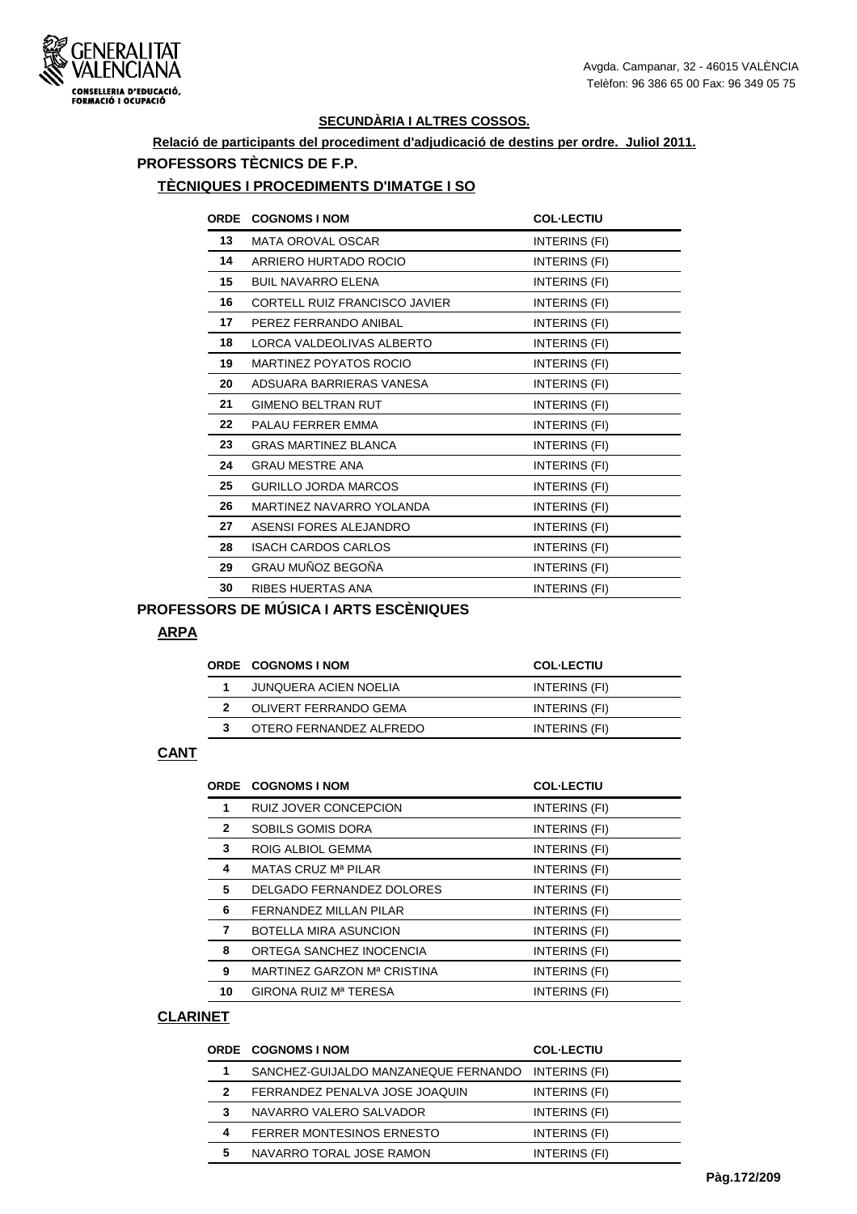Avgda. Campanar, 32 - 46015 VALÈNCIA
Telèfon: 96 386 65 00 Fax: 96 349 05 75

## SECUNDÀRIA I ALTRES COSSOS.

**Relació de participants del procediment d'adjudicació de destins per ordre. Juliol 2011.**

### PROFESSORS TÈCNICS DE F.P.

#### TÈCNIQUES I PROCEDIMENTS D'IMATGE I SO

| ORDE | COGNOMS I NOM | COL·LECTIU |
|---|---|---|
| 13 | MATA OROVAL OSCAR | INTERINS (FI) |
| 14 | ARRIERO HURTADO ROCIO | INTERINS (FI) |
| 15 | BUIL NAVARRO ELENA | INTERINS (FI) |
| 16 | CORTELL RUIZ FRANCISCO JAVIER | INTERINS (FI) |
| 17 | PEREZ FERRANDO ANIBAL | INTERINS (FI) |
| 18 | LORCA VALDEOLIVAS ALBERTO | INTERINS (FI) |
| 19 | MARTINEZ POYATOS ROCIO | INTERINS (FI) |
| 20 | ADSUARA BARRIERAS VANESA | INTERINS (FI) |
| 21 | GIMENO BELTRAN RUT | INTERINS (FI) |
| 22 | PALAU FERRER EMMA | INTERINS (FI) |
| 23 | GRAS MARTINEZ BLANCA | INTERINS (FI) |
| 24 | GRAU MESTRE ANA | INTERINS (FI) |
| 25 | GURILLO JORDA MARCOS | INTERINS (FI) |
| 26 | MARTINEZ NAVARRO YOLANDA | INTERINS (FI) |
| 27 | ASENSI FORES ALEJANDRO | INTERINS (FI) |
| 28 | ISACH CARDOS CARLOS | INTERINS (FI) |
| 29 | GRAU MUÑOZ BEGOÑA | INTERINS (FI) |
| 30 | RIBES HUERTAS ANA | INTERINS (FI) |

### PROFESSORS DE MÚSICA I ARTS ESCÈNIQUES

#### ARPA

| ORDE | COGNOMS I NOM | COL·LECTIU |
|---|---|---|
| 1 | JUNQUERA ACIEN NOELIA | INTERINS (FI) |
| 2 | OLIVERT FERRANDO GEMA | INTERINS (FI) |
| 3 | OTERO FERNANDEZ ALFREDO | INTERINS (FI) |

#### CANT

| ORDE | COGNOMS I NOM | COL·LECTIU |
|---|---|---|
| 1 | RUIZ JOVER CONCEPCION | INTERINS (FI) |
| 2 | SOBILS GOMIS DORA | INTERINS (FI) |
| 3 | ROIG ALBIOL GEMMA | INTERINS (FI) |
| 4 | MATAS CRUZ Mª PILAR | INTERINS (FI) |
| 5 | DELGADO FERNANDEZ DOLORES | INTERINS (FI) |
| 6 | FERNANDEZ MILLAN PILAR | INTERINS (FI) |
| 7 | BOTELLA MIRA ASUNCION | INTERINS (FI) |
| 8 | ORTEGA SANCHEZ INOCENCIA | INTERINS (FI) |
| 9 | MARTINEZ GARZON Mª CRISTINA | INTERINS (FI) |
| 10 | GIRONA RUIZ Mª TERESA | INTERINS (FI) |

#### CLARINET

| ORDE | COGNOMS I NOM | COL·LECTIU |
|---|---|---|
| 1 | SANCHEZ-GUIJALDO MANZANEQUE FERNANDO | INTERINS (FI) |
| 2 | FERRANDEZ PENALVA JOSE JOAQUIN | INTERINS (FI) |
| 3 | NAVARRO VALERO SALVADOR | INTERINS (FI) |
| 4 | FERRER MONTESINOS ERNESTO | INTERINS (FI) |
| 5 | NAVARRO TORAL JOSE RAMON | INTERINS (FI) |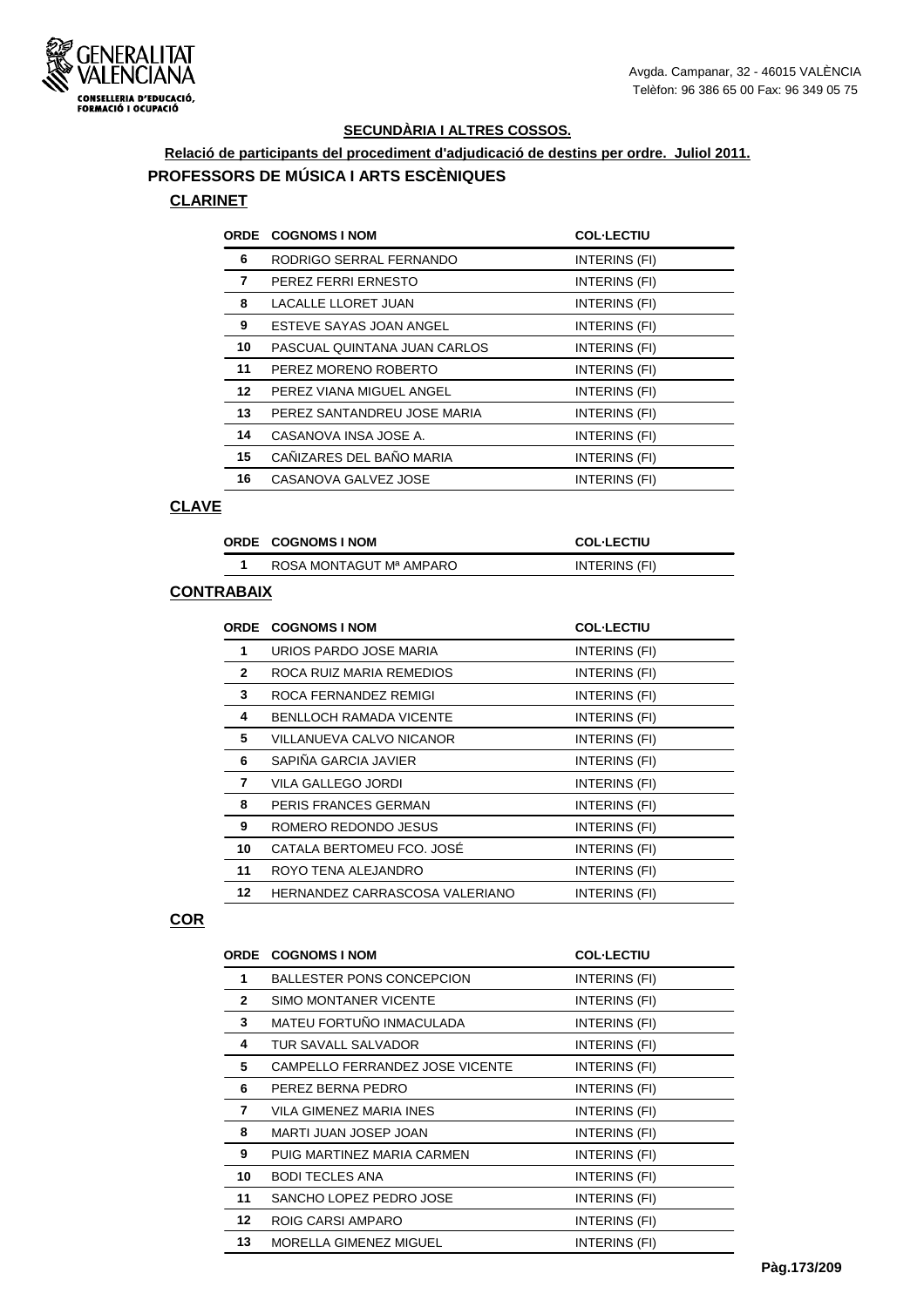### SECUNDÀRIA I ALTRES COSSOS.

**Relació de participants del procediment d'adjudicació de destins per ordre. Juliol 2011.**

## PROFESSORS DE MÚSICA I ARTS ESCÈNIQUES

### CLARINET

| ORDE | COGNOMS I NOM | COL·LECTIU |
|---|---|---|
| 6 | RODRIGO SERRAL FERNANDO | INTERINS (FI) |
| 7 | PEREZ FERRI ERNESTO | INTERINS (FI) |
| 8 | LACALLE LLORET JUAN | INTERINS (FI) |
| 9 | ESTEVE SAYAS JOAN ANGEL | INTERINS (FI) |
| 10 | PASCUAL QUINTANA JUAN CARLOS | INTERINS (FI) |
| 11 | PEREZ MORENO ROBERTO | INTERINS (FI) |
| 12 | PEREZ VIANA MIGUEL ANGEL | INTERINS (FI) |
| 13 | PEREZ SANTANDREU JOSE MARIA | INTERINS (FI) |
| 14 | CASANOVA INSA JOSE A. | INTERINS (FI) |
| 15 | CAÑIZARES DEL BAÑO MARIA | INTERINS (FI) |
| 16 | CASANOVA GALVEZ JOSE | INTERINS (FI) |

### CLAVE

| ORDE | COGNOMS I NOM | COL·LECTIU |
|---|---|---|
| 1 | ROSA MONTAGUT Mª AMPARO | INTERINS (FI) |

### CONTRABAIX

| ORDE | COGNOMS I NOM | COL·LECTIU |
|---|---|---|
| 1 | URIOS PARDO JOSE MARIA | INTERINS (FI) |
| 2 | ROCA RUIZ MARIA REMEDIOS | INTERINS (FI) |
| 3 | ROCA FERNANDEZ REMIGI | INTERINS (FI) |
| 4 | BENLLOCH RAMADA VICENTE | INTERINS (FI) |
| 5 | VILLANUEVA CALVO NICANOR | INTERINS (FI) |
| 6 | SAPIÑA GARCIA JAVIER | INTERINS (FI) |
| 7 | VILA GALLEGO JORDI | INTERINS (FI) |
| 8 | PERIS FRANCES GERMAN | INTERINS (FI) |
| 9 | ROMERO REDONDO JESUS | INTERINS (FI) |
| 10 | CATALA BERTOMEU FCO. JOSÉ | INTERINS (FI) |
| 11 | ROYO TENA ALEJANDRO | INTERINS (FI) |
| 12 | HERNANDEZ CARRASCOSA VALERIANO | INTERINS (FI) |

### COR

| ORDE | COGNOMS I NOM | COL·LECTIU |
|---|---|---|
| 1 | BALLESTER PONS CONCEPCION | INTERINS (FI) |
| 2 | SIMO MONTANER VICENTE | INTERINS (FI) |
| 3 | MATEU FORTUÑO INMACULADA | INTERINS (FI) |
| 4 | TUR SAVALL SALVADOR | INTERINS (FI) |
| 5 | CAMPELLO FERRANDEZ JOSE VICENTE | INTERINS (FI) |
| 6 | PEREZ BERNA PEDRO | INTERINS (FI) |
| 7 | VILA GIMENEZ MARIA INES | INTERINS (FI) |
| 8 | MARTI JUAN JOSEP JOAN | INTERINS (FI) |
| 9 | PUIG MARTINEZ MARIA CARMEN | INTERINS (FI) |
| 10 | BODI TECLES ANA | INTERINS (FI) |
| 11 | SANCHO LOPEZ PEDRO JOSE | INTERINS (FI) |
| 12 | ROIG CARSI AMPARO | INTERINS (FI) |
| 13 | MORELLA GIMENEZ MIGUEL | INTERINS (FI) |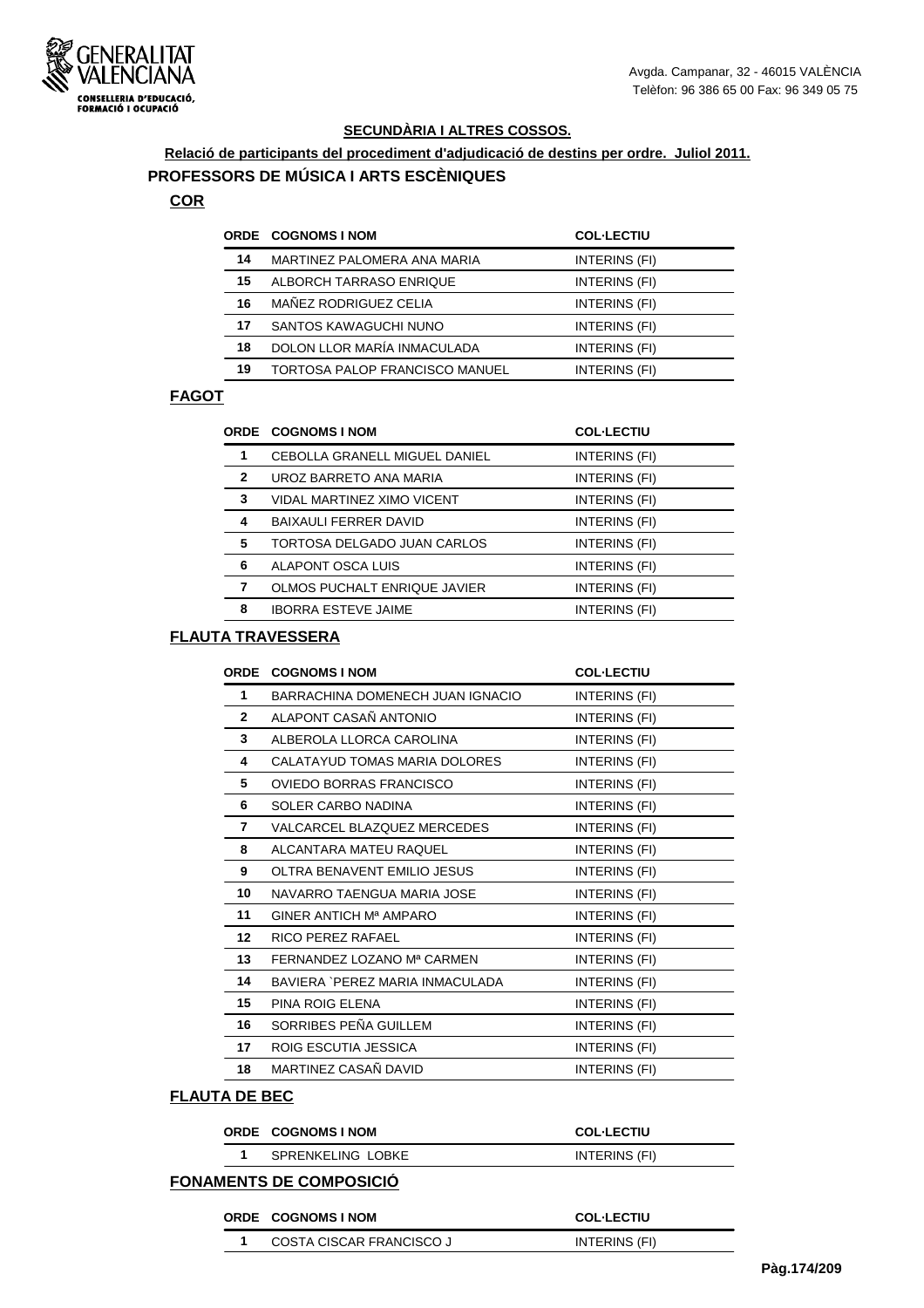Avgda. Campanar, 32 - 46015 VALÈNCIA
Telèfon: 96 386 65 00 Fax: 96 349 05 75

**SECUNDÀRIA I ALTRES COSSOS.**

**Relació de participants del procediment d'adjudicació de destins per ordre. Juliol 2011.**

## PROFESSORS DE MÚSICA I ARTS ESCÈNIQUES

### COR

| ORDE | COGNOMS I NOM | COL·LECTIU |
|---|---|---|
| 14 | MARTINEZ PALOMERA ANA MARIA | INTERINS (FI) |
| 15 | ALBORCH TARRASO ENRIQUE | INTERINS (FI) |
| 16 | MAÑEZ RODRIGUEZ CELIA | INTERINS (FI) |
| 17 | SANTOS KAWAGUCHI NUNO | INTERINS (FI) |
| 18 | DOLON LLOR MARÍA INMACULADA | INTERINS (FI) |
| 19 | TORTOSA PALOP FRANCISCO MANUEL | INTERINS (FI) |

### FAGOT

| ORDE | COGNOMS I NOM | COL·LECTIU |
|---|---|---|
| 1 | CEBOLLA GRANELL MIGUEL DANIEL | INTERINS (FI) |
| 2 | UROZ BARRETO ANA MARIA | INTERINS (FI) |
| 3 | VIDAL MARTINEZ XIMO VICENT | INTERINS (FI) |
| 4 | BAIXAULI FERRER DAVID | INTERINS (FI) |
| 5 | TORTOSA DELGADO JUAN CARLOS | INTERINS (FI) |
| 6 | ALAPONT OSCA LUIS | INTERINS (FI) |
| 7 | OLMOS PUCHALT ENRIQUE JAVIER | INTERINS (FI) |
| 8 | IBORRA ESTEVE JAIME | INTERINS (FI) |

### FLAUTA TRAVESSERA

| ORDE | COGNOMS I NOM | COL·LECTIU |
|---|---|---|
| 1 | BARRACHINA DOMENECH JUAN IGNACIO | INTERINS (FI) |
| 2 | ALAPONT CASAÑ ANTONIO | INTERINS (FI) |
| 3 | ALBEROLA LLORCA CAROLINA | INTERINS (FI) |
| 4 | CALATAYUD TOMAS MARIA DOLORES | INTERINS (FI) |
| 5 | OVIEDO BORRAS FRANCISCO | INTERINS (FI) |
| 6 | SOLER CARBO NADINA | INTERINS (FI) |
| 7 | VALCARCEL BLAZQUEZ MERCEDES | INTERINS (FI) |
| 8 | ALCANTARA MATEU RAQUEL | INTERINS (FI) |
| 9 | OLTRA BENAVENT EMILIO JESUS | INTERINS (FI) |
| 10 | NAVARRO TAENGUA MARIA JOSE | INTERINS (FI) |
| 11 | GINER ANTICH Mª AMPARO | INTERINS (FI) |
| 12 | RICO PEREZ RAFAEL | INTERINS (FI) |
| 13 | FERNANDEZ LOZANO Mª CARMEN | INTERINS (FI) |
| 14 | BAVIERA `PEREZ MARIA INMACULADA | INTERINS (FI) |
| 15 | PINA ROIG ELENA | INTERINS (FI) |
| 16 | SORRIBES PEÑA GUILLEM | INTERINS (FI) |
| 17 | ROIG ESCUTIA JESSICA | INTERINS (FI) |
| 18 | MARTINEZ CASAÑ DAVID | INTERINS (FI) |

### FLAUTA DE BEC

| ORDE | COGNOMS I NOM | COL·LECTIU |
|---|---|---|
| 1 | SPRENKELING LOBKE | INTERINS (FI) |

### FONAMENTS DE COMPOSICIÓ

| ORDE | COGNOMS I NOM | COL·LECTIU |
|---|---|---|
| 1 | COSTA CISCAR FRANCISCO J | INTERINS (FI) |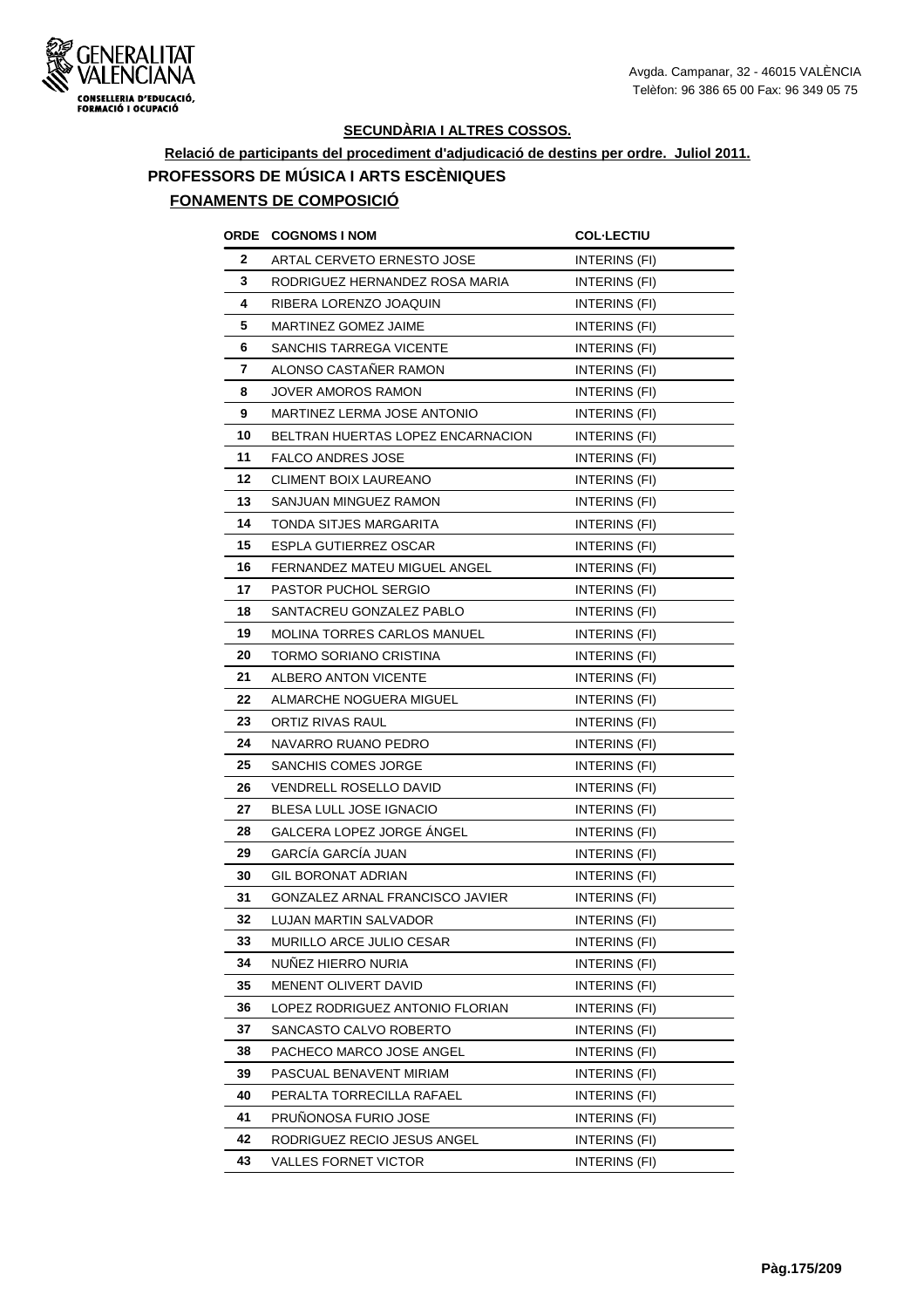## SECUNDÀRIA I ALTRES COSSOS.

**Relació de participants del procediment d'adjudicació de destins per ordre. Juliol 2011.**

### PROFESSORS DE MÚSICA I ARTS ESCÈNIQUES

#### FONAMENTS DE COMPOSICIÓ

| ORDE | COGNOMS I NOM | COL·LECTIU |
|---|---|---|
| 2 | ARTAL CERVETO ERNESTO JOSE | INTERINS (FI) |
| 3 | RODRIGUEZ HERNANDEZ ROSA MARIA | INTERINS (FI) |
| 4 | RIBERA LORENZO JOAQUIN | INTERINS (FI) |
| 5 | MARTINEZ GOMEZ JAIME | INTERINS (FI) |
| 6 | SANCHIS TARREGA VICENTE | INTERINS (FI) |
| 7 | ALONSO CASTAÑER RAMON | INTERINS (FI) |
| 8 | JOVER AMOROS RAMON | INTERINS (FI) |
| 9 | MARTINEZ LERMA JOSE ANTONIO | INTERINS (FI) |
| 10 | BELTRAN HUERTAS LOPEZ ENCARNACION | INTERINS (FI) |
| 11 | FALCO ANDRES JOSE | INTERINS (FI) |
| 12 | CLIMENT BOIX LAUREANO | INTERINS (FI) |
| 13 | SANJUAN MINGUEZ RAMON | INTERINS (FI) |
| 14 | TONDA SITJES MARGARITA | INTERINS (FI) |
| 15 | ESPLA GUTIERREZ OSCAR | INTERINS (FI) |
| 16 | FERNANDEZ MATEU MIGUEL ANGEL | INTERINS (FI) |
| 17 | PASTOR PUCHOL SERGIO | INTERINS (FI) |
| 18 | SANTACREU GONZALEZ PABLO | INTERINS (FI) |
| 19 | MOLINA TORRES CARLOS MANUEL | INTERINS (FI) |
| 20 | TORMO SORIANO CRISTINA | INTERINS (FI) |
| 21 | ALBERO ANTON VICENTE | INTERINS (FI) |
| 22 | ALMARCHE NOGUERA MIGUEL | INTERINS (FI) |
| 23 | ORTIZ RIVAS RAUL | INTERINS (FI) |
| 24 | NAVARRO RUANO PEDRO | INTERINS (FI) |
| 25 | SANCHIS COMES JORGE | INTERINS (FI) |
| 26 | VENDRELL ROSELLO DAVID | INTERINS (FI) |
| 27 | BLESA LULL JOSE IGNACIO | INTERINS (FI) |
| 28 | GALCERA LOPEZ JORGE ÁNGEL | INTERINS (FI) |
| 29 | GARCÍA GARCÍA JUAN | INTERINS (FI) |
| 30 | GIL BORONAT ADRIAN | INTERINS (FI) |
| 31 | GONZALEZ ARNAL FRANCISCO JAVIER | INTERINS (FI) |
| 32 | LUJAN MARTIN SALVADOR | INTERINS (FI) |
| 33 | MURILLO ARCE JULIO CESAR | INTERINS (FI) |
| 34 | NUÑEZ HIERRO NURIA | INTERINS (FI) |
| 35 | MENENT OLIVERT DAVID | INTERINS (FI) |
| 36 | LOPEZ RODRIGUEZ ANTONIO FLORIAN | INTERINS (FI) |
| 37 | SANCASTO CALVO ROBERTO | INTERINS (FI) |
| 38 | PACHECO MARCO JOSE ANGEL | INTERINS (FI) |
| 39 | PASCUAL BENAVENT MIRIAM | INTERINS (FI) |
| 40 | PERALTA TORRECILLA RAFAEL | INTERINS (FI) |
| 41 | PRUÑONOSA FURIO JOSE | INTERINS (FI) |
| 42 | RODRIGUEZ RECIO JESUS ANGEL | INTERINS (FI) |
| 43 | VALLES FORNET VICTOR | INTERINS (FI) |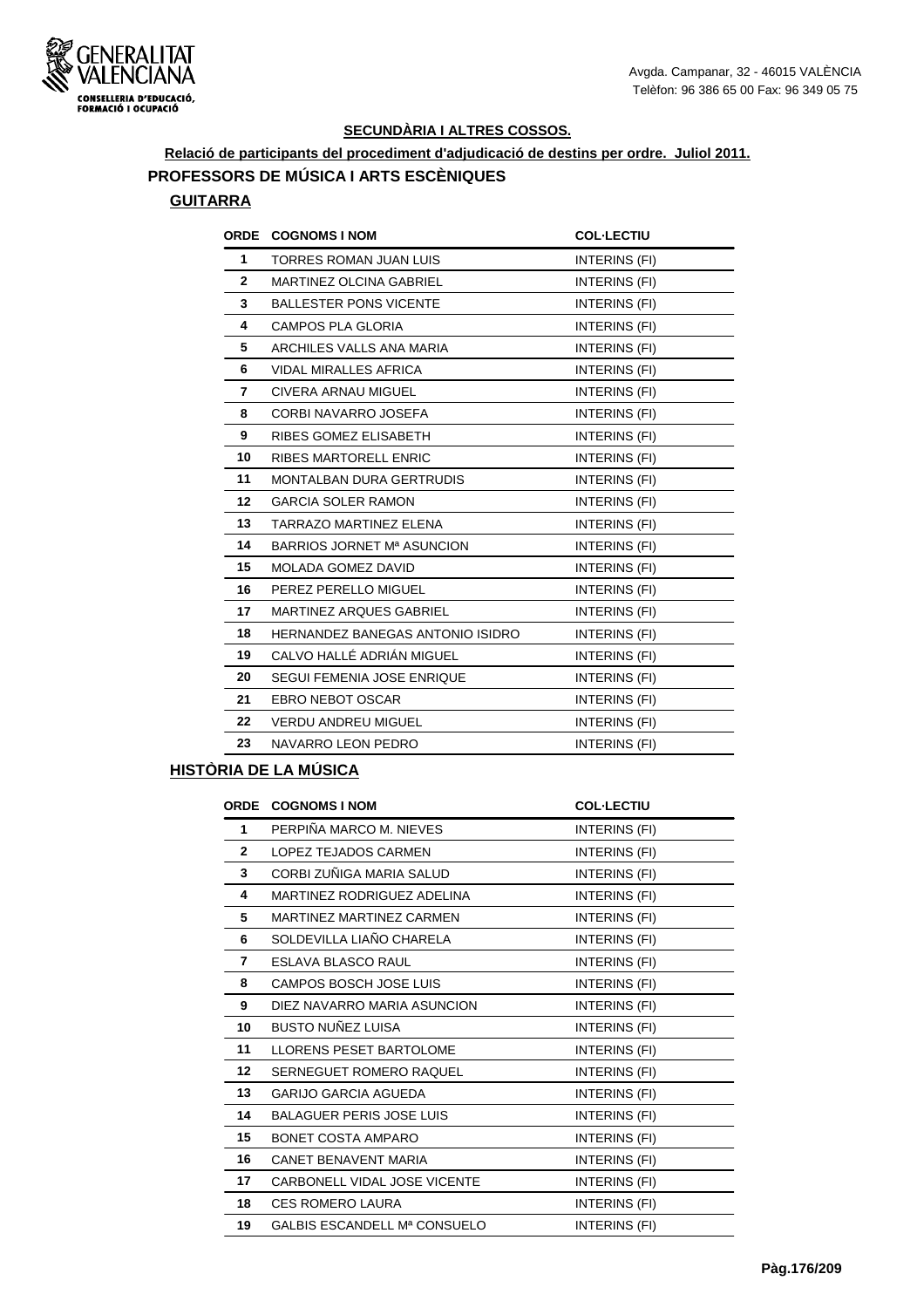**SECUNDÀRIA I ALTRES COSSOS.**

**Relació de participants del procediment d'adjudicació de destins per ordre. Juliol 2011.**

## PROFESSORS DE MÚSICA I ARTS ESCÈNIQUES

### GUITARRA

| ORDE | COGNOMS I NOM | COL·LECTIU |
|---|---|---|
| 1 | TORRES ROMAN JUAN LUIS | INTERINS (FI) |
| 2 | MARTINEZ OLCINA GABRIEL | INTERINS (FI) |
| 3 | BALLESTER PONS VICENTE | INTERINS (FI) |
| 4 | CAMPOS PLA GLORIA | INTERINS (FI) |
| 5 | ARCHILES VALLS ANA MARIA | INTERINS (FI) |
| 6 | VIDAL MIRALLES AFRICA | INTERINS (FI) |
| 7 | CIVERA ARNAU MIGUEL | INTERINS (FI) |
| 8 | CORBI NAVARRO JOSEFA | INTERINS (FI) |
| 9 | RIBES GOMEZ ELISABETH | INTERINS (FI) |
| 10 | RIBES MARTORELL ENRIC | INTERINS (FI) |
| 11 | MONTALBAN DURA GERTRUDIS | INTERINS (FI) |
| 12 | GARCIA SOLER RAMON | INTERINS (FI) |
| 13 | TARRAZO MARTINEZ ELENA | INTERINS (FI) |
| 14 | BARRIOS JORNET Mª ASUNCION | INTERINS (FI) |
| 15 | MOLADA GOMEZ DAVID | INTERINS (FI) |
| 16 | PEREZ PERELLO MIGUEL | INTERINS (FI) |
| 17 | MARTINEZ ARQUES GABRIEL | INTERINS (FI) |
| 18 | HERNANDEZ BANEGAS ANTONIO ISIDRO | INTERINS (FI) |
| 19 | CALVO HALLÉ ADRIÁN MIGUEL | INTERINS (FI) |
| 20 | SEGUI FEMENIA JOSE ENRIQUE | INTERINS (FI) |
| 21 | EBRO NEBOT OSCAR | INTERINS (FI) |
| 22 | VERDU ANDREU MIGUEL | INTERINS (FI) |
| 23 | NAVARRO LEON PEDRO | INTERINS (FI) |

### HISTÒRIA DE LA MÚSICA

| ORDE | COGNOMS I NOM | COL·LECTIU |
|---|---|---|
| 1 | PERPIÑA MARCO M. NIEVES | INTERINS (FI) |
| 2 | LOPEZ TEJADOS CARMEN | INTERINS (FI) |
| 3 | CORBI ZUÑIGA MARIA SALUD | INTERINS (FI) |
| 4 | MARTINEZ RODRIGUEZ ADELINA | INTERINS (FI) |
| 5 | MARTINEZ MARTINEZ CARMEN | INTERINS (FI) |
| 6 | SOLDEVILLA LIAÑO CHARELA | INTERINS (FI) |
| 7 | ESLAVA BLASCO RAUL | INTERINS (FI) |
| 8 | CAMPOS BOSCH JOSE LUIS | INTERINS (FI) |
| 9 | DIEZ NAVARRO MARIA ASUNCION | INTERINS (FI) |
| 10 | BUSTO NUÑEZ LUISA | INTERINS (FI) |
| 11 | LLORENS PESET BARTOLOME | INTERINS (FI) |
| 12 | SERNEGUET ROMERO RAQUEL | INTERINS (FI) |
| 13 | GARIJO GARCIA AGUEDA | INTERINS (FI) |
| 14 | BALAGUER PERIS JOSE LUIS | INTERINS (FI) |
| 15 | BONET COSTA AMPARO | INTERINS (FI) |
| 16 | CANET BENAVENT MARIA | INTERINS (FI) |
| 17 | CARBONELL VIDAL JOSE VICENTE | INTERINS (FI) |
| 18 | CES ROMERO LAURA | INTERINS (FI) |
| 19 | GALBIS ESCANDELL Mª CONSUELO | INTERINS (FI) |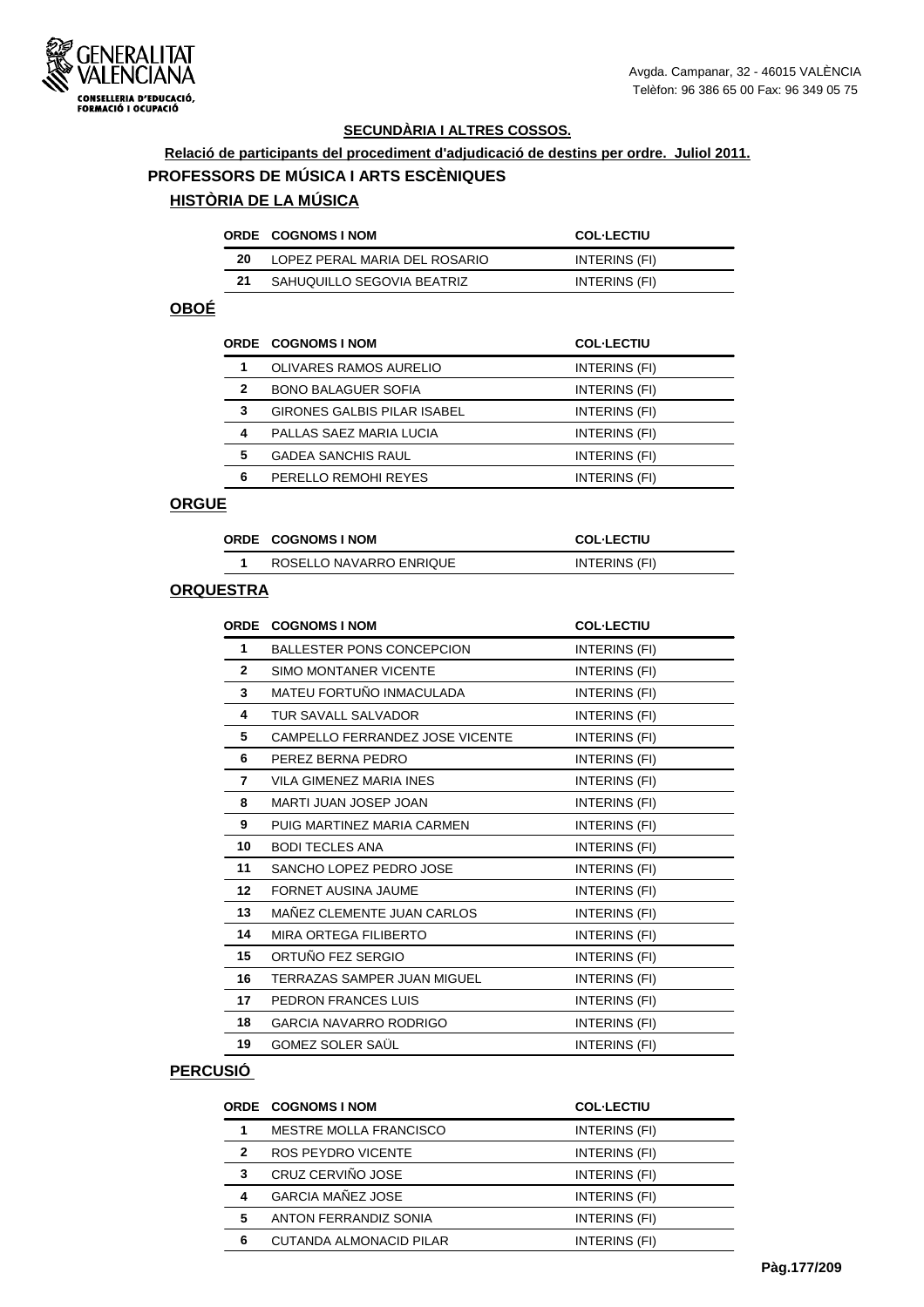## SECUNDÀRIA I ALTRES COSSOS.

**Relació de participants del procediment d'adjudicació de destins per ordre. Juliol 2011.**

# PROFESSORS DE MÚSICA I ARTS ESCÈNIQUES

## HISTÒRIA DE LA MÚSICA

| ORDE | COGNOMS I NOM | COL·LECTIU |
|---|---|---|
| 20 | LOPEZ PERAL MARIA DEL ROSARIO | INTERINS (FI) |
| 21 | SAHUQUILLO SEGOVIA BEATRIZ | INTERINS (FI) |

## OBOÉ

| ORDE | COGNOMS I NOM | COL·LECTIU |
|---|---|---|
| 1 | OLIVARES RAMOS AURELIO | INTERINS (FI) |
| 2 | BONO BALAGUER SOFIA | INTERINS (FI) |
| 3 | GIRONES GALBIS PILAR ISABEL | INTERINS (FI) |
| 4 | PALLAS SAEZ MARIA LUCIA | INTERINS (FI) |
| 5 | GADEA SANCHIS RAUL | INTERINS (FI) |
| 6 | PERELLO REMOHI REYES | INTERINS (FI) |

## ORGUE

| ORDE | COGNOMS I NOM | COL·LECTIU |
|---|---|---|
| 1 | ROSELLO NAVARRO ENRIQUE | INTERINS (FI) |

## ORQUESTRA

| ORDE | COGNOMS I NOM | COL·LECTIU |
|---|---|---|
| 1 | BALLESTER PONS CONCEPCION | INTERINS (FI) |
| 2 | SIMO MONTANER VICENTE | INTERINS (FI) |
| 3 | MATEU FORTUÑO INMACULADA | INTERINS (FI) |
| 4 | TUR SAVALL SALVADOR | INTERINS (FI) |
| 5 | CAMPELLO FERRANDEZ JOSE VICENTE | INTERINS (FI) |
| 6 | PEREZ BERNA PEDRO | INTERINS (FI) |
| 7 | VILA GIMENEZ MARIA INES | INTERINS (FI) |
| 8 | MARTI JUAN JOSEP JOAN | INTERINS (FI) |
| 9 | PUIG MARTINEZ MARIA CARMEN | INTERINS (FI) |
| 10 | BODI TECLES ANA | INTERINS (FI) |
| 11 | SANCHO LOPEZ PEDRO JOSE | INTERINS (FI) |
| 12 | FORNET AUSINA JAUME | INTERINS (FI) |
| 13 | MAÑEZ CLEMENTE JUAN CARLOS | INTERINS (FI) |
| 14 | MIRA ORTEGA FILIBERTO | INTERINS (FI) |
| 15 | ORTUÑO FEZ SERGIO | INTERINS (FI) |
| 16 | TERRAZAS SAMPER JUAN MIGUEL | INTERINS (FI) |
| 17 | PEDRON FRANCES LUIS | INTERINS (FI) |
| 18 | GARCIA NAVARRO RODRIGO | INTERINS (FI) |
| 19 | GOMEZ SOLER SAÜL | INTERINS (FI) |

## PERCUSIÓ

| ORDE | COGNOMS I NOM | COL·LECTIU |
|---|---|---|
| 1 | MESTRE MOLLA FRANCISCO | INTERINS (FI) |
| 2 | ROS PEYDRO VICENTE | INTERINS (FI) |
| 3 | CRUZ CERVIÑO JOSE | INTERINS (FI) |
| 4 | GARCIA MAÑEZ JOSE | INTERINS (FI) |
| 5 | ANTON FERRANDIZ SONIA | INTERINS (FI) |
| 6 | CUTANDA ALMONACID PILAR | INTERINS (FI) |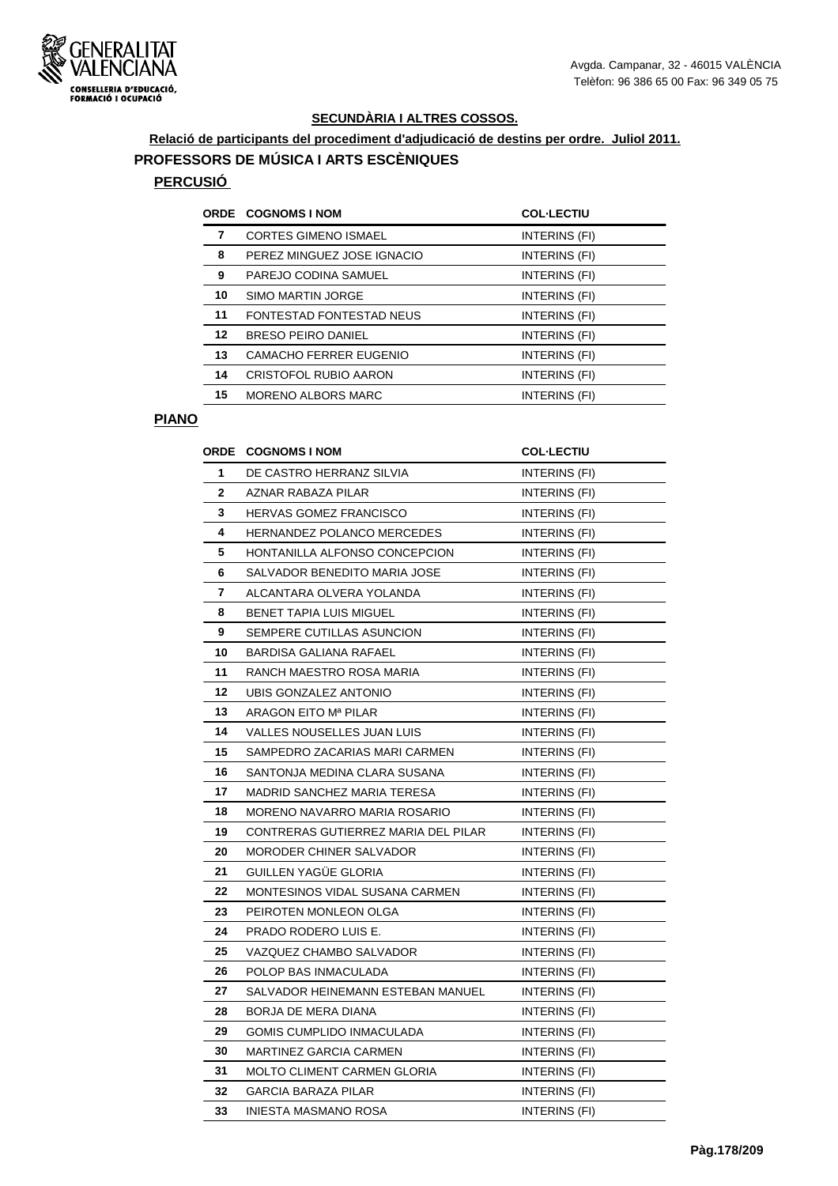Avgda. Campanar, 32 - 46015 VALÈNCIA
Telèfon: 96 386 65 00 Fax: 96 349 05 75

## SECUNDÀRIA I ALTRES COSSOS.

**Relació de participants del procediment d'adjudicació de destins per ordre. Juliol 2011.**

### PROFESSORS DE MÚSICA I ARTS ESCÈNIQUES

#### PERCUSIÓ

| ORDE | COGNOMS I NOM | COL·LECTIU |
|---|---|---|
| 7 | CORTES GIMENO ISMAEL | INTERINS (FI) |
| 8 | PEREZ MINGUEZ JOSE IGNACIO | INTERINS (FI) |
| 9 | PAREJO CODINA SAMUEL | INTERINS (FI) |
| 10 | SIMO MARTIN JORGE | INTERINS (FI) |
| 11 | FONTESTAD FONTESTAD NEUS | INTERINS (FI) |
| 12 | BRESO PEIRO DANIEL | INTERINS (FI) |
| 13 | CAMACHO FERRER EUGENIO | INTERINS (FI) |
| 14 | CRISTOFOL RUBIO AARON | INTERINS (FI) |
| 15 | MORENO ALBORS MARC | INTERINS (FI) |

#### PIANO

| ORDE | COGNOMS I NOM | COL·LECTIU |
|---|---|---|
| 1 | DE CASTRO HERRANZ SILVIA | INTERINS (FI) |
| 2 | AZNAR RABAZA PILAR | INTERINS (FI) |
| 3 | HERVAS GOMEZ FRANCISCO | INTERINS (FI) |
| 4 | HERNANDEZ POLANCO MERCEDES | INTERINS (FI) |
| 5 | HONTANILLA ALFONSO CONCEPCION | INTERINS (FI) |
| 6 | SALVADOR BENEDITO MARIA JOSE | INTERINS (FI) |
| 7 | ALCANTARA OLVERA YOLANDA | INTERINS (FI) |
| 8 | BENET TAPIA LUIS MIGUEL | INTERINS (FI) |
| 9 | SEMPERE CUTILLAS ASUNCION | INTERINS (FI) |
| 10 | BARDISA GALIANA RAFAEL | INTERINS (FI) |
| 11 | RANCH MAESTRO ROSA MARIA | INTERINS (FI) |
| 12 | UBIS GONZALEZ ANTONIO | INTERINS (FI) |
| 13 | ARAGON EITO Mª PILAR | INTERINS (FI) |
| 14 | VALLES NOUSELLES JUAN LUIS | INTERINS (FI) |
| 15 | SAMPEDRO ZACARIAS MARI CARMEN | INTERINS (FI) |
| 16 | SANTONJA MEDINA CLARA SUSANA | INTERINS (FI) |
| 17 | MADRID SANCHEZ MARIA TERESA | INTERINS (FI) |
| 18 | MORENO NAVARRO MARIA ROSARIO | INTERINS (FI) |
| 19 | CONTRERAS GUTIERREZ MARIA DEL PILAR | INTERINS (FI) |
| 20 | MORODER CHINER SALVADOR | INTERINS (FI) |
| 21 | GUILLEN YAGÜE GLORIA | INTERINS (FI) |
| 22 | MONTESINOS VIDAL SUSANA CARMEN | INTERINS (FI) |
| 23 | PEIROTEN MONLEON OLGA | INTERINS (FI) |
| 24 | PRADO RODERO LUIS E. | INTERINS (FI) |
| 25 | VAZQUEZ CHAMBO SALVADOR | INTERINS (FI) |
| 26 | POLOP BAS INMACULADA | INTERINS (FI) |
| 27 | SALVADOR HEINEMANN ESTEBAN MANUEL | INTERINS (FI) |
| 28 | BORJA DE MERA DIANA | INTERINS (FI) |
| 29 | GOMIS CUMPLIDO INMACULADA | INTERINS (FI) |
| 30 | MARTINEZ GARCIA CARMEN | INTERINS (FI) |
| 31 | MOLTO CLIMENT CARMEN GLORIA | INTERINS (FI) |
| 32 | GARCIA BARAZA PILAR | INTERINS (FI) |
| 33 | INIESTA MASMANO ROSA | INTERINS (FI) |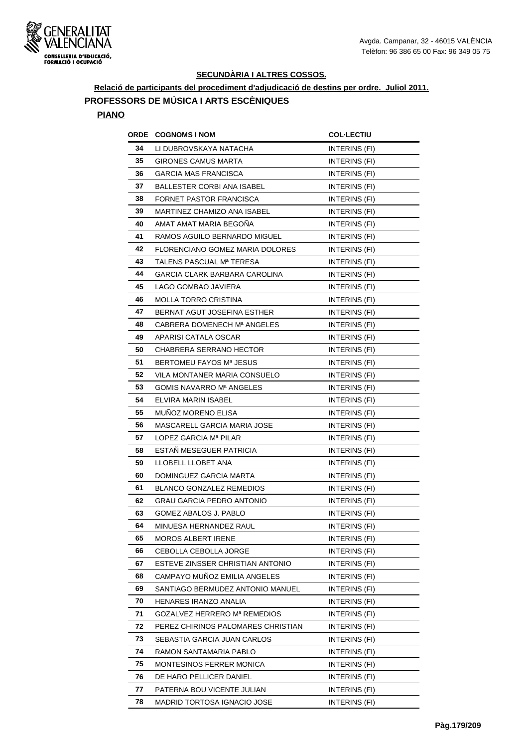**SECUNDÀRIA I ALTRES COSSOS.**

**Relació de participants del procediment d'adjudicació de destins per ordre. Juliol 2011.**

## PROFESSORS DE MÚSICA I ARTS ESCÈNIQUES

### PIANO

| ORDE | COGNOMS I NOM | COL·LECTIU |
|---|---|---|
| 34 | LI DUBROVSKAYA NATACHA | INTERINS (FI) |
| 35 | GIRONES CAMUS MARTA | INTERINS (FI) |
| 36 | GARCIA MAS FRANCISCA | INTERINS (FI) |
| 37 | BALLESTER CORBI ANA ISABEL | INTERINS (FI) |
| 38 | FORNET PASTOR FRANCISCA | INTERINS (FI) |
| 39 | MARTINEZ CHAMIZO ANA ISABEL | INTERINS (FI) |
| 40 | AMAT AMAT MARIA BEGOÑA | INTERINS (FI) |
| 41 | RAMOS AGUILO BERNARDO MIGUEL | INTERINS (FI) |
| 42 | FLORENCIANO GOMEZ MARIA DOLORES | INTERINS (FI) |
| 43 | TALENS PASCUAL Mª TERESA | INTERINS (FI) |
| 44 | GARCIA CLARK BARBARA CAROLINA | INTERINS (FI) |
| 45 | LAGO GOMBAO JAVIERA | INTERINS (FI) |
| 46 | MOLLA TORRO CRISTINA | INTERINS (FI) |
| 47 | BERNAT AGUT JOSEFINA ESTHER | INTERINS (FI) |
| 48 | CABRERA DOMENECH Mª ANGELES | INTERINS (FI) |
| 49 | APARISI CATALA OSCAR | INTERINS (FI) |
| 50 | CHABRERA SERRANO HECTOR | INTERINS (FI) |
| 51 | BERTOMEU FAYOS Mª JESUS | INTERINS (FI) |
| 52 | VILA MONTANER MARIA CONSUELO | INTERINS (FI) |
| 53 | GOMIS NAVARRO Mª ANGELES | INTERINS (FI) |
| 54 | ELVIRA MARIN ISABEL | INTERINS (FI) |
| 55 | MUÑOZ MORENO ELISA | INTERINS (FI) |
| 56 | MASCARELL GARCIA MARIA JOSE | INTERINS (FI) |
| 57 | LOPEZ GARCIA Mª PILAR | INTERINS (FI) |
| 58 | ESTAÑ MESEGUER PATRICIA | INTERINS (FI) |
| 59 | LLOBELL LLOBET ANA | INTERINS (FI) |
| 60 | DOMINGUEZ GARCIA MARTA | INTERINS (FI) |
| 61 | BLANCO GONZALEZ REMEDIOS | INTERINS (FI) |
| 62 | GRAU GARCIA PEDRO ANTONIO | INTERINS (FI) |
| 63 | GOMEZ ABALOS J. PABLO | INTERINS (FI) |
| 64 | MINUESA HERNANDEZ RAUL | INTERINS (FI) |
| 65 | MOROS ALBERT IRENE | INTERINS (FI) |
| 66 | CEBOLLA CEBOLLA JORGE | INTERINS (FI) |
| 67 | ESTEVE ZINSSER CHRISTIAN ANTONIO | INTERINS (FI) |
| 68 | CAMPAYO MUÑOZ EMILIA ANGELES | INTERINS (FI) |
| 69 | SANTIAGO BERMUDEZ ANTONIO MANUEL | INTERINS (FI) |
| 70 | HENARES IRANZO ANALIA | INTERINS (FI) |
| 71 | GOZALVEZ HERRERO Mª REMEDIOS | INTERINS (FI) |
| 72 | PEREZ CHIRINOS PALOMARES CHRISTIAN | INTERINS (FI) |
| 73 | SEBASTIA GARCIA JUAN CARLOS | INTERINS (FI) |
| 74 | RAMON SANTAMARIA PABLO | INTERINS (FI) |
| 75 | MONTESINOS FERRER MONICA | INTERINS (FI) |
| 76 | DE HARO PELLICER DANIEL | INTERINS (FI) |
| 77 | PATERNA BOU VICENTE JULIAN | INTERINS (FI) |
| 78 | MADRID TORTOSA IGNACIO JOSE | INTERINS (FI) |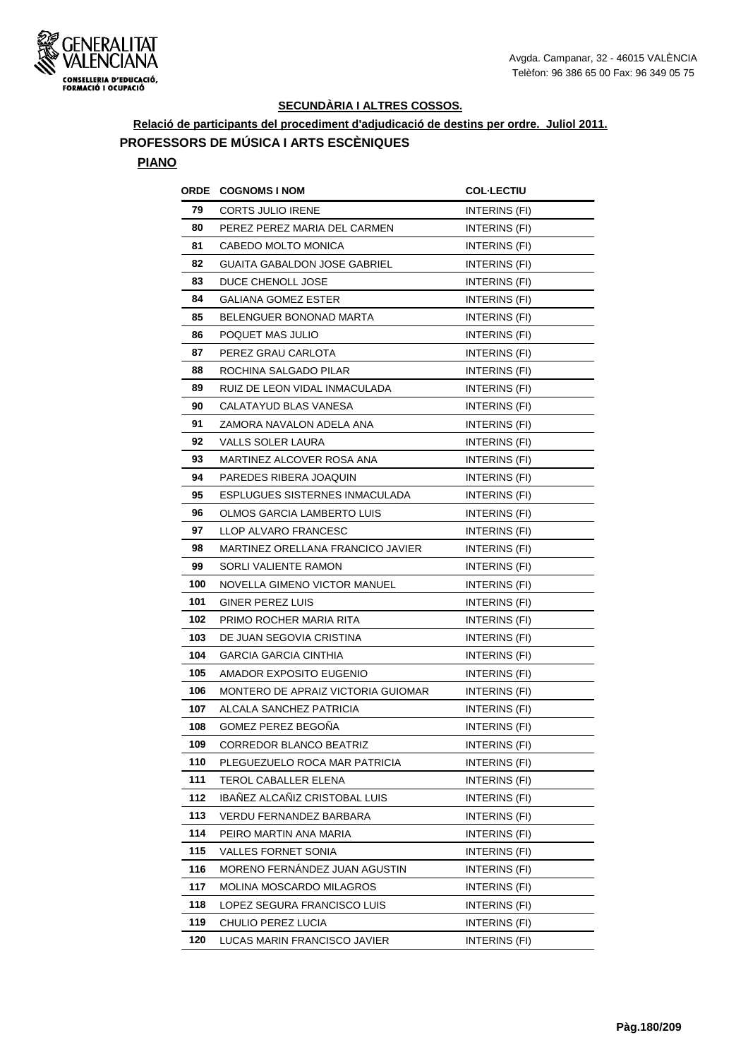Avgda. Campanar, 32 - 46015 VALÈNCIA
Telèfon: 96 386 65 00 Fax: 96 349 05 75

## SECUNDÀRIA I ALTRES COSSOS.

**Relació de participants del procediment d'adjudicació de destins per ordre. Juliol 2011.**

### PROFESSORS DE MÚSICA I ARTS ESCÈNIQUES

**PIANO**

| ORDE | COGNOMS I NOM | COL·LECTIU |
|---|---|---|
| 79 | CORTS JULIO IRENE | INTERINS (FI) |
| 80 | PEREZ PEREZ MARIA DEL CARMEN | INTERINS (FI) |
| 81 | CABEDO MOLTO MONICA | INTERINS (FI) |
| 82 | GUAITA GABALDON JOSE GABRIEL | INTERINS (FI) |
| 83 | DUCE CHENOLL JOSE | INTERINS (FI) |
| 84 | GALIANA GOMEZ ESTER | INTERINS (FI) |
| 85 | BELENGUER BONONAD MARTA | INTERINS (FI) |
| 86 | POQUET MAS JULIO | INTERINS (FI) |
| 87 | PEREZ GRAU CARLOTA | INTERINS (FI) |
| 88 | ROCHINA SALGADO PILAR | INTERINS (FI) |
| 89 | RUIZ DE LEON VIDAL INMACULADA | INTERINS (FI) |
| 90 | CALATAYUD BLAS VANESA | INTERINS (FI) |
| 91 | ZAMORA NAVALON ADELA ANA | INTERINS (FI) |
| 92 | VALLS SOLER LAURA | INTERINS (FI) |
| 93 | MARTINEZ ALCOVER ROSA ANA | INTERINS (FI) |
| 94 | PAREDES RIBERA JOAQUIN | INTERINS (FI) |
| 95 | ESPLUGUES SISTERNES INMACULADA | INTERINS (FI) |
| 96 | OLMOS GARCIA LAMBERTO LUIS | INTERINS (FI) |
| 97 | LLOP ALVARO FRANCESC | INTERINS (FI) |
| 98 | MARTINEZ ORELLANA FRANCICO JAVIER | INTERINS (FI) |
| 99 | SORLI VALIENTE RAMON | INTERINS (FI) |
| 100 | NOVELLA GIMENO VICTOR MANUEL | INTERINS (FI) |
| 101 | GINER PEREZ LUIS | INTERINS (FI) |
| 102 | PRIMO ROCHER MARIA RITA | INTERINS (FI) |
| 103 | DE JUAN SEGOVIA CRISTINA | INTERINS (FI) |
| 104 | GARCIA GARCIA CINTHIA | INTERINS (FI) |
| 105 | AMADOR EXPOSITO EUGENIO | INTERINS (FI) |
| 106 | MONTERO DE APRAIZ VICTORIA GUIOMAR | INTERINS (FI) |
| 107 | ALCALA SANCHEZ PATRICIA | INTERINS (FI) |
| 108 | GOMEZ PEREZ BEGOÑA | INTERINS (FI) |
| 109 | CORREDOR BLANCO BEATRIZ | INTERINS (FI) |
| 110 | PLEGUEZUELO ROCA MAR PATRICIA | INTERINS (FI) |
| 111 | TEROL CABALLER ELENA | INTERINS (FI) |
| 112 | IBAÑEZ ALCAÑIZ CRISTOBAL LUIS | INTERINS (FI) |
| 113 | VERDU FERNANDEZ BARBARA | INTERINS (FI) |
| 114 | PEIRO MARTIN ANA MARIA | INTERINS (FI) |
| 115 | VALLES FORNET SONIA | INTERINS (FI) |
| 116 | MORENO FERNÁNDEZ JUAN AGUSTIN | INTERINS (FI) |
| 117 | MOLINA MOSCARDO MILAGROS | INTERINS (FI) |
| 118 | LOPEZ SEGURA FRANCISCO LUIS | INTERINS (FI) |
| 119 | CHULIO PEREZ LUCIA | INTERINS (FI) |
| 120 | LUCAS MARIN FRANCISCO JAVIER | INTERINS (FI) |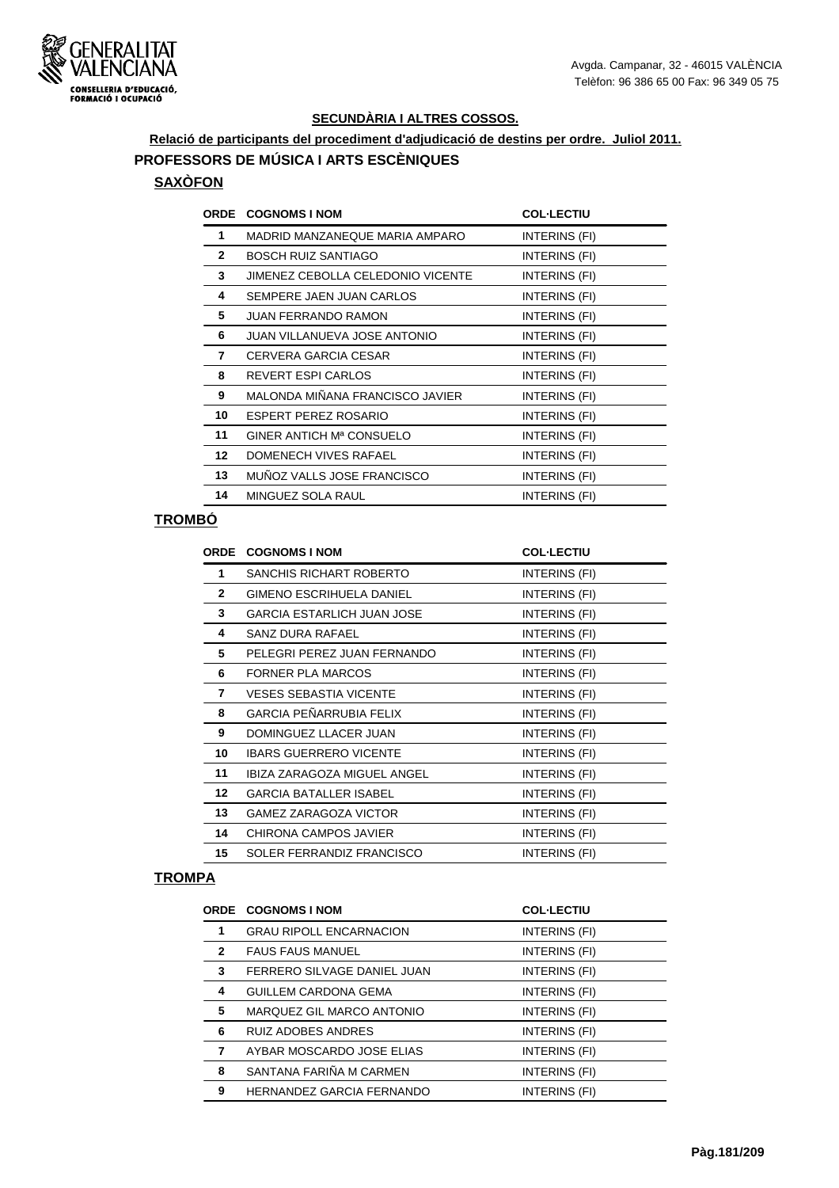GENERALITAT VALENCIANA
CONSELLERIA D'EDUCACIÓ, FORMACIÓ I OCUPACIÓ

Avgda. Campanar, 32 - 46015 VALÈNCIA
Telèfon: 96 386 65 00 Fax: 96 349 05 75

## SECUNDÀRIA I ALTRES COSSOS.

### Relació de participants del procediment d'adjudicació de destins per ordre. Juliol 2011.

## PROFESSORS DE MÚSICA I ARTS ESCÈNIQUES

### SAXÒFON

| ORDE | COGNOMS I NOM | COL·LECTIU |
|---|---|---|
| 1 | MADRID MANZANEQUE MARIA AMPARO | INTERINS (FI) |
| 2 | BOSCH RUIZ SANTIAGO | INTERINS (FI) |
| 3 | JIMENEZ CEBOLLA CELEDONIO VICENTE | INTERINS (FI) |
| 4 | SEMPERE JAEN JUAN CARLOS | INTERINS (FI) |
| 5 | JUAN FERRANDO RAMON | INTERINS (FI) |
| 6 | JUAN VILLANUEVA JOSE ANTONIO | INTERINS (FI) |
| 7 | CERVERA GARCIA CESAR | INTERINS (FI) |
| 8 | REVERT ESPI CARLOS | INTERINS (FI) |
| 9 | MALONDA MIÑANA FRANCISCO JAVIER | INTERINS (FI) |
| 10 | ESPERT PEREZ ROSARIO | INTERINS (FI) |
| 11 | GINER ANTICH Mª CONSUELO | INTERINS (FI) |
| 12 | DOMENECH VIVES RAFAEL | INTERINS (FI) |
| 13 | MUÑOZ VALLS JOSE FRANCISCO | INTERINS (FI) |
| 14 | MINGUEZ SOLA RAUL | INTERINS (FI) |

### TROMBÓ

| ORDE | COGNOMS I NOM | COL·LECTIU |
|---|---|---|
| 1 | SANCHIS RICHART ROBERTO | INTERINS (FI) |
| 2 | GIMENO ESCRIHUELA DANIEL | INTERINS (FI) |
| 3 | GARCIA ESTARLICH JUAN JOSE | INTERINS (FI) |
| 4 | SANZ DURA RAFAEL | INTERINS (FI) |
| 5 | PELEGRI PEREZ JUAN FERNANDO | INTERINS (FI) |
| 6 | FORNER PLA MARCOS | INTERINS (FI) |
| 7 | VESES SEBASTIA VICENTE | INTERINS (FI) |
| 8 | GARCIA PEÑARRUBIA FELIX | INTERINS (FI) |
| 9 | DOMINGUEZ LLACER JUAN | INTERINS (FI) |
| 10 | IBARS GUERRERO VICENTE | INTERINS (FI) |
| 11 | IBIZA ZARAGOZA MIGUEL ANGEL | INTERINS (FI) |
| 12 | GARCIA BATALLER ISABEL | INTERINS (FI) |
| 13 | GAMEZ ZARAGOZA VICTOR | INTERINS (FI) |
| 14 | CHIRONA CAMPOS JAVIER | INTERINS (FI) |
| 15 | SOLER FERRANDIZ FRANCISCO | INTERINS (FI) |

### TROMPA

| ORDE | COGNOMS I NOM | COL·LECTIU |
|---|---|---|
| 1 | GRAU RIPOLL ENCARNACION | INTERINS (FI) |
| 2 | FAUS FAUS MANUEL | INTERINS (FI) |
| 3 | FERRERO SILVAGE DANIEL JUAN | INTERINS (FI) |
| 4 | GUILLEM CARDONA GEMA | INTERINS (FI) |
| 5 | MARQUEZ GIL MARCO ANTONIO | INTERINS (FI) |
| 6 | RUIZ ADOBES ANDRES | INTERINS (FI) |
| 7 | AYBAR MOSCARDO JOSE ELIAS | INTERINS (FI) |
| 8 | SANTANA FARIÑA M CARMEN | INTERINS (FI) |
| 9 | HERNANDEZ GARCIA FERNANDO | INTERINS (FI) |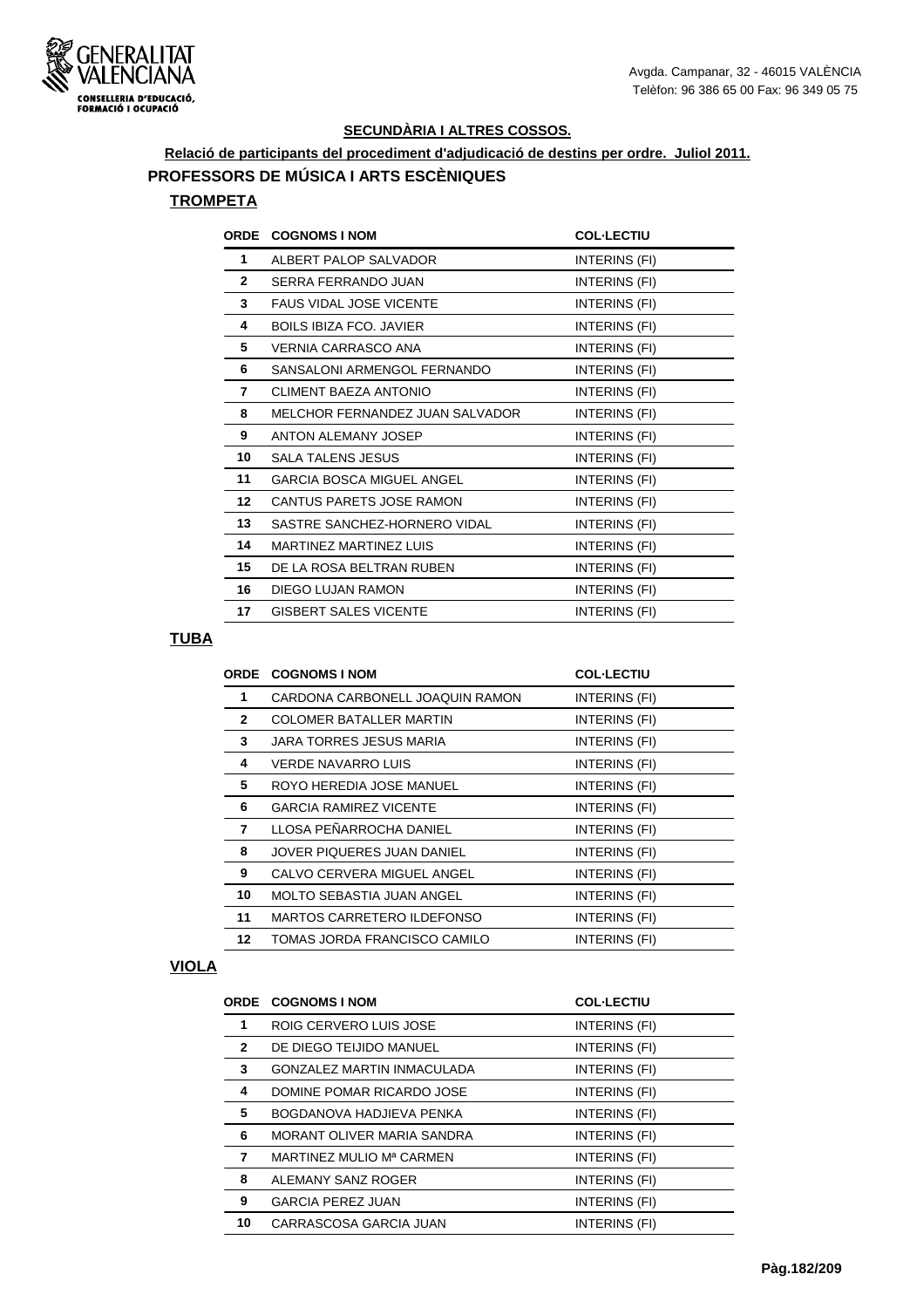GENERALITAT VALENCIANA

CONSELLERIA D'EDUCACIÓ, FORMACIÓ I OCUPACIÓ

Avgda. Campanar, 32 - 46015 VALÈNCIA
Telèfon: 96 386 65 00 Fax: 96 349 05 75

**SECUNDÀRIA I ALTRES COSSOS.**

**Relació de participants del procediment d'adjudicació de destins per ordre. Juliol 2011.**

## PROFESSORS DE MÚSICA I ARTS ESCÈNIQUES

### TROMPETA

| ORDE | COGNOMS I NOM | COL·LECTIU |
|---|---|---|
| 1 | ALBERT PALOP SALVADOR | INTERINS (FI) |
| 2 | SERRA FERRANDO JUAN | INTERINS (FI) |
| 3 | FAUS VIDAL JOSE VICENTE | INTERINS (FI) |
| 4 | BOILS IBIZA FCO. JAVIER | INTERINS (FI) |
| 5 | VERNIA CARRASCO ANA | INTERINS (FI) |
| 6 | SANSALONI ARMENGOL FERNANDO | INTERINS (FI) |
| 7 | CLIMENT BAEZA ANTONIO | INTERINS (FI) |
| 8 | MELCHOR FERNANDEZ JUAN SALVADOR | INTERINS (FI) |
| 9 | ANTON ALEMANY JOSEP | INTERINS (FI) |
| 10 | SALA TALENS JESUS | INTERINS (FI) |
| 11 | GARCIA BOSCA MIGUEL ANGEL | INTERINS (FI) |
| 12 | CANTUS PARETS JOSE RAMON | INTERINS (FI) |
| 13 | SASTRE SANCHEZ-HORNERO VIDAL | INTERINS (FI) |
| 14 | MARTINEZ MARTINEZ LUIS | INTERINS (FI) |
| 15 | DE LA ROSA BELTRAN RUBEN | INTERINS (FI) |
| 16 | DIEGO LUJAN RAMON | INTERINS (FI) |
| 17 | GISBERT SALES VICENTE | INTERINS (FI) |

### TUBA

| ORDE | COGNOMS I NOM | COL·LECTIU |
|---|---|---|
| 1 | CARDONA CARBONELL JOAQUIN RAMON | INTERINS (FI) |
| 2 | COLOMER BATALLER MARTIN | INTERINS (FI) |
| 3 | JARA TORRES JESUS MARIA | INTERINS (FI) |
| 4 | VERDE NAVARRO LUIS | INTERINS (FI) |
| 5 | ROYO HEREDIA JOSE MANUEL | INTERINS (FI) |
| 6 | GARCIA RAMIREZ VICENTE | INTERINS (FI) |
| 7 | LLOSA PEÑARROCHA DANIEL | INTERINS (FI) |
| 8 | JOVER PIQUERES JUAN DANIEL | INTERINS (FI) |
| 9 | CALVO CERVERA MIGUEL ANGEL | INTERINS (FI) |
| 10 | MOLTO SEBASTIA JUAN ANGEL | INTERINS (FI) |
| 11 | MARTOS CARRETERO ILDEFONSO | INTERINS (FI) |
| 12 | TOMAS JORDA FRANCISCO CAMILO | INTERINS (FI) |

### VIOLA

| ORDE | COGNOMS I NOM | COL·LECTIU |
|---|---|---|
| 1 | ROIG CERVERO LUIS JOSE | INTERINS (FI) |
| 2 | DE DIEGO TEIJIDO MANUEL | INTERINS (FI) |
| 3 | GONZALEZ MARTIN INMACULADA | INTERINS (FI) |
| 4 | DOMINE POMAR RICARDO JOSE | INTERINS (FI) |
| 5 | BOGDANOVA HADJIEVA PENKA | INTERINS (FI) |
| 6 | MORANT OLIVER MARIA SANDRA | INTERINS (FI) |
| 7 | MARTINEZ MULIO Mª CARMEN | INTERINS (FI) |
| 8 | ALEMANY SANZ ROGER | INTERINS (FI) |
| 9 | GARCIA PEREZ JUAN | INTERINS (FI) |
| 10 | CARRASCOSA GARCIA JUAN | INTERINS (FI) |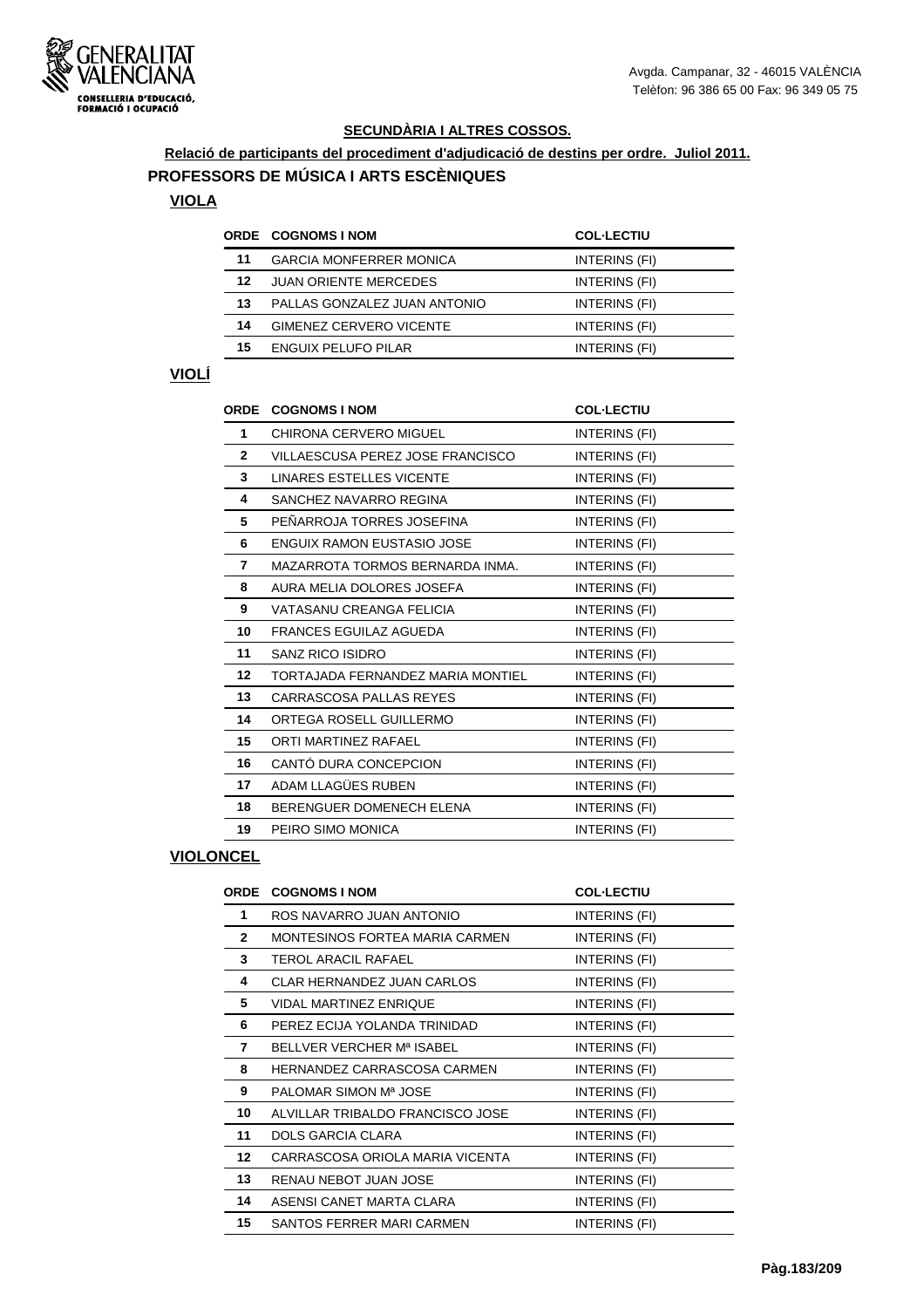**SECUNDÀRIA I ALTRES COSSOS.**

**Relació de participants del procediment d'adjudicació de destins per ordre. Juliol 2011.**

## PROFESSORS DE MÚSICA I ARTS ESCÈNIQUES

### VIOLA

| ORDE | COGNOMS I NOM | COL·LECTIU |
|---|---|---|
| 11 | GARCIA MONFERRER MONICA | INTERINS (FI) |
| 12 | JUAN ORIENTE MERCEDES | INTERINS (FI) |
| 13 | PALLAS GONZALEZ JUAN ANTONIO | INTERINS (FI) |
| 14 | GIMENEZ CERVERO VICENTE | INTERINS (FI) |
| 15 | ENGUIX PELUFO PILAR | INTERINS (FI) |

### VIOLÍ

| ORDE | COGNOMS I NOM | COL·LECTIU |
|---|---|---|
| 1 | CHIRONA CERVERO MIGUEL | INTERINS (FI) |
| 2 | VILLAESCUSA PEREZ JOSE FRANCISCO | INTERINS (FI) |
| 3 | LINARES ESTELLES VICENTE | INTERINS (FI) |
| 4 | SANCHEZ NAVARRO REGINA | INTERINS (FI) |
| 5 | PEÑARROJA TORRES JOSEFINA | INTERINS (FI) |
| 6 | ENGUIX RAMON EUSTASIO JOSE | INTERINS (FI) |
| 7 | MAZARROTA TORMOS BERNARDA INMA. | INTERINS (FI) |
| 8 | AURA MELIA DOLORES JOSEFA | INTERINS (FI) |
| 9 | VATASANU CREANGA FELICIA | INTERINS (FI) |
| 10 | FRANCES EGUILAZ AGUEDA | INTERINS (FI) |
| 11 | SANZ RICO ISIDRO | INTERINS (FI) |
| 12 | TORTAJADA FERNANDEZ MARIA MONTIEL | INTERINS (FI) |
| 13 | CARRASCOSA PALLAS REYES | INTERINS (FI) |
| 14 | ORTEGA ROSELL GUILLERMO | INTERINS (FI) |
| 15 | ORTI MARTINEZ RAFAEL | INTERINS (FI) |
| 16 | CANTÓ DURA CONCEPCION | INTERINS (FI) |
| 17 | ADAM LLAGÜES RUBEN | INTERINS (FI) |
| 18 | BERENGUER DOMENECH ELENA | INTERINS (FI) |
| 19 | PEIRO SIMO MONICA | INTERINS (FI) |

### VIOLONCEL

| ORDE | COGNOMS I NOM | COL·LECTIU |
|---|---|---|
| 1 | ROS NAVARRO JUAN ANTONIO | INTERINS (FI) |
| 2 | MONTESINOS FORTEA MARIA CARMEN | INTERINS (FI) |
| 3 | TEROL ARACIL RAFAEL | INTERINS (FI) |
| 4 | CLAR HERNANDEZ JUAN CARLOS | INTERINS (FI) |
| 5 | VIDAL MARTINEZ ENRIQUE | INTERINS (FI) |
| 6 | PEREZ ECIJA YOLANDA TRINIDAD | INTERINS (FI) |
| 7 | BELLVER VERCHER Mª ISABEL | INTERINS (FI) |
| 8 | HERNANDEZ CARRASCOSA CARMEN | INTERINS (FI) |
| 9 | PALOMAR SIMON Mª JOSE | INTERINS (FI) |
| 10 | ALVILLAR TRIBALDO FRANCISCO JOSE | INTERINS (FI) |
| 11 | DOLS GARCIA CLARA | INTERINS (FI) |
| 12 | CARRASCOSA ORIOLA MARIA VICENTA | INTERINS (FI) |
| 13 | RENAU NEBOT JUAN JOSE | INTERINS (FI) |
| 14 | ASENSI CANET MARTA CLARA | INTERINS (FI) |
| 15 | SANTOS FERRER MARI CARMEN | INTERINS (FI) |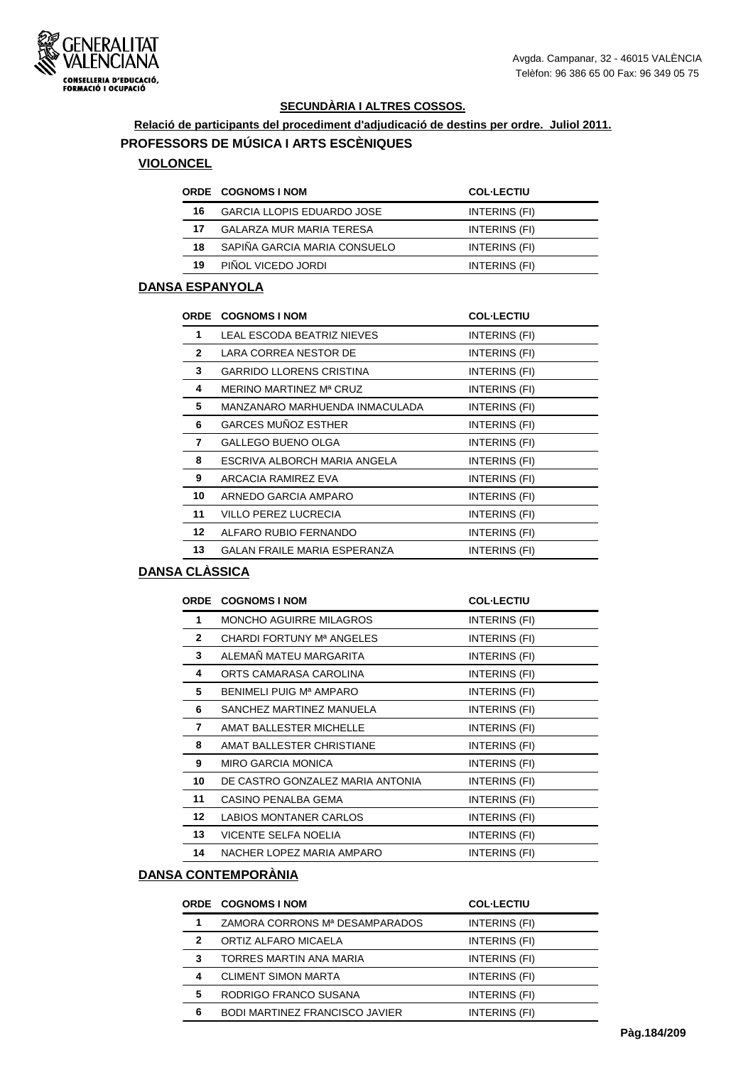Avgda. Campanar, 32 - 46015 VALÈNCIA
Telèfon: 96 386 65 00 Fax: 96 349 05 75

## SECUNDÀRIA I ALTRES COSSOS.

**Relació de participants del procediment d'adjudicació de destins per ordre. Juliol 2011.**

## PROFESSORS DE MÚSICA I ARTS ESCÈNIQUES

### VIOLONCEL

| ORDE | COGNOMS I NOM | COL·LECTIU |
|---|---|---|
| 16 | GARCIA LLOPIS EDUARDO JOSE | INTERINS (FI) |
| 17 | GALARZA MUR MARIA TERESA | INTERINS (FI) |
| 18 | SAPIÑA GARCIA MARIA CONSUELO | INTERINS (FI) |
| 19 | PIÑOL VICEDO JORDI | INTERINS (FI) |

### DANSA ESPANYOLA

| ORDE | COGNOMS I NOM | COL·LECTIU |
|---|---|---|
| 1 | LEAL ESCODA BEATRIZ NIEVES | INTERINS (FI) |
| 2 | LARA CORREA NESTOR DE | INTERINS (FI) |
| 3 | GARRIDO LLORENS CRISTINA | INTERINS (FI) |
| 4 | MERINO MARTINEZ Mª CRUZ | INTERINS (FI) |
| 5 | MANZANARO MARHUENDA INMACULADA | INTERINS (FI) |
| 6 | GARCES MUÑOZ ESTHER | INTERINS (FI) |
| 7 | GALLEGO BUENO OLGA | INTERINS (FI) |
| 8 | ESCRIVA ALBORCH MARIA ANGELA | INTERINS (FI) |
| 9 | ARCACIA RAMIREZ EVA | INTERINS (FI) |
| 10 | ARNEDO GARCIA AMPARO | INTERINS (FI) |
| 11 | VILLO PEREZ LUCRECIA | INTERINS (FI) |
| 12 | ALFARO RUBIO FERNANDO | INTERINS (FI) |
| 13 | GALAN FRAILE MARIA ESPERANZA | INTERINS (FI) |

### DANSA CLÀSSICA

| ORDE | COGNOMS I NOM | COL·LECTIU |
|---|---|---|
| 1 | MONCHO AGUIRRE MILAGROS | INTERINS (FI) |
| 2 | CHARDI FORTUNY Mª ANGELES | INTERINS (FI) |
| 3 | ALEMAÑ MATEU MARGARITA | INTERINS (FI) |
| 4 | ORTS CAMARASA CAROLINA | INTERINS (FI) |
| 5 | BENIMELI PUIG Mª AMPARO | INTERINS (FI) |
| 6 | SANCHEZ MARTINEZ MANUELA | INTERINS (FI) |
| 7 | AMAT BALLESTER MICHELLE | INTERINS (FI) |
| 8 | AMAT BALLESTER CHRISTIANE | INTERINS (FI) |
| 9 | MIRO GARCIA MONICA | INTERINS (FI) |
| 10 | DE CASTRO GONZALEZ MARIA ANTONIA | INTERINS (FI) |
| 11 | CASINO PENALBA GEMA | INTERINS (FI) |
| 12 | LABIOS MONTANER CARLOS | INTERINS (FI) |
| 13 | VICENTE SELFA NOELIA | INTERINS (FI) |
| 14 | NACHER LOPEZ MARIA AMPARO | INTERINS (FI) |

### DANSA CONTEMPORÀNIA

| ORDE | COGNOMS I NOM | COL·LECTIU |
|---|---|---|
| 1 | ZAMORA CORRONS Mª DESAMPARADOS | INTERINS (FI) |
| 2 | ORTIZ ALFARO MICAELA | INTERINS (FI) |
| 3 | TORRES MARTIN ANA MARIA | INTERINS (FI) |
| 4 | CLIMENT SIMON MARTA | INTERINS (FI) |
| 5 | RODRIGO FRANCO SUSANA | INTERINS (FI) |
| 6 | BODI MARTINEZ FRANCISCO JAVIER | INTERINS (FI) |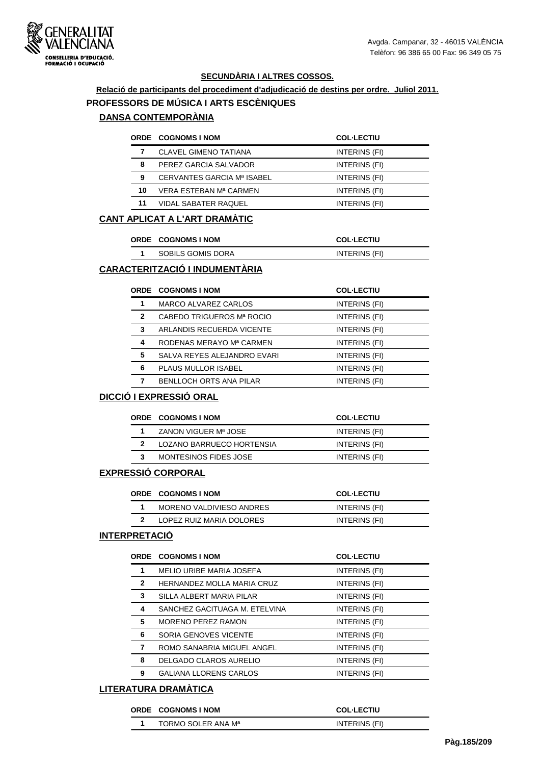GENERALITAT VALENCIANA
CONSELLERIA D'EDUCACIÓ, FORMACIÓ I OCUPACIÓ

Avgda. Campanar, 32 - 46015 VALÈNCIA
Telèfon: 96 386 65 00 Fax: 96 349 05 75

**SECUNDÀRIA I ALTRES COSSOS.**

**Relació de participants del procediment d'adjudicació de destins per ordre. Juliol 2011.**

## PROFESSORS DE MÚSICA I ARTS ESCÈNIQUES

### DANSA CONTEMPORÀNIA

| ORDE | COGNOMS I NOM | COL·LECTIU |
|---|---|---|
| 7 | CLAVEL GIMENO TATIANA | INTERINS (FI) |
| 8 | PEREZ GARCIA SALVADOR | INTERINS (FI) |
| 9 | CERVANTES GARCIA Mª ISABEL | INTERINS (FI) |
| 10 | VERA ESTEBAN Mª CARMEN | INTERINS (FI) |
| 11 | VIDAL SABATER RAQUEL | INTERINS (FI) |

### CANT APLICAT A L'ART DRAMÀTIC

| ORDE | COGNOMS I NOM | COL·LECTIU |
|---|---|---|
| 1 | SOBILS GOMIS DORA | INTERINS (FI) |

### CARACTERITZACIÓ I INDUMENTÀRIA

| ORDE | COGNOMS I NOM | COL·LECTIU |
|---|---|---|
| 1 | MARCO ALVAREZ CARLOS | INTERINS (FI) |
| 2 | CABEDO TRIGUEROS Mª ROCIO | INTERINS (FI) |
| 3 | ARLANDIS RECUERDA VICENTE | INTERINS (FI) |
| 4 | RODENAS MERAYO Mª CARMEN | INTERINS (FI) |
| 5 | SALVA REYES ALEJANDRO EVARI | INTERINS (FI) |
| 6 | PLAUS MULLOR ISABEL | INTERINS (FI) |
| 7 | BENLLOCH ORTS ANA PILAR | INTERINS (FI) |

### DICCIÓ I EXPRESSIÓ ORAL

| ORDE | COGNOMS I NOM | COL·LECTIU |
|---|---|---|
| 1 | ZANON VIGUER Mª JOSE | INTERINS (FI) |
| 2 | LOZANO BARRUECO HORTENSIA | INTERINS (FI) |
| 3 | MONTESINOS FIDES JOSE | INTERINS (FI) |

### EXPRESSIÓ CORPORAL

| ORDE | COGNOMS I NOM | COL·LECTIU |
|---|---|---|
| 1 | MORENO VALDIVIESO ANDRES | INTERINS (FI) |
| 2 | LOPEZ RUIZ MARIA DOLORES | INTERINS (FI) |

### INTERPRETACIÓ

| ORDE | COGNOMS I NOM | COL·LECTIU |
|---|---|---|
| 1 | MELIO URIBE MARIA JOSEFA | INTERINS (FI) |
| 2 | HERNANDEZ MOLLA MARIA CRUZ | INTERINS (FI) |
| 3 | SILLA ALBERT MARIA PILAR | INTERINS (FI) |
| 4 | SANCHEZ GACITUAGA M. ETELVINA | INTERINS (FI) |
| 5 | MORENO PEREZ RAMON | INTERINS (FI) |
| 6 | SORIA GENOVES VICENTE | INTERINS (FI) |
| 7 | ROMO SANABRIA MIGUEL ANGEL | INTERINS (FI) |
| 8 | DELGADO CLAROS AURELIO | INTERINS (FI) |
| 9 | GALIANA LLORENS CARLOS | INTERINS (FI) |

### LITERATURA DRAMÀTICA

| ORDE | COGNOMS I NOM | COL·LECTIU |
|---|---|---|
| 1 | TORMO SOLER ANA Mª | INTERINS (FI) |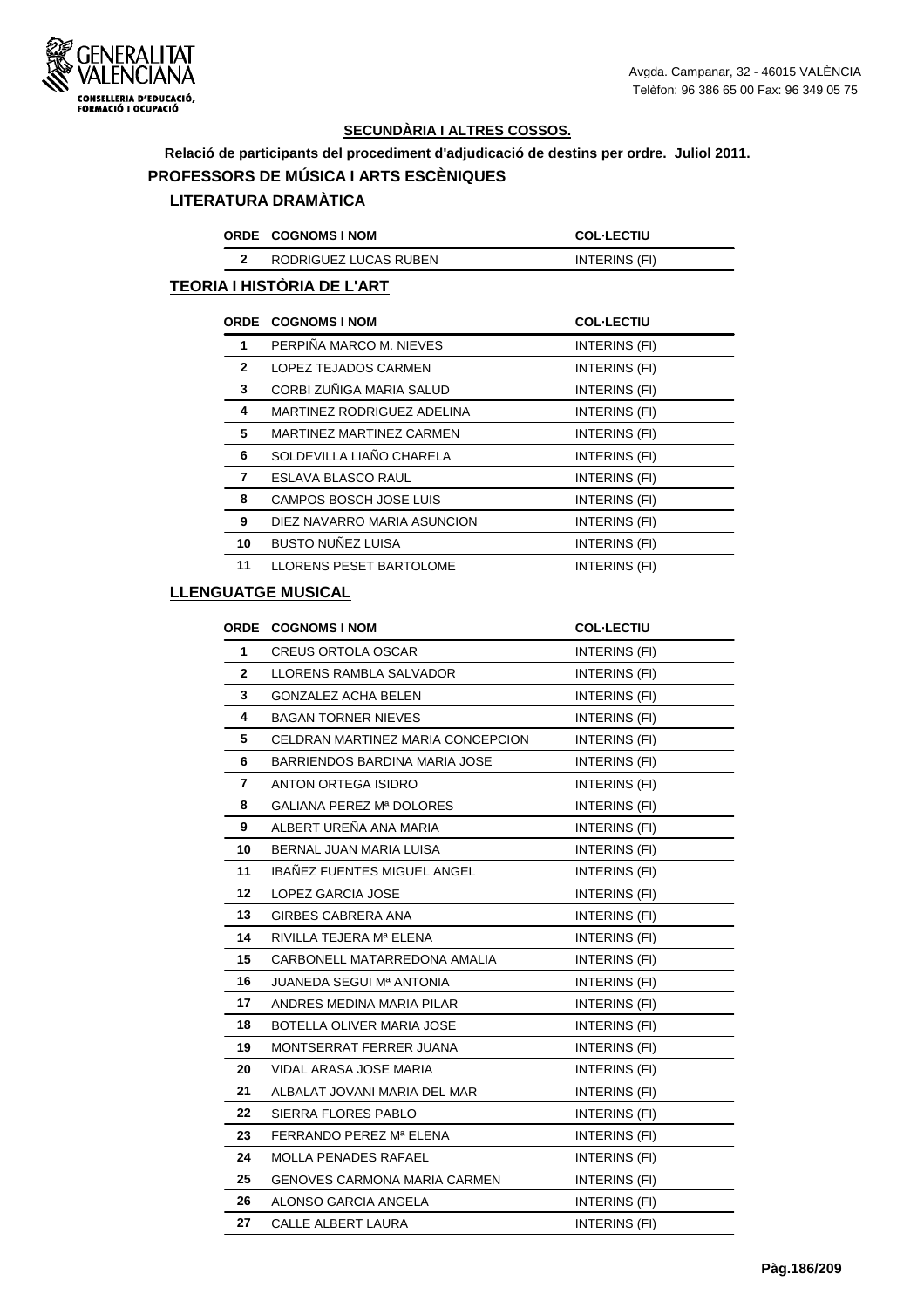**SECUNDÀRIA I ALTRES COSSOS.**

**Relació de participants del procediment d'adjudicació de destins per ordre. Juliol 2011.**

## PROFESSORS DE MÚSICA I ARTS ESCÈNIQUES

### LITERATURA DRAMÀTICA

| ORDE | COGNOMS I NOM | COL·LECTIU |
|---|---|---|
| 2 | RODRIGUEZ LUCAS RUBEN | INTERINS (FI) |

### TEORIA I HISTÒRIA DE L'ART

| ORDE | COGNOMS I NOM | COL·LECTIU |
|---|---|---|
| 1 | PERPIÑA MARCO M. NIEVES | INTERINS (FI) |
| 2 | LOPEZ TEJADOS CARMEN | INTERINS (FI) |
| 3 | CORBI ZUÑIGA MARIA SALUD | INTERINS (FI) |
| 4 | MARTINEZ RODRIGUEZ ADELINA | INTERINS (FI) |
| 5 | MARTINEZ MARTINEZ CARMEN | INTERINS (FI) |
| 6 | SOLDEVILLA LIAÑO CHARELA | INTERINS (FI) |
| 7 | ESLAVA BLASCO RAUL | INTERINS (FI) |
| 8 | CAMPOS BOSCH JOSE LUIS | INTERINS (FI) |
| 9 | DIEZ NAVARRO MARIA ASUNCION | INTERINS (FI) |
| 10 | BUSTO NUÑEZ LUISA | INTERINS (FI) |
| 11 | LLORENS PESET BARTOLOME | INTERINS (FI) |

### LLENGUATGE MUSICAL

| ORDE | COGNOMS I NOM | COL·LECTIU |
|---|---|---|
| 1 | CREUS ORTOLA OSCAR | INTERINS (FI) |
| 2 | LLORENS RAMBLA SALVADOR | INTERINS (FI) |
| 3 | GONZALEZ ACHA BELEN | INTERINS (FI) |
| 4 | BAGAN TORNER NIEVES | INTERINS (FI) |
| 5 | CELDRAN MARTINEZ MARIA CONCEPCION | INTERINS (FI) |
| 6 | BARRIENDOS BARDINA MARIA JOSE | INTERINS (FI) |
| 7 | ANTON ORTEGA ISIDRO | INTERINS (FI) |
| 8 | GALIANA PEREZ Mª DOLORES | INTERINS (FI) |
| 9 | ALBERT UREÑA ANA MARIA | INTERINS (FI) |
| 10 | BERNAL JUAN MARIA LUISA | INTERINS (FI) |
| 11 | IBAÑEZ FUENTES MIGUEL ANGEL | INTERINS (FI) |
| 12 | LOPEZ GARCIA JOSE | INTERINS (FI) |
| 13 | GIRBES CABRERA ANA | INTERINS (FI) |
| 14 | RIVILLA TEJERA Mª ELENA | INTERINS (FI) |
| 15 | CARBONELL MATARREDONA AMALIA | INTERINS (FI) |
| 16 | JUANEDA SEGUI Mª ANTONIA | INTERINS (FI) |
| 17 | ANDRES MEDINA MARIA PILAR | INTERINS (FI) |
| 18 | BOTELLA OLIVER MARIA JOSE | INTERINS (FI) |
| 19 | MONTSERRAT FERRER JUANA | INTERINS (FI) |
| 20 | VIDAL ARASA JOSE MARIA | INTERINS (FI) |
| 21 | ALBALAT JOVANI MARIA DEL MAR | INTERINS (FI) |
| 22 | SIERRA FLORES PABLO | INTERINS (FI) |
| 23 | FERRANDO PEREZ Mª ELENA | INTERINS (FI) |
| 24 | MOLLA PENADES RAFAEL | INTERINS (FI) |
| 25 | GENOVES CARMONA MARIA CARMEN | INTERINS (FI) |
| 26 | ALONSO GARCIA ANGELA | INTERINS (FI) |
| 27 | CALLE ALBERT LAURA | INTERINS (FI) |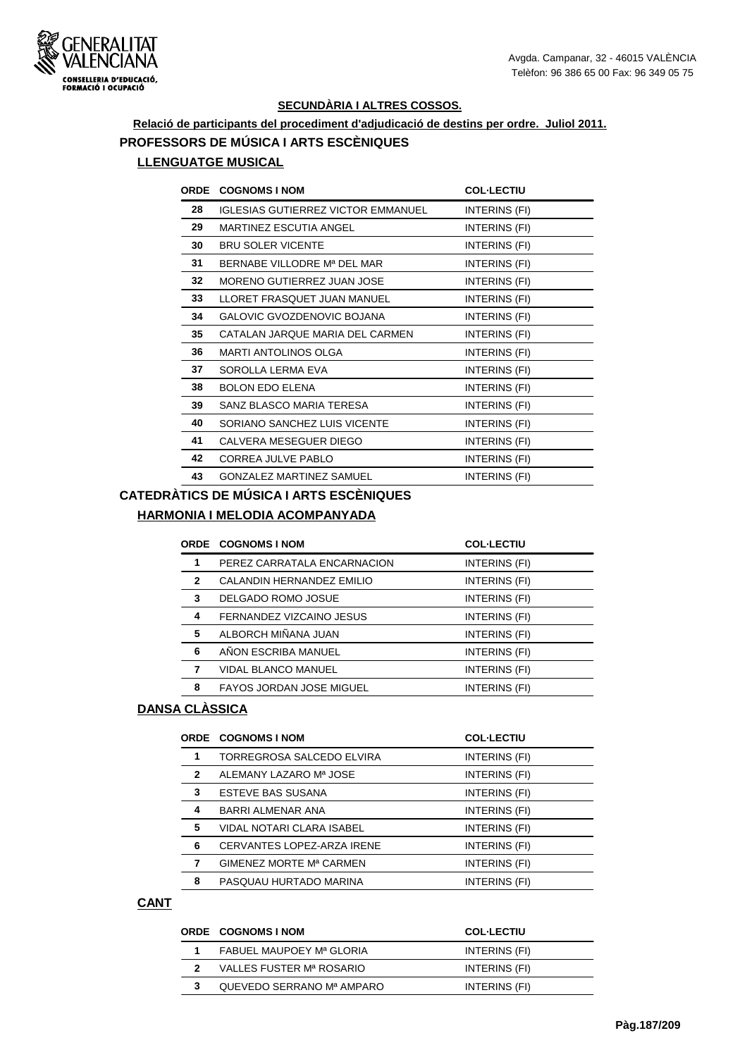**SECUNDÀRIA I ALTRES COSSOS.**

**Relació de participants del procediment d'adjudicació de destins per ordre. Juliol 2011.**

## PROFESSORS DE MÚSICA I ARTS ESCÈNIQUES

### LLENGUATGE MUSICAL

| ORDE | COGNOMS I NOM | COL·LECTIU |
|---|---|---|
| 28 | IGLESIAS GUTIERREZ VICTOR EMMANUEL | INTERINS (FI) |
| 29 | MARTINEZ ESCUTIA ANGEL | INTERINS (FI) |
| 30 | BRU SOLER VICENTE | INTERINS (FI) |
| 31 | BERNABE VILLODRE Mª DEL MAR | INTERINS (FI) |
| 32 | MORENO GUTIERREZ JUAN JOSE | INTERINS (FI) |
| 33 | LLORET FRASQUET JUAN MANUEL | INTERINS (FI) |
| 34 | GALOVIC GVOZDENOVIC BOJANA | INTERINS (FI) |
| 35 | CATALAN JARQUE MARIA DEL CARMEN | INTERINS (FI) |
| 36 | MARTI ANTOLINOS OLGA | INTERINS (FI) |
| 37 | SOROLLA LERMA EVA | INTERINS (FI) |
| 38 | BOLON EDO ELENA | INTERINS (FI) |
| 39 | SANZ BLASCO MARIA TERESA | INTERINS (FI) |
| 40 | SORIANO SANCHEZ LUIS VICENTE | INTERINS (FI) |
| 41 | CALVERA MESEGUER DIEGO | INTERINS (FI) |
| 42 | CORREA JULVE PABLO | INTERINS (FI) |
| 43 | GONZALEZ MARTINEZ SAMUEL | INTERINS (FI) |

## CATEDRÀTICS DE MÚSICA I ARTS ESCÈNIQUES

### HARMONIA I MELODIA ACOMPANYADA

| ORDE | COGNOMS I NOM | COL·LECTIU |
|---|---|---|
| 1 | PEREZ CARRATALA ENCARNACION | INTERINS (FI) |
| 2 | CALANDIN HERNANDEZ EMILIO | INTERINS (FI) |
| 3 | DELGADO ROMO JOSUE | INTERINS (FI) |
| 4 | FERNANDEZ VIZCAINO JESUS | INTERINS (FI) |
| 5 | ALBORCH MIÑANA JUAN | INTERINS (FI) |
| 6 | AÑON ESCRIBA MANUEL | INTERINS (FI) |
| 7 | VIDAL BLANCO MANUEL | INTERINS (FI) |
| 8 | FAYOS JORDAN JOSE MIGUEL | INTERINS (FI) |

### DANSA CLÀSSICA

| ORDE | COGNOMS I NOM | COL·LECTIU |
|---|---|---|
| 1 | TORREGROSA SALCEDO ELVIRA | INTERINS (FI) |
| 2 | ALEMANY LAZARO Mª JOSE | INTERINS (FI) |
| 3 | ESTEVE BAS SUSANA | INTERINS (FI) |
| 4 | BARRI ALMENAR ANA | INTERINS (FI) |
| 5 | VIDAL NOTARI CLARA ISABEL | INTERINS (FI) |
| 6 | CERVANTES LOPEZ-ARZA IRENE | INTERINS (FI) |
| 7 | GIMENEZ MORTE Mª CARMEN | INTERINS (FI) |
| 8 | PASQUAU HURTADO MARINA | INTERINS (FI) |

### CANT

| ORDE | COGNOMS I NOM | COL·LECTIU |
|---|---|---|
| 1 | FABUEL MAUPOEY Mª GLORIA | INTERINS (FI) |
| 2 | VALLES FUSTER Mª ROSARIO | INTERINS (FI) |
| 3 | QUEVEDO SERRANO Mª AMPARO | INTERINS (FI) |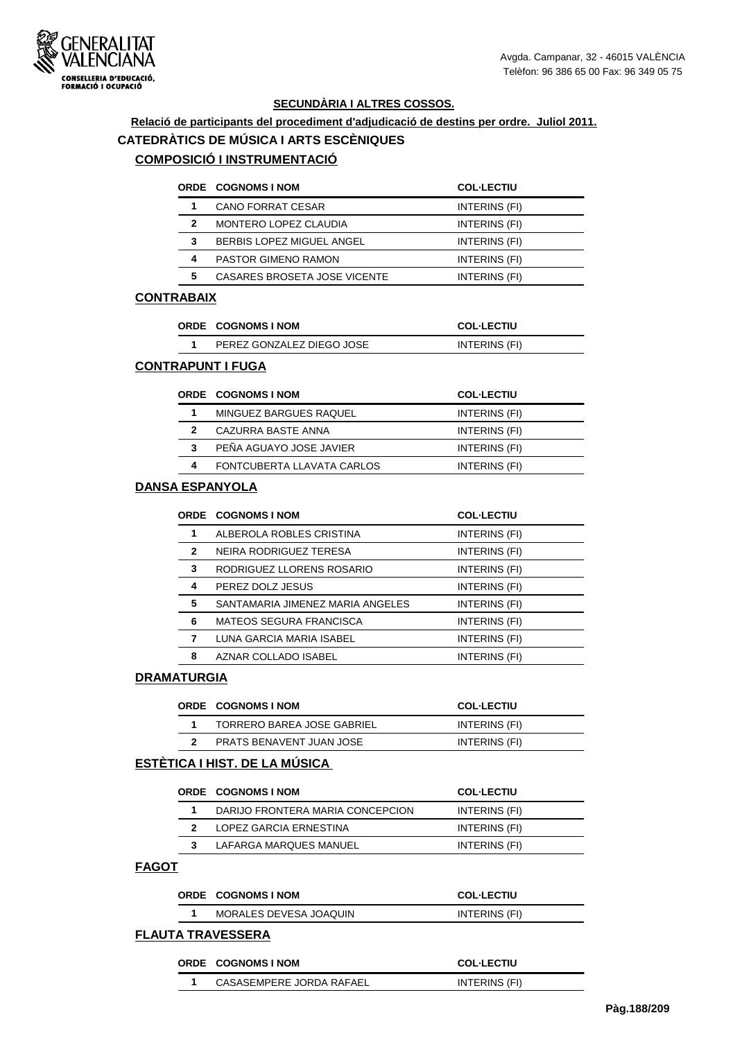GENERALITAT VALENCIANA
CONSELLERIA D'EDUCACIÓ, FORMACIÓ I OCUPACIÓ

Avgda. Campanar, 32 - 46015 VALÈNCIA
Telèfon: 96 386 65 00 Fax: 96 349 05 75

## SECUNDÀRIA I ALTRES COSSOS.

**Relació de participants del procediment d'adjudicació de destins per ordre. Juliol 2011.**

## CATEDRÀTICS DE MÚSICA I ARTS ESCÈNIQUES

### COMPOSICIÓ I INSTRUMENTACIÓ

| ORDE | COGNOMS I NOM | COL·LECTIU |
|---|---|---|
| 1 | CANO FORRAT CESAR | INTERINS (FI) |
| 2 | MONTERO LOPEZ CLAUDIA | INTERINS (FI) |
| 3 | BERBIS LOPEZ MIGUEL ANGEL | INTERINS (FI) |
| 4 | PASTOR GIMENO RAMON | INTERINS (FI) |
| 5 | CASARES BROSETA JOSE VICENTE | INTERINS (FI) |

### CONTRABAIX

| ORDE | COGNOMS I NOM | COL·LECTIU |
|---|---|---|
| 1 | PEREZ GONZALEZ DIEGO JOSE | INTERINS (FI) |

### CONTRAPUNT I FUGA

| ORDE | COGNOMS I NOM | COL·LECTIU |
|---|---|---|
| 1 | MINGUEZ BARGUES RAQUEL | INTERINS (FI) |
| 2 | CAZURRA BASTE ANNA | INTERINS (FI) |
| 3 | PEÑA AGUAYO JOSE JAVIER | INTERINS (FI) |
| 4 | FONTCUBERTA LLAVATA CARLOS | INTERINS (FI) |

### DANSA ESPANYOLA

| ORDE | COGNOMS I NOM | COL·LECTIU |
|---|---|---|
| 1 | ALBEROLA ROBLES CRISTINA | INTERINS (FI) |
| 2 | NEIRA RODRIGUEZ TERESA | INTERINS (FI) |
| 3 | RODRIGUEZ LLORENS ROSARIO | INTERINS (FI) |
| 4 | PEREZ DOLZ JESUS | INTERINS (FI) |
| 5 | SANTAMARIA JIMENEZ MARIA ANGELES | INTERINS (FI) |
| 6 | MATEOS SEGURA FRANCISCA | INTERINS (FI) |
| 7 | LUNA GARCIA MARIA ISABEL | INTERINS (FI) |
| 8 | AZNAR COLLADO ISABEL | INTERINS (FI) |

### DRAMATURGIA

| ORDE | COGNOMS I NOM | COL·LECTIU |
|---|---|---|
| 1 | TORRERO BAREA JOSE GABRIEL | INTERINS (FI) |
| 2 | PRATS BENAVENT JUAN JOSE | INTERINS (FI) |

### ESTÈTICA I HIST. DE LA MÚSICA

| ORDE | COGNOMS I NOM | COL·LECTIU |
|---|---|---|
| 1 | DARIJO FRONTERA MARIA CONCEPCION | INTERINS (FI) |
| 2 | LOPEZ GARCIA ERNESTINA | INTERINS (FI) |
| 3 | LAFARGA MARQUES MANUEL | INTERINS (FI) |

### FAGOT

| ORDE | COGNOMS I NOM | COL·LECTIU |
|---|---|---|
| 1 | MORALES DEVESA JOAQUIN | INTERINS (FI) |

### FLAUTA TRAVESSERA

| ORDE | COGNOMS I NOM | COL·LECTIU |
|---|---|---|
| 1 | CASASEMPERE JORDA RAFAEL | INTERINS (FI) |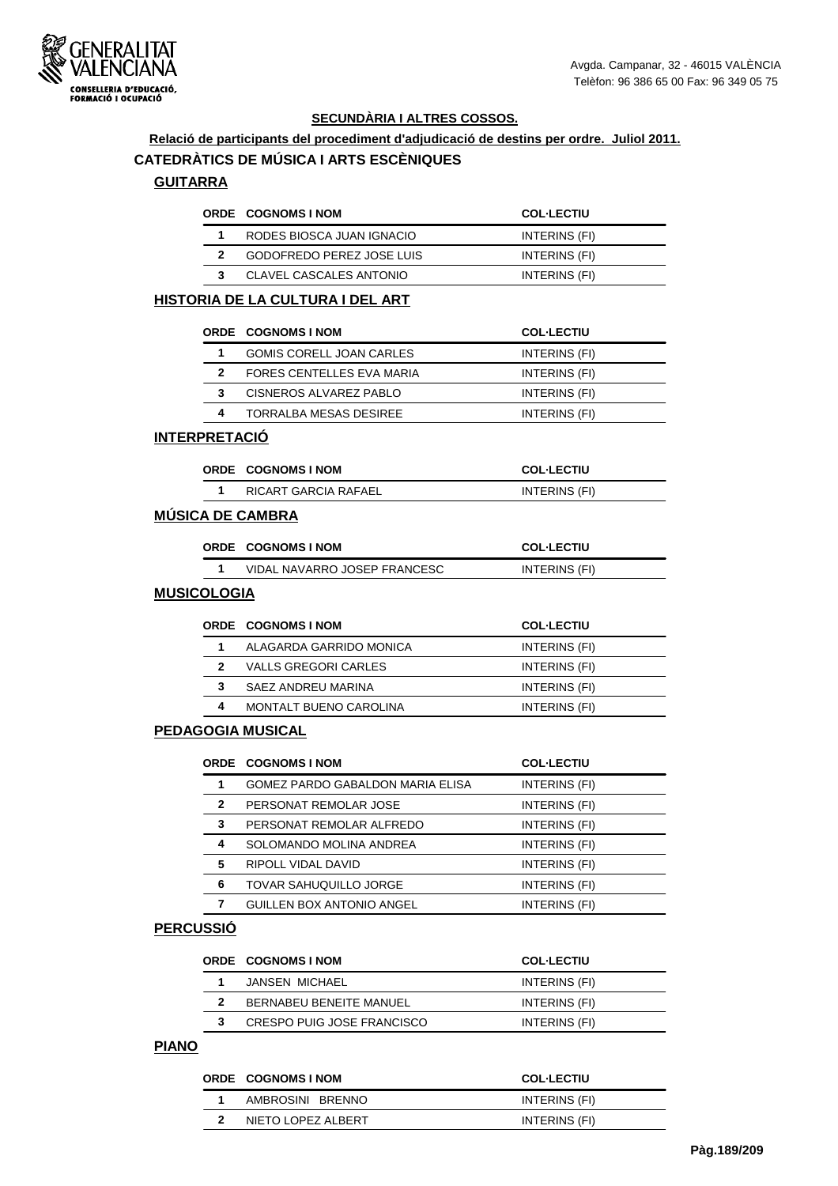**SECUNDÀRIA I ALTRES COSSOS.**

**Relació de participants del procediment d'adjudicació de destins per ordre. Juliol 2011.**

## CATEDRÀTICS DE MÚSICA I ARTS ESCÈNIQUES

### GUITARRA

| ORDE | COGNOMS I NOM | COL·LECTIU |
|---|---|---|
| 1 | RODES BIOSCA JUAN IGNACIO | INTERINS (FI) |
| 2 | GODOFREDO PEREZ JOSE LUIS | INTERINS (FI) |
| 3 | CLAVEL CASCALES ANTONIO | INTERINS (FI) |

### HISTORIA DE LA CULTURA I DEL ART

| ORDE | COGNOMS I NOM | COL·LECTIU |
|---|---|---|
| 1 | GOMIS CORELL JOAN CARLES | INTERINS (FI) |
| 2 | FORES CENTELLES EVA MARIA | INTERINS (FI) |
| 3 | CISNEROS ALVAREZ PABLO | INTERINS (FI) |
| 4 | TORRALBA MESAS DESIREE | INTERINS (FI) |

### INTERPRETACIÓ

| ORDE | COGNOMS I NOM | COL·LECTIU |
|---|---|---|
| 1 | RICART GARCIA RAFAEL | INTERINS (FI) |

### MÚSICA DE CAMBRA

| ORDE | COGNOMS I NOM | COL·LECTIU |
|---|---|---|
| 1 | VIDAL NAVARRO JOSEP FRANCESC | INTERINS (FI) |

### MUSICOLOGIA

| ORDE | COGNOMS I NOM | COL·LECTIU |
|---|---|---|
| 1 | ALAGARDA GARRIDO MONICA | INTERINS (FI) |
| 2 | VALLS GREGORI CARLES | INTERINS (FI) |
| 3 | SAEZ ANDREU MARINA | INTERINS (FI) |
| 4 | MONTALT BUENO CAROLINA | INTERINS (FI) |

### PEDAGOGIA MUSICAL

| ORDE | COGNOMS I NOM | COL·LECTIU |
|---|---|---|
| 1 | GOMEZ PARDO GABALDON MARIA ELISA | INTERINS (FI) |
| 2 | PERSONAT REMOLAR JOSE | INTERINS (FI) |
| 3 | PERSONAT REMOLAR ALFREDO | INTERINS (FI) |
| 4 | SOLOMANDO MOLINA ANDREA | INTERINS (FI) |
| 5 | RIPOLL VIDAL DAVID | INTERINS (FI) |
| 6 | TOVAR SAHUQUILLO JORGE | INTERINS (FI) |
| 7 | GUILLEN BOX ANTONIO ANGEL | INTERINS (FI) |

### PERCUSSIÓ

| ORDE | COGNOMS I NOM | COL·LECTIU |
|---|---|---|
| 1 | JANSEN MICHAEL | INTERINS (FI) |
| 2 | BERNABEU BENEITE MANUEL | INTERINS (FI) |
| 3 | CRESPO PUIG JOSE FRANCISCO | INTERINS (FI) |

### PIANO

| ORDE | COGNOMS I NOM | COL·LECTIU |
|---|---|---|
| 1 | AMBROSINI BRENNO | INTERINS (FI) |
| 2 | NIETO LOPEZ ALBERT | INTERINS (FI) |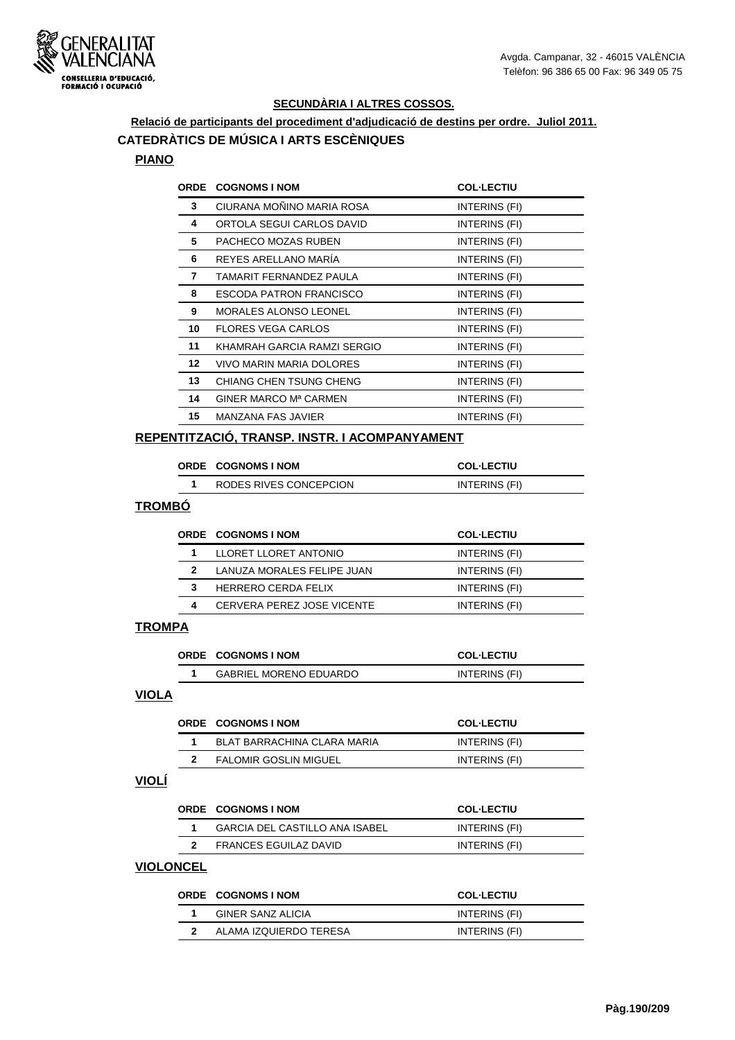## SECUNDÀRIA I ALTRES COSSOS.

**Relació de participants del procediment d'adjudicació de destins per ordre. Juliol 2011.**

### CATEDRÀTICS DE MÚSICA I ARTS ESCÈNIQUES

#### PIANO

| ORDE | COGNOMS I NOM | COL·LECTIU |
|---|---|---|
| 3 | CIURANA MOÑINO MARIA ROSA | INTERINS (FI) |
| 4 | ORTOLA SEGUI CARLOS DAVID | INTERINS (FI) |
| 5 | PACHECO MOZAS RUBEN | INTERINS (FI) |
| 6 | REYES ARELLANO MARÍA | INTERINS (FI) |
| 7 | TAMARIT FERNANDEZ PAULA | INTERINS (FI) |
| 8 | ESCODA PATRON FRANCISCO | INTERINS (FI) |
| 9 | MORALES ALONSO LEONEL | INTERINS (FI) |
| 10 | FLORES VEGA CARLOS | INTERINS (FI) |
| 11 | KHAMRAH GARCIA RAMZI SERGIO | INTERINS (FI) |
| 12 | VIVO MARIN MARIA DOLORES | INTERINS (FI) |
| 13 | CHIANG CHEN TSUNG CHENG | INTERINS (FI) |
| 14 | GINER MARCO Mª CARMEN | INTERINS (FI) |
| 15 | MANZANA FAS JAVIER | INTERINS (FI) |

#### REPENTITZACIÓ, TRANSP. INSTR. I ACOMPANYAMENT

| ORDE | COGNOMS I NOM | COL·LECTIU |
|---|---|---|
| 1 | RODES RIVES CONCEPCION | INTERINS (FI) |

#### TROMBÓ

| ORDE | COGNOMS I NOM | COL·LECTIU |
|---|---|---|
| 1 | LLORET LLORET ANTONIO | INTERINS (FI) |
| 2 | LANUZA MORALES FELIPE JUAN | INTERINS (FI) |
| 3 | HERRERO CERDA FELIX | INTERINS (FI) |
| 4 | CERVERA PEREZ JOSE VICENTE | INTERINS (FI) |

#### TROMPA

| ORDE | COGNOMS I NOM | COL·LECTIU |
|---|---|---|
| 1 | GABRIEL MORENO EDUARDO | INTERINS (FI) |

#### VIOLA

| ORDE | COGNOMS I NOM | COL·LECTIU |
|---|---|---|
| 1 | BLAT BARRACHINA CLARA MARIA | INTERINS (FI) |
| 2 | FALOMIR GOSLIN MIGUEL | INTERINS (FI) |

#### VIOLÍ

| ORDE | COGNOMS I NOM | COL·LECTIU |
|---|---|---|
| 1 | GARCIA DEL CASTILLO ANA ISABEL | INTERINS (FI) |
| 2 | FRANCES EGUILAZ DAVID | INTERINS (FI) |

#### VIOLONCEL

| ORDE | COGNOMS I NOM | COL·LECTIU |
|---|---|---|
| 1 | GINER SANZ ALICIA | INTERINS (FI) |
| 2 | ALAMA IZQUIERDO TERESA | INTERINS (FI) |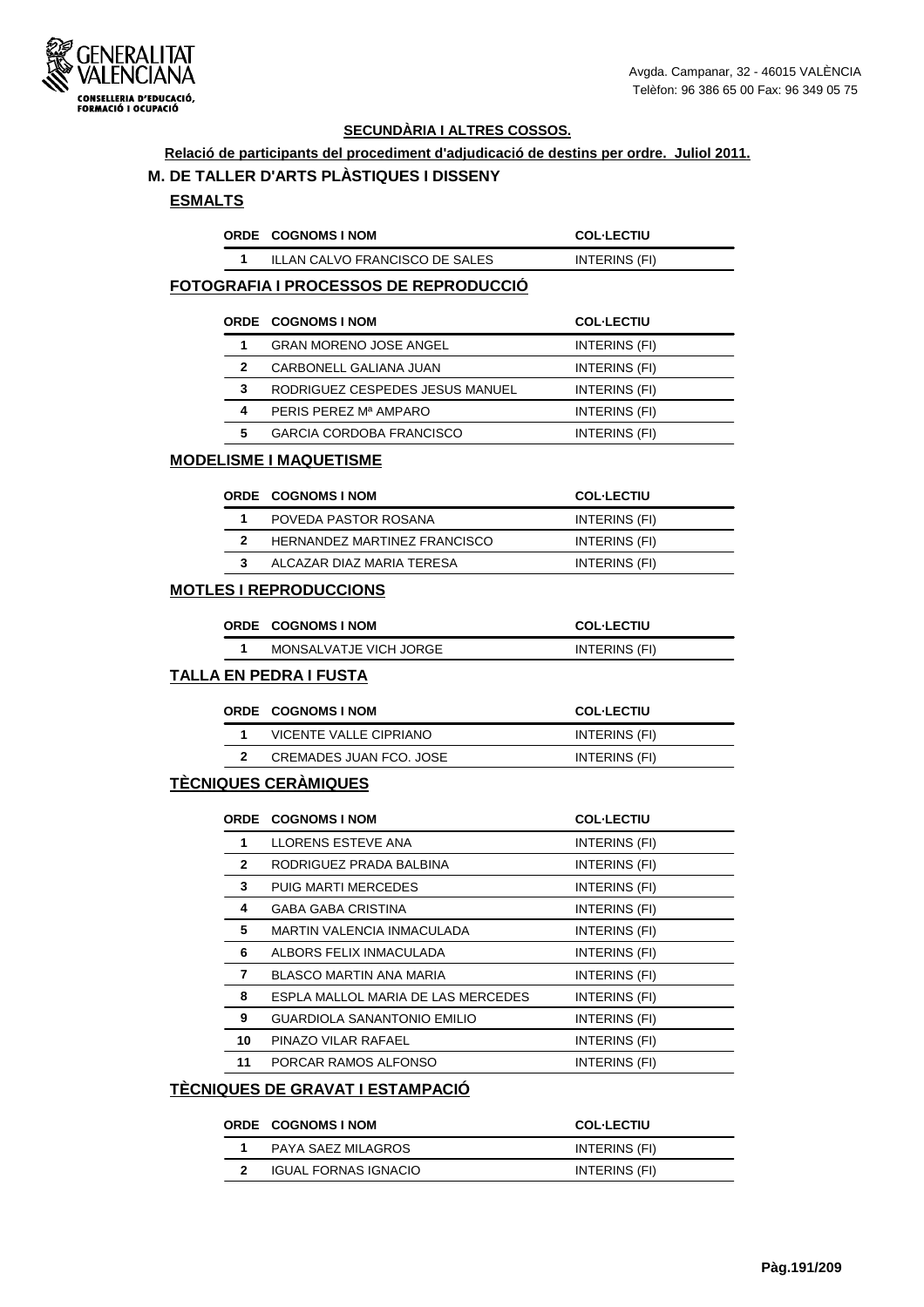**SECUNDÀRIA I ALTRES COSSOS.**

**Relació de participants del procediment d'adjudicació de destins per ordre. Juliol 2011.**

## M. DE TALLER D'ARTS PLÀSTIQUES I DISSENY

### ESMALTS

| ORDE | COGNOMS I NOM | COL·LECTIU |
|---|---|---|
| 1 | ILLAN CALVO FRANCISCO DE SALES | INTERINS (FI) |

### FOTOGRAFIA I PROCESSOS DE REPRODUCCIÓ

| ORDE | COGNOMS I NOM | COL·LECTIU |
|---|---|---|
| 1 | GRAN MORENO JOSE ANGEL | INTERINS (FI) |
| 2 | CARBONELL GALIANA JUAN | INTERINS (FI) |
| 3 | RODRIGUEZ CESPEDES JESUS MANUEL | INTERINS (FI) |
| 4 | PERIS PEREZ Mª AMPARO | INTERINS (FI) |
| 5 | GARCIA CORDOBA FRANCISCO | INTERINS (FI) |

### MODELISME I MAQUETISME

| ORDE | COGNOMS I NOM | COL·LECTIU |
|---|---|---|
| 1 | POVEDA PASTOR ROSANA | INTERINS (FI) |
| 2 | HERNANDEZ MARTINEZ FRANCISCO | INTERINS (FI) |
| 3 | ALCAZAR DIAZ MARIA TERESA | INTERINS (FI) |

### MOTLES I REPRODUCCIONS

| ORDE | COGNOMS I NOM | COL·LECTIU |
|---|---|---|
| 1 | MONSALVATJE VICH JORGE | INTERINS (FI) |

### TALLA EN PEDRA I FUSTA

| ORDE | COGNOMS I NOM | COL·LECTIU |
|---|---|---|
| 1 | VICENTE VALLE CIPRIANO | INTERINS (FI) |
| 2 | CREMADES JUAN FCO. JOSE | INTERINS (FI) |

### TÈCNIQUES CERÀMIQUES

| ORDE | COGNOMS I NOM | COL·LECTIU |
|---|---|---|
| 1 | LLORENS ESTEVE ANA | INTERINS (FI) |
| 2 | RODRIGUEZ PRADA BALBINA | INTERINS (FI) |
| 3 | PUIG MARTI MERCEDES | INTERINS (FI) |
| 4 | GABA GABA CRISTINA | INTERINS (FI) |
| 5 | MARTIN VALENCIA INMACULADA | INTERINS (FI) |
| 6 | ALBORS FELIX INMACULADA | INTERINS (FI) |
| 7 | BLASCO MARTIN ANA MARIA | INTERINS (FI) |
| 8 | ESPLA MALLOL MARIA DE LAS MERCEDES | INTERINS (FI) |
| 9 | GUARDIOLA SANANTONIO EMILIO | INTERINS (FI) |
| 10 | PINAZO VILAR RAFAEL | INTERINS (FI) |
| 11 | PORCAR RAMOS ALFONSO | INTERINS (FI) |

### TÈCNIQUES DE GRAVAT I ESTAMPACIÓ

| ORDE | COGNOMS I NOM | COL·LECTIU |
|---|---|---|
| 1 | PAYA SAEZ MILAGROS | INTERINS (FI) |
| 2 | IGUAL FORNAS IGNACIO | INTERINS (FI) |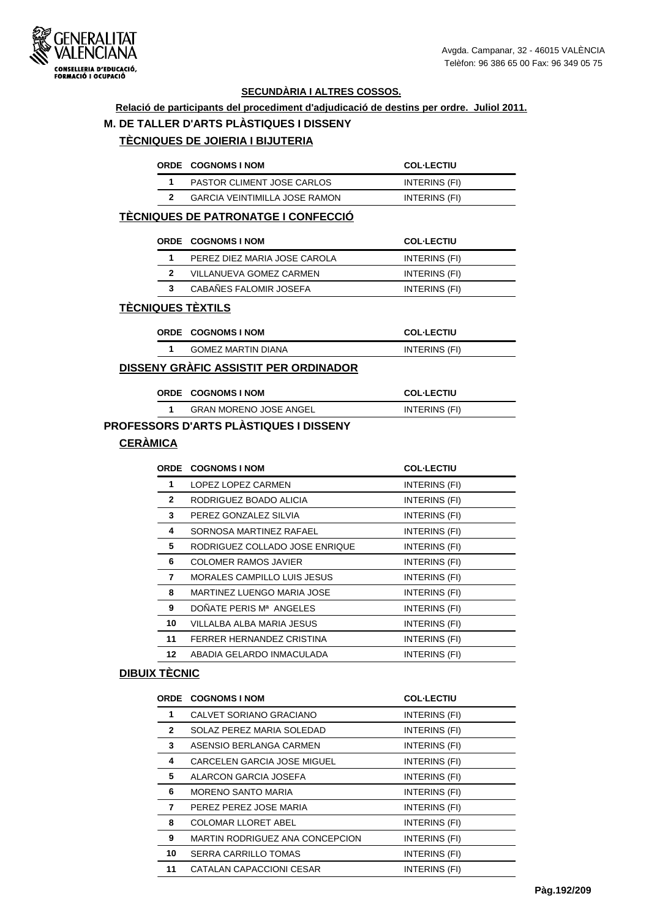GENERALITAT VALENCIANA
CONSELLERIA D'EDUCACIÓ, FORMACIÓ I OCUPACIÓ

Avgda. Campanar, 32 - 46015 VALÈNCIA
Telèfon: 96 386 65 00 Fax: 96 349 05 75

## SECUNDÀRIA I ALTRES COSSOS.

**Relació de participants del procediment d'adjudicació de destins per ordre. Juliol 2011.**

## M. DE TALLER D'ARTS PLÀSTIQUES I DISSENY

### TÈCNIQUES DE JOIERIA I BIJUTERIA

| ORDE | COGNOMS I NOM | COL·LECTIU |
|---|---|---|
| 1 | PASTOR CLIMENT JOSE CARLOS | INTERINS (FI) |
| 2 | GARCIA VEINTIMILLA JOSE RAMON | INTERINS (FI) |

### TÈCNIQUES DE PATRONATGE I CONFECCIÓ

| ORDE | COGNOMS I NOM | COL·LECTIU |
|---|---|---|
| 1 | PEREZ DIEZ MARIA JOSE CAROLA | INTERINS (FI) |
| 2 | VILLANUEVA GOMEZ CARMEN | INTERINS (FI) |
| 3 | CABAÑES FALOMIR JOSEFA | INTERINS (FI) |

### TÈCNIQUES TÈXTILS

| ORDE | COGNOMS I NOM | COL·LECTIU |
|---|---|---|
| 1 | GOMEZ MARTIN DIANA | INTERINS (FI) |

### DISSENY GRÀFIC ASSISTIT PER ORDINADOR

| ORDE | COGNOMS I NOM | COL·LECTIU |
|---|---|---|
| 1 | GRAN MORENO JOSE ANGEL | INTERINS (FI) |

## PROFESSORS D'ARTS PLÀSTIQUES I DISSENY

### CERÀMICA

| ORDE | COGNOMS I NOM | COL·LECTIU |
|---|---|---|
| 1 | LOPEZ LOPEZ CARMEN | INTERINS (FI) |
| 2 | RODRIGUEZ BOADO ALICIA | INTERINS (FI) |
| 3 | PEREZ GONZALEZ SILVIA | INTERINS (FI) |
| 4 | SORNOSA MARTINEZ RAFAEL | INTERINS (FI) |
| 5 | RODRIGUEZ COLLADO JOSE ENRIQUE | INTERINS (FI) |
| 6 | COLOMER RAMOS JAVIER | INTERINS (FI) |
| 7 | MORALES CAMPILLO LUIS JESUS | INTERINS (FI) |
| 8 | MARTINEZ LUENGO MARIA JOSE | INTERINS (FI) |
| 9 | DOÑATE PERIS Mª ANGELES | INTERINS (FI) |
| 10 | VILLALBA ALBA MARIA JESUS | INTERINS (FI) |
| 11 | FERRER HERNANDEZ CRISTINA | INTERINS (FI) |
| 12 | ABADIA GELARDO INMACULADA | INTERINS (FI) |

### DIBUIX TÈCNIC

| ORDE | COGNOMS I NOM | COL·LECTIU |
|---|---|---|
| 1 | CALVET SORIANO GRACIANO | INTERINS (FI) |
| 2 | SOLAZ PEREZ MARIA SOLEDAD | INTERINS (FI) |
| 3 | ASENSIO BERLANGA CARMEN | INTERINS (FI) |
| 4 | CARCELEN GARCIA JOSE MIGUEL | INTERINS (FI) |
| 5 | ALARCON GARCIA JOSEFA | INTERINS (FI) |
| 6 | MORENO SANTO MARIA | INTERINS (FI) |
| 7 | PEREZ PEREZ JOSE MARIA | INTERINS (FI) |
| 8 | COLOMAR LLORET ABEL | INTERINS (FI) |
| 9 | MARTIN RODRIGUEZ ANA CONCEPCION | INTERINS (FI) |
| 10 | SERRA CARRILLO TOMAS | INTERINS (FI) |
| 11 | CATALAN CAPACCIONI CESAR | INTERINS (FI) |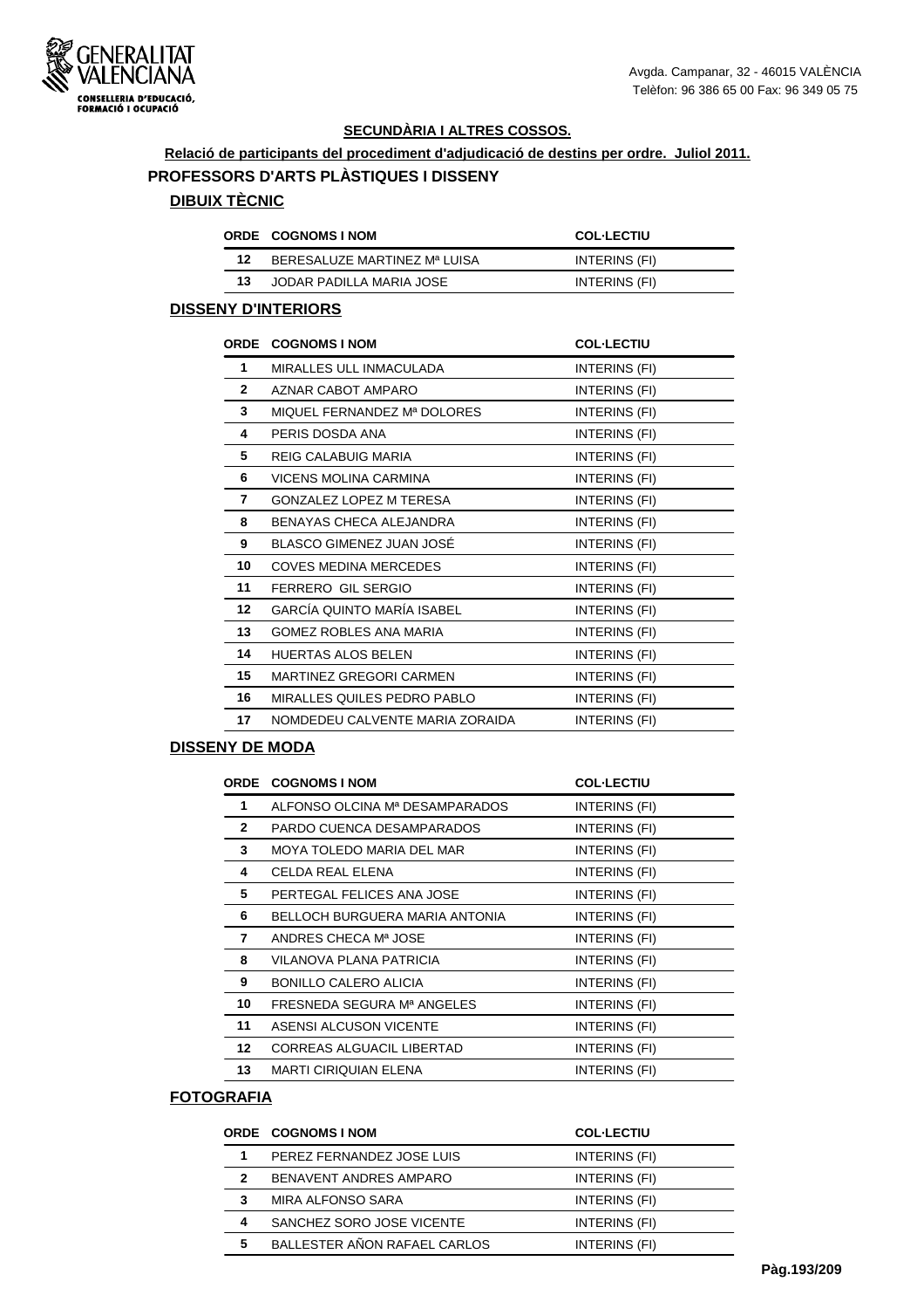Avgda. Campanar, 32 - 46015 VALÈNCIA
Telèfon: 96 386 65 00 Fax: 96 349 05 75

## SECUNDÀRIA I ALTRES COSSOS.

**Relació de participants del procediment d'adjudicació de destins per ordre. Juliol 2011.**

## PROFESSORS D'ARTS PLÀSTIQUES I DISSENY

### DIBUIX TÈCNIC

| ORDE | COGNOMS I NOM | COL·LECTIU |
|---|---|---|
| 12 | BERESALUZE MARTINEZ Mª LUISA | INTERINS (FI) |
| 13 | JODAR PADILLA MARIA JOSE | INTERINS (FI) |

### DISSENY D'INTERIORS

| ORDE | COGNOMS I NOM | COL·LECTIU |
|---|---|---|
| 1 | MIRALLES ULL INMACULADA | INTERINS (FI) |
| 2 | AZNAR CABOT AMPARO | INTERINS (FI) |
| 3 | MIQUEL FERNANDEZ Mª DOLORES | INTERINS (FI) |
| 4 | PERIS DOSDA ANA | INTERINS (FI) |
| 5 | REIG CALABUIG MARIA | INTERINS (FI) |
| 6 | VICENS MOLINA CARMINA | INTERINS (FI) |
| 7 | GONZALEZ LOPEZ M TERESA | INTERINS (FI) |
| 8 | BENAYAS CHECA ALEJANDRA | INTERINS (FI) |
| 9 | BLASCO GIMENEZ JUAN JOSÉ | INTERINS (FI) |
| 10 | COVES MEDINA MERCEDES | INTERINS (FI) |
| 11 | FERRERO GIL SERGIO | INTERINS (FI) |
| 12 | GARCÍA QUINTO MARÍA ISABEL | INTERINS (FI) |
| 13 | GOMEZ ROBLES ANA MARIA | INTERINS (FI) |
| 14 | HUERTAS ALOS BELEN | INTERINS (FI) |
| 15 | MARTINEZ GREGORI CARMEN | INTERINS (FI) |
| 16 | MIRALLES QUILES PEDRO PABLO | INTERINS (FI) |
| 17 | NOMDEDEU CALVENTE MARIA ZORAIDA | INTERINS (FI) |

### DISSENY DE MODA

| ORDE | COGNOMS I NOM | COL·LECTIU |
|---|---|---|
| 1 | ALFONSO OLCINA Mª DESAMPARADOS | INTERINS (FI) |
| 2 | PARDO CUENCA DESAMPARADOS | INTERINS (FI) |
| 3 | MOYA TOLEDO MARIA DEL MAR | INTERINS (FI) |
| 4 | CELDA REAL ELENA | INTERINS (FI) |
| 5 | PERTEGAL FELICES ANA JOSE | INTERINS (FI) |
| 6 | BELLOCH BURGUERA MARIA ANTONIA | INTERINS (FI) |
| 7 | ANDRES CHECA Mª JOSE | INTERINS (FI) |
| 8 | VILANOVA PLANA PATRICIA | INTERINS (FI) |
| 9 | BONILLO CALERO ALICIA | INTERINS (FI) |
| 10 | FRESNEDA SEGURA Mª ANGELES | INTERINS (FI) |
| 11 | ASENSI ALCUSON VICENTE | INTERINS (FI) |
| 12 | CORREAS ALGUACIL LIBERTAD | INTERINS (FI) |
| 13 | MARTI CIRIQUIAN ELENA | INTERINS (FI) |

### FOTOGRAFIA

| ORDE | COGNOMS I NOM | COL·LECTIU |
|---|---|---|
| 1 | PEREZ FERNANDEZ JOSE LUIS | INTERINS (FI) |
| 2 | BENAVENT ANDRES AMPARO | INTERINS (FI) |
| 3 | MIRA ALFONSO SARA | INTERINS (FI) |
| 4 | SANCHEZ SORO JOSE VICENTE | INTERINS (FI) |
| 5 | BALLESTER AÑON RAFAEL CARLOS | INTERINS (FI) |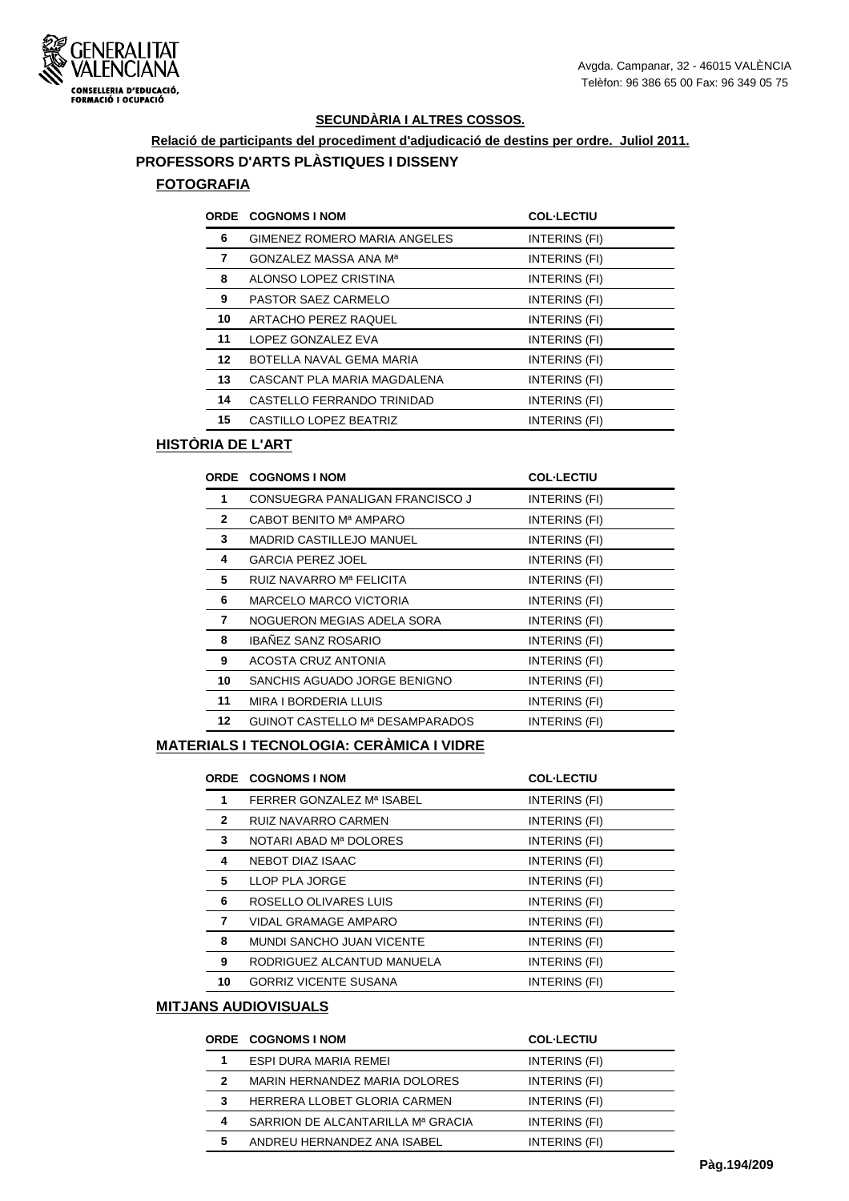Avgda. Campanar, 32 - 46015 VALÈNCIA
Telèfon: 96 386 65 00 Fax: 96 349 05 75

**SECUNDÀRIA I ALTRES COSSOS.**

**Relació de participants del procediment d'adjudicació de destins per ordre. Juliol 2011.**

## PROFESSORS D'ARTS PLÀSTIQUES I DISSENY

### FOTOGRAFIA

| ORDE | COGNOMS I NOM | COL·LECTIU |
|---|---|---|
| 6 | GIMENEZ ROMERO MARIA ANGELES | INTERINS (FI) |
| 7 | GONZALEZ MASSA ANA Mª | INTERINS (FI) |
| 8 | ALONSO LOPEZ CRISTINA | INTERINS (FI) |
| 9 | PASTOR SAEZ CARMELO | INTERINS (FI) |
| 10 | ARTACHO PEREZ RAQUEL | INTERINS (FI) |
| 11 | LOPEZ GONZALEZ EVA | INTERINS (FI) |
| 12 | BOTELLA NAVAL GEMA MARIA | INTERINS (FI) |
| 13 | CASCANT PLA MARIA MAGDALENA | INTERINS (FI) |
| 14 | CASTELLO FERRANDO TRINIDAD | INTERINS (FI) |
| 15 | CASTILLO LOPEZ BEATRIZ | INTERINS (FI) |

### HISTÒRIA DE L'ART

| ORDE | COGNOMS I NOM | COL·LECTIU |
|---|---|---|
| 1 | CONSUEGRA PANALIGAN FRANCISCO J | INTERINS (FI) |
| 2 | CABOT BENITO Mª AMPARO | INTERINS (FI) |
| 3 | MADRID CASTILLEJO MANUEL | INTERINS (FI) |
| 4 | GARCIA PEREZ JOEL | INTERINS (FI) |
| 5 | RUIZ NAVARRO Mª FELICITA | INTERINS (FI) |
| 6 | MARCELO MARCO VICTORIA | INTERINS (FI) |
| 7 | NOGUERON MEGIAS ADELA SORA | INTERINS (FI) |
| 8 | IBAÑEZ SANZ ROSARIO | INTERINS (FI) |
| 9 | ACOSTA CRUZ ANTONIA | INTERINS (FI) |
| 10 | SANCHIS AGUADO JORGE BENIGNO | INTERINS (FI) |
| 11 | MIRA I BORDERIA LLUIS | INTERINS (FI) |
| 12 | GUINOT CASTELLO Mª DESAMPARADOS | INTERINS (FI) |

### MATERIALS I TECNOLOGIA: CERÀMICA I VIDRE

| ORDE | COGNOMS I NOM | COL·LECTIU |
|---|---|---|
| 1 | FERRER GONZALEZ Mª ISABEL | INTERINS (FI) |
| 2 | RUIZ NAVARRO CARMEN | INTERINS (FI) |
| 3 | NOTARI ABAD Mª DOLORES | INTERINS (FI) |
| 4 | NEBOT DIAZ ISAAC | INTERINS (FI) |
| 5 | LLOP PLA JORGE | INTERINS (FI) |
| 6 | ROSELLO OLIVARES LUIS | INTERINS (FI) |
| 7 | VIDAL GRAMAGE AMPARO | INTERINS (FI) |
| 8 | MUNDI SANCHO JUAN VICENTE | INTERINS (FI) |
| 9 | RODRIGUEZ ALCANTUD MANUELA | INTERINS (FI) |
| 10 | GORRIZ VICENTE SUSANA | INTERINS (FI) |

### MITJANS AUDIOVISUALS

| ORDE | COGNOMS I NOM | COL·LECTIU |
|---|---|---|
| 1 | ESPI DURA MARIA REMEI | INTERINS (FI) |
| 2 | MARIN HERNANDEZ MARIA DOLORES | INTERINS (FI) |
| 3 | HERRERA LLOBET GLORIA CARMEN | INTERINS (FI) |
| 4 | SARRION DE ALCANTARILLA Mª GRACIA | INTERINS (FI) |
| 5 | ANDREU HERNANDEZ ANA ISABEL | INTERINS (FI) |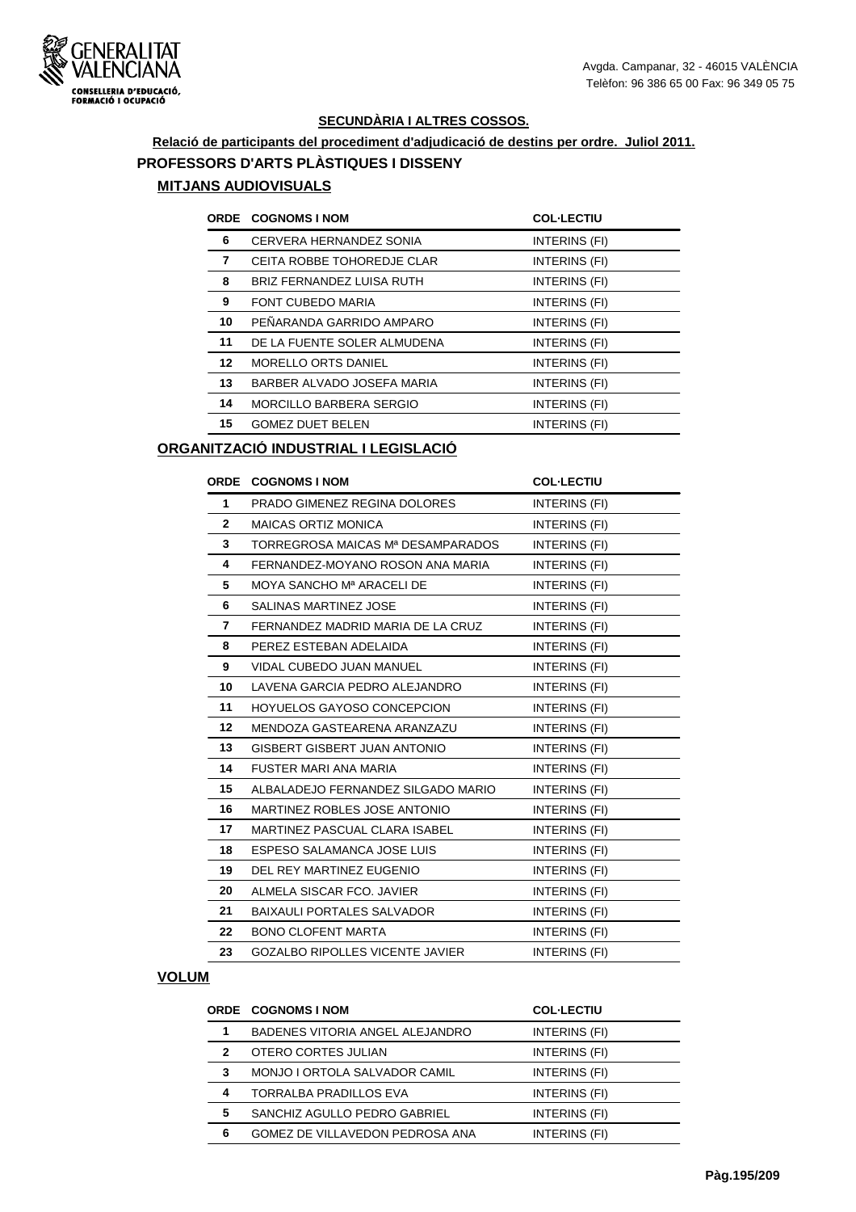**SECUNDÀRIA I ALTRES COSSOS.**

**Relació de participants del procediment d'adjudicació de destins per ordre. Juliol 2011.**

## PROFESSORS D'ARTS PLÀSTIQUES I DISSENY

### MITJANS AUDIOVISUALS

| ORDE | COGNOMS I NOM | COL·LECTIU |
|---|---|---|
| 6 | CERVERA HERNANDEZ SONIA | INTERINS (FI) |
| 7 | CEITA ROBBE TOHOREDJE CLAR | INTERINS (FI) |
| 8 | BRIZ FERNANDEZ LUISA RUTH | INTERINS (FI) |
| 9 | FONT CUBEDO MARIA | INTERINS (FI) |
| 10 | PEÑARANDA GARRIDO AMPARO | INTERINS (FI) |
| 11 | DE LA FUENTE SOLER ALMUDENA | INTERINS (FI) |
| 12 | MORELLO ORTS DANIEL | INTERINS (FI) |
| 13 | BARBER ALVADO JOSEFA MARIA | INTERINS (FI) |
| 14 | MORCILLO BARBERA SERGIO | INTERINS (FI) |
| 15 | GOMEZ DUET BELEN | INTERINS (FI) |

### ORGANITZACIÓ INDUSTRIAL I LEGISLACIÓ

| ORDE | COGNOMS I NOM | COL·LECTIU |
|---|---|---|
| 1 | PRADO GIMENEZ REGINA DOLORES | INTERINS (FI) |
| 2 | MAICAS ORTIZ MONICA | INTERINS (FI) |
| 3 | TORREGROSA MAICAS Mª DESAMPARADOS | INTERINS (FI) |
| 4 | FERNANDEZ-MOYANO ROSON ANA MARIA | INTERINS (FI) |
| 5 | MOYA SANCHO Mª ARACELI DE | INTERINS (FI) |
| 6 | SALINAS MARTINEZ JOSE | INTERINS (FI) |
| 7 | FERNANDEZ MADRID MARIA DE LA CRUZ | INTERINS (FI) |
| 8 | PEREZ ESTEBAN ADELAIDA | INTERINS (FI) |
| 9 | VIDAL CUBEDO JUAN MANUEL | INTERINS (FI) |
| 10 | LAVENA GARCIA PEDRO ALEJANDRO | INTERINS (FI) |
| 11 | HOYUELOS GAYOSO CONCEPCION | INTERINS (FI) |
| 12 | MENDOZA GASTEARENA ARANZAZU | INTERINS (FI) |
| 13 | GISBERT GISBERT JUAN ANTONIO | INTERINS (FI) |
| 14 | FUSTER MARI ANA MARIA | INTERINS (FI) |
| 15 | ALBALADEJO FERNANDEZ SILGADO MARIO | INTERINS (FI) |
| 16 | MARTINEZ ROBLES JOSE ANTONIO | INTERINS (FI) |
| 17 | MARTINEZ PASCUAL CLARA ISABEL | INTERINS (FI) |
| 18 | ESPESO SALAMANCA JOSE LUIS | INTERINS (FI) |
| 19 | DEL REY MARTINEZ EUGENIO | INTERINS (FI) |
| 20 | ALMELA SISCAR FCO. JAVIER | INTERINS (FI) |
| 21 | BAIXAULI PORTALES SALVADOR | INTERINS (FI) |
| 22 | BONO CLOFENT MARTA | INTERINS (FI) |
| 23 | GOZALBO RIPOLLES VICENTE JAVIER | INTERINS (FI) |

### VOLUM

| ORDE | COGNOMS I NOM | COL·LECTIU |
|---|---|---|
| 1 | BADENES VITORIA ANGEL ALEJANDRO | INTERINS (FI) |
| 2 | OTERO CORTES JULIAN | INTERINS (FI) |
| 3 | MONJO I ORTOLA SALVADOR CAMIL | INTERINS (FI) |
| 4 | TORRALBA PRADILLOS EVA | INTERINS (FI) |
| 5 | SANCHIZ AGULLO PEDRO GABRIEL | INTERINS (FI) |
| 6 | GOMEZ DE VILLAVEDON PEDROSA ANA | INTERINS (FI) |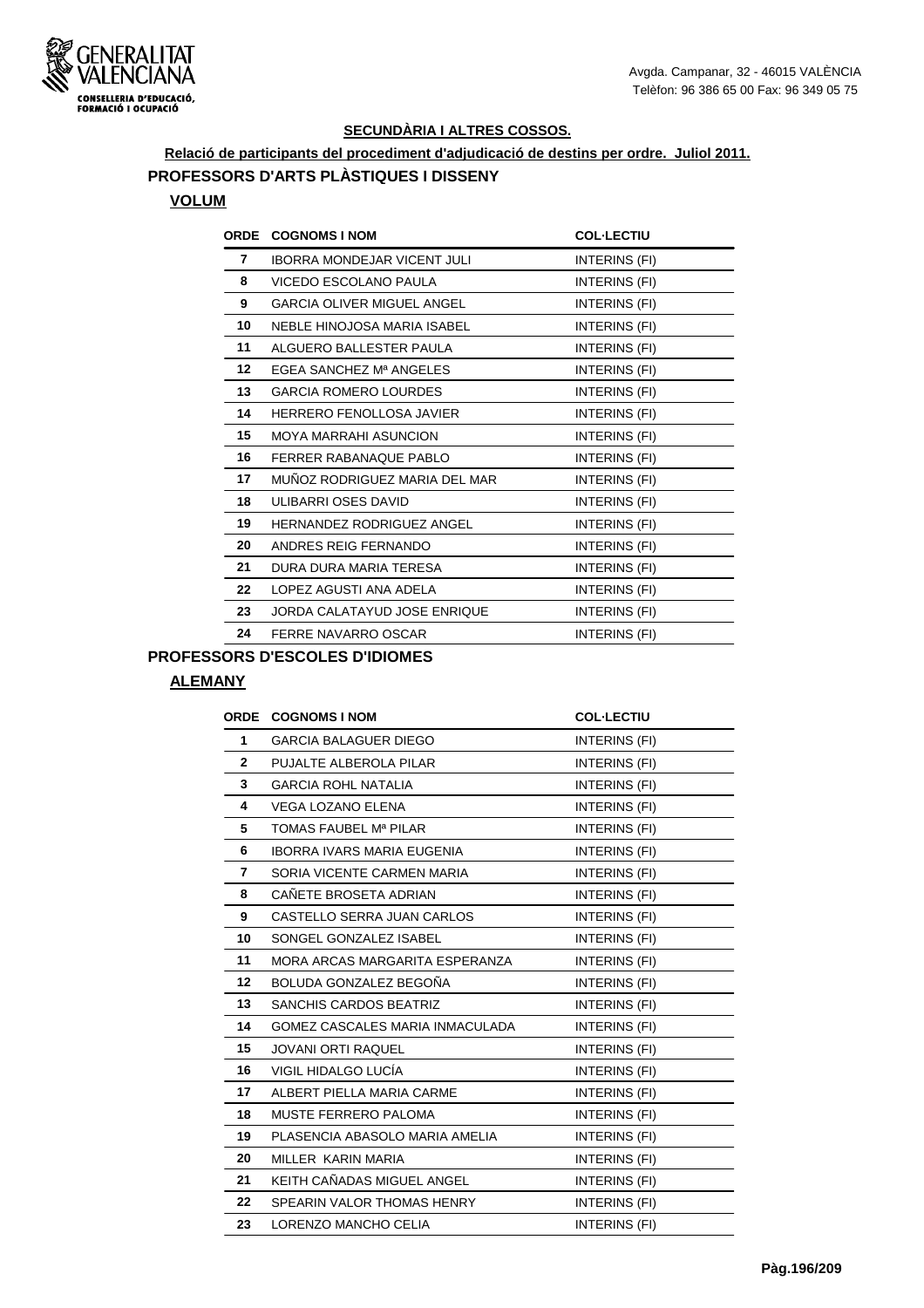**SECUNDÀRIA I ALTRES COSSOS.**

**Relació de participants del procediment d'adjudicació de destins per ordre. Juliol 2011.**

## PROFESSORS D'ARTS PLÀSTIQUES I DISSENY

### VOLUM

| ORDE | COGNOMS I NOM | COL·LECTIU |
|---|---|---|
| 7 | IBORRA MONDEJAR VICENT JULI | INTERINS (FI) |
| 8 | VICEDO ESCOLANO PAULA | INTERINS (FI) |
| 9 | GARCIA OLIVER MIGUEL ANGEL | INTERINS (FI) |
| 10 | NEBLE HINOJOSA MARIA ISABEL | INTERINS (FI) |
| 11 | ALGUERO BALLESTER PAULA | INTERINS (FI) |
| 12 | EGEA SANCHEZ Mª ANGELES | INTERINS (FI) |
| 13 | GARCIA ROMERO LOURDES | INTERINS (FI) |
| 14 | HERRERO FENOLLOSA JAVIER | INTERINS (FI) |
| 15 | MOYA MARRAHI ASUNCION | INTERINS (FI) |
| 16 | FERRER RABANAQUE PABLO | INTERINS (FI) |
| 17 | MUÑOZ RODRIGUEZ MARIA DEL MAR | INTERINS (FI) |
| 18 | ULIBARRI OSES DAVID | INTERINS (FI) |
| 19 | HERNANDEZ RODRIGUEZ ANGEL | INTERINS (FI) |
| 20 | ANDRES REIG FERNANDO | INTERINS (FI) |
| 21 | DURA DURA MARIA TERESA | INTERINS (FI) |
| 22 | LOPEZ AGUSTI ANA ADELA | INTERINS (FI) |
| 23 | JORDA CALATAYUD JOSE ENRIQUE | INTERINS (FI) |
| 24 | FERRE NAVARRO OSCAR | INTERINS (FI) |

## PROFESSORS D'ESCOLES D'IDIOMES

### ALEMANY

| ORDE | COGNOMS I NOM | COL·LECTIU |
|---|---|---|
| 1 | GARCIA BALAGUER DIEGO | INTERINS (FI) |
| 2 | PUJALTE ALBEROLA PILAR | INTERINS (FI) |
| 3 | GARCIA ROHL NATALIA | INTERINS (FI) |
| 4 | VEGA LOZANO ELENA | INTERINS (FI) |
| 5 | TOMAS FAUBEL Mª PILAR | INTERINS (FI) |
| 6 | IBORRA IVARS MARIA EUGENIA | INTERINS (FI) |
| 7 | SORIA VICENTE CARMEN MARIA | INTERINS (FI) |
| 8 | CAÑETE BROSETA ADRIAN | INTERINS (FI) |
| 9 | CASTELLO SERRA JUAN CARLOS | INTERINS (FI) |
| 10 | SONGEL GONZALEZ ISABEL | INTERINS (FI) |
| 11 | MORA ARCAS MARGARITA ESPERANZA | INTERINS (FI) |
| 12 | BOLUDA GONZALEZ BEGOÑA | INTERINS (FI) |
| 13 | SANCHIS CARDOS BEATRIZ | INTERINS (FI) |
| 14 | GOMEZ CASCALES MARIA INMACULADA | INTERINS (FI) |
| 15 | JOVANI ORTI RAQUEL | INTERINS (FI) |
| 16 | VIGIL HIDALGO LUCÍA | INTERINS (FI) |
| 17 | ALBERT PIELLA MARIA CARME | INTERINS (FI) |
| 18 | MUSTE FERRERO PALOMA | INTERINS (FI) |
| 19 | PLASENCIA ABASOLO MARIA AMELIA | INTERINS (FI) |
| 20 | MILLER KARIN MARIA | INTERINS (FI) |
| 21 | KEITH CAÑADAS MIGUEL ANGEL | INTERINS (FI) |
| 22 | SPEARIN VALOR THOMAS HENRY | INTERINS (FI) |
| 23 | LORENZO MANCHO CELIA | INTERINS (FI) |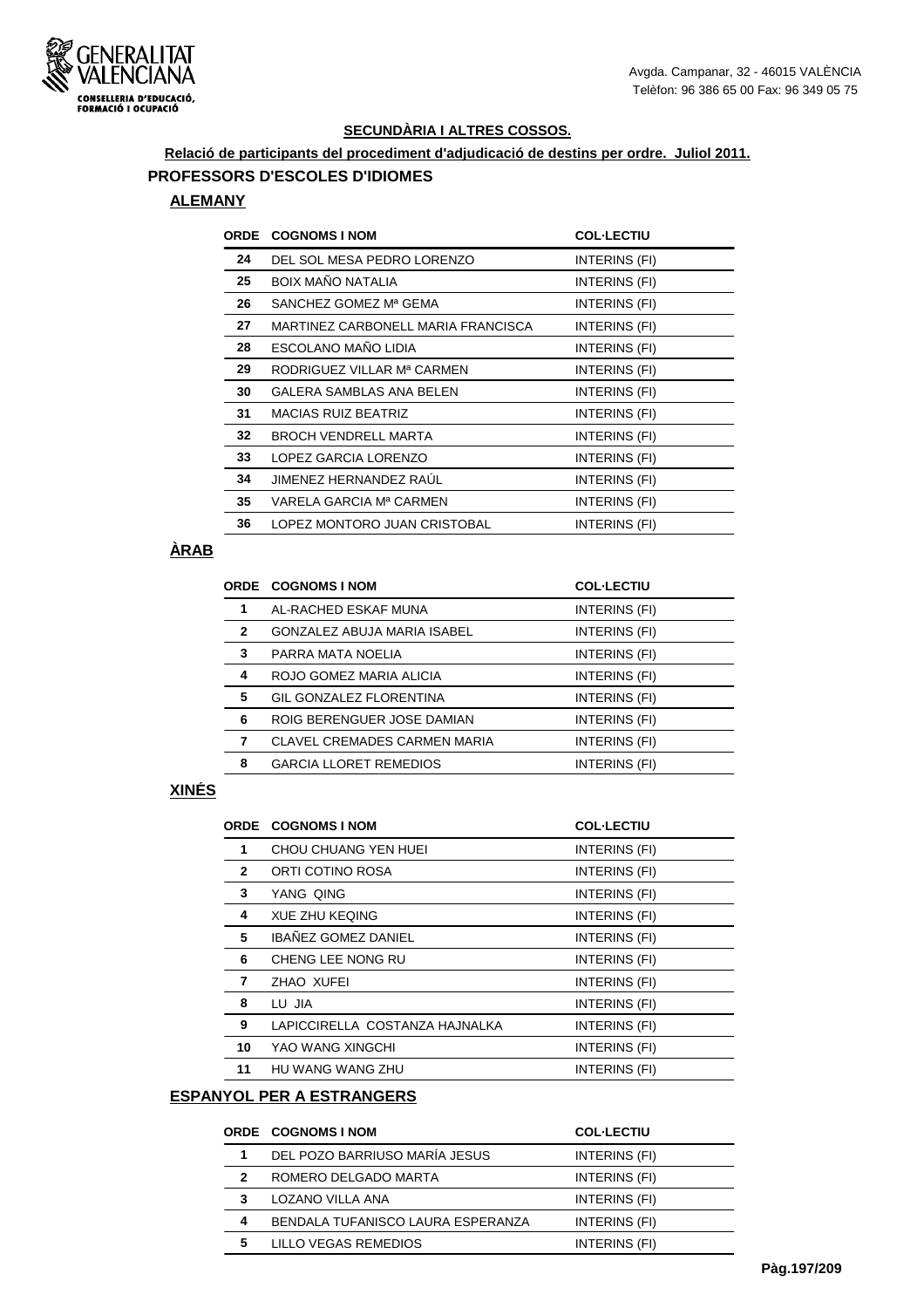GENERALITAT VALENCIANA
CONSELLERIA D'EDUCACIÓ, FORMACIÓ I OCUPACIÓ

Avgda. Campanar, 32 - 46015 VALÈNCIA
Telèfon: 96 386 65 00 Fax: 96 349 05 75

**SECUNDÀRIA I ALTRES COSSOS.**

**Relació de participants del procediment d'adjudicació de destins per ordre. Juliol 2011.**

## PROFESSORS D'ESCOLES D'IDIOMES

### ALEMANY

| ORDE | COGNOMS I NOM | COL·LECTIU |
|---|---|---|
| 24 | DEL SOL MESA PEDRO LORENZO | INTERINS (FI) |
| 25 | BOIX MAÑO NATALIA | INTERINS (FI) |
| 26 | SANCHEZ GOMEZ Mª GEMA | INTERINS (FI) |
| 27 | MARTINEZ CARBONELL MARIA FRANCISCA | INTERINS (FI) |
| 28 | ESCOLANO MAÑO LIDIA | INTERINS (FI) |
| 29 | RODRIGUEZ VILLAR Mª CARMEN | INTERINS (FI) |
| 30 | GALERA SAMBLAS ANA BELEN | INTERINS (FI) |
| 31 | MACIAS RUIZ BEATRIZ | INTERINS (FI) |
| 32 | BROCH VENDRELL MARTA | INTERINS (FI) |
| 33 | LOPEZ GARCIA LORENZO | INTERINS (FI) |
| 34 | JIMENEZ HERNANDEZ RAÚL | INTERINS (FI) |
| 35 | VARELA GARCIA Mª CARMEN | INTERINS (FI) |
| 36 | LOPEZ MONTORO JUAN CRISTOBAL | INTERINS (FI) |

### ÀRAB

| ORDE | COGNOMS I NOM | COL·LECTIU |
|---|---|---|
| 1 | AL-RACHED ESKAF MUNA | INTERINS (FI) |
| 2 | GONZALEZ ABUJA MARIA ISABEL | INTERINS (FI) |
| 3 | PARRA MATA NOELIA | INTERINS (FI) |
| 4 | ROJO GOMEZ MARIA ALICIA | INTERINS (FI) |
| 5 | GIL GONZALEZ FLORENTINA | INTERINS (FI) |
| 6 | ROIG BERENGUER JOSE DAMIAN | INTERINS (FI) |
| 7 | CLAVEL CREMADES CARMEN MARIA | INTERINS (FI) |
| 8 | GARCIA LLORET REMEDIOS | INTERINS (FI) |

### XINÉS

| ORDE | COGNOMS I NOM | COL·LECTIU |
|---|---|---|
| 1 | CHOU CHUANG YEN HUEI | INTERINS (FI) |
| 2 | ORTI COTINO ROSA | INTERINS (FI) |
| 3 | YANG QING | INTERINS (FI) |
| 4 | XUE ZHU KEQING | INTERINS (FI) |
| 5 | IBAÑEZ GOMEZ DANIEL | INTERINS (FI) |
| 6 | CHENG LEE NONG RU | INTERINS (FI) |
| 7 | ZHAO XUFEI | INTERINS (FI) |
| 8 | LU JIA | INTERINS (FI) |
| 9 | LAPICCIRELLA COSTANZA HAJNALKA | INTERINS (FI) |
| 10 | YAO WANG XINGCHI | INTERINS (FI) |
| 11 | HU WANG WANG ZHU | INTERINS (FI) |

### ESPANYOL PER A ESTRANGERS

| ORDE | COGNOMS I NOM | COL·LECTIU |
|---|---|---|
| 1 | DEL POZO BARRIUSO MARÍA JESUS | INTERINS (FI) |
| 2 | ROMERO DELGADO MARTA | INTERINS (FI) |
| 3 | LOZANO VILLA ANA | INTERINS (FI) |
| 4 | BENDALA TUFANISCO LAURA ESPERANZA | INTERINS (FI) |
| 5 | LILLO VEGAS REMEDIOS | INTERINS (FI) |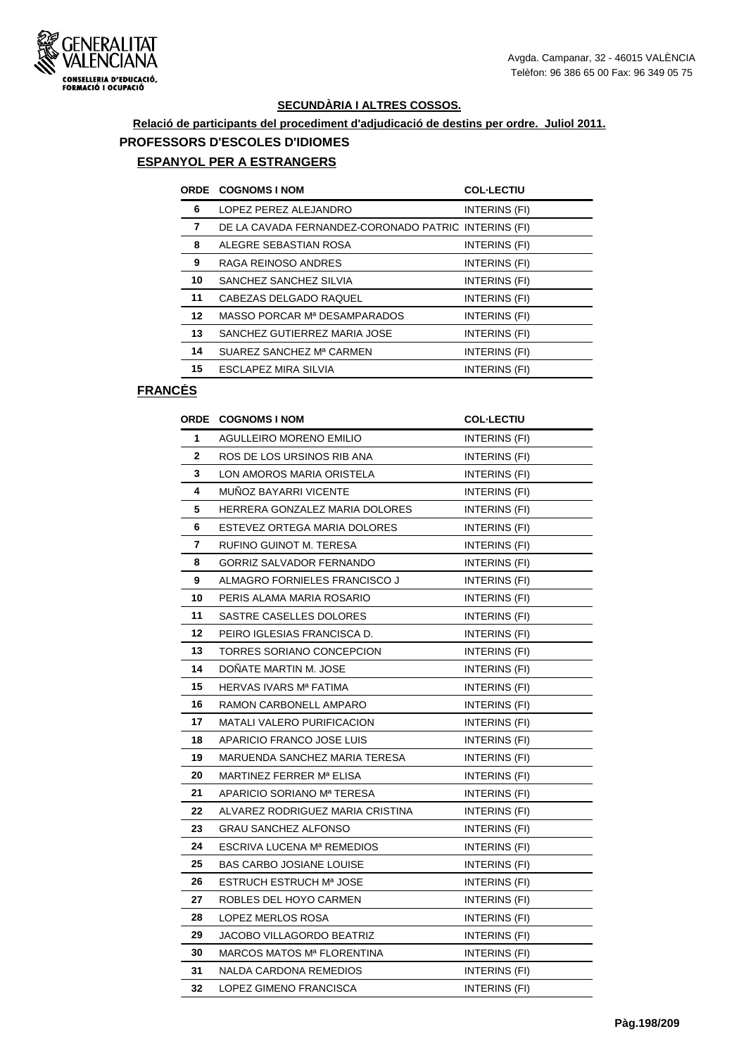## SECUNDÀRIA I ALTRES COSSOS.

**Relació de participants del procediment d'adjudicació de destins per ordre. Juliol 2011.**

### PROFESSORS D'ESCOLES D'IDIOMES

#### ESPANYOL PER A ESTRANGERS

| ORDE | COGNOMS I NOM | COL·LECTIU |
|---|---|---|
| 6 | LOPEZ PEREZ ALEJANDRO | INTERINS (FI) |
| 7 | DE LA CAVADA FERNANDEZ-CORONADO PATRIC | INTERINS (FI) |
| 8 | ALEGRE SEBASTIAN ROSA | INTERINS (FI) |
| 9 | RAGA REINOSO ANDRES | INTERINS (FI) |
| 10 | SANCHEZ SANCHEZ SILVIA | INTERINS (FI) |
| 11 | CABEZAS DELGADO RAQUEL | INTERINS (FI) |
| 12 | MASSO PORCAR Mª DESAMPARADOS | INTERINS (FI) |
| 13 | SANCHEZ GUTIERREZ MARIA JOSE | INTERINS (FI) |
| 14 | SUAREZ SANCHEZ Mª CARMEN | INTERINS (FI) |
| 15 | ESCLAPEZ MIRA SILVIA | INTERINS (FI) |

#### FRANCÉS

| ORDE | COGNOMS I NOM | COL·LECTIU |
|---|---|---|
| 1 | AGULLEIRO MORENO EMILIO | INTERINS (FI) |
| 2 | ROS DE LOS URSINOS RIB ANA | INTERINS (FI) |
| 3 | LON AMOROS MARIA ORISTELA | INTERINS (FI) |
| 4 | MUÑOZ BAYARRI VICENTE | INTERINS (FI) |
| 5 | HERRERA GONZALEZ MARIA DOLORES | INTERINS (FI) |
| 6 | ESTEVEZ ORTEGA MARIA DOLORES | INTERINS (FI) |
| 7 | RUFINO GUINOT M. TERESA | INTERINS (FI) |
| 8 | GORRIZ SALVADOR FERNANDO | INTERINS (FI) |
| 9 | ALMAGRO FORNIELES FRANCISCO J | INTERINS (FI) |
| 10 | PERIS ALAMA MARIA ROSARIO | INTERINS (FI) |
| 11 | SASTRE CASELLES DOLORES | INTERINS (FI) |
| 12 | PEIRO IGLESIAS FRANCISCA D. | INTERINS (FI) |
| 13 | TORRES SORIANO CONCEPCION | INTERINS (FI) |
| 14 | DOÑATE MARTIN M. JOSE | INTERINS (FI) |
| 15 | HERVAS IVARS Mª FATIMA | INTERINS (FI) |
| 16 | RAMON CARBONELL AMPARO | INTERINS (FI) |
| 17 | MATALI VALERO PURIFICACION | INTERINS (FI) |
| 18 | APARICIO FRANCO JOSE LUIS | INTERINS (FI) |
| 19 | MARUENDA SANCHEZ MARIA TERESA | INTERINS (FI) |
| 20 | MARTINEZ FERRER Mª ELISA | INTERINS (FI) |
| 21 | APARICIO SORIANO Mª TERESA | INTERINS (FI) |
| 22 | ALVAREZ RODRIGUEZ MARIA CRISTINA | INTERINS (FI) |
| 23 | GRAU SANCHEZ ALFONSO | INTERINS (FI) |
| 24 | ESCRIVA LUCENA Mª REMEDIOS | INTERINS (FI) |
| 25 | BAS CARBO JOSIANE LOUISE | INTERINS (FI) |
| 26 | ESTRUCH ESTRUCH Mª JOSE | INTERINS (FI) |
| 27 | ROBLES DEL HOYO CARMEN | INTERINS (FI) |
| 28 | LOPEZ MERLOS ROSA | INTERINS (FI) |
| 29 | JACOBO VILLAGORDO BEATRIZ | INTERINS (FI) |
| 30 | MARCOS MATOS Mª FLORENTINA | INTERINS (FI) |
| 31 | NALDA CARDONA REMEDIOS | INTERINS (FI) |
| 32 | LOPEZ GIMENO FRANCISCA | INTERINS (FI) |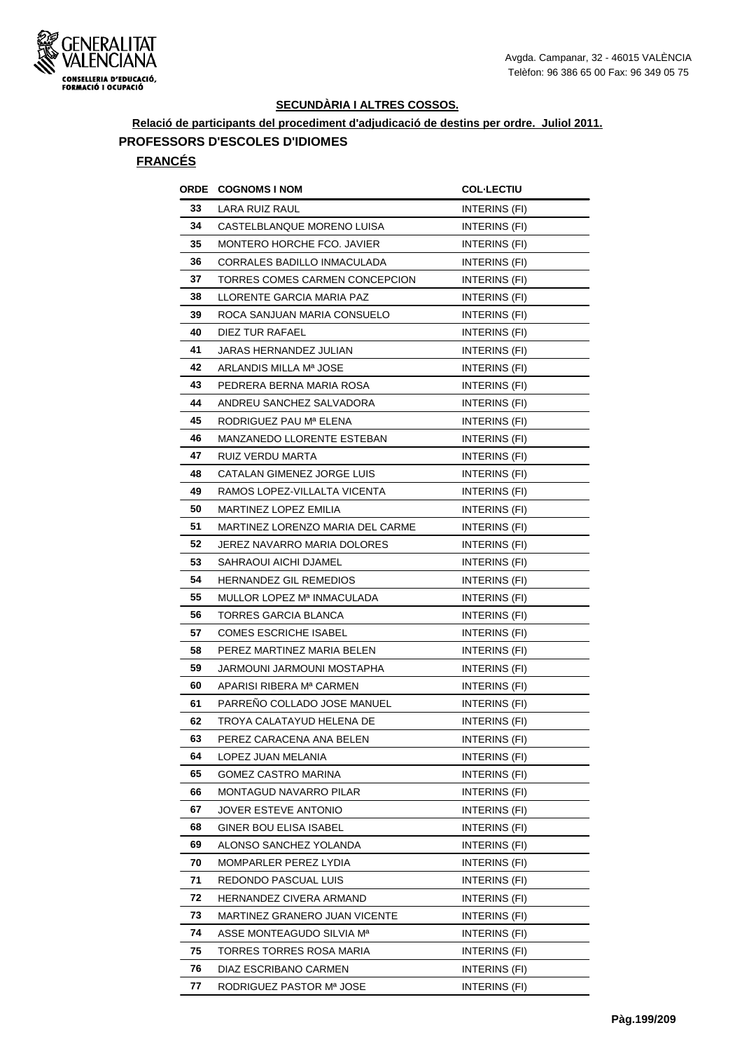**SECUNDÀRIA I ALTRES COSSOS.**

**Relació de participants del procediment d'adjudicació de destins per ordre. Juliol 2011.**

## PROFESSORS D'ESCOLES D'IDIOMES

### FRANCÉS

| ORDE | COGNOMS I NOM | COL·LECTIU |
|---|---|---|
| 33 | LARA RUIZ RAUL | INTERINS (FI) |
| 34 | CASTELBLANQUE MORENO LUISA | INTERINS (FI) |
| 35 | MONTERO HORCHE FCO. JAVIER | INTERINS (FI) |
| 36 | CORRALES BADILLO INMACULADA | INTERINS (FI) |
| 37 | TORRES COMES CARMEN CONCEPCION | INTERINS (FI) |
| 38 | LLORENTE GARCIA MARIA PAZ | INTERINS (FI) |
| 39 | ROCA SANJUAN MARIA CONSUELO | INTERINS (FI) |
| 40 | DIEZ TUR RAFAEL | INTERINS (FI) |
| 41 | JARAS HERNANDEZ JULIAN | INTERINS (FI) |
| 42 | ARLANDIS MILLA Mª JOSE | INTERINS (FI) |
| 43 | PEDRERA BERNA MARIA ROSA | INTERINS (FI) |
| 44 | ANDREU SANCHEZ SALVADORA | INTERINS (FI) |
| 45 | RODRIGUEZ PAU Mª ELENA | INTERINS (FI) |
| 46 | MANZANEDO LLORENTE ESTEBAN | INTERINS (FI) |
| 47 | RUIZ VERDU MARTA | INTERINS (FI) |
| 48 | CATALAN GIMENEZ JORGE LUIS | INTERINS (FI) |
| 49 | RAMOS LOPEZ-VILLALTA VICENTA | INTERINS (FI) |
| 50 | MARTINEZ LOPEZ EMILIA | INTERINS (FI) |
| 51 | MARTINEZ LORENZO MARIA DEL CARME | INTERINS (FI) |
| 52 | JEREZ NAVARRO MARIA DOLORES | INTERINS (FI) |
| 53 | SAHRAOUI AICHI DJAMEL | INTERINS (FI) |
| 54 | HERNANDEZ GIL REMEDIOS | INTERINS (FI) |
| 55 | MULLOR LOPEZ Mª INMACULADA | INTERINS (FI) |
| 56 | TORRES GARCIA BLANCA | INTERINS (FI) |
| 57 | COMES ESCRICHE ISABEL | INTERINS (FI) |
| 58 | PEREZ MARTINEZ MARIA BELEN | INTERINS (FI) |
| 59 | JARMOUNI JARMOUNI MOSTAPHA | INTERINS (FI) |
| 60 | APARISI RIBERA Mª CARMEN | INTERINS (FI) |
| 61 | PARREÑO COLLADO JOSE MANUEL | INTERINS (FI) |
| 62 | TROYA CALATAYUD HELENA DE | INTERINS (FI) |
| 63 | PEREZ CARACENA ANA BELEN | INTERINS (FI) |
| 64 | LOPEZ JUAN MELANIA | INTERINS (FI) |
| 65 | GOMEZ CASTRO MARINA | INTERINS (FI) |
| 66 | MONTAGUD NAVARRO PILAR | INTERINS (FI) |
| 67 | JOVER ESTEVE ANTONIO | INTERINS (FI) |
| 68 | GINER BOU ELISA ISABEL | INTERINS (FI) |
| 69 | ALONSO SANCHEZ YOLANDA | INTERINS (FI) |
| 70 | MOMPARLER PEREZ LYDIA | INTERINS (FI) |
| 71 | REDONDO PASCUAL LUIS | INTERINS (FI) |
| 72 | HERNANDEZ CIVERA ARMAND | INTERINS (FI) |
| 73 | MARTINEZ GRANERO JUAN VICENTE | INTERINS (FI) |
| 74 | ASSE MONTEAGUDO SILVIA Mª | INTERINS (FI) |
| 75 | TORRES TORRES ROSA MARIA | INTERINS (FI) |
| 76 | DIAZ ESCRIBANO CARMEN | INTERINS (FI) |
| 77 | RODRIGUEZ PASTOR Mª JOSE | INTERINS (FI) |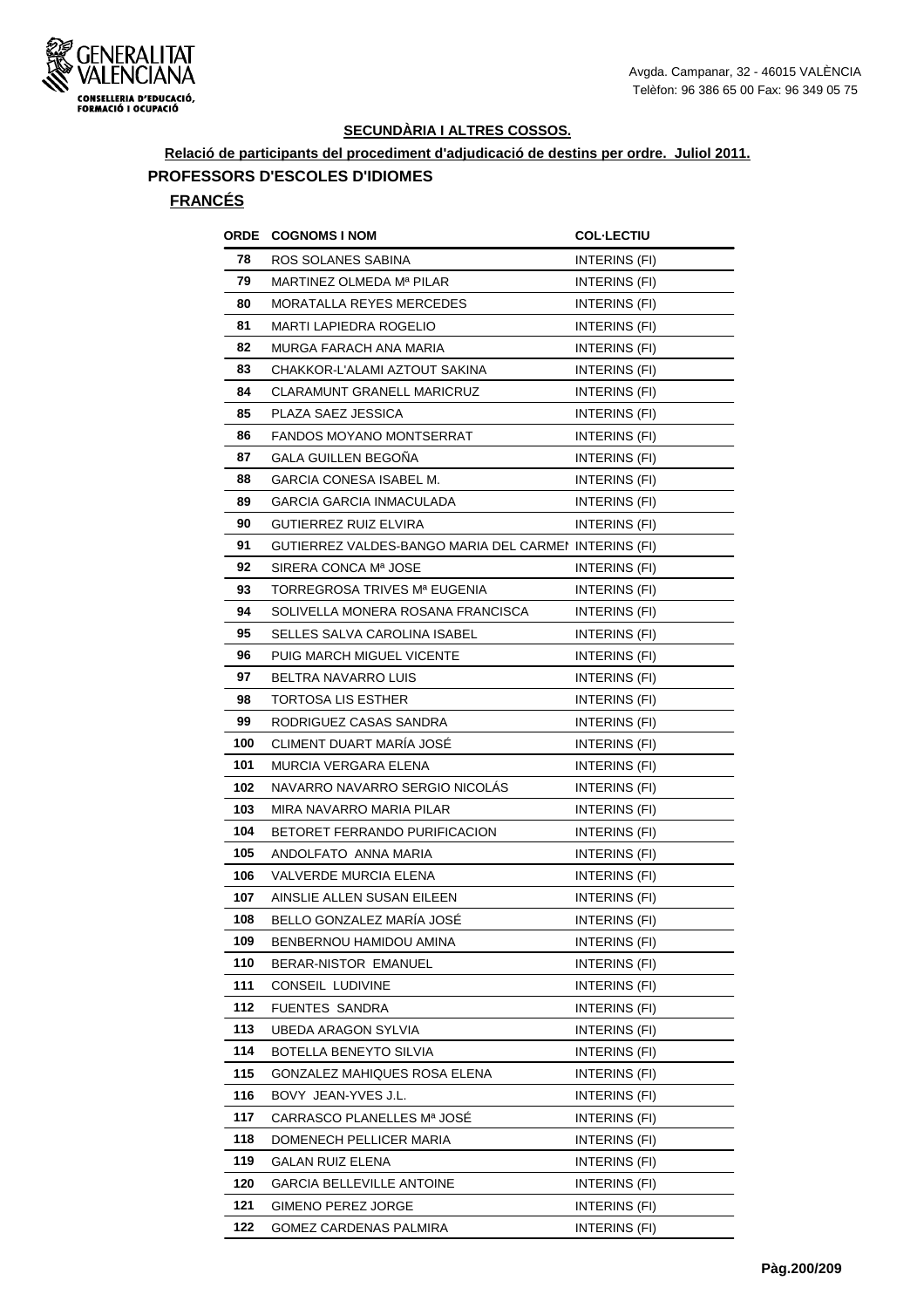**SECUNDÀRIA I ALTRES COSSOS.**

**Relació de participants del procediment d'adjudicació de destins per ordre. Juliol 2011.**

## PROFESSORS D'ESCOLES D'IDIOMES

### FRANCÉS

| ORDE | COGNOMS I NOM | COL·LECTIU |
|---|---|---|
| 78 | ROS SOLANES SABINA | INTERINS (FI) |
| 79 | MARTINEZ OLMEDA Mª PILAR | INTERINS (FI) |
| 80 | MORATALLA REYES MERCEDES | INTERINS (FI) |
| 81 | MARTI LAPIEDRA ROGELIO | INTERINS (FI) |
| 82 | MURGA FARACH ANA MARIA | INTERINS (FI) |
| 83 | CHAKKOR-L'ALAMI AZTOUT SAKINA | INTERINS (FI) |
| 84 | CLARAMUNT GRANELL MARICRUZ | INTERINS (FI) |
| 85 | PLAZA SAEZ JESSICA | INTERINS (FI) |
| 86 | FANDOS MOYANO MONTSERRAT | INTERINS (FI) |
| 87 | GALA GUILLEN BEGOÑA | INTERINS (FI) |
| 88 | GARCIA CONESA ISABEL M. | INTERINS (FI) |
| 89 | GARCIA GARCIA INMACULADA | INTERINS (FI) |
| 90 | GUTIERREZ RUIZ ELVIRA | INTERINS (FI) |
| 91 | GUTIERREZ VALDES-BANGO MARIA DEL CARMEN | INTERINS (FI) |
| 92 | SIRERA CONCA Mª JOSE | INTERINS (FI) |
| 93 | TORREGROSA TRIVES Mª EUGENIA | INTERINS (FI) |
| 94 | SOLIVELLA MONERA ROSANA FRANCISCA | INTERINS (FI) |
| 95 | SELLES SALVA CAROLINA ISABEL | INTERINS (FI) |
| 96 | PUIG MARCH MIGUEL VICENTE | INTERINS (FI) |
| 97 | BELTRA NAVARRO LUIS | INTERINS (FI) |
| 98 | TORTOSA LIS ESTHER | INTERINS (FI) |
| 99 | RODRIGUEZ CASAS SANDRA | INTERINS (FI) |
| 100 | CLIMENT DUART MARÍA JOSÉ | INTERINS (FI) |
| 101 | MURCIA VERGARA ELENA | INTERINS (FI) |
| 102 | NAVARRO NAVARRO SERGIO NICOLÁS | INTERINS (FI) |
| 103 | MIRA NAVARRO MARIA PILAR | INTERINS (FI) |
| 104 | BETORET FERRANDO PURIFICACION | INTERINS (FI) |
| 105 | ANDOLFATO ANNA MARIA | INTERINS (FI) |
| 106 | VALVERDE MURCIA ELENA | INTERINS (FI) |
| 107 | AINSLIE ALLEN SUSAN EILEEN | INTERINS (FI) |
| 108 | BELLO GONZALEZ MARÍA JOSÉ | INTERINS (FI) |
| 109 | BENBERNOU HAMIDOU AMINA | INTERINS (FI) |
| 110 | BERAR-NISTOR EMANUEL | INTERINS (FI) |
| 111 | CONSEIL LUDIVINE | INTERINS (FI) |
| 112 | FUENTES SANDRA | INTERINS (FI) |
| 113 | UBEDA ARAGON SYLVIA | INTERINS (FI) |
| 114 | BOTELLA BENEYTO SILVIA | INTERINS (FI) |
| 115 | GONZALEZ MAHIQUES ROSA ELENA | INTERINS (FI) |
| 116 | BOVY JEAN-YVES J.L. | INTERINS (FI) |
| 117 | CARRASCO PLANELLES Mª JOSÉ | INTERINS (FI) |
| 118 | DOMENECH PELLICER MARIA | INTERINS (FI) |
| 119 | GALAN RUIZ ELENA | INTERINS (FI) |
| 120 | GARCIA BELLEVILLE ANTOINE | INTERINS (FI) |
| 121 | GIMENO PEREZ JORGE | INTERINS (FI) |
| 122 | GOMEZ CARDENAS PALMIRA | INTERINS (FI) |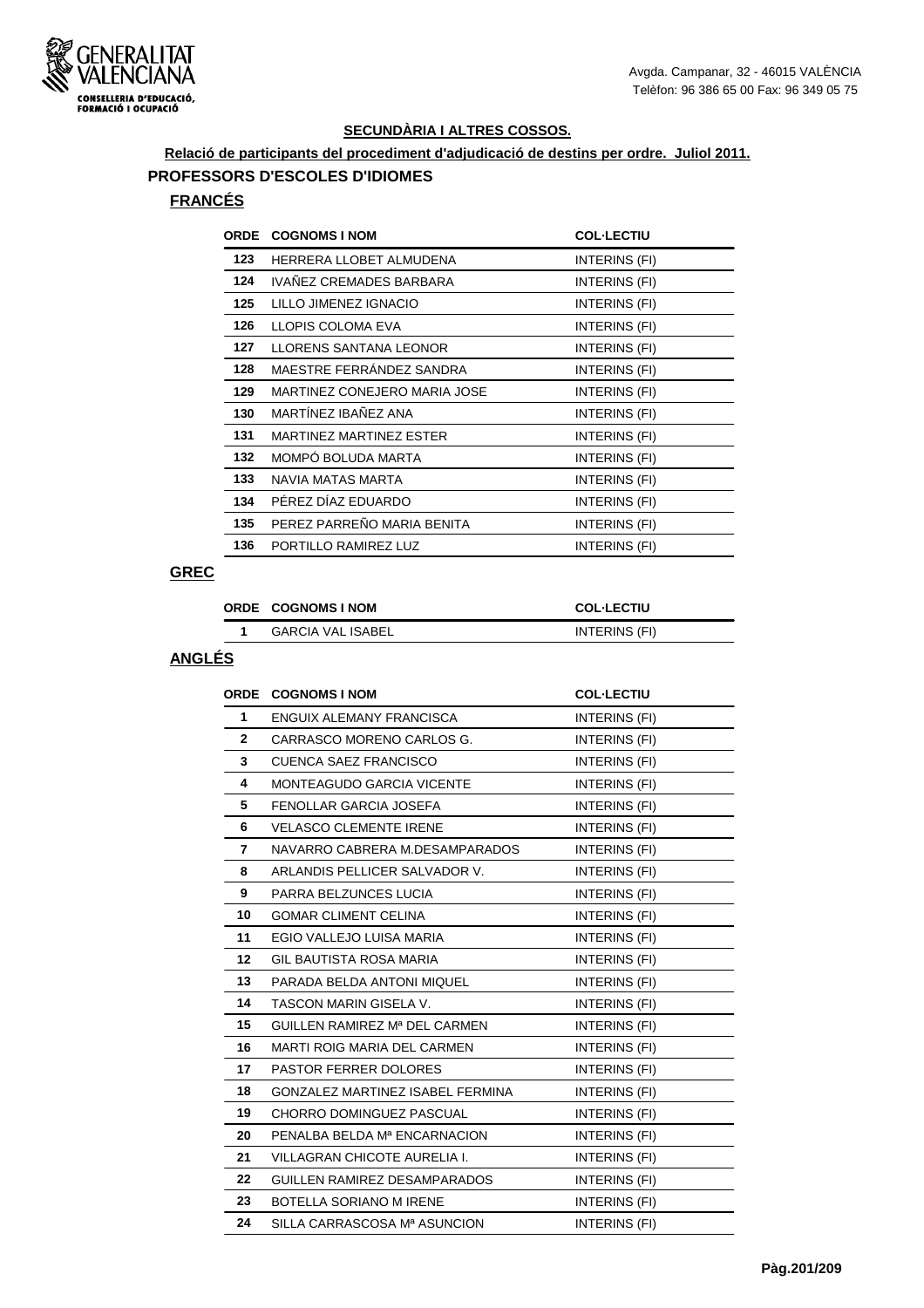Avgda. Campanar, 32 - 46015 VALÈNCIA
Telèfon: 96 386 65 00 Fax: 96 349 05 75

## SECUNDÀRIA I ALTRES COSSOS.

**Relació de participants del procediment d'adjudicació de destins per ordre. Juliol 2011.**

### PROFESSORS D'ESCOLES D'IDIOMES

#### FRANCÉS

| ORDE | COGNOMS I NOM | COL·LECTIU |
|---|---|---|
| 123 | HERRERA LLOBET ALMUDENA | INTERINS (FI) |
| 124 | IVAÑEZ CREMADES BARBARA | INTERINS (FI) |
| 125 | LILLO JIMENEZ IGNACIO | INTERINS (FI) |
| 126 | LLOPIS COLOMA EVA | INTERINS (FI) |
| 127 | LLORENS SANTANA LEONOR | INTERINS (FI) |
| 128 | MAESTRE FERRÁNDEZ SANDRA | INTERINS (FI) |
| 129 | MARTINEZ CONEJERO MARIA JOSE | INTERINS (FI) |
| 130 | MARTÍNEZ IBAÑEZ ANA | INTERINS (FI) |
| 131 | MARTINEZ MARTINEZ ESTER | INTERINS (FI) |
| 132 | MOMPÓ BOLUDA MARTA | INTERINS (FI) |
| 133 | NAVIA MATAS MARTA | INTERINS (FI) |
| 134 | PÉREZ DÍAZ EDUARDO | INTERINS (FI) |
| 135 | PEREZ PARREÑO MARIA BENITA | INTERINS (FI) |
| 136 | PORTILLO RAMIREZ LUZ | INTERINS (FI) |

#### GREC

| ORDE | COGNOMS I NOM | COL·LECTIU |
|---|---|---|
| 1 | GARCIA VAL ISABEL | INTERINS (FI) |

#### ANGLÉS

| ORDE | COGNOMS I NOM | COL·LECTIU |
|---|---|---|
| 1 | ENGUIX ALEMANY FRANCISCA | INTERINS (FI) |
| 2 | CARRASCO MORENO CARLOS G. | INTERINS (FI) |
| 3 | CUENCA SAEZ FRANCISCO | INTERINS (FI) |
| 4 | MONTEAGUDO GARCIA VICENTE | INTERINS (FI) |
| 5 | FENOLLAR GARCIA JOSEFA | INTERINS (FI) |
| 6 | VELASCO CLEMENTE IRENE | INTERINS (FI) |
| 7 | NAVARRO CABRERA M.DESAMPARADOS | INTERINS (FI) |
| 8 | ARLANDIS PELLICER SALVADOR V. | INTERINS (FI) |
| 9 | PARRA BELZUNCES LUCIA | INTERINS (FI) |
| 10 | GOMAR CLIMENT CELINA | INTERINS (FI) |
| 11 | EGIO VALLEJO LUISA MARIA | INTERINS (FI) |
| 12 | GIL BAUTISTA ROSA MARIA | INTERINS (FI) |
| 13 | PARADA BELDA ANTONI MIQUEL | INTERINS (FI) |
| 14 | TASCON MARIN GISELA V. | INTERINS (FI) |
| 15 | GUILLEN RAMIREZ Mª DEL CARMEN | INTERINS (FI) |
| 16 | MARTI ROIG MARIA DEL CARMEN | INTERINS (FI) |
| 17 | PASTOR FERRER DOLORES | INTERINS (FI) |
| 18 | GONZALEZ MARTINEZ ISABEL FERMINA | INTERINS (FI) |
| 19 | CHORRO DOMINGUEZ PASCUAL | INTERINS (FI) |
| 20 | PENALBA BELDA Mª ENCARNACION | INTERINS (FI) |
| 21 | VILLAGRAN CHICOTE AURELIA I. | INTERINS (FI) |
| 22 | GUILLEN RAMIREZ DESAMPARADOS | INTERINS (FI) |
| 23 | BOTELLA SORIANO M IRENE | INTERINS (FI) |
| 24 | SILLA CARRASCOSA Mª ASUNCION | INTERINS (FI) |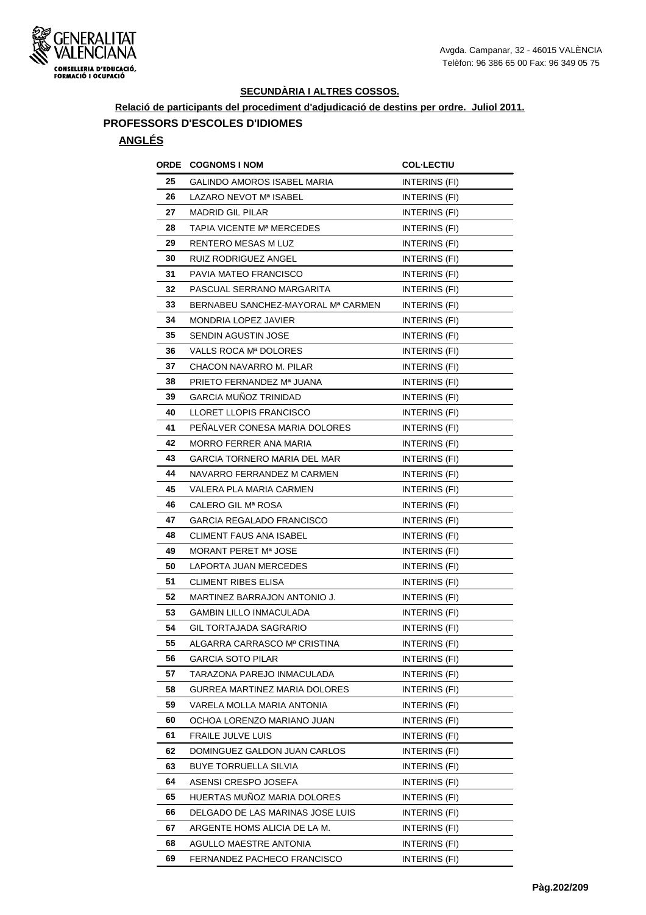## SECUNDÀRIA I ALTRES COSSOS.

**Relació de participants del procediment d'adjudicació de destins per ordre. Juliol 2011.**

### PROFESSORS D'ESCOLES D'IDIOMES

**ANGLÉS**

| ORDE | COGNOMS I NOM | COL·LECTIU |
|---|---|---|
| 25 | GALINDO AMOROS ISABEL MARIA | INTERINS (FI) |
| 26 | LAZARO NEVOT Mª ISABEL | INTERINS (FI) |
| 27 | MADRID GIL PILAR | INTERINS (FI) |
| 28 | TAPIA VICENTE Mª MERCEDES | INTERINS (FI) |
| 29 | RENTERO MESAS M LUZ | INTERINS (FI) |
| 30 | RUIZ RODRIGUEZ ANGEL | INTERINS (FI) |
| 31 | PAVIA MATEO FRANCISCO | INTERINS (FI) |
| 32 | PASCUAL SERRANO MARGARITA | INTERINS (FI) |
| 33 | BERNABEU SANCHEZ-MAYORAL Mª CARMEN | INTERINS (FI) |
| 34 | MONDRIA LOPEZ JAVIER | INTERINS (FI) |
| 35 | SENDIN AGUSTIN JOSE | INTERINS (FI) |
| 36 | VALLS ROCA Mª DOLORES | INTERINS (FI) |
| 37 | CHACON NAVARRO M. PILAR | INTERINS (FI) |
| 38 | PRIETO FERNANDEZ Mª JUANA | INTERINS (FI) |
| 39 | GARCIA MUÑOZ TRINIDAD | INTERINS (FI) |
| 40 | LLORET LLOPIS FRANCISCO | INTERINS (FI) |
| 41 | PEÑALVER CONESA MARIA DOLORES | INTERINS (FI) |
| 42 | MORRO FERRER ANA MARIA | INTERINS (FI) |
| 43 | GARCIA TORNERO MARIA DEL MAR | INTERINS (FI) |
| 44 | NAVARRO FERRANDEZ M CARMEN | INTERINS (FI) |
| 45 | VALERA PLA MARIA CARMEN | INTERINS (FI) |
| 46 | CALERO GIL Mª ROSA | INTERINS (FI) |
| 47 | GARCIA REGALADO FRANCISCO | INTERINS (FI) |
| 48 | CLIMENT FAUS ANA ISABEL | INTERINS (FI) |
| 49 | MORANT PERET Mª JOSE | INTERINS (FI) |
| 50 | LAPORTA JUAN MERCEDES | INTERINS (FI) |
| 51 | CLIMENT RIBES ELISA | INTERINS (FI) |
| 52 | MARTINEZ BARRAJON ANTONIO J. | INTERINS (FI) |
| 53 | GAMBIN LILLO INMACULADA | INTERINS (FI) |
| 54 | GIL TORTAJADA SAGRARIO | INTERINS (FI) |
| 55 | ALGARRA CARRASCO Mª CRISTINA | INTERINS (FI) |
| 56 | GARCIA SOTO PILAR | INTERINS (FI) |
| 57 | TARAZONA PAREJO INMACULADA | INTERINS (FI) |
| 58 | GURREA MARTINEZ MARIA DOLORES | INTERINS (FI) |
| 59 | VARELA MOLLA MARIA ANTONIA | INTERINS (FI) |
| 60 | OCHOA LORENZO MARIANO JUAN | INTERINS (FI) |
| 61 | FRAILE JULVE LUIS | INTERINS (FI) |
| 62 | DOMINGUEZ GALDON JUAN CARLOS | INTERINS (FI) |
| 63 | BUYE TORRUELLA SILVIA | INTERINS (FI) |
| 64 | ASENSI CRESPO JOSEFA | INTERINS (FI) |
| 65 | HUERTAS MUÑOZ MARIA DOLORES | INTERINS (FI) |
| 66 | DELGADO DE LAS MARINAS JOSE LUIS | INTERINS (FI) |
| 67 | ARGENTE HOMS ALICIA DE LA M. | INTERINS (FI) |
| 68 | AGULLO MAESTRE ANTONIA | INTERINS (FI) |
| 69 | FERNANDEZ PACHECO FRANCISCO | INTERINS (FI) |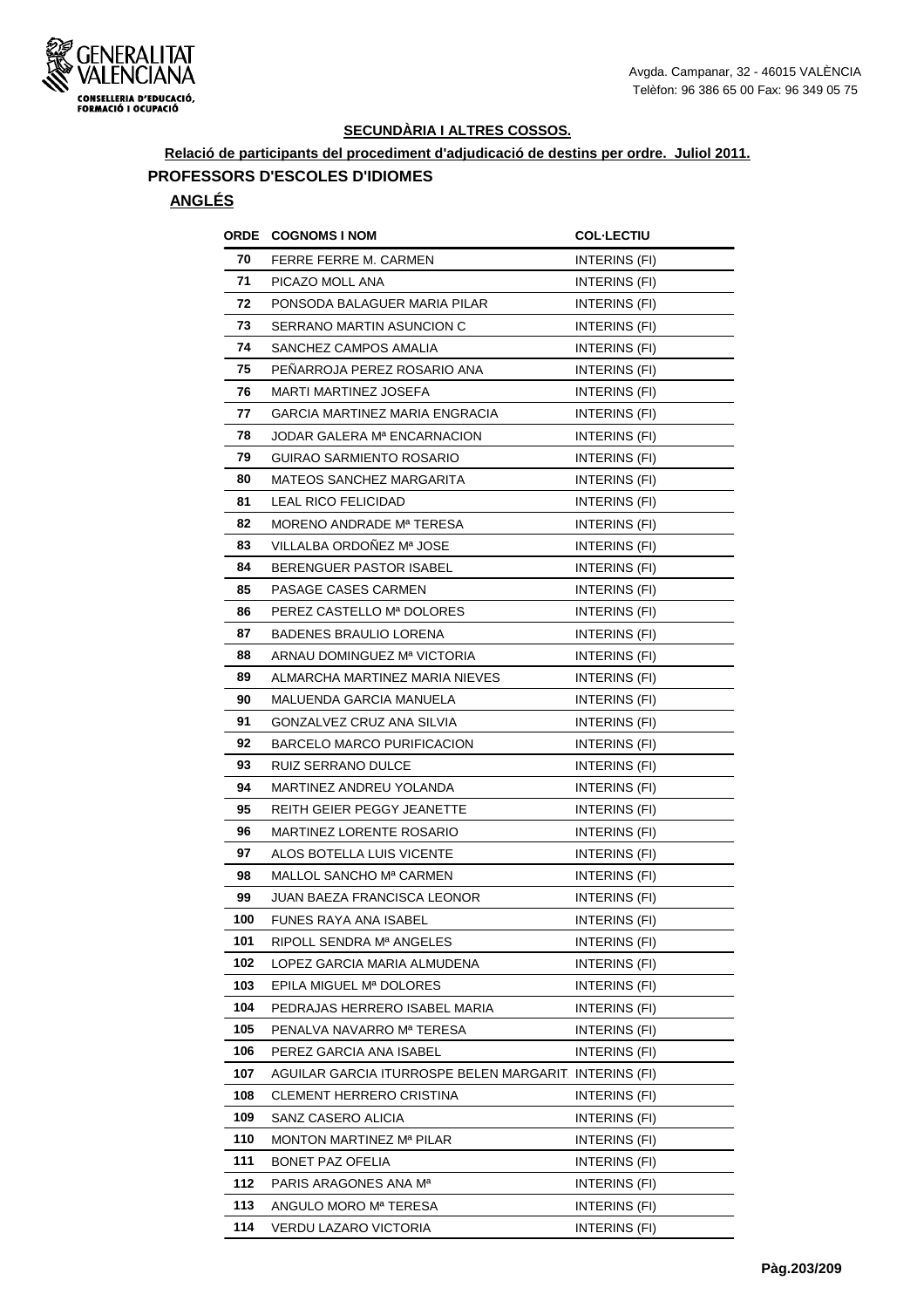## SECUNDÀRIA I ALTRES COSSOS.

**Relació de participants del procediment d'adjudicació de destins per ordre. Juliol 2011.**

### PROFESSORS D'ESCOLES D'IDIOMES

### ANGLÉS

| ORDE | COGNOMS I NOM | COL·LECTIU |
|---|---|---|
| 70 | FERRE FERRE M. CARMEN | INTERINS (FI) |
| 71 | PICAZO MOLL ANA | INTERINS (FI) |
| 72 | PONSODA BALAGUER MARIA PILAR | INTERINS (FI) |
| 73 | SERRANO MARTIN ASUNCION C | INTERINS (FI) |
| 74 | SANCHEZ CAMPOS AMALIA | INTERINS (FI) |
| 75 | PEÑARROJA PEREZ ROSARIO ANA | INTERINS (FI) |
| 76 | MARTI MARTINEZ JOSEFA | INTERINS (FI) |
| 77 | GARCIA MARTINEZ MARIA ENGRACIA | INTERINS (FI) |
| 78 | JODAR GALERA Mª ENCARNACION | INTERINS (FI) |
| 79 | GUIRAO SARMIENTO ROSARIO | INTERINS (FI) |
| 80 | MATEOS SANCHEZ MARGARITA | INTERINS (FI) |
| 81 | LEAL RICO FELICIDAD | INTERINS (FI) |
| 82 | MORENO ANDRADE Mª TERESA | INTERINS (FI) |
| 83 | VILLALBA ORDOÑEZ Mª JOSE | INTERINS (FI) |
| 84 | BERENGUER PASTOR ISABEL | INTERINS (FI) |
| 85 | PASAGE CASES CARMEN | INTERINS (FI) |
| 86 | PEREZ CASTELLO Mª DOLORES | INTERINS (FI) |
| 87 | BADENES BRAULIO LORENA | INTERINS (FI) |
| 88 | ARNAU DOMINGUEZ Mª VICTORIA | INTERINS (FI) |
| 89 | ALMARCHA MARTINEZ MARIA NIEVES | INTERINS (FI) |
| 90 | MALUENDA GARCIA MANUELA | INTERINS (FI) |
| 91 | GONZALVEZ CRUZ ANA SILVIA | INTERINS (FI) |
| 92 | BARCELO MARCO PURIFICACION | INTERINS (FI) |
| 93 | RUIZ SERRANO DULCE | INTERINS (FI) |
| 94 | MARTINEZ ANDREU YOLANDA | INTERINS (FI) |
| 95 | REITH GEIER PEGGY JEANETTE | INTERINS (FI) |
| 96 | MARTINEZ LORENTE ROSARIO | INTERINS (FI) |
| 97 | ALOS BOTELLA LUIS VICENTE | INTERINS (FI) |
| 98 | MALLOL SANCHO Mª CARMEN | INTERINS (FI) |
| 99 | JUAN BAEZA FRANCISCA LEONOR | INTERINS (FI) |
| 100 | FUNES RAYA ANA ISABEL | INTERINS (FI) |
| 101 | RIPOLL SENDRA Mª ANGELES | INTERINS (FI) |
| 102 | LOPEZ GARCIA MARIA ALMUDENA | INTERINS (FI) |
| 103 | EPILA MIGUEL Mª DOLORES | INTERINS (FI) |
| 104 | PEDRAJAS HERRERO ISABEL MARIA | INTERINS (FI) |
| 105 | PENALVA NAVARRO Mª TERESA | INTERINS (FI) |
| 106 | PEREZ GARCIA ANA ISABEL | INTERINS (FI) |
| 107 | AGUILAR GARCIA ITURROSPE BELEN MARGARIT | INTERINS (FI) |
| 108 | CLEMENT HERRERO CRISTINA | INTERINS (FI) |
| 109 | SANZ CASERO ALICIA | INTERINS (FI) |
| 110 | MONTON MARTINEZ Mª PILAR | INTERINS (FI) |
| 111 | BONET PAZ OFELIA | INTERINS (FI) |
| 112 | PARIS ARAGONES ANA Mª | INTERINS (FI) |
| 113 | ANGULO MORO Mª TERESA | INTERINS (FI) |
| 114 | VERDU LAZARO VICTORIA | INTERINS (FI) |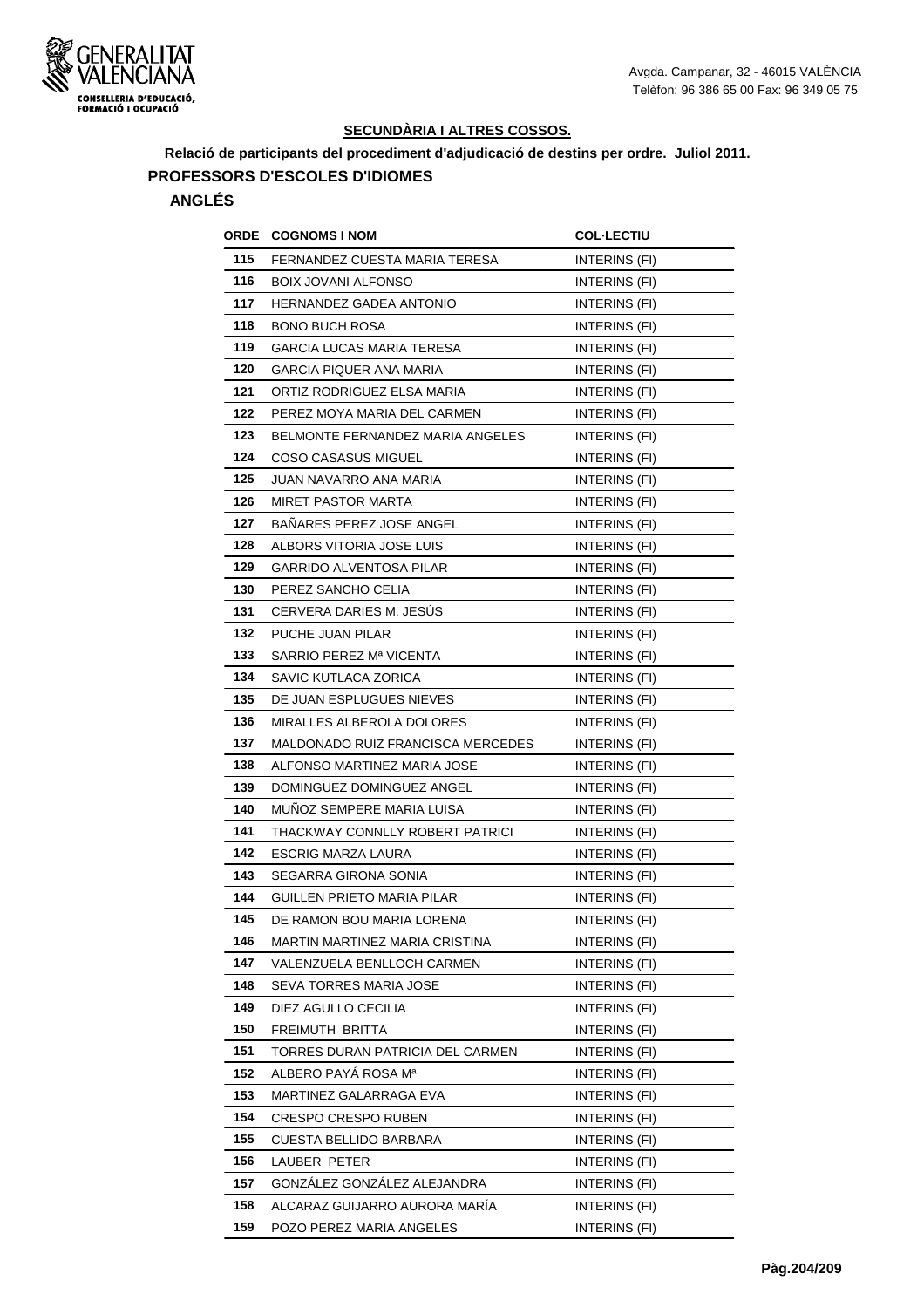**SECUNDÀRIA I ALTRES COSSOS.**

**Relació de participants del procediment d'adjudicació de destins per ordre. Juliol 2011.**

**PROFESSORS D'ESCOLES D'IDIOMES**

**ANGLÉS**

| ORDE | COGNOMS I NOM | COL·LECTIU |
|---|---|---|
| 115 | FERNANDEZ CUESTA MARIA TERESA | INTERINS (FI) |
| 116 | BOIX JOVANI ALFONSO | INTERINS (FI) |
| 117 | HERNANDEZ GADEA ANTONIO | INTERINS (FI) |
| 118 | BONO BUCH ROSA | INTERINS (FI) |
| 119 | GARCIA LUCAS MARIA TERESA | INTERINS (FI) |
| 120 | GARCIA PIQUER ANA MARIA | INTERINS (FI) |
| 121 | ORTIZ RODRIGUEZ ELSA MARIA | INTERINS (FI) |
| 122 | PEREZ MOYA MARIA DEL CARMEN | INTERINS (FI) |
| 123 | BELMONTE FERNANDEZ MARIA ANGELES | INTERINS (FI) |
| 124 | COSO CASASUS MIGUEL | INTERINS (FI) |
| 125 | JUAN NAVARRO ANA MARIA | INTERINS (FI) |
| 126 | MIRET PASTOR MARTA | INTERINS (FI) |
| 127 | BAÑARES PEREZ JOSE ANGEL | INTERINS (FI) |
| 128 | ALBORS VITORIA JOSE LUIS | INTERINS (FI) |
| 129 | GARRIDO ALVENTOSA PILAR | INTERINS (FI) |
| 130 | PEREZ SANCHO CELIA | INTERINS (FI) |
| 131 | CERVERA DARIES M. JESÚS | INTERINS (FI) |
| 132 | PUCHE JUAN PILAR | INTERINS (FI) |
| 133 | SARRIO PEREZ Mª VICENTA | INTERINS (FI) |
| 134 | SAVIC KUTLACA ZORICA | INTERINS (FI) |
| 135 | DE JUAN ESPLUGUES NIEVES | INTERINS (FI) |
| 136 | MIRALLES ALBEROLA DOLORES | INTERINS (FI) |
| 137 | MALDONADO RUIZ FRANCISCA MERCEDES | INTERINS (FI) |
| 138 | ALFONSO MARTINEZ MARIA JOSE | INTERINS (FI) |
| 139 | DOMINGUEZ DOMINGUEZ ANGEL | INTERINS (FI) |
| 140 | MUÑOZ SEMPERE MARIA LUISA | INTERINS (FI) |
| 141 | THACKWAY CONNLLY ROBERT PATRICI | INTERINS (FI) |
| 142 | ESCRIG MARZA LAURA | INTERINS (FI) |
| 143 | SEGARRA GIRONA SONIA | INTERINS (FI) |
| 144 | GUILLEN PRIETO MARIA PILAR | INTERINS (FI) |
| 145 | DE RAMON BOU MARIA LORENA | INTERINS (FI) |
| 146 | MARTIN MARTINEZ MARIA CRISTINA | INTERINS (FI) |
| 147 | VALENZUELA BENLLOCH CARMEN | INTERINS (FI) |
| 148 | SEVA TORRES MARIA JOSE | INTERINS (FI) |
| 149 | DIEZ AGULLO CECILIA | INTERINS (FI) |
| 150 | FREIMUTH BRITTA | INTERINS (FI) |
| 151 | TORRES DURAN PATRICIA DEL CARMEN | INTERINS (FI) |
| 152 | ALBERO PAYÁ ROSA Mª | INTERINS (FI) |
| 153 | MARTINEZ GALARRAGA EVA | INTERINS (FI) |
| 154 | CRESPO CRESPO RUBEN | INTERINS (FI) |
| 155 | CUESTA BELLIDO BARBARA | INTERINS (FI) |
| 156 | LAUBER PETER | INTERINS (FI) |
| 157 | GONZÁLEZ GONZÁLEZ ALEJANDRA | INTERINS (FI) |
| 158 | ALCARAZ GUIJARRO AURORA MARÍA | INTERINS (FI) |
| 159 | POZO PEREZ MARIA ANGELES | INTERINS (FI) |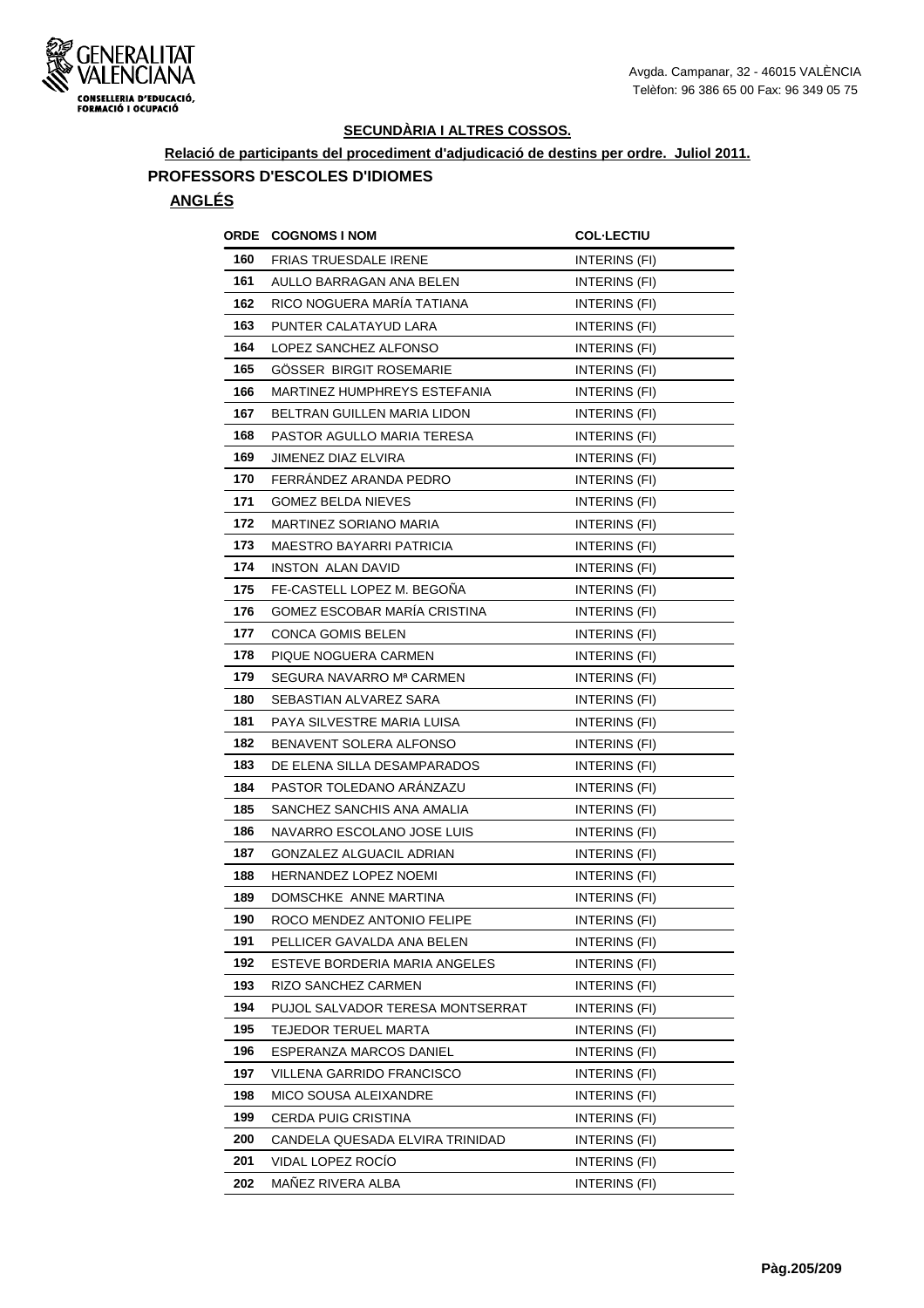## SECUNDÀRIA I ALTRES COSSOS.

**Relació de participants del procediment d'adjudicació de destins per ordre. Juliol 2011.**

### PROFESSORS D'ESCOLES D'IDIOMES

**ANGLÉS**

| ORDE | COGNOMS I NOM | COL·LECTIU |
|---|---|---|
| 160 | FRIAS TRUESDALE IRENE | INTERINS (FI) |
| 161 | AULLO BARRAGAN ANA BELEN | INTERINS (FI) |
| 162 | RICO NOGUERA MARÍA TATIANA | INTERINS (FI) |
| 163 | PUNTER CALATAYUD LARA | INTERINS (FI) |
| 164 | LOPEZ SANCHEZ ALFONSO | INTERINS (FI) |
| 165 | GÖSSER BIRGIT ROSEMARIE | INTERINS (FI) |
| 166 | MARTINEZ HUMPHREYS ESTEFANIA | INTERINS (FI) |
| 167 | BELTRAN GUILLEN MARIA LIDON | INTERINS (FI) |
| 168 | PASTOR AGULLO MARIA TERESA | INTERINS (FI) |
| 169 | JIMENEZ DIAZ ELVIRA | INTERINS (FI) |
| 170 | FERRÁNDEZ ARANDA PEDRO | INTERINS (FI) |
| 171 | GOMEZ BELDA NIEVES | INTERINS (FI) |
| 172 | MARTINEZ SORIANO MARIA | INTERINS (FI) |
| 173 | MAESTRO BAYARRI PATRICIA | INTERINS (FI) |
| 174 | INSTON ALAN DAVID | INTERINS (FI) |
| 175 | FE-CASTELL LOPEZ M. BEGOÑA | INTERINS (FI) |
| 176 | GOMEZ ESCOBAR MARÍA CRISTINA | INTERINS (FI) |
| 177 | CONCA GOMIS BELEN | INTERINS (FI) |
| 178 | PIQUE NOGUERA CARMEN | INTERINS (FI) |
| 179 | SEGURA NAVARRO Mª CARMEN | INTERINS (FI) |
| 180 | SEBASTIAN ALVAREZ SARA | INTERINS (FI) |
| 181 | PAYA SILVESTRE MARIA LUISA | INTERINS (FI) |
| 182 | BENAVENT SOLERA ALFONSO | INTERINS (FI) |
| 183 | DE ELENA SILLA DESAMPARADOS | INTERINS (FI) |
| 184 | PASTOR TOLEDANO ARÁNZAZU | INTERINS (FI) |
| 185 | SANCHEZ SANCHIS ANA AMALIA | INTERINS (FI) |
| 186 | NAVARRO ESCOLANO JOSE LUIS | INTERINS (FI) |
| 187 | GONZALEZ ALGUACIL ADRIAN | INTERINS (FI) |
| 188 | HERNANDEZ LOPEZ NOEMI | INTERINS (FI) |
| 189 | DOMSCHKE ANNE MARTINA | INTERINS (FI) |
| 190 | ROCO MENDEZ ANTONIO FELIPE | INTERINS (FI) |
| 191 | PELLICER GAVALDA ANA BELEN | INTERINS (FI) |
| 192 | ESTEVE BORDERIA MARIA ANGELES | INTERINS (FI) |
| 193 | RIZO SANCHEZ CARMEN | INTERINS (FI) |
| 194 | PUJOL SALVADOR TERESA MONTSERRAT | INTERINS (FI) |
| 195 | TEJEDOR TERUEL MARTA | INTERINS (FI) |
| 196 | ESPERANZA MARCOS DANIEL | INTERINS (FI) |
| 197 | VILLENA GARRIDO FRANCISCO | INTERINS (FI) |
| 198 | MICO SOUSA ALEIXANDRE | INTERINS (FI) |
| 199 | CERDA PUIG CRISTINA | INTERINS (FI) |
| 200 | CANDELA QUESADA ELVIRA TRINIDAD | INTERINS (FI) |
| 201 | VIDAL LOPEZ ROCÍO | INTERINS (FI) |
| 202 | MAÑEZ RIVERA ALBA | INTERINS (FI) |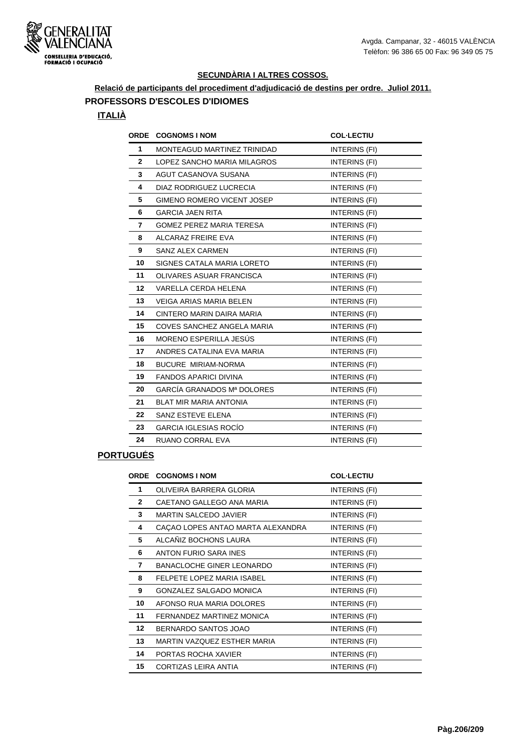## SECUNDÀRIA I ALTRES COSSOS.

**Relació de participants del procediment d'adjudicació de destins per ordre. Juliol 2011.**

### PROFESSORS D'ESCOLES D'IDIOMES

#### ITALIÀ

| ORDE | COGNOMS I NOM | COL·LECTIU |
|---|---|---|
| 1 | MONTEAGUD MARTINEZ TRINIDAD | INTERINS (FI) |
| 2 | LOPEZ SANCHO MARIA MILAGROS | INTERINS (FI) |
| 3 | AGUT CASANOVA SUSANA | INTERINS (FI) |
| 4 | DIAZ RODRIGUEZ LUCRECIA | INTERINS (FI) |
| 5 | GIMENO ROMERO VICENT JOSEP | INTERINS (FI) |
| 6 | GARCIA JAEN RITA | INTERINS (FI) |
| 7 | GOMEZ PEREZ MARIA TERESA | INTERINS (FI) |
| 8 | ALCARAZ FREIRE EVA | INTERINS (FI) |
| 9 | SANZ ALEX CARMEN | INTERINS (FI) |
| 10 | SIGNES CATALA MARIA LORETO | INTERINS (FI) |
| 11 | OLIVARES ASUAR FRANCISCA | INTERINS (FI) |
| 12 | VARELLA CERDA HELENA | INTERINS (FI) |
| 13 | VEIGA ARIAS MARIA BELEN | INTERINS (FI) |
| 14 | CINTERO MARIN DAIRA MARIA | INTERINS (FI) |
| 15 | COVES SANCHEZ ANGELA MARIA | INTERINS (FI) |
| 16 | MORENO ESPERILLA JESÚS | INTERINS (FI) |
| 17 | ANDRES CATALINA EVA MARIA | INTERINS (FI) |
| 18 | BUCURE MIRIAM-NORMA | INTERINS (FI) |
| 19 | FANDOS APARICI DIVINA | INTERINS (FI) |
| 20 | GARCÍA GRANADOS Mª DOLORES | INTERINS (FI) |
| 21 | BLAT MIR MARIA ANTONIA | INTERINS (FI) |
| 22 | SANZ ESTEVE ELENA | INTERINS (FI) |
| 23 | GARCIA IGLESIAS ROCÍO | INTERINS (FI) |
| 24 | RUANO CORRAL EVA | INTERINS (FI) |

#### PORTUGUÉS

| ORDE | COGNOMS I NOM | COL·LECTIU |
|---|---|---|
| 1 | OLIVEIRA BARRERA GLORIA | INTERINS (FI) |
| 2 | CAETANO GALLEGO ANA MARIA | INTERINS (FI) |
| 3 | MARTIN SALCEDO JAVIER | INTERINS (FI) |
| 4 | CAÇAO LOPES ANTAO MARTA ALEXANDRA | INTERINS (FI) |
| 5 | ALCAÑIZ BOCHONS LAURA | INTERINS (FI) |
| 6 | ANTON FURIO SARA INES | INTERINS (FI) |
| 7 | BANACLOCHE GINER LEONARDO | INTERINS (FI) |
| 8 | FELPETE LOPEZ MARIA ISABEL | INTERINS (FI) |
| 9 | GONZALEZ SALGADO MONICA | INTERINS (FI) |
| 10 | AFONSO RUA MARIA DOLORES | INTERINS (FI) |
| 11 | FERNANDEZ MARTINEZ MONICA | INTERINS (FI) |
| 12 | BERNARDO SANTOS JOAO | INTERINS (FI) |
| 13 | MARTIN VAZQUEZ ESTHER MARIA | INTERINS (FI) |
| 14 | PORTAS ROCHA XAVIER | INTERINS (FI) |
| 15 | CORTIZAS LEIRA ANTIA | INTERINS (FI) |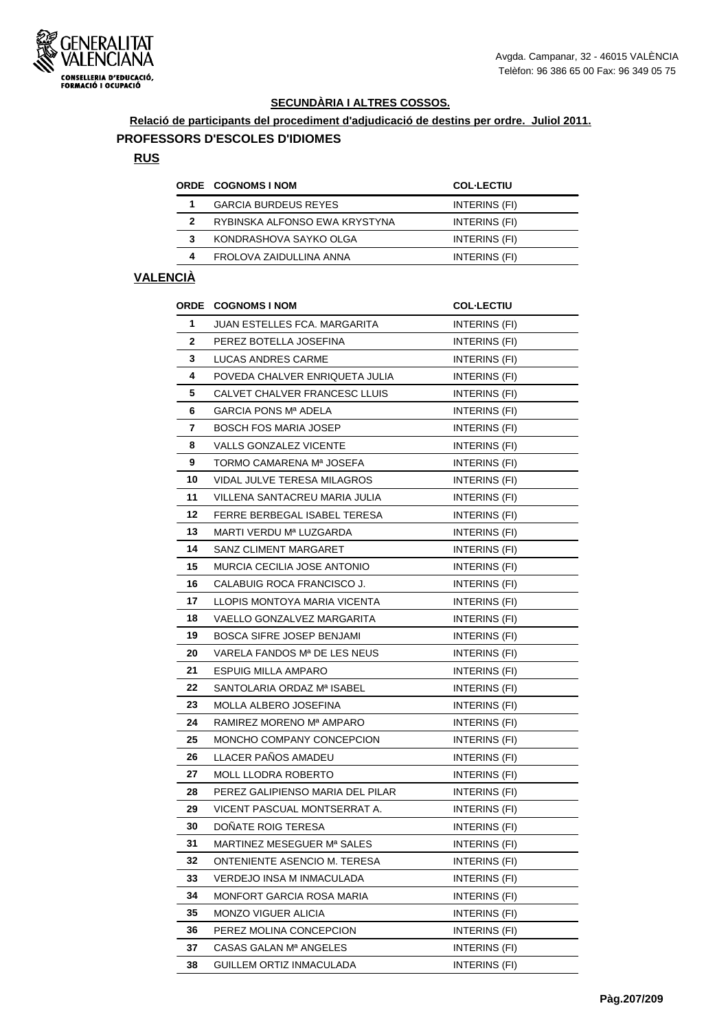GENERALITAT VALENCIANA
CONSELLERIA D'EDUCACIÓ, FORMACIÓ I OCUPACIÓ

Avgda. Campanar, 32 - 46015 VALÈNCIA
Telèfon: 96 386 65 00 Fax: 96 349 05 75

**SECUNDÀRIA I ALTRES COSSOS.**

**Relació de participants del procediment d'adjudicació de destins per ordre. Juliol 2011.**

## PROFESSORS D'ESCOLES D'IDIOMES

### RUS

| ORDE | COGNOMS I NOM | COL·LECTIU |
|---|---|---|
| 1 | GARCIA BURDEUS REYES | INTERINS (FI) |
| 2 | RYBINSKA ALFONSO EWA KRYSTYNA | INTERINS (FI) |
| 3 | KONDRASHOVA SAYKO OLGA | INTERINS (FI) |
| 4 | FROLOVA ZAIDULLINA ANNA | INTERINS (FI) |

### VALENCIÀ

| ORDE | COGNOMS I NOM | COL·LECTIU |
|---|---|---|
| 1 | JUAN ESTELLES FCA. MARGARITA | INTERINS (FI) |
| 2 | PEREZ BOTELLA JOSEFINA | INTERINS (FI) |
| 3 | LUCAS ANDRES CARME | INTERINS (FI) |
| 4 | POVEDA CHALVER ENRIQUETA JULIA | INTERINS (FI) |
| 5 | CALVET CHALVER FRANCESC LLUIS | INTERINS (FI) |
| 6 | GARCIA PONS Mª ADELA | INTERINS (FI) |
| 7 | BOSCH FOS MARIA JOSEP | INTERINS (FI) |
| 8 | VALLS GONZALEZ VICENTE | INTERINS (FI) |
| 9 | TORMO CAMARENA Mª JOSEFA | INTERINS (FI) |
| 10 | VIDAL JULVE TERESA MILAGROS | INTERINS (FI) |
| 11 | VILLENA SANTACREU MARIA JULIA | INTERINS (FI) |
| 12 | FERRE BERBEGAL ISABEL TERESA | INTERINS (FI) |
| 13 | MARTI VERDU Mª LUZGARDA | INTERINS (FI) |
| 14 | SANZ CLIMENT MARGARET | INTERINS (FI) |
| 15 | MURCIA CECILIA JOSE ANTONIO | INTERINS (FI) |
| 16 | CALABUIG ROCA FRANCISCO J. | INTERINS (FI) |
| 17 | LLOPIS MONTOYA MARIA VICENTA | INTERINS (FI) |
| 18 | VAELLO GONZALVEZ MARGARITA | INTERINS (FI) |
| 19 | BOSCA SIFRE JOSEP BENJAMI | INTERINS (FI) |
| 20 | VARELA FANDOS Mª DE LES NEUS | INTERINS (FI) |
| 21 | ESPUIG MILLA AMPARO | INTERINS (FI) |
| 22 | SANTOLARIA ORDAZ Mª ISABEL | INTERINS (FI) |
| 23 | MOLLA ALBERO JOSEFINA | INTERINS (FI) |
| 24 | RAMIREZ MORENO Mª AMPARO | INTERINS (FI) |
| 25 | MONCHO COMPANY CONCEPCION | INTERINS (FI) |
| 26 | LLACER PAÑOS AMADEU | INTERINS (FI) |
| 27 | MOLL LLODRA ROBERTO | INTERINS (FI) |
| 28 | PEREZ GALIPIENSO MARIA DEL PILAR | INTERINS (FI) |
| 29 | VICENT PASCUAL MONTSERRAT A. | INTERINS (FI) |
| 30 | DOÑATE ROIG TERESA | INTERINS (FI) |
| 31 | MARTINEZ MESEGUER Mª SALES | INTERINS (FI) |
| 32 | ONTENIENTE ASENCIO M. TERESA | INTERINS (FI) |
| 33 | VERDEJO INSA M INMACULADA | INTERINS (FI) |
| 34 | MONFORT GARCIA ROSA MARIA | INTERINS (FI) |
| 35 | MONZO VIGUER ALICIA | INTERINS (FI) |
| 36 | PEREZ MOLINA CONCEPCION | INTERINS (FI) |
| 37 | CASAS GALAN Mª ANGELES | INTERINS (FI) |
| 38 | GUILLEM ORTIZ INMACULADA | INTERINS (FI) |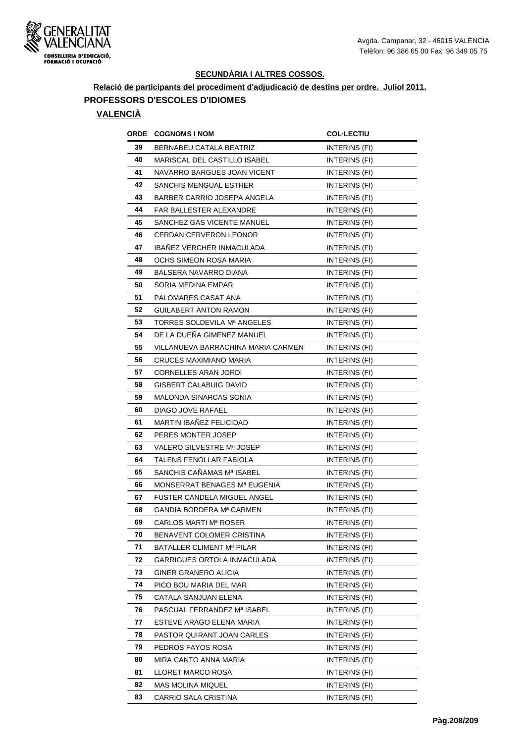**SECUNDÀRIA I ALTRES COSSOS.**

**Relació de participants del procediment d'adjudicació de destins per ordre. Juliol 2011.**

## PROFESSORS D'ESCOLES D'IDIOMES

### VALENCIÀ

| ORDE | COGNOMS I NOM | COL·LECTIU |
|---|---|---|
| 39 | BERNABEU CATALA BEATRIZ | INTERINS (FI) |
| 40 | MARISCAL DEL CASTILLO ISABEL | INTERINS (FI) |
| 41 | NAVARRO BARGUES JOAN VICENT | INTERINS (FI) |
| 42 | SANCHIS MENGUAL ESTHER | INTERINS (FI) |
| 43 | BARBER CARRIO JOSEPA ANGELA | INTERINS (FI) |
| 44 | FAR BALLESTER ALEXANDRE | INTERINS (FI) |
| 45 | SANCHEZ GAS VICENTE MANUEL | INTERINS (FI) |
| 46 | CERDAN CERVERON LEONOR | INTERINS (FI) |
| 47 | IBAÑEZ VERCHER INMACULADA | INTERINS (FI) |
| 48 | OCHS SIMEON ROSA MARIA | INTERINS (FI) |
| 49 | BALSERA NAVARRO DIANA | INTERINS (FI) |
| 50 | SORIA MEDINA EMPAR | INTERINS (FI) |
| 51 | PALOMARES CASAT ANA | INTERINS (FI) |
| 52 | GUILABERT ANTON RAMON | INTERINS (FI) |
| 53 | TORRES SOLDEVILA Mª ANGELES | INTERINS (FI) |
| 54 | DE LA DUEÑA GIMENEZ MANUEL | INTERINS (FI) |
| 55 | VILLANUEVA BARRACHINA MARIA CARMEN | INTERINS (FI) |
| 56 | CRUCES MAXIMIANO MARIA | INTERINS (FI) |
| 57 | CORNELLES ARAN JORDI | INTERINS (FI) |
| 58 | GISBERT CALABUIG DAVID | INTERINS (FI) |
| 59 | MALONDA SINARCAS SONIA | INTERINS (FI) |
| 60 | DIAGO JOVE RAFAEL | INTERINS (FI) |
| 61 | MARTIN IBAÑEZ FELICIDAD | INTERINS (FI) |
| 62 | PERES MONTER JOSEP | INTERINS (FI) |
| 63 | VALERO SILVESTRE Mª JOSEP | INTERINS (FI) |
| 64 | TALENS FENOLLAR FABIOLA | INTERINS (FI) |
| 65 | SANCHIS CAÑAMAS Mª ISABEL | INTERINS (FI) |
| 66 | MONSERRAT BENAGES Mª EUGENIA | INTERINS (FI) |
| 67 | FUSTER CANDELA MIGUEL ANGEL | INTERINS (FI) |
| 68 | GANDIA BORDERA Mª CARMEN | INTERINS (FI) |
| 69 | CARLOS MARTI Mª ROSER | INTERINS (FI) |
| 70 | BENAVENT COLOMER CRISTINA | INTERINS (FI) |
| 71 | BATALLER CLIMENT Mª PILAR | INTERINS (FI) |
| 72 | GARRIGUES ORTOLA INMACULADA | INTERINS (FI) |
| 73 | GINER GRANERO ALICIA | INTERINS (FI) |
| 74 | PICO BOU MARIA DEL MAR | INTERINS (FI) |
| 75 | CATALA SANJUAN ELENA | INTERINS (FI) |
| 76 | PASCUAL FERRANDEZ Mª ISABEL | INTERINS (FI) |
| 77 | ESTEVE ARAGO ELENA MARIA | INTERINS (FI) |
| 78 | PASTOR QUIRANT JOAN CARLES | INTERINS (FI) |
| 79 | PEDROS FAYOS ROSA | INTERINS (FI) |
| 80 | MIRA CANTO ANNA MARIA | INTERINS (FI) |
| 81 | LLORET MARCO ROSA | INTERINS (FI) |
| 82 | MAS MOLINA MIQUEL | INTERINS (FI) |
| 83 | CARRIO SALA CRISTINA | INTERINS (FI) |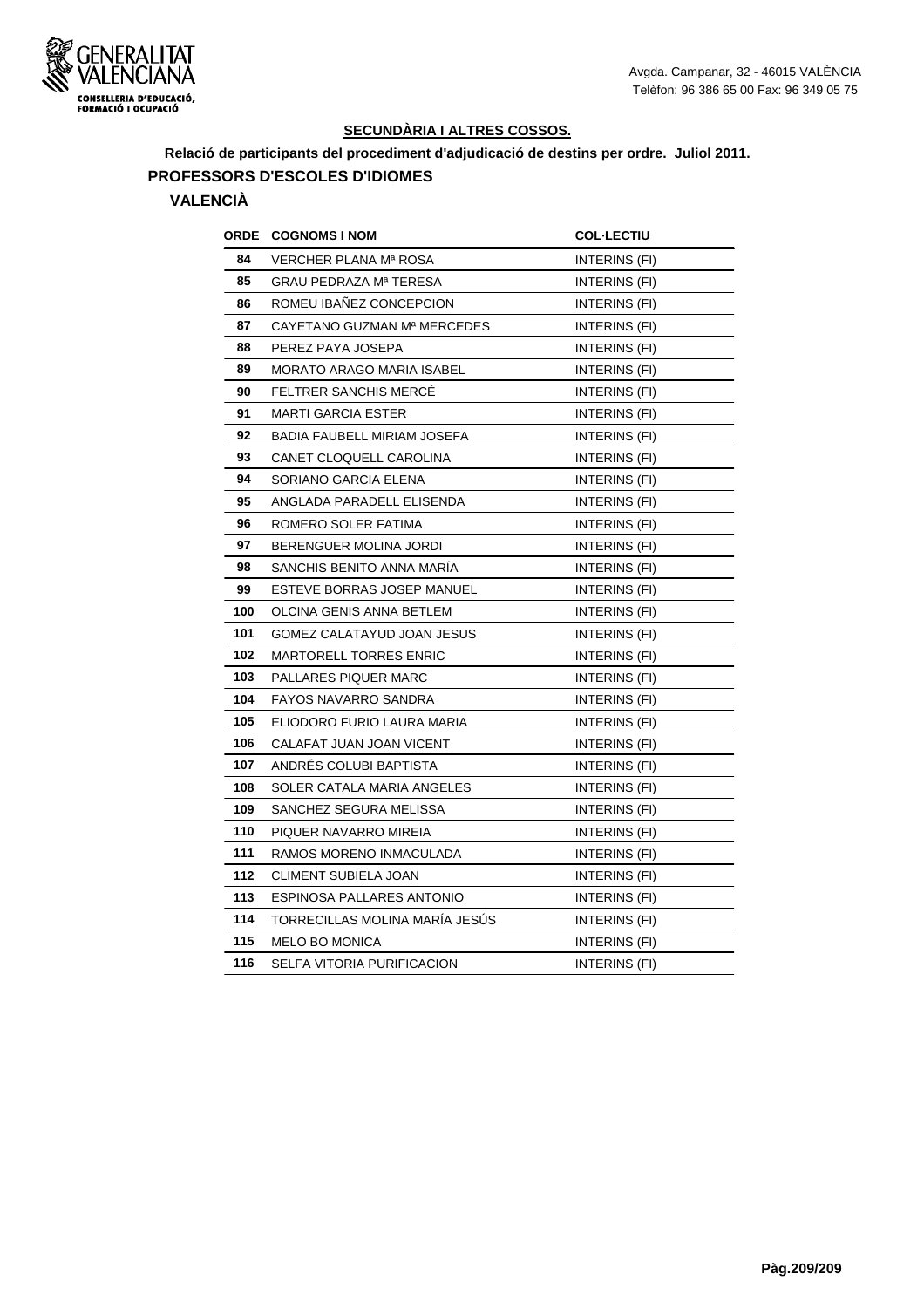Avgda. Campanar, 32 - 46015 VALÈNCIA
Telèfon: 96 386 65 00 Fax: 96 349 05 75

## SECUNDÀRIA I ALTRES COSSOS.

**Relació de participants del procediment d'adjudicació de destins per ordre. Juliol 2011.**

### PROFESSORS D'ESCOLES D'IDIOMES

**VALENCIÀ**

| ORDE | COGNOMS I NOM | COL·LECTIU |
|---|---|---|
| 84 | VERCHER PLANA Mª ROSA | INTERINS (FI) |
| 85 | GRAU PEDRAZA Mª TERESA | INTERINS (FI) |
| 86 | ROMEU IBAÑEZ CONCEPCION | INTERINS (FI) |
| 87 | CAYETANO GUZMAN Mª MERCEDES | INTERINS (FI) |
| 88 | PEREZ PAYA JOSEPA | INTERINS (FI) |
| 89 | MORATO ARAGO MARIA ISABEL | INTERINS (FI) |
| 90 | FELTRER SANCHIS MERCÉ | INTERINS (FI) |
| 91 | MARTI GARCIA ESTER | INTERINS (FI) |
| 92 | BADIA FAUBELL MIRIAM JOSEFA | INTERINS (FI) |
| 93 | CANET CLOQUELL CAROLINA | INTERINS (FI) |
| 94 | SORIANO GARCIA ELENA | INTERINS (FI) |
| 95 | ANGLADA PARADELL ELISENDA | INTERINS (FI) |
| 96 | ROMERO SOLER FATIMA | INTERINS (FI) |
| 97 | BERENGUER MOLINA JORDI | INTERINS (FI) |
| 98 | SANCHIS BENITO ANNA MARÍA | INTERINS (FI) |
| 99 | ESTEVE BORRAS JOSEP MANUEL | INTERINS (FI) |
| 100 | OLCINA GENIS ANNA BETLEM | INTERINS (FI) |
| 101 | GOMEZ CALATAYUD JOAN JESUS | INTERINS (FI) |
| 102 | MARTORELL TORRES ENRIC | INTERINS (FI) |
| 103 | PALLARES PIQUER MARC | INTERINS (FI) |
| 104 | FAYOS NAVARRO SANDRA | INTERINS (FI) |
| 105 | ELIODORO FURIO LAURA MARIA | INTERINS (FI) |
| 106 | CALAFAT JUAN JOAN VICENT | INTERINS (FI) |
| 107 | ANDRÉS COLUBI BAPTISTA | INTERINS (FI) |
| 108 | SOLER CATALA MARIA ANGELES | INTERINS (FI) |
| 109 | SANCHEZ SEGURA MELISSA | INTERINS (FI) |
| 110 | PIQUER NAVARRO MIREIA | INTERINS (FI) |
| 111 | RAMOS MORENO INMACULADA | INTERINS (FI) |
| 112 | CLIMENT SUBIELA JOAN | INTERINS (FI) |
| 113 | ESPINOSA PALLARES ANTONIO | INTERINS (FI) |
| 114 | TORRECILLAS MOLINA MARÍA JESÚS | INTERINS (FI) |
| 115 | MELO BO MONICA | INTERINS (FI) |
| 116 | SELFA VITORIA PURIFICACION | INTERINS (FI) |